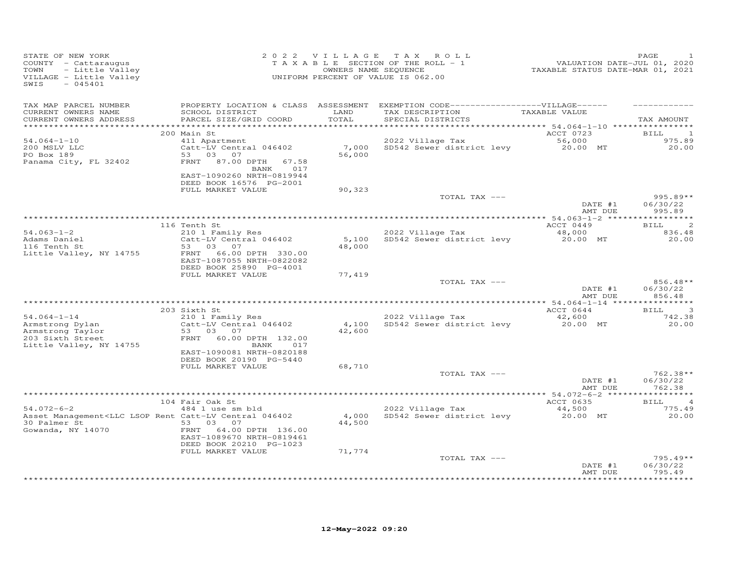STATE OF NEW YORK
COUNTY - Cattaraugus
TOWN - Little Valley
VILLAGE - Little Valley
SWIS - 045401

**2022 VILLAGE TAX ROLL**
TAXABLE SECTION OF THE ROLL - 1
OWNERS NAME SEQUENCE
UNIFORM PERCENT OF VALUE IS 062.00

VALUATION DATE-JUL 01, 2020
TAXABLE STATUS DATE-MAR 01, 2021

| TAX MAP PARCEL NUMBER / CURRENT OWNERS NAME / CURRENT OWNERS ADDRESS | PROPERTY LOCATION & CLASS / SCHOOL DISTRICT / PARCEL SIZE/GRID COORD | ASSESSMENT LAND / TOTAL | EXEMPTION CODE / TAX DESCRIPTION / SPECIAL DISTRICTS | VILLAGE TAXABLE VALUE | TAX AMOUNT |
|---|---|---|---|---|---|
| | 200 Main St | | | ACCT 0723 | BILL 1 |
| 54.064-1-10 | 411 Apartment | | 2022 Village Tax | 56,000 | 975.89 |
| 200 MSLV LLC | Catt-LV Central 046402 | 7,000 | SD542 Sewer district levy | 20.00 MT | 20.00 |
| PO Box 189 | 53 03 07 | 56,000 | | | |
| Panama City, FL 32402 | FRNT 87.00 DPTH 67.58 BANK 017 | | | | |
| | EAST-1090260 NRTH-0819944 | | | | |
| | DEED BOOK 16576 PG-2001 | | | | |
| | FULL MARKET VALUE | 90,323 | | | |
| | | | TOTAL TAX --- | | 995.89** |
| | | | | DATE #1 | 06/30/22 |
| | | | | AMT DUE | 995.89 |
| | 116 Tenth St | | | ACCT 0449 | BILL 2 |
| 54.063-1-2 | 210 1 Family Res | | 2022 Village Tax | 48,000 | 836.48 |
| Adams Daniel | Catt-LV Central 046402 | 5,100 | SD542 Sewer district levy | 20.00 MT | 20.00 |
| 116 Tenth St | 53 03 07 | 48,000 | | | |
| Little Valley, NY 14755 | FRNT 66.00 DPTH 330.00 | | | | |
| | EAST-1087055 NRTH-0822082 | | | | |
| | DEED BOOK 25890 PG-4001 | | | | |
| | FULL MARKET VALUE | 77,419 | | | |
| | | | TOTAL TAX --- | | 856.48** |
| | | | | DATE #1 | 06/30/22 |
| | | | | AMT DUE | 856.48 |
| | 203 Sixth St | | | ACCT 0644 | BILL 3 |
| 54.064-1-14 | 210 1 Family Res | | 2022 Village Tax | 42,600 | 742.38 |
| Armstrong Dylan | Catt-LV Central 046402 | 4,100 | SD542 Sewer district levy | 20.00 MT | 20.00 |
| Armstrong Taylor | 53 03 07 | 42,600 | | | |
| 203 Sixth Street | FRNT 60.00 DPTH 132.00 BANK 017 | | | | |
| Little Valley, NY 14755 | EAST-1090081 NRTH-0820188 | | | | |
| | DEED BOOK 20190 PG-5440 | | | | |
| | FULL MARKET VALUE | 68,710 | | | |
| | | | TOTAL TAX --- | | 762.38** |
| | | | | DATE #1 | 06/30/22 |
| | | | | AMT DUE | 762.38 |
| | 104 Fair Oak St | | | ACCT 0635 | BILL 4 |
| 54.072-6-2 | 484 1 use sm bld | | 2022 Village Tax | 44,500 | 775.49 |
| Asset Management<LLC LSOP Rent | Catt-LV Central 046402 | 4,000 | SD542 Sewer district levy | 20.00 MT | 20.00 |
| 30 Palmer St | 53 03 07 | 44,500 | | | |
| Gowanda, NY 14070 | FRNT 64.00 DPTH 136.00 | | | | |
| | EAST-1089670 NRTH-0819461 | | | | |
| | DEED BOOK 20210 PG-1023 | | | | |
| | FULL MARKET VALUE | 71,774 | | | |
| | | | TOTAL TAX --- | | 795.49** |
| | | | | DATE #1 | 06/30/22 |
| | | | | AMT DUE | 795.49 |

12-May-2022 09:20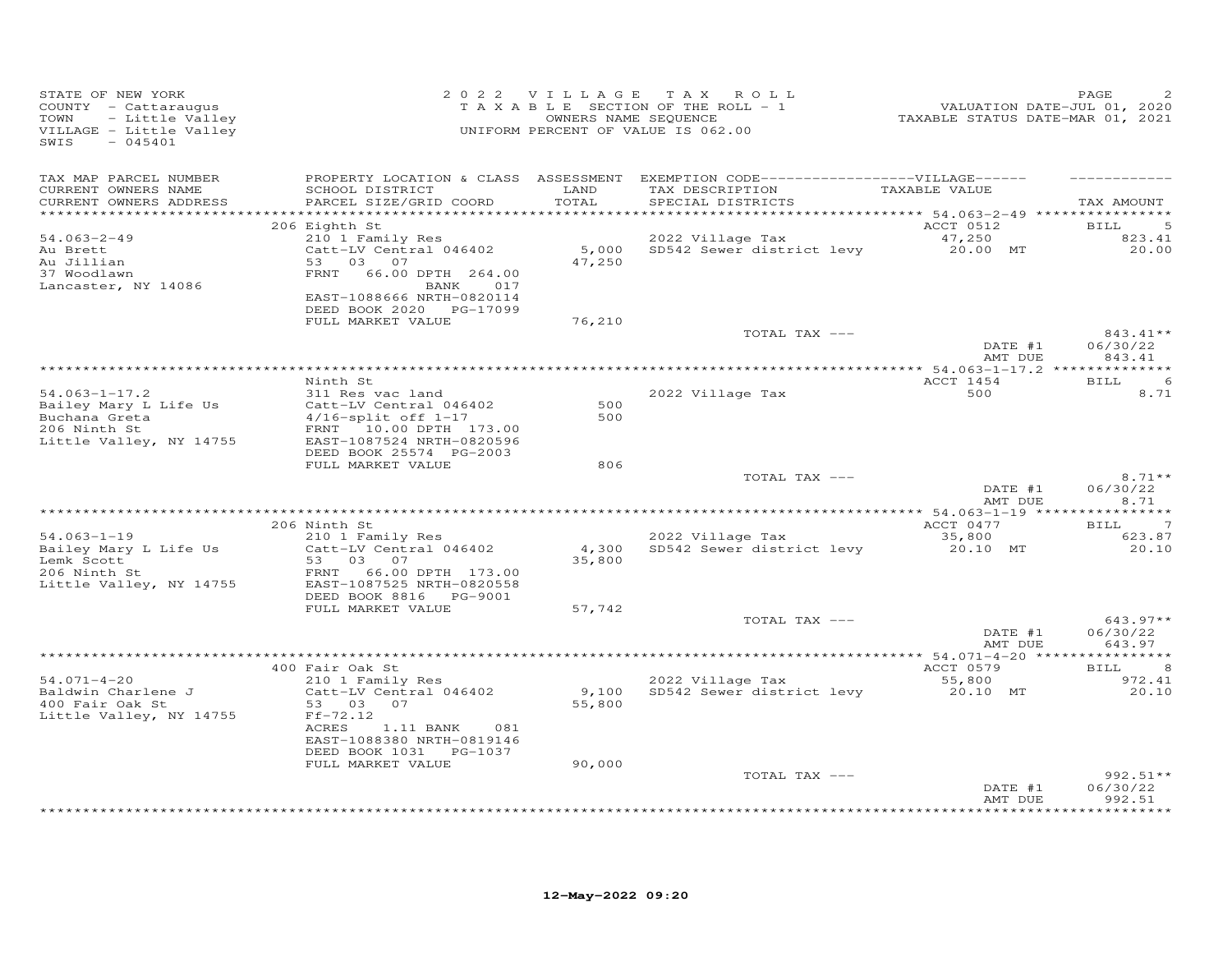STATE OF NEW YORK
COUNTY - Cattaraugus
TOWN - Little Valley
VILLAGE - Little Valley
SWIS - 045401

2022 VILLAGE TAX ROLL
TAXABLE SECTION OF THE ROLL - 1
OWNERS NAME SEQUENCE
UNIFORM PERCENT OF VALUE IS 062.00

VALUATION DATE-JUL 01, 2020
TAXABLE STATUS DATE-MAR 01, 2021

| TAX MAP PARCEL NUMBER / CURRENT OWNERS NAME / CURRENT OWNERS ADDRESS | PROPERTY LOCATION & CLASS / SCHOOL DISTRICT / PARCEL SIZE/GRID COORD | ASSESSMENT LAND / TOTAL | EXEMPTION CODE / TAX DESCRIPTION / SPECIAL DISTRICTS | VILLAGE TAXABLE VALUE | TAX AMOUNT |
|---|---|---|---|---|---|
| 54.063-2-49 | 206 Eighth St | | | ACCT 0512 | BILL 5 |
| Au Brett | 210 1 Family Res | | 2022 Village Tax | 47,250 | 823.41 |
| Au Jillian | Catt-LV Central 046402 | 5,000 | SD542 Sewer district levy | 20.00 MT | 20.00 |
| 37 Woodlawn | 53 03 07 | 47,250 | | | |
| Lancaster, NY 14086 | FRNT 66.00 DPTH 264.00 | | | | |
| | BANK 017 | | | | |
| | EAST-1088666 NRTH-0820114 | | | | |
| | DEED BOOK 2020 PG-17099 | | | | |
| | FULL MARKET VALUE | 76,210 | | | |
| | | | TOTAL TAX --- | | 843.41** |
| | | | | DATE #1 | 06/30/22 |
| | | | | AMT DUE | 843.41 |
| 54.063-1-17.2 | Ninth St | | | ACCT 1454 | BILL 6 |
| Bailey Mary L Life Us | 311 Res vac land | | 2022 Village Tax | 500 | 8.71 |
| Buchana Greta | Catt-LV Central 046402 | 500 | | | |
| 206 Ninth St | 4/16-split off 1-17 | 500 | | | |
| Little Valley, NY 14755 | FRNT 10.00 DPTH 173.00 | | | | |
| | EAST-1087524 NRTH-0820596 | | | | |
| | DEED BOOK 25574 PG-2003 | | | | |
| | FULL MARKET VALUE | 806 | | | |
| | | | TOTAL TAX --- | | 8.71** |
| | | | | DATE #1 | 06/30/22 |
| | | | | AMT DUE | 8.71 |
| 54.063-1-19 | 206 Ninth St | | | ACCT 0477 | BILL 7 |
| Bailey Mary L Life Us | 210 1 Family Res | | 2022 Village Tax | 35,800 | 623.87 |
| Lemk Scott | Catt-LV Central 046402 | 4,300 | SD542 Sewer district levy | 20.10 MT | 20.10 |
| 206 Ninth St | 53 03 07 | 35,800 | | | |
| Little Valley, NY 14755 | FRNT 66.00 DPTH 173.00 | | | | |
| | EAST-1087525 NRTH-0820558 | | | | |
| | DEED BOOK 8816 PG-9001 | | | | |
| | FULL MARKET VALUE | 57,742 | | | |
| | | | TOTAL TAX --- | | 643.97** |
| | | | | DATE #1 | 06/30/22 |
| | | | | AMT DUE | 643.97 |
| 54.071-4-20 | 400 Fair Oak St | | | ACCT 0579 | BILL 8 |
| Baldwin Charlene J | 210 1 Family Res | | 2022 Village Tax | 55,800 | 972.41 |
| 400 Fair Oak St | Catt-LV Central 046402 | 9,100 | SD542 Sewer district levy | 20.10 MT | 20.10 |
| Little Valley, NY 14755 | 53 03 07 | 55,800 | | | |
| | Ff-72.12 | | | | |
| | ACRES 1.11 BANK 081 | | | | |
| | EAST-1088380 NRTH-0819146 | | | | |
| | DEED BOOK 1031 PG-1037 | | | | |
| | FULL MARKET VALUE | 90,000 | | | |
| | | | TOTAL TAX --- | | 992.51** |
| | | | | DATE #1 | 06/30/22 |
| | | | | AMT DUE | 992.51 |

12-May-2022 09:20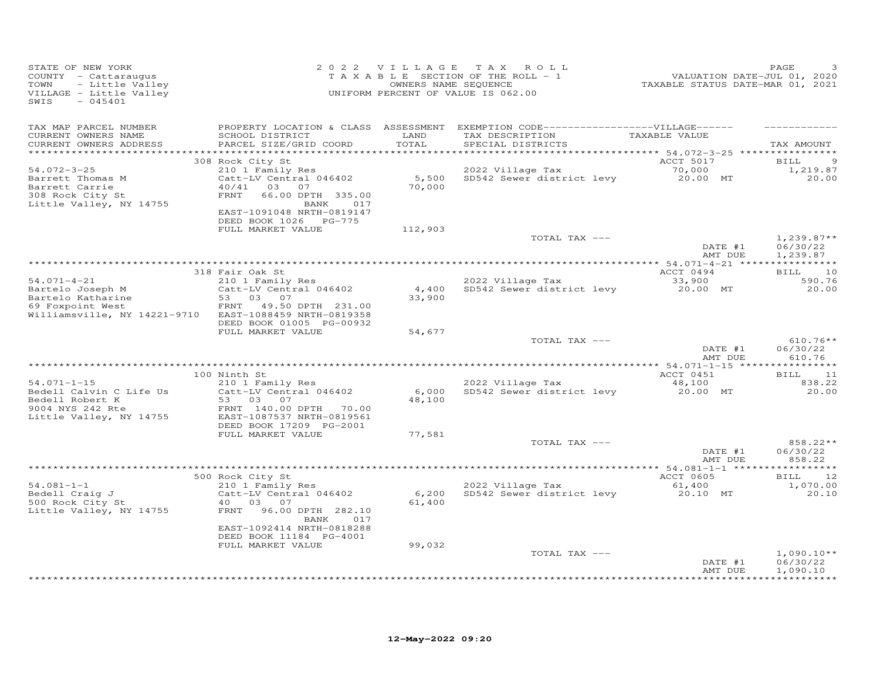STATE OF NEW YORK
COUNTY - Cattaraugus
TOWN - Little Valley
VILLAGE - Little Valley
SWIS - 045401

2022 VILLAGE TAX ROLL
TAXABLE SECTION OF THE ROLL - 1
OWNERS NAME SEQUENCE
UNIFORM PERCENT OF VALUE IS 062.00

VALUATION DATE-JUL 01, 2020
TAXABLE STATUS DATE-MAR 01, 2021

| TAX MAP PARCEL NUMBER / CURRENT OWNERS NAME / CURRENT OWNERS ADDRESS | PROPERTY LOCATION & CLASS / SCHOOL DISTRICT / PARCEL SIZE/GRID COORD | ASSESSMENT LAND / TOTAL | EXEMPTION CODE / TAX DESCRIPTION / SPECIAL DISTRICTS | VILLAGE TAXABLE VALUE | TAX AMOUNT |
|---|---|---|---|---|---|
| 54.072-3-25 | 308 Rock City St | | | ACCT 5017 | BILL 9 |
| Barrett Thomas M | 210 1 Family Res | | 2022 Village Tax | 70,000 | 1,219.87 |
| Barrett Carrie | Catt-LV Central 046402 | 5,500 | SD542 Sewer district levy | 20.00 MT | 20.00 |
| 308 Rock City St | 40/41 03 07 | 70,000 | | | |
| Little Valley, NY 14755 | FRNT 66.00 DPTH 335.00 | | | | |
| | BANK 017 | | | | |
| | EAST-1091048 NRTH-0819147 | | | | |
| | DEED BOOK 1026 PG-775 | | | | |
| | FULL MARKET VALUE | 112,903 | | | |
| | | | TOTAL TAX --- | | 1,239.87** |
| | | | | DATE #1 | 06/30/22 |
| | | | | AMT DUE | 1,239.87 |
| 54.071-4-21 | 318 Fair Oak St | | | ACCT 0494 | BILL 10 |
| Bartelo Joseph M | 210 1 Family Res | | 2022 Village Tax | 33,900 | 590.76 |
| Bartelo Katharine | Catt-LV Central 046402 | 4,400 | SD542 Sewer district levy | 20.00 MT | 20.00 |
| 69 Foxpoint West | 53 03 07 | 33,900 | | | |
| Williamsville, NY 14221-9710 | FRNT 49.50 DPTH 231.00 | | | | |
| | EAST-1088459 NRTH-0819358 | | | | |
| | DEED BOOK 01005 PG-00932 | | | | |
| | FULL MARKET VALUE | 54,677 | | | |
| | | | TOTAL TAX --- | | 610.76** |
| | | | | DATE #1 | 06/30/22 |
| | | | | AMT DUE | 610.76 |
| 54.071-1-15 | 100 Ninth St | | | ACCT 0451 | BILL 11 |
| Bedell Calvin C Life Us | 210 1 Family Res | | 2022 Village Tax | 48,100 | 838.22 |
| Bedell Robert K | Catt-LV Central 046402 | 6,000 | SD542 Sewer district levy | 20.00 MT | 20.00 |
| 9004 NYS 242 Rte | 53 03 07 | 48,100 | | | |
| Little Valley, NY 14755 | FRNT 140.00 DPTH 70.00 | | | | |
| | EAST-1087537 NRTH-0819561 | | | | |
| | DEED BOOK 17209 PG-2001 | | | | |
| | FULL MARKET VALUE | 77,581 | | | |
| | | | TOTAL TAX --- | | 858.22** |
| | | | | DATE #1 | 06/30/22 |
| | | | | AMT DUE | 858.22 |
| 54.081-1-1 | 500 Rock City St | | | ACCT 0605 | BILL 12 |
| Bedell Craig J | 210 1 Family Res | | 2022 Village Tax | 61,400 | 1,070.00 |
| 500 Rock City St | Catt-LV Central 046402 | 6,200 | SD542 Sewer district levy | 20.10 MT | 20.10 |
| Little Valley, NY 14755 | 40 03 07 | 61,400 | | | |
| | FRNT 96.00 DPTH 282.10 | | | | |
| | BANK 017 | | | | |
| | EAST-1092414 NRTH-0818288 | | | | |
| | DEED BOOK 11184 PG-4001 | | | | |
| | FULL MARKET VALUE | 99,032 | | | |
| | | | TOTAL TAX --- | | 1,090.10** |
| | | | | DATE #1 | 06/30/22 |
| | | | | AMT DUE | 1,090.10 |

12-May-2022 09:20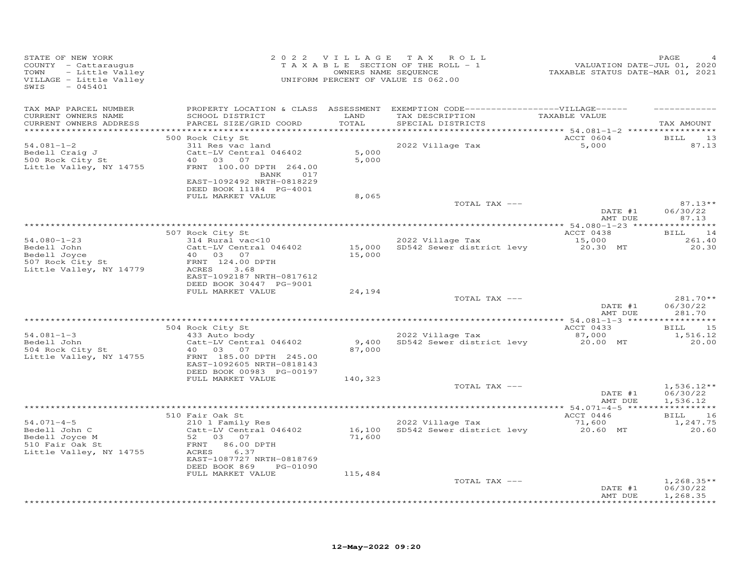STATE OF NEW YORK
COUNTY - Cattaraugus
TOWN - Little Valley
VILLAGE - Little Valley
SWIS - 045401

2 0 2 2 V I L L A G E T A X R O L L
T A X A B L E SECTION OF THE ROLL - 1
OWNERS NAME SEQUENCE
UNIFORM PERCENT OF VALUE IS 062.00

VALUATION DATE-JUL 01, 2020
TAXABLE STATUS DATE-MAR 01, 2021

| TAX MAP PARCEL NUMBER / CURRENT OWNERS NAME / CURRENT OWNERS ADDRESS | PROPERTY LOCATION & CLASS / SCHOOL DISTRICT / PARCEL SIZE/GRID COORD | ASSESSMENT LAND / TOTAL | EXEMPTION CODE / TAX DESCRIPTION / SPECIAL DISTRICTS | VILLAGE TAXABLE VALUE | TAX AMOUNT |
|---|---|---|---|---|---|
| 54.081-1-2 | 500 Rock City St | | | ACCT 0604 | BILL 13 |
| Bedell Craig J | 311 Res vac land | | 2022 Village Tax | 5,000 | 87.13 |
| 500 Rock City St | Catt-LV Central 046402 | 5,000 | | | |
| Little Valley, NY 14755 | 40 03 07 | 5,000 | | | |
| | FRNT 100.00 DPTH 264.00 | | | | |
| | BANK 017 | | | | |
| | EAST-1092492 NRTH-0818229 | | | | |
| | DEED BOOK 11184 PG-4001 | | | | |
| | FULL MARKET VALUE | 8,065 | | | |
| | | | TOTAL TAX --- | | 87.13** |
| | | | | DATE #1 | 06/30/22 |
| | | | | AMT DUE | 87.13 |
| 54.080-1-23 | 507 Rock City St | | | ACCT 0438 | BILL 14 |
| Bedell John | 314 Rural vac<10 | | 2022 Village Tax | 15,000 | 261.40 |
| Bedell Joyce | Catt-LV Central 046402 | 15,000 | SD542 Sewer district levy | 20.30 MT | 20.30 |
| 507 Rock City St | 40 03 07 | 15,000 | | | |
| Little Valley, NY 14779 | FRNT 124.00 DPTH | | | | |
| | ACRES 3.68 | | | | |
| | EAST-1092187 NRTH-0817612 | | | | |
| | DEED BOOK 30447 PG-9001 | | | | |
| | FULL MARKET VALUE | 24,194 | | | |
| | | | TOTAL TAX --- | | 281.70** |
| | | | | DATE #1 | 06/30/22 |
| | | | | AMT DUE | 281.70 |
| 54.081-1-3 | 504 Rock City St | | | ACCT 0433 | BILL 15 |
| Bedell John | 433 Auto body | | 2022 Village Tax | 87,000 | 1,516.12 |
| 504 Rock City St | Catt-LV Central 046402 | 9,400 | SD542 Sewer district levy | 20.00 MT | 20.00 |
| Little Valley, NY 14755 | 40 03 07 | 87,000 | | | |
| | FRNT 185.00 DPTH 245.00 | | | | |
| | EAST-1092605 NRTH-0818143 | | | | |
| | DEED BOOK 00983 PG-00197 | | | | |
| | FULL MARKET VALUE | 140,323 | | | |
| | | | TOTAL TAX --- | | 1,536.12** |
| | | | | DATE #1 | 06/30/22 |
| | | | | AMT DUE | 1,536.12 |
| 54.071-4-5 | 510 Fair Oak St | | | ACCT 0446 | BILL 16 |
| Bedell John C | 210 1 Family Res | | 2022 Village Tax | 71,600 | 1,247.75 |
| Bedell Joyce M | Catt-LV Central 046402 | 16,100 | SD542 Sewer district levy | 20.60 MT | 20.60 |
| 510 Fair Oak St | 52 03 07 | 71,600 | | | |
| Little Valley, NY 14755 | FRNT 86.00 DPTH | | | | |
| | ACRES 6.37 | | | | |
| | EAST-1087727 NRTH-0818769 | | | | |
| | DEED BOOK 869 PG-01090 | | | | |
| | FULL MARKET VALUE | 115,484 | | | |
| | | | TOTAL TAX --- | | 1,268.35** |
| | | | | DATE #1 | 06/30/22 |
| | | | | AMT DUE | 1,268.35 |

12-May-2022 09:20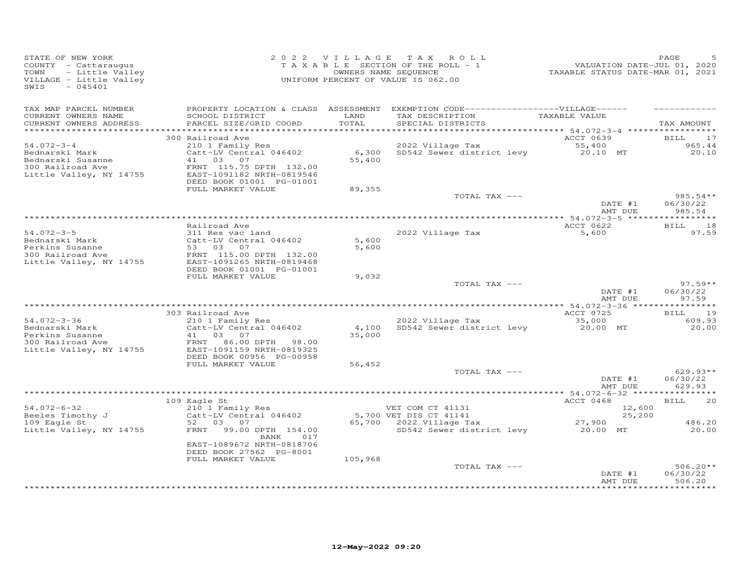STATE OF NEW YORK
COUNTY - Cattaraugus
TOWN - Little Valley
VILLAGE - Little Valley
SWIS - 045401

2 0 2 2 V I L L A G E T A X R O L L
T A X A B L E SECTION OF THE ROLL - 1
OWNERS NAME SEQUENCE
UNIFORM PERCENT OF VALUE IS 062.00

VALUATION DATE-JUL 01, 2020
TAXABLE STATUS DATE-MAR 01, 2021

| TAX MAP PARCEL NUMBER / CURRENT OWNERS NAME / CURRENT OWNERS ADDRESS | PROPERTY LOCATION & CLASS / SCHOOL DISTRICT / PARCEL SIZE/GRID COORD | ASSESSMENT LAND | TOTAL | EXEMPTION CODE / TAX DESCRIPTION / SPECIAL DISTRICTS | VILLAGE TAXABLE VALUE | TAX AMOUNT |
|---|---|---|---|---|---|---|
| | 300 Railroad Ave | | | | ACCT 0639 | BILL 17 |
| 54.072-3-4 | 210 1 Family Res | | | 2022 Village Tax | 55,400 | 965.44 |
| Bednarski Mark | Catt-LV Central 046402 | 6,300 | | SD542 Sewer district levy | 20.10 MT | 20.10 |
| Bednarski Susanne | 41 03 07 | | 55,400 | | | |
| 300 Railroad Ave | FRNT 115.75 DPTH 132.00 | | | | | |
| Little Valley, NY 14755 | EAST-1091182 NRTH-0819546 | | | | | |
| | DEED BOOK 01001 PG-01001 | | | | | |
| | FULL MARKET VALUE | | 89,355 | | | |
| | | | | TOTAL TAX --- | | 985.54** |
| | | | | | DATE #1 | 06/30/22 |
| | | | | | AMT DUE | 985.54 |
| | Railroad Ave | | | | ACCT 0622 | BILL 18 |
| 54.072-3-5 | 311 Res vac land | | | 2022 Village Tax | 5,600 | 97.59 |
| Bednarski Mark | Catt-LV Central 046402 | 5,600 | | | | |
| Perkins Susanne | 53 03 07 | | 5,600 | | | |
| 300 Railroad Ave | FRNT 115.00 DPTH 132.00 | | | | | |
| Little Valley, NY 14755 | EAST-1091265 NRTH-0819468 | | | | | |
| | DEED BOOK 01001 PG-01001 | | | | | |
| | FULL MARKET VALUE | | 9,032 | | | |
| | | | | TOTAL TAX --- | | 97.59** |
| | | | | | DATE #1 | 06/30/22 |
| | | | | | AMT DUE | 97.59 |
| | 303 Railroad Ave | | | | ACCT 0725 | BILL 19 |
| 54.072-3-36 | 210 1 Family Res | | | 2022 Village Tax | 35,000 | 609.93 |
| Bednarski Mark | Catt-LV Central 046402 | 4,100 | | SD542 Sewer district levy | 20.00 MT | 20.00 |
| Perkins Susanne | 41 03 07 | | 35,000 | | | |
| 300 Railroad Ave | FRNT 86.00 DPTH 98.00 | | | | | |
| Little Valley, NY 14755 | EAST-1091159 NRTH-0819325 | | | | | |
| | DEED BOOK 00956 PG-00958 | | | | | |
| | FULL MARKET VALUE | | 56,452 | | | |
| | | | | TOTAL TAX --- | | 629.93** |
| | | | | | DATE #1 | 06/30/22 |
| | | | | | AMT DUE | 629.93 |
| | 109 Eagle St | | | | ACCT 0468 | BILL 20 |
| 54.072-6-32 | 210 1 Family Res | | | VET COM CT 41131 | 12,600 | |
| Beeles Timothy J | Catt-LV Central 046402 | 5,700 | | VET DIS CT 41141 | 25,200 | |
| 109 Eagle St | 52 03 07 | | 65,700 | 2022 Village Tax | 27,900 | 486.20 |
| Little Valley, NY 14755 | FRNT 99.00 DPTH 154.00 | | | SD542 Sewer district levy | 20.00 MT | 20.00 |
| | BANK 017 | | | | | |
| | EAST-1089672 NRTH-0818706 | | | | | |
| | DEED BOOK 27562 PG-8001 | | | | | |
| | FULL MARKET VALUE | | 105,968 | | | |
| | | | | TOTAL TAX --- | | 506.20** |
| | | | | | DATE #1 | 06/30/22 |
| | | | | | AMT DUE | 506.20 |

12-May-2022 09:20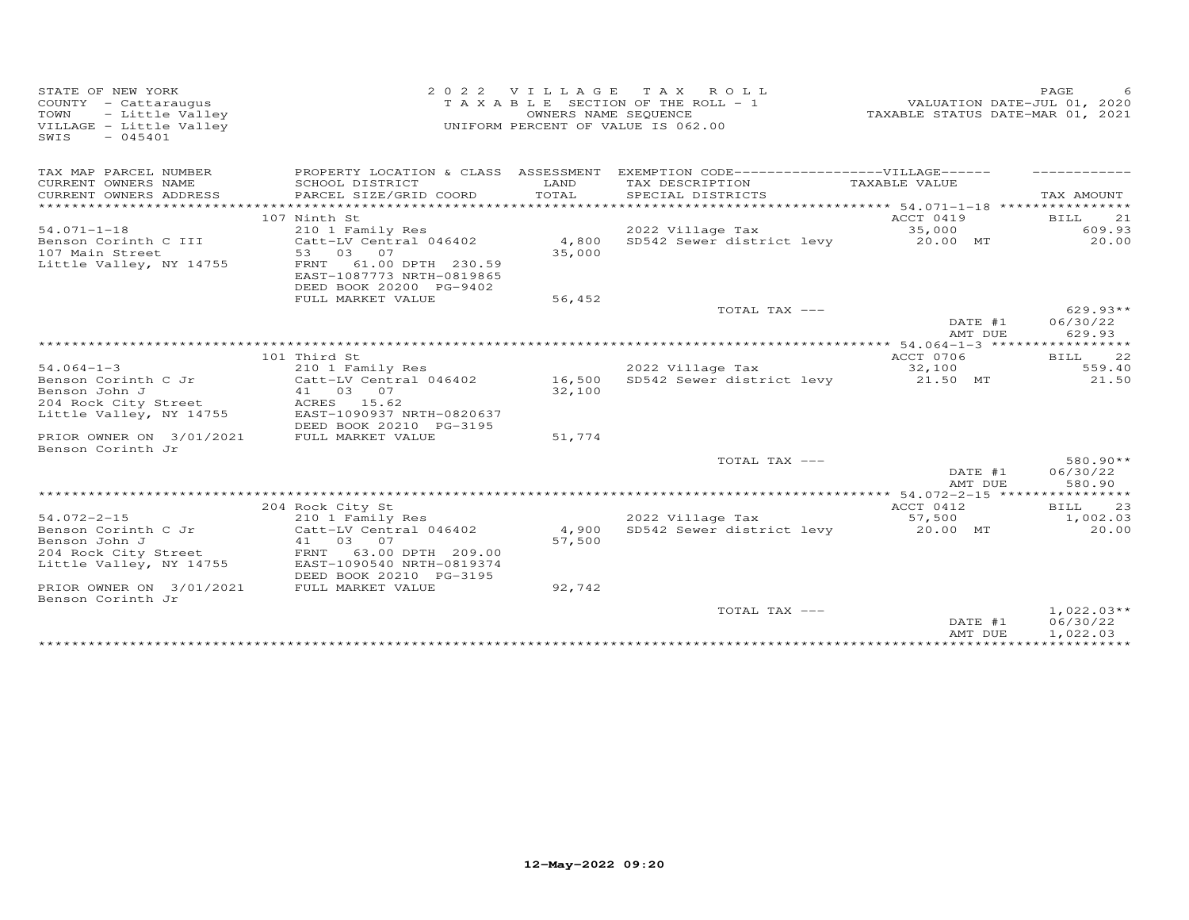STATE OF NEW YORK
COUNTY - Cattaraugus
TOWN - Little Valley
VILLAGE - Little Valley
SWIS - 045401

2022 VILLAGE TAX ROLL
TAXABLE SECTION OF THE ROLL - 1
OWNERS NAME SEQUENCE
UNIFORM PERCENT OF VALUE IS 062.00

VALUATION DATE-JUL 01, 2020
TAXABLE STATUS DATE-MAR 01, 2021

| TAX MAP PARCEL NUMBER / CURRENT OWNERS NAME / CURRENT OWNERS ADDRESS | PROPERTY LOCATION & CLASS / SCHOOL DISTRICT / PARCEL SIZE/GRID COORD | ASSESSMENT LAND / TOTAL | EXEMPTION CODE / TAX DESCRIPTION / SPECIAL DISTRICTS | TAXABLE VALUE | TAX AMOUNT |
|---|---|---|---|---|---|
| | 107 Ninth St | | | ACCT 0419 | BILL 21 |
| 54.071-1-18 | 210 1 Family Res | | 2022 Village Tax | 35,000 | 609.93 |
| Benson Corinth C III | Catt-LV Central 046402 | 4,800 | SD542 Sewer district levy | 20.00 MT | 20.00 |
| 107 Main Street | 53 03 07 | 35,000 | | | |
| Little Valley, NY 14755 | FRNT 61.00 DPTH 230.59 | | | | |
| | EAST-1087773 NRTH-0819865 | | | | |
| | DEED BOOK 20200 PG-9402 | | | | |
| | FULL MARKET VALUE | 56,452 | | | |
| | | | TOTAL TAX --- | | 629.93** |
| | | | | DATE #1 | 06/30/22 |
| | | | | AMT DUE | 629.93 |
| | 101 Third St | | | ACCT 0706 | BILL 22 |
| 54.064-1-3 | 210 1 Family Res | | 2022 Village Tax | 32,100 | 559.40 |
| Benson Corinth C Jr | Catt-LV Central 046402 | 16,500 | SD542 Sewer district levy | 21.50 MT | 21.50 |
| Benson John J | 41 03 07 | 32,100 | | | |
| 204 Rock City Street | ACRES 15.62 | | | | |
| Little Valley, NY 14755 | EAST-1090937 NRTH-0820637 | | | | |
| | DEED BOOK 20210 PG-3195 | | | | |
| PRIOR OWNER ON 3/01/2021 | FULL MARKET VALUE | 51,774 | | | |
| Benson Corinth Jr | | | | | |
| | | | TOTAL TAX --- | | 580.90** |
| | | | | DATE #1 | 06/30/22 |
| | | | | AMT DUE | 580.90 |
| | 204 Rock City St | | | ACCT 0412 | BILL 23 |
| 54.072-2-15 | 210 1 Family Res | | 2022 Village Tax | 57,500 | 1,002.03 |
| Benson Corinth C Jr | Catt-LV Central 046402 | 4,900 | SD542 Sewer district levy | 20.00 MT | 20.00 |
| Benson John J | 41 03 07 | 57,500 | | | |
| 204 Rock City Street | FRNT 63.00 DPTH 209.00 | | | | |
| Little Valley, NY 14755 | EAST-1090540 NRTH-0819374 | | | | |
| | DEED BOOK 20210 PG-3195 | | | | |
| PRIOR OWNER ON 3/01/2021 | FULL MARKET VALUE | 92,742 | | | |
| Benson Corinth Jr | | | | | |
| | | | TOTAL TAX --- | | 1,022.03** |
| | | | | DATE #1 | 06/30/22 |
| | | | | AMT DUE | 1,022.03 |

12-May-2022 09:20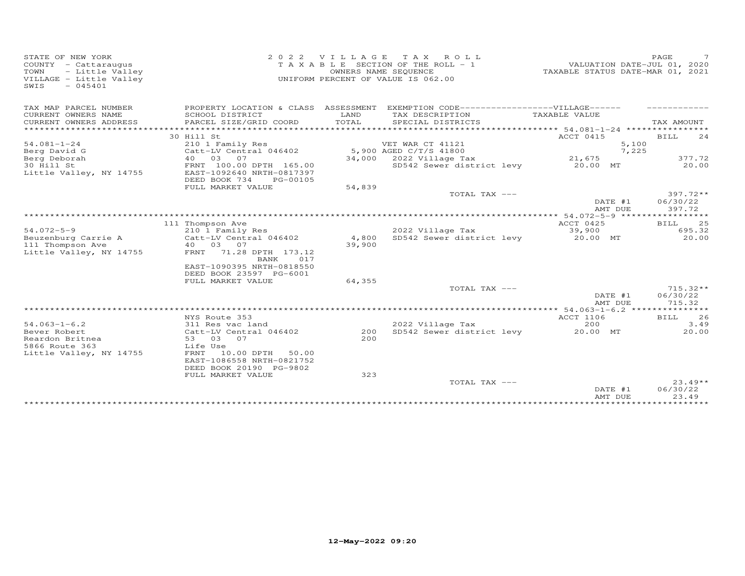STATE OF NEW YORK
COUNTY - Cattaraugus
TOWN - Little Valley
VILLAGE - Little Valley
SWIS - 045401

2 0 2 2 V I L L A G E T A X R O L L
T A X A B L E SECTION OF THE ROLL - 1
OWNERS NAME SEQUENCE
UNIFORM PERCENT OF VALUE IS 062.00

VALUATION DATE-JUL 01, 2020
TAXABLE STATUS DATE-MAR 01, 2021

| TAX MAP PARCEL NUMBER / CURRENT OWNERS NAME / CURRENT OWNERS ADDRESS | PROPERTY LOCATION & CLASS / SCHOOL DISTRICT / PARCEL SIZE/GRID COORD | ASSESSMENT LAND / TOTAL | EXEMPTION CODE / TAX DESCRIPTION / SPECIAL DISTRICTS | TAXABLE VALUE | TAX AMOUNT |
|---|---|---|---|---|---|
| | 30 Hill St | | | ACCT 0415 | BILL 24 |
| 54.081-1-24 | 210 1 Family Res | | VET WAR CT 41121 | 5,100 | |
| Berg David G | Catt-LV Central 046402 | 5,900 | AGED C/T/S 41800 | 7,225 | |
| Berg Deborah | 40 03 07 | 34,000 | 2022 Village Tax | 21,675 | 377.72 |
| 30 Hill St | FRNT 100.00 DPTH 165.00 | | SD542 Sewer district levy | 20.00 MT | 20.00 |
| Little Valley, NY 14755 | EAST-1092640 NRTH-0817397 | | | | |
| | DEED BOOK 734 PG-00105 | | | | |
| | FULL MARKET VALUE | 54,839 | | | |
| | | | TOTAL TAX --- | | 397.72** |
| | | | | DATE #1 | 06/30/22 |
| | | | | AMT DUE | 397.72 |
| | 111 Thompson Ave | | | ACCT 0425 | BILL 25 |
| 54.072-5-9 | 210 1 Family Res | | 2022 Village Tax | 39,900 | 695.32 |
| Beuzenburg Carrie A | Catt-LV Central 046402 | 4,800 | SD542 Sewer district levy | 20.00 MT | 20.00 |
| 111 Thompson Ave | 40 03 07 | 39,900 | | | |
| Little Valley, NY 14755 | FRNT 71.28 DPTH 173.12 | | | | |
| | BANK 017 | | | | |
| | EAST-1090395 NRTH-0818550 | | | | |
| | DEED BOOK 23597 PG-6001 | | | | |
| | FULL MARKET VALUE | 64,355 | | | |
| | | | TOTAL TAX --- | | 715.32** |
| | | | | DATE #1 | 06/30/22 |
| | | | | AMT DUE | 715.32 |
| | NYS Route 353 | | | ACCT 1106 | BILL 26 |
| 54.063-1-6.2 | 311 Res vac land | | 2022 Village Tax | 200 | 3.49 |
| Bever Robert | Catt-LV Central 046402 | 200 | SD542 Sewer district levy | 20.00 MT | 20.00 |
| Reardon Britnea | 53 03 07 | 200 | | | |
| 5866 Route 363 | Life Use | | | | |
| Little Valley, NY 14755 | FRNT 10.00 DPTH 50.00 | | | | |
| | EAST-1086558 NRTH-0821752 | | | | |
| | DEED BOOK 20190 PG-9802 | | | | |
| | FULL MARKET VALUE | 323 | | | |
| | | | TOTAL TAX --- | | 23.49** |
| | | | | DATE #1 | 06/30/22 |
| | | | | AMT DUE | 23.49 |

12-May-2022 09:20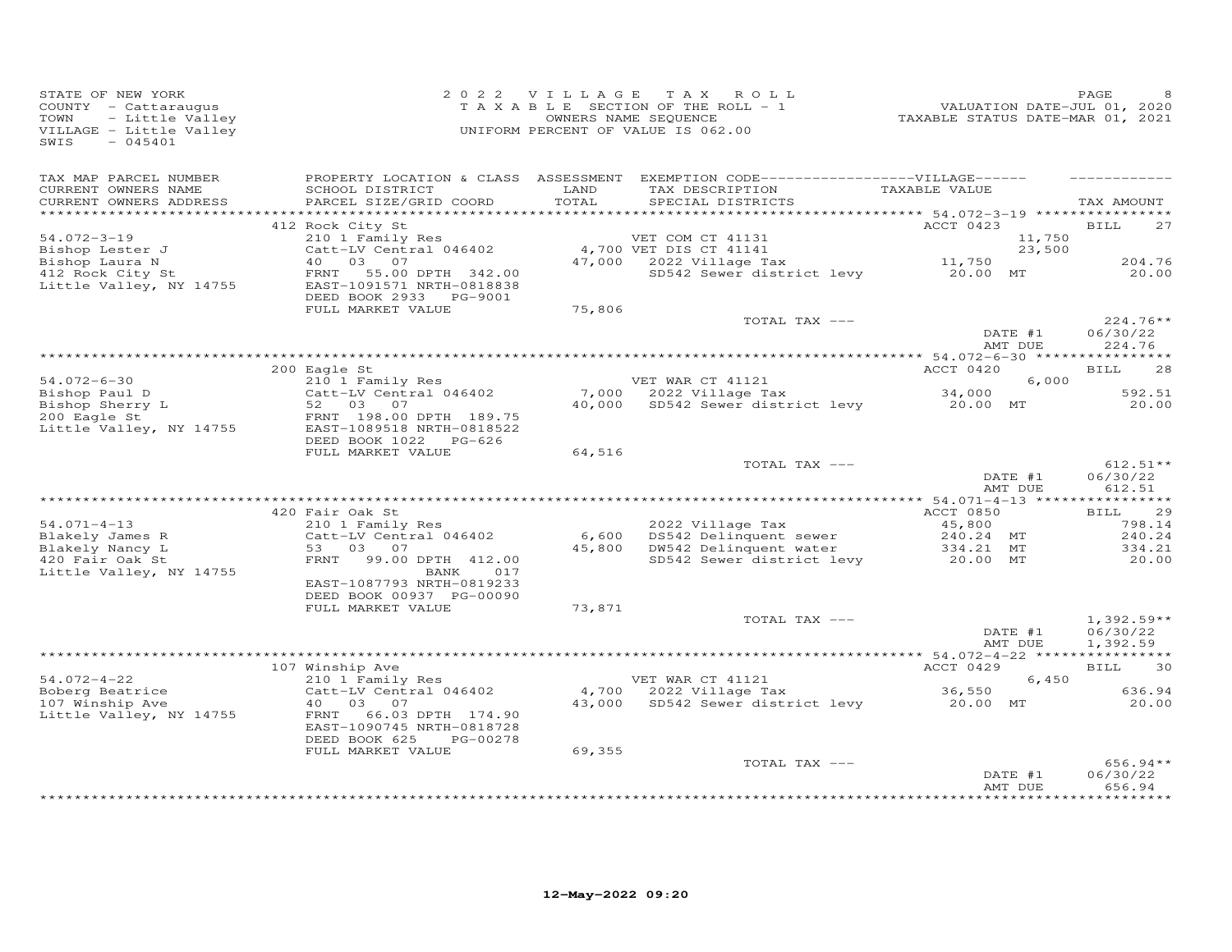STATE OF NEW YORK
COUNTY - Cattaraugus
TOWN - Little Valley
VILLAGE - Little Valley
SWIS - 045401

2022 VILLAGE TAX ROLL
TAXABLE SECTION OF THE ROLL - 1
OWNERS NAME SEQUENCE
UNIFORM PERCENT OF VALUE IS 062.00

VALUATION DATE-JUL 01, 2020
TAXABLE STATUS DATE-MAR 01, 2021

| TAX MAP PARCEL NUMBER / CURRENT OWNERS NAME / CURRENT OWNERS ADDRESS | PROPERTY LOCATION & CLASS / SCHOOL DISTRICT / PARCEL SIZE/GRID COORD | ASSESSMENT LAND / TOTAL | EXEMPTION CODE / TAX DESCRIPTION / SPECIAL DISTRICTS | VILLAGE TAXABLE VALUE | TAX AMOUNT |
|---|---|---|---|---|---|
| **54.072-3-19** | 412 Rock City St | | | ACCT 0423 | BILL 27 |
| Bishop Lester J | 210 1 Family Res | | VET COM CT 41131 | 11,750 | |
| Bishop Laura N | Catt-LV Central 046402 | 4,700 | VET DIS CT 41141 | 23,500 | |
| 412 Rock City St | 40 03 07 | 47,000 | 2022 Village Tax | 11,750 | 204.76 |
| Little Valley, NY 14755 | FRNT 55.00 DPTH 342.00 | | SD542 Sewer district levy | 20.00 MT | 20.00 |
| | EAST-1091571 NRTH-0818838 | | | | |
| | DEED BOOK 2933 PG-9001 | | | | |
| | FULL MARKET VALUE | 75,806 | | | |
| | | | TOTAL TAX --- | | 224.76** |
| | | | | DATE #1 | 06/30/22 |
| | | | | AMT DUE | 224.76 |
| **54.072-6-30** | 200 Eagle St | | | ACCT 0420 | BILL 28 |
| Bishop Paul D | 210 1 Family Res | | VET WAR CT 41121 | 6,000 | |
| Bishop Sherry L | Catt-LV Central 046402 | 7,000 | 2022 Village Tax | 34,000 | 592.51 |
| 200 Eagle St | 52 03 07 | 40,000 | SD542 Sewer district levy | 20.00 MT | 20.00 |
| Little Valley, NY 14755 | FRNT 198.00 DPTH 189.75 | | | | |
| | EAST-1089518 NRTH-0818522 | | | | |
| | DEED BOOK 1022 PG-626 | | | | |
| | FULL MARKET VALUE | 64,516 | | | |
| | | | TOTAL TAX --- | | 612.51** |
| | | | | DATE #1 | 06/30/22 |
| | | | | AMT DUE | 612.51 |
| **54.071-4-13** | 420 Fair Oak St | | | ACCT 0850 | BILL 29 |
| Blakely James R | 210 1 Family Res | | 2022 Village Tax | 45,800 | 798.14 |
| Blakely Nancy L | Catt-LV Central 046402 | 6,600 | DS542 Delinquent sewer | 240.24 MT | 240.24 |
| 420 Fair Oak St | 53 03 07 | 45,800 | DW542 Delinquent water | 334.21 MT | 334.21 |
| Little Valley, NY 14755 | FRNT 99.00 DPTH 412.00 | | SD542 Sewer district levy | 20.00 MT | 20.00 |
| | BANK 017 | | | | |
| | EAST-1087793 NRTH-0819233 | | | | |
| | DEED BOOK 00937 PG-00090 | | | | |
| | FULL MARKET VALUE | 73,871 | | | |
| | | | TOTAL TAX --- | | 1,392.59** |
| | | | | DATE #1 | 06/30/22 |
| | | | | AMT DUE | 1,392.59 |
| **54.072-4-22** | 107 Winship Ave | | | ACCT 0429 | BILL 30 |
| Boberg Beatrice | 210 1 Family Res | | VET WAR CT 41121 | 6,450 | |
| 107 Winship Ave | Catt-LV Central 046402 | 4,700 | 2022 Village Tax | 36,550 | 636.94 |
| Little Valley, NY 14755 | 40 03 07 | 43,000 | SD542 Sewer district levy | 20.00 MT | 20.00 |
| | FRNT 66.03 DPTH 174.90 | | | | |
| | EAST-1090745 NRTH-0818728 | | | | |
| | DEED BOOK 625 PG-00278 | | | | |
| | FULL MARKET VALUE | 69,355 | | | |
| | | | TOTAL TAX --- | | 656.94** |
| | | | | DATE #1 | 06/30/22 |
| | | | | AMT DUE | 656.94 |

12-May-2022 09:20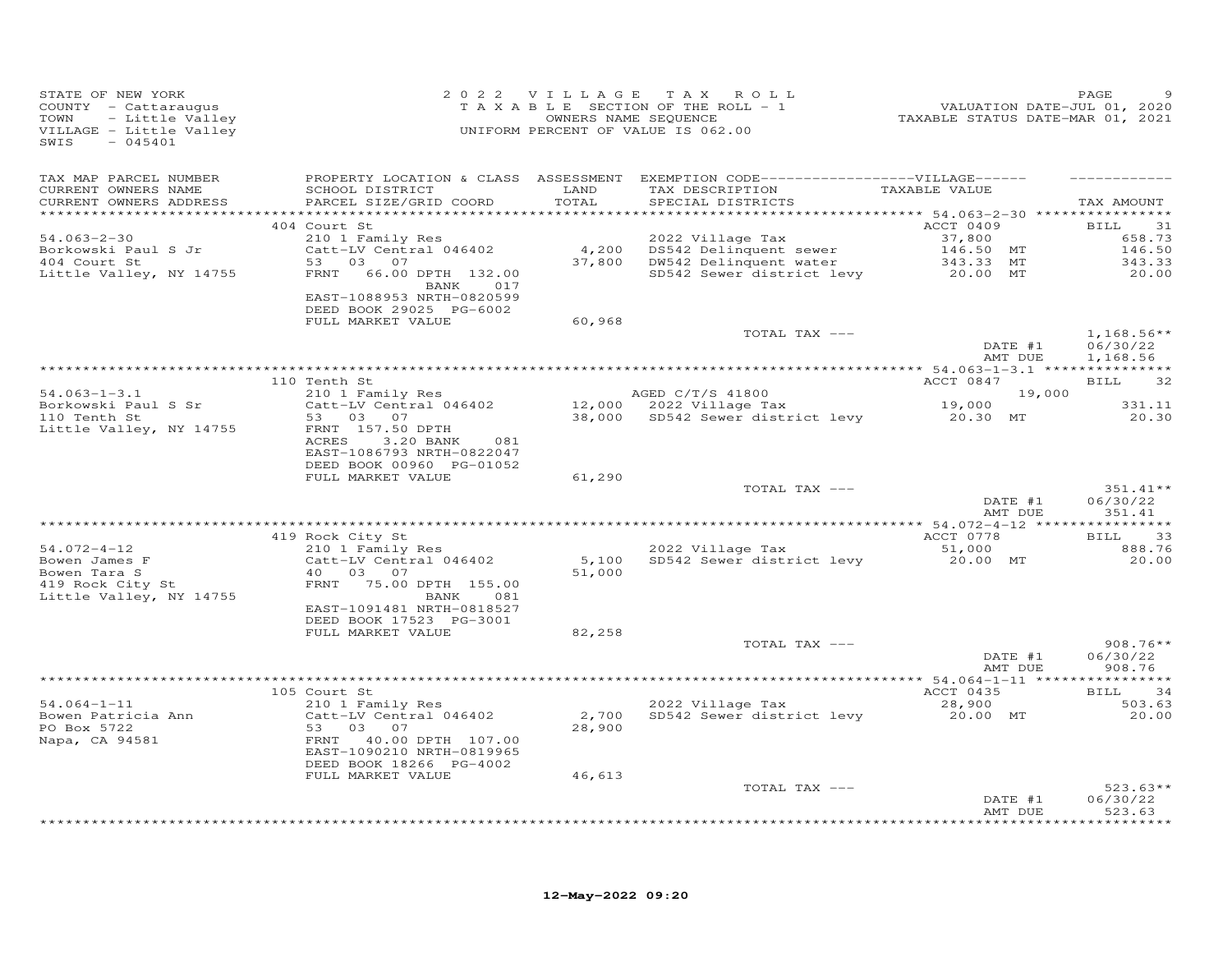STATE OF NEW YORK
COUNTY - Cattaraugus
TOWN - Little Valley
VILLAGE - Little Valley
SWIS - 045401

2022 VILLAGE TAX ROLL
TAXABLE SECTION OF THE ROLL - 1
OWNERS NAME SEQUENCE
UNIFORM PERCENT OF VALUE IS 062.00

VALUATION DATE-JUL 01, 2020
TAXABLE STATUS DATE-MAR 01, 2021

| TAX MAP PARCEL NUMBER / CURRENT OWNERS NAME / CURRENT OWNERS ADDRESS | PROPERTY LOCATION & CLASS / SCHOOL DISTRICT / PARCEL SIZE/GRID COORD | ASSESSMENT LAND / TOTAL | EXEMPTION CODE / TAX DESCRIPTION / SPECIAL DISTRICTS | VILLAGE TAXABLE VALUE | TAX AMOUNT |
|---|---|---|---|---|---|
| 54.063-2-30 | 404 Court St | | | ACCT 0409 | BILL 31 |
| Borkowski Paul S Jr | 210 1 Family Res | | 2022 Village Tax | 37,800 | 658.73 |
| 404 Court St | Catt-LV Central 046402 | 4,200 | DS542 Delinquent sewer | 146.50 MT | 146.50 |
| Little Valley, NY 14755 | 53 03 07 | 37,800 | DW542 Delinquent water | 343.33 MT | 343.33 |
| | FRNT 66.00 DPTH 132.00 BANK 017 | | SD542 Sewer district levy | 20.00 MT | 20.00 |
| | EAST-1088953 NRTH-0820599 | | | | |
| | DEED BOOK 29025 PG-6002 | | | | |
| | FULL MARKET VALUE | 60,968 | | | |
| | | | TOTAL TAX --- | | 1,168.56** |
| | | | | DATE #1 | 06/30/22 |
| | | | | AMT DUE | 1,168.56 |
| 54.063-1-3.1 | 110 Tenth St | | | ACCT 0847 | BILL 32 |
| Borkowski Paul S Sr | 210 1 Family Res | | AGED C/T/S 41800 | 19,000 | |
| 110 Tenth St | Catt-LV Central 046402 | 12,000 | 2022 Village Tax | 19,000 | 331.11 |
| Little Valley, NY 14755 | 53 03 07 | 38,000 | SD542 Sewer district levy | 20.30 MT | 20.30 |
| | FRNT 157.50 DPTH | | | | |
| | ACRES 3.20 BANK 081 | | | | |
| | EAST-1086793 NRTH-0822047 | | | | |
| | DEED BOOK 00960 PG-01052 | | | | |
| | FULL MARKET VALUE | 61,290 | | | |
| | | | TOTAL TAX --- | | 351.41** |
| | | | | DATE #1 | 06/30/22 |
| | | | | AMT DUE | 351.41 |
| 54.072-4-12 | 419 Rock City St | | | ACCT 0778 | BILL 33 |
| Bowen James F | 210 1 Family Res | | 2022 Village Tax | 51,000 | 888.76 |
| Bowen Tara S | Catt-LV Central 046402 | 5,100 | SD542 Sewer district levy | 20.00 MT | 20.00 |
| 419 Rock City St | 40 03 07 | 51,000 | | | |
| Little Valley, NY 14755 | FRNT 75.00 DPTH 155.00 BANK 081 | | | | |
| | EAST-1091481 NRTH-0818527 | | | | |
| | DEED BOOK 17523 PG-3001 | | | | |
| | FULL MARKET VALUE | 82,258 | | | |
| | | | TOTAL TAX --- | | 908.76** |
| | | | | DATE #1 | 06/30/22 |
| | | | | AMT DUE | 908.76 |
| 54.064-1-11 | 105 Court St | | | ACCT 0435 | BILL 34 |
| Bowen Patricia Ann | 210 1 Family Res | | 2022 Village Tax | 28,900 | 503.63 |
| PO Box 5722 | Catt-LV Central 046402 | 2,700 | SD542 Sewer district levy | 20.00 MT | 20.00 |
| Napa, CA 94581 | 53 03 07 | 28,900 | | | |
| | FRNT 40.00 DPTH 107.00 | | | | |
| | EAST-1090210 NRTH-0819965 | | | | |
| | DEED BOOK 18266 PG-4002 | | | | |
| | FULL MARKET VALUE | 46,613 | | | |
| | | | TOTAL TAX --- | | 523.63** |
| | | | | DATE #1 | 06/30/22 |
| | | | | AMT DUE | 523.63 |

12-May-2022 09:20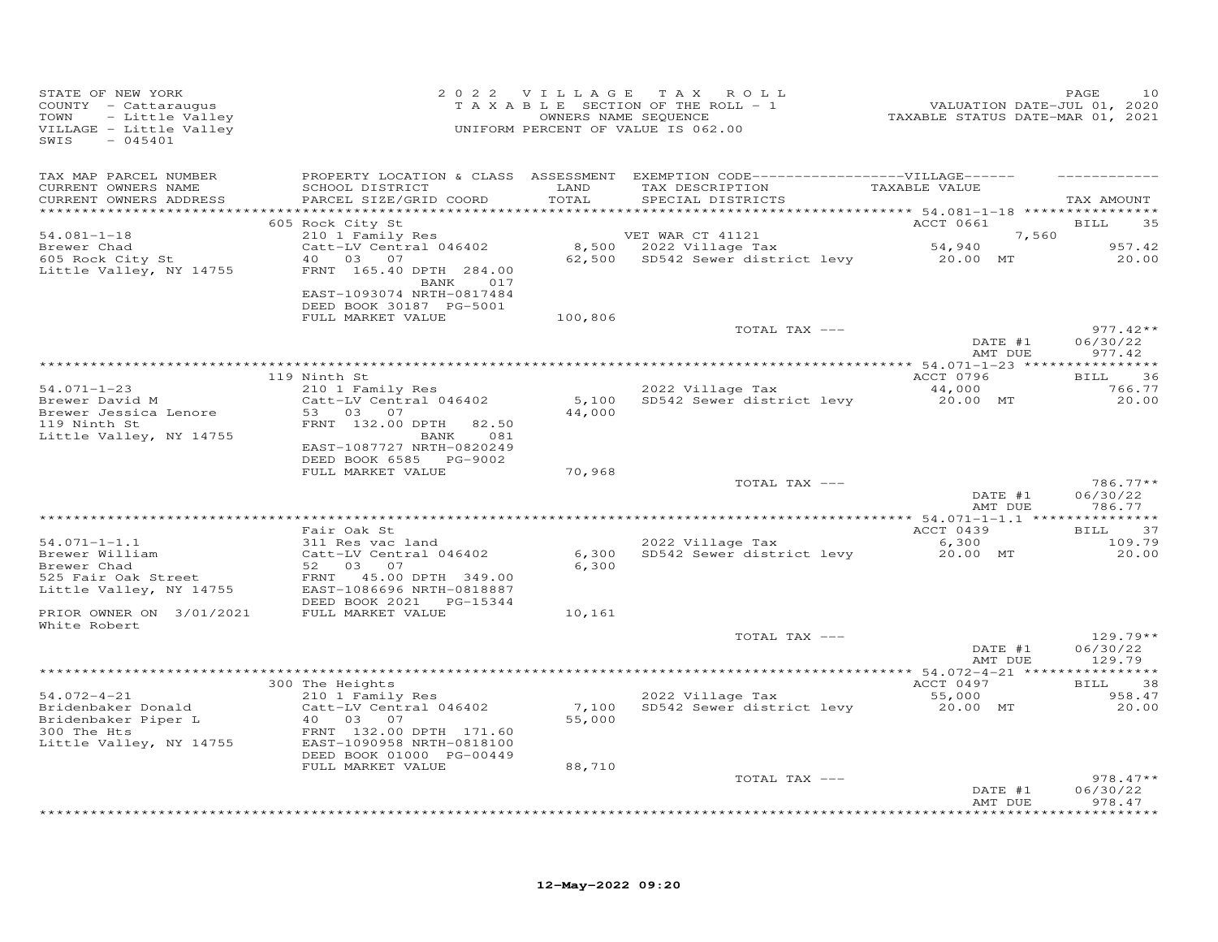STATE OF NEW YORK
COUNTY - Cattaraugus
TOWN - Little Valley
VILLAGE - Little Valley
SWIS - 045401

2022 VILLAGE TAX ROLL
TAXABLE SECTION OF THE ROLL - 1
OWNERS NAME SEQUENCE
UNIFORM PERCENT OF VALUE IS 062.00

VALUATION DATE-JUL 01, 2020
TAXABLE STATUS DATE-MAR 01, 2021

| TAX MAP PARCEL NUMBER / CURRENT OWNERS NAME / CURRENT OWNERS ADDRESS | PROPERTY LOCATION & CLASS / SCHOOL DISTRICT / PARCEL SIZE/GRID COORD | ASSESSMENT LAND / TOTAL | EXEMPTION CODE / TAX DESCRIPTION / SPECIAL DISTRICTS | VILLAGE TAXABLE VALUE | TAX AMOUNT |
|---|---|---|---|---|---|
| 54.081-1-18 | 605 Rock City St | | | ACCT 0661 | BILL 35 |
| | 210 1 Family Res | | VET WAR CT 41121 | 7,560 | |
| Brewer Chad | Catt-LV Central 046402 | 8,500 | 2022 Village Tax | 54,940 | 957.42 |
| 605 Rock City St | 40 03 07 | 62,500 | SD542 Sewer district levy | 20.00 MT | 20.00 |
| Little Valley, NY 14755 | FRNT 165.40 DPTH 284.00 | | | | |
| | BANK 017 | | | | |
| | EAST-1093074 NRTH-0817484 | | | | |
| | DEED BOOK 30187 PG-5001 | | | | |
| | FULL MARKET VALUE | 100,806 | | | |
| | | | TOTAL TAX --- | | 977.42** |
| | | | | DATE #1 | 06/30/22 |
| | | | | AMT DUE | 977.42 |
| 54.071-1-23 | 119 Ninth St | | | ACCT 0796 | BILL 36 |
| | 210 1 Family Res | | 2022 Village Tax | 44,000 | 766.77 |
| Brewer David M | Catt-LV Central 046402 | 5,100 | SD542 Sewer district levy | 20.00 MT | 20.00 |
| Brewer Jessica Lenore | 53 03 07 | 44,000 | | | |
| 119 Ninth St | FRNT 132.00 DPTH 82.50 | | | | |
| Little Valley, NY 14755 | BANK 081 | | | | |
| | EAST-1087727 NRTH-0820249 | | | | |
| | DEED BOOK 6585 PG-9002 | | | | |
| | FULL MARKET VALUE | 70,968 | | | |
| | | | TOTAL TAX --- | | 786.77** |
| | | | | DATE #1 | 06/30/22 |
| | | | | AMT DUE | 786.77 |
| 54.071-1-1.1 | Fair Oak St | | | ACCT 0439 | BILL 37 |
| | 311 Res vac land | | 2022 Village Tax | 6,300 | 109.79 |
| Brewer William | Catt-LV Central 046402 | 6,300 | SD542 Sewer district levy | 20.00 MT | 20.00 |
| Brewer Chad | 52 03 07 | 6,300 | | | |
| 525 Fair Oak Street | FRNT 45.00 DPTH 349.00 | | | | |
| Little Valley, NY 14755 | EAST-1086696 NRTH-0818887 | | | | |
| | DEED BOOK 2021 PG-15344 | | | | |
| PRIOR OWNER ON 3/01/2021 | FULL MARKET VALUE | 10,161 | | | |
| White Robert | | | | | |
| | | | TOTAL TAX --- | | 129.79** |
| | | | | DATE #1 | 06/30/22 |
| | | | | AMT DUE | 129.79 |
| 54.072-4-21 | 300 The Heights | | | ACCT 0497 | BILL 38 |
| | 210 1 Family Res | | 2022 Village Tax | 55,000 | 958.47 |
| Bridenbaker Donald | Catt-LV Central 046402 | 7,100 | SD542 Sewer district levy | 20.00 MT | 20.00 |
| Bridenbaker Piper L | 40 03 07 | 55,000 | | | |
| 300 The Hts | FRNT 132.00 DPTH 171.60 | | | | |
| Little Valley, NY 14755 | EAST-1090958 NRTH-0818100 | | | | |
| | DEED BOOK 01000 PG-00449 | | | | |
| | FULL MARKET VALUE | 88,710 | | | |
| | | | TOTAL TAX --- | | 978.47** |
| | | | | DATE #1 | 06/30/22 |
| | | | | AMT DUE | 978.47 |

12-May-2022 09:20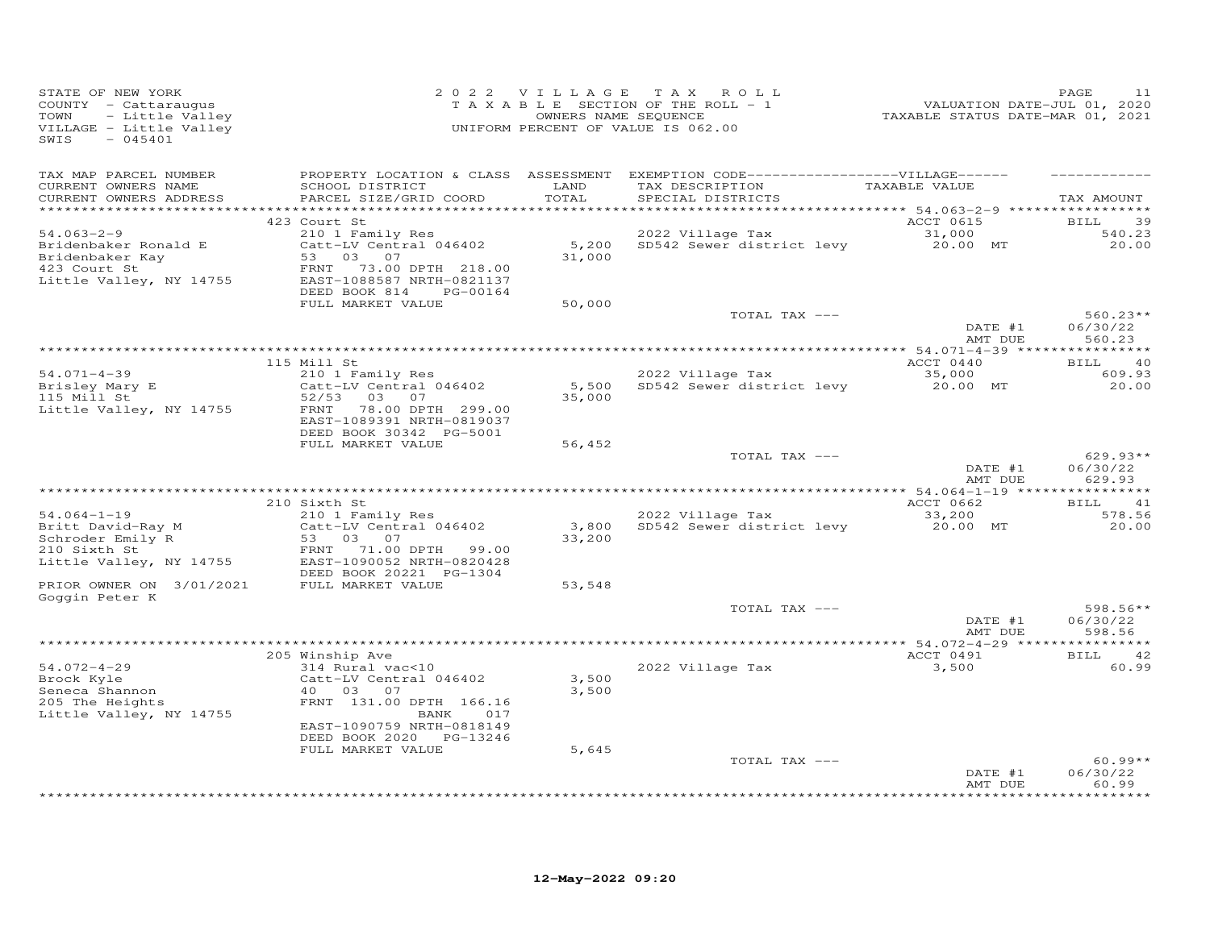STATE OF NEW YORK
COUNTY - Cattaraugus
TOWN - Little Valley
VILLAGE - Little Valley
SWIS - 045401

2022 VILLAGE TAX ROLL
TAXABLE SECTION OF THE ROLL - 1
OWNERS NAME SEQUENCE
UNIFORM PERCENT OF VALUE IS 062.00

VALUATION DATE-JUL 01, 2020
TAXABLE STATUS DATE-MAR 01, 2021

| TAX MAP PARCEL NUMBER / CURRENT OWNERS NAME / CURRENT OWNERS ADDRESS | PROPERTY LOCATION & CLASS / SCHOOL DISTRICT / PARCEL SIZE/GRID COORD | ASSESSMENT LAND / TOTAL | EXEMPTION CODE / TAX DESCRIPTION / SPECIAL DISTRICTS | TAXABLE VALUE | TAX AMOUNT |
|---|---|---|---|---|---|
| | 423 Court St | | | ACCT 0615 | BILL 39 |
| 54.063-2-9 | 210 1 Family Res | | 2022 Village Tax | 31,000 | 540.23 |
| Bridenbaker Ronald E | Catt-LV Central 046402 | 5,200 | SD542 Sewer district levy | 20.00 MT | 20.00 |
| Bridenbaker Kay | 53 03 07 | 31,000 | | | |
| 423 Court St | FRNT 73.00 DPTH 218.00 | | | | |
| Little Valley, NY 14755 | EAST-1088587 NRTH-0821137 | | | | |
| | DEED BOOK 814 PG-00164 | | | | |
| | FULL MARKET VALUE | 50,000 | | | |
| | | | TOTAL TAX --- | | 560.23** |
| | | | | DATE #1 | 06/30/22 |
| | | | | AMT DUE | 560.23 |
| | 115 Mill St | | | ACCT 0440 | BILL 40 |
| 54.071-4-39 | 210 1 Family Res | | 2022 Village Tax | 35,000 | 609.93 |
| Brisley Mary E | Catt-LV Central 046402 | 5,500 | SD542 Sewer district levy | 20.00 MT | 20.00 |
| 115 Mill St | 52/53 03 07 | 35,000 | | | |
| Little Valley, NY 14755 | FRNT 78.00 DPTH 299.00 | | | | |
| | EAST-1089391 NRTH-0819037 | | | | |
| | DEED BOOK 30342 PG-5001 | | | | |
| | FULL MARKET VALUE | 56,452 | | | |
| | | | TOTAL TAX --- | | 629.93** |
| | | | | DATE #1 | 06/30/22 |
| | | | | AMT DUE | 629.93 |
| | 210 Sixth St | | | ACCT 0662 | BILL 41 |
| 54.064-1-19 | 210 1 Family Res | | 2022 Village Tax | 33,200 | 578.56 |
| Britt David-Ray M | Catt-LV Central 046402 | 3,800 | SD542 Sewer district levy | 20.00 MT | 20.00 |
| Schroder Emily R | 53 03 07 | 33,200 | | | |
| 210 Sixth St | FRNT 71.00 DPTH 99.00 | | | | |
| Little Valley, NY 14755 | EAST-1090052 NRTH-0820428 | | | | |
| | DEED BOOK 20221 PG-1304 | | | | |
| PRIOR OWNER ON 3/01/2021 | FULL MARKET VALUE | 53,548 | | | |
| Goggin Peter K | | | | | |
| | | | TOTAL TAX --- | | 598.56** |
| | | | | DATE #1 | 06/30/22 |
| | | | | AMT DUE | 598.56 |
| | 205 Winship Ave | | | ACCT 0491 | BILL 42 |
| 54.072-4-29 | 314 Rural vac<10 | | 2022 Village Tax | 3,500 | 60.99 |
| Brock Kyle | Catt-LV Central 046402 | 3,500 | | | |
| Seneca Shannon | 40 03 07 | 3,500 | | | |
| 205 The Heights | FRNT 131.00 DPTH 166.16 | | | | |
| Little Valley, NY 14755 | BANK 017 | | | | |
| | EAST-1090759 NRTH-0818149 | | | | |
| | DEED BOOK 2020 PG-13246 | | | | |
| | FULL MARKET VALUE | 5,645 | | | |
| | | | TOTAL TAX --- | | 60.99** |
| | | | | DATE #1 | 06/30/22 |
| | | | | AMT DUE | 60.99 |

12-May-2022 09:20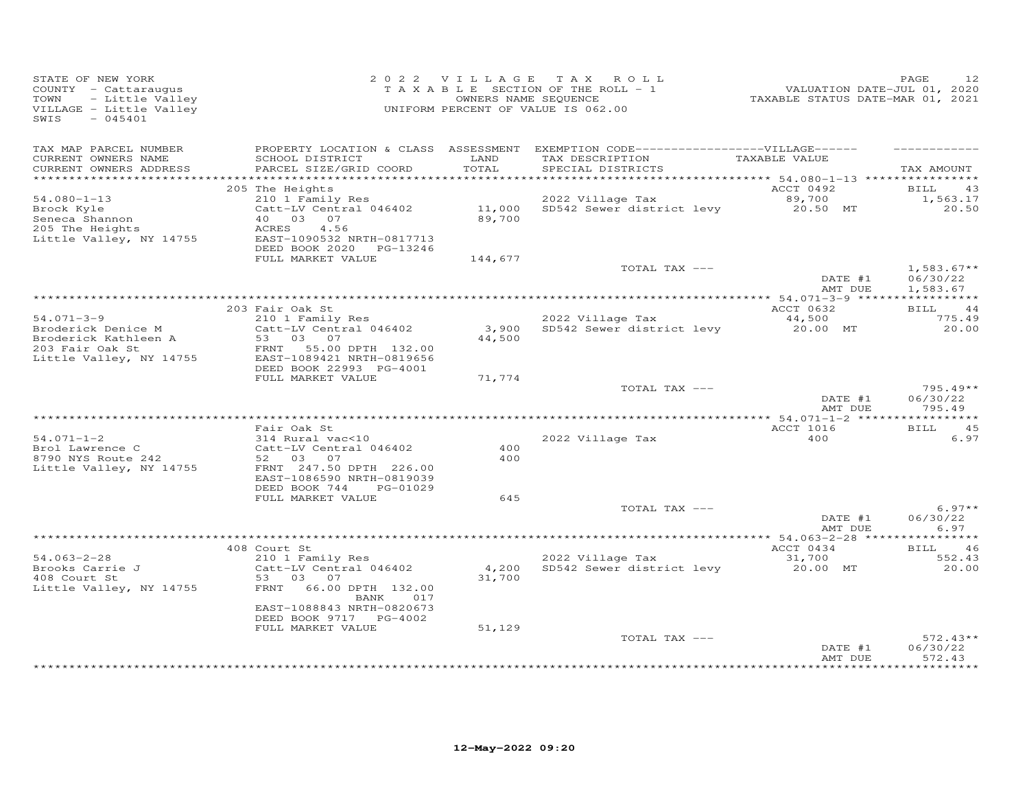STATE OF NEW YORK
COUNTY - Cattaraugus
TOWN - Little Valley
VILLAGE - Little Valley
SWIS - 045401

2022 VILLAGE TAX ROLL
TAXABLE SECTION OF THE ROLL - 1
OWNERS NAME SEQUENCE
UNIFORM PERCENT OF VALUE IS 062.00

VALUATION DATE-JUL 01, 2020
TAXABLE STATUS DATE-MAR 01, 2021

| TAX MAP PARCEL NUMBER / CURRENT OWNERS NAME / CURRENT OWNERS ADDRESS | PROPERTY LOCATION & CLASS / SCHOOL DISTRICT / PARCEL SIZE/GRID COORD | ASSESSMENT LAND / TOTAL | EXEMPTION CODE / TAX DESCRIPTION / SPECIAL DISTRICTS | VILLAGE TAXABLE VALUE | TAX AMOUNT |
|---|---|---|---|---|---|
| 54.080-1-13 | 205 The Heights | | | ACCT 0492 | BILL 43 |
| Brock Kyle | 210 1 Family Res | | 2022 Village Tax | 89,700 | 1,563.17 |
| Seneca Shannon | Catt-LV Central 046402 | 11,000 | SD542 Sewer district levy | 20.50 MT | 20.50 |
| 205 The Heights | 40 03 07 | 89,700 | | | |
| Little Valley, NY 14755 | ACRES 4.56 | | | | |
| | EAST-1090532 NRTH-0817713 | | | | |
| | DEED BOOK 2020 PG-13246 | | | | |
| | FULL MARKET VALUE | 144,677 | | | |
| | | | TOTAL TAX --- | | 1,583.67** |
| | | | | DATE #1 | 06/30/22 |
| | | | | AMT DUE | 1,583.67 |
| 54.071-3-9 | 203 Fair Oak St | | | ACCT 0632 | BILL 44 |
| Broderick Denice M | 210 1 Family Res | | 2022 Village Tax | 44,500 | 775.49 |
| Broderick Kathleen A | Catt-LV Central 046402 | 3,900 | SD542 Sewer district levy | 20.00 MT | 20.00 |
| 203 Fair Oak St | 53 03 07 | 44,500 | | | |
| Little Valley, NY 14755 | FRNT 55.00 DPTH 132.00 | | | | |
| | EAST-1089421 NRTH-0819656 | | | | |
| | DEED BOOK 22993 PG-4001 | | | | |
| | FULL MARKET VALUE | 71,774 | | | |
| | | | TOTAL TAX --- | | 795.49** |
| | | | | DATE #1 | 06/30/22 |
| | | | | AMT DUE | 795.49 |
| 54.071-1-2 | Fair Oak St | | | ACCT 1016 | BILL 45 |
| Brol Lawrence C | 314 Rural vac<10 | | 2022 Village Tax | 400 | 6.97 |
| 8790 NYS Route 242 | Catt-LV Central 046402 | 400 | | | |
| Little Valley, NY 14755 | 52 03 07 | 400 | | | |
| | FRNT 247.50 DPTH 226.00 | | | | |
| | EAST-1086590 NRTH-0819039 | | | | |
| | DEED BOOK 744 PG-01029 | | | | |
| | FULL MARKET VALUE | 645 | | | |
| | | | TOTAL TAX --- | | 6.97** |
| | | | | DATE #1 | 06/30/22 |
| | | | | AMT DUE | 6.97 |
| 54.063-2-28 | 408 Court St | | | ACCT 0434 | BILL 46 |
| Brooks Carrie J | 210 1 Family Res | | 2022 Village Tax | 31,700 | 552.43 |
| 408 Court St | Catt-LV Central 046402 | 4,200 | SD542 Sewer district levy | 20.00 MT | 20.00 |
| Little Valley, NY 14755 | 53 03 07 | 31,700 | | | |
| | FRNT 66.00 DPTH 132.00 | | | | |
| | BANK 017 | | | | |
| | EAST-1088843 NRTH-0820673 | | | | |
| | DEED BOOK 9717 PG-4002 | | | | |
| | FULL MARKET VALUE | 51,129 | | | |
| | | | TOTAL TAX --- | | 572.43** |
| | | | | DATE #1 | 06/30/22 |
| | | | | AMT DUE | 572.43 |

12-May-2022 09:20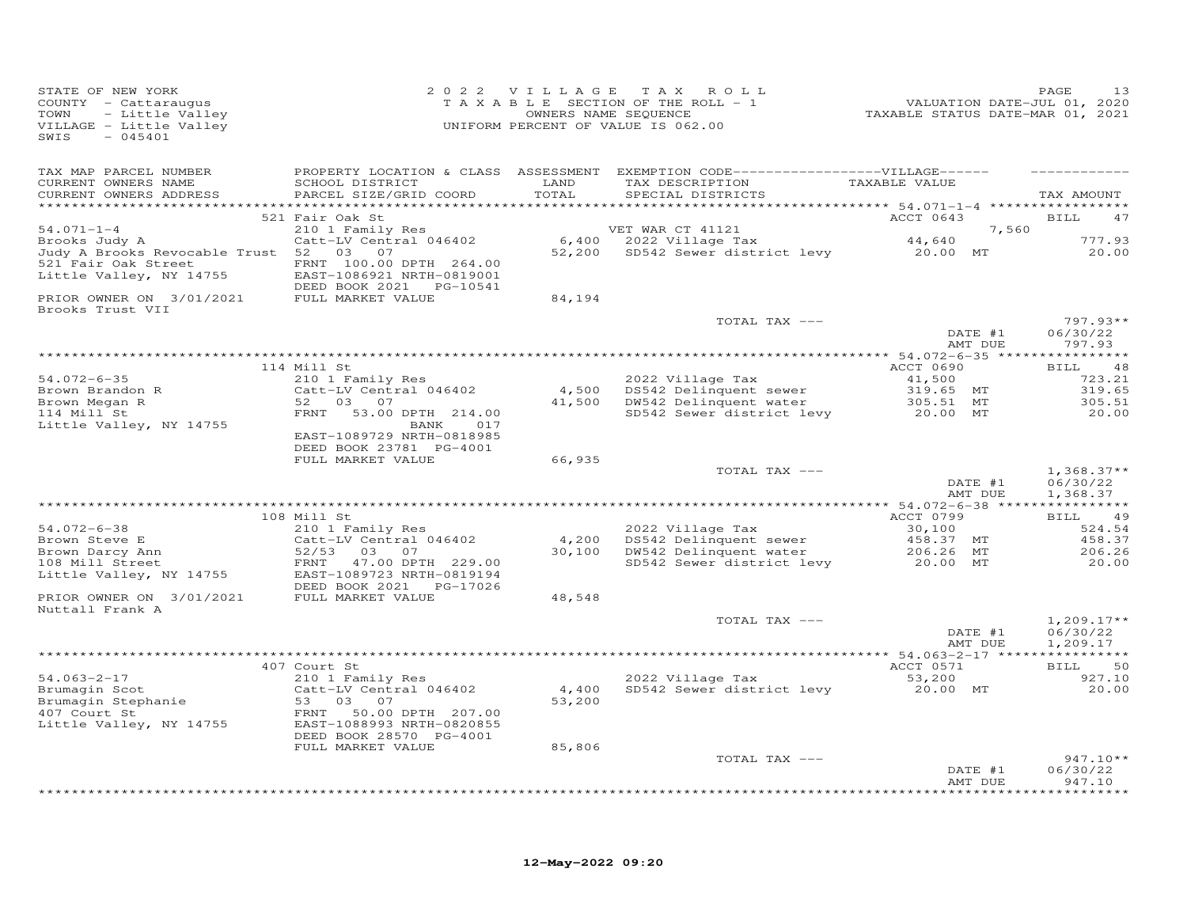STATE OF NEW YORK
COUNTY - Cattaraugus
TOWN - Little Valley
VILLAGE - Little Valley
SWIS - 045401

2022 VILLAGE TAX ROLL
TAXABLE SECTION OF THE ROLL - 1
OWNERS NAME SEQUENCE
UNIFORM PERCENT OF VALUE IS 062.00

VALUATION DATE-JUL 01, 2020
TAXABLE STATUS DATE-MAR 01, 2021

| TAX MAP PARCEL NUMBER / CURRENT OWNERS NAME / CURRENT OWNERS ADDRESS | PROPERTY LOCATION & CLASS / SCHOOL DISTRICT / PARCEL SIZE/GRID COORD | ASSESSMENT LAND / TOTAL | EXEMPTION CODE / TAX DESCRIPTION / SPECIAL DISTRICTS | VILLAGE TAXABLE VALUE | TAX AMOUNT |
|---|---|---|---|---|---|
| 54.071-1-4 | 521 Fair Oak St | | | ACCT 0643 | BILL 47 |
| 54.071-1-4 | 210 1 Family Res | | VET WAR CT 41121 | 7,560 | |
| Brooks Judy A | Catt-LV Central 046402 | 6,400 | 2022 Village Tax | 44,640 | 777.93 |
| Judy A Brooks Revocable Trust | 52 03 07 | 52,200 | SD542 Sewer district levy | 20.00 MT | 20.00 |
| 521 Fair Oak Street | FRNT 100.00 DPTH 264.00 | | | | |
| Little Valley, NY 14755 | EAST-1086921 NRTH-0819001 | | | | |
| | DEED BOOK 2021 PG-10541 | | | | |
| PRIOR OWNER ON 3/01/2021 | FULL MARKET VALUE | 84,194 | | | |
| Brooks Trust VII | | | | | |
| | | | TOTAL TAX --- | | 797.93** |
| | | | | DATE #1 | 06/30/22 |
| | | | | AMT DUE | 797.93 |
| 54.072-6-35 | 114 Mill St | | | ACCT 0690 | BILL 48 |
| 54.072-6-35 | 210 1 Family Res | | 2022 Village Tax | 41,500 | 723.21 |
| Brown Brandon R | Catt-LV Central 046402 | 4,500 | DS542 Delinquent sewer | 319.65 MT | 319.65 |
| Brown Megan R | 52 03 07 | 41,500 | DW542 Delinquent water | 305.51 MT | 305.51 |
| 114 Mill St | FRNT 53.00 DPTH 214.00 | | SD542 Sewer district levy | 20.00 MT | 20.00 |
| Little Valley, NY 14755 | BANK 017 | | | | |
| | EAST-1089729 NRTH-0818985 | | | | |
| | DEED BOOK 23781 PG-4001 | | | | |
| | FULL MARKET VALUE | 66,935 | | | |
| | | | TOTAL TAX --- | | 1,368.37** |
| | | | | DATE #1 | 06/30/22 |
| | | | | AMT DUE | 1,368.37 |
| 54.072-6-38 | 108 Mill St | | | ACCT 0799 | BILL 49 |
| 54.072-6-38 | 210 1 Family Res | | 2022 Village Tax | 30,100 | 524.54 |
| Brown Steve E | Catt-LV Central 046402 | 4,200 | DS542 Delinquent sewer | 458.37 MT | 458.37 |
| Brown Darcy Ann | 52/53 03 07 | 30,100 | DW542 Delinquent water | 206.26 MT | 206.26 |
| 108 Mill Street | FRNT 47.00 DPTH 229.00 | | SD542 Sewer district levy | 20.00 MT | 20.00 |
| Little Valley, NY 14755 | EAST-1089723 NRTH-0819194 | | | | |
| | DEED BOOK 2021 PG-17026 | | | | |
| PRIOR OWNER ON 3/01/2021 | FULL MARKET VALUE | 48,548 | | | |
| Nuttall Frank A | | | | | |
| | | | TOTAL TAX --- | | 1,209.17** |
| | | | | DATE #1 | 06/30/22 |
| | | | | AMT DUE | 1,209.17 |
| 54.063-2-17 | 407 Court St | | | ACCT 0571 | BILL 50 |
| 54.063-2-17 | 210 1 Family Res | | 2022 Village Tax | 53,200 | 927.10 |
| Brumagin Scot | Catt-LV Central 046402 | 4,400 | SD542 Sewer district levy | 20.00 MT | 20.00 |
| Brumagin Stephanie | 53 03 07 | 53,200 | | | |
| 407 Court St | FRNT 50.00 DPTH 207.00 | | | | |
| Little Valley, NY 14755 | EAST-1088993 NRTH-0820855 | | | | |
| | DEED BOOK 28570 PG-4001 | | | | |
| | FULL MARKET VALUE | 85,806 | | | |
| | | | TOTAL TAX --- | | 947.10** |
| | | | | DATE #1 | 06/30/22 |
| | | | | AMT DUE | 947.10 |

12-May-2022 09:20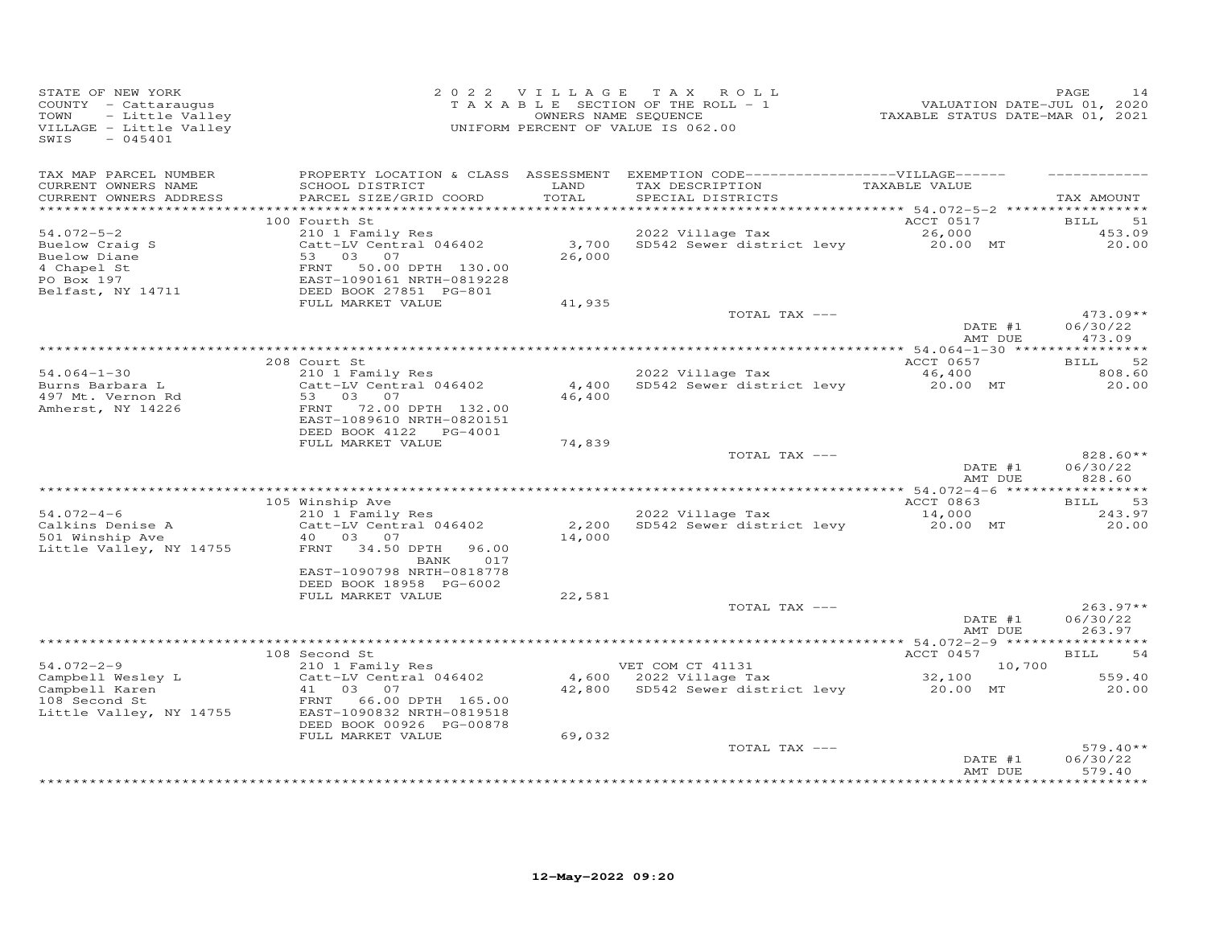STATE OF NEW YORK
COUNTY - Cattaraugus
TOWN - Little Valley
VILLAGE - Little Valley
SWIS - 045401

2022 VILLAGE TAX ROLL
TAXABLE SECTION OF THE ROLL - 1
OWNERS NAME SEQUENCE
UNIFORM PERCENT OF VALUE IS 062.00

VALUATION DATE-JUL 01, 2020
TAXABLE STATUS DATE-MAR 01, 2021

| TAX MAP PARCEL NUMBER / CURRENT OWNERS NAME / CURRENT OWNERS ADDRESS | PROPERTY LOCATION & CLASS / SCHOOL DISTRICT / PARCEL SIZE/GRID COORD | ASSESSMENT LAND / TOTAL | EXEMPTION CODE-----VILLAGE----- / TAX DESCRIPTION / SPECIAL DISTRICTS | TAXABLE VALUE | TAX AMOUNT |
|---|---|---|---|---|---|
| 54.072-5-2 | 100 Fourth St | | | ACCT 0517 | BILL 51 |
| Buelow Craig S | 210 1 Family Res | | 2022 Village Tax | 26,000 | 453.09 |
| Buelow Diane | Catt-LV Central 046402 | 3,700 | SD542 Sewer district levy | 20.00 MT | 20.00 |
| 4 Chapel St | 53 03 07 | 26,000 | | | |
| PO Box 197 | FRNT 50.00 DPTH 130.00 | | | | |
| Belfast, NY 14711 | EAST-1090161 NRTH-0819228 | | | | |
| | DEED BOOK 27851 PG-801 | | | | |
| | FULL MARKET VALUE | 41,935 | | | |
| | | | TOTAL TAX --- | | 473.09** |
| | | | | DATE #1 | 06/30/22 |
| | | | | AMT DUE | 473.09 |
| 54.064-1-30 | 208 Court St | | | ACCT 0657 | BILL 52 |
| Burns Barbara L | 210 1 Family Res | | 2022 Village Tax | 46,400 | 808.60 |
| 497 Mt. Vernon Rd | Catt-LV Central 046402 | 4,400 | SD542 Sewer district levy | 20.00 MT | 20.00 |
| Amherst, NY 14226 | 53 03 07 | 46,400 | | | |
| | FRNT 72.00 DPTH 132.00 | | | | |
| | EAST-1089610 NRTH-0820151 | | | | |
| | DEED BOOK 4122 PG-4001 | | | | |
| | FULL MARKET VALUE | 74,839 | | | |
| | | | TOTAL TAX --- | | 828.60** |
| | | | | DATE #1 | 06/30/22 |
| | | | | AMT DUE | 828.60 |
| 54.072-4-6 | 105 Winship Ave | | | ACCT 0863 | BILL 53 |
| Calkins Denise A | 210 1 Family Res | | 2022 Village Tax | 14,000 | 243.97 |
| 501 Winship Ave | Catt-LV Central 046402 | 2,200 | SD542 Sewer district levy | 20.00 MT | 20.00 |
| Little Valley, NY 14755 | 40 03 07 | 14,000 | | | |
| | FRNT 34.50 DPTH 96.00 | | | | |
| | BANK 017 | | | | |
| | EAST-1090798 NRTH-0818778 | | | | |
| | DEED BOOK 18958 PG-6002 | | | | |
| | FULL MARKET VALUE | 22,581 | | | |
| | | | TOTAL TAX --- | | 263.97** |
| | | | | DATE #1 | 06/30/22 |
| | | | | AMT DUE | 263.97 |
| 54.072-2-9 | 108 Second St | | | ACCT 0457 | BILL 54 |
| Campbell Wesley L | 210 1 Family Res | | VET COM CT 41131 | 10,700 | |
| Campbell Karen | Catt-LV Central 046402 | 4,600 | 2022 Village Tax | 32,100 | 559.40 |
| 108 Second St | 41 03 07 | 42,800 | SD542 Sewer district levy | 20.00 MT | 20.00 |
| Little Valley, NY 14755 | FRNT 66.00 DPTH 165.00 | | | | |
| | EAST-1090832 NRTH-0819518 | | | | |
| | DEED BOOK 00926 PG-00878 | | | | |
| | FULL MARKET VALUE | 69,032 | | | |
| | | | TOTAL TAX --- | | 579.40** |
| | | | | DATE #1 | 06/30/22 |
| | | | | AMT DUE | 579.40 |

12-May-2022 09:20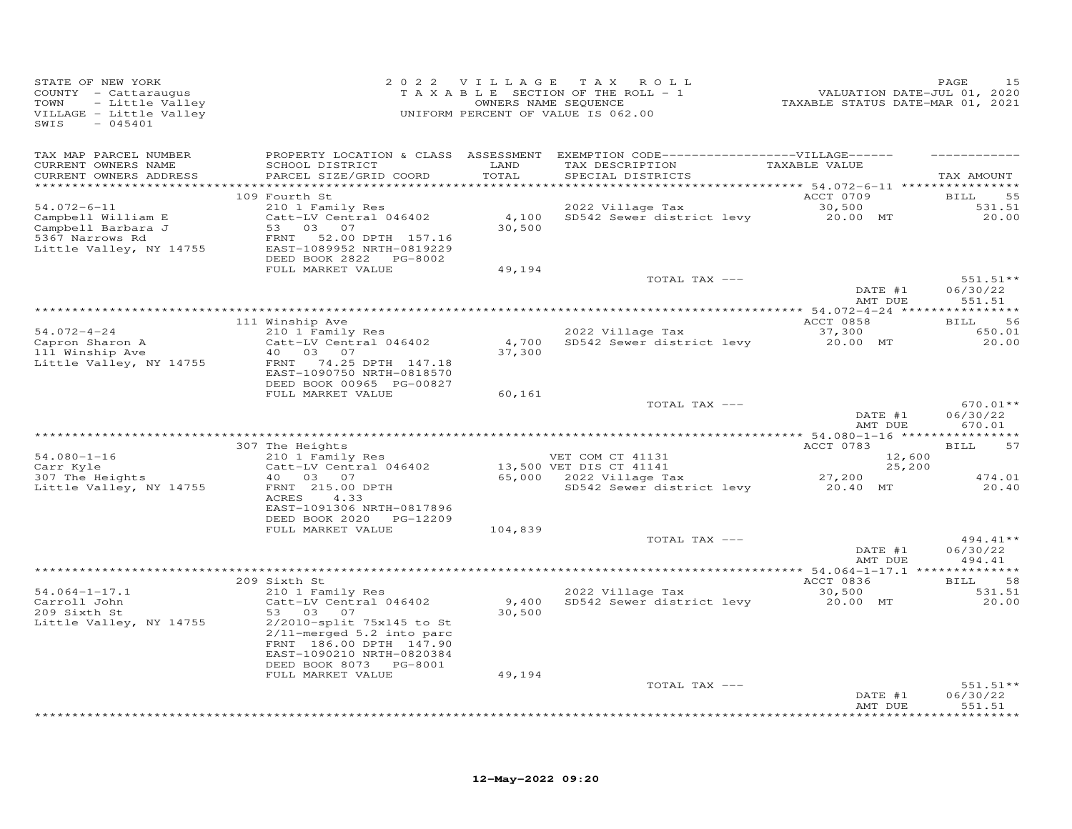STATE OF NEW YORK
COUNTY - Cattaraugus
TOWN - Little Valley
VILLAGE - Little Valley
SWIS - 045401

2022 VILLAGE TAX ROLL
TAXABLE SECTION OF THE ROLL - 1
OWNERS NAME SEQUENCE
UNIFORM PERCENT OF VALUE IS 062.00

VALUATION DATE-JUL 01, 2020
TAXABLE STATUS DATE-MAR 01, 2021

| TAX MAP PARCEL NUMBER / CURRENT OWNERS NAME / CURRENT OWNERS ADDRESS | PROPERTY LOCATION & CLASS / SCHOOL DISTRICT / PARCEL SIZE/GRID COORD | ASSESSMENT LAND / TOTAL | EXEMPTION CODE / TAX DESCRIPTION / SPECIAL DISTRICTS | TAXABLE VALUE | TAX AMOUNT |
|---|---|---|---|---|---|
| **54.072-6-11** | 109 Fourth St | | | ACCT 0709 | BILL 55 |
| Campbell William E | 210 1 Family Res | | 2022 Village Tax | 30,500 | 531.51 |
| Campbell Barbara J | Catt-LV Central 046402 | 4,100 | SD542 Sewer district levy | 20.00 MT | 20.00 |
| 5367 Narrows Rd | 53 03 07 | 30,500 | | | |
| Little Valley, NY 14755 | FRNT 52.00 DPTH 157.16 | | | | |
| | EAST-1089952 NRTH-0819229 | | | | |
| | DEED BOOK 2822 PG-8002 | | | | |
| | FULL MARKET VALUE | 49,194 | | | |
| | | | TOTAL TAX --- | | 551.51** |
| | | | | DATE #1 | 06/30/22 |
| | | | | AMT DUE | 551.51 |
| **54.072-4-24** | 111 Winship Ave | | | ACCT 0858 | BILL 56 |
| Capron Sharon A | 210 1 Family Res | | 2022 Village Tax | 37,300 | 650.01 |
| 111 Winship Ave | Catt-LV Central 046402 | 4,700 | SD542 Sewer district levy | 20.00 MT | 20.00 |
| Little Valley, NY 14755 | 40 03 07 | 37,300 | | | |
| | FRNT 74.25 DPTH 147.18 | | | | |
| | EAST-1090750 NRTH-0818570 | | | | |
| | DEED BOOK 00965 PG-00827 | | | | |
| | FULL MARKET VALUE | 60,161 | | | |
| | | | TOTAL TAX --- | | 670.01** |
| | | | | DATE #1 | 06/30/22 |
| | | | | AMT DUE | 670.01 |
| **54.080-1-16** | 307 The Heights | | | ACCT 0783 | BILL 57 |
| Carr Kyle | 210 1 Family Res | | VET COM CT 41131 | 12,600 | |
| 307 The Heights | Catt-LV Central 046402 | 13,500 | VET DIS CT 41141 | 25,200 | |
| Little Valley, NY 14755 | 40 03 07 | 65,000 | 2022 Village Tax | 27,200 | 474.01 |
| | FRNT 215.00 DPTH | | SD542 Sewer district levy | 20.40 MT | 20.40 |
| | ACRES 4.33 | | | | |
| | EAST-1091306 NRTH-0817896 | | | | |
| | DEED BOOK 2020 PG-12209 | | | | |
| | FULL MARKET VALUE | 104,839 | | | |
| | | | TOTAL TAX --- | | 494.41** |
| | | | | DATE #1 | 06/30/22 |
| | | | | AMT DUE | 494.41 |
| **54.064-1-17.1** | 209 Sixth St | | | ACCT 0836 | BILL 58 |
| Carroll John | 210 1 Family Res | | 2022 Village Tax | 30,500 | 531.51 |
| 209 Sixth St | Catt-LV Central 046402 | 9,400 | SD542 Sewer district levy | 20.00 MT | 20.00 |
| Little Valley, NY 14755 | 53 03 07 | 30,500 | | | |
| | 2/2010-split 75x145 to St | | | | |
| | 2/11-merged 5.2 into parc | | | | |
| | FRNT 186.00 DPTH 147.90 | | | | |
| | EAST-1090210 NRTH-0820384 | | | | |
| | DEED BOOK 8073 PG-8001 | | | | |
| | FULL MARKET VALUE | 49,194 | | | |
| | | | TOTAL TAX --- | | 551.51** |
| | | | | DATE #1 | 06/30/22 |
| | | | | AMT DUE | 551.51 |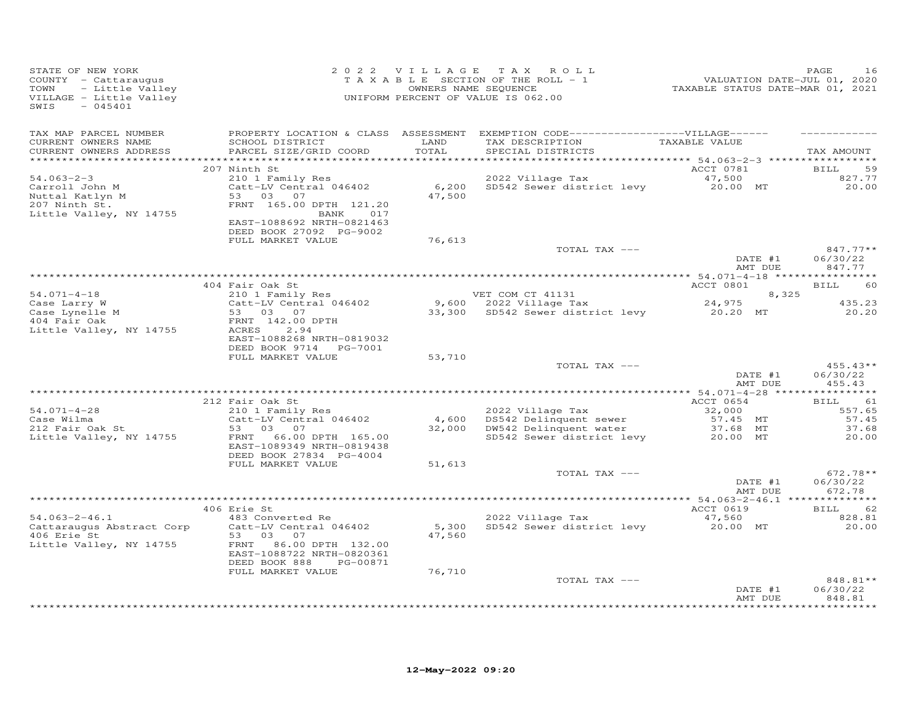STATE OF NEW YORK
COUNTY - Cattaraugus
TOWN - Little Valley
VILLAGE - Little Valley
SWIS - 045401

2022 VILLAGE TAX ROLL
TAXABLE SECTION OF THE ROLL - 1
OWNERS NAME SEQUENCE
UNIFORM PERCENT OF VALUE IS 062.00

VALUATION DATE-JUL 01, 2020
TAXABLE STATUS DATE-MAR 01, 2021

| TAX MAP PARCEL NUMBER / CURRENT OWNERS NAME / CURRENT OWNERS ADDRESS | PROPERTY LOCATION & CLASS / SCHOOL DISTRICT / PARCEL SIZE/GRID COORD | ASSESSMENT LAND / TOTAL | EXEMPTION CODE / TAX DESCRIPTION / SPECIAL DISTRICTS | TAXABLE VALUE | TAX AMOUNT |
|---|---|---|---|---|---|
| **54.063-2-3** | 207 Ninth St | | | ACCT 0781 | BILL 59 |
| | 210 1 Family Res | | 2022 Village Tax | 47,500 | 827.77 |
| Carroll John M | Catt-LV Central 046402 | 6,200 | SD542 Sewer district levy | 20.00 MT | 20.00 |
| Nuttal Katlyn M | 53 03 07 | 47,500 | | | |
| 207 Ninth St. | FRNT 165.00 DPTH 121.20 | | | | |
| Little Valley, NY 14755 | BANK 017 | | | | |
| | EAST-1088692 NRTH-0821463 | | | | |
| | DEED BOOK 27092 PG-9002 | | | | |
| | FULL MARKET VALUE | 76,613 | | | |
| | | | TOTAL TAX --- | | 847.77** |
| | | | | DATE #1 | 06/30/22 |
| | | | | AMT DUE | 847.77 |
| **54.071-4-18** | 404 Fair Oak St | | | ACCT 0801 | BILL 60 |
| | 210 1 Family Res | | VET COM CT 41131 | 8,325 | |
| Case Larry W | Catt-LV Central 046402 | 9,600 | 2022 Village Tax | 24,975 | 435.23 |
| Case Lynelle M | 53 03 07 | 33,300 | SD542 Sewer district levy | 20.20 MT | 20.20 |
| 404 Fair Oak | FRNT 142.00 DPTH | | | | |
| Little Valley, NY 14755 | ACRES 2.94 | | | | |
| | EAST-1088268 NRTH-0819032 | | | | |
| | DEED BOOK 9714 PG-7001 | | | | |
| | FULL MARKET VALUE | 53,710 | | | |
| | | | TOTAL TAX --- | | 455.43** |
| | | | | DATE #1 | 06/30/22 |
| | | | | AMT DUE | 455.43 |
| **54.071-4-28** | 212 Fair Oak St | | | ACCT 0654 | BILL 61 |
| | 210 1 Family Res | | 2022 Village Tax | 32,000 | 557.65 |
| Case Wilma | Catt-LV Central 046402 | 4,600 | DS542 Delinquent sewer | 57.45 MT | 57.45 |
| 212 Fair Oak St | 53 03 07 | 32,000 | DW542 Delinquent water | 37.68 MT | 37.68 |
| Little Valley, NY 14755 | FRNT 66.00 DPTH 165.00 | | SD542 Sewer district levy | 20.00 MT | 20.00 |
| | EAST-1089349 NRTH-0819438 | | | | |
| | DEED BOOK 27834 PG-4004 | | | | |
| | FULL MARKET VALUE | 51,613 | | | |
| | | | TOTAL TAX --- | | 672.78** |
| | | | | DATE #1 | 06/30/22 |
| | | | | AMT DUE | 672.78 |
| **54.063-2-46.1** | 406 Erie St | | | ACCT 0619 | BILL 62 |
| | 483 Converted Re | | 2022 Village Tax | 47,560 | 828.81 |
| Cattaraugus Abstract Corp | Catt-LV Central 046402 | 5,300 | SD542 Sewer district levy | 20.00 MT | 20.00 |
| 406 Erie St | 53 03 07 | 47,560 | | | |
| Little Valley, NY 14755 | FRNT 86.00 DPTH 132.00 | | | | |
| | EAST-1088722 NRTH-0820361 | | | | |
| | DEED BOOK 888 PG-00871 | | | | |
| | FULL MARKET VALUE | 76,710 | | | |
| | | | TOTAL TAX --- | | 848.81** |
| | | | | DATE #1 | 06/30/22 |
| | | | | AMT DUE | 848.81 |

12-May-2022 09:20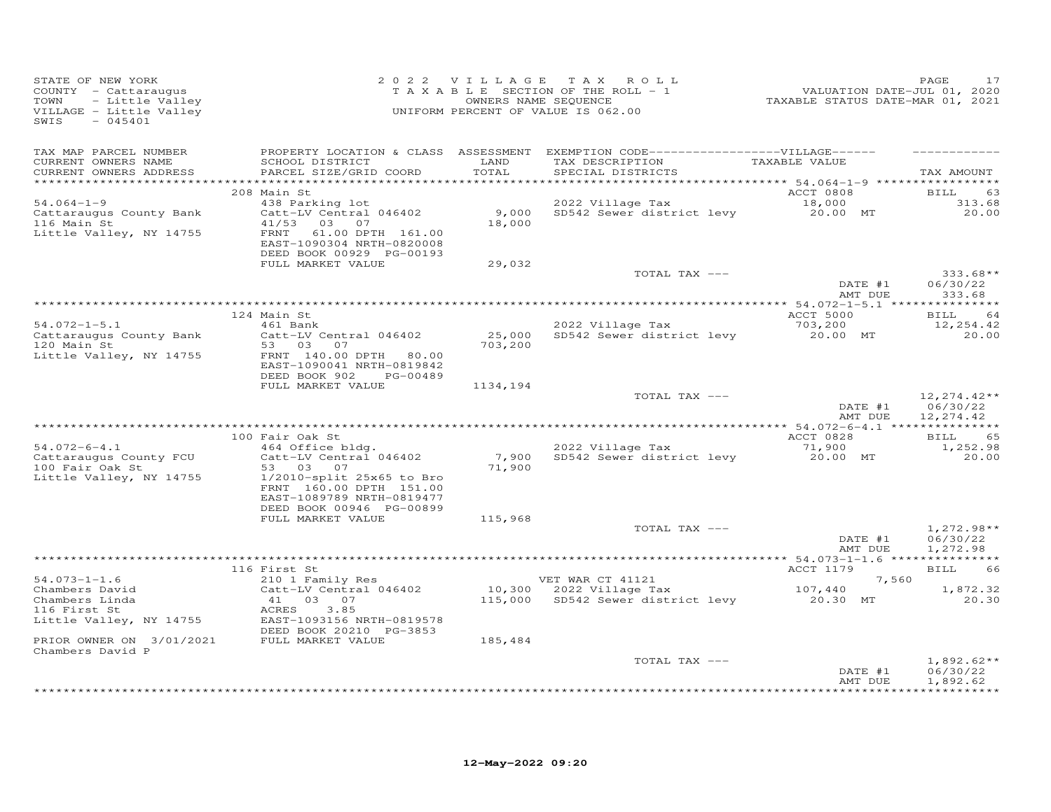STATE OF NEW YORK
COUNTY - Cattaraugus
TOWN - Little Valley
VILLAGE - Little Valley
SWIS - 045401

2022 VILLAGE TAX ROLL
TAXABLE SECTION OF THE ROLL - 1
OWNERS NAME SEQUENCE
UNIFORM PERCENT OF VALUE IS 062.00

VALUATION DATE-JUL 01, 2020
TAXABLE STATUS DATE-MAR 01, 2021

| TAX MAP PARCEL NUMBER / CURRENT OWNERS NAME / CURRENT OWNERS ADDRESS | PROPERTY LOCATION & CLASS / SCHOOL DISTRICT / PARCEL SIZE/GRID COORD | ASSESSMENT LAND / TOTAL | EXEMPTION CODE / TAX DESCRIPTION / SPECIAL DISTRICTS | VILLAGE TAXABLE VALUE | TAX AMOUNT |
|---|---|---|---|---|---|
| | 208 Main St | | | ACCT 0808 | BILL 63 |
| 54.064-1-9 | 438 Parking lot | | 2022 Village Tax | 18,000 | 313.68 |
| Cattaraugus County Bank | Catt-LV Central 046402 | 9,000 | SD542 Sewer district levy | 20.00 MT | 20.00 |
| 116 Main St | 41/53 03 07 | 18,000 | | | |
| Little Valley, NY 14755 | FRNT 61.00 DPTH 161.00 | | | | |
| | EAST-1090304 NRTH-0820008 | | | | |
| | DEED BOOK 00929 PG-00193 | | | | |
| | FULL MARKET VALUE | 29,032 | | | |
| | | | TOTAL TAX --- | | 333.68** |
| | | | | DATE #1 | 06/30/22 |
| | | | | AMT DUE | 333.68 |
| | 124 Main St | | | ACCT 5000 | BILL 64 |
| 54.072-1-5.1 | 461 Bank | | 2022 Village Tax | 703,200 | 12,254.42 |
| Cattaraugus County Bank | Catt-LV Central 046402 | 25,000 | SD542 Sewer district levy | 20.00 MT | 20.00 |
| 120 Main St | 53 03 07 | 703,200 | | | |
| Little Valley, NY 14755 | FRNT 140.00 DPTH 80.00 | | | | |
| | EAST-1090041 NRTH-0819842 | | | | |
| | DEED BOOK 902 PG-00489 | | | | |
| | FULL MARKET VALUE | 1134,194 | | | |
| | | | TOTAL TAX --- | | 12,274.42** |
| | | | | DATE #1 | 06/30/22 |
| | | | | AMT DUE | 12,274.42 |
| | 100 Fair Oak St | | | ACCT 0828 | BILL 65 |
| 54.072-6-4.1 | 464 Office bldg. | | 2022 Village Tax | 71,900 | 1,252.98 |
| Cattaraugus County FCU | Catt-LV Central 046402 | 7,900 | SD542 Sewer district levy | 20.00 MT | 20.00 |
| 100 Fair Oak St | 53 03 07 | 71,900 | | | |
| Little Valley, NY 14755 | 1/2010-split 25x65 to Bro | | | | |
| | FRNT 160.00 DPTH 151.00 | | | | |
| | EAST-1089789 NRTH-0819477 | | | | |
| | DEED BOOK 00946 PG-00899 | | | | |
| | FULL MARKET VALUE | 115,968 | | | |
| | | | TOTAL TAX --- | | 1,272.98** |
| | | | | DATE #1 | 06/30/22 |
| | | | | AMT DUE | 1,272.98 |
| | 116 First St | | | ACCT 1179 | BILL 66 |
| 54.073-1-1.6 | 210 1 Family Res | | VET WAR CT 41121 | 7,560 | |
| Chambers David | Catt-LV Central 046402 | 10,300 | 2022 Village Tax | 107,440 | 1,872.32 |
| Chambers Linda | 41 03 07 | 115,000 | SD542 Sewer district levy | 20.30 MT | 20.30 |
| 116 First St | ACRES 3.85 | | | | |
| Little Valley, NY 14755 | EAST-1093156 NRTH-0819578 | | | | |
| | DEED BOOK 20210 PG-3853 | | | | |
| PRIOR OWNER ON 3/01/2021 | FULL MARKET VALUE | 185,484 | | | |
| Chambers David P | | | | | |
| | | | TOTAL TAX --- | | 1,892.62** |
| | | | | DATE #1 | 06/30/22 |
| | | | | AMT DUE | 1,892.62 |

12-May-2022 09:20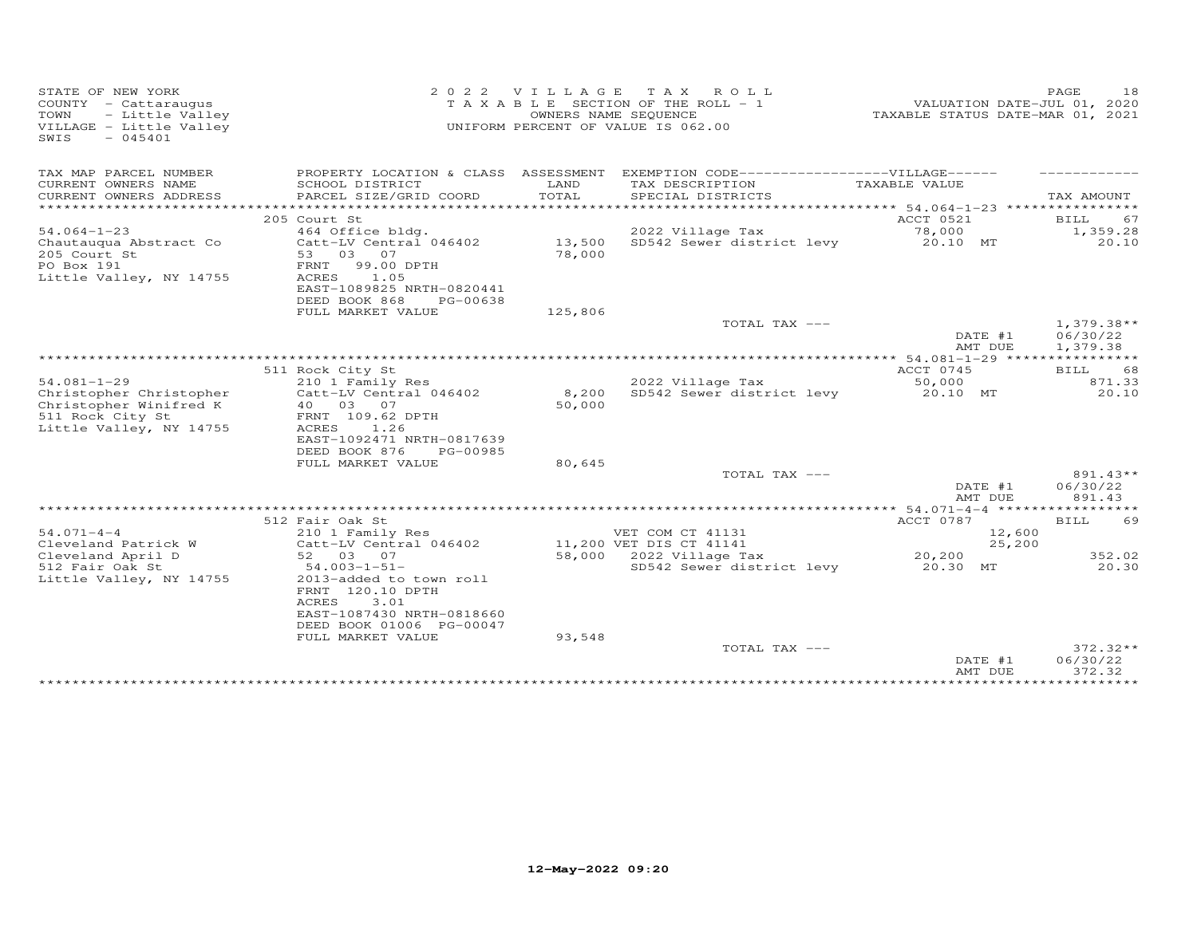STATE OF NEW YORK
COUNTY - Cattaraugus
TOWN - Little Valley
VILLAGE - Little Valley
SWIS - 045401

2 0 2 2 V I L L A G E T A X R O L L
T A X A B L E SECTION OF THE ROLL - 1
OWNERS NAME SEQUENCE
UNIFORM PERCENT OF VALUE IS 062.00

VALUATION DATE-JUL 01, 2020
TAXABLE STATUS DATE-MAR 01, 2021

| TAX MAP PARCEL NUMBER / CURRENT OWNERS NAME / CURRENT OWNERS ADDRESS | PROPERTY LOCATION & CLASS / SCHOOL DISTRICT / PARCEL SIZE/GRID COORD | ASSESSMENT LAND / TOTAL | EXEMPTION CODE / TAX DESCRIPTION / SPECIAL DISTRICTS | TAXABLE VALUE | TAX AMOUNT |
|---|---|---|---|---|---|
| | 205 Court St | | | ACCT 0521 | BILL 67 |
| 54.064-1-23 | 464 Office bldg. | | 2022 Village Tax | 78,000 | 1,359.28 |
| Chautauqua Abstract Co | Catt-LV Central 046402 | 13,500 | SD542 Sewer district levy | 20.10 MT | 20.10 |
| 205 Court St | 53 03 07 | 78,000 | | | |
| PO Box 191 | FRNT 99.00 DPTH | | | | |
| Little Valley, NY 14755 | ACRES 1.05 | | | | |
| | EAST-1089825 NRTH-0820441 | | | | |
| | DEED BOOK 868 PG-00638 | | | | |
| | FULL MARKET VALUE | 125,806 | | | |
| | | | TOTAL TAX --- | | 1,379.38** |
| | | | | DATE #1 | 06/30/22 |
| | | | | AMT DUE | 1,379.38 |
| | 511 Rock City St | | | ACCT 0745 | BILL 68 |
| 54.081-1-29 | 210 1 Family Res | | 2022 Village Tax | 50,000 | 871.33 |
| Christopher Christopher | Catt-LV Central 046402 | 8,200 | SD542 Sewer district levy | 20.10 MT | 20.10 |
| Christopher Winifred K | 40 03 07 | 50,000 | | | |
| 511 Rock City St | FRNT 109.62 DPTH | | | | |
| Little Valley, NY 14755 | ACRES 1.26 | | | | |
| | EAST-1092471 NRTH-0817639 | | | | |
| | DEED BOOK 876 PG-00985 | | | | |
| | FULL MARKET VALUE | 80,645 | | | |
| | | | TOTAL TAX --- | | 891.43** |
| | | | | DATE #1 | 06/30/22 |
| | | | | AMT DUE | 891.43 |
| | 512 Fair Oak St | | | ACCT 0787 | BILL 69 |
| 54.071-4-4 | 210 1 Family Res | | VET COM CT 41131 | 12,600 | |
| Cleveland Patrick W | Catt-LV Central 046402 | 11,200 | VET DIS CT 41141 | 25,200 | |
| Cleveland April D | 52 03 07 | 58,000 | 2022 Village Tax | 20,200 | 352.02 |
| 512 Fair Oak St | 54.003-1-51- | | SD542 Sewer district levy | 20.30 MT | 20.30 |
| Little Valley, NY 14755 | 2013-added to town roll | | | | |
| | FRNT 120.10 DPTH | | | | |
| | ACRES 3.01 | | | | |
| | EAST-1087430 NRTH-0818660 | | | | |
| | DEED BOOK 01006 PG-00047 | | | | |
| | FULL MARKET VALUE | 93,548 | | | |
| | | | TOTAL TAX --- | | 372.32** |
| | | | | DATE #1 | 06/30/22 |
| | | | | AMT DUE | 372.32 |

12-May-2022 09:20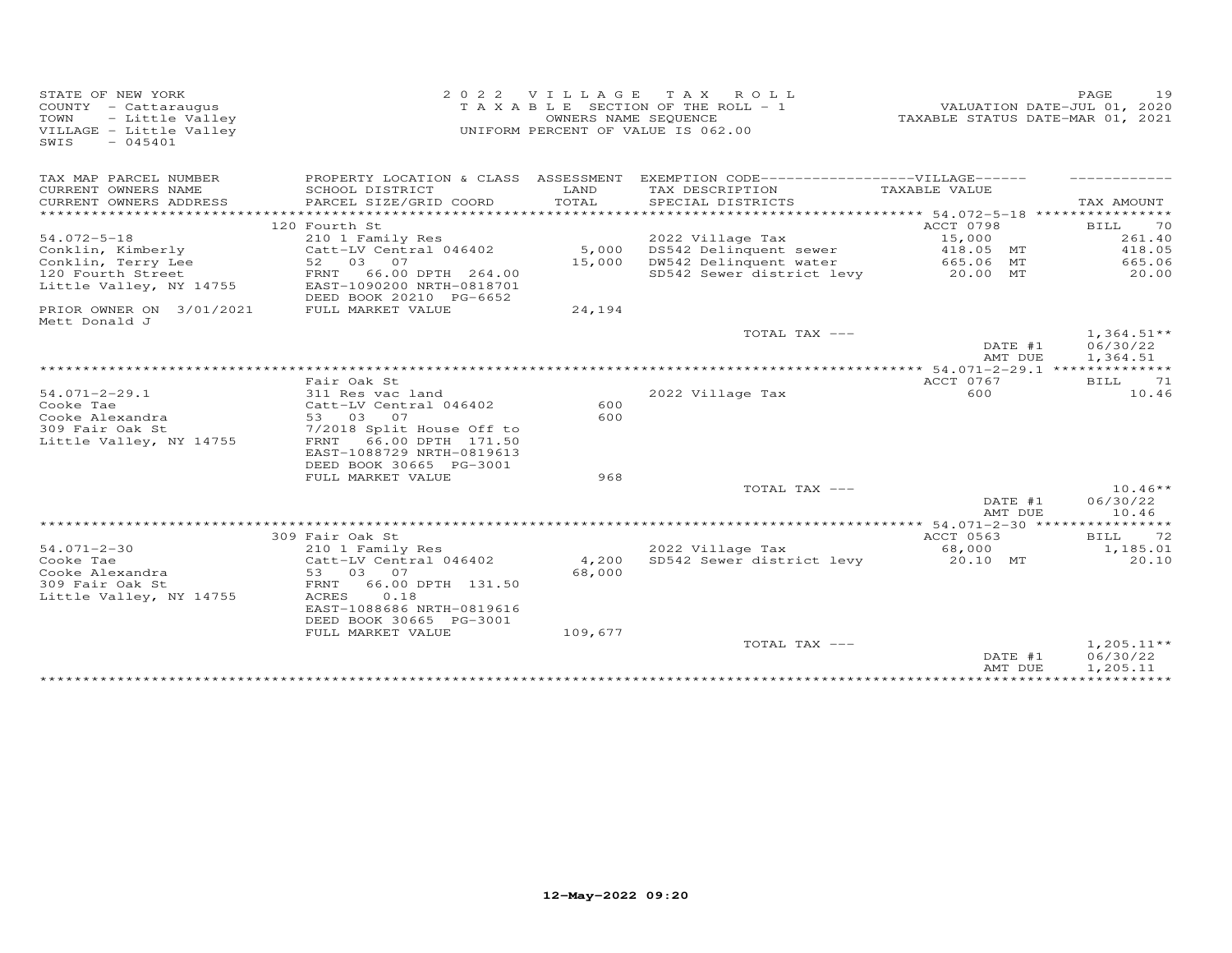STATE OF NEW YORK
COUNTY - Cattaraugus
TOWN - Little Valley
VILLAGE - Little Valley
SWIS - 045401

2022 VILLAGE TAX ROLL
TAXABLE SECTION OF THE ROLL - 1
OWNERS NAME SEQUENCE
UNIFORM PERCENT OF VALUE IS 062.00

VALUATION DATE-JUL 01, 2020
TAXABLE STATUS DATE-MAR 01, 2021

| TAX MAP PARCEL NUMBER / CURRENT OWNERS NAME / CURRENT OWNERS ADDRESS | PROPERTY LOCATION & CLASS / SCHOOL DISTRICT / PARCEL SIZE/GRID COORD | ASSESSMENT LAND / TOTAL | EXEMPTION CODE / TAX DESCRIPTION / SPECIAL DISTRICTS | VILLAGE TAXABLE VALUE | TAX AMOUNT |
|---|---|---|---|---|---|
| | 120 Fourth St | | | ACCT 0798 | BILL 70 |
| 54.072-5-18 | 210 1 Family Res | | 2022 Village Tax | 15,000 | 261.40 |
| Conklin, Kimberly | Catt-LV Central 046402 | 5,000 | DS542 Delinquent sewer | 418.05 MT | 418.05 |
| Conklin, Terry Lee | 52 03 07 | 15,000 | DW542 Delinquent water | 665.06 MT | 665.06 |
| 120 Fourth Street | FRNT 66.00 DPTH 264.00 | | SD542 Sewer district levy | 20.00 MT | 20.00 |
| Little Valley, NY 14755 | EAST-1090200 NRTH-0818701 | | | | |
| | DEED BOOK 20210 PG-6652 | | | | |
| PRIOR OWNER ON 3/01/2021 | FULL MARKET VALUE | 24,194 | | | |
| Mett Donald J | | | | | |
| | | | TOTAL TAX --- | | 1,364.51** |
| | | | | DATE #1 | 06/30/22 |
| | | | | AMT DUE | 1,364.51 |
| | Fair Oak St | | | ACCT 0767 | BILL 71 |
| 54.071-2-29.1 | 311 Res vac land | | 2022 Village Tax | 600 | 10.46 |
| Cooke Tae | Catt-LV Central 046402 | 600 | | | |
| Cooke Alexandra | 53 03 07 | 600 | | | |
| 309 Fair Oak St | 7/2018 Split House Off to | | | | |
| Little Valley, NY 14755 | FRNT 66.00 DPTH 171.50 | | | | |
| | EAST-1088729 NRTH-0819613 | | | | |
| | DEED BOOK 30665 PG-3001 | | | | |
| | FULL MARKET VALUE | 968 | | | |
| | | | TOTAL TAX --- | | 10.46** |
| | | | | DATE #1 | 06/30/22 |
| | | | | AMT DUE | 10.46 |
| | 309 Fair Oak St | | | ACCT 0563 | BILL 72 |
| 54.071-2-30 | 210 1 Family Res | | 2022 Village Tax | 68,000 | 1,185.01 |
| Cooke Tae | Catt-LV Central 046402 | 4,200 | SD542 Sewer district levy | 20.10 MT | 20.10 |
| Cooke Alexandra | 53 03 07 | 68,000 | | | |
| 309 Fair Oak St | FRNT 66.00 DPTH 131.50 | | | | |
| Little Valley, NY 14755 | ACRES 0.18 | | | | |
| | EAST-1088686 NRTH-0819616 | | | | |
| | DEED BOOK 30665 PG-3001 | | | | |
| | FULL MARKET VALUE | 109,677 | | | |
| | | | TOTAL TAX --- | | 1,205.11** |
| | | | | DATE #1 | 06/30/22 |
| | | | | AMT DUE | 1,205.11 |

12-May-2022 09:20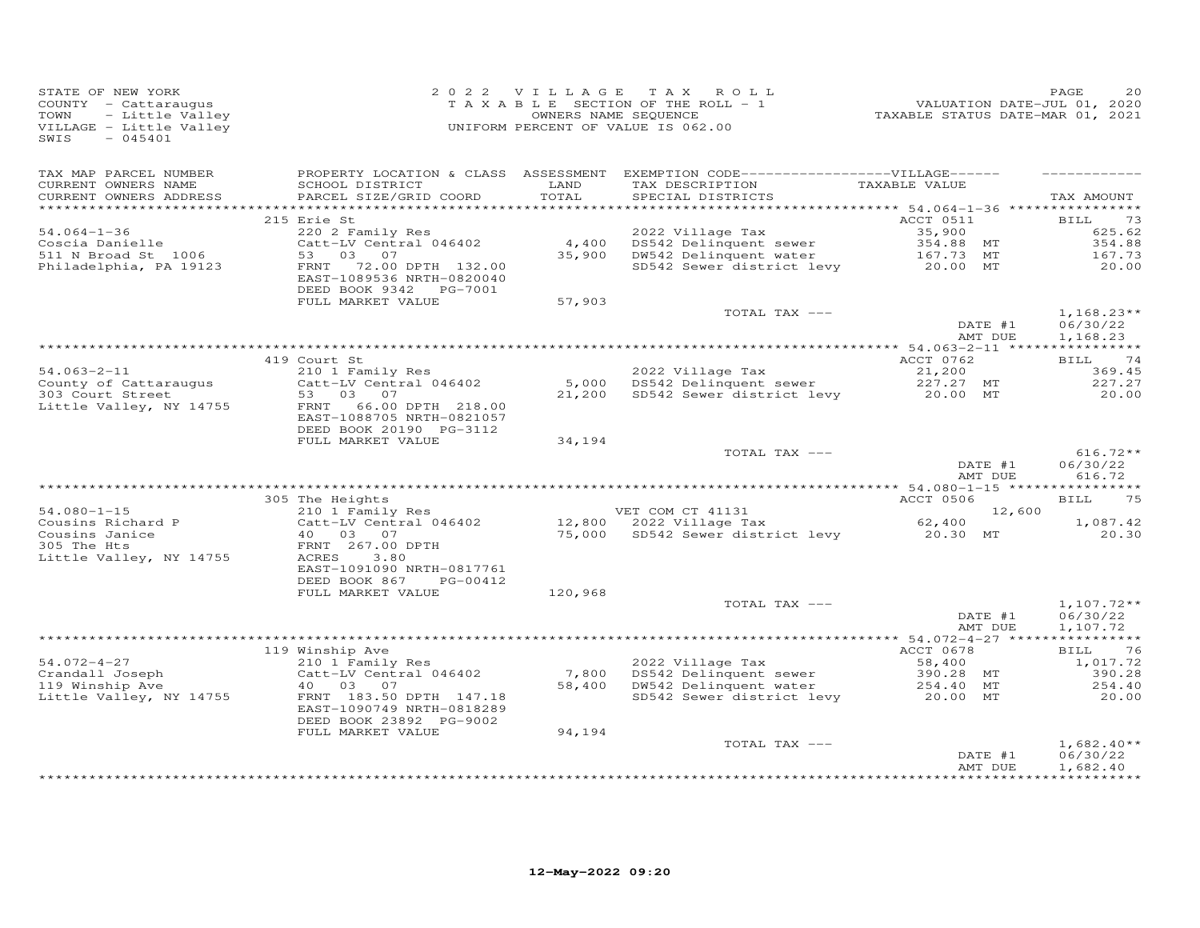STATE OF NEW YORK
COUNTY - Cattaraugus
TOWN - Little Valley
VILLAGE - Little Valley
SWIS - 045401

2 0 2 2 V I L L A G E T A X R O L L
T A X A B L E SECTION OF THE ROLL - 1
OWNERS NAME SEQUENCE
UNIFORM PERCENT OF VALUE IS 062.00

VALUATION DATE-JUL 01, 2020
TAXABLE STATUS DATE-MAR 01, 2021

| TAX MAP PARCEL NUMBER / CURRENT OWNERS NAME / CURRENT OWNERS ADDRESS | PROPERTY LOCATION & CLASS / SCHOOL DISTRICT / PARCEL SIZE/GRID COORD | ASSESSMENT LAND | TOTAL | EXEMPTION CODE / TAX DESCRIPTION / SPECIAL DISTRICTS | TAXABLE VALUE | TAX AMOUNT |
|---|---|---|---|---|---|---|
| 54.064-1-36 | 215 Erie St | | | | ACCT 0511 | BILL 73 |
| Coscia Danielle | 220 2 Family Res | | | 2022 Village Tax | 35,900 | 625.62 |
| 511 N Broad St 1006 | Catt-LV Central 046402 | 4,400 | | DS542 Delinquent sewer | 354.88 MT | 354.88 |
| Philadelphia, PA 19123 | 53 03 07 | | 35,900 | DW542 Delinquent water | 167.73 MT | 167.73 |
| | FRNT 72.00 DPTH 132.00 | | | SD542 Sewer district levy | 20.00 MT | 20.00 |
| | EAST-1089536 NRTH-0820040 | | | | | |
| | DEED BOOK 9342 PG-7001 | | | | | |
| | FULL MARKET VALUE | | 57,903 | | | |
| | | | | TOTAL TAX --- | | 1,168.23** |
| | | | | | DATE #1 | 06/30/22 |
| | | | | | AMT DUE | 1,168.23 |
| 54.063-2-11 | 419 Court St | | | | ACCT 0762 | BILL 74 |
| County of Cattaraugus | 210 1 Family Res | | | 2022 Village Tax | 21,200 | 369.45 |
| 303 Court Street | Catt-LV Central 046402 | 5,000 | | DS542 Delinquent sewer | 227.27 MT | 227.27 |
| Little Valley, NY 14755 | 53 03 07 | | 21,200 | SD542 Sewer district levy | 20.00 MT | 20.00 |
| | FRNT 66.00 DPTH 218.00 | | | | | |
| | EAST-1088705 NRTH-0821057 | | | | | |
| | DEED BOOK 20190 PG-3112 | | | | | |
| | FULL MARKET VALUE | | 34,194 | | | |
| | | | | TOTAL TAX --- | | 616.72** |
| | | | | | DATE #1 | 06/30/22 |
| | | | | | AMT DUE | 616.72 |
| 54.080-1-15 | 305 The Heights | | | | ACCT 0506 | BILL 75 |
| Cousins Richard P | 210 1 Family Res | | | VET COM CT 41131 | 12,600 | |
| Cousins Janice | Catt-LV Central 046402 | 12,800 | | 2022 Village Tax | 62,400 | 1,087.42 |
| 305 The Hts | 40 03 07 | | 75,000 | SD542 Sewer district levy | 20.30 MT | 20.30 |
| Little Valley, NY 14755 | FRNT 267.00 DPTH | | | | | |
| | ACRES 3.80 | | | | | |
| | EAST-1091090 NRTH-0817761 | | | | | |
| | DEED BOOK 867 PG-00412 | | | | | |
| | FULL MARKET VALUE | | 120,968 | | | |
| | | | | TOTAL TAX --- | | 1,107.72** |
| | | | | | DATE #1 | 06/30/22 |
| | | | | | AMT DUE | 1,107.72 |
| 54.072-4-27 | 119 Winship Ave | | | | ACCT 0678 | BILL 76 |
| Crandall Joseph | 210 1 Family Res | | | 2022 Village Tax | 58,400 | 1,017.72 |
| 119 Winship Ave | Catt-LV Central 046402 | 7,800 | | DS542 Delinquent sewer | 390.28 MT | 390.28 |
| Little Valley, NY 14755 | 40 03 07 | | 58,400 | DW542 Delinquent water | 254.40 MT | 254.40 |
| | FRNT 183.50 DPTH 147.18 | | | SD542 Sewer district levy | 20.00 MT | 20.00 |
| | EAST-1090749 NRTH-0818289 | | | | | |
| | DEED BOOK 23892 PG-9002 | | | | | |
| | FULL MARKET VALUE | | 94,194 | | | |
| | | | | TOTAL TAX --- | | 1,682.40** |
| | | | | | DATE #1 | 06/30/22 |
| | | | | | AMT DUE | 1,682.40 |

12-May-2022 09:20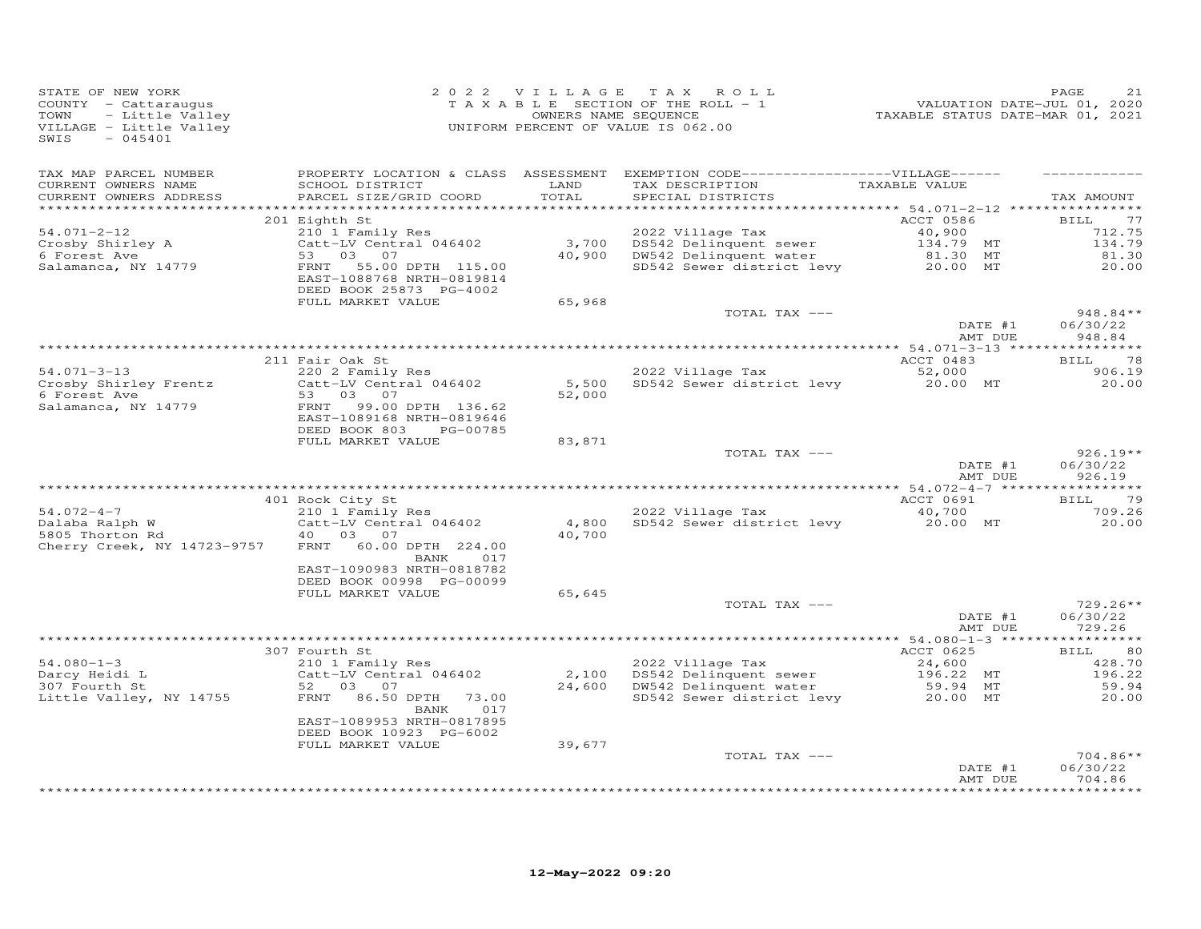STATE OF NEW YORK
COUNTY - Cattaraugus
TOWN - Little Valley
VILLAGE - Little Valley
SWIS - 045401

2022 VILLAGE TAX ROLL
TAXABLE SECTION OF THE ROLL - 1
OWNERS NAME SEQUENCE
UNIFORM PERCENT OF VALUE IS 062.00

VALUATION DATE-JUL 01, 2020
TAXABLE STATUS DATE-MAR 01, 2021

| TAX MAP PARCEL NUMBER / CURRENT OWNERS NAME / CURRENT OWNERS ADDRESS | PROPERTY LOCATION & CLASS / SCHOOL DISTRICT / PARCEL SIZE/GRID COORD | ASSESSMENT LAND / TOTAL | EXEMPTION CODE-VILLAGE / TAX DESCRIPTION / SPECIAL DISTRICTS | TAXABLE VALUE | TAX AMOUNT |
|---|---|---|---|---|---|
| | 201 Eighth St | | | ACCT 0586 | BILL 77 |
| 54.071-2-12 | 210 1 Family Res | | 2022 Village Tax | 40,900 | 712.75 |
| Crosby Shirley A | Catt-LV Central 046402 | 3,700 | DS542 Delinquent sewer | 134.79 MT | 134.79 |
| 6 Forest Ave | 53 03 07 | 40,900 | DW542 Delinquent water | 81.30 MT | 81.30 |
| Salamanca, NY 14779 | FRNT 55.00 DPTH 115.00 | | SD542 Sewer district levy | 20.00 MT | 20.00 |
| | EAST-1088768 NRTH-0819814 | | | | |
| | DEED BOOK 25873 PG-4002 | | | | |
| | FULL MARKET VALUE | 65,968 | | | |
| | | | TOTAL TAX --- | | 948.84** |
| | | | | DATE #1 | 06/30/22 |
| | | | | AMT DUE | 948.84 |
| | 211 Fair Oak St | | | ACCT 0483 | BILL 78 |
| 54.071-3-13 | 220 2 Family Res | | 2022 Village Tax | 52,000 | 906.19 |
| Crosby Shirley Frentz | Catt-LV Central 046402 | 5,500 | SD542 Sewer district levy | 20.00 MT | 20.00 |
| 6 Forest Ave | 53 03 07 | 52,000 | | | |
| Salamanca, NY 14779 | FRNT 99.00 DPTH 136.62 | | | | |
| | EAST-1089168 NRTH-0819646 | | | | |
| | DEED BOOK 803 PG-00785 | | | | |
| | FULL MARKET VALUE | 83,871 | | | |
| | | | TOTAL TAX --- | | 926.19** |
| | | | | DATE #1 | 06/30/22 |
| | | | | AMT DUE | 926.19 |
| | 401 Rock City St | | | ACCT 0691 | BILL 79 |
| 54.072-4-7 | 210 1 Family Res | | 2022 Village Tax | 40,700 | 709.26 |
| Dalaba Ralph W | Catt-LV Central 046402 | 4,800 | SD542 Sewer district levy | 20.00 MT | 20.00 |
| 5805 Thorton Rd | 40 03 07 | 40,700 | | | |
| Cherry Creek, NY 14723-9757 | FRNT 60.00 DPTH 224.00 | | | | |
| | BANK 017 | | | | |
| | EAST-1090983 NRTH-0818782 | | | | |
| | DEED BOOK 00998 PG-00099 | | | | |
| | FULL MARKET VALUE | 65,645 | | | |
| | | | TOTAL TAX --- | | 729.26** |
| | | | | DATE #1 | 06/30/22 |
| | | | | AMT DUE | 729.26 |
| | 307 Fourth St | | | ACCT 0625 | BILL 80 |
| 54.080-1-3 | 210 1 Family Res | | 2022 Village Tax | 24,600 | 428.70 |
| Darcy Heidi L | Catt-LV Central 046402 | 2,100 | DS542 Delinquent sewer | 196.22 MT | 196.22 |
| 307 Fourth St | 52 03 07 | 24,600 | DW542 Delinquent water | 59.94 MT | 59.94 |
| Little Valley, NY 14755 | FRNT 86.50 DPTH 73.00 | | SD542 Sewer district levy | 20.00 MT | 20.00 |
| | BANK 017 | | | | |
| | EAST-1089953 NRTH-0817895 | | | | |
| | DEED BOOK 10923 PG-6002 | | | | |
| | FULL MARKET VALUE | 39,677 | | | |
| | | | TOTAL TAX --- | | 704.86** |
| | | | | DATE #1 | 06/30/22 |
| | | | | AMT DUE | 704.86 |

12-May-2022 09:20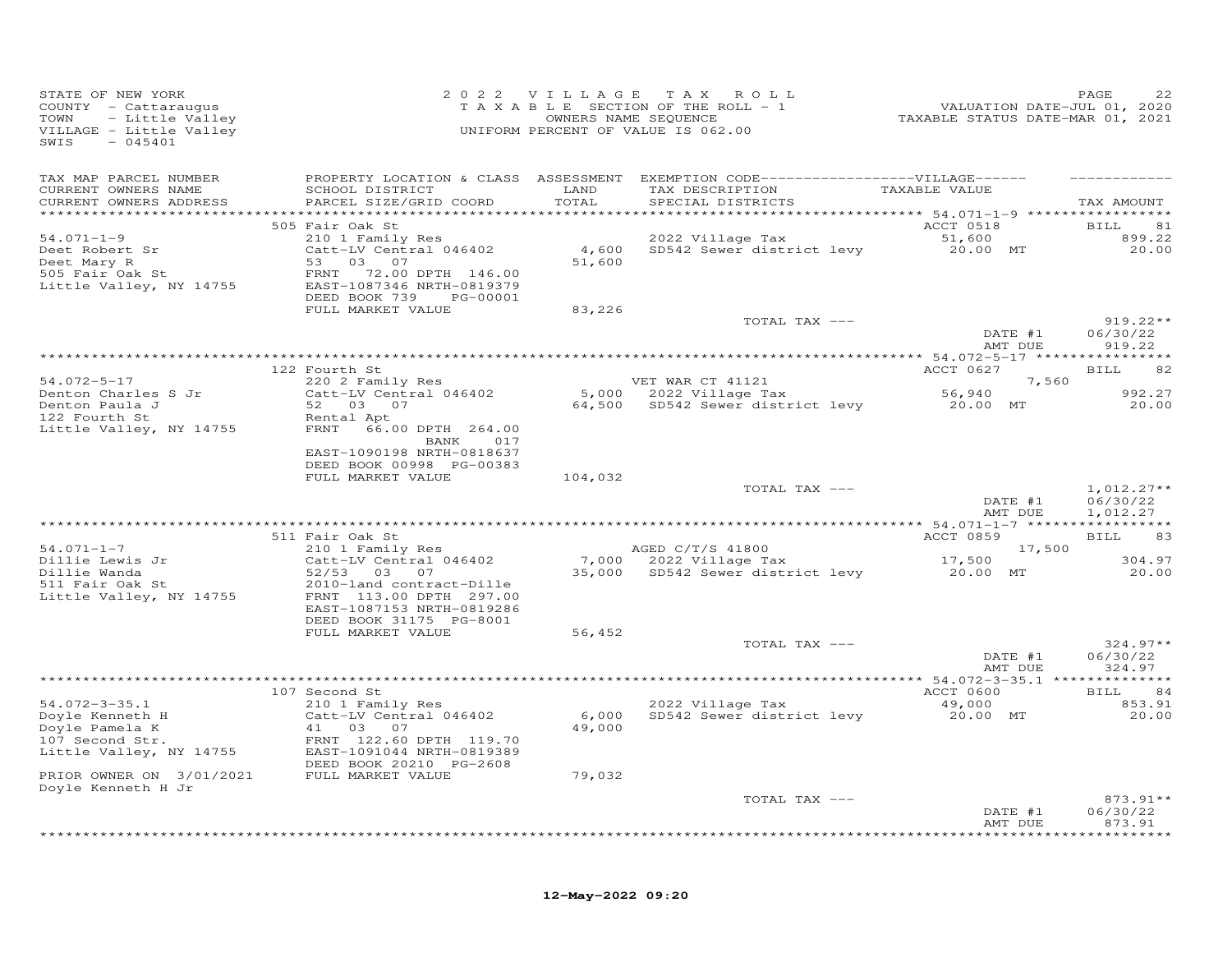STATE OF NEW YORK
COUNTY - Cattaraugus
TOWN - Little Valley
VILLAGE - Little Valley
SWIS - 045401

2022 VILLAGE TAX ROLL
TAXABLE SECTION OF THE ROLL - 1
OWNERS NAME SEQUENCE
UNIFORM PERCENT OF VALUE IS 062.00

VALUATION DATE-JUL 01, 2020
TAXABLE STATUS DATE-MAR 01, 2021

| TAX MAP PARCEL NUMBER / CURRENT OWNERS NAME / CURRENT OWNERS ADDRESS | PROPERTY LOCATION & CLASS / SCHOOL DISTRICT / PARCEL SIZE/GRID COORD | ASSESSMENT LAND / TOTAL | EXEMPTION CODE / TAX DESCRIPTION / SPECIAL DISTRICTS | VILLAGE TAXABLE VALUE | TAX AMOUNT |
|---|---|---|---|---|---|
| 54.071-1-9 | 505 Fair Oak St | | | ACCT 0518 | BILL 81 |
| Deet Robert Sr | 210 1 Family Res | | 2022 Village Tax | 51,600 | 899.22 |
| Deet Mary R | Catt-LV Central 046402 | 4,600 | SD542 Sewer district levy | 20.00 MT | 20.00 |
| 505 Fair Oak St | 53 03 07 | 51,600 | | | |
| Little Valley, NY 14755 | FRNT 72.00 DPTH 146.00 | | | | |
| | EAST-1087346 NRTH-0819379 | | | | |
| | DEED BOOK 739 PG-00001 | | | | |
| | FULL MARKET VALUE | 83,226 | | | |
| | | | TOTAL TAX --- | | 919.22** |
| | | | | DATE #1 | 06/30/22 |
| | | | | AMT DUE | 919.22 |
| 54.072-5-17 | 122 Fourth St | | | ACCT 0627 | BILL 82 |
| Denton Charles S Jr | 220 2 Family Res | | VET WAR CT 41121 | 7,560 | |
| Denton Paula J | Catt-LV Central 046402 | 5,000 | 2022 Village Tax | 56,940 | 992.27 |
| 122 Fourth St | 52 03 07 | 64,500 | SD542 Sewer district levy | 20.00 MT | 20.00 |
| Little Valley, NY 14755 | Rental Apt | | | | |
| | FRNT 66.00 DPTH 264.00 | | | | |
| | BANK 017 | | | | |
| | EAST-1090198 NRTH-0818637 | | | | |
| | DEED BOOK 00998 PG-00383 | | | | |
| | FULL MARKET VALUE | 104,032 | | | |
| | | | TOTAL TAX --- | | 1,012.27** |
| | | | | DATE #1 | 06/30/22 |
| | | | | AMT DUE | 1,012.27 |
| 54.071-1-7 | 511 Fair Oak St | | | ACCT 0859 | BILL 83 |
| Dillie Lewis Jr | 210 1 Family Res | | AGED C/T/S 41800 | 17,500 | |
| Dillie Wanda | Catt-LV Central 046402 | 7,000 | 2022 Village Tax | 17,500 | 304.97 |
| 511 Fair Oak St | 52/53 03 07 | 35,000 | SD542 Sewer district levy | 20.00 MT | 20.00 |
| Little Valley, NY 14755 | 2010-land contract-Dille | | | | |
| | FRNT 113.00 DPTH 297.00 | | | | |
| | EAST-1087153 NRTH-0819286 | | | | |
| | DEED BOOK 31175 PG-8001 | | | | |
| | FULL MARKET VALUE | 56,452 | | | |
| | | | TOTAL TAX --- | | 324.97** |
| | | | | DATE #1 | 06/30/22 |
| | | | | AMT DUE | 324.97 |
| 54.072-3-35.1 | 107 Second St | | | ACCT 0600 | BILL 84 |
| Doyle Kenneth H | 210 1 Family Res | | 2022 Village Tax | 49,000 | 853.91 |
| Doyle Pamela K | Catt-LV Central 046402 | 6,000 | SD542 Sewer district levy | 20.00 MT | 20.00 |
| 107 Second Str. | 41 03 07 | 49,000 | | | |
| Little Valley, NY 14755 | FRNT 122.60 DPTH 119.70 | | | | |
| | EAST-1091044 NRTH-0819389 | | | | |
| | DEED BOOK 20210 PG-2608 | | | | |
| PRIOR OWNER ON 3/01/2021 | FULL MARKET VALUE | 79,032 | | | |
| Doyle Kenneth H Jr | | | | | |
| | | | TOTAL TAX --- | | 873.91** |
| | | | | DATE #1 | 06/30/22 |
| | | | | AMT DUE | 873.91 |

12-May-2022 09:20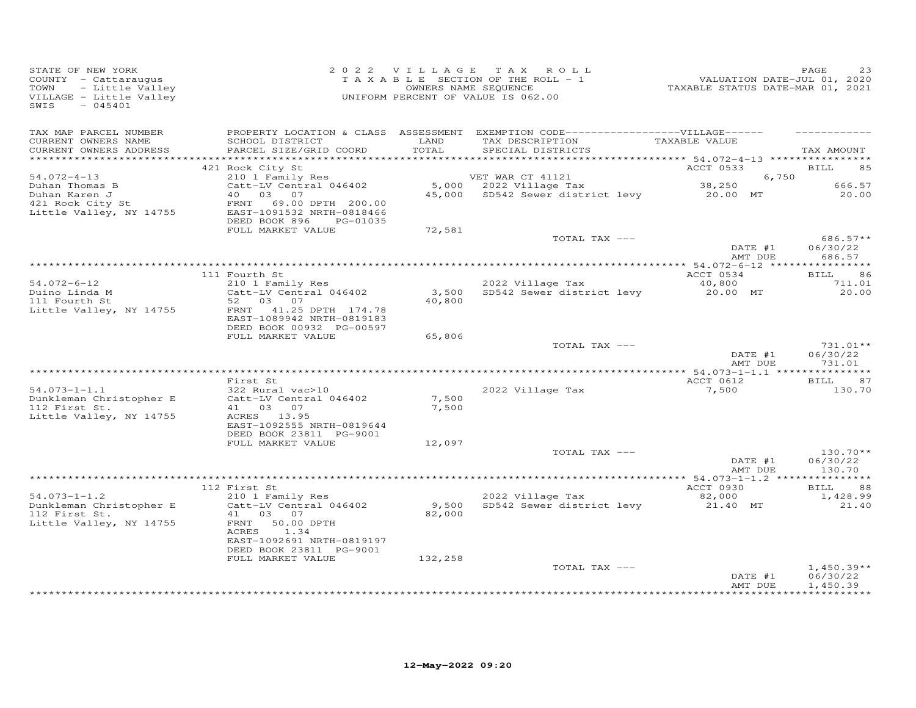STATE OF NEW YORK
COUNTY - Cattaraugus
TOWN - Little Valley
VILLAGE - Little Valley
SWIS - 045401

2022 VILLAGE TAX ROLL
TAXABLE SECTION OF THE ROLL - 1
OWNERS NAME SEQUENCE
UNIFORM PERCENT OF VALUE IS 062.00

PAGE 23
VALUATION DATE-JUL 01, 2020
TAXABLE STATUS DATE-MAR 01, 2021

| TAX MAP PARCEL NUMBER / CURRENT OWNERS NAME / CURRENT OWNERS ADDRESS | PROPERTY LOCATION & CLASS / SCHOOL DISTRICT / PARCEL SIZE/GRID COORD | ASSESSMENT LAND / TOTAL | EXEMPTION CODE / TAX DESCRIPTION / SPECIAL DISTRICTS | VILLAGE TAXABLE VALUE | TAX AMOUNT |
|---|---|---|---|---|---|
| | 421 Rock City St | | | ACCT 0533 | BILL 85 |
| 54.072-4-13 | 210 1 Family Res | | VET WAR CT 41121 | 6,750 | |
| Duhan Thomas B | Catt-LV Central 046402 | 5,000 | 2022 Village Tax | 38,250 | 666.57 |
| Duhan Karen J | 40 03 07 | 45,000 | SD542 Sewer district levy | 20.00 MT | 20.00 |
| 421 Rock City St | FRNT 69.00 DPTH 200.00 | | | | |
| Little Valley, NY 14755 | EAST-1091532 NRTH-0818466 | | | | |
| | DEED BOOK 896 PG-01035 | | | | |
| | FULL MARKET VALUE | 72,581 | | | |
| | | | TOTAL TAX --- | | 686.57** |
| | | | | DATE #1 | 06/30/22 |
| | | | | AMT DUE | 686.57 |
| | 111 Fourth St | | | ACCT 0534 | BILL 86 |
| 54.072-6-12 | 210 1 Family Res | | 2022 Village Tax | 40,800 | 711.01 |
| Duino Linda M | Catt-LV Central 046402 | 3,500 | SD542 Sewer district levy | 20.00 MT | 20.00 |
| 111 Fourth St | 52 03 07 | 40,800 | | | |
| Little Valley, NY 14755 | FRNT 41.25 DPTH 174.78 | | | | |
| | EAST-1089942 NRTH-0819183 | | | | |
| | DEED BOOK 00932 PG-00597 | | | | |
| | FULL MARKET VALUE | 65,806 | | | |
| | | | TOTAL TAX --- | | 731.01** |
| | | | | DATE #1 | 06/30/22 |
| | | | | AMT DUE | 731.01 |
| | First St | | | ACCT 0612 | BILL 87 |
| 54.073-1-1.1 | 322 Rural vac>10 | | 2022 Village Tax | 7,500 | 130.70 |
| Dunkleman Christopher E | Catt-LV Central 046402 | 7,500 | | | |
| 112 First St. | 41 03 07 | 7,500 | | | |
| Little Valley, NY 14755 | ACRES 13.95 | | | | |
| | EAST-1092555 NRTH-0819644 | | | | |
| | DEED BOOK 23811 PG-9001 | | | | |
| | FULL MARKET VALUE | 12,097 | | | |
| | | | TOTAL TAX --- | | 130.70** |
| | | | | DATE #1 | 06/30/22 |
| | | | | AMT DUE | 130.70 |
| | 112 First St | | | ACCT 0930 | BILL 88 |
| 54.073-1-1.2 | 210 1 Family Res | | 2022 Village Tax | 82,000 | 1,428.99 |
| Dunkleman Christopher E | Catt-LV Central 046402 | 9,500 | SD542 Sewer district levy | 21.40 MT | 21.40 |
| 112 First St. | 41 03 07 | 82,000 | | | |
| Little Valley, NY 14755 | FRNT 50.00 DPTH | | | | |
| | ACRES 1.34 | | | | |
| | EAST-1092691 NRTH-0819197 | | | | |
| | DEED BOOK 23811 PG-9001 | | | | |
| | FULL MARKET VALUE | 132,258 | | | |
| | | | TOTAL TAX --- | | 1,450.39** |
| | | | | DATE #1 | 06/30/22 |
| | | | | AMT DUE | 1,450.39 |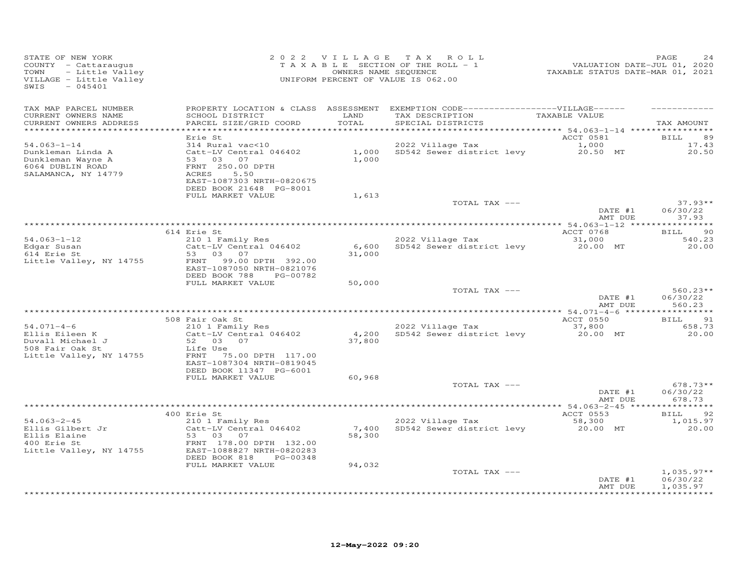STATE OF NEW YORK
COUNTY - Cattaraugus
TOWN - Little Valley
VILLAGE - Little Valley
SWIS - 045401

2022 VILLAGE TAX ROLL
TAXABLE SECTION OF THE ROLL - 1
OWNERS NAME SEQUENCE
UNIFORM PERCENT OF VALUE IS 062.00

VALUATION DATE-JUL 01, 2020
TAXABLE STATUS DATE-MAR 01, 2021

| TAX MAP PARCEL NUMBER / CURRENT OWNERS NAME / CURRENT OWNERS ADDRESS | PROPERTY LOCATION & CLASS / SCHOOL DISTRICT / PARCEL SIZE/GRID COORD | ASSESSMENT LAND / TOTAL | EXEMPTION CODE / TAX DESCRIPTION / SPECIAL DISTRICTS | TAXABLE VALUE | TAX AMOUNT |
|---|---|---|---|---|---|
| 54.063-1-14 | Erie St | | | ACCT 0581 | BILL 89 |
| Dunkleman Linda A | 314 Rural vac<10 | | 2022 Village Tax | 1,000 | 17.43 |
| Dunkleman Wayne A | Catt-LV Central 046402 | 1,000 | SD542 Sewer district levy | 20.50 MT | 20.50 |
| 6064 DUBLIN ROAD | 53 03 07 | 1,000 | | | |
| SALAMANCA, NY 14779 | FRNT 250.00 DPTH | | | | |
| | ACRES 5.50 | | | | |
| | EAST-1087303 NRTH-0820675 | | | | |
| | DEED BOOK 21648 PG-8001 | | | | |
| | FULL MARKET VALUE | 1,613 | | | |
| | | | TOTAL TAX --- | | 37.93** |
| | | | | DATE #1 | 06/30/22 |
| | | | | AMT DUE | 37.93 |
| 54.063-1-12 | 614 Erie St | | | ACCT 0768 | BILL 90 |
| Edgar Susan | 210 1 Family Res | | 2022 Village Tax | 31,000 | 540.23 |
| 614 Erie St | Catt-LV Central 046402 | 6,600 | SD542 Sewer district levy | 20.00 MT | 20.00 |
| Little Valley, NY 14755 | 53 03 07 | 31,000 | | | |
| | FRNT 99.00 DPTH 392.00 | | | | |
| | EAST-1087050 NRTH-0821076 | | | | |
| | DEED BOOK 788 PG-00782 | | | | |
| | FULL MARKET VALUE | 50,000 | | | |
| | | | TOTAL TAX --- | | 560.23** |
| | | | | DATE #1 | 06/30/22 |
| | | | | AMT DUE | 560.23 |
| 54.071-4-6 | 508 Fair Oak St | | | ACCT 0550 | BILL 91 |
| Ellis Eileen K | 210 1 Family Res | | 2022 Village Tax | 37,800 | 658.73 |
| Duvall Michael J | Catt-LV Central 046402 | 4,200 | SD542 Sewer district levy | 20.00 MT | 20.00 |
| 508 Fair Oak St | 52 03 07 | 37,800 | | | |
| Little Valley, NY 14755 | Life Use | | | | |
| | FRNT 75.00 DPTH 117.00 | | | | |
| | EAST-1087304 NRTH-0819045 | | | | |
| | DEED BOOK 11347 PG-6001 | | | | |
| | FULL MARKET VALUE | 60,968 | | | |
| | | | TOTAL TAX --- | | 678.73** |
| | | | | DATE #1 | 06/30/22 |
| | | | | AMT DUE | 678.73 |
| 54.063-2-45 | 400 Erie St | | | ACCT 0553 | BILL 92 |
| Ellis Gilbert Jr | 210 1 Family Res | | 2022 Village Tax | 58,300 | 1,015.97 |
| Ellis Elaine | Catt-LV Central 046402 | 7,400 | SD542 Sewer district levy | 20.00 MT | 20.00 |
| 400 Erie St | 53 03 07 | 58,300 | | | |
| Little Valley, NY 14755 | FRNT 178.00 DPTH 132.00 | | | | |
| | EAST-1088827 NRTH-0820283 | | | | |
| | DEED BOOK 818 PG-00348 | | | | |
| | FULL MARKET VALUE | 94,032 | | | |
| | | | TOTAL TAX --- | | 1,035.97** |
| | | | | DATE #1 | 06/30/22 |
| | | | | AMT DUE | 1,035.97 |

12-May-2022 09:20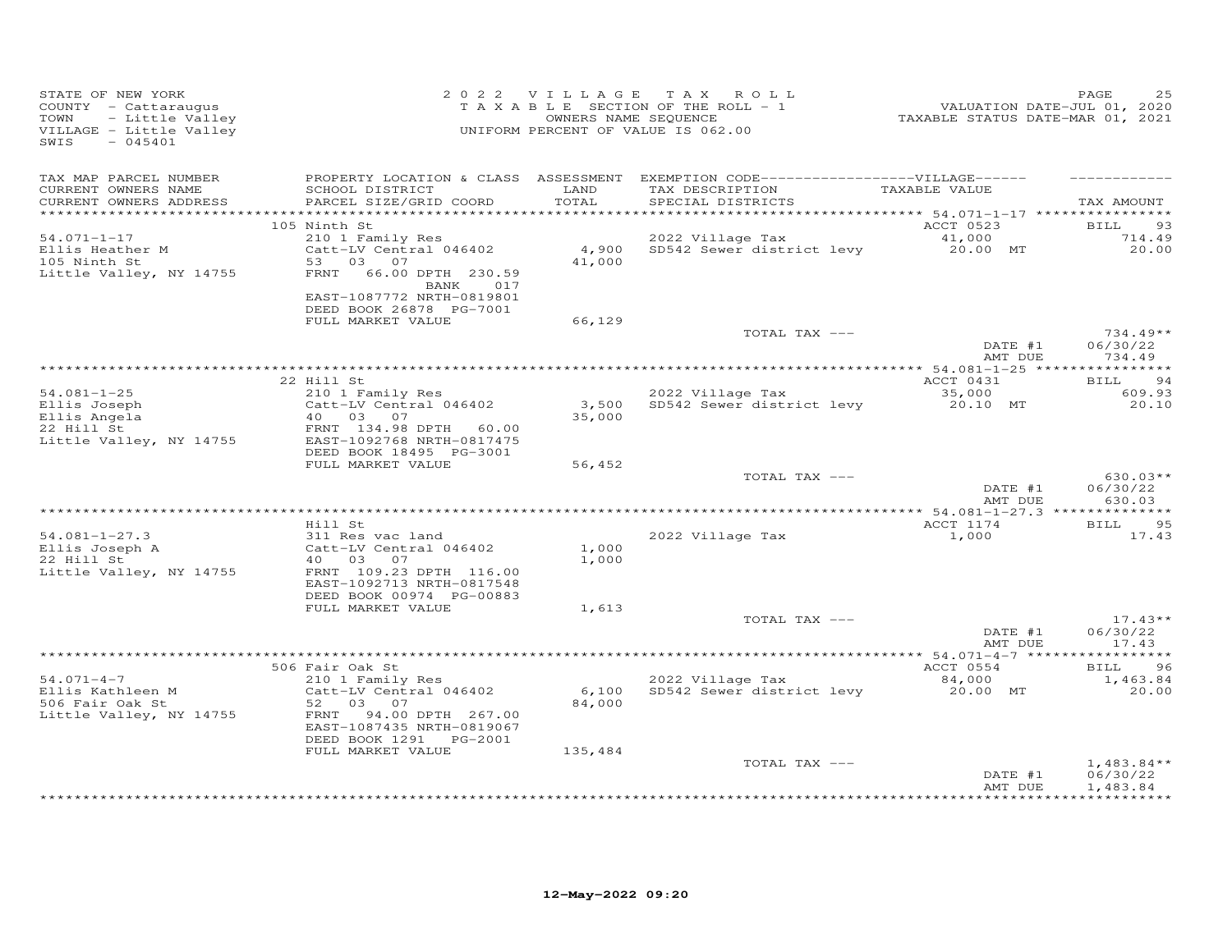STATE OF NEW YORK
COUNTY - Cattaraugus
TOWN - Little Valley
VILLAGE - Little Valley
SWIS - 045401

2022 VILLAGE TAX ROLL
TAXABLE SECTION OF THE ROLL - 1
OWNERS NAME SEQUENCE
UNIFORM PERCENT OF VALUE IS 062.00

VALUATION DATE-JUL 01, 2020
TAXABLE STATUS DATE-MAR 01, 2021

| TAX MAP PARCEL NUMBER / CURRENT OWNERS NAME / CURRENT OWNERS ADDRESS | PROPERTY LOCATION & CLASS / SCHOOL DISTRICT / PARCEL SIZE/GRID COORD | ASSESSMENT LAND / TOTAL | EXEMPTION CODE / TAX DESCRIPTION / SPECIAL DISTRICTS | TAXABLE VALUE | TAX AMOUNT |
|---|---|---|---|---|---|
| 54.071-1-17 | 105 Ninth St | | | ACCT 0523 | BILL 93 |
| Ellis Heather M | 210 1 Family Res | | 2022 Village Tax | 41,000 | 714.49 |
| 105 Ninth St | Catt-LV Central 046402 | 4,900 | SD542 Sewer district levy | 20.00 MT | 20.00 |
| Little Valley, NY 14755 | 53 03 07 | 41,000 | | | |
| | FRNT 66.00 DPTH 230.59 | | | | |
| | BANK 017 | | | | |
| | EAST-1087772 NRTH-0819801 | | | | |
| | DEED BOOK 26878 PG-7001 | | | | |
| | FULL MARKET VALUE | 66,129 | | | |
| | | | TOTAL TAX --- | | 734.49** |
| | | | | DATE #1 | 06/30/22 |
| | | | | AMT DUE | 734.49 |
| 54.081-1-25 | 22 Hill St | | | ACCT 0431 | BILL 94 |
| Ellis Joseph | 210 1 Family Res | | 2022 Village Tax | 35,000 | 609.93 |
| Ellis Angela | Catt-LV Central 046402 | 3,500 | SD542 Sewer district levy | 20.10 MT | 20.10 |
| 22 Hill St | 40 03 07 | 35,000 | | | |
| Little Valley, NY 14755 | FRNT 134.98 DPTH 60.00 | | | | |
| | EAST-1092768 NRTH-0817475 | | | | |
| | DEED BOOK 18495 PG-3001 | | | | |
| | FULL MARKET VALUE | 56,452 | | | |
| | | | TOTAL TAX --- | | 630.03** |
| | | | | DATE #1 | 06/30/22 |
| | | | | AMT DUE | 630.03 |
| 54.081-1-27.3 | Hill St | | | ACCT 1174 | BILL 95 |
| Ellis Joseph A | 311 Res vac land | | 2022 Village Tax | 1,000 | 17.43 |
| 22 Hill St | Catt-LV Central 046402 | 1,000 | | | |
| Little Valley, NY 14755 | 40 03 07 | 1,000 | | | |
| | FRNT 109.23 DPTH 116.00 | | | | |
| | EAST-1092713 NRTH-0817548 | | | | |
| | DEED BOOK 00974 PG-00883 | | | | |
| | FULL MARKET VALUE | 1,613 | | | |
| | | | TOTAL TAX --- | | 17.43** |
| | | | | DATE #1 | 06/30/22 |
| | | | | AMT DUE | 17.43 |
| 54.071-4-7 | 506 Fair Oak St | | | ACCT 0554 | BILL 96 |
| Ellis Kathleen M | 210 1 Family Res | | 2022 Village Tax | 84,000 | 1,463.84 |
| 506 Fair Oak St | Catt-LV Central 046402 | 6,100 | SD542 Sewer district levy | 20.00 MT | 20.00 |
| Little Valley, NY 14755 | 52 03 07 | 84,000 | | | |
| | FRNT 94.00 DPTH 267.00 | | | | |
| | EAST-1087435 NRTH-0819067 | | | | |
| | DEED BOOK 1291 PG-2001 | | | | |
| | FULL MARKET VALUE | 135,484 | | | |
| | | | TOTAL TAX --- | | 1,483.84** |
| | | | | DATE #1 | 06/30/22 |
| | | | | AMT DUE | 1,483.84 |

12-May-2022 09:20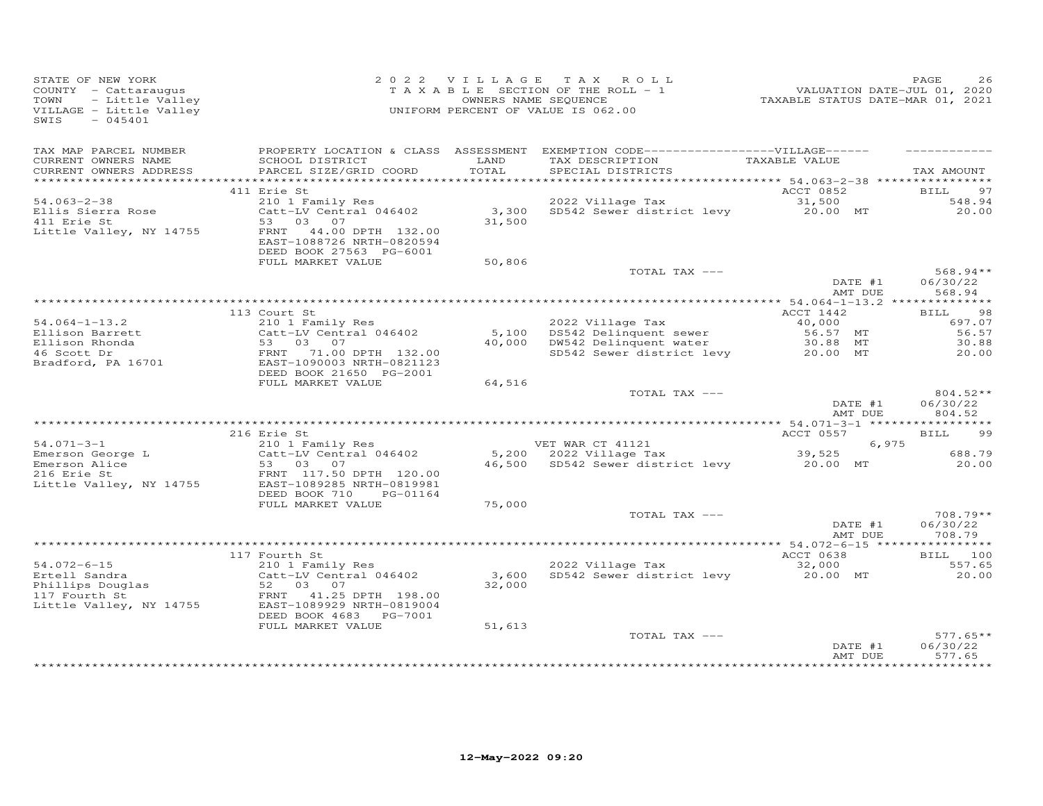STATE OF NEW YORK
COUNTY - Cattaraugus
TOWN - Little Valley
VILLAGE - Little Valley
SWIS - 045401

2022 VILLAGE TAX ROLL
TAXABLE SECTION OF THE ROLL - 1
OWNERS NAME SEQUENCE
UNIFORM PERCENT OF VALUE IS 062.00

VALUATION DATE-JUL 01, 2020
TAXABLE STATUS DATE-MAR 01, 2021

| TAX MAP PARCEL NUMBER / CURRENT OWNERS NAME / CURRENT OWNERS ADDRESS | PROPERTY LOCATION & CLASS / SCHOOL DISTRICT / PARCEL SIZE/GRID COORD | ASSESSMENT LAND / TOTAL | EXEMPTION CODE / TAX DESCRIPTION / SPECIAL DISTRICTS | VILLAGE TAXABLE VALUE | TAX AMOUNT |
|---|---|---|---|---|---|
| | 411 Erie St | | | ACCT 0852 | BILL 97 |
| 54.063-2-38 | 210 1 Family Res | | 2022 Village Tax | 31,500 | 548.94 |
| Ellis Sierra Rose | Catt-LV Central 046402 | 3,300 | SD542 Sewer district levy | 20.00 MT | 20.00 |
| 411 Erie St | 53 03 07 | 31,500 | | | |
| Little Valley, NY 14755 | FRNT 44.00 DPTH 132.00 | | | | |
| | EAST-1088726 NRTH-0820594 | | | | |
| | DEED BOOK 27563 PG-6001 | | | | |
| | FULL MARKET VALUE | 50,806 | | | |
| | | | TOTAL TAX --- | | 568.94** |
| | | | | DATE #1 | 06/30/22 |
| | | | | AMT DUE | 568.94 |
| | 113 Court St | | | ACCT 1442 | BILL 98 |
| 54.064-1-13.2 | 210 1 Family Res | | 2022 Village Tax | 40,000 | 697.07 |
| Ellison Barrett | Catt-LV Central 046402 | 5,100 | DS542 Delinquent sewer | 56.57 MT | 56.57 |
| Ellison Rhonda | 53 03 07 | 40,000 | DW542 Delinquent water | 30.88 MT | 30.88 |
| 46 Scott Dr | FRNT 71.00 DPTH 132.00 | | SD542 Sewer district levy | 20.00 MT | 20.00 |
| Bradford, PA 16701 | EAST-1090003 NRTH-0821123 | | | | |
| | DEED BOOK 21650 PG-2001 | | | | |
| | FULL MARKET VALUE | 64,516 | | | |
| | | | TOTAL TAX --- | | 804.52** |
| | | | | DATE #1 | 06/30/22 |
| | | | | AMT DUE | 804.52 |
| | 216 Erie St | | | ACCT 0557 | BILL 99 |
| 54.071-3-1 | 210 1 Family Res | | VET WAR CT 41121 | 6,975 | |
| Emerson George L | Catt-LV Central 046402 | 5,200 | 2022 Village Tax | 39,525 | 688.79 |
| Emerson Alice | 53 03 07 | 46,500 | SD542 Sewer district levy | 20.00 MT | 20.00 |
| 216 Erie St | FRNT 117.50 DPTH 120.00 | | | | |
| Little Valley, NY 14755 | EAST-1089285 NRTH-0819981 | | | | |
| | DEED BOOK 710 PG-01164 | | | | |
| | FULL MARKET VALUE | 75,000 | | | |
| | | | TOTAL TAX --- | | 708.79** |
| | | | | DATE #1 | 06/30/22 |
| | | | | AMT DUE | 708.79 |
| | 117 Fourth St | | | ACCT 0638 | BILL 100 |
| 54.072-6-15 | 210 1 Family Res | | 2022 Village Tax | 32,000 | 557.65 |
| Ertell Sandra | Catt-LV Central 046402 | 3,600 | SD542 Sewer district levy | 20.00 MT | 20.00 |
| Phillips Douglas | 52 03 07 | 32,000 | | | |
| 117 Fourth St | FRNT 41.25 DPTH 198.00 | | | | |
| Little Valley, NY 14755 | EAST-1089929 NRTH-0819004 | | | | |
| | DEED BOOK 4683 PG-7001 | | | | |
| | FULL MARKET VALUE | 51,613 | | | |
| | | | TOTAL TAX --- | | 577.65** |
| | | | | DATE #1 | 06/30/22 |
| | | | | AMT DUE | 577.65 |

12-May-2022 09:20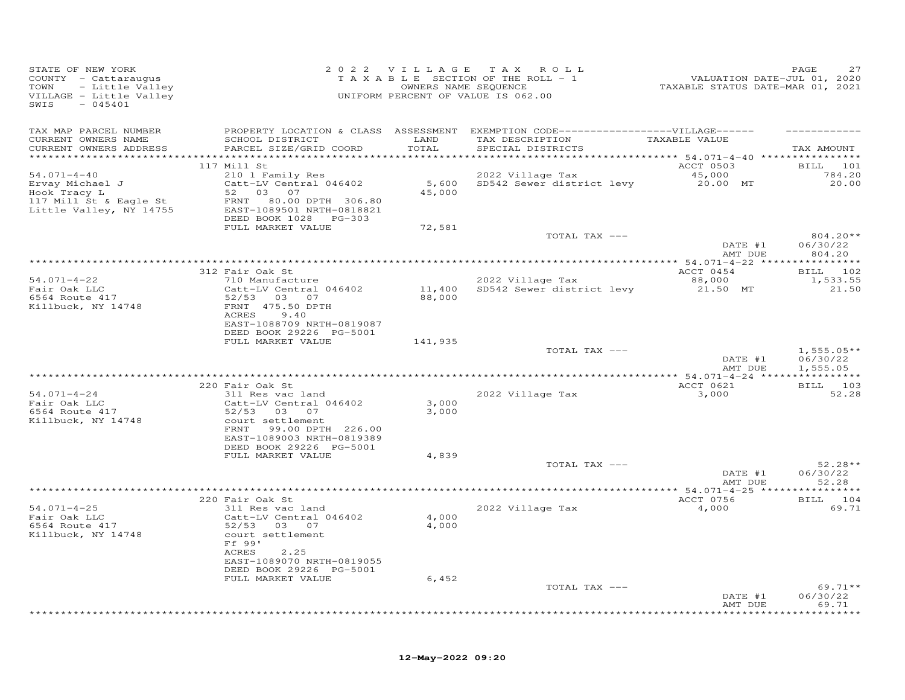STATE OF NEW YORK
COUNTY - Cattaraugus
TOWN - Little Valley
VILLAGE - Little Valley
SWIS - 045401

2022 VILLAGE TAX ROLL
TAXABLE SECTION OF THE ROLL - 1
OWNERS NAME SEQUENCE
UNIFORM PERCENT OF VALUE IS 062.00

VALUATION DATE-JUL 01, 2020
TAXABLE STATUS DATE-MAR 01, 2021

| TAX MAP PARCEL NUMBER / CURRENT OWNERS NAME / CURRENT OWNERS ADDRESS | PROPERTY LOCATION & CLASS / SCHOOL DISTRICT / PARCEL SIZE/GRID COORD | ASSESSMENT LAND / TOTAL | EXEMPTION CODE-----VILLAGE----- TAX DESCRIPTION / SPECIAL DISTRICTS | TAXABLE VALUE | TAX AMOUNT |
|---|---|---|---|---|---|
| | 117 Mill St | | | ACCT 0503 | BILL 101 |
| 54.071-4-40 | 210 1 Family Res | | 2022 Village Tax | 45,000 | 784.20 |
| Ervay Michael J | Catt-LV Central 046402 | 5,600 | SD542 Sewer district levy | 20.00 MT | 20.00 |
| Hook Tracy L | 52 03 07 | 45,000 | | | |
| 117 Mill St & Eagle St | FRNT 80.00 DPTH 306.80 | | | | |
| Little Valley, NY 14755 | EAST-1089501 NRTH-0818821 | | | | |
| | DEED BOOK 1028 PG-303 | | | | |
| | FULL MARKET VALUE | 72,581 | | | |
| | | | TOTAL TAX --- | | 804.20** |
| | | | | DATE #1 | 06/30/22 |
| | | | | AMT DUE | 804.20 |
| | 312 Fair Oak St | | | ACCT 0454 | BILL 102 |
| 54.071-4-22 | 710 Manufacture | | 2022 Village Tax | 88,000 | 1,533.55 |
| Fair Oak LLC | Catt-LV Central 046402 | 11,400 | SD542 Sewer district levy | 21.50 MT | 21.50 |
| 6564 Route 417 | 52/53 03 07 | 88,000 | | | |
| Killbuck, NY 14748 | FRNT 475.50 DPTH | | | | |
| | ACRES 9.40 | | | | |
| | EAST-1088709 NRTH-0819087 | | | | |
| | DEED BOOK 29226 PG-5001 | | | | |
| | FULL MARKET VALUE | 141,935 | | | |
| | | | TOTAL TAX --- | | 1,555.05** |
| | | | | DATE #1 | 06/30/22 |
| | | | | AMT DUE | 1,555.05 |
| | 220 Fair Oak St | | | ACCT 0621 | BILL 103 |
| 54.071-4-24 | 311 Res vac land | | 2022 Village Tax | 3,000 | 52.28 |
| Fair Oak LLC | Catt-LV Central 046402 | 3,000 | | | |
| 6564 Route 417 | 52/53 03 07 | 3,000 | | | |
| Killbuck, NY 14748 | court settlement | | | | |
| | FRNT 99.00 DPTH 226.00 | | | | |
| | EAST-1089003 NRTH-0819389 | | | | |
| | DEED BOOK 29226 PG-5001 | | | | |
| | FULL MARKET VALUE | 4,839 | | | |
| | | | TOTAL TAX --- | | 52.28** |
| | | | | DATE #1 | 06/30/22 |
| | | | | AMT DUE | 52.28 |
| | 220 Fair Oak St | | | ACCT 0756 | BILL 104 |
| 54.071-4-25 | 311 Res vac land | | 2022 Village Tax | 4,000 | 69.71 |
| Fair Oak LLC | Catt-LV Central 046402 | 4,000 | | | |
| 6564 Route 417 | 52/53 03 07 | 4,000 | | | |
| Killbuck, NY 14748 | court settlement | | | | |
| | Ff 99' | | | | |
| | ACRES 2.25 | | | | |
| | EAST-1089070 NRTH-0819055 | | | | |
| | DEED BOOK 29226 PG-5001 | | | | |
| | FULL MARKET VALUE | 6,452 | | | |
| | | | TOTAL TAX --- | | 69.71** |
| | | | | DATE #1 | 06/30/22 |
| | | | | AMT DUE | 69.71 |

12-May-2022 09:20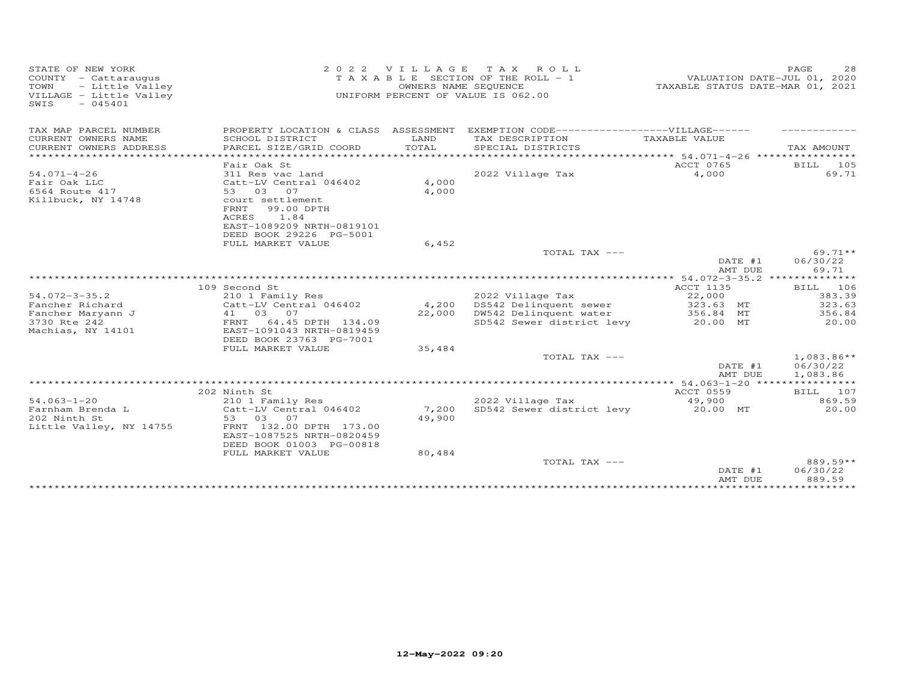STATE OF NEW YORK
COUNTY - Cattaraugus
TOWN - Little Valley
VILLAGE - Little Valley
SWIS - 045401

2 0 2 2 V I L L A G E T A X R O L L
T A X A B L E SECTION OF THE ROLL - 1
OWNERS NAME SEQUENCE
UNIFORM PERCENT OF VALUE IS 062.00

VALUATION DATE-JUL 01, 2020
TAXABLE STATUS DATE-MAR 01, 2021

| TAX MAP PARCEL NUMBER / CURRENT OWNERS NAME / CURRENT OWNERS ADDRESS | PROPERTY LOCATION & CLASS / SCHOOL DISTRICT / PARCEL SIZE/GRID COORD | ASSESSMENT LAND / TOTAL | EXEMPTION CODE-----VILLAGE----- / TAX DESCRIPTION / SPECIAL DISTRICTS | TAXABLE VALUE | TAX AMOUNT |
|---|---|---|---|---|---|
| | Fair Oak St | | | ACCT 0765 | BILL 105 |
| 54.071-4-26 | 311 Res vac land | | 2022 Village Tax | 4,000 | 69.71 |
| Fair Oak LLC | Catt-LV Central 046402 | 4,000 | | | |
| 6564 Route 417 | 53 03 07 | 4,000 | | | |
| Killbuck, NY 14748 | court settlement | | | | |
| | FRNT 99.00 DPTH | | | | |
| | ACRES 1.84 | | | | |
| | EAST-1089209 NRTH-0819101 | | | | |
| | DEED BOOK 29226 PG-5001 | | | | |
| | FULL MARKET VALUE | 6,452 | | | |
| | | | TOTAL TAX --- | | 69.71** |
| | | | | DATE #1 | 06/30/22 |
| | | | | AMT DUE | 69.71 |
| | 109 Second St | | | ACCT 1135 | BILL 106 |
| 54.072-3-35.2 | 210 1 Family Res | | 2022 Village Tax | 22,000 | 383.39 |
| Fancher Richard | Catt-LV Central 046402 | 4,200 | DS542 Delinquent sewer | 323.63 MT | 323.63 |
| Fancher Maryann J | 41 03 07 | 22,000 | DW542 Delinquent water | 356.84 MT | 356.84 |
| 3730 Rte 242 | FRNT 64.45 DPTH 134.09 | | SD542 Sewer district levy | 20.00 MT | 20.00 |
| Machias, NY 14101 | EAST-1091043 NRTH-0819459 | | | | |
| | DEED BOOK 23763 PG-7001 | | | | |
| | FULL MARKET VALUE | 35,484 | | | |
| | | | TOTAL TAX --- | | 1,083.86** |
| | | | | DATE #1 | 06/30/22 |
| | | | | AMT DUE | 1,083.86 |
| | 202 Ninth St | | | ACCT 0559 | BILL 107 |
| 54.063-1-20 | 210 1 Family Res | | 2022 Village Tax | 49,900 | 869.59 |
| Farnham Brenda L | Catt-LV Central 046402 | 7,200 | SD542 Sewer district levy | 20.00 MT | 20.00 |
| 202 Ninth St | 53 03 07 | 49,900 | | | |
| Little Valley, NY 14755 | FRNT 132.00 DPTH 173.00 | | | | |
| | EAST-1087525 NRTH-0820459 | | | | |
| | DEED BOOK 01003 PG-00818 | | | | |
| | FULL MARKET VALUE | 80,484 | | | |
| | | | TOTAL TAX --- | | 889.59** |
| | | | | DATE #1 | 06/30/22 |
| | | | | AMT DUE | 889.59 |

12-May-2022 09:20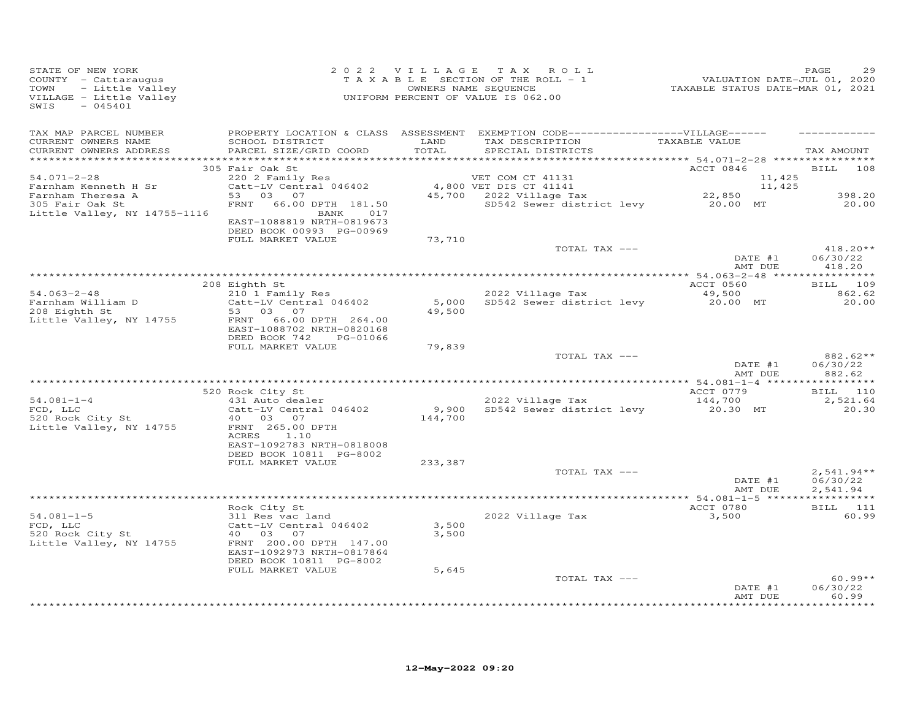STATE OF NEW YORK
COUNTY - Cattaraugus
TOWN - Little Valley
VILLAGE - Little Valley
SWIS - 045401

2 0 2 2 V I L L A G E T A X R O L L
T A X A B L E SECTION OF THE ROLL - 1
OWNERS NAME SEQUENCE
UNIFORM PERCENT OF VALUE IS 062.00

VALUATION DATE-JUL 01, 2020
TAXABLE STATUS DATE-MAR 01, 2021

| TAX MAP PARCEL NUMBER / CURRENT OWNERS NAME / CURRENT OWNERS ADDRESS | PROPERTY LOCATION & CLASS / SCHOOL DISTRICT / PARCEL SIZE/GRID COORD | ASSESSMENT LAND / TOTAL | EXEMPTION CODE / TAX DESCRIPTION / SPECIAL DISTRICTS | TAXABLE VALUE | TAX AMOUNT |
|---|---|---|---|---|---|
| 54.071-2-28 | 305 Fair Oak St | | | ACCT 0846 | BILL 108 |
| Farnham Kenneth H Sr | 220 2 Family Res | | VET COM CT 41131 | 11,425 | |
| Farnham Theresa A | Catt-LV Central 046402 | 4,800 | VET DIS CT 41141 | 11,425 | |
| 305 Fair Oak St | 53 03 07 | 45,700 | 2022 Village Tax | 22,850 | 398.20 |
| Little Valley, NY 14755-1116 | FRNT 66.00 DPTH 181.50 BANK 017 | | SD542 Sewer district levy | 20.00 MT | 20.00 |
| | EAST-1088819 NRTH-0819673 | | | | |
| | DEED BOOK 00993 PG-00969 | | | | |
| | FULL MARKET VALUE | 73,710 | | | |
| | | | TOTAL TAX --- | | 418.20** |
| | | | | DATE #1 | 06/30/22 |
| | | | | AMT DUE | 418.20 |
| 54.063-2-48 | 208 Eighth St | | | ACCT 0560 | BILL 109 |
| Farnham William D | 210 1 Family Res | | 2022 Village Tax | 49,500 | 862.62 |
| 208 Eighth St | Catt-LV Central 046402 | 5,000 | SD542 Sewer district levy | 20.00 MT | 20.00 |
| Little Valley, NY 14755 | 53 03 07 | 49,500 | | | |
| | FRNT 66.00 DPTH 264.00 | | | | |
| | EAST-1088702 NRTH-0820168 | | | | |
| | DEED BOOK 742 PG-01066 | | | | |
| | FULL MARKET VALUE | 79,839 | | | |
| | | | TOTAL TAX --- | | 882.62** |
| | | | | DATE #1 | 06/30/22 |
| | | | | AMT DUE | 882.62 |
| 54.081-1-4 | 520 Rock City St | | | ACCT 0779 | BILL 110 |
| FCD, LLC | 431 Auto dealer | | 2022 Village Tax | 144,700 | 2,521.64 |
| 520 Rock City St | Catt-LV Central 046402 | 9,900 | SD542 Sewer district levy | 20.30 MT | 20.30 |
| Little Valley, NY 14755 | 40 03 07 | 144,700 | | | |
| | FRNT 265.00 DPTH | | | | |
| | ACRES 1.10 | | | | |
| | EAST-1092783 NRTH-0818008 | | | | |
| | DEED BOOK 10811 PG-8002 | | | | |
| | FULL MARKET VALUE | 233,387 | | | |
| | | | TOTAL TAX --- | | 2,541.94** |
| | | | | DATE #1 | 06/30/22 |
| | | | | AMT DUE | 2,541.94 |
| 54.081-1-5 | Rock City St | | | ACCT 0780 | BILL 111 |
| FCD, LLC | 311 Res vac land | | 2022 Village Tax | 3,500 | 60.99 |
| 520 Rock City St | Catt-LV Central 046402 | 3,500 | | | |
| Little Valley, NY 14755 | 40 03 07 | 3,500 | | | |
| | FRNT 200.00 DPTH 147.00 | | | | |
| | EAST-1092973 NRTH-0817864 | | | | |
| | DEED BOOK 10811 PG-8002 | | | | |
| | FULL MARKET VALUE | 5,645 | | | |
| | | | TOTAL TAX --- | | 60.99** |
| | | | | DATE #1 | 06/30/22 |
| | | | | AMT DUE | 60.99 |

12-May-2022 09:20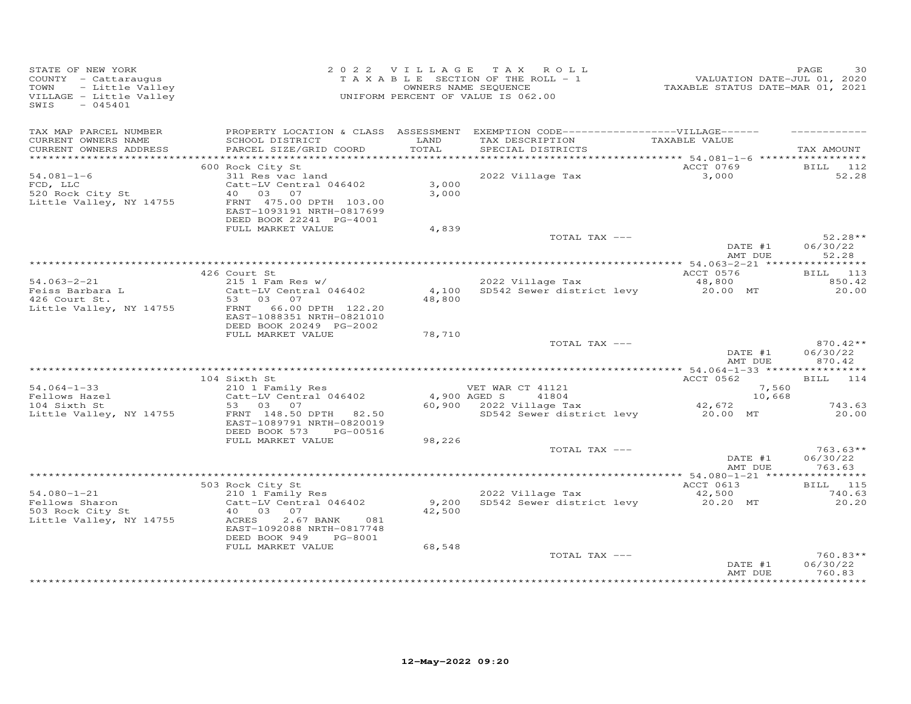STATE OF NEW YORK
COUNTY - Cattaraugus
TOWN - Little Valley
VILLAGE - Little Valley
SWIS - 045401

2022 VILLAGE TAX ROLL
TAXABLE SECTION OF THE ROLL - 1
OWNERS NAME SEQUENCE
UNIFORM PERCENT OF VALUE IS 062.00

VALUATION DATE-JUL 01, 2020
TAXABLE STATUS DATE-MAR 01, 2021

| TAX MAP PARCEL NUMBER / CURRENT OWNERS NAME / CURRENT OWNERS ADDRESS | PROPERTY LOCATION & CLASS / SCHOOL DISTRICT / PARCEL SIZE/GRID COORD | ASSESSMENT LAND / TOTAL | EXEMPTION CODE / TAX DESCRIPTION / SPECIAL DISTRICTS | VILLAGE TAXABLE VALUE | TAX AMOUNT |
|---|---|---|---|---|---|
| 54.081-1-6 | 600 Rock City St | | | ACCT 0769 | BILL 112 |
| FCD, LLC | 311 Res vac land | | 2022 Village Tax | 3,000 | 52.28 |
| 520 Rock City St | Catt-LV Central 046402 | 3,000 | | | |
| Little Valley, NY 14755 | 40 03 07 | 3,000 | | | |
| | FRNT 475.00 DPTH 103.00 | | | | |
| | EAST-1093191 NRTH-0817699 | | | | |
| | DEED BOOK 22241 PG-4001 | | | | |
| | FULL MARKET VALUE | 4,839 | | | |
| | | | TOTAL TAX --- | | 52.28** |
| | | | | DATE #1 | 06/30/22 |
| | | | | AMT DUE | 52.28 |
| 54.063-2-21 | 426 Court St | | | ACCT 0576 | BILL 113 |
| Feiss Barbara L | 215 1 Fam Res w/ | | 2022 Village Tax | 48,800 | 850.42 |
| 426 Court St. | Catt-LV Central 046402 | 4,100 | SD542 Sewer district levy | 20.00 MT | 20.00 |
| Little Valley, NY 14755 | 53 03 07 | 48,800 | | | |
| | FRNT 66.00 DPTH 122.20 | | | | |
| | EAST-1088351 NRTH-0821010 | | | | |
| | DEED BOOK 20249 PG-2002 | | | | |
| | FULL MARKET VALUE | 78,710 | | | |
| | | | TOTAL TAX --- | | 870.42** |
| | | | | DATE #1 | 06/30/22 |
| | | | | AMT DUE | 870.42 |
| 54.064-1-33 | 104 Sixth St | | | ACCT 0562 | BILL 114 |
| Fellows Hazel | 210 1 Family Res | | VET WAR CT 41121 | 7,560 | |
| 104 Sixth St | Catt-LV Central 046402 | 4,900 | AGED S 41804 | 10,668 | |
| Little Valley, NY 14755 | 53 03 07 | 60,900 | 2022 Village Tax | 42,672 | 743.63 |
| | FRNT 148.50 DPTH 82.50 | | SD542 Sewer district levy | 20.00 MT | 20.00 |
| | EAST-1089791 NRTH-0820019 | | | | |
| | DEED BOOK 573 PG-00516 | | | | |
| | FULL MARKET VALUE | 98,226 | | | |
| | | | TOTAL TAX --- | | 763.63** |
| | | | | DATE #1 | 06/30/22 |
| | | | | AMT DUE | 763.63 |
| 54.080-1-21 | 503 Rock City St | | | ACCT 0613 | BILL 115 |
| Fellows Sharon | 210 1 Family Res | | 2022 Village Tax | 42,500 | 740.63 |
| 503 Rock City St | Catt-LV Central 046402 | 9,200 | SD542 Sewer district levy | 20.20 MT | 20.20 |
| Little Valley, NY 14755 | 40 03 07 | 42,500 | | | |
| | ACRES 2.67 BANK 081 | | | | |
| | EAST-1092088 NRTH-0817748 | | | | |
| | DEED BOOK 949 PG-8001 | | | | |
| | FULL MARKET VALUE | 68,548 | | | |
| | | | TOTAL TAX --- | | 760.83** |
| | | | | DATE #1 | 06/30/22 |
| | | | | AMT DUE | 760.83 |

12-May-2022 09:20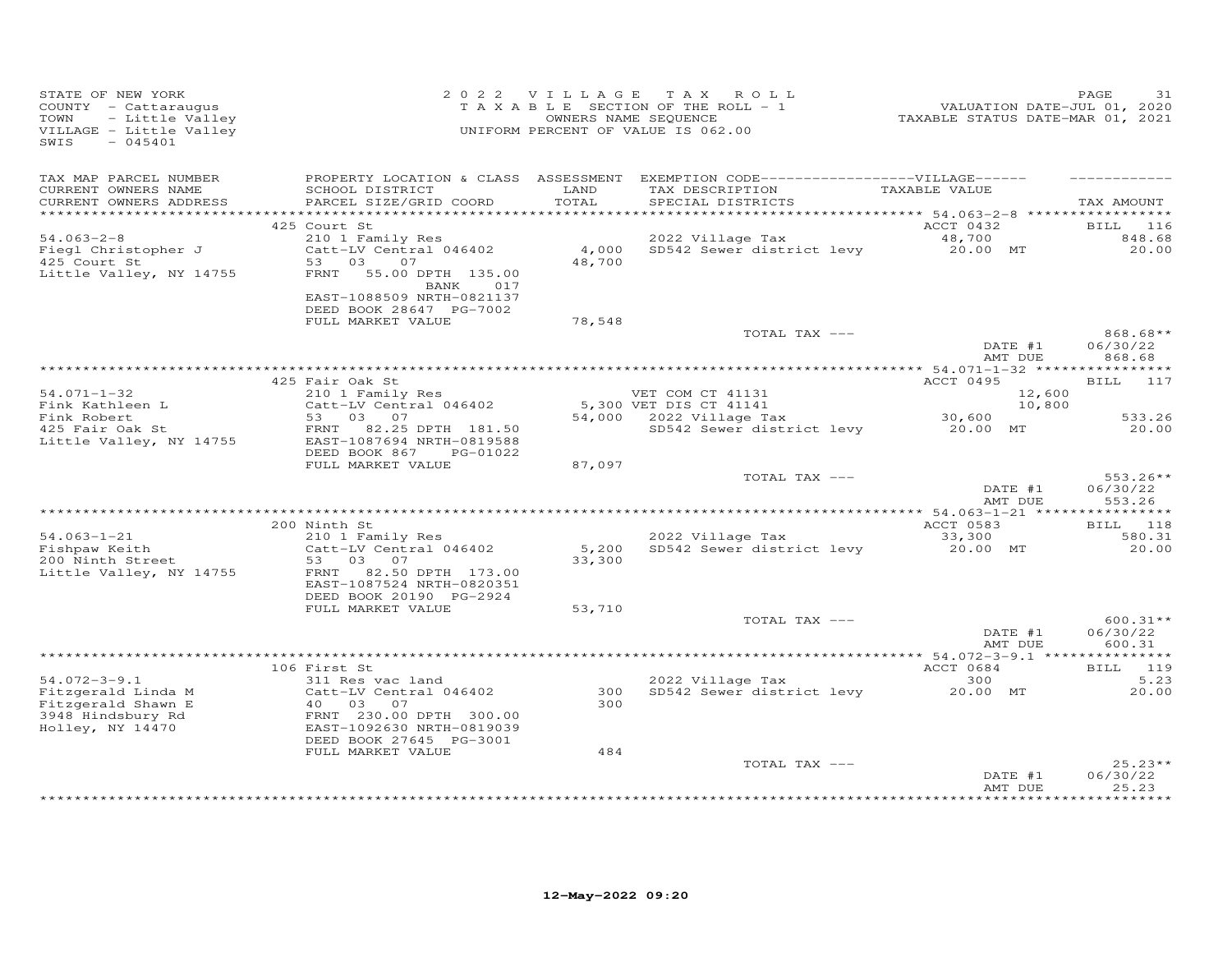STATE OF NEW YORK
COUNTY - Cattaraugus
TOWN - Little Valley
VILLAGE - Little Valley
SWIS - 045401

2022 VILLAGE TAX ROLL
TAXABLE SECTION OF THE ROLL - 1
OWNERS NAME SEQUENCE
UNIFORM PERCENT OF VALUE IS 062.00

VALUATION DATE-JUL 01, 2020
TAXABLE STATUS DATE-MAR 01, 2021

| TAX MAP PARCEL NUMBER / CURRENT OWNERS NAME / CURRENT OWNERS ADDRESS | PROPERTY LOCATION & CLASS / SCHOOL DISTRICT / PARCEL SIZE/GRID COORD | ASSESSMENT LAND / TOTAL | EXEMPTION CODE / TAX DESCRIPTION / SPECIAL DISTRICTS | VILLAGE TAXABLE VALUE | TAX AMOUNT |
|---|---|---|---|---|---|
| 54.063-2-8 | 425 Court St | | | ACCT 0432 | BILL 116 |
| Fiegl Christopher J | 210 1 Family Res | | 2022 Village Tax | 48,700 | 848.68 |
| 425 Court St | Catt-LV Central 046402 | 4,000 | SD542 Sewer district levy | 20.00 MT | 20.00 |
| Little Valley, NY 14755 | 53 03 07 | 48,700 | | | |
| | FRNT 55.00 DPTH 135.00 BANK 017 | | | | |
| | EAST-1088509 NRTH-0821137 | | | | |
| | DEED BOOK 28647 PG-7002 | | | | |
| | FULL MARKET VALUE | 78,548 | | | |
| | | | TOTAL TAX --- | | 868.68** |
| | | | | DATE #1 | 06/30/22 |
| | | | | AMT DUE | 868.68 |
| 54.071-1-32 | 425 Fair Oak St | | | ACCT 0495 | BILL 117 |
| Fink Kathleen L | 210 1 Family Res | | VET COM CT 41131 | 12,600 | |
| Fink Robert | Catt-LV Central 046402 | 5,300 | VET DIS CT 41141 | 10,800 | |
| 425 Fair Oak St | 53 03 07 | 54,000 | 2022 Village Tax | 30,600 | 533.26 |
| Little Valley, NY 14755 | FRNT 82.25 DPTH 181.50 | | SD542 Sewer district levy | 20.00 MT | 20.00 |
| | EAST-1087694 NRTH-0819588 | | | | |
| | DEED BOOK 867 PG-01022 | | | | |
| | FULL MARKET VALUE | 87,097 | | | |
| | | | TOTAL TAX --- | | 553.26** |
| | | | | DATE #1 | 06/30/22 |
| | | | | AMT DUE | 553.26 |
| 54.063-1-21 | 200 Ninth St | | | ACCT 0583 | BILL 118 |
| Fishpaw Keith | 210 1 Family Res | | 2022 Village Tax | 33,300 | 580.31 |
| 200 Ninth Street | Catt-LV Central 046402 | 5,200 | SD542 Sewer district levy | 20.00 MT | 20.00 |
| Little Valley, NY 14755 | 53 03 07 | 33,300 | | | |
| | FRNT 82.50 DPTH 173.00 | | | | |
| | EAST-1087524 NRTH-0820351 | | | | |
| | DEED BOOK 20190 PG-2924 | | | | |
| | FULL MARKET VALUE | 53,710 | | | |
| | | | TOTAL TAX --- | | 600.31** |
| | | | | DATE #1 | 06/30/22 |
| | | | | AMT DUE | 600.31 |
| 54.072-3-9.1 | 106 First St | | | ACCT 0684 | BILL 119 |
| Fitzgerald Linda M | 311 Res vac land | | 2022 Village Tax | 300 | 5.23 |
| Fitzgerald Shawn E | Catt-LV Central 046402 | 300 | SD542 Sewer district levy | 20.00 MT | 20.00 |
| 3948 Hindsbury Rd | 40 03 07 | 300 | | | |
| Holley, NY 14470 | FRNT 230.00 DPTH 300.00 | | | | |
| | EAST-1092630 NRTH-0819039 | | | | |
| | DEED BOOK 27645 PG-3001 | | | | |
| | FULL MARKET VALUE | 484 | | | |
| | | | TOTAL TAX --- | | 25.23** |
| | | | | DATE #1 | 06/30/22 |
| | | | | AMT DUE | 25.23 |

12-May-2022 09:20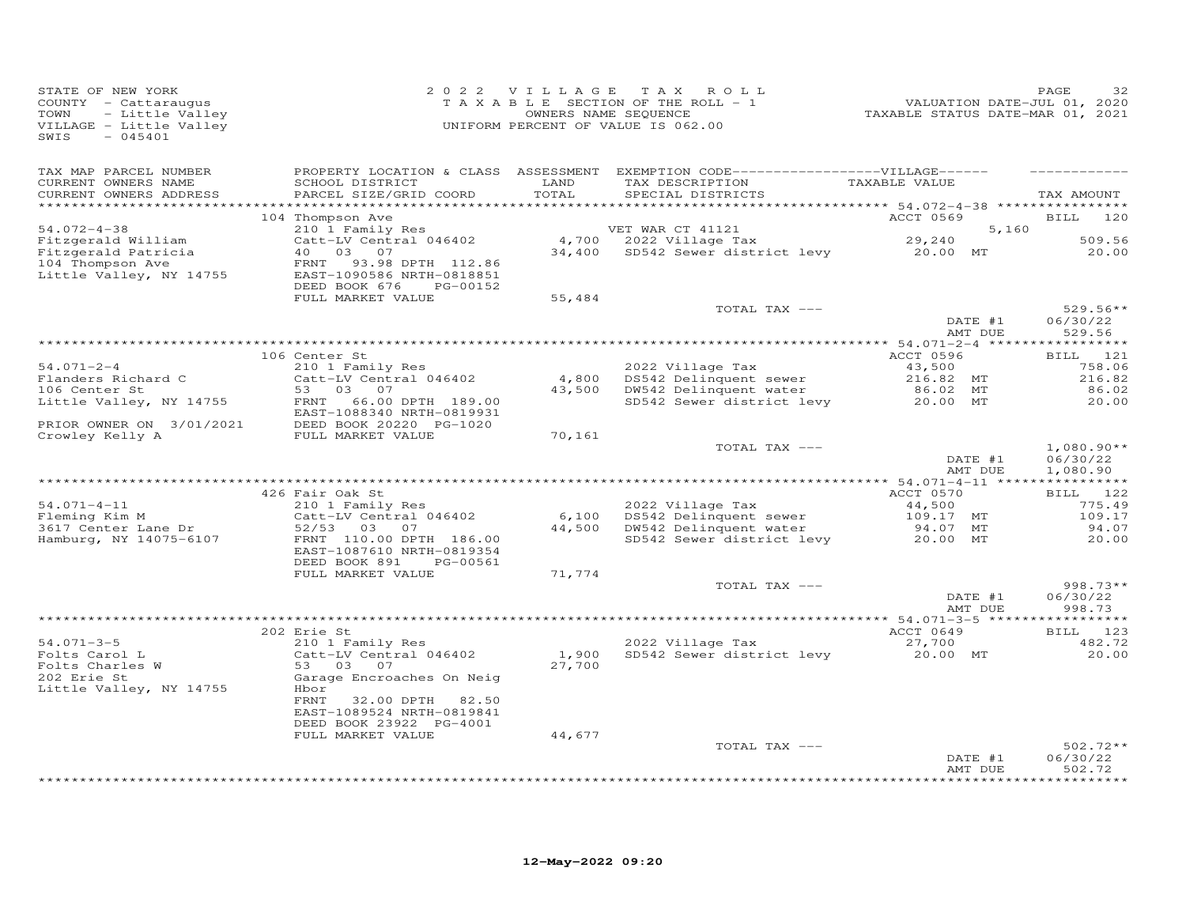STATE OF NEW YORK
COUNTY - Cattaraugus
TOWN - Little Valley
VILLAGE - Little Valley
SWIS - 045401

2022 VILLAGE TAX ROLL
TAXABLE SECTION OF THE ROLL - 1
OWNERS NAME SEQUENCE
UNIFORM PERCENT OF VALUE IS 062.00

VALUATION DATE-JUL 01, 2020
TAXABLE STATUS DATE-MAR 01, 2021

| TAX MAP PARCEL NUMBER / CURRENT OWNERS NAME / CURRENT OWNERS ADDRESS | PROPERTY LOCATION & CLASS / SCHOOL DISTRICT / PARCEL SIZE/GRID COORD | ASSESSMENT LAND / TOTAL | EXEMPTION CODE / TAX DESCRIPTION / SPECIAL DISTRICTS | VILLAGE TAXABLE VALUE | TAX AMOUNT |
|---|---|---|---|---|---|
| 54.072-4-38 | 104 Thompson Ave | | | ACCT 0569 | BILL 120 |
| Fitzgerald William | 210 1 Family Res | | VET WAR CT 41121 | 5,160 | |
| Fitzgerald Patricia | Catt-LV Central 046402 | 4,700 | 2022 Village Tax | 29,240 | 509.56 |
| 104 Thompson Ave | 40 03 07 | 34,400 | SD542 Sewer district levy | 20.00 MT | 20.00 |
| Little Valley, NY 14755 | FRNT 93.98 DPTH 112.86 | | | | |
| | EAST-1090586 NRTH-0818851 | | | | |
| | DEED BOOK 676 PG-00152 | | | | |
| | FULL MARKET VALUE | 55,484 | | | |
| | | | TOTAL TAX --- | | 529.56** |
| | | | | DATE #1 | 06/30/22 |
| | | | | AMT DUE | 529.56 |
| 54.071-2-4 | 106 Center St | | | ACCT 0596 | BILL 121 |
| Flanders Richard C | 210 1 Family Res | | 2022 Village Tax | 43,500 | 758.06 |
| 106 Center St | Catt-LV Central 046402 | 4,800 | DS542 Delinquent sewer | 216.82 MT | 216.82 |
| Little Valley, NY 14755 | 53 03 07 | 43,500 | DW542 Delinquent water | 86.02 MT | 86.02 |
| | FRNT 66.00 DPTH 189.00 | | SD542 Sewer district levy | 20.00 MT | 20.00 |
| | EAST-1088340 NRTH-0819931 | | | | |
| PRIOR OWNER ON 3/01/2021 | DEED BOOK 20220 PG-1020 | | | | |
| Crowley Kelly A | FULL MARKET VALUE | 70,161 | | | |
| | | | TOTAL TAX --- | | 1,080.90** |
| | | | | DATE #1 | 06/30/22 |
| | | | | AMT DUE | 1,080.90 |
| 54.071-4-11 | 426 Fair Oak St | | | ACCT 0570 | BILL 122 |
| Fleming Kim M | 210 1 Family Res | | 2022 Village Tax | 44,500 | 775.49 |
| 3617 Center Lane Dr | Catt-LV Central 046402 | 6,100 | DS542 Delinquent sewer | 109.17 MT | 109.17 |
| Hamburg, NY 14075-6107 | 52/53 03 07 | 44,500 | DW542 Delinquent water | 94.07 MT | 94.07 |
| | FRNT 110.00 DPTH 186.00 | | SD542 Sewer district levy | 20.00 MT | 20.00 |
| | EAST-1087610 NRTH-0819354 | | | | |
| | DEED BOOK 891 PG-00561 | | | | |
| | FULL MARKET VALUE | 71,774 | | | |
| | | | TOTAL TAX --- | | 998.73** |
| | | | | DATE #1 | 06/30/22 |
| | | | | AMT DUE | 998.73 |
| 54.071-3-5 | 202 Erie St | | | ACCT 0649 | BILL 123 |
| Folts Carol L | 210 1 Family Res | | 2022 Village Tax | 27,700 | 482.72 |
| Folts Charles W | Catt-LV Central 046402 | 1,900 | SD542 Sewer district levy | 20.00 MT | 20.00 |
| 202 Erie St | 53 03 07 | 27,700 | | | |
| Little Valley, NY 14755 | Garage Encroaches On Neig Hbor | | | | |
| | FRNT 32.00 DPTH 82.50 | | | | |
| | EAST-1089524 NRTH-0819841 | | | | |
| | DEED BOOK 23922 PG-4001 | | | | |
| | FULL MARKET VALUE | 44,677 | | | |
| | | | TOTAL TAX --- | | 502.72** |
| | | | | DATE #1 | 06/30/22 |
| | | | | AMT DUE | 502.72 |

12-May-2022 09:20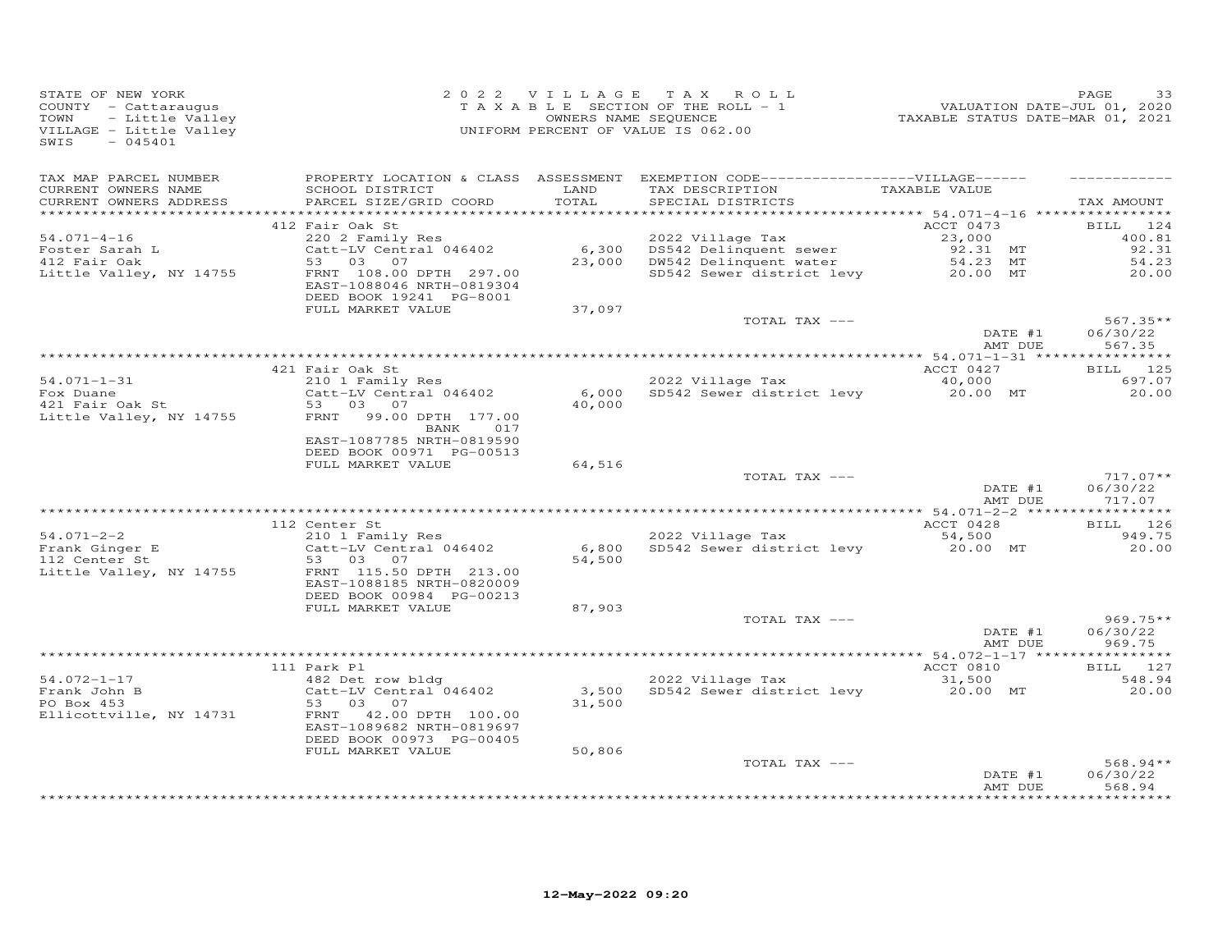STATE OF NEW YORK
COUNTY - Cattaraugus
TOWN - Little Valley
VILLAGE - Little Valley
SWIS - 045401

2022 VILLAGE TAX ROLL
TAXABLE SECTION OF THE ROLL - 1
OWNERS NAME SEQUENCE
UNIFORM PERCENT OF VALUE IS 062.00

VALUATION DATE-JUL 01, 2020
TAXABLE STATUS DATE-MAR 01, 2021

| TAX MAP PARCEL NUMBER / CURRENT OWNERS NAME / CURRENT OWNERS ADDRESS | PROPERTY LOCATION & CLASS / SCHOOL DISTRICT / PARCEL SIZE/GRID COORD | ASSESSMENT LAND / TOTAL | EXEMPTION CODE / TAX DESCRIPTION / SPECIAL DISTRICTS | VILLAGE TAXABLE VALUE | TAX AMOUNT |
|---|---|---|---|---|---|
| 54.071-4-16 | 412 Fair Oak St | | | ACCT 0473 | BILL 124 |
| Foster Sarah L | 220 2 Family Res | | 2022 Village Tax | 23,000 | 400.81 |
| 412 Fair Oak | Catt-LV Central 046402 | 6,300 | DS542 Delinquent sewer | 92.31 MT | 92.31 |
| Little Valley, NY 14755 | 53 03 07 | 23,000 | DW542 Delinquent water | 54.23 MT | 54.23 |
| | FRNT 108.00 DPTH 297.00 | | SD542 Sewer district levy | 20.00 MT | 20.00 |
| | EAST-1088046 NRTH-0819304 | | | | |
| | DEED BOOK 19241 PG-8001 | | | | |
| | FULL MARKET VALUE | 37,097 | | | |
| | | | TOTAL TAX --- | | 567.35** |
| | | | | DATE #1 | 06/30/22 |
| | | | | AMT DUE | 567.35 |
| 54.071-1-31 | 421 Fair Oak St | | | ACCT 0427 | BILL 125 |
| Fox Duane | 210 1 Family Res | | 2022 Village Tax | 40,000 | 697.07 |
| 421 Fair Oak St | Catt-LV Central 046402 | 6,000 | SD542 Sewer district levy | 20.00 MT | 20.00 |
| Little Valley, NY 14755 | 53 03 07 | 40,000 | | | |
| | FRNT 99.00 DPTH 177.00 | | | | |
| | BANK 017 | | | | |
| | EAST-1087785 NRTH-0819590 | | | | |
| | DEED BOOK 00971 PG-00513 | | | | |
| | FULL MARKET VALUE | 64,516 | | | |
| | | | TOTAL TAX --- | | 717.07** |
| | | | | DATE #1 | 06/30/22 |
| | | | | AMT DUE | 717.07 |
| 54.071-2-2 | 112 Center St | | | ACCT 0428 | BILL 126 |
| Frank Ginger E | 210 1 Family Res | | 2022 Village Tax | 54,500 | 949.75 |
| 112 Center St | Catt-LV Central 046402 | 6,800 | SD542 Sewer district levy | 20.00 MT | 20.00 |
| Little Valley, NY 14755 | 53 03 07 | 54,500 | | | |
| | FRNT 115.50 DPTH 213.00 | | | | |
| | EAST-1088185 NRTH-0820009 | | | | |
| | DEED BOOK 00984 PG-00213 | | | | |
| | FULL MARKET VALUE | 87,903 | | | |
| | | | TOTAL TAX --- | | 969.75** |
| | | | | DATE #1 | 06/30/22 |
| | | | | AMT DUE | 969.75 |
| 54.072-1-17 | 111 Park Pl | | | ACCT 0810 | BILL 127 |
| Frank John B | 482 Det row bldg | | 2022 Village Tax | 31,500 | 548.94 |
| PO Box 453 | Catt-LV Central 046402 | 3,500 | SD542 Sewer district levy | 20.00 MT | 20.00 |
| Ellicottville, NY 14731 | 53 03 07 | 31,500 | | | |
| | FRNT 42.00 DPTH 100.00 | | | | |
| | EAST-1089682 NRTH-0819697 | | | | |
| | DEED BOOK 00973 PG-00405 | | | | |
| | FULL MARKET VALUE | 50,806 | | | |
| | | | TOTAL TAX --- | | 568.94** |
| | | | | DATE #1 | 06/30/22 |
| | | | | AMT DUE | 568.94 |

12-May-2022 09:20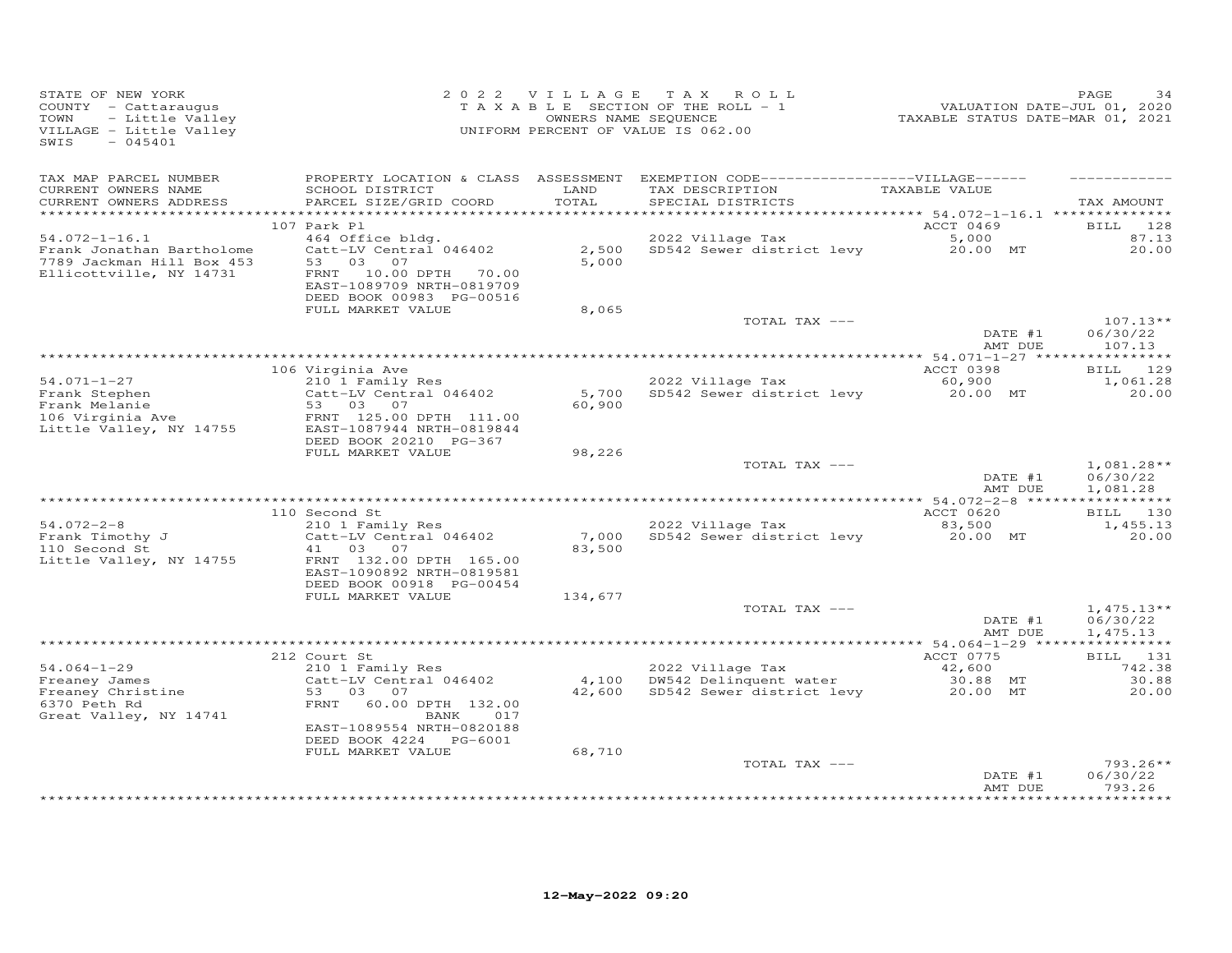STATE OF NEW YORK
COUNTY - Cattaraugus
TOWN - Little Valley
VILLAGE - Little Valley
SWIS - 045401

2 0 2 2 V I L L A G E T A X R O L L
T A X A B L E SECTION OF THE ROLL - 1
OWNERS NAME SEQUENCE
UNIFORM PERCENT OF VALUE IS 062.00

VALUATION DATE-JUL 01, 2020
TAXABLE STATUS DATE-MAR 01, 2021

| TAX MAP PARCEL NUMBER / CURRENT OWNERS NAME / CURRENT OWNERS ADDRESS | PROPERTY LOCATION & CLASS / SCHOOL DISTRICT / PARCEL SIZE/GRID COORD | ASSESSMENT LAND / TOTAL | EXEMPTION CODE-----VILLAGE----- / TAX DESCRIPTION / SPECIAL DISTRICTS | TAXABLE VALUE | TAX AMOUNT |
|---|---|---|---|---|---|
| | 107 Park Pl | | | ACCT 0469 | BILL 128 |
| 54.072-1-16.1 | 464 Office bldg. | | 2022 Village Tax | 5,000 | 87.13 |
| Frank Jonathan Bartholome | Catt-LV Central 046402 | 2,500 | SD542 Sewer district levy | 20.00 MT | 20.00 |
| 7789 Jackman Hill Box 453 | 53 03 07 | 5,000 | | | |
| Ellicottville, NY 14731 | FRNT 10.00 DPTH 70.00 | | | | |
| | EAST-1089709 NRTH-0819709 | | | | |
| | DEED BOOK 00983 PG-00516 | | | | |
| | FULL MARKET VALUE | 8,065 | | | |
| | | | TOTAL TAX --- | | 107.13** |
| | | | | DATE #1 | 06/30/22 |
| | | | | AMT DUE | 107.13 |
| | 106 Virginia Ave | | | ACCT 0398 | BILL 129 |
| 54.071-1-27 | 210 1 Family Res | | 2022 Village Tax | 60,900 | 1,061.28 |
| Frank Stephen | Catt-LV Central 046402 | 5,700 | SD542 Sewer district levy | 20.00 MT | 20.00 |
| Frank Melanie | 53 03 07 | 60,900 | | | |
| 106 Virginia Ave | FRNT 125.00 DPTH 111.00 | | | | |
| Little Valley, NY 14755 | EAST-1087944 NRTH-0819844 | | | | |
| | DEED BOOK 20210 PG-367 | | | | |
| | FULL MARKET VALUE | 98,226 | | | |
| | | | TOTAL TAX --- | | 1,081.28** |
| | | | | DATE #1 | 06/30/22 |
| | | | | AMT DUE | 1,081.28 |
| | 110 Second St | | | ACCT 0620 | BILL 130 |
| 54.072-2-8 | 210 1 Family Res | | 2022 Village Tax | 83,500 | 1,455.13 |
| Frank Timothy J | Catt-LV Central 046402 | 7,000 | SD542 Sewer district levy | 20.00 MT | 20.00 |
| 110 Second St | 41 03 07 | 83,500 | | | |
| Little Valley, NY 14755 | FRNT 132.00 DPTH 165.00 | | | | |
| | EAST-1090892 NRTH-0819581 | | | | |
| | DEED BOOK 00918 PG-00454 | | | | |
| | FULL MARKET VALUE | 134,677 | | | |
| | | | TOTAL TAX --- | | 1,475.13** |
| | | | | DATE #1 | 06/30/22 |
| | | | | AMT DUE | 1,475.13 |
| | 212 Court St | | | ACCT 0775 | BILL 131 |
| 54.064-1-29 | 210 1 Family Res | | 2022 Village Tax | 42,600 | 742.38 |
| Freaney James | Catt-LV Central 046402 | 4,100 | DW542 Delinquent water | 30.88 MT | 30.88 |
| Freaney Christine | 53 03 07 | 42,600 | SD542 Sewer district levy | 20.00 MT | 20.00 |
| 6370 Peth Rd | FRNT 60.00 DPTH 132.00 | | | | |
| Great Valley, NY 14741 | BANK 017 | | | | |
| | EAST-1089554 NRTH-0820188 | | | | |
| | DEED BOOK 4224 PG-6001 | | | | |
| | FULL MARKET VALUE | 68,710 | | | |
| | | | TOTAL TAX --- | | 793.26** |
| | | | | DATE #1 | 06/30/22 |
| | | | | AMT DUE | 793.26 |

12-May-2022 09:20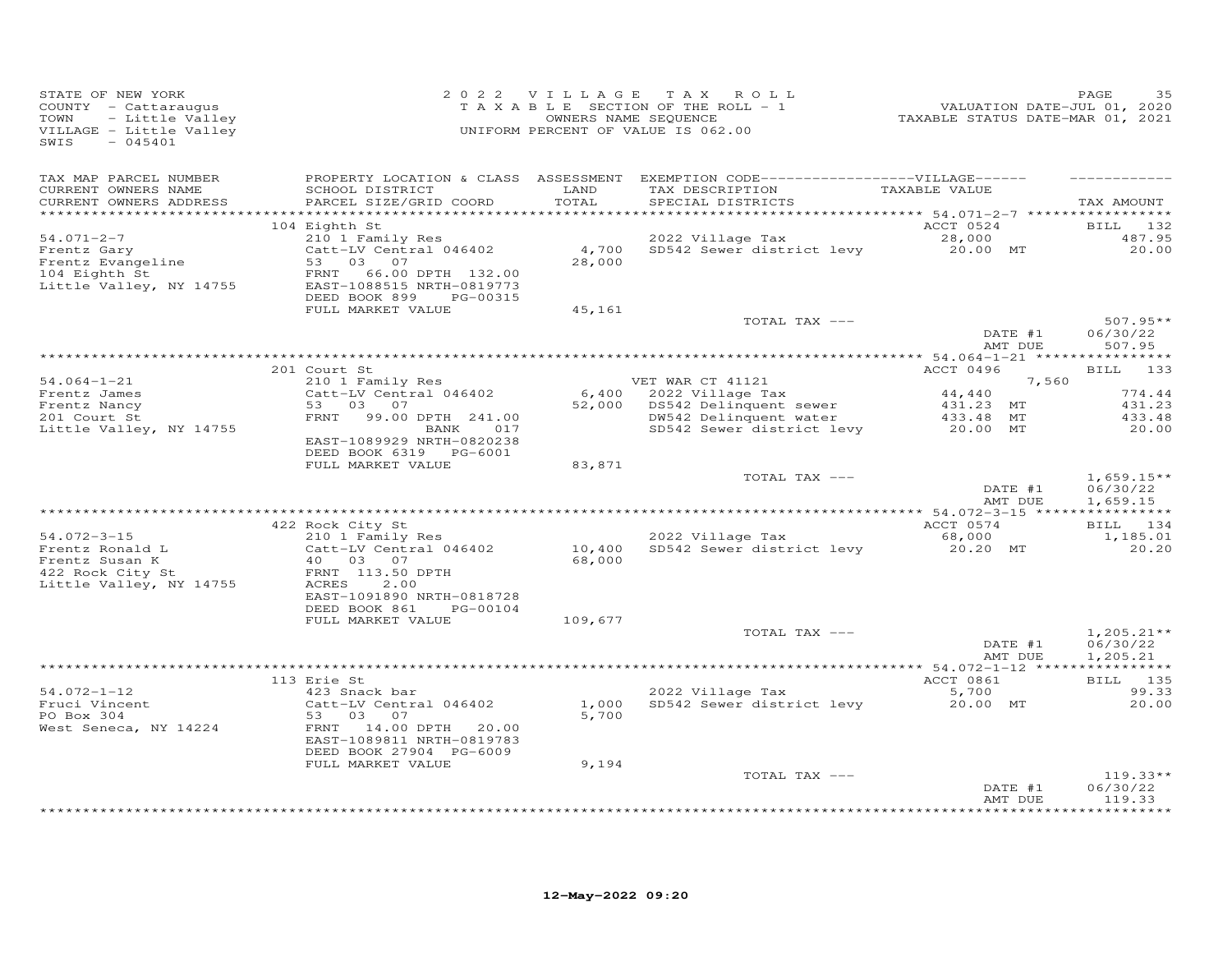STATE OF NEW YORK
COUNTY - Cattaraugus
TOWN - Little Valley
VILLAGE - Little Valley
SWIS - 045401

2022 VILLAGE TAX ROLL
TAXABLE SECTION OF THE ROLL - 1
OWNERS NAME SEQUENCE
UNIFORM PERCENT OF VALUE IS 062.00

VALUATION DATE-JUL 01, 2020
TAXABLE STATUS DATE-MAR 01, 2021

| TAX MAP PARCEL NUMBER / CURRENT OWNERS NAME / CURRENT OWNERS ADDRESS | PROPERTY LOCATION & CLASS / SCHOOL DISTRICT / PARCEL SIZE/GRID COORD | ASSESSMENT LAND / TOTAL | EXEMPTION CODE / TAX DESCRIPTION / SPECIAL DISTRICTS | VILLAGE TAXABLE VALUE | TAX AMOUNT |
|---|---|---|---|---|---|
| **54.071-2-7** | 104 Eighth St | | | ACCT 0524 | BILL 132 |
| Frentz Gary | 210 1 Family Res | | 2022 Village Tax | 28,000 | 487.95 |
| Frentz Evangeline | Catt-LV Central 046402 | 4,700 | SD542 Sewer district levy | 20.00 MT | 20.00 |
| 104 Eighth St | 53 03 07 | 28,000 | | | |
| Little Valley, NY 14755 | FRNT 66.00 DPTH 132.00 | | | | |
| | EAST-1088515 NRTH-0819773 | | | | |
| | DEED BOOK 899 PG-00315 | | | | |
| | FULL MARKET VALUE | 45,161 | | | |
| | | | TOTAL TAX --- | | 507.95** |
| | | | | DATE #1 | 06/30/22 |
| | | | | AMT DUE | 507.95 |
| **54.064-1-21** | 201 Court St | | | ACCT 0496 | BILL 133 |
| Frentz James | 210 1 Family Res | | VET WAR CT 41121 | 7,560 | |
| Frentz Nancy | Catt-LV Central 046402 | 6,400 | 2022 Village Tax | 44,440 | 774.44 |
| 201 Court St | 53 03 07 | 52,000 | DS542 Delinquent sewer | 431.23 MT | 431.23 |
| Little Valley, NY 14755 | FRNT 99.00 DPTH 241.00 | | DW542 Delinquent water | 433.48 MT | 433.48 |
| | BANK 017 | | SD542 Sewer district levy | 20.00 MT | 20.00 |
| | EAST-1089929 NRTH-0820238 | | | | |
| | DEED BOOK 6319 PG-6001 | | | | |
| | FULL MARKET VALUE | 83,871 | | | |
| | | | TOTAL TAX --- | | 1,659.15** |
| | | | | DATE #1 | 06/30/22 |
| | | | | AMT DUE | 1,659.15 |
| **54.072-3-15** | 422 Rock City St | | | ACCT 0574 | BILL 134 |
| Frentz Ronald L | 210 1 Family Res | | 2022 Village Tax | 68,000 | 1,185.01 |
| Frentz Susan K | Catt-LV Central 046402 | 10,400 | SD542 Sewer district levy | 20.20 MT | 20.20 |
| 422 Rock City St | 40 03 07 | 68,000 | | | |
| Little Valley, NY 14755 | FRNT 113.50 DPTH | | | | |
| | ACRES 2.00 | | | | |
| | EAST-1091890 NRTH-0818728 | | | | |
| | DEED BOOK 861 PG-00104 | | | | |
| | FULL MARKET VALUE | 109,677 | | | |
| | | | TOTAL TAX --- | | 1,205.21** |
| | | | | DATE #1 | 06/30/22 |
| | | | | AMT DUE | 1,205.21 |
| **54.072-1-12** | 113 Erie St | | | ACCT 0861 | BILL 135 |
| Fruci Vincent | 423 Snack bar | | 2022 Village Tax | 5,700 | 99.33 |
| PO Box 304 | Catt-LV Central 046402 | 1,000 | SD542 Sewer district levy | 20.00 MT | 20.00 |
| West Seneca, NY 14224 | 53 03 07 | 5,700 | | | |
| | FRNT 14.00 DPTH 20.00 | | | | |
| | EAST-1089811 NRTH-0819783 | | | | |
| | DEED BOOK 27904 PG-6009 | | | | |
| | FULL MARKET VALUE | 9,194 | | | |
| | | | TOTAL TAX --- | | 119.33** |
| | | | | DATE #1 | 06/30/22 |
| | | | | AMT DUE | 119.33 |

12-May-2022 09:20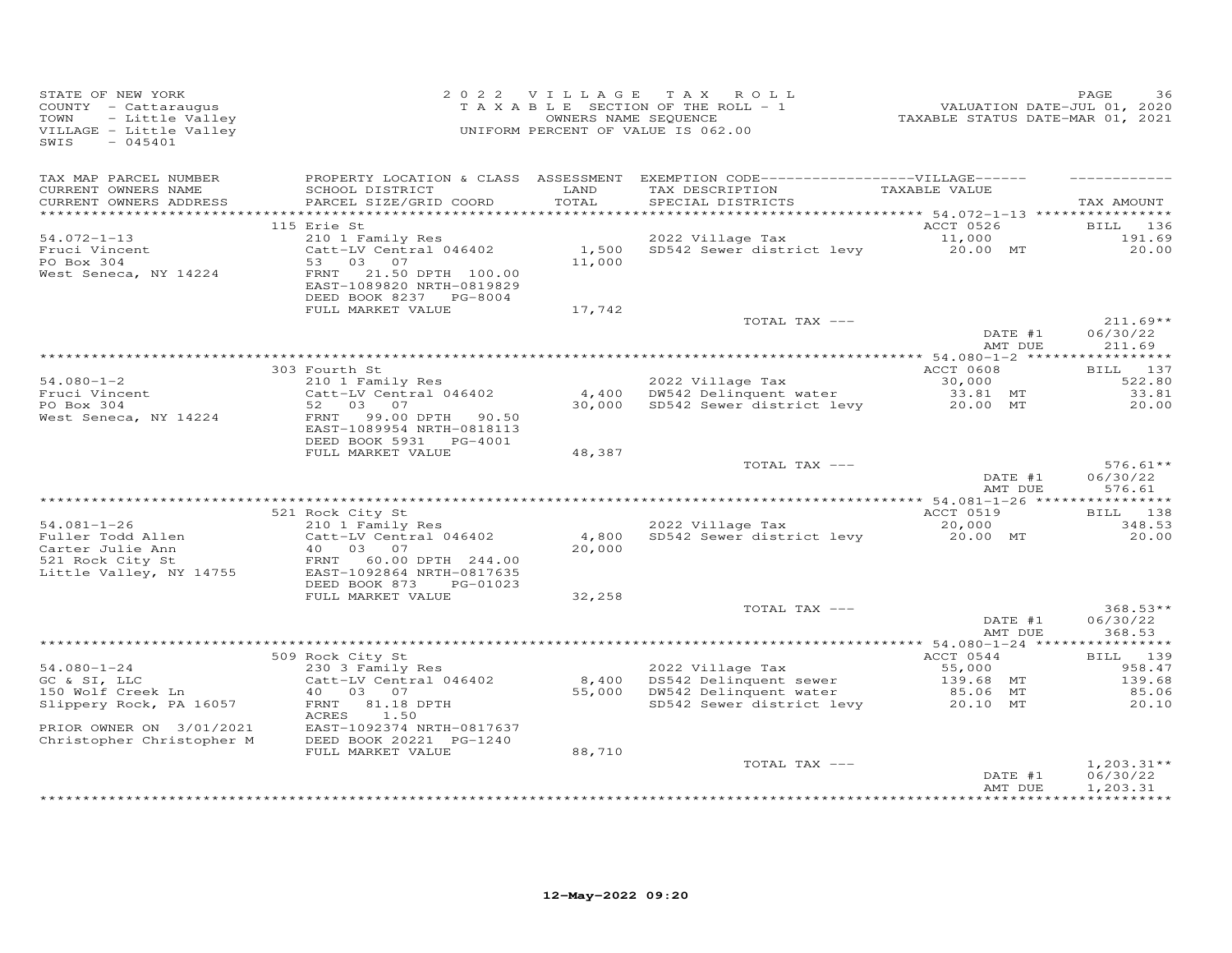STATE OF NEW YORK
COUNTY - Cattaraugus
TOWN - Little Valley
VILLAGE - Little Valley
SWIS - 045401

2 0 2 2 V I L L A G E T A X R O L L
T A X A B L E SECTION OF THE ROLL - 1
OWNERS NAME SEQUENCE
UNIFORM PERCENT OF VALUE IS 062.00

VALUATION DATE-JUL 01, 2020
TAXABLE STATUS DATE-MAR 01, 2021

| TAX MAP PARCEL NUMBER<br>CURRENT OWNERS NAME<br>CURRENT OWNERS ADDRESS | PROPERTY LOCATION & CLASS<br>SCHOOL DISTRICT<br>PARCEL SIZE/GRID COORD | ASSESSMENT<br>LAND<br>TOTAL | EXEMPTION CODE------------------VILLAGE------<br>TAX DESCRIPTION<br>SPECIAL DISTRICTS | TAXABLE VALUE | TAX AMOUNT |
|---|---|---|---|---|---|
| | 115 Erie St | | | ACCT 0526 | BILL 136 |
| 54.072-1-13 | 210 1 Family Res | | 2022 Village Tax | 11,000 | 191.69 |
| Fruci Vincent | Catt-LV Central 046402 | 1,500 | SD542 Sewer district levy | 20.00 MT | 20.00 |
| PO Box 304 | 53 03 07 | 11,000 | | | |
| West Seneca, NY 14224 | FRNT 21.50 DPTH 100.00 | | | | |
| | EAST-1089820 NRTH-0819829 | | | | |
| | DEED BOOK 8237 PG-8004 | | | | |
| | FULL MARKET VALUE | 17,742 | | | |
| | | | TOTAL TAX --- | | 211.69** |
| | | | | DATE #1 | 06/30/22 |
| | | | | AMT DUE | 211.69 |
| | 303 Fourth St | | | ACCT 0608 | BILL 137 |
| 54.080-1-2 | 210 1 Family Res | | 2022 Village Tax | 30,000 | 522.80 |
| Fruci Vincent | Catt-LV Central 046402 | 4,400 | DW542 Delinquent water | 33.81 MT | 33.81 |
| PO Box 304 | 52 03 07 | 30,000 | SD542 Sewer district levy | 20.00 MT | 20.00 |
| West Seneca, NY 14224 | FRNT 99.00 DPTH 90.50 | | | | |
| | EAST-1089954 NRTH-0818113 | | | | |
| | DEED BOOK 5931 PG-4001 | | | | |
| | FULL MARKET VALUE | 48,387 | | | |
| | | | TOTAL TAX --- | | 576.61** |
| | | | | DATE #1 | 06/30/22 |
| | | | | AMT DUE | 576.61 |
| | 521 Rock City St | | | ACCT 0519 | BILL 138 |
| 54.081-1-26 | 210 1 Family Res | | 2022 Village Tax | 20,000 | 348.53 |
| Fuller Todd Allen | Catt-LV Central 046402 | 4,800 | SD542 Sewer district levy | 20.00 MT | 20.00 |
| Carter Julie Ann | 40 03 07 | 20,000 | | | |
| 521 Rock City St | FRNT 60.00 DPTH 244.00 | | | | |
| Little Valley, NY 14755 | EAST-1092864 NRTH-0817635 | | | | |
| | DEED BOOK 873 PG-01023 | | | | |
| | FULL MARKET VALUE | 32,258 | | | |
| | | | TOTAL TAX --- | | 368.53** |
| | | | | DATE #1 | 06/30/22 |
| | | | | AMT DUE | 368.53 |
| | 509 Rock City St | | | ACCT 0544 | BILL 139 |
| 54.080-1-24 | 230 3 Family Res | | 2022 Village Tax | 55,000 | 958.47 |
| GC & SI, LLC | Catt-LV Central 046402 | 8,400 | DS542 Delinquent sewer | 139.68 MT | 139.68 |
| 150 Wolf Creek Ln | 40 03 07 | 55,000 | DW542 Delinquent water | 85.06 MT | 85.06 |
| Slippery Rock, PA 16057 | FRNT 81.18 DPTH | | SD542 Sewer district levy | 20.10 MT | 20.10 |
| | ACRES 1.50 | | | | |
| PRIOR OWNER ON 3/01/2021 | EAST-1092374 NRTH-0817637 | | | | |
| Christopher Christopher M | DEED BOOK 20221 PG-1240 | | | | |
| | FULL MARKET VALUE | 88,710 | | | |
| | | | TOTAL TAX --- | | 1,203.31** |
| | | | | DATE #1 | 06/30/22 |
| | | | | AMT DUE | 1,203.31 |

12-May-2022 09:20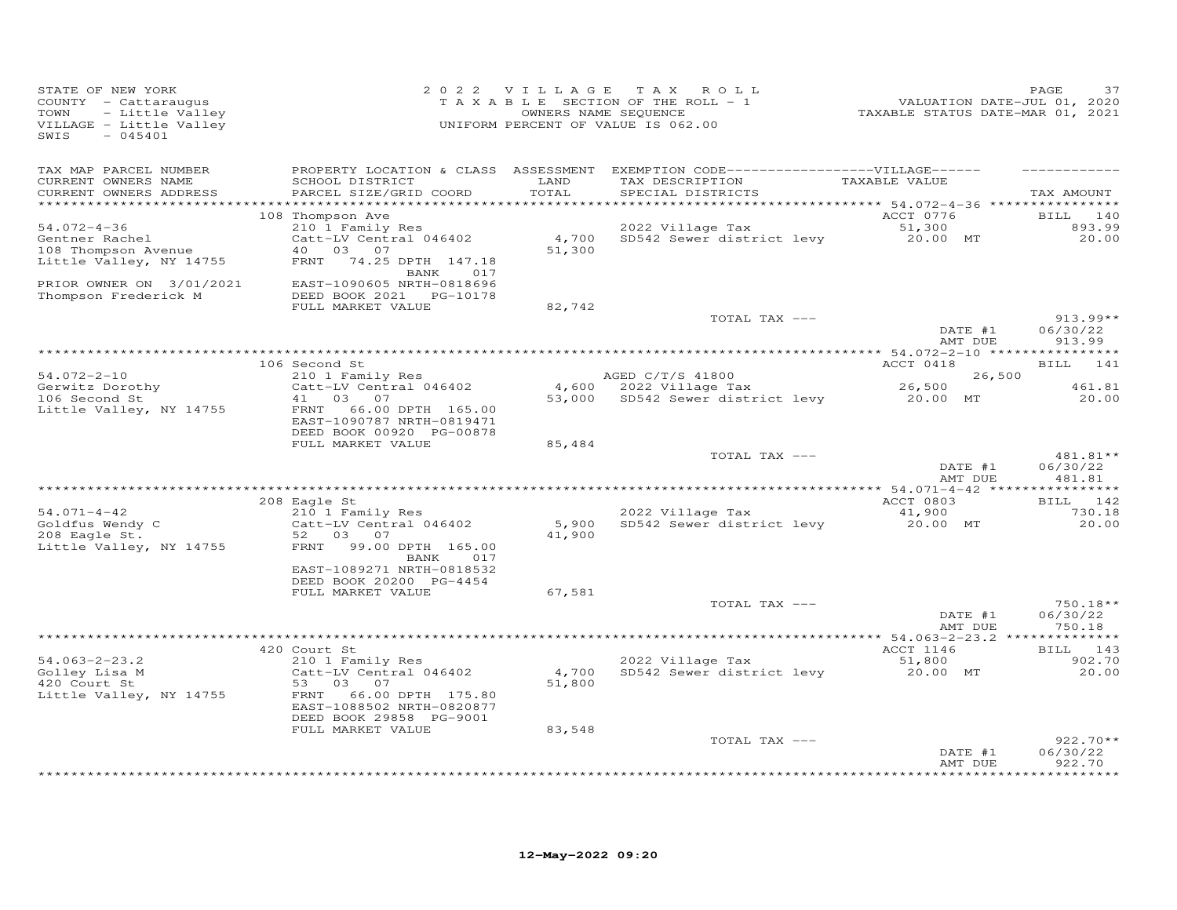STATE OF NEW YORK
COUNTY - Cattaraugus
TOWN - Little Valley
VILLAGE - Little Valley
SWIS - 045401

2022 VILLAGE TAX ROLL
TAXABLE SECTION OF THE ROLL - 1
OWNERS NAME SEQUENCE
UNIFORM PERCENT OF VALUE IS 062.00

VALUATION DATE-JUL 01, 2020
TAXABLE STATUS DATE-MAR 01, 2021

| TAX MAP PARCEL NUMBER / CURRENT OWNERS NAME / CURRENT OWNERS ADDRESS | PROPERTY LOCATION & CLASS / SCHOOL DISTRICT / PARCEL SIZE/GRID COORD | ASSESSMENT LAND / TOTAL | EXEMPTION CODE / TAX DESCRIPTION / SPECIAL DISTRICTS | VILLAGE TAXABLE VALUE | TAX AMOUNT |
|---|---|---|---|---|---|
| 54.072-4-36 | 108 Thompson Ave | | | ACCT 0776 | BILL 140 |
| Gentner Rachel | 210 1 Family Res | | 2022 Village Tax | 51,300 | 893.99 |
| 108 Thompson Avenue | Catt-LV Central 046402 | 4,700 | SD542 Sewer district levy | 20.00 MT | 20.00 |
| Little Valley, NY 14755 | 40 03 07 | 51,300 | | | |
| | FRNT 74.25 DPTH 147.18 | | | | |
| | BANK 017 | | | | |
| PRIOR OWNER ON 3/01/2021 | EAST-1090605 NRTH-0818696 | | | | |
| Thompson Frederick M | DEED BOOK 2021 PG-10178 | | | | |
| | FULL MARKET VALUE | 82,742 | | | |
| | | | TOTAL TAX --- | | 913.99** |
| | | | | DATE #1 | 06/30/22 |
| | | | | AMT DUE | 913.99 |
| 54.072-2-10 | 106 Second St | | | ACCT 0418 | BILL 141 |
| Gerwitz Dorothy | 210 1 Family Res | | AGED C/T/S 41800 | 26,500 | |
| 106 Second St | Catt-LV Central 046402 | 4,600 | 2022 Village Tax | 26,500 | 461.81 |
| Little Valley, NY 14755 | 41 03 07 | 53,000 | SD542 Sewer district levy | 20.00 MT | 20.00 |
| | FRNT 66.00 DPTH 165.00 | | | | |
| | EAST-1090787 NRTH-0819471 | | | | |
| | DEED BOOK 00920 PG-00878 | | | | |
| | FULL MARKET VALUE | 85,484 | | | |
| | | | TOTAL TAX --- | | 481.81** |
| | | | | DATE #1 | 06/30/22 |
| | | | | AMT DUE | 481.81 |
| 54.071-4-42 | 208 Eagle St | | | ACCT 0803 | BILL 142 |
| Goldfus Wendy C | 210 1 Family Res | | 2022 Village Tax | 41,900 | 730.18 |
| 208 Eagle St. | Catt-LV Central 046402 | 5,900 | SD542 Sewer district levy | 20.00 MT | 20.00 |
| Little Valley, NY 14755 | 52 03 07 | 41,900 | | | |
| | FRNT 99.00 DPTH 165.00 | | | | |
| | BANK 017 | | | | |
| | EAST-1089271 NRTH-0818532 | | | | |
| | DEED BOOK 20200 PG-4454 | | | | |
| | FULL MARKET VALUE | 67,581 | | | |
| | | | TOTAL TAX --- | | 750.18** |
| | | | | DATE #1 | 06/30/22 |
| | | | | AMT DUE | 750.18 |
| 54.063-2-23.2 | 420 Court St | | | ACCT 1146 | BILL 143 |
| Golley Lisa M | 210 1 Family Res | | 2022 Village Tax | 51,800 | 902.70 |
| 420 Court St | Catt-LV Central 046402 | 4,700 | SD542 Sewer district levy | 20.00 MT | 20.00 |
| Little Valley, NY 14755 | 53 03 07 | 51,800 | | | |
| | FRNT 66.00 DPTH 175.80 | | | | |
| | EAST-1088502 NRTH-0820877 | | | | |
| | DEED BOOK 29858 PG-9001 | | | | |
| | FULL MARKET VALUE | 83,548 | | | |
| | | | TOTAL TAX --- | | 922.70** |
| | | | | DATE #1 | 06/30/22 |
| | | | | AMT DUE | 922.70 |

12-May-2022 09:20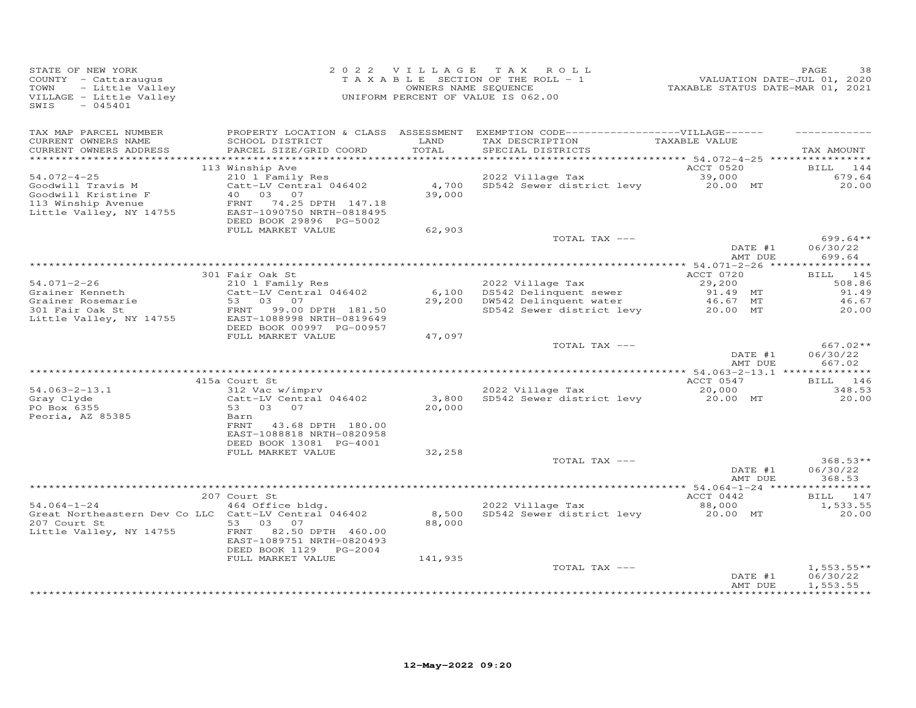STATE OF NEW YORK
COUNTY - Cattaraugus
TOWN - Little Valley
VILLAGE - Little Valley
SWIS - 045401

2022 VILLAGE TAX ROLL
TAXABLE SECTION OF THE ROLL - 1
OWNERS NAME SEQUENCE
UNIFORM PERCENT OF VALUE IS 062.00

VALUATION DATE-JUL 01, 2020
TAXABLE STATUS DATE-MAR 01, 2021

| TAX MAP PARCEL NUMBER / CURRENT OWNERS NAME / CURRENT OWNERS ADDRESS | PROPERTY LOCATION & CLASS / SCHOOL DISTRICT / PARCEL SIZE/GRID COORD | ASSESSMENT LAND / TOTAL | EXEMPTION CODE / TAX DESCRIPTION / SPECIAL DISTRICTS | TAXABLE VALUE | TAX AMOUNT |
|---|---|---|---|---|---|
| 54.072-4-25 | 113 Winship Ave | | | ACCT 0520 | BILL 144 |
| Goodwill Travis M | 210 1 Family Res | | 2022 Village Tax | 39,000 | 679.64 |
| Goodwill Kristine F | Catt-LV Central 046402 | 4,700 | SD542 Sewer district levy | 20.00 MT | 20.00 |
| 113 Winship Avenue | 40 03 07 | 39,000 | | | |
| Little Valley, NY 14755 | FRNT 74.25 DPTH 147.18 | | | | |
| | EAST-1090750 NRTH-0818495 | | | | |
| | DEED BOOK 29896 PG-5002 | | | | |
| | FULL MARKET VALUE | 62,903 | | | |
| | | | TOTAL TAX --- | | 699.64** |
| | | | | DATE #1 | 06/30/22 |
| | | | | AMT DUE | 699.64 |
| 54.071-2-26 | 301 Fair Oak St | | | ACCT 0720 | BILL 145 |
| Grainer Kenneth | 210 1 Family Res | | 2022 Village Tax | 29,200 | 508.86 |
| Grainer Rosemarie | Catt-LV Central 046402 | 6,100 | DS542 Delinquent sewer | 91.49 MT | 91.49 |
| 301 Fair Oak St | 53 03 07 | 29,200 | DW542 Delinquent water | 46.67 MT | 46.67 |
| Little Valley, NY 14755 | FRNT 99.00 DPTH 181.50 | | SD542 Sewer district levy | 20.00 MT | 20.00 |
| | EAST-1088998 NRTH-0819649 | | | | |
| | DEED BOOK 00997 PG-00957 | | | | |
| | FULL MARKET VALUE | 47,097 | | | |
| | | | TOTAL TAX --- | | 667.02** |
| | | | | DATE #1 | 06/30/22 |
| | | | | AMT DUE | 667.02 |
| 54.063-2-13.1 | 415a Court St | | | ACCT 0547 | BILL 146 |
| Gray Clyde | 312 Vac w/imprv | | 2022 Village Tax | 20,000 | 348.53 |
| PO Box 6355 | Catt-LV Central 046402 | 3,800 | SD542 Sewer district levy | 20.00 MT | 20.00 |
| Peoria, AZ 85385 | 53 03 07 | 20,000 | | | |
| | Barn | | | | |
| | FRNT 43.68 DPTH 180.00 | | | | |
| | EAST-1088818 NRTH-0820958 | | | | |
| | DEED BOOK 13081 PG-4001 | | | | |
| | FULL MARKET VALUE | 32,258 | | | |
| | | | TOTAL TAX --- | | 368.53** |
| | | | | DATE #1 | 06/30/22 |
| | | | | AMT DUE | 368.53 |
| 54.064-1-24 | 207 Court St | | | ACCT 0442 | BILL 147 |
| Great Northeastern Dev Co LLC | 464 Office bldg. | | 2022 Village Tax | 88,000 | 1,533.55 |
| 207 Court St | Catt-LV Central 046402 | 8,500 | SD542 Sewer district levy | 20.00 MT | 20.00 |
| Little Valley, NY 14755 | 53 03 07 | 88,000 | | | |
| | FRNT 82.50 DPTH 460.00 | | | | |
| | EAST-1089751 NRTH-0820493 | | | | |
| | DEED BOOK 1129 PG-2004 | | | | |
| | FULL MARKET VALUE | 141,935 | | | |
| | | | TOTAL TAX --- | | 1,553.55** |
| | | | | DATE #1 | 06/30/22 |
| | | | | AMT DUE | 1,553.55 |

12-May-2022 09:20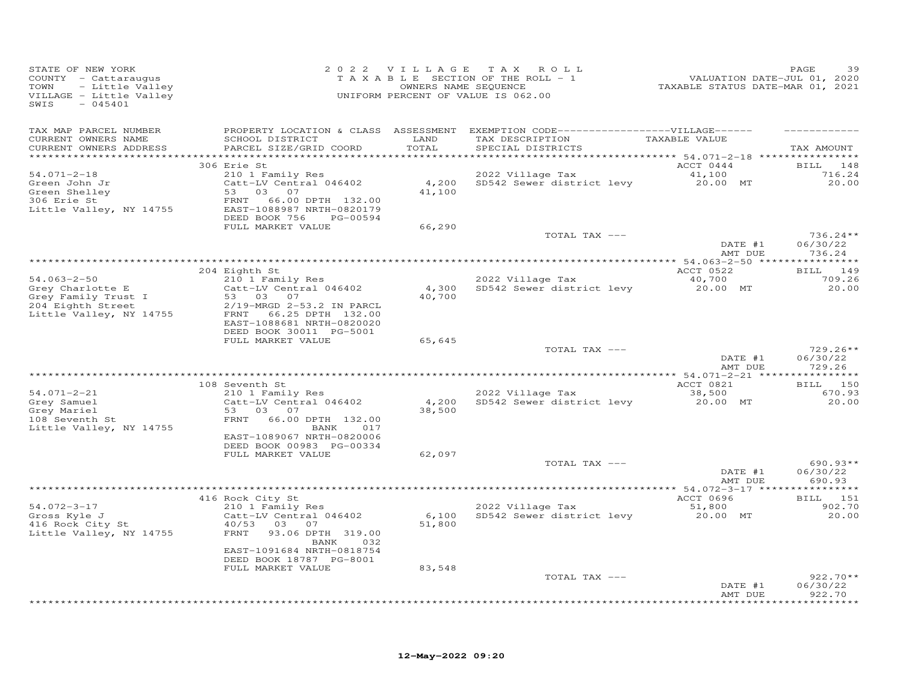STATE OF NEW YORK
COUNTY - Cattaraugus
TOWN - Little Valley
VILLAGE - Little Valley
SWIS - 045401

2 0 2 2 V I L L A G E T A X R O L L
T A X A B L E SECTION OF THE ROLL - 1
OWNERS NAME SEQUENCE
UNIFORM PERCENT OF VALUE IS 062.00

VALUATION DATE-JUL 01, 2020
TAXABLE STATUS DATE-MAR 01, 2021

| TAX MAP PARCEL NUMBER / CURRENT OWNERS NAME / CURRENT OWNERS ADDRESS | PROPERTY LOCATION & CLASS / SCHOOL DISTRICT / PARCEL SIZE/GRID COORD | ASSESSMENT LAND / TOTAL | EXEMPTION CODE / TAX DESCRIPTION / SPECIAL DISTRICTS | TAXABLE VALUE | TAX AMOUNT |
|---|---|---|---|---|---|
| 54.071-2-18 | 306 Erie St | | | ACCT 0444 | BILL 148 |
| | 210 1 Family Res | | 2022 Village Tax | 41,100 | 716.24 |
| Green John Jr | Catt-LV Central 046402 | 4,200 | SD542 Sewer district levy | 20.00 MT | 20.00 |
| Green Shelley | 53 03 07 | 41,100 | | | |
| 306 Erie St | FRNT 66.00 DPTH 132.00 | | | | |
| Little Valley, NY 14755 | EAST-1088987 NRTH-0820179 | | | | |
| | DEED BOOK 756 PG-00594 | | | | |
| | FULL MARKET VALUE | 66,290 | | | |
| | | | TOTAL TAX --- | | 736.24** |
| | | | | DATE #1 | 06/30/22 |
| | | | | AMT DUE | 736.24 |
| 54.063-2-50 | 204 Eighth St | | | ACCT 0522 | BILL 149 |
| | 210 1 Family Res | | 2022 Village Tax | 40,700 | 709.26 |
| Grey Charlotte E | Catt-LV Central 046402 | 4,300 | SD542 Sewer district levy | 20.00 MT | 20.00 |
| Grey Family Trust I | 53 03 07 | 40,700 | | | |
| 204 Eighth Street | 2/19-MRGD 2-53.2 IN PARCL | | | | |
| Little Valley, NY 14755 | FRNT 66.25 DPTH 132.00 | | | | |
| | EAST-1088681 NRTH-0820020 | | | | |
| | DEED BOOK 30011 PG-5001 | | | | |
| | FULL MARKET VALUE | 65,645 | | | |
| | | | TOTAL TAX --- | | 729.26** |
| | | | | DATE #1 | 06/30/22 |
| | | | | AMT DUE | 729.26 |
| 54.071-2-21 | 108 Seventh St | | | ACCT 0821 | BILL 150 |
| | 210 1 Family Res | | 2022 Village Tax | 38,500 | 670.93 |
| Grey Samuel | Catt-LV Central 046402 | 4,200 | SD542 Sewer district levy | 20.00 MT | 20.00 |
| Grey Mariel | 53 03 07 | 38,500 | | | |
| 108 Seventh St | FRNT 66.00 DPTH 132.00 | | | | |
| Little Valley, NY 14755 | BANK 017 | | | | |
| | EAST-1089067 NRTH-0820006 | | | | |
| | DEED BOOK 00983 PG-00334 | | | | |
| | FULL MARKET VALUE | 62,097 | | | |
| | | | TOTAL TAX --- | | 690.93** |
| | | | | DATE #1 | 06/30/22 |
| | | | | AMT DUE | 690.93 |
| 54.072-3-17 | 416 Rock City St | | | ACCT 0696 | BILL 151 |
| | 210 1 Family Res | | 2022 Village Tax | 51,800 | 902.70 |
| Gross Kyle J | Catt-LV Central 046402 | 6,100 | SD542 Sewer district levy | 20.00 MT | 20.00 |
| 416 Rock City St | 40/53 03 07 | 51,800 | | | |
| Little Valley, NY 14755 | FRNT 93.06 DPTH 319.00 | | | | |
| | BANK 032 | | | | |
| | EAST-1091684 NRTH-0818754 | | | | |
| | DEED BOOK 18787 PG-8001 | | | | |
| | FULL MARKET VALUE | 83,548 | | | |
| | | | TOTAL TAX --- | | 922.70** |
| | | | | DATE #1 | 06/30/22 |
| | | | | AMT DUE | 922.70 |

12-May-2022 09:20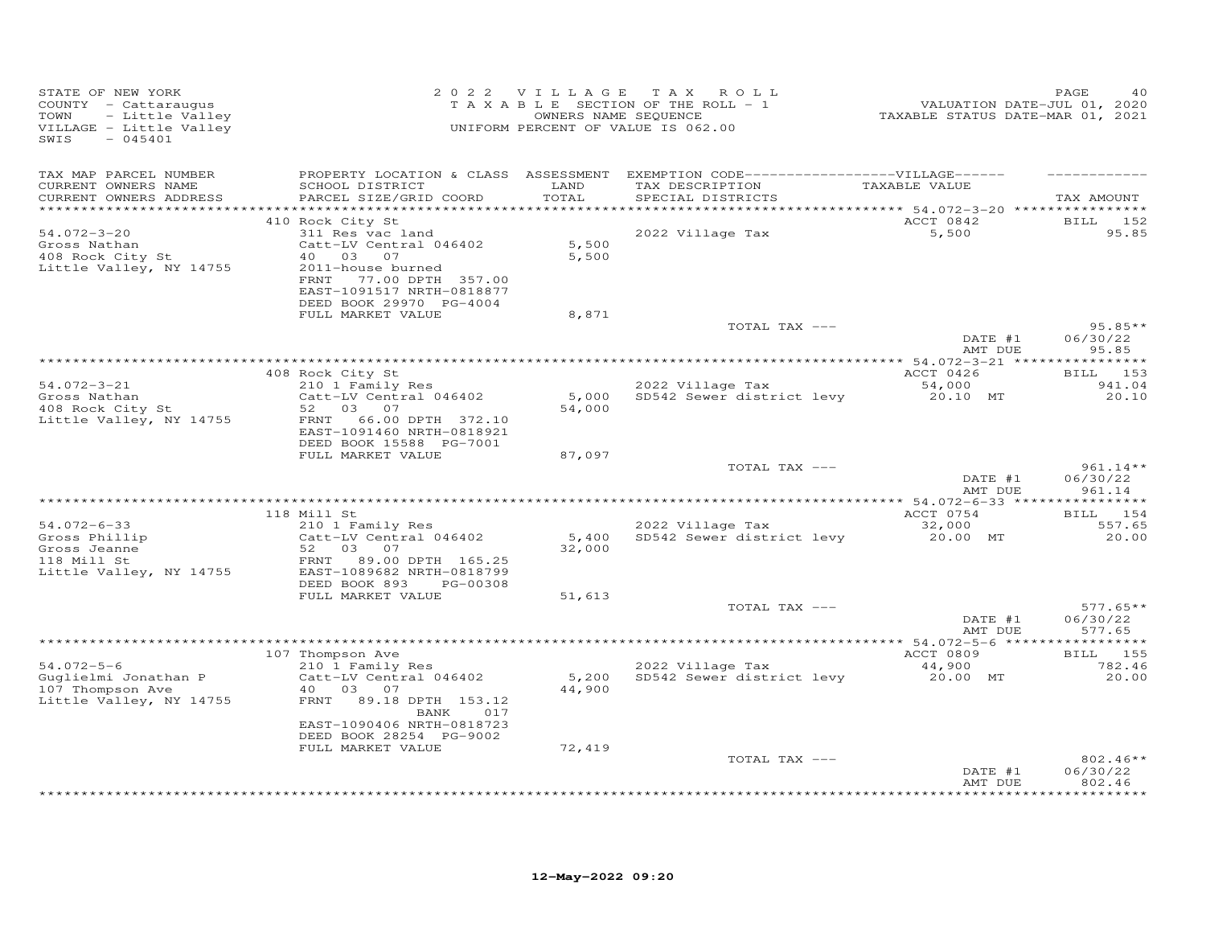STATE OF NEW YORK
COUNTY - Cattaraugus
TOWN - Little Valley
VILLAGE - Little Valley
SWIS - 045401

2022 VILLAGE TAX ROLL
TAXABLE SECTION OF THE ROLL - 1
OWNERS NAME SEQUENCE
UNIFORM PERCENT OF VALUE IS 062.00

VALUATION DATE-JUL 01, 2020
TAXABLE STATUS DATE-MAR 01, 2021

| TAX MAP PARCEL NUMBER / CURRENT OWNERS NAME / CURRENT OWNERS ADDRESS | PROPERTY LOCATION & CLASS / SCHOOL DISTRICT / PARCEL SIZE/GRID COORD | ASSESSMENT LAND / TOTAL | EXEMPTION CODE / TAX DESCRIPTION / SPECIAL DISTRICTS | TAXABLE VALUE | TAX AMOUNT |
|---|---|---|---|---|---|
| **54.072-3-20** | 410 Rock City St | | | ACCT 0842 | BILL 152 |
| Gross Nathan | 311 Res vac land | | 2022 Village Tax | 5,500 | 95.85 |
| 408 Rock City St | Catt-LV Central 046402 | 5,500 | | | |
| Little Valley, NY 14755 | 40 03 07 | 5,500 | | | |
| | 2011-house burned | | | | |
| | FRNT 77.00 DPTH 357.00 | | | | |
| | EAST-1091517 NRTH-0818877 | | | | |
| | DEED BOOK 29970 PG-4004 | | | | |
| | FULL MARKET VALUE | 8,871 | | | |
| | | | TOTAL TAX --- | | 95.85** |
| | | | | DATE #1 | 06/30/22 |
| | | | | AMT DUE | 95.85 |
| **54.072-3-21** | 408 Rock City St | | | ACCT 0426 | BILL 153 |
| Gross Nathan | 210 1 Family Res | | 2022 Village Tax | 54,000 | 941.04 |
| 408 Rock City St | Catt-LV Central 046402 | 5,000 | SD542 Sewer district levy | 20.10 MT | 20.10 |
| Little Valley, NY 14755 | 52 03 07 | 54,000 | | | |
| | FRNT 66.00 DPTH 372.10 | | | | |
| | EAST-1091460 NRTH-0818921 | | | | |
| | DEED BOOK 15588 PG-7001 | | | | |
| | FULL MARKET VALUE | 87,097 | | | |
| | | | TOTAL TAX --- | | 961.14** |
| | | | | DATE #1 | 06/30/22 |
| | | | | AMT DUE | 961.14 |
| **54.072-6-33** | 118 Mill St | | | ACCT 0754 | BILL 154 |
| Gross Phillip | 210 1 Family Res | | 2022 Village Tax | 32,000 | 557.65 |
| Gross Jeanne | Catt-LV Central 046402 | 5,400 | SD542 Sewer district levy | 20.00 MT | 20.00 |
| 118 Mill St | 52 03 07 | 32,000 | | | |
| Little Valley, NY 14755 | FRNT 89.00 DPTH 165.25 | | | | |
| | EAST-1089682 NRTH-0818799 | | | | |
| | DEED BOOK 893 PG-00308 | | | | |
| | FULL MARKET VALUE | 51,613 | | | |
| | | | TOTAL TAX --- | | 577.65** |
| | | | | DATE #1 | 06/30/22 |
| | | | | AMT DUE | 577.65 |
| **54.072-5-6** | 107 Thompson Ave | | | ACCT 0809 | BILL 155 |
| Guglielmi Jonathan P | 210 1 Family Res | | 2022 Village Tax | 44,900 | 782.46 |
| 107 Thompson Ave | Catt-LV Central 046402 | 5,200 | SD542 Sewer district levy | 20.00 MT | 20.00 |
| Little Valley, NY 14755 | 40 03 07 | 44,900 | | | |
| | FRNT 89.18 DPTH 153.12 | | | | |
| | BANK 017 | | | | |
| | EAST-1090406 NRTH-0818723 | | | | |
| | DEED BOOK 28254 PG-9002 | | | | |
| | FULL MARKET VALUE | 72,419 | | | |
| | | | TOTAL TAX --- | | 802.46** |
| | | | | DATE #1 | 06/30/22 |
| | | | | AMT DUE | 802.46 |

12-May-2022 09:20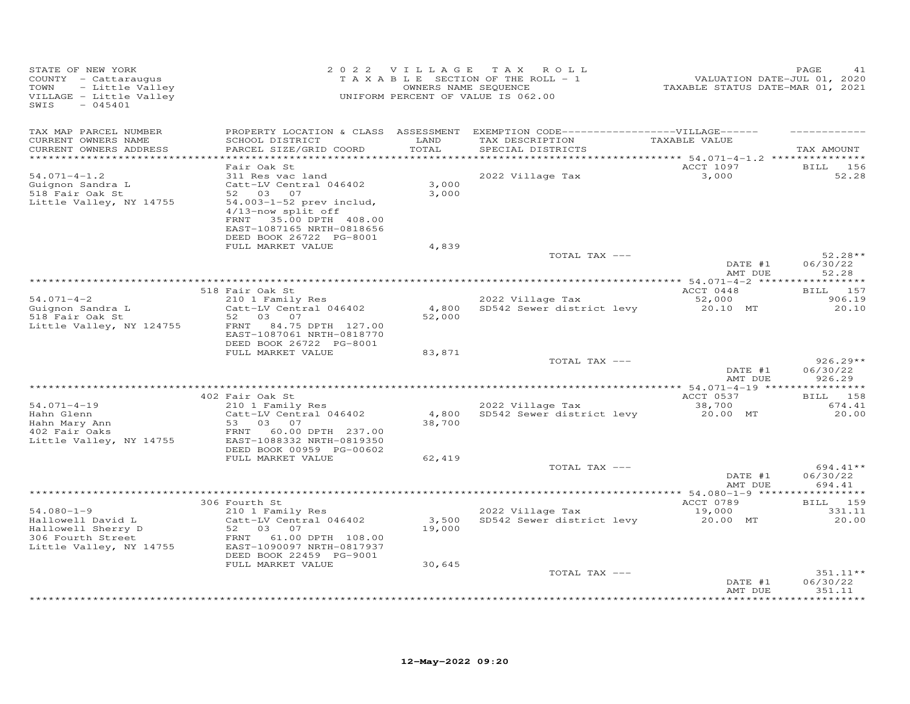STATE OF NEW YORK
COUNTY - Cattaraugus
TOWN - Little Valley
VILLAGE - Little Valley
SWIS - 045401

2022 VILLAGE TAX ROLL
TAXABLE SECTION OF THE ROLL - 1
OWNERS NAME SEQUENCE
UNIFORM PERCENT OF VALUE IS 062.00

VALUATION DATE-JUL 01, 2020
TAXABLE STATUS DATE-MAR 01, 2021

| TAX MAP PARCEL NUMBER / CURRENT OWNERS NAME / CURRENT OWNERS ADDRESS | PROPERTY LOCATION & CLASS / SCHOOL DISTRICT / PARCEL SIZE/GRID COORD | ASSESSMENT LAND / TOTAL | EXEMPTION CODE / TAX DESCRIPTION / SPECIAL DISTRICTS | VILLAGE TAXABLE VALUE | TAX AMOUNT |
|---|---|---|---|---|---|
| **54.071-4-1.2** | Fair Oak St | | | ACCT 1097 | BILL 156 |
| Guignon Sandra L | 311 Res vac land | | 2022 Village Tax | 3,000 | 52.28 |
| 518 Fair Oak St | Catt-LV Central 046402 | 3,000 | | | |
| Little Valley, NY 14755 | 52 03 07 | 3,000 | | | |
| | 54.003-1-52 prev includ, | | | | |
| | 4/13-now split off | | | | |
| | FRNT 35.00 DPTH 408.00 | | | | |
| | EAST-1087165 NRTH-0818656 | | | | |
| | DEED BOOK 26722 PG-8001 | | | | |
| | FULL MARKET VALUE | 4,839 | | | |
| | | | TOTAL TAX --- | | 52.28** |
| | | | | DATE #1 | 06/30/22 |
| | | | | AMT DUE | 52.28 |
| **54.071-4-2** | 518 Fair Oak St | | | ACCT 0448 | BILL 157 |
| Guignon Sandra L | 210 1 Family Res | | 2022 Village Tax | 52,000 | 906.19 |
| 518 Fair Oak St | Catt-LV Central 046402 | 4,800 | SD542 Sewer district levy | 20.10 MT | 20.10 |
| Little Valley, NY 124755 | 52 03 07 | 52,000 | | | |
| | FRNT 84.75 DPTH 127.00 | | | | |
| | EAST-1087061 NRTH-0818770 | | | | |
| | DEED BOOK 26722 PG-8001 | | | | |
| | FULL MARKET VALUE | 83,871 | | | |
| | | | TOTAL TAX --- | | 926.29** |
| | | | | DATE #1 | 06/30/22 |
| | | | | AMT DUE | 926.29 |
| **54.071-4-19** | 402 Fair Oak St | | | ACCT 0537 | BILL 158 |
| Hahn Glenn | 210 1 Family Res | | 2022 Village Tax | 38,700 | 674.41 |
| Hahn Mary Ann | Catt-LV Central 046402 | 4,800 | SD542 Sewer district levy | 20.00 MT | 20.00 |
| 402 Fair Oaks | 53 03 07 | 38,700 | | | |
| Little Valley, NY 14755 | FRNT 60.00 DPTH 237.00 | | | | |
| | EAST-1088332 NRTH-0819350 | | | | |
| | DEED BOOK 00959 PG-00602 | | | | |
| | FULL MARKET VALUE | 62,419 | | | |
| | | | TOTAL TAX --- | | 694.41** |
| | | | | DATE #1 | 06/30/22 |
| | | | | AMT DUE | 694.41 |
| **54.080-1-9** | 306 Fourth St | | | ACCT 0789 | BILL 159 |
| Hallowell David L | 210 1 Family Res | | 2022 Village Tax | 19,000 | 331.11 |
| Hallowell Sherry D | Catt-LV Central 046402 | 3,500 | SD542 Sewer district levy | 20.00 MT | 20.00 |
| 306 Fourth Street | 52 03 07 | 19,000 | | | |
| Little Valley, NY 14755 | FRNT 61.00 DPTH 108.00 | | | | |
| | EAST-1090097 NRTH-0817937 | | | | |
| | DEED BOOK 22459 PG-9001 | | | | |
| | FULL MARKET VALUE | 30,645 | | | |
| | | | TOTAL TAX --- | | 351.11** |
| | | | | DATE #1 | 06/30/22 |
| | | | | AMT DUE | 351.11 |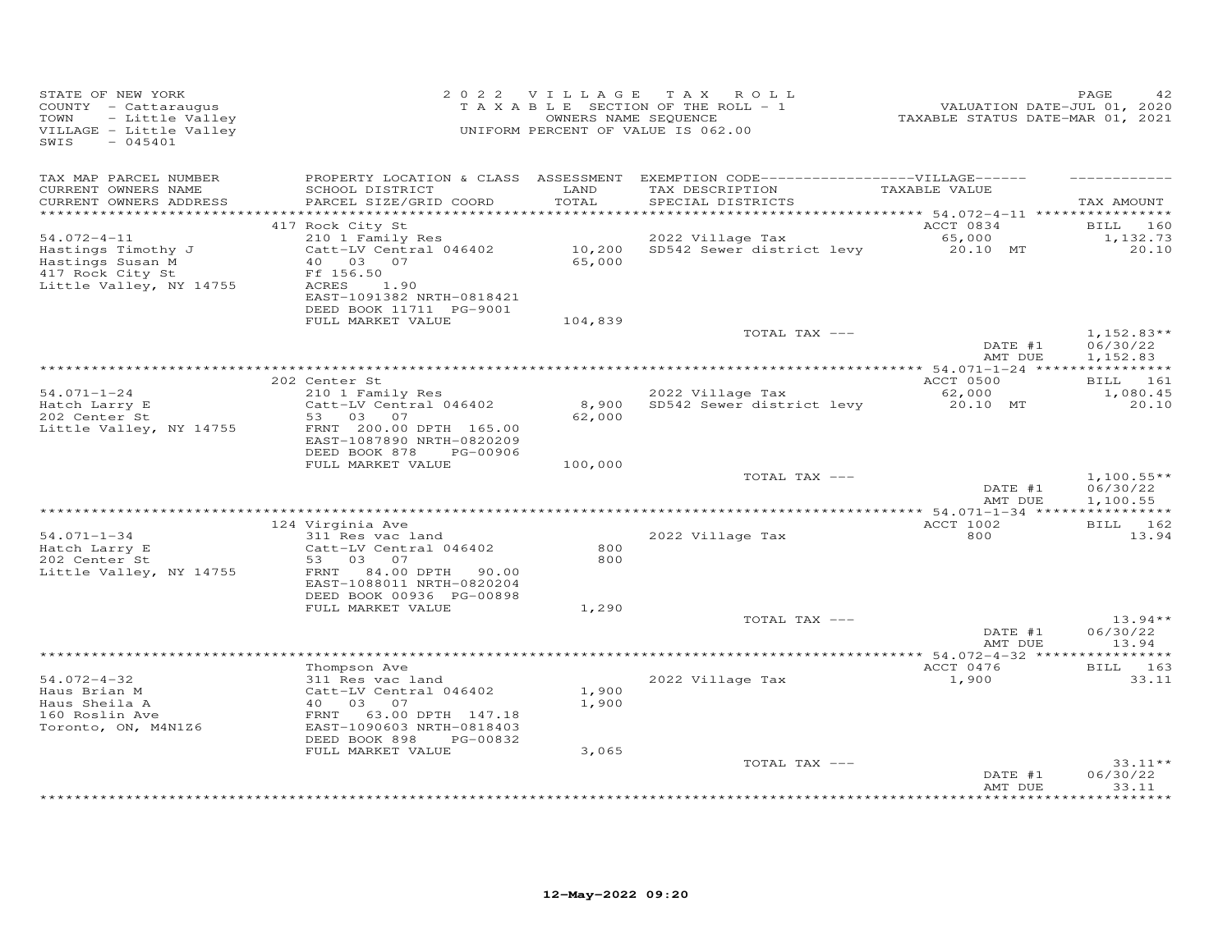STATE OF NEW YORK
COUNTY - Cattaraugus
TOWN - Little Valley
VILLAGE - Little Valley
SWIS - 045401

2022 VILLAGE TAX ROLL
TAXABLE SECTION OF THE ROLL - 1
OWNERS NAME SEQUENCE
UNIFORM PERCENT OF VALUE IS 062.00

VALUATION DATE-JUL 01, 2020
TAXABLE STATUS DATE-MAR 01, 2021

| TAX MAP PARCEL NUMBER<br>CURRENT OWNERS NAME<br>CURRENT OWNERS ADDRESS | PROPERTY LOCATION & CLASS<br>SCHOOL DISTRICT<br>PARCEL SIZE/GRID COORD | ASSESSMENT<br>LAND<br>TOTAL | EXEMPTION CODE-----VILLAGE-----<br>TAX DESCRIPTION<br>SPECIAL DISTRICTS | TAXABLE VALUE | TAX AMOUNT |
|---|---|---|---|---|---|
| | 417 Rock City St | | | ACCT 0834 | BILL 160 |
| 54.072-4-11 | 210 1 Family Res | | 2022 Village Tax | 65,000 | 1,132.73 |
| Hastings Timothy J | Catt-LV Central 046402 | 10,200 | SD542 Sewer district levy | 20.10 MT | 20.10 |
| Hastings Susan M | 40 03 07 | 65,000 | | | |
| 417 Rock City St | Ff 156.50 | | | | |
| Little Valley, NY 14755 | ACRES 1.90 | | | | |
| | EAST-1091382 NRTH-0818421 | | | | |
| | DEED BOOK 11711 PG-9001 | | | | |
| | FULL MARKET VALUE | 104,839 | | | |
| | | | TOTAL TAX --- | | 1,152.83** |
| | | | | DATE #1 | 06/30/22 |
| | | | | AMT DUE | 1,152.83 |
| | 202 Center St | | | ACCT 0500 | BILL 161 |
| 54.071-1-24 | 210 1 Family Res | | 2022 Village Tax | 62,000 | 1,080.45 |
| Hatch Larry E | Catt-LV Central 046402 | 8,900 | SD542 Sewer district levy | 20.10 MT | 20.10 |
| 202 Center St | 53 03 07 | 62,000 | | | |
| Little Valley, NY 14755 | FRNT 200.00 DPTH 165.00 | | | | |
| | EAST-1087890 NRTH-0820209 | | | | |
| | DEED BOOK 878 PG-00906 | | | | |
| | FULL MARKET VALUE | 100,000 | | | |
| | | | TOTAL TAX --- | | 1,100.55** |
| | | | | DATE #1 | 06/30/22 |
| | | | | AMT DUE | 1,100.55 |
| | 124 Virginia Ave | | | ACCT 1002 | BILL 162 |
| 54.071-1-34 | 311 Res vac land | | 2022 Village Tax | 800 | 13.94 |
| Hatch Larry E | Catt-LV Central 046402 | 800 | | | |
| 202 Center St | 53 03 07 | 800 | | | |
| Little Valley, NY 14755 | FRNT 84.00 DPTH 90.00 | | | | |
| | EAST-1088011 NRTH-0820204 | | | | |
| | DEED BOOK 00936 PG-00898 | | | | |
| | FULL MARKET VALUE | 1,290 | | | |
| | | | TOTAL TAX --- | | 13.94** |
| | | | | DATE #1 | 06/30/22 |
| | | | | AMT DUE | 13.94 |
| | Thompson Ave | | | ACCT 0476 | BILL 163 |
| 54.072-4-32 | 311 Res vac land | | 2022 Village Tax | 1,900 | 33.11 |
| Haus Brian M | Catt-LV Central 046402 | 1,900 | | | |
| Haus Sheila A | 40 03 07 | 1,900 | | | |
| 160 Roslin Ave | FRNT 63.00 DPTH 147.18 | | | | |
| Toronto, ON, M4N1Z6 | EAST-1090603 NRTH-0818403 | | | | |
| | DEED BOOK 898 PG-00832 | | | | |
| | FULL MARKET VALUE | 3,065 | | | |
| | | | TOTAL TAX --- | | 33.11** |
| | | | | DATE #1 | 06/30/22 |
| | | | | AMT DUE | 33.11 |

12-May-2022 09:20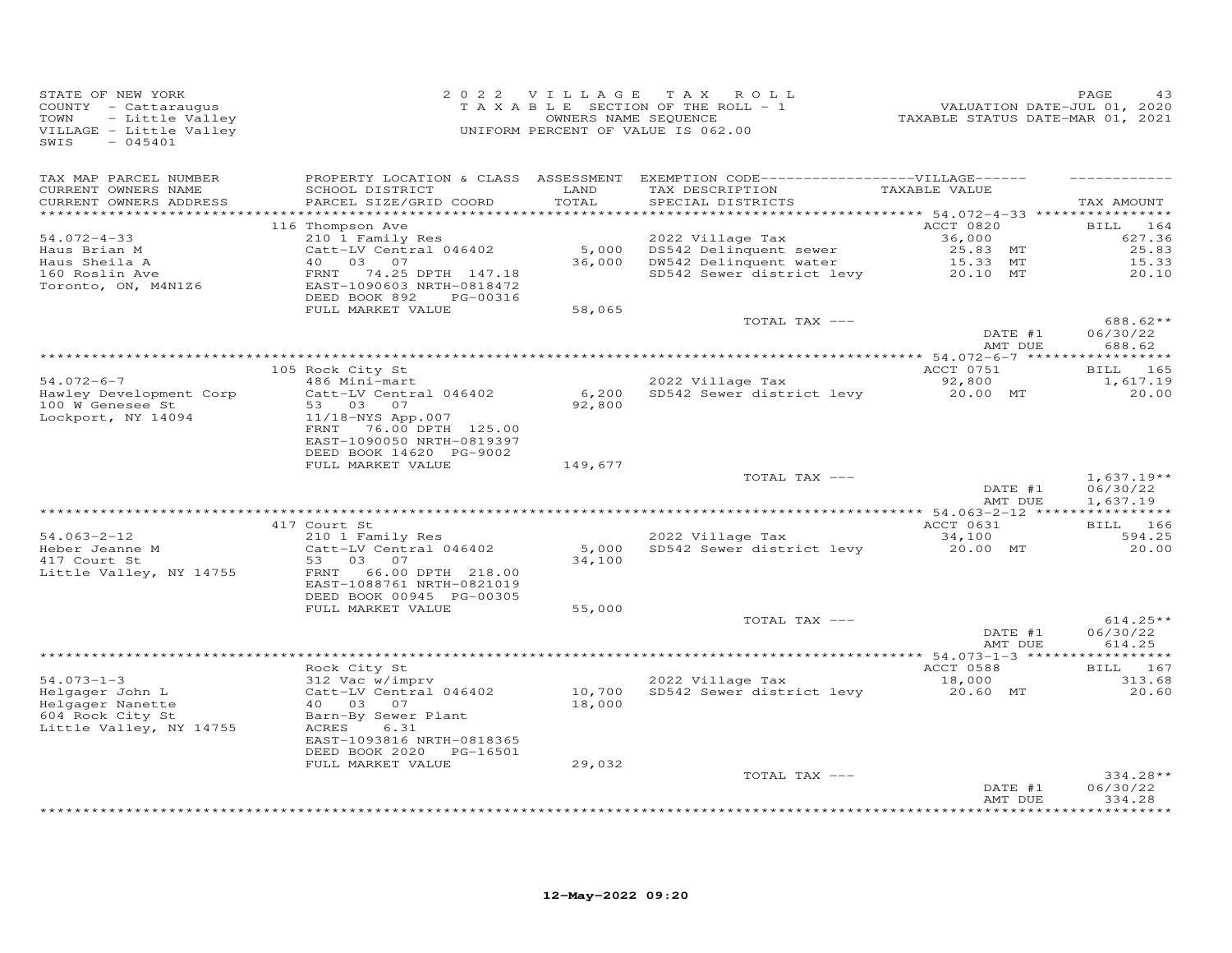STATE OF NEW YORK
COUNTY - Cattaraugus
TOWN - Little Valley
VILLAGE - Little Valley
SWIS - 045401

2022 VILLAGE TAX ROLL
TAXABLE SECTION OF THE ROLL - 1
OWNERS NAME SEQUENCE
UNIFORM PERCENT OF VALUE IS 062.00

VALUATION DATE-JUL 01, 2020
TAXABLE STATUS DATE-MAR 01, 2021

| TAX MAP PARCEL NUMBER / CURRENT OWNERS NAME / CURRENT OWNERS ADDRESS | PROPERTY LOCATION & CLASS / SCHOOL DISTRICT / PARCEL SIZE/GRID COORD | ASSESSMENT LAND / TOTAL | EXEMPTION CODE / TAX DESCRIPTION / SPECIAL DISTRICTS | TAXABLE VALUE | TAX AMOUNT |
|---|---|---|---|---|---|
| 54.072-4-33 | 116 Thompson Ave | | | ACCT 0820 | BILL 164 |
| Haus Brian M | 210 1 Family Res | | 2022 Village Tax | 36,000 | 627.36 |
| Haus Sheila A | Catt-LV Central 046402 | 5,000 | DS542 Delinquent sewer | 25.83 MT | 25.83 |
| 160 Roslin Ave | 40 03 07 | 36,000 | DW542 Delinquent water | 15.33 MT | 15.33 |
| Toronto, ON, M4N1Z6 | FRNT 74.25 DPTH 147.18 | | SD542 Sewer district levy | 20.10 MT | 20.10 |
| | EAST-1090603 NRTH-0818472 | | | | |
| | DEED BOOK 892 PG-00316 | | | | |
| | FULL MARKET VALUE | 58,065 | | | |
| | | | TOTAL TAX --- | | 688.62** |
| | | | | DATE #1 | 06/30/22 |
| | | | | AMT DUE | 688.62 |
| 54.072-6-7 | 105 Rock City St | | | ACCT 0751 | BILL 165 |
| Hawley Development Corp | 486 Mini-mart | | 2022 Village Tax | 92,800 | 1,617.19 |
| 100 W Genesee St | Catt-LV Central 046402 | 6,200 | SD542 Sewer district levy | 20.00 MT | 20.00 |
| Lockport, NY 14094 | 53 03 07 | 92,800 | | | |
| | 11/18-NYS App.007 | | | | |
| | FRNT 76.00 DPTH 125.00 | | | | |
| | EAST-1090050 NRTH-0819397 | | | | |
| | DEED BOOK 14620 PG-9002 | | | | |
| | FULL MARKET VALUE | 149,677 | | | |
| | | | TOTAL TAX --- | | 1,637.19** |
| | | | | DATE #1 | 06/30/22 |
| | | | | AMT DUE | 1,637.19 |
| 54.063-2-12 | 417 Court St | | | ACCT 0631 | BILL 166 |
| Heber Jeanne M | 210 1 Family Res | | 2022 Village Tax | 34,100 | 594.25 |
| 417 Court St | Catt-LV Central 046402 | 5,000 | SD542 Sewer district levy | 20.00 MT | 20.00 |
| Little Valley, NY 14755 | 53 03 07 | 34,100 | | | |
| | FRNT 66.00 DPTH 218.00 | | | | |
| | EAST-1088761 NRTH-0821019 | | | | |
| | DEED BOOK 00945 PG-00305 | | | | |
| | FULL MARKET VALUE | 55,000 | | | |
| | | | TOTAL TAX --- | | 614.25** |
| | | | | DATE #1 | 06/30/22 |
| | | | | AMT DUE | 614.25 |
| 54.073-1-3 | Rock City St | | | ACCT 0588 | BILL 167 |
| Helgager John L | 312 Vac w/imprv | | 2022 Village Tax | 18,000 | 313.68 |
| Helgager Nanette | Catt-LV Central 046402 | 10,700 | SD542 Sewer district levy | 20.60 MT | 20.60 |
| 604 Rock City St | 40 03 07 | 18,000 | | | |
| Little Valley, NY 14755 | Barn-By Sewer Plant | | | | |
| | ACRES 6.31 | | | | |
| | EAST-1093816 NRTH-0818365 | | | | |
| | DEED BOOK 2020 PG-16501 | | | | |
| | FULL MARKET VALUE | 29,032 | | | |
| | | | TOTAL TAX --- | | 334.28** |
| | | | | DATE #1 | 06/30/22 |
| | | | | AMT DUE | 334.28 |

12-May-2022 09:20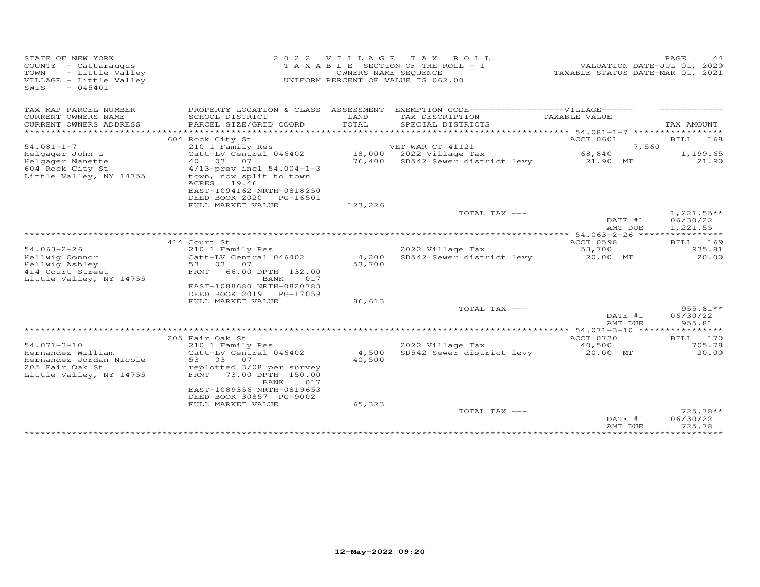STATE OF NEW YORK
COUNTY - Cattaraugus
TOWN - Little Valley
VILLAGE - Little Valley
SWIS - 045401

2022 VILLAGE TAX ROLL
TAXABLE SECTION OF THE ROLL - 1
OWNERS NAME SEQUENCE
UNIFORM PERCENT OF VALUE IS 062.00

VALUATION DATE-JUL 01, 2020
TAXABLE STATUS DATE-MAR 01, 2021

| TAX MAP PARCEL NUMBER / CURRENT OWNERS NAME / CURRENT OWNERS ADDRESS | PROPERTY LOCATION & CLASS / SCHOOL DISTRICT / PARCEL SIZE/GRID COORD | ASSESSMENT LAND / TOTAL | EXEMPTION CODE / TAX DESCRIPTION / SPECIAL DISTRICTS | VILLAGE TAXABLE VALUE | TAX AMOUNT |
|---|---|---|---|---|---|
| | 604 Rock City St | | | ACCT 0601 | BILL 168 |
| 54.081-1-7 | 210 1 Family Res | | VET WAR CT 41121 | 7,560 | |
| Helgager John L | Catt-LV Central 046402 | 18,000 | 2022 Village Tax | 68,840 | 1,199.65 |
| Helgager Nanette | 40 03 07 | 76,400 | SD542 Sewer district levy | 21.90 MT | 21.90 |
| 604 Rock City St | 4/13-prev incl 54.004-1-3 | | | | |
| Little Valley, NY 14755 | town, now split to town | | | | |
| | ACRES 19.46 | | | | |
| | EAST-1094162 NRTH-0818250 | | | | |
| | DEED BOOK 2020 PG-16501 | | | | |
| | FULL MARKET VALUE | 123,226 | | | |
| | | | TOTAL TAX --- | | 1,221.55** |
| | | | | DATE #1 | 06/30/22 |
| | | | | AMT DUE | 1,221.55 |
| | 414 Court St | | | ACCT 0598 | BILL 169 |
| 54.063-2-26 | 210 1 Family Res | | 2022 Village Tax | 53,700 | 935.81 |
| Hellwig Connor | Catt-LV Central 046402 | 4,200 | SD542 Sewer district levy | 20.00 MT | 20.00 |
| Hellwig Ashley | 53 03 07 | 53,700 | | | |
| 414 Court Street | FRNT 66.00 DPTH 132.00 | | | | |
| Little Valley, NY 14755 | BANK 017 | | | | |
| | EAST-1088680 NRTH-0820783 | | | | |
| | DEED BOOK 2019 PG-17059 | | | | |
| | FULL MARKET VALUE | 86,613 | | | |
| | | | TOTAL TAX --- | | 955.81** |
| | | | | DATE #1 | 06/30/22 |
| | | | | AMT DUE | 955.81 |
| | 205 Fair Oak St | | | ACCT 0730 | BILL 170 |
| 54.071-3-10 | 210 1 Family Res | | 2022 Village Tax | 40,500 | 705.78 |
| Hernandez William | Catt-LV Central 046402 | 4,500 | SD542 Sewer district levy | 20.00 MT | 20.00 |
| Hernandez Jordan Nicole | 53 03 07 | 40,500 | | | |
| 205 Fair Oak St | replotted 3/08 per survey | | | | |
| Little Valley, NY 14755 | FRNT 73.00 DPTH 150.00 | | | | |
| | BANK 017 | | | | |
| | EAST-1089356 NRTH-0819653 | | | | |
| | DEED BOOK 30857 PG-9002 | | | | |
| | FULL MARKET VALUE | 65,323 | | | |
| | | | TOTAL TAX --- | | 725.78** |
| | | | | DATE #1 | 06/30/22 |
| | | | | AMT DUE | 725.78 |

12-May-2022 09:20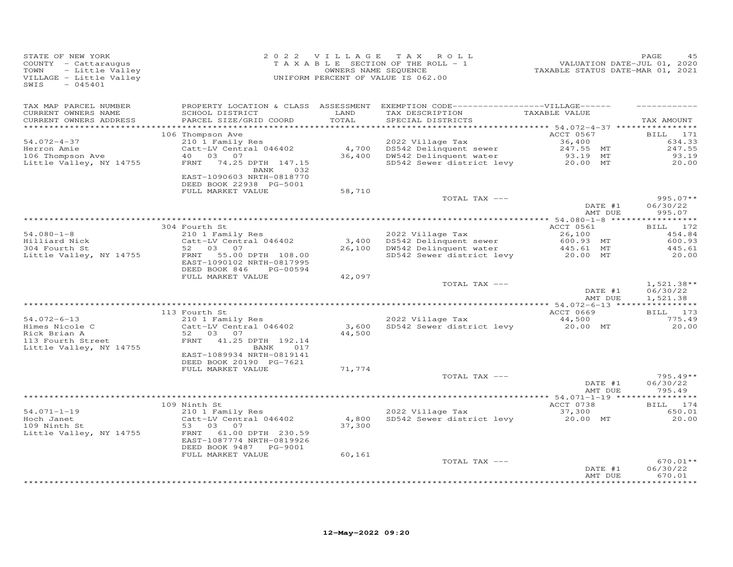STATE OF NEW YORK
COUNTY - Cattaraugus
TOWN - Little Valley
VILLAGE - Little Valley
SWIS - 045401

2022 VILLAGE TAX ROLL
TAXABLE SECTION OF THE ROLL - 1
OWNERS NAME SEQUENCE
UNIFORM PERCENT OF VALUE IS 062.00

VALUATION DATE-JUL 01, 2020
TAXABLE STATUS DATE-MAR 01, 2021

| TAX MAP PARCEL NUMBER / CURRENT OWNERS NAME / CURRENT OWNERS ADDRESS | PROPERTY LOCATION & CLASS / SCHOOL DISTRICT / PARCEL SIZE/GRID COORD | ASSESSMENT LAND / TOTAL | EXEMPTION CODE-VILLAGE / TAX DESCRIPTION / SPECIAL DISTRICTS | TAXABLE VALUE | TAX AMOUNT |
|---|---|---|---|---|---|
| 54.072-4-37 | 106 Thompson Ave | | | ACCT 0567 | BILL 171 |
| Herron Amie | 210 1 Family Res | | 2022 Village Tax | 36,400 | 634.33 |
| 106 Thompson Ave | Catt-LV Central 046402 | 4,700 | DS542 Delinquent sewer | 247.55 MT | 247.55 |
| Little Valley, NY 14755 | 40 03 07 | 36,400 | DW542 Delinquent water | 93.19 MT | 93.19 |
| | FRNT 74.25 DPTH 147.15 BANK 032 | | SD542 Sewer district levy | 20.00 MT | 20.00 |
| | EAST-1090603 NRTH-0818770 | | | | |
| | DEED BOOK 22938 PG-5001 | | | | |
| | FULL MARKET VALUE | 58,710 | | | |
| | | | TOTAL TAX --- | | 995.07** |
| | | | | DATE #1 | 06/30/22 |
| | | | | AMT DUE | 995.07 |
| 54.080-1-8 | 304 Fourth St | | | ACCT 0561 | BILL 172 |
| Hilliard Nick | 210 1 Family Res | | 2022 Village Tax | 26,100 | 454.84 |
| 304 Fourth St | Catt-LV Central 046402 | 3,400 | DS542 Delinquent sewer | 600.93 MT | 600.93 |
| Little Valley, NY 14755 | 52 03 07 | 26,100 | DW542 Delinquent water | 445.61 MT | 445.61 |
| | FRNT 55.00 DPTH 108.00 | | SD542 Sewer district levy | 20.00 MT | 20.00 |
| | EAST-1090102 NRTH-0817995 | | | | |
| | DEED BOOK 846 PG-00594 | | | | |
| | FULL MARKET VALUE | 42,097 | | | |
| | | | TOTAL TAX --- | | 1,521.38** |
| | | | | DATE #1 | 06/30/22 |
| | | | | AMT DUE | 1,521.38 |
| 54.072-6-13 | 113 Fourth St | | | ACCT 0669 | BILL 173 |
| Himes Nicole C | 210 1 Family Res | | 2022 Village Tax | 44,500 | 775.49 |
| Rick Brian A | Catt-LV Central 046402 | 3,600 | SD542 Sewer district levy | 20.00 MT | 20.00 |
| 113 Fourth Street | 52 03 07 | 44,500 | | | |
| Little Valley, NY 14755 | FRNT 41.25 DPTH 192.14 BANK 017 | | | | |
| | EAST-1089934 NRTH-0819141 | | | | |
| | DEED BOOK 20190 PG-7621 | | | | |
| | FULL MARKET VALUE | 71,774 | | | |
| | | | TOTAL TAX --- | | 795.49** |
| | | | | DATE #1 | 06/30/22 |
| | | | | AMT DUE | 795.49 |
| 54.071-1-19 | 109 Ninth St | | | ACCT 0738 | BILL 174 |
| Hoch Janet | 210 1 Family Res | | 2022 Village Tax | 37,300 | 650.01 |
| 109 Ninth St | Catt-LV Central 046402 | 4,800 | SD542 Sewer district levy | 20.00 MT | 20.00 |
| Little Valley, NY 14755 | 53 03 07 | 37,300 | | | |
| | FRNT 61.00 DPTH 230.59 | | | | |
| | EAST-1087774 NRTH-0819926 | | | | |
| | DEED BOOK 9487 PG-9001 | | | | |
| | FULL MARKET VALUE | 60,161 | | | |
| | | | TOTAL TAX --- | | 670.01** |
| | | | | DATE #1 | 06/30/22 |
| | | | | AMT DUE | 670.01 |

12-May-2022 09:20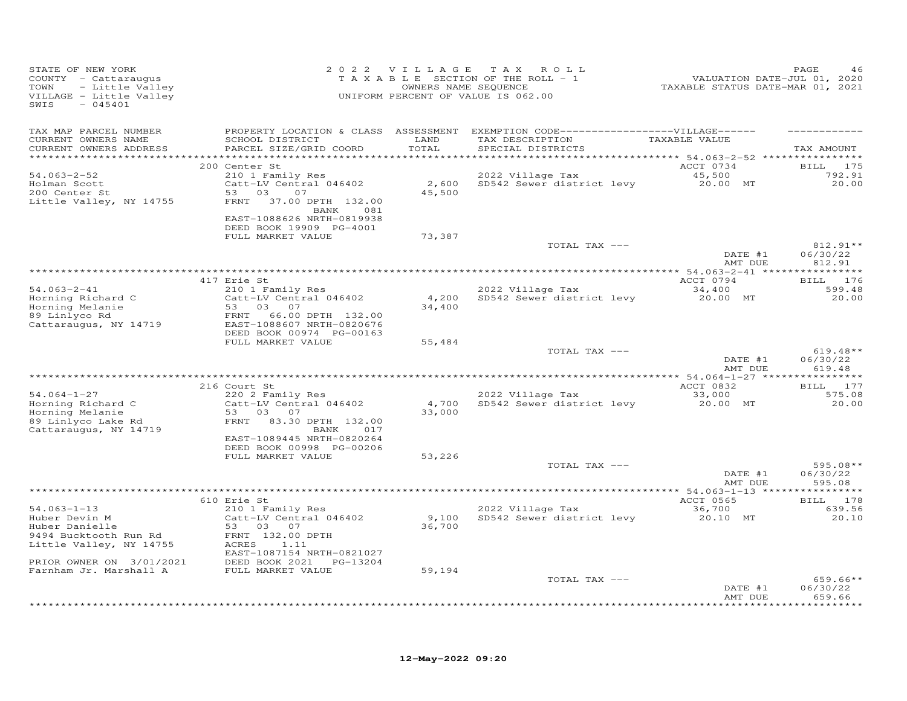STATE OF NEW YORK
COUNTY - Cattaraugus
TOWN - Little Valley
VILLAGE - Little Valley
SWIS - 045401

2022 VILLAGE TAX ROLL
TAXABLE SECTION OF THE ROLL - 1
OWNERS NAME SEQUENCE
UNIFORM PERCENT OF VALUE IS 062.00

VALUATION DATE-JUL 01, 2020
TAXABLE STATUS DATE-MAR 01, 2021

| TAX MAP PARCEL NUMBER / CURRENT OWNERS NAME / CURRENT OWNERS ADDRESS | PROPERTY LOCATION & CLASS / SCHOOL DISTRICT / PARCEL SIZE/GRID COORD | ASSESSMENT LAND / TOTAL | EXEMPTION CODE / TAX DESCRIPTION / SPECIAL DISTRICTS | TAXABLE VALUE | TAX AMOUNT |
|---|---|---|---|---|---|
| 54.063-2-52 | 200 Center St | | | ACCT 0734 | BILL 175 |
| Holman Scott | 210 1 Family Res | | 2022 Village Tax | 45,500 | 792.91 |
| 200 Center St | Catt-LV Central 046402 | 2,600 | SD542 Sewer district levy | 20.00 MT | 20.00 |
| Little Valley, NY 14755 | 53 03 07 | 45,500 | | | |
| | FRNT 37.00 DPTH 132.00 | | | | |
| | BANK 081 | | | | |
| | EAST-1088626 NRTH-0819938 | | | | |
| | DEED BOOK 19909 PG-4001 | | | | |
| | FULL MARKET VALUE | 73,387 | | | |
| | | | TOTAL TAX --- | | 812.91** |
| | | | | DATE #1 | 06/30/22 |
| | | | | AMT DUE | 812.91 |
| 54.063-2-41 | 417 Erie St | | | ACCT 0794 | BILL 176 |
| Horning Richard C | 210 1 Family Res | | 2022 Village Tax | 34,400 | 599.48 |
| Horning Melanie | Catt-LV Central 046402 | 4,200 | SD542 Sewer district levy | 20.00 MT | 20.00 |
| 89 Linlyco Rd | 53 03 07 | 34,400 | | | |
| Cattaraugus, NY 14719 | FRNT 66.00 DPTH 132.00 | | | | |
| | EAST-1088607 NRTH-0820676 | | | | |
| | DEED BOOK 00974 PG-00163 | | | | |
| | FULL MARKET VALUE | 55,484 | | | |
| | | | TOTAL TAX --- | | 619.48** |
| | | | | DATE #1 | 06/30/22 |
| | | | | AMT DUE | 619.48 |
| 54.064-1-27 | 216 Court St | | | ACCT 0832 | BILL 177 |
| Horning Richard C | 220 2 Family Res | | 2022 Village Tax | 33,000 | 575.08 |
| Horning Melanie | Catt-LV Central 046402 | 4,700 | SD542 Sewer district levy | 20.00 MT | 20.00 |
| 89 Linlyco Lake Rd | 53 03 07 | 33,000 | | | |
| Cattaraugus, NY 14719 | FRNT 83.30 DPTH 132.00 | | | | |
| | BANK 017 | | | | |
| | EAST-1089445 NRTH-0820264 | | | | |
| | DEED BOOK 00998 PG-00206 | | | | |
| | FULL MARKET VALUE | 53,226 | | | |
| | | | TOTAL TAX --- | | 595.08** |
| | | | | DATE #1 | 06/30/22 |
| | | | | AMT DUE | 595.08 |
| 54.063-1-13 | 610 Erie St | | | ACCT 0565 | BILL 178 |
| Huber Devin M | 210 1 Family Res | | 2022 Village Tax | 36,700 | 639.56 |
| Huber Danielle | Catt-LV Central 046402 | 9,100 | SD542 Sewer district levy | 20.10 MT | 20.10 |
| 9494 Bucktooth Run Rd | 53 03 07 | 36,700 | | | |
| Little Valley, NY 14755 | FRNT 132.00 DPTH | | | | |
| | ACRES 1.11 | | | | |
| | EAST-1087154 NRTH-0821027 | | | | |
| PRIOR OWNER ON 3/01/2021 | DEED BOOK 2021 PG-13204 | | | | |
| Farnham Jr. Marshall A | FULL MARKET VALUE | 59,194 | | | |
| | | | TOTAL TAX --- | | 659.66** |
| | | | | DATE #1 | 06/30/22 |
| | | | | AMT DUE | 659.66 |

12-May-2022 09:20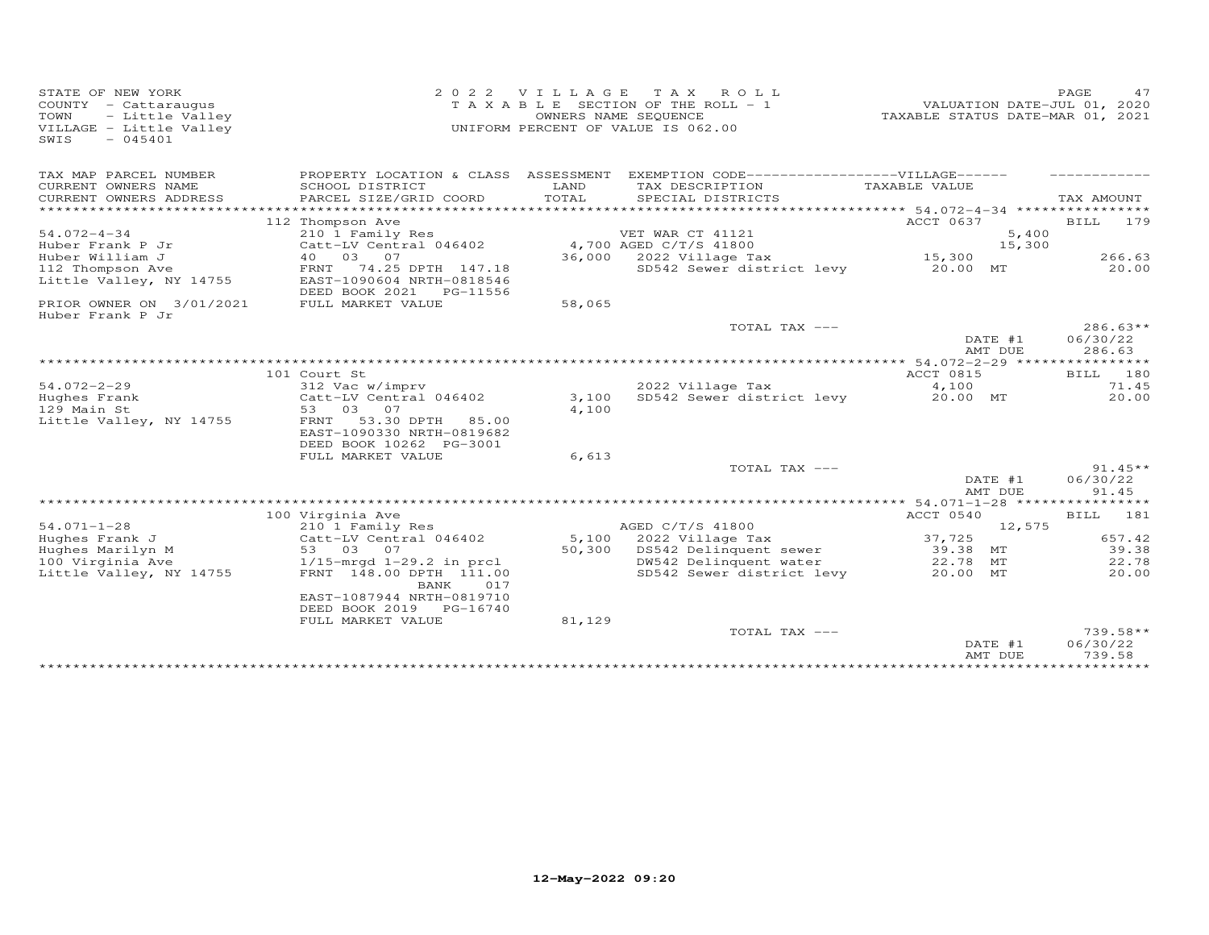STATE OF NEW YORK
COUNTY - Cattaraugus
TOWN - Little Valley
VILLAGE - Little Valley
SWIS - 045401

2022 VILLAGE TAX ROLL
TAXABLE SECTION OF THE ROLL - 1
OWNERS NAME SEQUENCE
UNIFORM PERCENT OF VALUE IS 062.00

VALUATION DATE-JUL 01, 2020
TAXABLE STATUS DATE-MAR 01, 2021

| TAX MAP PARCEL NUMBER / CURRENT OWNERS NAME / CURRENT OWNERS ADDRESS | PROPERTY LOCATION & CLASS / SCHOOL DISTRICT / PARCEL SIZE/GRID COORD | ASSESSMENT LAND / TOTAL | EXEMPTION CODE / TAX DESCRIPTION / SPECIAL DISTRICTS | VILLAGE TAXABLE VALUE | TAX AMOUNT |
|---|---|---|---|---|---|
| **54.072-4-34** | 112 Thompson Ave | | | ACCT 0637 | BILL 179 |
| Huber Frank P Jr | 210 1 Family Res | | VET WAR CT 41121 | 5,400 | |
| Huber William J | Catt-LV Central 046402 | 4,700 | AGED C/T/S 41800 | 15,300 | |
| 112 Thompson Ave | 40 03 07 | 36,000 | 2022 Village Tax | 15,300 | 266.63 |
| Little Valley, NY 14755 | FRNT 74.25 DPTH 147.18 | | SD542 Sewer district levy | 20.00 MT | 20.00 |
| | EAST-1090604 NRTH-0818546 | | | | |
| | DEED BOOK 2021 PG-11556 | | | | |
| PRIOR OWNER ON 3/01/2021 | FULL MARKET VALUE | 58,065 | | | |
| Huber Frank P Jr | | | | | |
| | | | TOTAL TAX --- | | 286.63** |
| | | | | DATE #1 | 06/30/22 |
| | | | | AMT DUE | 286.63 |
| **54.072-2-29** | 101 Court St | | | ACCT 0815 | BILL 180 |
| Hughes Frank | 312 Vac w/imprv | | 2022 Village Tax | 4,100 | 71.45 |
| 129 Main St | Catt-LV Central 046402 | 3,100 | SD542 Sewer district levy | 20.00 MT | 20.00 |
| Little Valley, NY 14755 | 53 03 07 | 4,100 | | | |
| | FRNT 53.30 DPTH 85.00 | | | | |
| | EAST-1090330 NRTH-0819682 | | | | |
| | DEED BOOK 10262 PG-3001 | | | | |
| | FULL MARKET VALUE | 6,613 | | | |
| | | | TOTAL TAX --- | | 91.45** |
| | | | | DATE #1 | 06/30/22 |
| | | | | AMT DUE | 91.45 |
| **54.071-1-28** | 100 Virginia Ave | | | ACCT 0540 | BILL 181 |
| Hughes Frank J | 210 1 Family Res | | AGED C/T/S 41800 | 12,575 | |
| Hughes Marilyn M | Catt-LV Central 046402 | 5,100 | 2022 Village Tax | 37,725 | 657.42 |
| 100 Virginia Ave | 53 03 07 | 50,300 | DS542 Delinquent sewer | 39.38 MT | 39.38 |
| Little Valley, NY 14755 | 1/15-mrgd 1-29.2 in prcl | | DW542 Delinquent water | 22.78 MT | 22.78 |
| | FRNT 148.00 DPTH 111.00 | | SD542 Sewer district levy | 20.00 MT | 20.00 |
| | BANK 017 | | | | |
| | EAST-1087944 NRTH-0819710 | | | | |
| | DEED BOOK 2019 PG-16740 | | | | |
| | FULL MARKET VALUE | 81,129 | | | |
| | | | TOTAL TAX --- | | 739.58** |
| | | | | DATE #1 | 06/30/22 |
| | | | | AMT DUE | 739.58 |

12-May-2022 09:20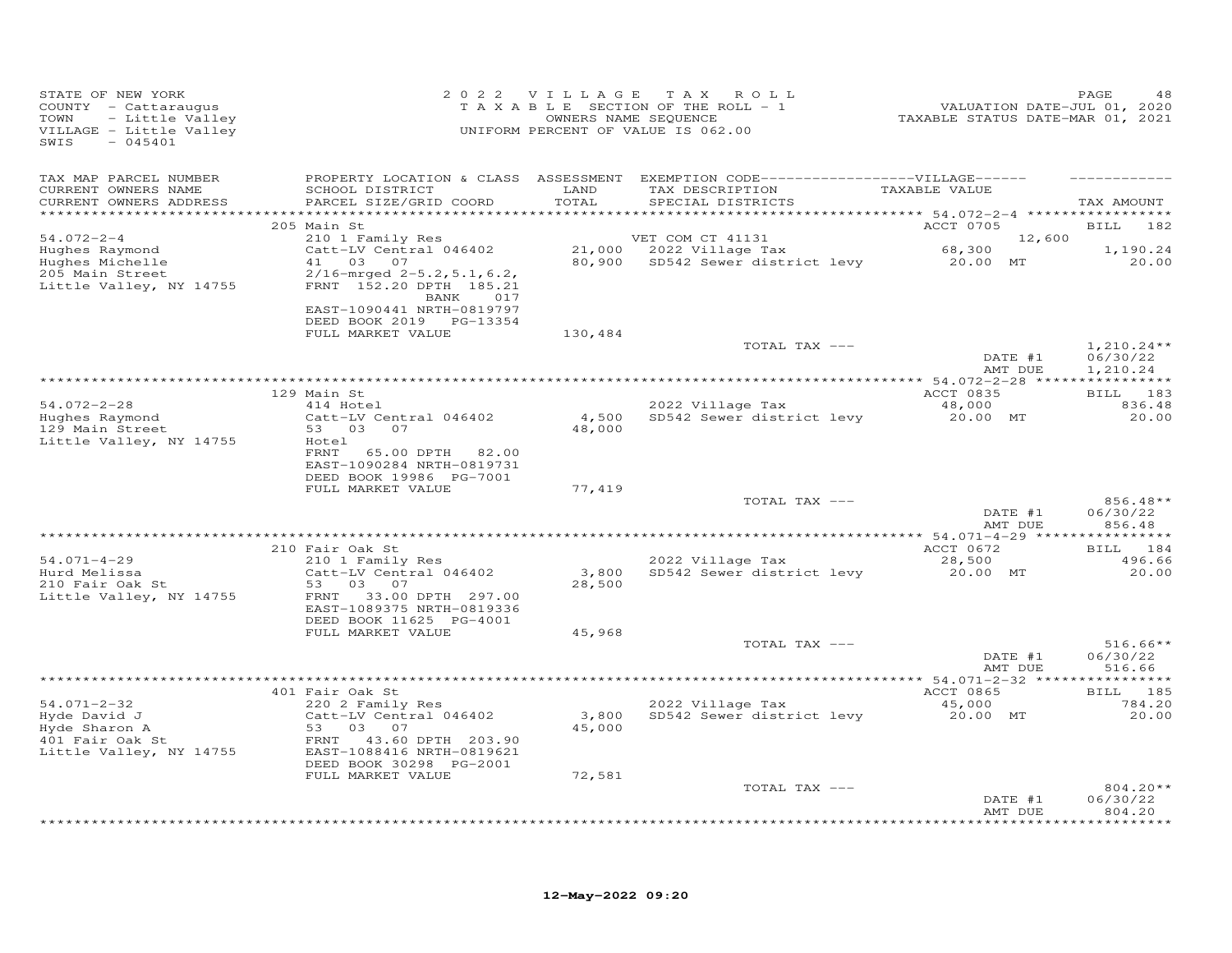STATE OF NEW YORK
COUNTY - Cattaraugus
TOWN - Little Valley
VILLAGE - Little Valley
SWIS - 045401

2 0 2 2 V I L L A G E T A X R O L L
T A X A B L E SECTION OF THE ROLL - 1
OWNERS NAME SEQUENCE
UNIFORM PERCENT OF VALUE IS 062.00

VALUATION DATE-JUL 01, 2020
TAXABLE STATUS DATE-MAR 01, 2021

| TAX MAP PARCEL NUMBER / CURRENT OWNERS NAME / CURRENT OWNERS ADDRESS | PROPERTY LOCATION & CLASS / SCHOOL DISTRICT / PARCEL SIZE/GRID COORD | ASSESSMENT LAND / TOTAL | EXEMPTION CODE / TAX DESCRIPTION / SPECIAL DISTRICTS | TAXABLE VALUE | TAX AMOUNT |
|---|---|---|---|---|---|
| | 205 Main St | | | ACCT 0705 | BILL 182 |
| 54.072-2-4 | 210 1 Family Res | | VET COM CT 41131 | 12,600 | |
| Hughes Raymond | Catt-LV Central 046402 | 21,000 | 2022 Village Tax | 68,300 | 1,190.24 |
| Hughes Michelle | 41 03 07 | 80,900 | SD542 Sewer district levy | 20.00 MT | 20.00 |
| 205 Main Street | 2/16-mrged 2-5.2,5.1,6.2, | | | | |
| Little Valley, NY 14755 | FRNT 152.20 DPTH 185.21 | | | | |
| | BANK 017 | | | | |
| | EAST-1090441 NRTH-0819797 | | | | |
| | DEED BOOK 2019 PG-13354 | | | | |
| | FULL MARKET VALUE | 130,484 | | | |
| | | | TOTAL TAX --- | | 1,210.24** |
| | | | | DATE #1 | 06/30/22 |
| | | | | AMT DUE | 1,210.24 |
| | 129 Main St | | | ACCT 0835 | BILL 183 |
| 54.072-2-28 | 414 Hotel | | 2022 Village Tax | 48,000 | 836.48 |
| Hughes Raymond | Catt-LV Central 046402 | 4,500 | SD542 Sewer district levy | 20.00 MT | 20.00 |
| 129 Main Street | 53 03 07 | 48,000 | | | |
| Little Valley, NY 14755 | Hotel | | | | |
| | FRNT 65.00 DPTH 82.00 | | | | |
| | EAST-1090284 NRTH-0819731 | | | | |
| | DEED BOOK 19986 PG-7001 | | | | |
| | FULL MARKET VALUE | 77,419 | | | |
| | | | TOTAL TAX --- | | 856.48** |
| | | | | DATE #1 | 06/30/22 |
| | | | | AMT DUE | 856.48 |
| | 210 Fair Oak St | | | ACCT 0672 | BILL 184 |
| 54.071-4-29 | 210 1 Family Res | | 2022 Village Tax | 28,500 | 496.66 |
| Hurd Melissa | Catt-LV Central 046402 | 3,800 | SD542 Sewer district levy | 20.00 MT | 20.00 |
| 210 Fair Oak St | 53 03 07 | 28,500 | | | |
| Little Valley, NY 14755 | FRNT 33.00 DPTH 297.00 | | | | |
| | EAST-1089375 NRTH-0819336 | | | | |
| | DEED BOOK 11625 PG-4001 | | | | |
| | FULL MARKET VALUE | 45,968 | | | |
| | | | TOTAL TAX --- | | 516.66** |
| | | | | DATE #1 | 06/30/22 |
| | | | | AMT DUE | 516.66 |
| | 401 Fair Oak St | | | ACCT 0865 | BILL 185 |
| 54.071-2-32 | 220 2 Family Res | | 2022 Village Tax | 45,000 | 784.20 |
| Hyde David J | Catt-LV Central 046402 | 3,800 | SD542 Sewer district levy | 20.00 MT | 20.00 |
| Hyde Sharon A | 53 03 07 | 45,000 | | | |
| 401 Fair Oak St | FRNT 43.60 DPTH 203.90 | | | | |
| Little Valley, NY 14755 | EAST-1088416 NRTH-0819621 | | | | |
| | DEED BOOK 30298 PG-2001 | | | | |
| | FULL MARKET VALUE | 72,581 | | | |
| | | | TOTAL TAX --- | | 804.20** |
| | | | | DATE #1 | 06/30/22 |
| | | | | AMT DUE | 804.20 |

12-May-2022 09:20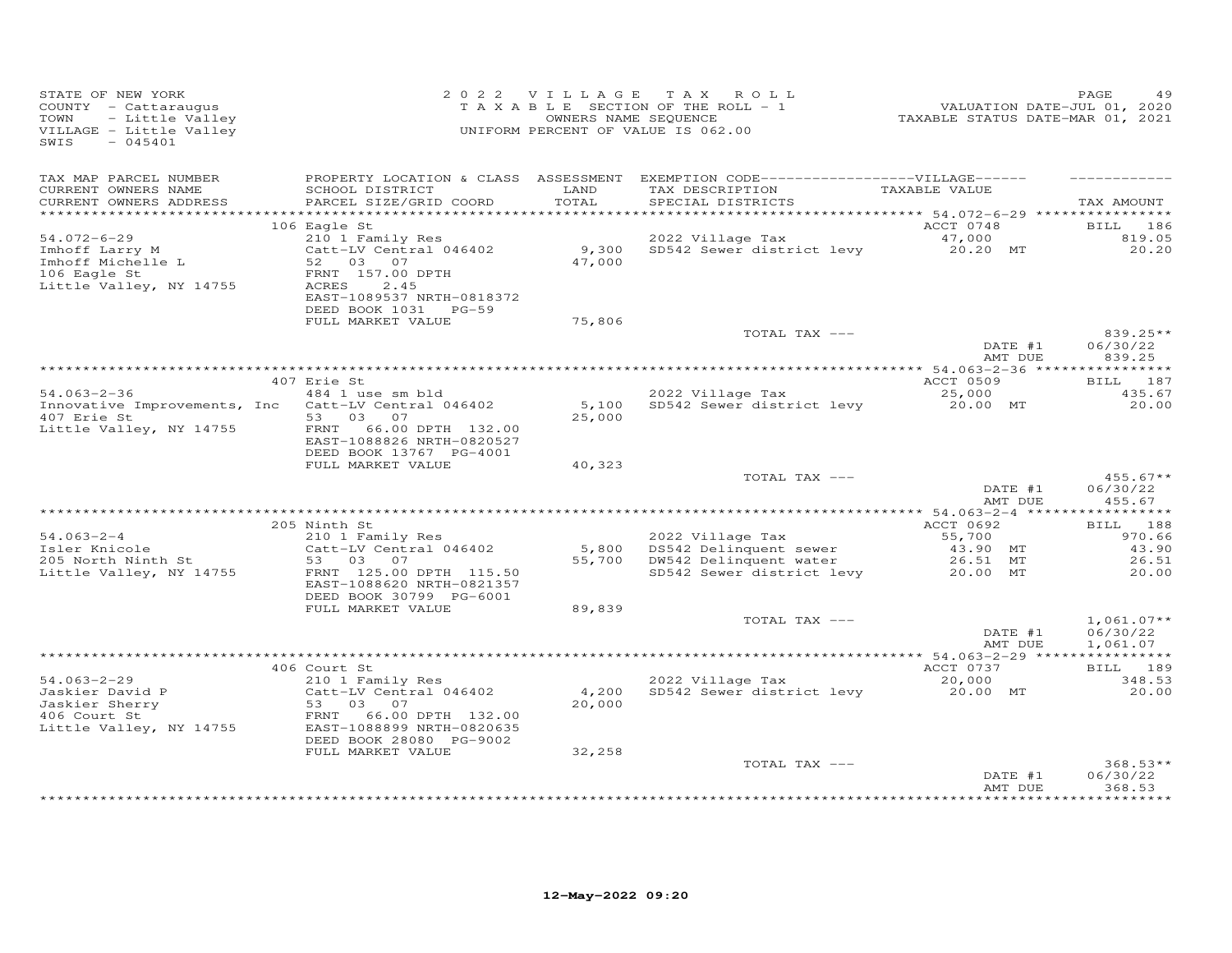STATE OF NEW YORK
COUNTY - Cattaraugus
TOWN - Little Valley
VILLAGE - Little Valley
SWIS - 045401

2022 VILLAGE TAX ROLL
TAXABLE SECTION OF THE ROLL - 1
OWNERS NAME SEQUENCE
UNIFORM PERCENT OF VALUE IS 062.00

VALUATION DATE-JUL 01, 2020
TAXABLE STATUS DATE-MAR 01, 2021

| TAX MAP PARCEL NUMBER / CURRENT OWNERS NAME / CURRENT OWNERS ADDRESS | PROPERTY LOCATION & CLASS / SCHOOL DISTRICT / PARCEL SIZE/GRID COORD | ASSESSMENT LAND / TOTAL | EXEMPTION CODE / TAX DESCRIPTION / SPECIAL DISTRICTS | VILLAGE TAXABLE VALUE | TAX AMOUNT |
|---|---|---|---|---|---|
| 54.072-6-29 | 106 Eagle St | | | ACCT 0748 | BILL 186 |
| Imhoff Larry M | 210 1 Family Res | | 2022 Village Tax | 47,000 | 819.05 |
| Imhoff Michelle L | Catt-LV Central 046402 | 9,300 | SD542 Sewer district levy | 20.20 MT | 20.20 |
| 106 Eagle St | 52 03 07 | 47,000 | | | |
| Little Valley, NY 14755 | FRNT 157.00 DPTH | | | | |
| | ACRES 2.45 | | | | |
| | EAST-1089537 NRTH-0818372 | | | | |
| | DEED BOOK 1031 PG-59 | | | | |
| | FULL MARKET VALUE | 75,806 | | | |
| | | | TOTAL TAX --- | | 839.25** |
| | | | | DATE #1 | 06/30/22 |
| | | | | AMT DUE | 839.25 |
| 54.063-2-36 | 407 Erie St | | | ACCT 0509 | BILL 187 |
| Innovative Improvements, Inc | 484 1 use sm bld | | 2022 Village Tax | 25,000 | 435.67 |
| 407 Erie St | Catt-LV Central 046402 | 5,100 | SD542 Sewer district levy | 20.00 MT | 20.00 |
| Little Valley, NY 14755 | 53 03 07 | 25,000 | | | |
| | FRNT 66.00 DPTH 132.00 | | | | |
| | EAST-1088826 NRTH-0820527 | | | | |
| | DEED BOOK 13767 PG-4001 | | | | |
| | FULL MARKET VALUE | 40,323 | | | |
| | | | TOTAL TAX --- | | 455.67** |
| | | | | DATE #1 | 06/30/22 |
| | | | | AMT DUE | 455.67 |
| 54.063-2-4 | 205 Ninth St | | | ACCT 0692 | BILL 188 |
| Isler Knicole | 210 1 Family Res | | 2022 Village Tax | 55,700 | 970.66 |
| 205 North Ninth St | Catt-LV Central 046402 | 5,800 | DS542 Delinquent sewer | 43.90 MT | 43.90 |
| Little Valley, NY 14755 | 53 03 07 | 55,700 | DW542 Delinquent water | 26.51 MT | 26.51 |
| | FRNT 125.00 DPTH 115.50 | | SD542 Sewer district levy | 20.00 MT | 20.00 |
| | EAST-1088620 NRTH-0821357 | | | | |
| | DEED BOOK 30799 PG-6001 | | | | |
| | FULL MARKET VALUE | 89,839 | | | |
| | | | TOTAL TAX --- | | 1,061.07** |
| | | | | DATE #1 | 06/30/22 |
| | | | | AMT DUE | 1,061.07 |
| 54.063-2-29 | 406 Court St | | | ACCT 0737 | BILL 189 |
| Jaskier David P | 210 1 Family Res | | 2022 Village Tax | 20,000 | 348.53 |
| Jaskier Sherry | Catt-LV Central 046402 | 4,200 | SD542 Sewer district levy | 20.00 MT | 20.00 |
| 406 Court St | 53 03 07 | 20,000 | | | |
| Little Valley, NY 14755 | FRNT 66.00 DPTH 132.00 | | | | |
| | EAST-1088899 NRTH-0820635 | | | | |
| | DEED BOOK 28080 PG-9002 | | | | |
| | FULL MARKET VALUE | 32,258 | | | |
| | | | TOTAL TAX --- | | 368.53** |
| | | | | DATE #1 | 06/30/22 |
| | | | | AMT DUE | 368.53 |

12-May-2022 09:20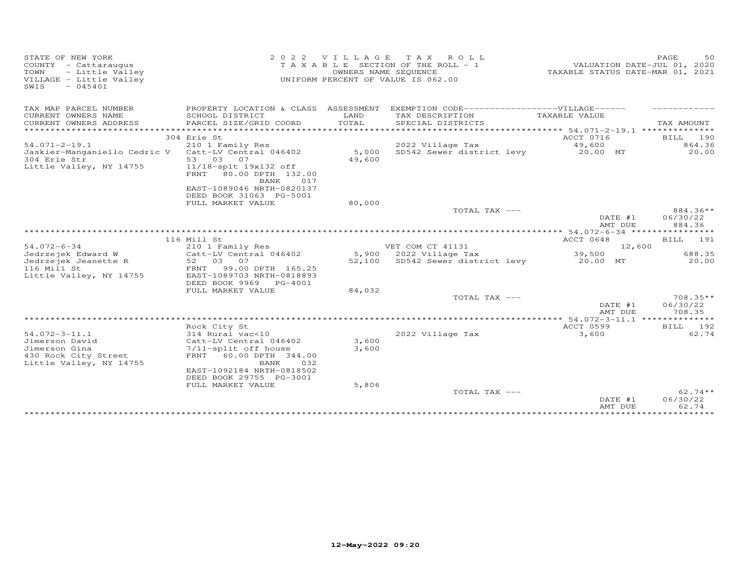STATE OF NEW YORK
COUNTY - Cattaraugus
TOWN - Little Valley
VILLAGE - Little Valley
SWIS - 045401

2 0 2 2 V I L L A G E T A X R O L L
T A X A B L E SECTION OF THE ROLL - 1
OWNERS NAME SEQUENCE
UNIFORM PERCENT OF VALUE IS 062.00

VALUATION DATE-JUL 01, 2020
TAXABLE STATUS DATE-MAR 01, 2021

| TAX MAP PARCEL NUMBER<br>CURRENT OWNERS NAME<br>CURRENT OWNERS ADDRESS | PROPERTY LOCATION & CLASS<br>SCHOOL DISTRICT<br>PARCEL SIZE/GRID COORD | ASSESSMENT<br>LAND<br>TOTAL | EXEMPTION CODE------------------VILLAGE------<br>TAX DESCRIPTION<br>SPECIAL DISTRICTS | TAXABLE VALUE | TAX AMOUNT |
|---|---|---|---|---|---|
| | 304 Erie St | | | ACCT 0716 | BILL 190 |
| 54.071-2-19.1 | 210 1 Family Res | | 2022 Village Tax | 49,600 | 864.36 |
| Jaskier-Manganiello Cedric V | Catt-LV Central 046402 | 5,000 | SD542 Sewer district levy | 20.00 MT | 20.00 |
| 304 Erie Str | 53 03 07 | 49,600 | | | |
| Little Valley, NY 14755 | 11/18-splt 19x132 off | | | | |
| | FRNT 80.00 DPTH 132.00 | | | | |
| | BANK 017 | | | | |
| | EAST-1089046 NRTH-0820137 | | | | |
| | DEED BOOK 31063 PG-5001 | | | | |
| | FULL MARKET VALUE | 80,000 | | | |
| | | | TOTAL TAX --- | | 884.36** |
| | | | | DATE #1 | 06/30/22 |
| | | | | AMT DUE | 884.36 |
| | 116 Mill St | | | ACCT 0648 | BILL 191 |
| 54.072-6-34 | 210 1 Family Res | | VET COM CT 41131 | 12,600 | |
| Jedrzejek Edward W | Catt-LV Central 046402 | 5,900 | 2022 Village Tax | 39,500 | 688.35 |
| Jedrzejek Jeanette R | 52 03 07 | 52,100 | SD542 Sewer district levy | 20.00 MT | 20.00 |
| 116 Mill St | FRNT 99.00 DPTH 165.25 | | | | |
| Little Valley, NY 14755 | EAST-1089703 NRTH-0818893 | | | | |
| | DEED BOOK 9969 PG-4001 | | | | |
| | FULL MARKET VALUE | 84,032 | | | |
| | | | TOTAL TAX --- | | 708.35** |
| | | | | DATE #1 | 06/30/22 |
| | | | | AMT DUE | 708.35 |
| | Rock City St | | | ACCT 0599 | BILL 192 |
| 54.072-3-11.1 | 314 Rural vac<10 | | 2022 Village Tax | 3,600 | 62.74 |
| Jimerson David | Catt-LV Central 046402 | 3,600 | | | |
| Jimerson Gina | 7/11-split off house | 3,600 | | | |
| 430 Rock City Street | FRNT 60.00 DPTH 344.00 | | | | |
| Little Valley, NY 14755 | BANK 032 | | | | |
| | EAST-1092184 NRTH-0818502 | | | | |
| | DEED BOOK 29755 PG-3001 | | | | |
| | FULL MARKET VALUE | 5,806 | | | |
| | | | TOTAL TAX --- | | 62.74** |
| | | | | DATE #1 | 06/30/22 |
| | | | | AMT DUE | 62.74 |

12-May-2022 09:20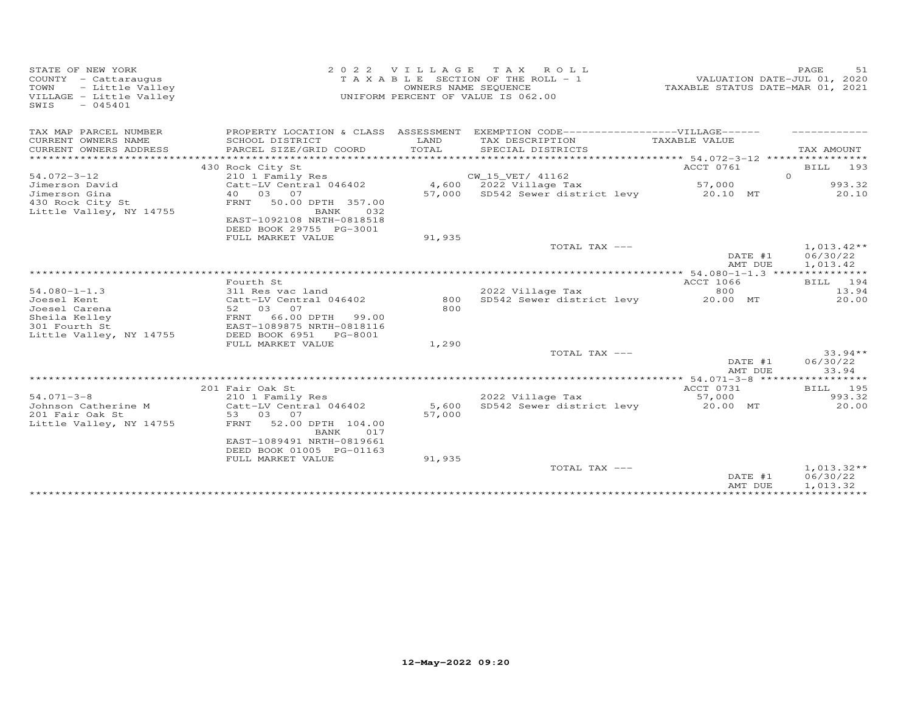STATE OF NEW YORK
COUNTY - Cattaraugus
TOWN - Little Valley
VILLAGE - Little Valley
SWIS - 045401

2022 VILLAGE TAX ROLL
TAXABLE SECTION OF THE ROLL - 1
OWNERS NAME SEQUENCE
UNIFORM PERCENT OF VALUE IS 062.00

VALUATION DATE-JUL 01, 2020
TAXABLE STATUS DATE-MAR 01, 2021

| TAX MAP PARCEL NUMBER / CURRENT OWNERS NAME / CURRENT OWNERS ADDRESS | PROPERTY LOCATION & CLASS / SCHOOL DISTRICT / PARCEL SIZE/GRID COORD | ASSESSMENT LAND / TOTAL | EXEMPTION CODE / TAX DESCRIPTION / SPECIAL DISTRICTS | VILLAGE TAXABLE VALUE | TAX AMOUNT |
|---|---|---|---|---|---|
| | 430 Rock City St | | | ACCT 0761 | BILL 193 |
| 54.072-3-12 | 210 1 Family Res | | CW_15_VET/ 41162 | 0 | |
| Jimerson David | Catt-LV Central 046402 | 4,600 | 2022 Village Tax | 57,000 | 993.32 |
| Jimerson Gina | 40 03 07 | 57,000 | SD542 Sewer district levy | 20.10 MT | 20.10 |
| 430 Rock City St | FRNT 50.00 DPTH 357.00 | | | | |
| Little Valley, NY 14755 | BANK 032 | | | | |
| | EAST-1092108 NRTH-0818518 | | | | |
| | DEED BOOK 29755 PG-3001 | | | | |
| | FULL MARKET VALUE | 91,935 | | | |
| | | | TOTAL TAX --- | | 1,013.42** |
| | | | | DATE #1 | 06/30/22 |
| | | | | AMT DUE | 1,013.42 |
| | Fourth St | | | ACCT 1066 | BILL 194 |
| 54.080-1-1.3 | 311 Res vac land | | 2022 Village Tax | 800 | 13.94 |
| Joesel Kent | Catt-LV Central 046402 | 800 | SD542 Sewer district levy | 20.00 MT | 20.00 |
| Joesel Carena | 52 03 07 | 800 | | | |
| Sheila Kelley | FRNT 66.00 DPTH 99.00 | | | | |
| 301 Fourth St | EAST-1089875 NRTH-0818116 | | | | |
| Little Valley, NY 14755 | DEED BOOK 6951 PG-8001 | | | | |
| | FULL MARKET VALUE | 1,290 | | | |
| | | | TOTAL TAX --- | | 33.94** |
| | | | | DATE #1 | 06/30/22 |
| | | | | AMT DUE | 33.94 |
| | 201 Fair Oak St | | | ACCT 0731 | BILL 195 |
| 54.071-3-8 | 210 1 Family Res | | 2022 Village Tax | 57,000 | 993.32 |
| Johnson Catherine M | Catt-LV Central 046402 | 5,600 | SD542 Sewer district levy | 20.00 MT | 20.00 |
| 201 Fair Oak St | 53 03 07 | 57,000 | | | |
| Little Valley, NY 14755 | FRNT 52.00 DPTH 104.00 | | | | |
| | BANK 017 | | | | |
| | EAST-1089491 NRTH-0819661 | | | | |
| | DEED BOOK 01005 PG-01163 | | | | |
| | FULL MARKET VALUE | 91,935 | | | |
| | | | TOTAL TAX --- | | 1,013.32** |
| | | | | DATE #1 | 06/30/22 |
| | | | | AMT DUE | 1,013.32 |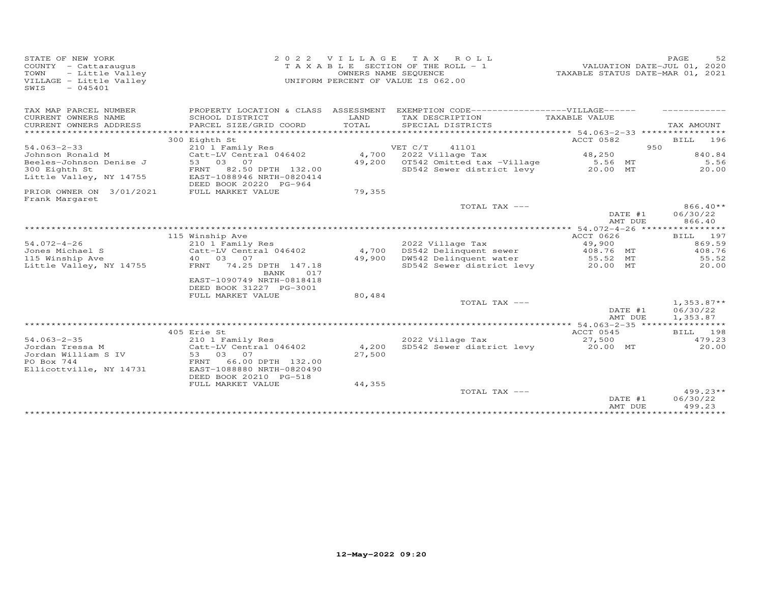STATE OF NEW YORK
COUNTY - Cattaraugus
TOWN - Little Valley
VILLAGE - Little Valley
SWIS - 045401

2 0 2 2 V I L L A G E T A X R O L L
T A X A B L E SECTION OF THE ROLL - 1
OWNERS NAME SEQUENCE
UNIFORM PERCENT OF VALUE IS 062.00

VALUATION DATE-JUL 01, 2020
TAXABLE STATUS DATE-MAR 01, 2021

| TAX MAP PARCEL NUMBER / CURRENT OWNERS NAME / CURRENT OWNERS ADDRESS | PROPERTY LOCATION & CLASS / SCHOOL DISTRICT / PARCEL SIZE/GRID COORD | ASSESSMENT LAND / TOTAL | EXEMPTION CODE / TAX DESCRIPTION / SPECIAL DISTRICTS | TAXABLE VALUE | TAX AMOUNT |
|---|---|---|---|---|---|
| | 300 Eighth St | | | ACCT 0582 | BILL 196 |
| 54.063-2-33 | 210 1 Family Res | | VET C/T 41101 | 950 | |
| Johnson Ronald M | Catt-LV Central 046402 | 4,700 | 2022 Village Tax | 48,250 | 840.84 |
| Beeles-Johnson Denise J | 53 03 07 | 49,200 | OT542 Omitted tax -Village | 5.56 MT | 5.56 |
| 300 Eighth St | FRNT 82.50 DPTH 132.00 | | SD542 Sewer district levy | 20.00 MT | 20.00 |
| Little Valley, NY 14755 | EAST-1088946 NRTH-0820414 | | | | |
| | DEED BOOK 20220 PG-964 | | | | |
| PRIOR OWNER ON 3/01/2021 | FULL MARKET VALUE | 79,355 | | | |
| Frank Margaret | | | | | |
| | | | TOTAL TAX --- | | 866.40** |
| | | | | DATE #1 | 06/30/22 |
| | | | | AMT DUE | 866.40 |
| | 115 Winship Ave | | | ACCT 0626 | BILL 197 |
| 54.072-4-26 | 210 1 Family Res | | 2022 Village Tax | 49,900 | 869.59 |
| Jones Michael S | Catt-LV Central 046402 | 4,700 | DS542 Delinquent sewer | 408.76 MT | 408.76 |
| 115 Winship Ave | 40 03 07 | 49,900 | DW542 Delinquent water | 55.52 MT | 55.52 |
| Little Valley, NY 14755 | FRNT 74.25 DPTH 147.18 | | SD542 Sewer district levy | 20.00 MT | 20.00 |
| | BANK 017 | | | | |
| | EAST-1090749 NRTH-0818418 | | | | |
| | DEED BOOK 31227 PG-3001 | | | | |
| | FULL MARKET VALUE | 80,484 | | | |
| | | | TOTAL TAX --- | | 1,353.87** |
| | | | | DATE #1 | 06/30/22 |
| | | | | AMT DUE | 1,353.87 |
| | 405 Erie St | | | ACCT 0545 | BILL 198 |
| 54.063-2-35 | 210 1 Family Res | | 2022 Village Tax | 27,500 | 479.23 |
| Jordan Tressa M | Catt-LV Central 046402 | 4,200 | SD542 Sewer district levy | 20.00 MT | 20.00 |
| Jordan William S IV | 53 03 07 | 27,500 | | | |
| PO Box 744 | FRNT 66.00 DPTH 132.00 | | | | |
| Ellicottville, NY 14731 | EAST-1088880 NRTH-0820490 | | | | |
| | DEED BOOK 20210 PG-518 | | | | |
| | FULL MARKET VALUE | 44,355 | | | |
| | | | TOTAL TAX --- | | 499.23** |
| | | | | DATE #1 | 06/30/22 |
| | | | | AMT DUE | 499.23 |

12-May-2022 09:20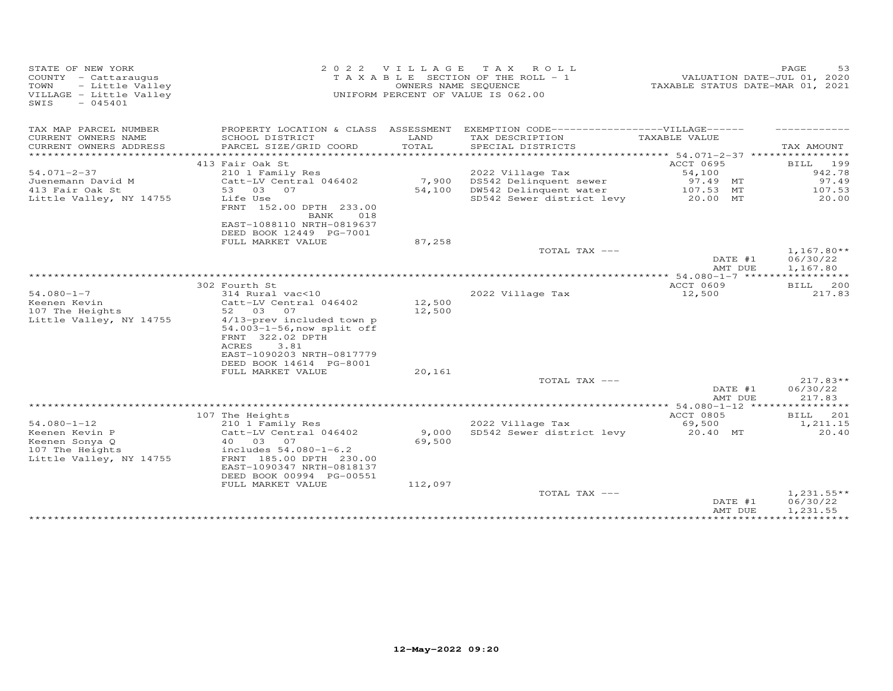STATE OF NEW YORK
COUNTY - Cattaraugus
TOWN - Little Valley
VILLAGE - Little Valley
SWIS - 045401

2022 VILLAGE TAX ROLL
TAXABLE SECTION OF THE ROLL - 1
OWNERS NAME SEQUENCE
UNIFORM PERCENT OF VALUE IS 062.00

VALUATION DATE-JUL 01, 2020
TAXABLE STATUS DATE-MAR 01, 2021

| TAX MAP PARCEL NUMBER / CURRENT OWNERS NAME / CURRENT OWNERS ADDRESS | PROPERTY LOCATION & CLASS / SCHOOL DISTRICT / PARCEL SIZE/GRID COORD | ASSESSMENT LAND / TOTAL | EXEMPTION CODE-----VILLAGE----- / TAX DESCRIPTION / SPECIAL DISTRICTS | TAXABLE VALUE | TAX AMOUNT |
|---|---|---|---|---|---|
| | 413 Fair Oak St | | | ACCT 0695 | BILL 199 |
| 54.071-2-37 | 210 1 Family Res | | 2022 Village Tax | 54,100 | 942.78 |
| Juenemann David M | Catt-LV Central 046402 | 7,900 | DS542 Delinquent sewer | 97.49 MT | 97.49 |
| 413 Fair Oak St | 53 03 07 | 54,100 | DW542 Delinquent water | 107.53 MT | 107.53 |
| Little Valley, NY 14755 | Life Use | | SD542 Sewer district levy | 20.00 MT | 20.00 |
| | FRNT 152.00 DPTH 233.00 | | | | |
| | BANK 018 | | | | |
| | EAST-1088110 NRTH-0819637 | | | | |
| | DEED BOOK 12449 PG-7001 | | | | |
| | FULL MARKET VALUE | 87,258 | | | |
| | | | TOTAL TAX --- | | 1,167.80** |
| | | | | DATE #1 | 06/30/22 |
| | | | | AMT DUE | 1,167.80 |
| | 302 Fourth St | | | ACCT 0609 | BILL 200 |
| 54.080-1-7 | 314 Rural vac<10 | | 2022 Village Tax | 12,500 | 217.83 |
| Keenen Kevin | Catt-LV Central 046402 | 12,500 | | | |
| 107 The Heights | 52 03 07 | 12,500 | | | |
| Little Valley, NY 14755 | 4/13-prev included town p | | | | |
| | 54.003-1-56,now split off | | | | |
| | FRNT 322.02 DPTH | | | | |
| | ACRES 3.81 | | | | |
| | EAST-1090203 NRTH-0817779 | | | | |
| | DEED BOOK 14614 PG-8001 | | | | |
| | FULL MARKET VALUE | 20,161 | | | |
| | | | TOTAL TAX --- | | 217.83** |
| | | | | DATE #1 | 06/30/22 |
| | | | | AMT DUE | 217.83 |
| | 107 The Heights | | | ACCT 0805 | BILL 201 |
| 54.080-1-12 | 210 1 Family Res | | 2022 Village Tax | 69,500 | 1,211.15 |
| Keenen Kevin P | Catt-LV Central 046402 | 9,000 | SD542 Sewer district levy | 20.40 MT | 20.40 |
| Keenen Sonya Q | 40 03 07 | 69,500 | | | |
| 107 The Heights | includes 54.080-1-6.2 | | | | |
| Little Valley, NY 14755 | FRNT 185.00 DPTH 230.00 | | | | |
| | EAST-1090347 NRTH-0818137 | | | | |
| | DEED BOOK 00994 PG-00551 | | | | |
| | FULL MARKET VALUE | 112,097 | | | |
| | | | TOTAL TAX --- | | 1,231.55** |
| | | | | DATE #1 | 06/30/22 |
| | | | | AMT DUE | 1,231.55 |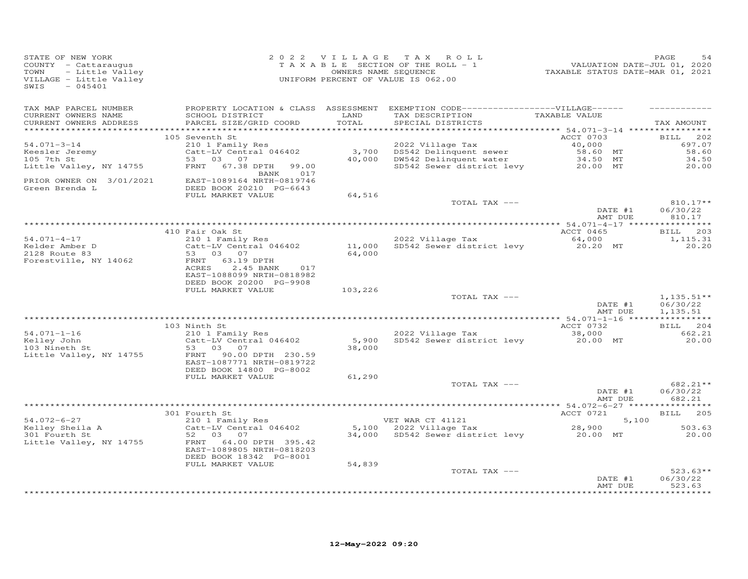STATE OF NEW YORK
COUNTY - Cattaraugus
TOWN - Little Valley
VILLAGE - Little Valley
SWIS - 045401

2022 VILLAGE TAX ROLL
TAXABLE SECTION OF THE ROLL - 1
OWNERS NAME SEQUENCE
UNIFORM PERCENT OF VALUE IS 062.00

VALUATION DATE-JUL 01, 2020
TAXABLE STATUS DATE-MAR 01, 2021

| TAX MAP PARCEL NUMBER / CURRENT OWNERS NAME / CURRENT OWNERS ADDRESS | PROPERTY LOCATION & CLASS / SCHOOL DISTRICT / PARCEL SIZE/GRID COORD | ASSESSMENT LAND / TOTAL | EXEMPTION CODE-VILLAGE / TAX DESCRIPTION / SPECIAL DISTRICTS | TAXABLE VALUE | TAX AMOUNT |
|---|---|---|---|---|---|
| | 105 Seventh St | | | ACCT 0703 | BILL 202 |
| 54.071-3-14 | 210 1 Family Res | | 2022 Village Tax | 40,000 | 697.07 |
| Keesler Jeremy | Catt-LV Central 046402 | 3,700 | DS542 Delinquent sewer | 58.60 MT | 58.60 |
| 105 7th St | 53 03 07 | 40,000 | DW542 Delinquent water | 34.50 MT | 34.50 |
| Little Valley, NY 14755 | FRNT 67.38 DPTH 99.00 BANK 017 | | SD542 Sewer district levy | 20.00 MT | 20.00 |
| PRIOR OWNER ON 3/01/2021 | EAST-1089164 NRTH-0819746 | | | | |
| Green Brenda L | DEED BOOK 20210 PG-6643 | | | | |
| | FULL MARKET VALUE | 64,516 | | | |
| | | | TOTAL TAX --- | | 810.17** |
| | | | | DATE #1 | 06/30/22 |
| | | | | AMT DUE | 810.17 |
| | 410 Fair Oak St | | | ACCT 0465 | BILL 203 |
| 54.071-4-17 | 210 1 Family Res | | 2022 Village Tax | 64,000 | 1,115.31 |
| Kelder Amber D | Catt-LV Central 046402 | 11,000 | SD542 Sewer district levy | 20.20 MT | 20.20 |
| 2128 Route 83 | 53 03 07 | 64,000 | | | |
| Forestville, NY 14062 | FRNT 63.19 DPTH | | | | |
| | ACRES 2.45 BANK 017 | | | | |
| | EAST-1088099 NRTH-0818982 | | | | |
| | DEED BOOK 20200 PG-9908 | | | | |
| | FULL MARKET VALUE | 103,226 | | | |
| | | | TOTAL TAX --- | | 1,135.51** |
| | | | | DATE #1 | 06/30/22 |
| | | | | AMT DUE | 1,135.51 |
| | 103 Ninth St | | | ACCT 0732 | BILL 204 |
| 54.071-1-16 | 210 1 Family Res | | 2022 Village Tax | 38,000 | 662.21 |
| Kelley John | Catt-LV Central 046402 | 5,900 | SD542 Sewer district levy | 20.00 MT | 20.00 |
| 103 Nineth St | 53 03 07 | 38,000 | | | |
| Little Valley, NY 14755 | FRNT 90.00 DPTH 230.59 | | | | |
| | EAST-1087771 NRTH-0819722 | | | | |
| | DEED BOOK 14800 PG-8002 | | | | |
| | FULL MARKET VALUE | 61,290 | | | |
| | | | TOTAL TAX --- | | 682.21** |
| | | | | DATE #1 | 06/30/22 |
| | | | | AMT DUE | 682.21 |
| | 301 Fourth St | | | ACCT 0721 | BILL 205 |
| 54.072-6-27 | 210 1 Family Res | | VET WAR CT 41121 | 5,100 | |
| Kelley Sheila A | Catt-LV Central 046402 | 5,100 | 2022 Village Tax | 28,900 | 503.63 |
| 301 Fourth St | 52 03 07 | 34,000 | SD542 Sewer district levy | 20.00 MT | 20.00 |
| Little Valley, NY 14755 | FRNT 64.00 DPTH 395.42 | | | | |
| | EAST-1089805 NRTH-0818203 | | | | |
| | DEED BOOK 18342 PG-8001 | | | | |
| | FULL MARKET VALUE | 54,839 | | | |
| | | | TOTAL TAX --- | | 523.63** |
| | | | | DATE #1 | 06/30/22 |
| | | | | AMT DUE | 523.63 |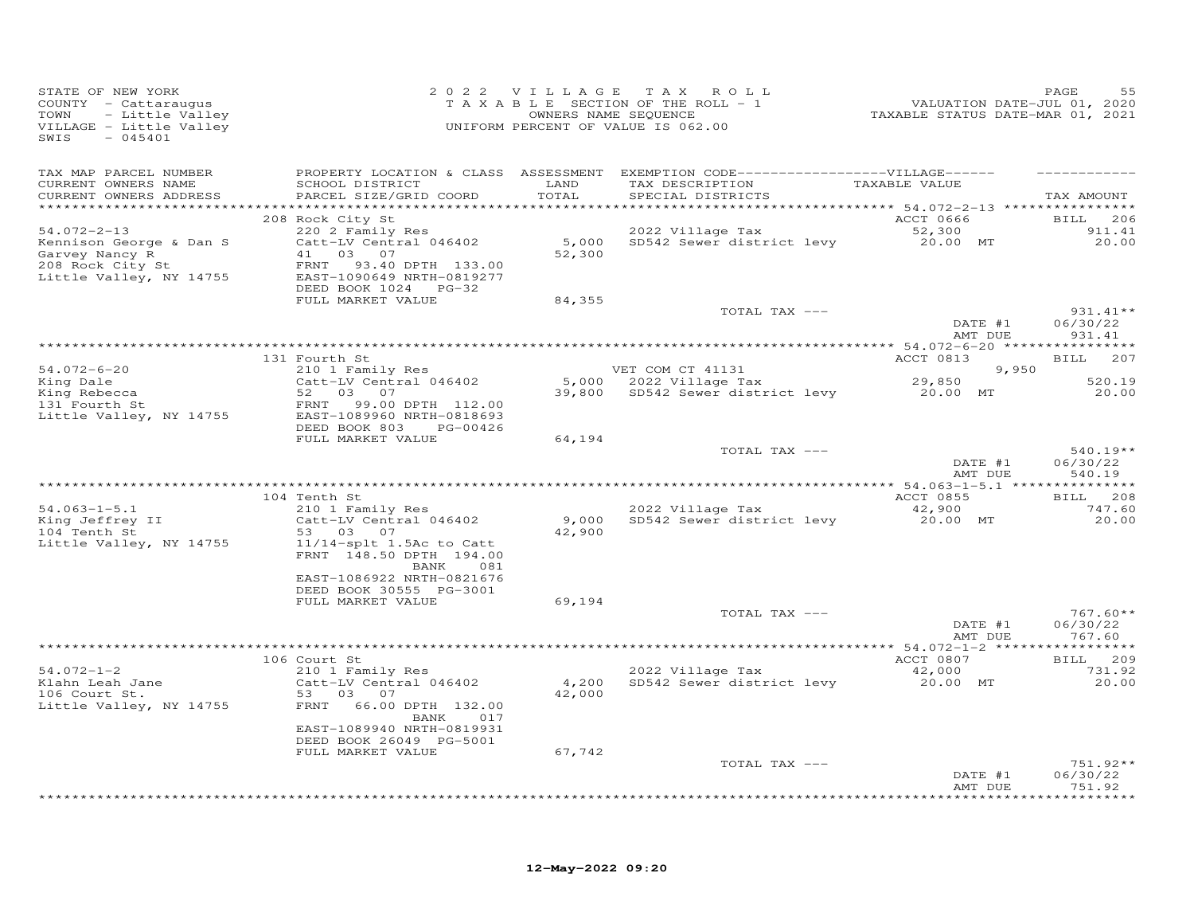STATE OF NEW YORK
COUNTY - Cattaraugus
TOWN - Little Valley
VILLAGE - Little Valley
SWIS - 045401

2 0 2 2 V I L L A G E T A X R O L L
T A X A B L E SECTION OF THE ROLL - 1
OWNERS NAME SEQUENCE
UNIFORM PERCENT OF VALUE IS 062.00

VALUATION DATE-JUL 01, 2020
TAXABLE STATUS DATE-MAR 01, 2021

| TAX MAP PARCEL NUMBER / CURRENT OWNERS NAME / CURRENT OWNERS ADDRESS | PROPERTY LOCATION & CLASS / SCHOOL DISTRICT / PARCEL SIZE/GRID COORD | ASSESSMENT LAND / TOTAL | EXEMPTION CODE / TAX DESCRIPTION / SPECIAL DISTRICTS | VILLAGE TAXABLE VALUE | TAX AMOUNT |
|---|---|---|---|---|---|
| | 208 Rock City St | | | ACCT 0666 | BILL 206 |
| 54.072-2-13 | 220 2 Family Res | | 2022 Village Tax | 52,300 | 911.41 |
| Kennison George & Dan S | Catt-LV Central 046402 | 5,000 | SD542 Sewer district levy | 20.00 MT | 20.00 |
| Garvey Nancy R | 41 03 07 | 52,300 | | | |
| 208 Rock City St | FRNT 93.40 DPTH 133.00 | | | | |
| Little Valley, NY 14755 | EAST-1090649 NRTH-0819277 | | | | |
| | DEED BOOK 1024 PG-32 | | | | |
| | FULL MARKET VALUE | 84,355 | | | |
| | | | TOTAL TAX --- | | 931.41** |
| | | | | DATE #1 | 06/30/22 |
| | | | | AMT DUE | 931.41 |
| | 131 Fourth St | | | ACCT 0813 | BILL 207 |
| 54.072-6-20 | 210 1 Family Res | | VET COM CT 41131 | 9,950 | |
| King Dale | Catt-LV Central 046402 | 5,000 | 2022 Village Tax | 29,850 | 520.19 |
| King Rebecca | 52 03 07 | 39,800 | SD542 Sewer district levy | 20.00 MT | 20.00 |
| 131 Fourth St | FRNT 99.00 DPTH 112.00 | | | | |
| Little Valley, NY 14755 | EAST-1089960 NRTH-0818693 | | | | |
| | DEED BOOK 803 PG-00426 | | | | |
| | FULL MARKET VALUE | 64,194 | | | |
| | | | TOTAL TAX --- | | 540.19** |
| | | | | DATE #1 | 06/30/22 |
| | | | | AMT DUE | 540.19 |
| | 104 Tenth St | | | ACCT 0855 | BILL 208 |
| 54.063-1-5.1 | 210 1 Family Res | | 2022 Village Tax | 42,900 | 747.60 |
| King Jeffrey II | Catt-LV Central 046402 | 9,000 | SD542 Sewer district levy | 20.00 MT | 20.00 |
| 104 Tenth St | 53 03 07 | 42,900 | | | |
| Little Valley, NY 14755 | 11/14-splt 1.5Ac to Catt | | | | |
| | FRNT 148.50 DPTH 194.00 | | | | |
| | BANK 081 | | | | |
| | EAST-1086922 NRTH-0821676 | | | | |
| | DEED BOOK 30555 PG-3001 | | | | |
| | FULL MARKET VALUE | 69,194 | | | |
| | | | TOTAL TAX --- | | 767.60** |
| | | | | DATE #1 | 06/30/22 |
| | | | | AMT DUE | 767.60 |
| | 106 Court St | | | ACCT 0807 | BILL 209 |
| 54.072-1-2 | 210 1 Family Res | | 2022 Village Tax | 42,000 | 731.92 |
| Klahn Leah Jane | Catt-LV Central 046402 | 4,200 | SD542 Sewer district levy | 20.00 MT | 20.00 |
| 106 Court St. | 53 03 07 | 42,000 | | | |
| Little Valley, NY 14755 | FRNT 66.00 DPTH 132.00 | | | | |
| | BANK 017 | | | | |
| | EAST-1089940 NRTH-0819931 | | | | |
| | DEED BOOK 26049 PG-5001 | | | | |
| | FULL MARKET VALUE | 67,742 | | | |
| | | | TOTAL TAX --- | | 751.92** |
| | | | | DATE #1 | 06/30/22 |
| | | | | AMT DUE | 751.92 |

12-May-2022 09:20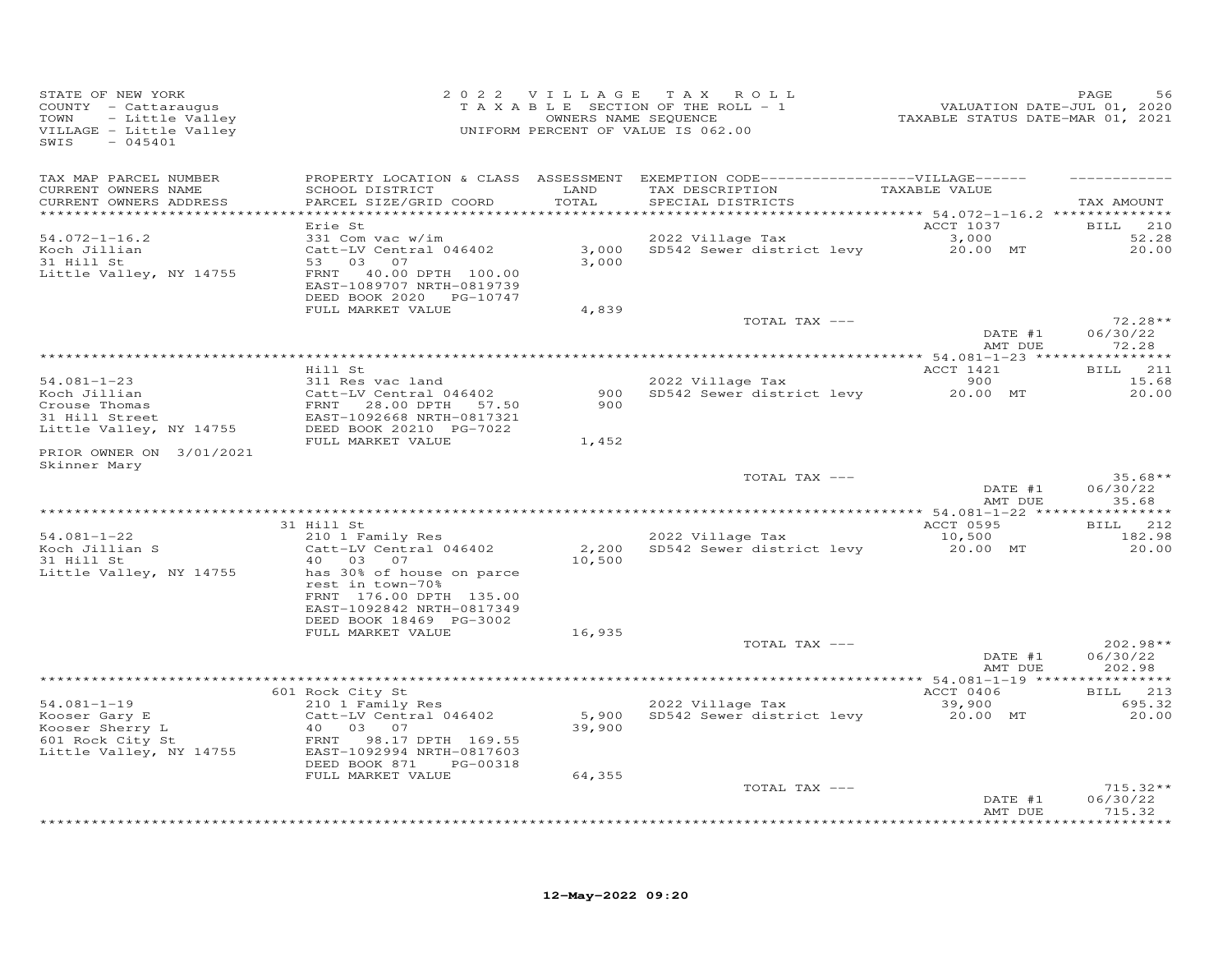STATE OF NEW YORK
COUNTY - Cattaraugus
TOWN - Little Valley
VILLAGE - Little Valley
SWIS - 045401

2022 VILLAGE TAX ROLL
TAXABLE SECTION OF THE ROLL - 1
OWNERS NAME SEQUENCE
UNIFORM PERCENT OF VALUE IS 062.00

VALUATION DATE-JUL 01, 2020
TAXABLE STATUS DATE-MAR 01, 2021

| TAX MAP PARCEL NUMBER / CURRENT OWNERS NAME / CURRENT OWNERS ADDRESS | PROPERTY LOCATION & CLASS / SCHOOL DISTRICT / PARCEL SIZE/GRID COORD | ASSESSMENT LAND / TOTAL | EXEMPTION CODE / TAX DESCRIPTION / SPECIAL DISTRICTS | TAXABLE VALUE | TAX AMOUNT |
|---|---|---|---|---|---|
| | Erie St | | | ACCT 1037 | BILL 210 |
| 54.072-1-16.2 | 331 Com vac w/im | | 2022 Village Tax | 3,000 | 52.28 |
| Koch Jillian | Catt-LV Central 046402 | 3,000 | SD542 Sewer district levy | 20.00 MT | 20.00 |
| 31 Hill St | 53 03 07 | 3,000 | | | |
| Little Valley, NY 14755 | FRNT 40.00 DPTH 100.00 | | | | |
| | EAST-1089707 NRTH-0819739 | | | | |
| | DEED BOOK 2020 PG-10747 | | | | |
| | FULL MARKET VALUE | 4,839 | | | |
| | | | TOTAL TAX --- | | 72.28** |
| | | | | DATE #1 | 06/30/22 |
| | | | | AMT DUE | 72.28 |
| | Hill St | | | ACCT 1421 | BILL 211 |
| 54.081-1-23 | 311 Res vac land | | 2022 Village Tax | 900 | 15.68 |
| Koch Jillian | Catt-LV Central 046402 | 900 | SD542 Sewer district levy | 20.00 MT | 20.00 |
| Crouse Thomas | FRNT 28.00 DPTH 57.50 | 900 | | | |
| 31 Hill Street | EAST-1092668 NRTH-0817321 | | | | |
| Little Valley, NY 14755 | DEED BOOK 20210 PG-7022 | | | | |
| | FULL MARKET VALUE | 1,452 | | | |
| PRIOR OWNER ON 3/01/2021 | | | | | |
| Skinner Mary | | | | | |
| | | | TOTAL TAX --- | | 35.68** |
| | | | | DATE #1 | 06/30/22 |
| | | | | AMT DUE | 35.68 |
| | 31 Hill St | | | ACCT 0595 | BILL 212 |
| 54.081-1-22 | 210 1 Family Res | | 2022 Village Tax | 10,500 | 182.98 |
| Koch Jillian S | Catt-LV Central 046402 | 2,200 | SD542 Sewer district levy | 20.00 MT | 20.00 |
| 31 Hill St | 40 03 07 | 10,500 | | | |
| Little Valley, NY 14755 | has 30% of house on parce | | | | |
| | rest in town-70% | | | | |
| | FRNT 176.00 DPTH 135.00 | | | | |
| | EAST-1092842 NRTH-0817349 | | | | |
| | DEED BOOK 18469 PG-3002 | | | | |
| | FULL MARKET VALUE | 16,935 | | | |
| | | | TOTAL TAX --- | | 202.98** |
| | | | | DATE #1 | 06/30/22 |
| | | | | AMT DUE | 202.98 |
| | 601 Rock City St | | | ACCT 0406 | BILL 213 |
| 54.081-1-19 | 210 1 Family Res | | 2022 Village Tax | 39,900 | 695.32 |
| Kooser Gary E | Catt-LV Central 046402 | 5,900 | SD542 Sewer district levy | 20.00 MT | 20.00 |
| Kooser Sherry L | 40 03 07 | 39,900 | | | |
| 601 Rock City St | FRNT 98.17 DPTH 169.55 | | | | |
| Little Valley, NY 14755 | EAST-1092994 NRTH-0817603 | | | | |
| | DEED BOOK 871 PG-00318 | | | | |
| | FULL MARKET VALUE | 64,355 | | | |
| | | | TOTAL TAX --- | | 715.32** |
| | | | | DATE #1 | 06/30/22 |
| | | | | AMT DUE | 715.32 |

12-May-2022 09:20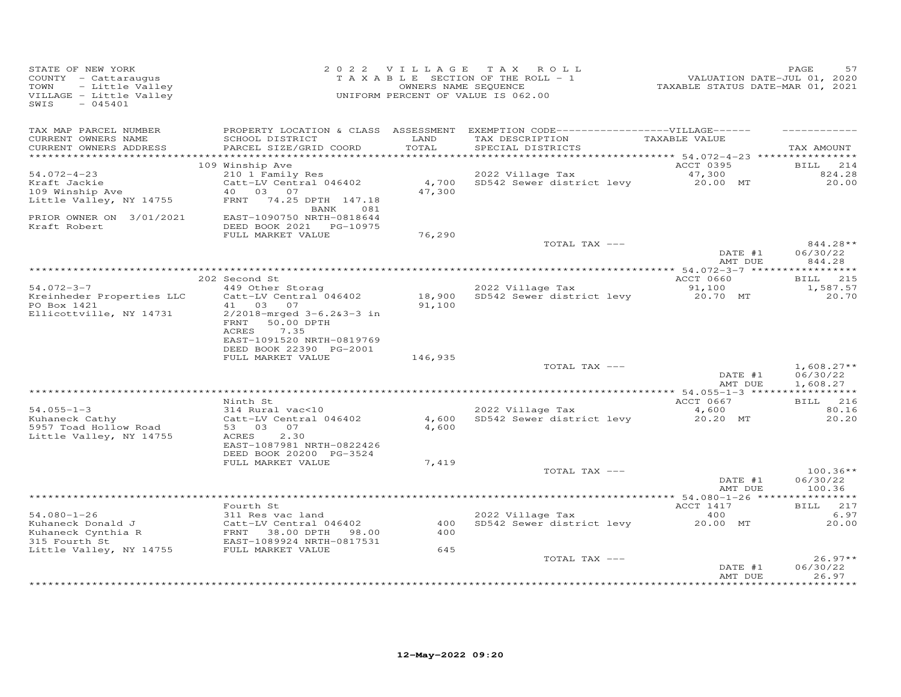STATE OF NEW YORK
COUNTY - Cattaraugus
TOWN - Little Valley
VILLAGE - Little Valley
SWIS - 045401

2 0 2 2 V I L L A G E T A X R O L L
T A X A B L E SECTION OF THE ROLL - 1
OWNERS NAME SEQUENCE
UNIFORM PERCENT OF VALUE IS 062.00

VALUATION DATE-JUL 01, 2020
TAXABLE STATUS DATE-MAR 01, 2021

| TAX MAP PARCEL NUMBER / CURRENT OWNERS NAME / CURRENT OWNERS ADDRESS | PROPERTY LOCATION & CLASS / SCHOOL DISTRICT / PARCEL SIZE/GRID COORD | ASSESSMENT LAND / TOTAL | EXEMPTION CODE / TAX DESCRIPTION / SPECIAL DISTRICTS | TAXABLE VALUE | TAX AMOUNT |
|---|---|---|---|---|---|
| | 109 Winship Ave | | | ACCT 0395 | BILL 214 |
| 54.072-4-23 | 210 1 Family Res | | 2022 Village Tax | 47,300 | 824.28 |
| Kraft Jackie | Catt-LV Central 046402 | 4,700 | SD542 Sewer district levy | 20.00 MT | 20.00 |
| 109 Winship Ave | 40 03 07 | 47,300 | | | |
| Little Valley, NY 14755 | FRNT 74.25 DPTH 147.18 | | | | |
| | BANK 081 | | | | |
| PRIOR OWNER ON 3/01/2021 | EAST-1090750 NRTH-0818644 | | | | |
| Kraft Robert | DEED BOOK 2021 PG-10975 | | | | |
| | FULL MARKET VALUE | 76,290 | | | |
| | | | TOTAL TAX --- | | 844.28** |
| | | | | DATE #1 | 06/30/22 |
| | | | | AMT DUE | 844.28 |
| | 202 Second St | | | ACCT 0660 | BILL 215 |
| 54.072-3-7 | 449 Other Storag | | 2022 Village Tax | 91,100 | 1,587.57 |
| Kreinheder Properties LLC | Catt-LV Central 046402 | 18,900 | SD542 Sewer district levy | 20.70 MT | 20.70 |
| PO Box 1421 | 41 03 07 | 91,100 | | | |
| Ellicottville, NY 14731 | 2/2018-mrged 3-6.2&3-3 in | | | | |
| | FRNT 50.00 DPTH | | | | |
| | ACRES 7.35 | | | | |
| | EAST-1091520 NRTH-0819769 | | | | |
| | DEED BOOK 22390 PG-2001 | | | | |
| | FULL MARKET VALUE | 146,935 | | | |
| | | | TOTAL TAX --- | | 1,608.27** |
| | | | | DATE #1 | 06/30/22 |
| | | | | AMT DUE | 1,608.27 |
| | Ninth St | | | ACCT 0667 | BILL 216 |
| 54.055-1-3 | 314 Rural vac<10 | | 2022 Village Tax | 4,600 | 80.16 |
| Kuhaneck Cathy | Catt-LV Central 046402 | 4,600 | SD542 Sewer district levy | 20.20 MT | 20.20 |
| 5957 Toad Hollow Road | 53 03 07 | 4,600 | | | |
| Little Valley, NY 14755 | ACRES 2.30 | | | | |
| | EAST-1087981 NRTH-0822426 | | | | |
| | DEED BOOK 20200 PG-3524 | | | | |
| | FULL MARKET VALUE | 7,419 | | | |
| | | | TOTAL TAX --- | | 100.36** |
| | | | | DATE #1 | 06/30/22 |
| | | | | AMT DUE | 100.36 |
| | Fourth St | | | ACCT 1417 | BILL 217 |
| 54.080-1-26 | 311 Res vac land | | 2022 Village Tax | 400 | 6.97 |
| Kuhaneck Donald J | Catt-LV Central 046402 | 400 | SD542 Sewer district levy | 20.00 MT | 20.00 |
| Kuhaneck Cynthia R | FRNT 38.00 DPTH 98.00 | 400 | | | |
| 315 Fourth St | EAST-1089924 NRTH-0817531 | | | | |
| Little Valley, NY 14755 | FULL MARKET VALUE | 645 | | | |
| | | | TOTAL TAX --- | | 26.97** |
| | | | | DATE #1 | 06/30/22 |
| | | | | AMT DUE | 26.97 |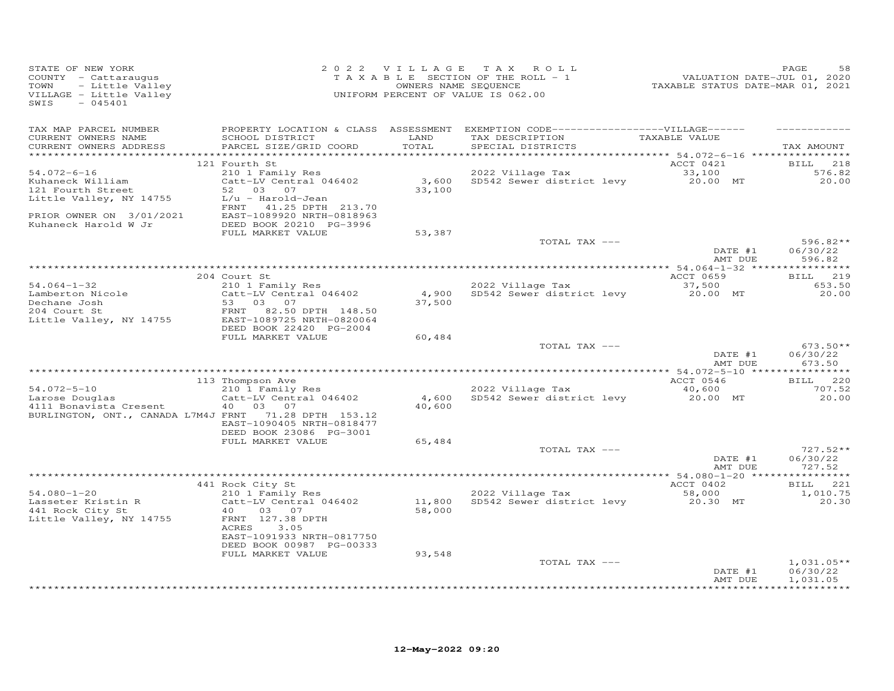STATE OF NEW YORK
COUNTY - Cattaraugus
TOWN - Little Valley
VILLAGE - Little Valley
SWIS - 045401

2022 VILLAGE TAX ROLL
TAXABLE SECTION OF THE ROLL - 1
OWNERS NAME SEQUENCE
UNIFORM PERCENT OF VALUE IS 062.00

VALUATION DATE-JUL 01, 2020
TAXABLE STATUS DATE-MAR 01, 2021

| TAX MAP PARCEL NUMBER / CURRENT OWNERS NAME / CURRENT OWNERS ADDRESS | PROPERTY LOCATION & CLASS / SCHOOL DISTRICT / PARCEL SIZE/GRID COORD | ASSESSMENT LAND / TOTAL | EXEMPTION CODE / TAX DESCRIPTION / SPECIAL DISTRICTS | TAXABLE VALUE | TAX AMOUNT |
|---|---|---|---|---|---|
| | 121 Fourth St | | | ACCT 0421 | BILL 218 |
| 54.072-6-16 | 210 1 Family Res | | 2022 Village Tax | 33,100 | 576.82 |
| Kuhaneck William | Catt-LV Central 046402 | 3,600 | SD542 Sewer district levy | 20.00 MT | 20.00 |
| 121 Fourth Street | 52 03 07 | 33,100 | | | |
| Little Valley, NY 14755 | L/u - Harold-Jean | | | | |
| | FRNT 41.25 DPTH 213.70 | | | | |
| PRIOR OWNER ON 3/01/2021 | EAST-1089920 NRTH-0818963 | | | | |
| Kuhaneck Harold W Jr | DEED BOOK 20210 PG-3996 | | | | |
| | FULL MARKET VALUE | 53,387 | | | |
| | | | TOTAL TAX --- | | 596.82** |
| | | | | DATE #1 | 06/30/22 |
| | | | | AMT DUE | 596.82 |
| | 204 Court St | | | ACCT 0659 | BILL 219 |
| 54.064-1-32 | 210 1 Family Res | | 2022 Village Tax | 37,500 | 653.50 |
| Lamberton Nicole | Catt-LV Central 046402 | 4,900 | SD542 Sewer district levy | 20.00 MT | 20.00 |
| Dechane Josh | 53 03 07 | 37,500 | | | |
| 204 Court St | FRNT 82.50 DPTH 148.50 | | | | |
| Little Valley, NY 14755 | EAST-1089725 NRTH-0820064 | | | | |
| | DEED BOOK 22420 PG-2004 | | | | |
| | FULL MARKET VALUE | 60,484 | | | |
| | | | TOTAL TAX --- | | 673.50** |
| | | | | DATE #1 | 06/30/22 |
| | | | | AMT DUE | 673.50 |
| | 113 Thompson Ave | | | ACCT 0546 | BILL 220 |
| 54.072-5-10 | 210 1 Family Res | | 2022 Village Tax | 40,600 | 707.52 |
| Larose Douglas | Catt-LV Central 046402 | 4,600 | SD542 Sewer district levy | 20.00 MT | 20.00 |
| 4111 Bonavista Cresent | 40 03 07 | 40,600 | | | |
| BURLINGTON, ONT., CANADA L7M4J | FRNT 71.28 DPTH 153.12 | | | | |
| | EAST-1090405 NRTH-0818477 | | | | |
| | DEED BOOK 23086 PG-3001 | | | | |
| | FULL MARKET VALUE | 65,484 | | | |
| | | | TOTAL TAX --- | | 727.52** |
| | | | | DATE #1 | 06/30/22 |
| | | | | AMT DUE | 727.52 |
| | 441 Rock City St | | | ACCT 0402 | BILL 221 |
| 54.080-1-20 | 210 1 Family Res | | 2022 Village Tax | 58,000 | 1,010.75 |
| Lasseter Kristin R | Catt-LV Central 046402 | 11,800 | SD542 Sewer district levy | 20.30 MT | 20.30 |
| 441 Rock City St | 40 03 07 | 58,000 | | | |
| Little Valley, NY 14755 | FRNT 127.38 DPTH | | | | |
| | ACRES 3.05 | | | | |
| | EAST-1091933 NRTH-0817750 | | | | |
| | DEED BOOK 00987 PG-00333 | | | | |
| | FULL MARKET VALUE | 93,548 | | | |
| | | | TOTAL TAX --- | | 1,031.05** |
| | | | | DATE #1 | 06/30/22 |
| | | | | AMT DUE | 1,031.05 |

12-May-2022 09:20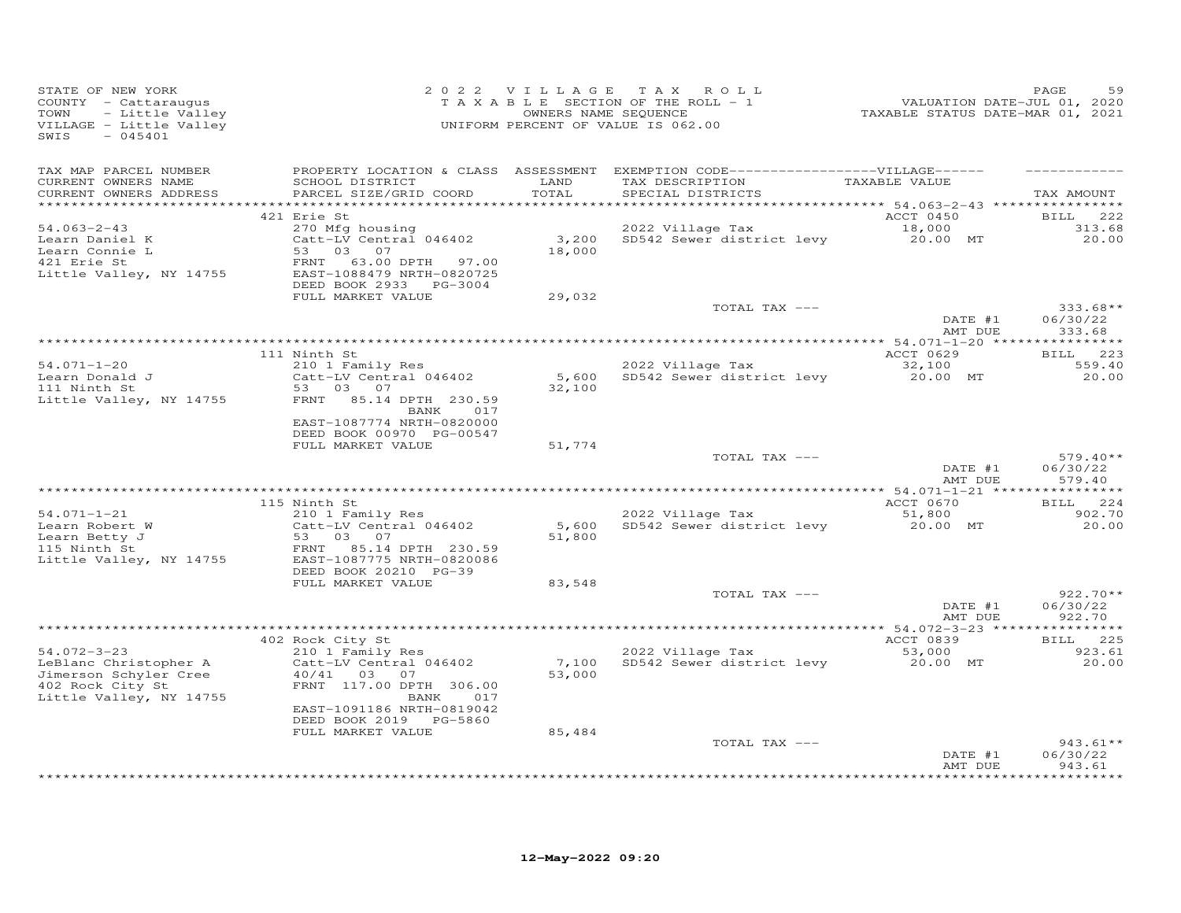STATE OF NEW YORK
COUNTY - Cattaraugus
TOWN - Little Valley
VILLAGE - Little Valley
SWIS - 045401

2022 VILLAGE TAX ROLL
TAXABLE SECTION OF THE ROLL - 1
OWNERS NAME SEQUENCE
UNIFORM PERCENT OF VALUE IS 062.00

VALUATION DATE-JUL 01, 2020
TAXABLE STATUS DATE-MAR 01, 2021

| TAX MAP PARCEL NUMBER / CURRENT OWNERS NAME / CURRENT OWNERS ADDRESS | PROPERTY LOCATION & CLASS / SCHOOL DISTRICT / PARCEL SIZE/GRID COORD | ASSESSMENT LAND / TOTAL | EXEMPTION CODE / TAX DESCRIPTION / SPECIAL DISTRICTS | TAXABLE VALUE | TAX AMOUNT |
|---|---|---|---|---|---|
| 54.063-2-43 | 421 Erie St | | | ACCT 0450 | BILL 222 |
| Learn Daniel K | 270 Mfg housing | | 2022 Village Tax | 18,000 | 313.68 |
| Learn Connie L | Catt-LV Central 046402 | 3,200 | SD542 Sewer district levy | 20.00 MT | 20.00 |
| 421 Erie St | 53 03 07 | 18,000 | | | |
| Little Valley, NY 14755 | FRNT 63.00 DPTH 97.00 | | | | |
| | EAST-1088479 NRTH-0820725 | | | | |
| | DEED BOOK 2933 PG-3004 | | | | |
| | FULL MARKET VALUE | 29,032 | | | |
| | | | TOTAL TAX --- | | 333.68** |
| | | | | DATE #1 | 06/30/22 |
| | | | | AMT DUE | 333.68 |
| 54.071-1-20 | 111 Ninth St | | | ACCT 0629 | BILL 223 |
| Learn Donald J | 210 1 Family Res | | 2022 Village Tax | 32,100 | 559.40 |
| 111 Ninth St | Catt-LV Central 046402 | 5,600 | SD542 Sewer district levy | 20.00 MT | 20.00 |
| Little Valley, NY 14755 | 53 03 07 | 32,100 | | | |
| | FRNT 85.14 DPTH 230.59 | | | | |
| | BANK 017 | | | | |
| | EAST-1087774 NRTH-0820000 | | | | |
| | DEED BOOK 00970 PG-00547 | | | | |
| | FULL MARKET VALUE | 51,774 | | | |
| | | | TOTAL TAX --- | | 579.40** |
| | | | | DATE #1 | 06/30/22 |
| | | | | AMT DUE | 579.40 |
| 54.071-1-21 | 115 Ninth St | | | ACCT 0670 | BILL 224 |
| Learn Robert W | 210 1 Family Res | | 2022 Village Tax | 51,800 | 902.70 |
| Learn Betty J | Catt-LV Central 046402 | 5,600 | SD542 Sewer district levy | 20.00 MT | 20.00 |
| 115 Ninth St | 53 03 07 | 51,800 | | | |
| Little Valley, NY 14755 | FRNT 85.14 DPTH 230.59 | | | | |
| | EAST-1087775 NRTH-0820086 | | | | |
| | DEED BOOK 20210 PG-39 | | | | |
| | FULL MARKET VALUE | 83,548 | | | |
| | | | TOTAL TAX --- | | 922.70** |
| | | | | DATE #1 | 06/30/22 |
| | | | | AMT DUE | 922.70 |
| 54.072-3-23 | 402 Rock City St | | | ACCT 0839 | BILL 225 |
| LeBlanc Christopher A | 210 1 Family Res | | 2022 Village Tax | 53,000 | 923.61 |
| Jimerson Schyler Cree | Catt-LV Central 046402 | 7,100 | SD542 Sewer district levy | 20.00 MT | 20.00 |
| 402 Rock City St | 40/41 03 07 | 53,000 | | | |
| Little Valley, NY 14755 | FRNT 117.00 DPTH 306.00 | | | | |
| | BANK 017 | | | | |
| | EAST-1091186 NRTH-0819042 | | | | |
| | DEED BOOK 2019 PG-5860 | | | | |
| | FULL MARKET VALUE | 85,484 | | | |
| | | | TOTAL TAX --- | | 943.61** |
| | | | | DATE #1 | 06/30/22 |
| | | | | AMT DUE | 943.61 |

12-May-2022 09:20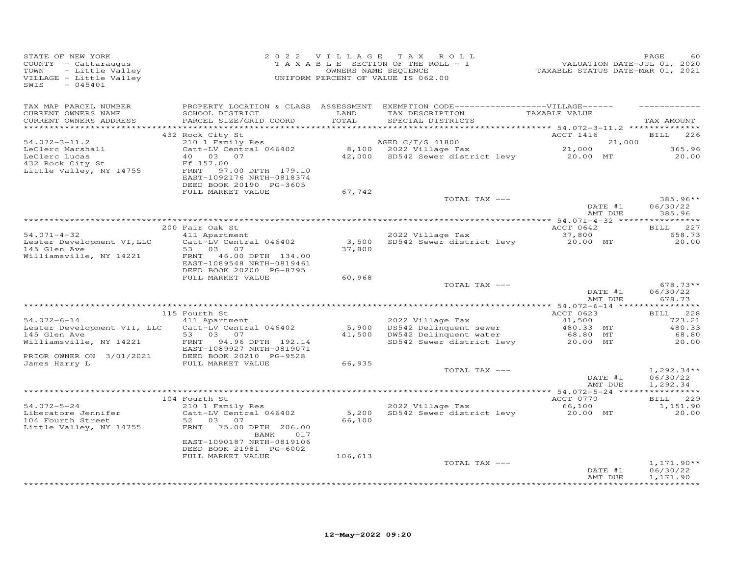STATE OF NEW YORK
COUNTY - Cattaraugus
TOWN - Little Valley
VILLAGE - Little Valley
SWIS - 045401

2 0 2 2 V I L L A G E T A X R O L L
T A X A B L E SECTION OF THE ROLL - 1
OWNERS NAME SEQUENCE
UNIFORM PERCENT OF VALUE IS 062.00

VALUATION DATE-JUL 01, 2020
TAXABLE STATUS DATE-MAR 01, 2021

| TAX MAP PARCEL NUMBER / CURRENT OWNERS NAME / CURRENT OWNERS ADDRESS | PROPERTY LOCATION & CLASS / SCHOOL DISTRICT / PARCEL SIZE/GRID COORD | ASSESSMENT LAND / TOTAL | EXEMPTION CODE / TAX DESCRIPTION / SPECIAL DISTRICTS | VILLAGE TAXABLE VALUE | TAX AMOUNT |
|---|---|---|---|---|---|
| **54.072-3-11.2** | 432 Rock City St | | | ACCT 1416 | BILL 226 |
| | 210 1 Family Res | | AGED C/T/S 41800 | 21,000 | |
| LeClerc Marshall | Catt-LV Central 046402 | 8,100 | 2022 Village Tax | 21,000 | 365.96 |
| LeClerc Lucas | 40 03 07 | 42,000 | SD542 Sewer district levy | 20.00 MT | 20.00 |
| 432 Rock City St | Ff 157.00 | | | | |
| Little Valley, NY 14755 | FRNT 97.00 DPTH 179.10 | | | | |
| | EAST-1092176 NRTH-0818374 | | | | |
| | DEED BOOK 20190 PG-3605 | | | | |
| | FULL MARKET VALUE | 67,742 | | | |
| | | | TOTAL TAX --- | | 385.96** |
| | | | | DATE #1 | 06/30/22 |
| | | | | AMT DUE | 385.96 |
| **54.071-4-32** | 200 Fair Oak St | | | ACCT 0642 | BILL 227 |
| | 411 Apartment | | 2022 Village Tax | 37,800 | 658.73 |
| Lester Development VI,LLC | Catt-LV Central 046402 | 3,500 | SD542 Sewer district levy | 20.00 MT | 20.00 |
| 145 Glen Ave | 53 03 07 | 37,800 | | | |
| Williamsville, NY 14221 | FRNT 46.00 DPTH 134.00 | | | | |
| | EAST-1089548 NRTH-0819461 | | | | |
| | DEED BOOK 20200 PG-8795 | | | | |
| | FULL MARKET VALUE | 60,968 | | | |
| | | | TOTAL TAX --- | | 678.73** |
| | | | | DATE #1 | 06/30/22 |
| | | | | AMT DUE | 678.73 |
| **54.072-6-14** | 115 Fourth St | | | ACCT 0623 | BILL 228 |
| | 411 Apartment | | 2022 Village Tax | 41,500 | 723.21 |
| Lester Development VII, LLC | Catt-LV Central 046402 | 5,900 | DS542 Delinquent sewer | 480.33 MT | 480.33 |
| 145 Glen Ave | 53 03 07 | 41,500 | DW542 Delinquent water | 68.80 MT | 68.80 |
| Williamsville, NY 14221 | FRNT 94.96 DPTH 192.14 | | SD542 Sewer district levy | 20.00 MT | 20.00 |
| | EAST-1089927 NRTH-0819071 | | | | |
| PRIOR OWNER ON 3/01/2021 | DEED BOOK 20210 PG-9528 | | | | |
| James Harry L | FULL MARKET VALUE | 66,935 | | | |
| | | | TOTAL TAX --- | | 1,292.34** |
| | | | | DATE #1 | 06/30/22 |
| | | | | AMT DUE | 1,292.34 |
| **54.072-5-24** | 104 Fourth St | | | ACCT 0770 | BILL 229 |
| | 210 1 Family Res | | 2022 Village Tax | 66,100 | 1,151.90 |
| Liberatore Jennifer | Catt-LV Central 046402 | 5,200 | SD542 Sewer district levy | 20.00 MT | 20.00 |
| 104 Fourth Street | 52 03 07 | 66,100 | | | |
| Little Valley, NY 14755 | FRNT 75.00 DPTH 206.00 | | | | |
| | BANK 017 | | | | |
| | EAST-1090187 NRTH-0819106 | | | | |
| | DEED BOOK 21981 PG-6002 | | | | |
| | FULL MARKET VALUE | 106,613 | | | |
| | | | TOTAL TAX --- | | 1,171.90** |
| | | | | DATE #1 | 06/30/22 |
| | | | | AMT DUE | 1,171.90 |

12-May-2022 09:20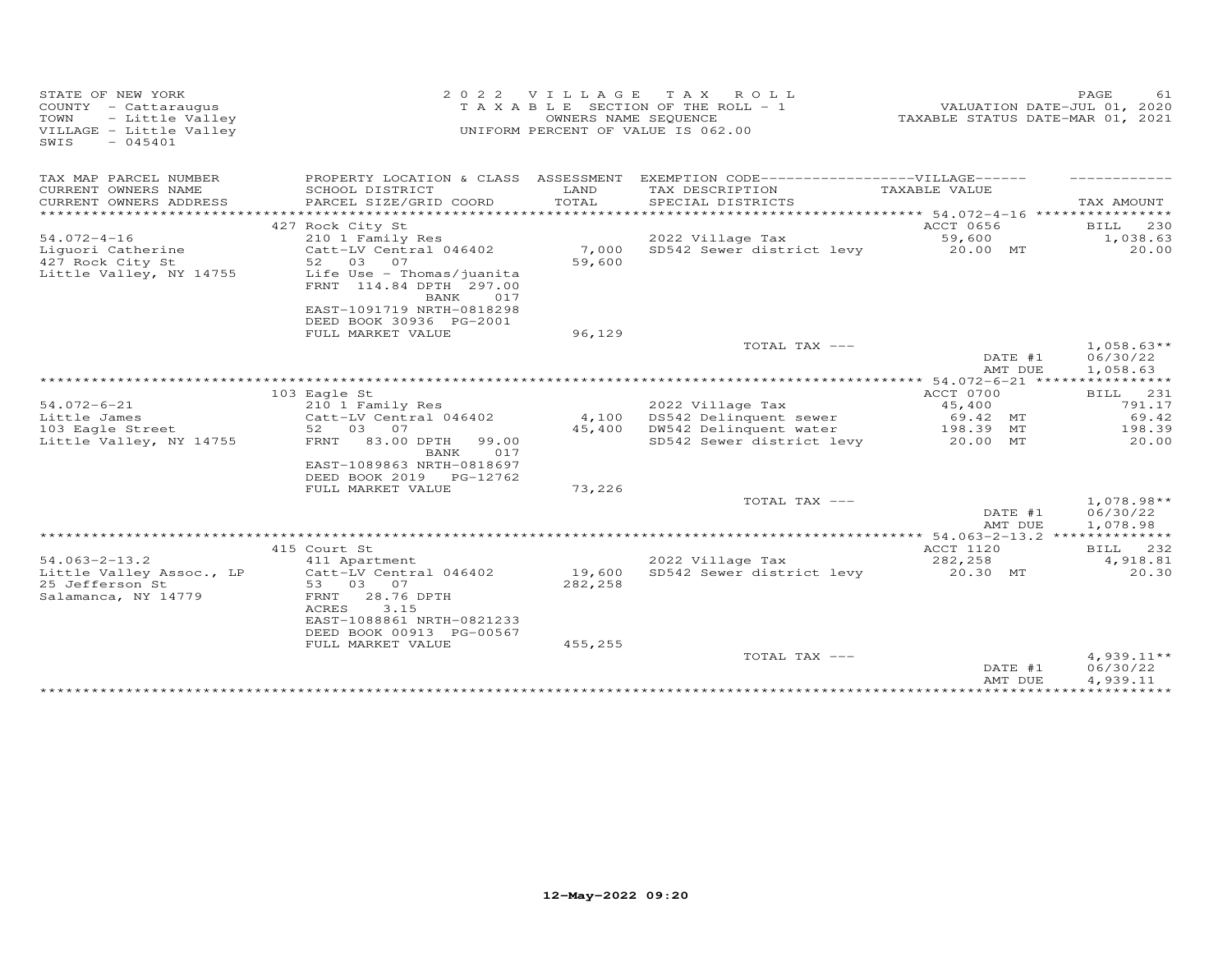STATE OF NEW YORK
COUNTY - Cattaraugus
TOWN - Little Valley
VILLAGE - Little Valley
SWIS - 045401

2022 VILLAGE TAX ROLL
TAXABLE SECTION OF THE ROLL - 1
OWNERS NAME SEQUENCE
UNIFORM PERCENT OF VALUE IS 062.00

VALUATION DATE-JUL 01, 2020
TAXABLE STATUS DATE-MAR 01, 2021

| TAX MAP PARCEL NUMBER / CURRENT OWNERS NAME / CURRENT OWNERS ADDRESS | PROPERTY LOCATION & CLASS / SCHOOL DISTRICT / PARCEL SIZE/GRID COORD | ASSESSMENT LAND / TOTAL | EXEMPTION CODE / TAX DESCRIPTION / SPECIAL DISTRICTS | TAXABLE VALUE | TAX AMOUNT |
|---|---|---|---|---|---|
| **54.072-4-16** | 427 Rock City St | | | ACCT 0656 | BILL 230 |
| Liguori Catherine | 210 1 Family Res | | 2022 Village Tax | 59,600 | 1,038.63 |
| 427 Rock City St | Catt-LV Central 046402 | 7,000 | SD542 Sewer district levy | 20.00 MT | 20.00 |
| Little Valley, NY 14755 | 52 03 07 | 59,600 | | | |
| | Life Use - Thomas/juanita | | | | |
| | FRNT 114.84 DPTH 297.00 | | | | |
| | BANK 017 | | | | |
| | EAST-1091719 NRTH-0818298 | | | | |
| | DEED BOOK 30936 PG-2001 | | | | |
| | FULL MARKET VALUE | 96,129 | | | |
| | | | TOTAL TAX --- | | 1,058.63** |
| | | | | DATE #1 | 06/30/22 |
| | | | | AMT DUE | 1,058.63 |
| **54.072-6-21** | 103 Eagle St | | | ACCT 0700 | BILL 231 |
| Little James | 210 1 Family Res | | 2022 Village Tax | 45,400 | 791.17 |
| 103 Eagle Street | Catt-LV Central 046402 | 4,100 | DS542 Delinquent sewer | 69.42 MT | 69.42 |
| Little Valley, NY 14755 | 52 03 07 | 45,400 | DW542 Delinquent water | 198.39 MT | 198.39 |
| | FRNT 83.00 DPTH 99.00 | | SD542 Sewer district levy | 20.00 MT | 20.00 |
| | BANK 017 | | | | |
| | EAST-1089863 NRTH-0818697 | | | | |
| | DEED BOOK 2019 PG-12762 | | | | |
| | FULL MARKET VALUE | 73,226 | | | |
| | | | TOTAL TAX --- | | 1,078.98** |
| | | | | DATE #1 | 06/30/22 |
| | | | | AMT DUE | 1,078.98 |
| **54.063-2-13.2** | 415 Court St | | | ACCT 1120 | BILL 232 |
| Little Valley Assoc., LP | 411 Apartment | | 2022 Village Tax | 282,258 | 4,918.81 |
| 25 Jefferson St | Catt-LV Central 046402 | 19,600 | SD542 Sewer district levy | 20.30 MT | 20.30 |
| Salamanca, NY 14779 | 53 03 07 | 282,258 | | | |
| | FRNT 28.76 DPTH | | | | |
| | ACRES 3.15 | | | | |
| | EAST-1088861 NRTH-0821233 | | | | |
| | DEED BOOK 00913 PG-00567 | | | | |
| | FULL MARKET VALUE | 455,255 | | | |
| | | | TOTAL TAX --- | | 4,939.11** |
| | | | | DATE #1 | 06/30/22 |
| | | | | AMT DUE | 4,939.11 |

12-May-2022 09:20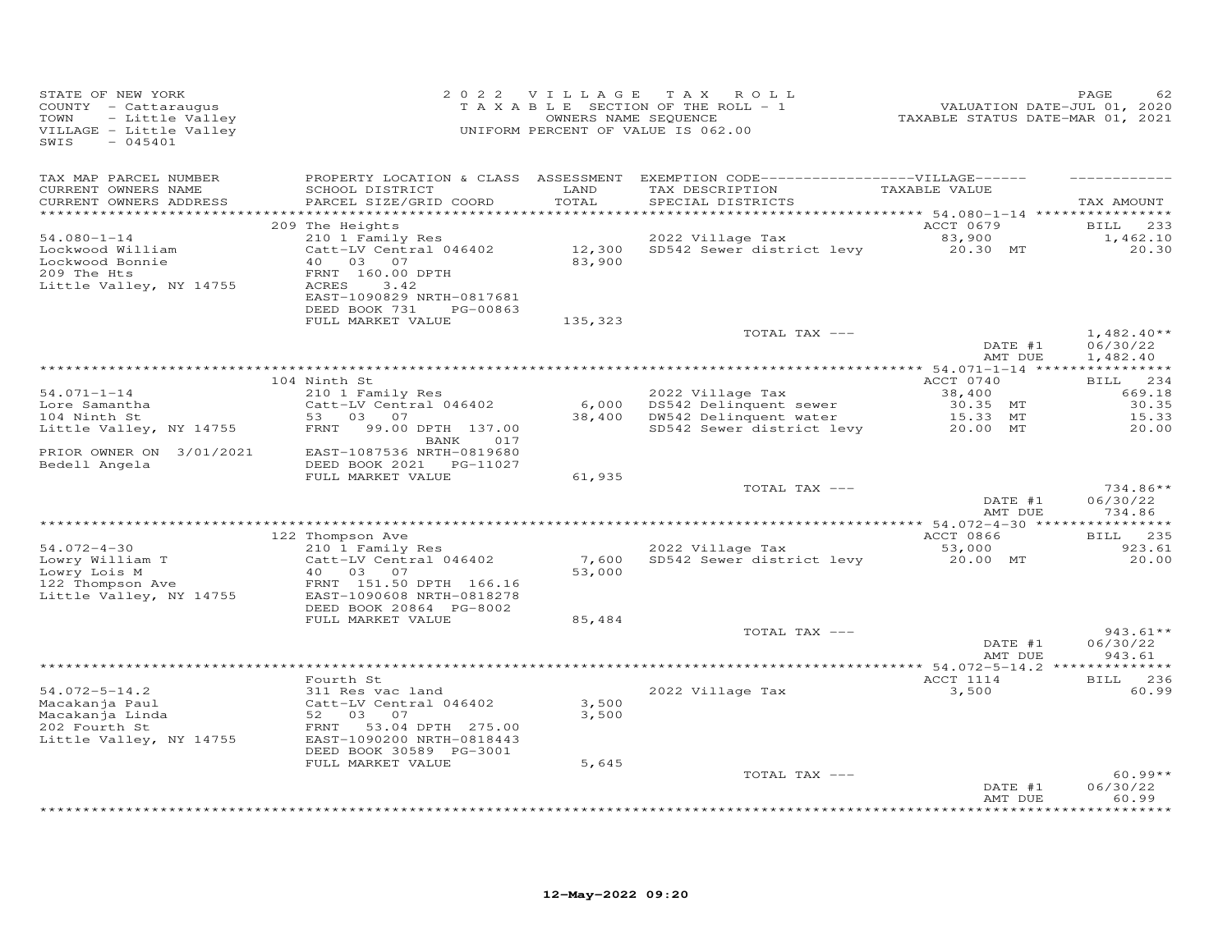STATE OF NEW YORK
COUNTY - Cattaraugus
TOWN - Little Valley
VILLAGE - Little Valley
SWIS - 045401

2022 VILLAGE TAX ROLL
TAXABLE SECTION OF THE ROLL - 1
OWNERS NAME SEQUENCE
UNIFORM PERCENT OF VALUE IS 062.00

VALUATION DATE-JUL 01, 2020
TAXABLE STATUS DATE-MAR 01, 2021

| TAX MAP PARCEL NUMBER / CURRENT OWNERS NAME / CURRENT OWNERS ADDRESS | PROPERTY LOCATION & CLASS / SCHOOL DISTRICT / PARCEL SIZE/GRID COORD | ASSESSMENT LAND / TOTAL | EXEMPTION CODE / TAX DESCRIPTION / SPECIAL DISTRICTS | VILLAGE TAXABLE VALUE | TAX AMOUNT |
|---|---|---|---|---|---|
| | 209 The Heights | | | ACCT 0679 | BILL 233 |
| 54.080-1-14 | 210 1 Family Res | | 2022 Village Tax | 83,900 | 1,462.10 |
| Lockwood William | Catt-LV Central 046402 | 12,300 | SD542 Sewer district levy | 20.30 MT | 20.30 |
| Lockwood Bonnie | 40 03 07 | 83,900 | | | |
| 209 The Hts | FRNT 160.00 DPTH | | | | |
| Little Valley, NY 14755 | ACRES 3.42 | | | | |
| | EAST-1090829 NRTH-0817681 | | | | |
| | DEED BOOK 731 PG-00863 | | | | |
| | FULL MARKET VALUE | 135,323 | | | |
| | | | TOTAL TAX --- | | 1,482.40** |
| | | | | DATE #1 | 06/30/22 |
| | | | | AMT DUE | 1,482.40 |
| | 104 Ninth St | | | ACCT 0740 | BILL 234 |
| 54.071-1-14 | 210 1 Family Res | | 2022 Village Tax | 38,400 | 669.18 |
| Lore Samantha | Catt-LV Central 046402 | 6,000 | DS542 Delinquent sewer | 30.35 MT | 30.35 |
| 104 Ninth St | 53 03 07 | 38,400 | DW542 Delinquent water | 15.33 MT | 15.33 |
| Little Valley, NY 14755 | FRNT 99.00 DPTH 137.00 | | SD542 Sewer district levy | 20.00 MT | 20.00 |
| | BANK 017 | | | | |
| PRIOR OWNER ON 3/01/2021 | EAST-1087536 NRTH-0819680 | | | | |
| Bedell Angela | DEED BOOK 2021 PG-11027 | | | | |
| | FULL MARKET VALUE | 61,935 | | | |
| | | | TOTAL TAX --- | | 734.86** |
| | | | | DATE #1 | 06/30/22 |
| | | | | AMT DUE | 734.86 |
| | 122 Thompson Ave | | | ACCT 0866 | BILL 235 |
| 54.072-4-30 | 210 1 Family Res | | 2022 Village Tax | 53,000 | 923.61 |
| Lowry William T | Catt-LV Central 046402 | 7,600 | SD542 Sewer district levy | 20.00 MT | 20.00 |
| Lowry Lois M | 40 03 07 | 53,000 | | | |
| 122 Thompson Ave | FRNT 151.50 DPTH 166.16 | | | | |
| Little Valley, NY 14755 | EAST-1090608 NRTH-0818278 | | | | |
| | DEED BOOK 20864 PG-8002 | | | | |
| | FULL MARKET VALUE | 85,484 | | | |
| | | | TOTAL TAX --- | | 943.61** |
| | | | | DATE #1 | 06/30/22 |
| | | | | AMT DUE | 943.61 |
| | Fourth St | | | ACCT 1114 | BILL 236 |
| 54.072-5-14.2 | 311 Res vac land | | 2022 Village Tax | 3,500 | 60.99 |
| Macakanja Paul | Catt-LV Central 046402 | 3,500 | | | |
| Macakanja Linda | 52 03 07 | 3,500 | | | |
| 202 Fourth St | FRNT 53.04 DPTH 275.00 | | | | |
| Little Valley, NY 14755 | EAST-1090200 NRTH-0818443 | | | | |
| | DEED BOOK 30589 PG-3001 | | | | |
| | FULL MARKET VALUE | 5,645 | | | |
| | | | TOTAL TAX --- | | 60.99** |
| | | | | DATE #1 | 06/30/22 |
| | | | | AMT DUE | 60.99 |

12-May-2022 09:20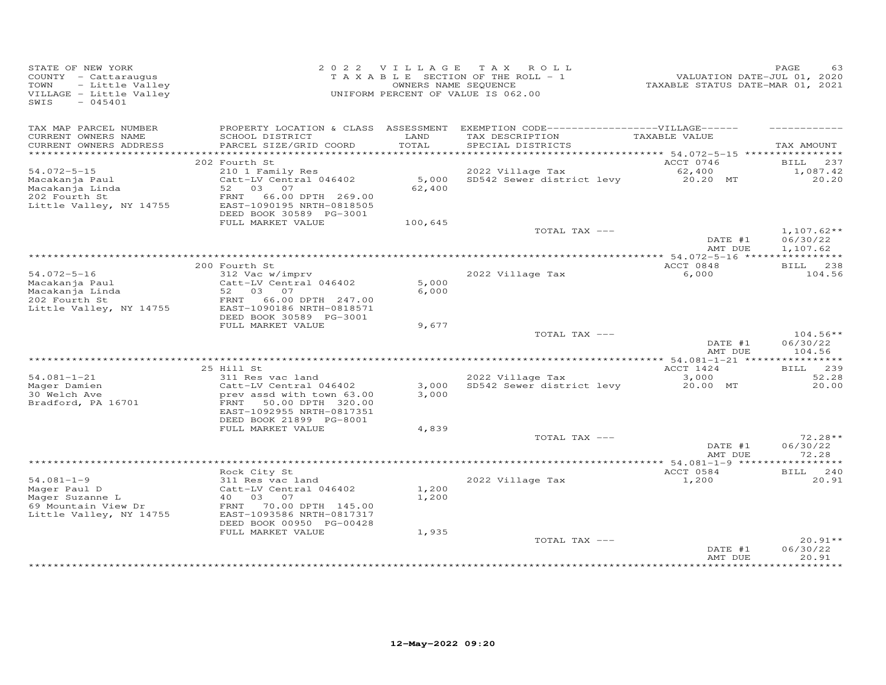STATE OF NEW YORK
COUNTY - Cattaraugus
TOWN - Little Valley
VILLAGE - Little Valley
SWIS - 045401

2022 VILLAGE TAX ROLL
TAXABLE SECTION OF THE ROLL - 1
OWNERS NAME SEQUENCE
UNIFORM PERCENT OF VALUE IS 062.00

VALUATION DATE-JUL 01, 2020
TAXABLE STATUS DATE-MAR 01, 2021

| TAX MAP PARCEL NUMBER / CURRENT OWNERS NAME / CURRENT OWNERS ADDRESS | PROPERTY LOCATION & CLASS / SCHOOL DISTRICT / PARCEL SIZE/GRID COORD | ASSESSMENT LAND / TOTAL | EXEMPTION CODE / TAX DESCRIPTION / SPECIAL DISTRICTS | TAXABLE VALUE | TAX AMOUNT |
|---|---|---|---|---|---|
| **54.072-5-15** | 202 Fourth St | | | ACCT 0746 | BILL 237 |
| Macakanja Paul | 210 1 Family Res | | 2022 Village Tax | 62,400 | 1,087.42 |
| Macakanja Linda | Catt-LV Central 046402 | 5,000 | SD542 Sewer district levy | 20.20 MT | 20.20 |
| 202 Fourth St | 52 03 07 | 62,400 | | | |
| Little Valley, NY 14755 | FRNT 66.00 DPTH 269.00 | | | | |
| | EAST-1090195 NRTH-0818505 | | | | |
| | DEED BOOK 30589 PG-3001 | | | | |
| | FULL MARKET VALUE | 100,645 | | | |
| | | | TOTAL TAX --- | | 1,107.62** |
| | | | | DATE #1 | 06/30/22 |
| | | | | AMT DUE | 1,107.62 |
| **54.072-5-16** | 200 Fourth St | | | ACCT 0848 | BILL 238 |
| Macakanja Paul | 312 Vac w/imprv | | 2022 Village Tax | 6,000 | 104.56 |
| Macakanja Linda | Catt-LV Central 046402 | 5,000 | | | |
| 202 Fourth St | 52 03 07 | 6,000 | | | |
| Little Valley, NY 14755 | FRNT 66.00 DPTH 247.00 | | | | |
| | EAST-1090186 NRTH-0818571 | | | | |
| | DEED BOOK 30589 PG-3001 | | | | |
| | FULL MARKET VALUE | 9,677 | | | |
| | | | TOTAL TAX --- | | 104.56** |
| | | | | DATE #1 | 06/30/22 |
| | | | | AMT DUE | 104.56 |
| **54.081-1-21** | 25 Hill St | | | ACCT 1424 | BILL 239 |
| Mager Damien | 311 Res vac land | | 2022 Village Tax | 3,000 | 52.28 |
| 30 Welch Ave | Catt-LV Central 046402 | 3,000 | SD542 Sewer district levy | 20.00 MT | 20.00 |
| Bradford, PA 16701 | prev assd with town 63.00 | 3,000 | | | |
| | FRNT 50.00 DPTH 320.00 | | | | |
| | EAST-1092955 NRTH-0817351 | | | | |
| | DEED BOOK 21899 PG-8001 | | | | |
| | FULL MARKET VALUE | 4,839 | | | |
| | | | TOTAL TAX --- | | 72.28** |
| | | | | DATE #1 | 06/30/22 |
| | | | | AMT DUE | 72.28 |
| **54.081-1-9** | Rock City St | | | ACCT 0584 | BILL 240 |
| Mager Paul D | 311 Res vac land | | 2022 Village Tax | 1,200 | 20.91 |
| Mager Suzanne L | Catt-LV Central 046402 | 1,200 | | | |
| 69 Mountain View Dr | 40 03 07 | 1,200 | | | |
| Little Valley, NY 14755 | FRNT 70.00 DPTH 145.00 | | | | |
| | EAST-1093586 NRTH-0817317 | | | | |
| | DEED BOOK 00950 PG-00428 | | | | |
| | FULL MARKET VALUE | 1,935 | | | |
| | | | TOTAL TAX --- | | 20.91** |
| | | | | DATE #1 | 06/30/22 |
| | | | | AMT DUE | 20.91 |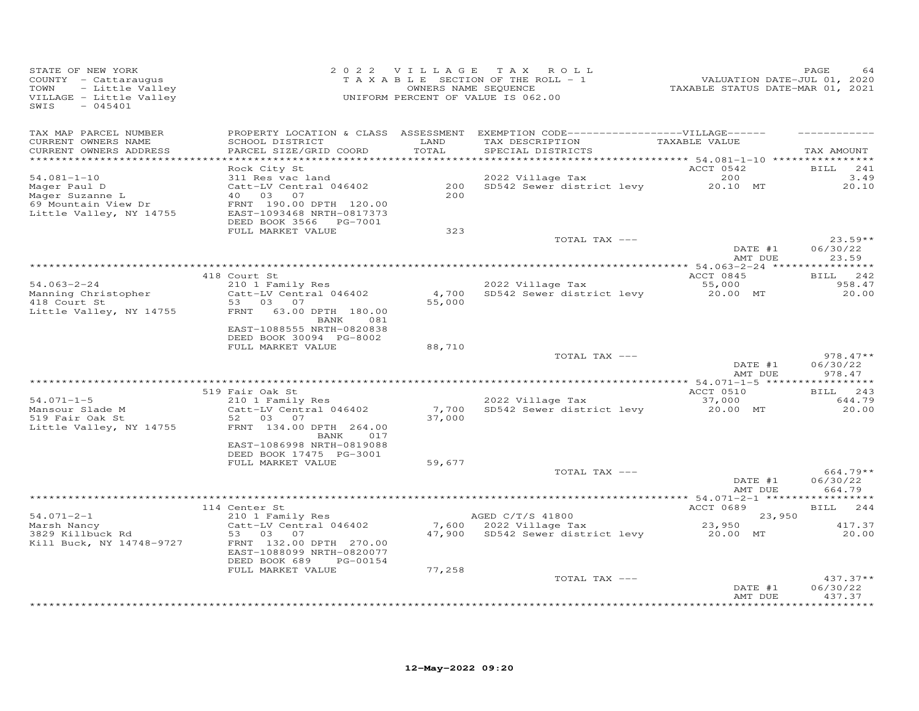STATE OF NEW YORK
COUNTY - Cattaraugus
TOWN - Little Valley
VILLAGE - Little Valley
SWIS - 045401

2022 VILLAGE TAX ROLL
TAXABLE SECTION OF THE ROLL - 1
OWNERS NAME SEQUENCE
UNIFORM PERCENT OF VALUE IS 062.00

VALUATION DATE-JUL 01, 2020
TAXABLE STATUS DATE-MAR 01, 2021

| TAX MAP PARCEL NUMBER / CURRENT OWNERS NAME / CURRENT OWNERS ADDRESS | PROPERTY LOCATION & CLASS / SCHOOL DISTRICT / PARCEL SIZE/GRID COORD | ASSESSMENT LAND / TOTAL | EXEMPTION CODE / TAX DESCRIPTION / SPECIAL DISTRICTS | VILLAGE TAXABLE VALUE | TAX AMOUNT |
|---|---|---|---|---|---|
| 54.081-1-10 | Rock City St | | | ACCT 0542 | BILL 241 |
| Mager Paul D | 311 Res vac land | | 2022 Village Tax | 200 | 3.49 |
| Mager Suzanne L | Catt-LV Central 046402 | 200 | SD542 Sewer district levy | 20.10 MT | 20.10 |
| 69 Mountain View Dr | 40 03 07 | 200 | | | |
| Little Valley, NY 14755 | FRNT 190.00 DPTH 120.00 | | | | |
| | EAST-1093468 NRTH-0817373 | | | | |
| | DEED BOOK 3566 PG-7001 | | | | |
| | FULL MARKET VALUE | 323 | | | |
| | | | TOTAL TAX --- | | 23.59** |
| | | | | DATE #1 | 06/30/22 |
| | | | | AMT DUE | 23.59 |
| 54.063-2-24 | 418 Court St | | | ACCT 0845 | BILL 242 |
| Manning Christopher | 210 1 Family Res | | 2022 Village Tax | 55,000 | 958.47 |
| 418 Court St | Catt-LV Central 046402 | 4,700 | SD542 Sewer district levy | 20.00 MT | 20.00 |
| Little Valley, NY 14755 | 53 03 07 | 55,000 | | | |
| | FRNT 63.00 DPTH 180.00 | | | | |
| | BANK 081 | | | | |
| | EAST-1088555 NRTH-0820838 | | | | |
| | DEED BOOK 30094 PG-8002 | | | | |
| | FULL MARKET VALUE | 88,710 | | | |
| | | | TOTAL TAX --- | | 978.47** |
| | | | | DATE #1 | 06/30/22 |
| | | | | AMT DUE | 978.47 |
| 54.071-1-5 | 519 Fair Oak St | | | ACCT 0510 | BILL 243 |
| Mansour Slade M | 210 1 Family Res | | 2022 Village Tax | 37,000 | 644.79 |
| 519 Fair Oak St | Catt-LV Central 046402 | 7,700 | SD542 Sewer district levy | 20.00 MT | 20.00 |
| Little Valley, NY 14755 | 52 03 07 | 37,000 | | | |
| | FRNT 134.00 DPTH 264.00 | | | | |
| | BANK 017 | | | | |
| | EAST-1086998 NRTH-0819088 | | | | |
| | DEED BOOK 17475 PG-3001 | | | | |
| | FULL MARKET VALUE | 59,677 | | | |
| | | | TOTAL TAX --- | | 664.79** |
| | | | | DATE #1 | 06/30/22 |
| | | | | AMT DUE | 664.79 |
| 54.071-2-1 | 114 Center St | | | ACCT 0689 | BILL 244 |
| Marsh Nancy | 210 1 Family Res | | AGED C/T/S 41800 | 23,950 | |
| 3829 Killbuck Rd | Catt-LV Central 046402 | 7,600 | 2022 Village Tax | 23,950 | 417.37 |
| Kill Buck, NY 14748-9727 | 53 03 07 | 47,900 | SD542 Sewer district levy | 20.00 MT | 20.00 |
| | FRNT 132.00 DPTH 270.00 | | | | |
| | EAST-1088099 NRTH-0820077 | | | | |
| | DEED BOOK 689 PG-00154 | | | | |
| | FULL MARKET VALUE | 77,258 | | | |
| | | | TOTAL TAX --- | | 437.37** |
| | | | | DATE #1 | 06/30/22 |
| | | | | AMT DUE | 437.37 |

12-May-2022 09:20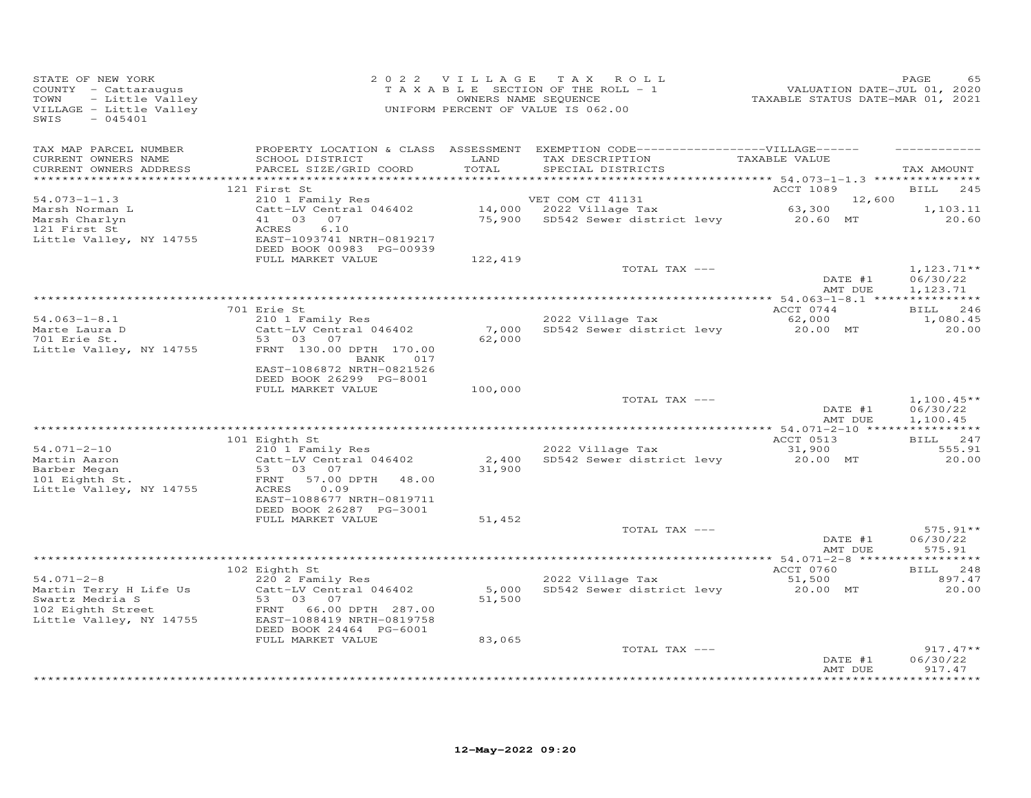STATE OF NEW YORK
COUNTY - Cattaraugus
TOWN - Little Valley
VILLAGE - Little Valley
SWIS - 045401

2022 VILLAGE TAX ROLL
TAXABLE SECTION OF THE ROLL - 1
OWNERS NAME SEQUENCE
UNIFORM PERCENT OF VALUE IS 062.00

VALUATION DATE-JUL 01, 2020
TAXABLE STATUS DATE-MAR 01, 2021

| TAX MAP PARCEL NUMBER / CURRENT OWNERS NAME / CURRENT OWNERS ADDRESS | PROPERTY LOCATION & CLASS / SCHOOL DISTRICT / PARCEL SIZE/GRID COORD | ASSESSMENT LAND / TOTAL | EXEMPTION CODE / TAX DESCRIPTION / SPECIAL DISTRICTS | VILLAGE TAXABLE VALUE | TAX AMOUNT |
|---|---|---|---|---|---|
| | 121 First St | | | ACCT 1089 | BILL 245 |
| 54.073-1-1.3 | 210 1 Family Res | | VET COM CT 41131 | 12,600 | |
| Marsh Norman L | Catt-LV Central 046402 | 14,000 | 2022 Village Tax | 63,300 | 1,103.11 |
| Marsh Charlyn | 41 03 07 | 75,900 | SD542 Sewer district levy | 20.60 MT | 20.60 |
| 121 First St | ACRES 6.10 | | | | |
| Little Valley, NY 14755 | EAST-1093741 NRTH-0819217 | | | | |
| | DEED BOOK 00983 PG-00939 | | | | |
| | FULL MARKET VALUE | 122,419 | | | |
| | | | TOTAL TAX --- | | 1,123.71** |
| | | | | DATE #1 | 06/30/22 |
| | | | | AMT DUE | 1,123.71 |
| | 701 Erie St | | | ACCT 0744 | BILL 246 |
| 54.063-1-8.1 | 210 1 Family Res | | 2022 Village Tax | 62,000 | 1,080.45 |
| Marte Laura D | Catt-LV Central 046402 | 7,000 | SD542 Sewer district levy | 20.00 MT | 20.00 |
| 701 Erie St. | 53 03 07 | 62,000 | | | |
| Little Valley, NY 14755 | FRNT 130.00 DPTH 170.00 | | | | |
| | BANK 017 | | | | |
| | EAST-1086872 NRTH-0821526 | | | | |
| | DEED BOOK 26299 PG-8001 | | | | |
| | FULL MARKET VALUE | 100,000 | | | |
| | | | TOTAL TAX --- | | 1,100.45** |
| | | | | DATE #1 | 06/30/22 |
| | | | | AMT DUE | 1,100.45 |
| | 101 Eighth St | | | ACCT 0513 | BILL 247 |
| 54.071-2-10 | 210 1 Family Res | | 2022 Village Tax | 31,900 | 555.91 |
| Martin Aaron | Catt-LV Central 046402 | 2,400 | SD542 Sewer district levy | 20.00 MT | 20.00 |
| Barber Megan | 53 03 07 | 31,900 | | | |
| 101 Eighth St. | FRNT 57.00 DPTH 48.00 | | | | |
| Little Valley, NY 14755 | ACRES 0.09 | | | | |
| | EAST-1088677 NRTH-0819711 | | | | |
| | DEED BOOK 26287 PG-3001 | | | | |
| | FULL MARKET VALUE | 51,452 | | | |
| | | | TOTAL TAX --- | | 575.91** |
| | | | | DATE #1 | 06/30/22 |
| | | | | AMT DUE | 575.91 |
| | 102 Eighth St | | | ACCT 0760 | BILL 248 |
| 54.071-2-8 | 220 2 Family Res | | 2022 Village Tax | 51,500 | 897.47 |
| Martin Terry H Life Us | Catt-LV Central 046402 | 5,000 | SD542 Sewer district levy | 20.00 MT | 20.00 |
| Swartz Medria S | 53 03 07 | 51,500 | | | |
| 102 Eighth Street | FRNT 66.00 DPTH 287.00 | | | | |
| Little Valley, NY 14755 | EAST-1088419 NRTH-0819758 | | | | |
| | DEED BOOK 24464 PG-6001 | | | | |
| | FULL MARKET VALUE | 83,065 | | | |
| | | | TOTAL TAX --- | | 917.47** |
| | | | | DATE #1 | 06/30/22 |
| | | | | AMT DUE | 917.47 |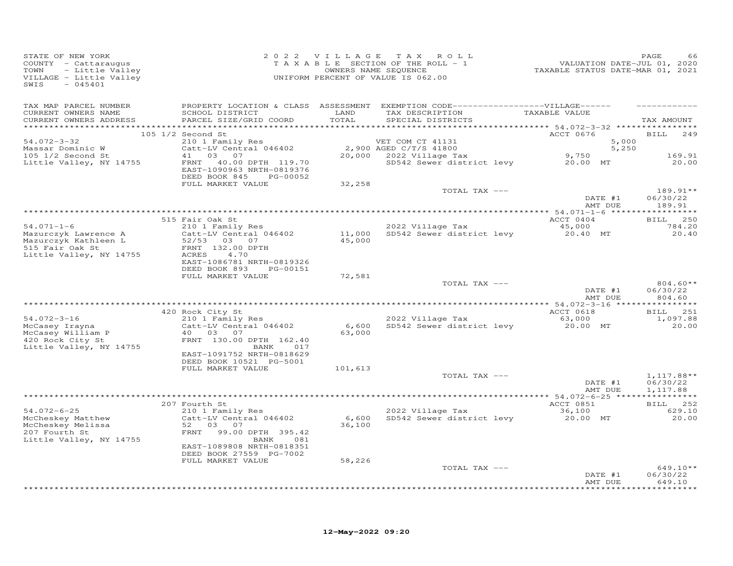STATE OF NEW YORK
COUNTY - Cattaraugus
TOWN - Little Valley
VILLAGE - Little Valley
SWIS - 045401

2022 VILLAGE TAX ROLL
TAXABLE SECTION OF THE ROLL - 1
OWNERS NAME SEQUENCE
UNIFORM PERCENT OF VALUE IS 062.00

VALUATION DATE-JUL 01, 2020
TAXABLE STATUS DATE-MAR 01, 2021

| TAX MAP PARCEL NUMBER / CURRENT OWNERS NAME / CURRENT OWNERS ADDRESS | PROPERTY LOCATION & CLASS / SCHOOL DISTRICT / PARCEL SIZE/GRID COORD | ASSESSMENT LAND / TOTAL | EXEMPTION CODE / TAX DESCRIPTION / SPECIAL DISTRICTS | VILLAGE TAXABLE VALUE | TAX AMOUNT |
|---|---|---|---|---|---|
| **54.072-3-32** | 105 1/2 Second St | | | ACCT 0676 | BILL 249 |
| Massar Dominic W | 210 1 Family Res | | VET COM CT 41131 | 5,000 | |
| 105 1/2 Second St | Catt-LV Central 046402 | 2,900 | AGED C/T/S 41800 | 5,250 | |
| Little Valley, NY 14755 | 41 03 07 | 20,000 | 2022 Village Tax | 9,750 | 169.91 |
| | FRNT 40.00 DPTH 119.70 | | SD542 Sewer district levy | 20.00 MT | 20.00 |
| | EAST-1090963 NRTH-0819376 | | | | |
| | DEED BOOK 845 PG-00052 | | | | |
| | FULL MARKET VALUE | 32,258 | | | |
| | | | TOTAL TAX --- | | 189.91** |
| | | | | DATE #1 | 06/30/22 |
| | | | | AMT DUE | 189.91 |
| **54.071-1-6** | 515 Fair Oak St | | | ACCT 0404 | BILL 250 |
| Mazurczyk Lawrence A | 210 1 Family Res | | 2022 Village Tax | 45,000 | 784.20 |
| Mazurczyk Kathleen L | Catt-LV Central 046402 | 11,000 | SD542 Sewer district levy | 20.40 MT | 20.40 |
| 515 Fair Oak St | 52/53 03 07 | 45,000 | | | |
| Little Valley, NY 14755 | FRNT 132.00 DPTH | | | | |
| | ACRES 4.70 | | | | |
| | EAST-1086781 NRTH-0819326 | | | | |
| | DEED BOOK 893 PG-00151 | | | | |
| | FULL MARKET VALUE | 72,581 | | | |
| | | | TOTAL TAX --- | | 804.60** |
| | | | | DATE #1 | 06/30/22 |
| | | | | AMT DUE | 804.60 |
| **54.072-3-16** | 420 Rock City St | | | ACCT 0618 | BILL 251 |
| McCasey Irayna | 210 1 Family Res | | 2022 Village Tax | 63,000 | 1,097.88 |
| McCasey William P | Catt-LV Central 046402 | 6,600 | SD542 Sewer district levy | 20.00 MT | 20.00 |
| 420 Rock City St | 40 03 07 | 63,000 | | | |
| Little Valley, NY 14755 | FRNT 130.00 DPTH 162.40 | | | | |
| | BANK 017 | | | | |
| | EAST-1091752 NRTH-0818629 | | | | |
| | DEED BOOK 10521 PG-5001 | | | | |
| | FULL MARKET VALUE | 101,613 | | | |
| | | | TOTAL TAX --- | | 1,117.88** |
| | | | | DATE #1 | 06/30/22 |
| | | | | AMT DUE | 1,117.88 |
| **54.072-6-25** | 207 Fourth St | | | ACCT 0851 | BILL 252 |
| McCheskey Matthew | 210 1 Family Res | | 2022 Village Tax | 36,100 | 629.10 |
| McCheskey Melissa | Catt-LV Central 046402 | 6,600 | SD542 Sewer district levy | 20.00 MT | 20.00 |
| 207 Fourth St | 52 03 07 | 36,100 | | | |
| Little Valley, NY 14755 | FRNT 99.00 DPTH 395.42 | | | | |
| | BANK 081 | | | | |
| | EAST-1089808 NRTH-0818351 | | | | |
| | DEED BOOK 27559 PG-7002 | | | | |
| | FULL MARKET VALUE | 58,226 | | | |
| | | | TOTAL TAX --- | | 649.10** |
| | | | | DATE #1 | 06/30/22 |
| | | | | AMT DUE | 649.10 |

12-May-2022 09:20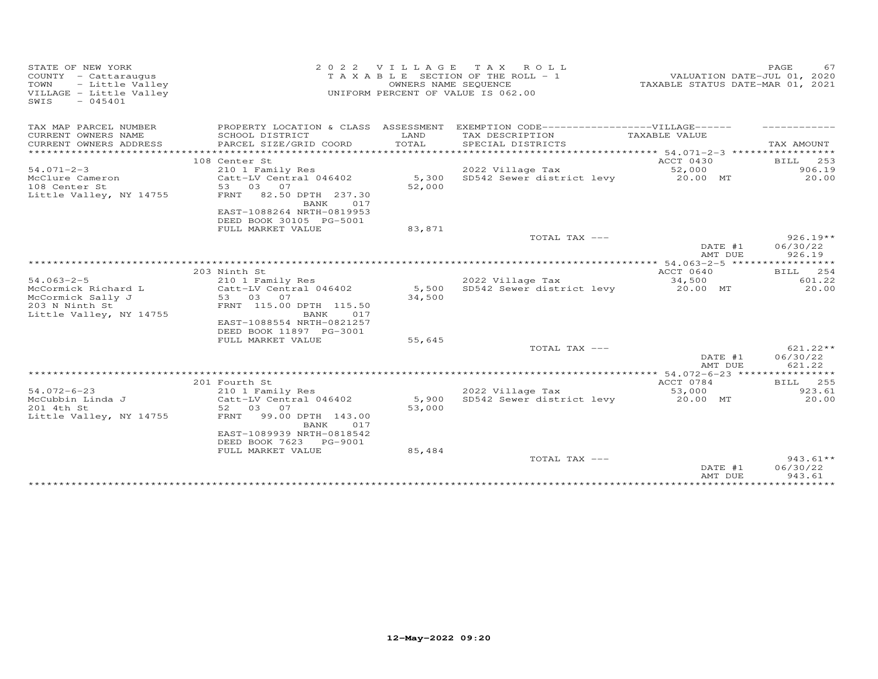STATE OF NEW YORK
COUNTY - Cattaraugus
TOWN - Little Valley
VILLAGE - Little Valley
SWIS - 045401

2022 VILLAGE TAX ROLL
TAXABLE SECTION OF THE ROLL - 1
OWNERS NAME SEQUENCE
UNIFORM PERCENT OF VALUE IS 062.00

VALUATION DATE-JUL 01, 2020
TAXABLE STATUS DATE-MAR 01, 2021

| TAX MAP PARCEL NUMBER / CURRENT OWNERS NAME / CURRENT OWNERS ADDRESS | PROPERTY LOCATION & CLASS / SCHOOL DISTRICT / PARCEL SIZE/GRID COORD | ASSESSMENT LAND / TOTAL | EXEMPTION CODE / TAX DESCRIPTION / SPECIAL DISTRICTS | VILLAGE TAXABLE VALUE | TAX AMOUNT |
|---|---|---|---|---|---|
| | 108 Center St | | | ACCT 0430 | BILL 253 |
| 54.071-2-3 | 210 1 Family Res | | 2022 Village Tax | 52,000 | 906.19 |
| McClure Cameron | Catt-LV Central 046402 | 5,300 | SD542 Sewer district levy | 20.00 MT | 20.00 |
| 108 Center St | 53 03 07 | 52,000 | | | |
| Little Valley, NY 14755 | FRNT 82.50 DPTH 237.30 | | | | |
| | BANK 017 | | | | |
| | EAST-1088264 NRTH-0819953 | | | | |
| | DEED BOOK 30105 PG-5001 | | | | |
| | FULL MARKET VALUE | 83,871 | | | |
| | | | TOTAL TAX --- | | 926.19** |
| | | | | DATE #1 | 06/30/22 |
| | | | | AMT DUE | 926.19 |
| | 203 Ninth St | | | ACCT 0640 | BILL 254 |
| 54.063-2-5 | 210 1 Family Res | | 2022 Village Tax | 34,500 | 601.22 |
| McCormick Richard L | Catt-LV Central 046402 | 5,500 | SD542 Sewer district levy | 20.00 MT | 20.00 |
| McCormick Sally J | 53 03 07 | 34,500 | | | |
| 203 N Ninth St | FRNT 115.00 DPTH 115.50 | | | | |
| Little Valley, NY 14755 | BANK 017 | | | | |
| | EAST-1088554 NRTH-0821257 | | | | |
| | DEED BOOK 11897 PG-3001 | | | | |
| | FULL MARKET VALUE | 55,645 | | | |
| | | | TOTAL TAX --- | | 621.22** |
| | | | | DATE #1 | 06/30/22 |
| | | | | AMT DUE | 621.22 |
| | 201 Fourth St | | | ACCT 0784 | BILL 255 |
| 54.072-6-23 | 210 1 Family Res | | 2022 Village Tax | 53,000 | 923.61 |
| McCubbin Linda J | Catt-LV Central 046402 | 5,900 | SD542 Sewer district levy | 20.00 MT | 20.00 |
| 201 4th St | 52 03 07 | 53,000 | | | |
| Little Valley, NY 14755 | FRNT 99.00 DPTH 143.00 | | | | |
| | BANK 017 | | | | |
| | EAST-1089939 NRTH-0818542 | | | | |
| | DEED BOOK 7623 PG-9001 | | | | |
| | FULL MARKET VALUE | 85,484 | | | |
| | | | TOTAL TAX --- | | 943.61** |
| | | | | DATE #1 | 06/30/22 |
| | | | | AMT DUE | 943.61 |

12-May-2022 09:20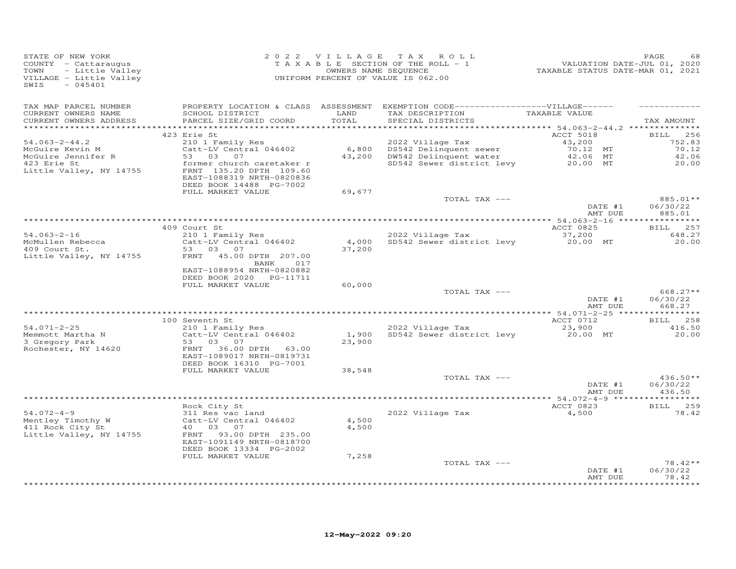STATE OF NEW YORK
COUNTY - Cattaraugus
TOWN - Little Valley
VILLAGE - Little Valley
SWIS - 045401

2022 VILLAGE TAX ROLL
TAXABLE SECTION OF THE ROLL - 1
OWNERS NAME SEQUENCE
UNIFORM PERCENT OF VALUE IS 062.00

VALUATION DATE-JUL 01, 2020
TAXABLE STATUS DATE-MAR 01, 2021

| TAX MAP PARCEL NUMBER / CURRENT OWNERS NAME / CURRENT OWNERS ADDRESS | PROPERTY LOCATION & CLASS / SCHOOL DISTRICT / PARCEL SIZE/GRID COORD | ASSESSMENT LAND / TOTAL | EXEMPTION CODE-----VILLAGE----- / TAX DESCRIPTION / SPECIAL DISTRICTS | TAXABLE VALUE | TAX AMOUNT |
|---|---|---|---|---|---|
| | 423 Erie St | | | ACCT 5018 | BILL 256 |
| 54.063-2-44.2 | 210 1 Family Res | | 2022 Village Tax | 43,200 | 752.83 |
| McGuire Kevin M | Catt-LV Central 046402 | 6,800 | DS542 Delinquent sewer | 70.12 MT | 70.12 |
| McGuire Jennifer R | 53 03 07 | 43,200 | DW542 Delinquent water | 42.06 MT | 42.06 |
| 423 Erie St | former church caretaker r | | SD542 Sewer district levy | 20.00 MT | 20.00 |
| Little Valley, NY 14755 | FRNT 135.20 DPTH 109.60 | | | | |
| | EAST-1088319 NRTH-0820836 | | | | |
| | DEED BOOK 14488 PG-7002 | | | | |
| | FULL MARKET VALUE | 69,677 | | | |
| | | | TOTAL TAX --- | | 885.01** |
| | | | | DATE #1 | 06/30/22 |
| | | | | AMT DUE | 885.01 |
| | 409 Court St | | | ACCT 0825 | BILL 257 |
| 54.063-2-16 | 210 1 Family Res | | 2022 Village Tax | 37,200 | 648.27 |
| McMullen Rebecca | Catt-LV Central 046402 | 4,000 | SD542 Sewer district levy | 20.00 MT | 20.00 |
| 409 Court St. | 53 03 07 | 37,200 | | | |
| Little Valley, NY 14755 | FRNT 45.00 DPTH 207.00 | | | | |
| | BANK 017 | | | | |
| | EAST-1088954 NRTH-0820882 | | | | |
| | DEED BOOK 2020 PG-11711 | | | | |
| | FULL MARKET VALUE | 60,000 | | | |
| | | | TOTAL TAX --- | | 668.27** |
| | | | | DATE #1 | 06/30/22 |
| | | | | AMT DUE | 668.27 |
| | 100 Seventh St | | | ACCT 0712 | BILL 258 |
| 54.071-2-25 | 210 1 Family Res | | 2022 Village Tax | 23,900 | 416.50 |
| Memmott Martha N | Catt-LV Central 046402 | 1,900 | SD542 Sewer district levy | 20.00 MT | 20.00 |
| 3 Gregory Park | 53 03 07 | 23,900 | | | |
| Rochester, NY 14620 | FRNT 36.00 DPTH 63.00 | | | | |
| | EAST-1089017 NRTH-0819731 | | | | |
| | DEED BOOK 16310 PG-7001 | | | | |
| | FULL MARKET VALUE | 38,548 | | | |
| | | | TOTAL TAX --- | | 436.50** |
| | | | | DATE #1 | 06/30/22 |
| | | | | AMT DUE | 436.50 |
| | Rock City St | | | ACCT 0823 | BILL 259 |
| 54.072-4-9 | 311 Res vac land | | 2022 Village Tax | 4,500 | 78.42 |
| Mentley Timothy W | Catt-LV Central 046402 | 4,500 | | | |
| 411 Rock City St | 40 03 07 | 4,500 | | | |
| Little Valley, NY 14755 | FRNT 93.00 DPTH 235.00 | | | | |
| | EAST-1091149 NRTH-0818700 | | | | |
| | DEED BOOK 13334 PG-2002 | | | | |
| | FULL MARKET VALUE | 7,258 | | | |
| | | | TOTAL TAX --- | | 78.42** |
| | | | | DATE #1 | 06/30/22 |
| | | | | AMT DUE | 78.42 |

12-May-2022 09:20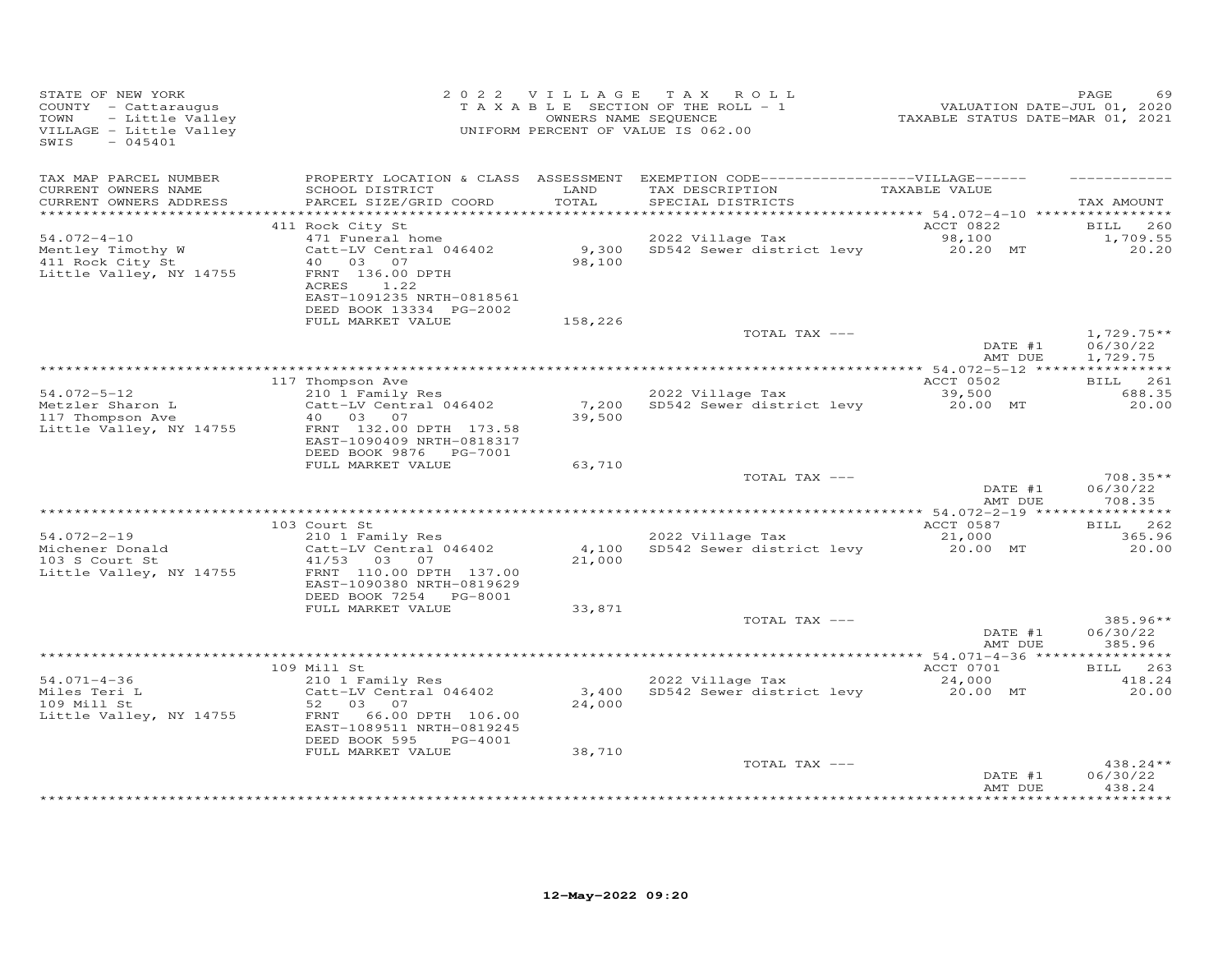STATE OF NEW YORK
COUNTY - Cattaraugus
TOWN - Little Valley
VILLAGE - Little Valley
SWIS - 045401

2022 VILLAGE TAX ROLL
TAXABLE SECTION OF THE ROLL - 1
OWNERS NAME SEQUENCE
UNIFORM PERCENT OF VALUE IS 062.00

VALUATION DATE-JUL 01, 2020
TAXABLE STATUS DATE-MAR 01, 2021

| TAX MAP PARCEL NUMBER / CURRENT OWNERS NAME / CURRENT OWNERS ADDRESS | PROPERTY LOCATION & CLASS / SCHOOL DISTRICT / PARCEL SIZE/GRID COORD | ASSESSMENT LAND / TOTAL | EXEMPTION CODE / TAX DESCRIPTION / SPECIAL DISTRICTS | TAXABLE VALUE | TAX AMOUNT |
|---|---|---|---|---|---|
| | 411 Rock City St | | | ACCT 0822 | BILL 260 |
| 54.072-4-10 | 471 Funeral home | | 2022 Village Tax | 98,100 | 1,709.55 |
| Mentley Timothy W | Catt-LV Central 046402 | 9,300 | SD542 Sewer district levy | 20.20 MT | 20.20 |
| 411 Rock City St | 40 03 07 | 98,100 | | | |
| Little Valley, NY 14755 | FRNT 136.00 DPTH | | | | |
| | ACRES 1.22 | | | | |
| | EAST-1091235 NRTH-0818561 | | | | |
| | DEED BOOK 13334 PG-2002 | | | | |
| | FULL MARKET VALUE | 158,226 | | | |
| | | | TOTAL TAX --- | | 1,729.75** |
| | | | | DATE #1 | 06/30/22 |
| | | | | AMT DUE | 1,729.75 |
| | 117 Thompson Ave | | | ACCT 0502 | BILL 261 |
| 54.072-5-12 | 210 1 Family Res | | 2022 Village Tax | 39,500 | 688.35 |
| Metzler Sharon L | Catt-LV Central 046402 | 7,200 | SD542 Sewer district levy | 20.00 MT | 20.00 |
| 117 Thompson Ave | 40 03 07 | 39,500 | | | |
| Little Valley, NY 14755 | FRNT 132.00 DPTH 173.58 | | | | |
| | EAST-1090409 NRTH-0818317 | | | | |
| | DEED BOOK 9876 PG-7001 | | | | |
| | FULL MARKET VALUE | 63,710 | | | |
| | | | TOTAL TAX --- | | 708.35** |
| | | | | DATE #1 | 06/30/22 |
| | | | | AMT DUE | 708.35 |
| | 103 Court St | | | ACCT 0587 | BILL 262 |
| 54.072-2-19 | 210 1 Family Res | | 2022 Village Tax | 21,000 | 365.96 |
| Michener Donald | Catt-LV Central 046402 | 4,100 | SD542 Sewer district levy | 20.00 MT | 20.00 |
| 103 S Court St | 41/53 03 07 | 21,000 | | | |
| Little Valley, NY 14755 | FRNT 110.00 DPTH 137.00 | | | | |
| | EAST-1090380 NRTH-0819629 | | | | |
| | DEED BOOK 7254 PG-8001 | | | | |
| | FULL MARKET VALUE | 33,871 | | | |
| | | | TOTAL TAX --- | | 385.96** |
| | | | | DATE #1 | 06/30/22 |
| | | | | AMT DUE | 385.96 |
| | 109 Mill St | | | ACCT 0701 | BILL 263 |
| 54.071-4-36 | 210 1 Family Res | | 2022 Village Tax | 24,000 | 418.24 |
| Miles Teri L | Catt-LV Central 046402 | 3,400 | SD542 Sewer district levy | 20.00 MT | 20.00 |
| 109 Mill St | 52 03 07 | 24,000 | | | |
| Little Valley, NY 14755 | FRNT 66.00 DPTH 106.00 | | | | |
| | EAST-1089511 NRTH-0819245 | | | | |
| | DEED BOOK 595 PG-4001 | | | | |
| | FULL MARKET VALUE | 38,710 | | | |
| | | | TOTAL TAX --- | | 438.24** |
| | | | | DATE #1 | 06/30/22 |
| | | | | AMT DUE | 438.24 |

12-May-2022 09:20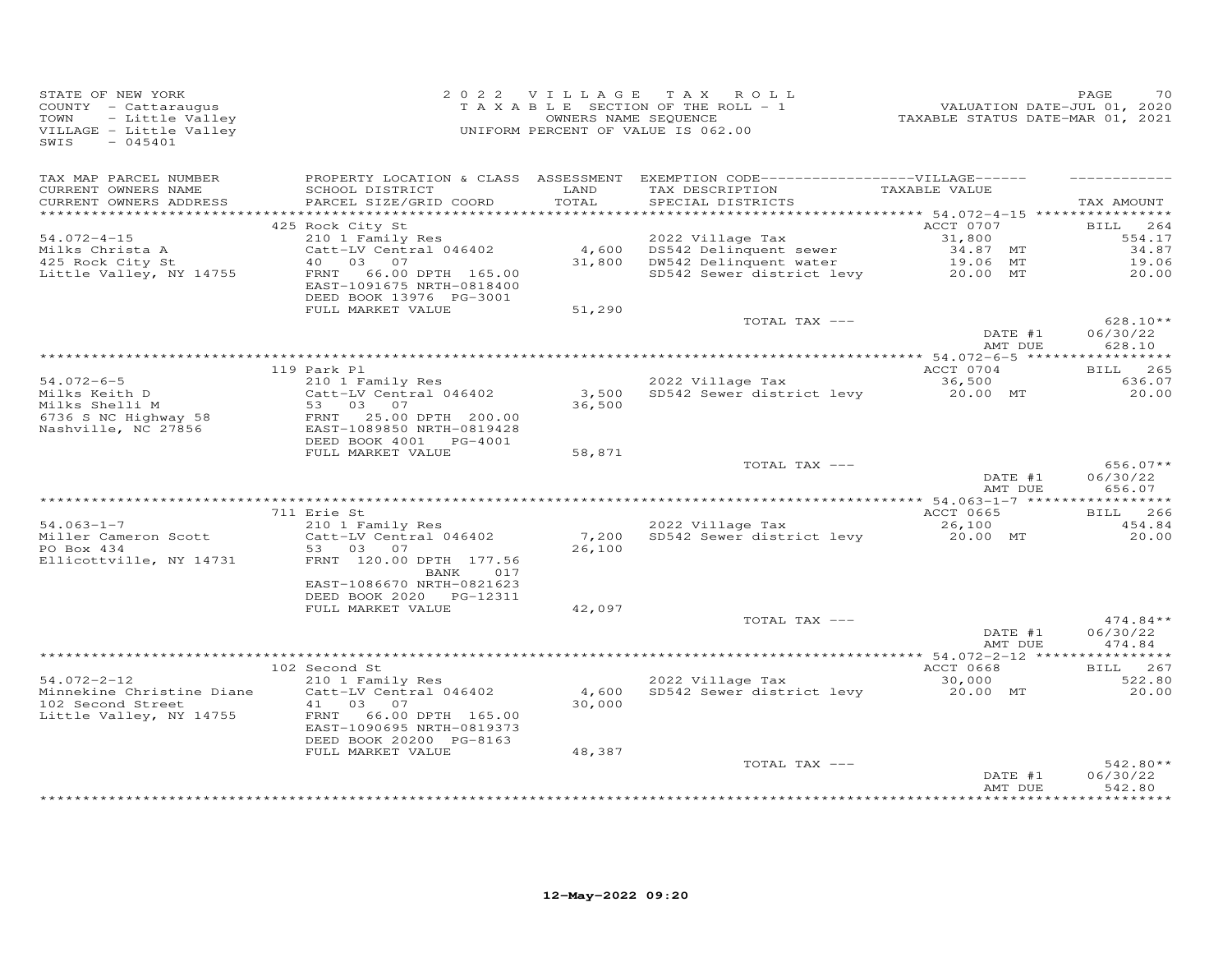STATE OF NEW YORK
COUNTY - Cattaraugus
TOWN - Little Valley
VILLAGE - Little Valley
SWIS - 045401

2 0 2 2 V I L L A G E T A X R O L L
T A X A B L E SECTION OF THE ROLL - 1
OWNERS NAME SEQUENCE
UNIFORM PERCENT OF VALUE IS 062.00

VALUATION DATE-JUL 01, 2020
TAXABLE STATUS DATE-MAR 01, 2021

| TAX MAP PARCEL NUMBER / CURRENT OWNERS NAME / CURRENT OWNERS ADDRESS | PROPERTY LOCATION & CLASS / SCHOOL DISTRICT / PARCEL SIZE/GRID COORD | ASSESSMENT LAND / TOTAL | EXEMPTION CODE--VILLAGE-- / TAX DESCRIPTION / SPECIAL DISTRICTS | TAXABLE VALUE | TAX AMOUNT |
|---|---|---|---|---|---|
| **54.072-4-15** | 425 Rock City St | | | ACCT 0707 | BILL 264 |
| Milks Christa A | 210 1 Family Res | | 2022 Village Tax | 31,800 | 554.17 |
| 425 Rock City St | Catt-LV Central 046402 | 4,600 | DS542 Delinquent sewer | 34.87 MT | 34.87 |
| Little Valley, NY 14755 | 40 03 07 | 31,800 | DW542 Delinquent water | 19.06 MT | 19.06 |
| | FRNT 66.00 DPTH 165.00 | | SD542 Sewer district levy | 20.00 MT | 20.00 |
| | EAST-1091675 NRTH-0818400 | | | | |
| | DEED BOOK 13976 PG-3001 | | | | |
| | FULL MARKET VALUE | 51,290 | | | |
| | | | TOTAL TAX --- | | 628.10** |
| | | | | DATE #1 | 06/30/22 |
| | | | | AMT DUE | 628.10 |
| **54.072-6-5** | 119 Park Pl | | | ACCT 0704 | BILL 265 |
| Milks Keith D | 210 1 Family Res | | 2022 Village Tax | 36,500 | 636.07 |
| Milks Shelli M | Catt-LV Central 046402 | 3,500 | SD542 Sewer district levy | 20.00 MT | 20.00 |
| 6736 S NC Highway 58 | 53 03 07 | 36,500 | | | |
| Nashville, NC 27856 | FRNT 25.00 DPTH 200.00 | | | | |
| | EAST-1089850 NRTH-0819428 | | | | |
| | DEED BOOK 4001 PG-4001 | | | | |
| | FULL MARKET VALUE | 58,871 | | | |
| | | | TOTAL TAX --- | | 656.07** |
| | | | | DATE #1 | 06/30/22 |
| | | | | AMT DUE | 656.07 |
| **54.063-1-7** | 711 Erie St | | | ACCT 0665 | BILL 266 |
| Miller Cameron Scott | 210 1 Family Res | | 2022 Village Tax | 26,100 | 454.84 |
| PO Box 434 | Catt-LV Central 046402 | 7,200 | SD542 Sewer district levy | 20.00 MT | 20.00 |
| Ellicottville, NY 14731 | 53 03 07 | 26,100 | | | |
| | FRNT 120.00 DPTH 177.56 | | | | |
| | BANK 017 | | | | |
| | EAST-1086670 NRTH-0821623 | | | | |
| | DEED BOOK 2020 PG-12311 | | | | |
| | FULL MARKET VALUE | 42,097 | | | |
| | | | TOTAL TAX --- | | 474.84** |
| | | | | DATE #1 | 06/30/22 |
| | | | | AMT DUE | 474.84 |
| **54.072-2-12** | 102 Second St | | | ACCT 0668 | BILL 267 |
| Minnekine Christine Diane | 210 1 Family Res | | 2022 Village Tax | 30,000 | 522.80 |
| 102 Second Street | Catt-LV Central 046402 | 4,600 | SD542 Sewer district levy | 20.00 MT | 20.00 |
| Little Valley, NY 14755 | 41 03 07 | 30,000 | | | |
| | FRNT 66.00 DPTH 165.00 | | | | |
| | EAST-1090695 NRTH-0819373 | | | | |
| | DEED BOOK 20200 PG-8163 | | | | |
| | FULL MARKET VALUE | 48,387 | | | |
| | | | TOTAL TAX --- | | 542.80** |
| | | | | DATE #1 | 06/30/22 |
| | | | | AMT DUE | 542.80 |

12-May-2022 09:20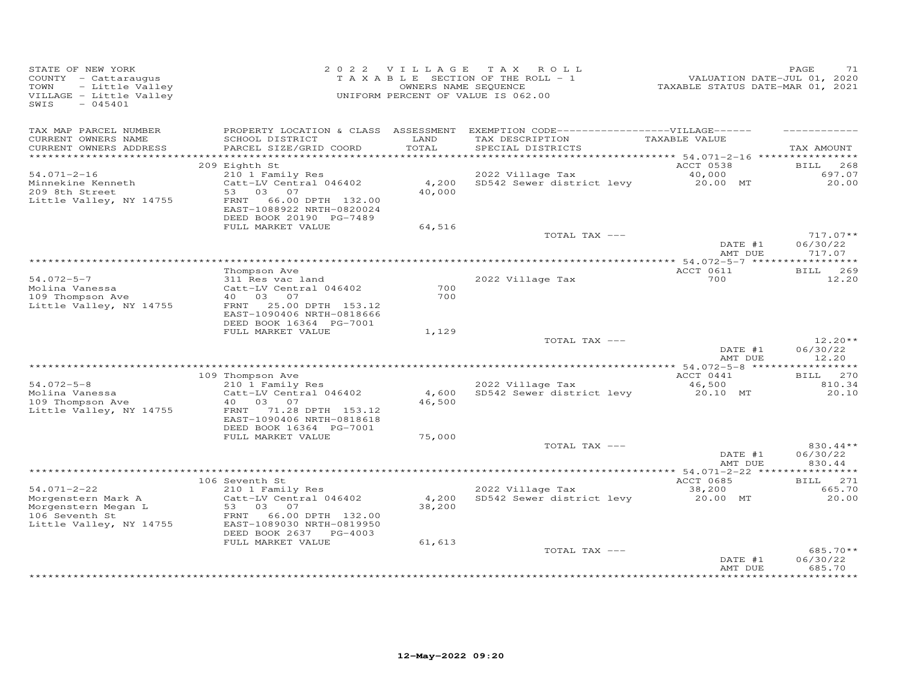STATE OF NEW YORK
COUNTY - Cattaraugus
TOWN - Little Valley
VILLAGE - Little Valley
SWIS - 045401

2022 VILLAGE TAX ROLL
TAXABLE SECTION OF THE ROLL - 1
OWNERS NAME SEQUENCE
UNIFORM PERCENT OF VALUE IS 062.00

VALUATION DATE-JUL 01, 2020
TAXABLE STATUS DATE-MAR 01, 2021

| TAX MAP PARCEL NUMBER<br>CURRENT OWNERS NAME<br>CURRENT OWNERS ADDRESS | PROPERTY LOCATION & CLASS<br>SCHOOL DISTRICT<br>PARCEL SIZE/GRID COORD | ASSESSMENT<br>LAND<br>TOTAL | EXEMPTION CODE------VILLAGE------<br>TAX DESCRIPTION<br>SPECIAL DISTRICTS | TAXABLE VALUE | TAX AMOUNT |
|---|---|---|---|---|---|
| | 209 Eighth St | | | ACCT 0538 | BILL 268 |
| 54.071-2-16 | 210 1 Family Res | | 2022 Village Tax | 40,000 | 697.07 |
| Minnekine Kenneth | Catt-LV Central 046402 | 4,200 | SD542 Sewer district levy | 20.00 MT | 20.00 |
| 209 8th Street | 53 03 07 | 40,000 | | | |
| Little Valley, NY 14755 | FRNT 66.00 DPTH 132.00 | | | | |
| | EAST-1088922 NRTH-0820024 | | | | |
| | DEED BOOK 20190 PG-7489 | | | | |
| | FULL MARKET VALUE | 64,516 | | | |
| | | | TOTAL TAX --- | | 717.07** |
| | | | | DATE #1 | 06/30/22 |
| | | | | AMT DUE | 717.07 |
| | Thompson Ave | | | ACCT 0611 | BILL 269 |
| 54.072-5-7 | 311 Res vac land | | 2022 Village Tax | 700 | 12.20 |
| Molina Vanessa | Catt-LV Central 046402 | 700 | | | |
| 109 Thompson Ave | 40 03 07 | 700 | | | |
| Little Valley, NY 14755 | FRNT 25.00 DPTH 153.12 | | | | |
| | EAST-1090406 NRTH-0818666 | | | | |
| | DEED BOOK 16364 PG-7001 | | | | |
| | FULL MARKET VALUE | 1,129 | | | |
| | | | TOTAL TAX --- | | 12.20** |
| | | | | DATE #1 | 06/30/22 |
| | | | | AMT DUE | 12.20 |
| | 109 Thompson Ave | | | ACCT 0441 | BILL 270 |
| 54.072-5-8 | 210 1 Family Res | | 2022 Village Tax | 46,500 | 810.34 |
| Molina Vanessa | Catt-LV Central 046402 | 4,600 | SD542 Sewer district levy | 20.10 MT | 20.10 |
| 109 Thompson Ave | 40 03 07 | 46,500 | | | |
| Little Valley, NY 14755 | FRNT 71.28 DPTH 153.12 | | | | |
| | EAST-1090406 NRTH-0818618 | | | | |
| | DEED BOOK 16364 PG-7001 | | | | |
| | FULL MARKET VALUE | 75,000 | | | |
| | | | TOTAL TAX --- | | 830.44** |
| | | | | DATE #1 | 06/30/22 |
| | | | | AMT DUE | 830.44 |
| | 106 Seventh St | | | ACCT 0685 | BILL 271 |
| 54.071-2-22 | 210 1 Family Res | | 2022 Village Tax | 38,200 | 665.70 |
| Morgenstern Mark A | Catt-LV Central 046402 | 4,200 | SD542 Sewer district levy | 20.00 MT | 20.00 |
| Morgenstern Megan L | 53 03 07 | 38,200 | | | |
| 106 Seventh St | FRNT 66.00 DPTH 132.00 | | | | |
| Little Valley, NY 14755 | EAST-1089030 NRTH-0819950 | | | | |
| | DEED BOOK 2637 PG-4003 | | | | |
| | FULL MARKET VALUE | 61,613 | | | |
| | | | TOTAL TAX --- | | 685.70** |
| | | | | DATE #1 | 06/30/22 |
| | | | | AMT DUE | 685.70 |

12-May-2022 09:20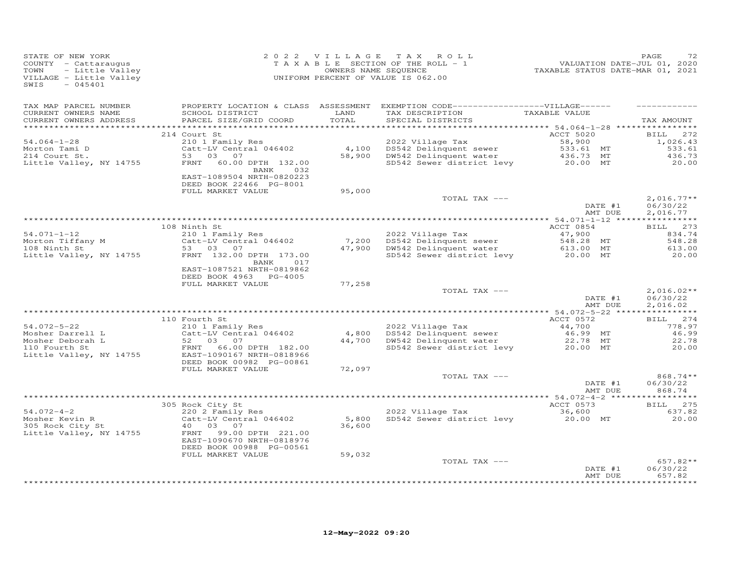STATE OF NEW YORK
COUNTY - Cattaraugus
TOWN - Little Valley
VILLAGE - Little Valley
SWIS - 045401

2022 VILLAGE TAX ROLL
TAXABLE SECTION OF THE ROLL - 1
OWNERS NAME SEQUENCE
UNIFORM PERCENT OF VALUE IS 062.00

VALUATION DATE-JUL 01, 2020
TAXABLE STATUS DATE-MAR 01, 2021

| TAX MAP PARCEL NUMBER / CURRENT OWNERS NAME / CURRENT OWNERS ADDRESS | PROPERTY LOCATION & CLASS / SCHOOL DISTRICT / PARCEL SIZE/GRID COORD | ASSESSMENT LAND / TOTAL | EXEMPTION CODE / TAX DESCRIPTION / SPECIAL DISTRICTS | VILLAGE TAXABLE VALUE | TAX AMOUNT |
|---|---|---|---|---|---|
| 54.064-1-28 | 214 Court St | | | ACCT 5020 | BILL 272 |
| Morton Tami D | 210 1 Family Res | | 2022 Village Tax | 58,900 | 1,026.43 |
| 214 Court St. | Catt-LV Central 046402 | 4,100 | DS542 Delinquent sewer | 533.61 MT | 533.61 |
| Little Valley, NY 14755 | 53 03 07 | 58,900 | DW542 Delinquent water | 436.73 MT | 436.73 |
| | FRNT 60.00 DPTH 132.00 BANK 032 | | SD542 Sewer district levy | 20.00 MT | 20.00 |
| | EAST-1089504 NRTH-0820223 | | | | |
| | DEED BOOK 22466 PG-8001 | | | | |
| | FULL MARKET VALUE | 95,000 | | | |
| | | | TOTAL TAX --- | | 2,016.77** |
| | | | | DATE #1 | 06/30/22 |
| | | | | AMT DUE | 2,016.77 |
| 54.071-1-12 | 108 Ninth St | | | ACCT 0854 | BILL 273 |
| Morton Tiffany M | 210 1 Family Res | | 2022 Village Tax | 47,900 | 834.74 |
| 108 Ninth St | Catt-LV Central 046402 | 7,200 | DS542 Delinquent sewer | 548.28 MT | 548.28 |
| Little Valley, NY 14755 | 53 03 07 | 47,900 | DW542 Delinquent water | 613.00 MT | 613.00 |
| | FRNT 132.00 DPTH 173.00 BANK 017 | | SD542 Sewer district levy | 20.00 MT | 20.00 |
| | EAST-1087521 NRTH-0819862 | | | | |
| | DEED BOOK 4963 PG-4005 | | | | |
| | FULL MARKET VALUE | 77,258 | | | |
| | | | TOTAL TAX --- | | 2,016.02** |
| | | | | DATE #1 | 06/30/22 |
| | | | | AMT DUE | 2,016.02 |
| 54.072-5-22 | 110 Fourth St | | | ACCT 0572 | BILL 274 |
| Mosher Darrell L | 210 1 Family Res | | 2022 Village Tax | 44,700 | 778.97 |
| Mosher Deborah L | Catt-LV Central 046402 | 4,800 | DS542 Delinquent sewer | 46.99 MT | 46.99 |
| 110 Fourth St | 52 03 07 | 44,700 | DW542 Delinquent water | 22.78 MT | 22.78 |
| Little Valley, NY 14755 | FRNT 66.00 DPTH 182.00 | | SD542 Sewer district levy | 20.00 MT | 20.00 |
| | EAST-1090167 NRTH-0818966 | | | | |
| | DEED BOOK 00982 PG-00861 | | | | |
| | FULL MARKET VALUE | 72,097 | | | |
| | | | TOTAL TAX --- | | 868.74** |
| | | | | DATE #1 | 06/30/22 |
| | | | | AMT DUE | 868.74 |
| 54.072-4-2 | 305 Rock City St | | | ACCT 0573 | BILL 275 |
| Mosher Kevin R | 220 2 Family Res | | 2022 Village Tax | 36,600 | 637.82 |
| 305 Rock City St | Catt-LV Central 046402 | 5,800 | SD542 Sewer district levy | 20.00 MT | 20.00 |
| Little Valley, NY 14755 | 40 03 07 | 36,600 | | | |
| | FRNT 99.00 DPTH 221.00 | | | | |
| | EAST-1090670 NRTH-0818976 | | | | |
| | DEED BOOK 00988 PG-00561 | | | | |
| | FULL MARKET VALUE | 59,032 | | | |
| | | | TOTAL TAX --- | | 657.82** |
| | | | | DATE #1 | 06/30/22 |
| | | | | AMT DUE | 657.82 |

12-May-2022 09:20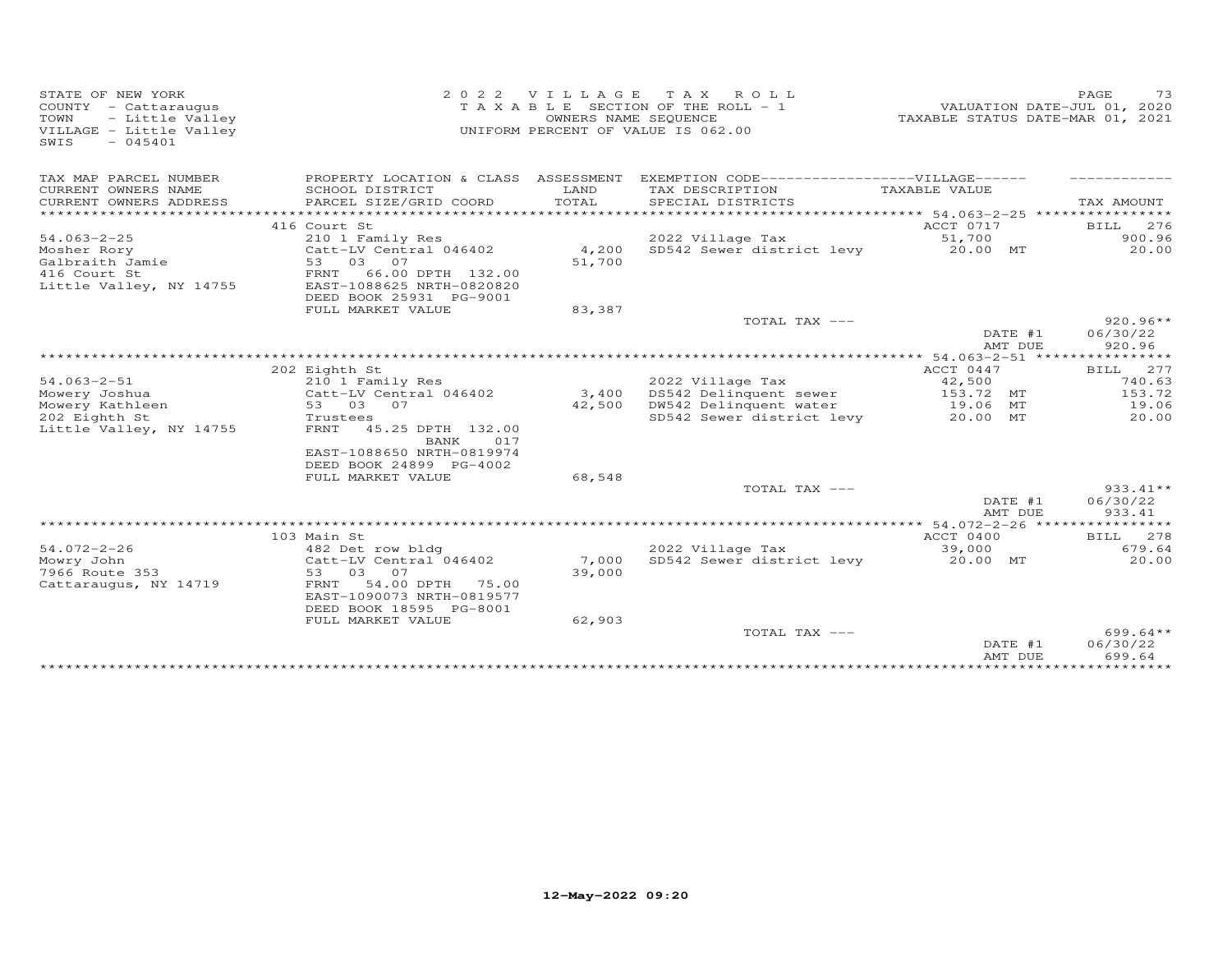STATE OF NEW YORK
COUNTY - Cattaraugus
TOWN - Little Valley
VILLAGE - Little Valley
SWIS - 045401

2022 VILLAGE TAX ROLL
TAXABLE SECTION OF THE ROLL - 1
OWNERS NAME SEQUENCE
UNIFORM PERCENT OF VALUE IS 062.00

VALUATION DATE-JUL 01, 2020
TAXABLE STATUS DATE-MAR 01, 2021

| TAX MAP PARCEL NUMBER / CURRENT OWNERS NAME / CURRENT OWNERS ADDRESS | PROPERTY LOCATION & CLASS / SCHOOL DISTRICT / PARCEL SIZE/GRID COORD | ASSESSMENT LAND / TOTAL | EXEMPTION CODE / TAX DESCRIPTION / SPECIAL DISTRICTS | TAXABLE VALUE | TAX AMOUNT |
|---|---|---|---|---|---|
| 54.063-2-25 | 416 Court St | | | ACCT 0717 | BILL 276 |
| Mosher Rory | 210 1 Family Res | | 2022 Village Tax | 51,700 | 900.96 |
| Galbraith Jamie | Catt-LV Central 046402 | 4,200 | SD542 Sewer district levy | 20.00 MT | 20.00 |
| 416 Court St | 53 03 07 | 51,700 | | | |
| Little Valley, NY 14755 | FRNT 66.00 DPTH 132.00 | | | | |
| | EAST-1088625 NRTH-0820820 | | | | |
| | DEED BOOK 25931 PG-9001 | | | | |
| | FULL MARKET VALUE | 83,387 | | | |
| | | | TOTAL TAX --- | | 920.96** |
| | | | | DATE #1 | 06/30/22 |
| | | | | AMT DUE | 920.96 |
| 54.063-2-51 | 202 Eighth St | | | ACCT 0447 | BILL 277 |
| Mowery Joshua | 210 1 Family Res | | 2022 Village Tax | 42,500 | 740.63 |
| Mowery Kathleen | Catt-LV Central 046402 | 3,400 | DS542 Delinquent sewer | 153.72 MT | 153.72 |
| 202 Eighth St | 53 03 07 | 42,500 | DW542 Delinquent water | 19.06 MT | 19.06 |
| Little Valley, NY 14755 | Trustees | | SD542 Sewer district levy | 20.00 MT | 20.00 |
| | FRNT 45.25 DPTH 132.00 | | | | |
| | BANK 017 | | | | |
| | EAST-1088650 NRTH-0819974 | | | | |
| | DEED BOOK 24899 PG-4002 | | | | |
| | FULL MARKET VALUE | 68,548 | | | |
| | | | TOTAL TAX --- | | 933.41** |
| | | | | DATE #1 | 06/30/22 |
| | | | | AMT DUE | 933.41 |
| 54.072-2-26 | 103 Main St | | | ACCT 0400 | BILL 278 |
| Mowry John | 482 Det row bldg | | 2022 Village Tax | 39,000 | 679.64 |
| 7966 Route 353 | Catt-LV Central 046402 | 7,000 | SD542 Sewer district levy | 20.00 MT | 20.00 |
| Cattaraugus, NY 14719 | 53 03 07 | 39,000 | | | |
| | FRNT 54.00 DPTH 75.00 | | | | |
| | EAST-1090073 NRTH-0819577 | | | | |
| | DEED BOOK 18595 PG-8001 | | | | |
| | FULL MARKET VALUE | 62,903 | | | |
| | | | TOTAL TAX --- | | 699.64** |
| | | | | DATE #1 | 06/30/22 |
| | | | | AMT DUE | 699.64 |

12-May-2022 09:20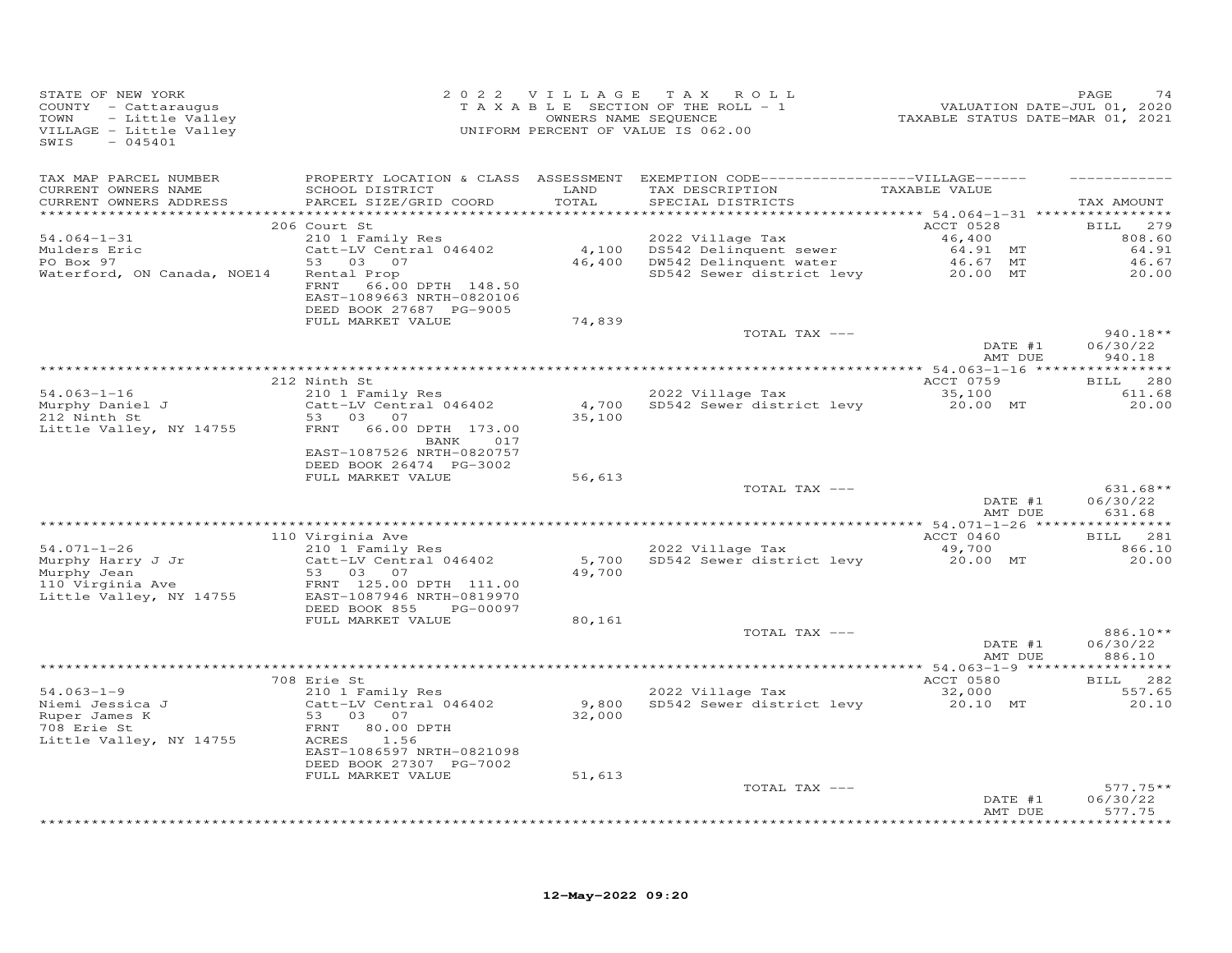STATE OF NEW YORK
COUNTY - Cattaraugus
TOWN - Little Valley
VILLAGE - Little Valley
SWIS - 045401

2022 VILLAGE TAX ROLL
TAXABLE SECTION OF THE ROLL - 1
OWNERS NAME SEQUENCE
UNIFORM PERCENT OF VALUE IS 062.00

VALUATION DATE-JUL 01, 2020
TAXABLE STATUS DATE-MAR 01, 2021

| TAX MAP PARCEL NUMBER / CURRENT OWNERS NAME / CURRENT OWNERS ADDRESS | PROPERTY LOCATION & CLASS / SCHOOL DISTRICT / PARCEL SIZE/GRID COORD | ASSESSMENT LAND / TOTAL | EXEMPTION CODE / TAX DESCRIPTION / SPECIAL DISTRICTS | TAXABLE VALUE | TAX AMOUNT |
|---|---|---|---|---|---|
| | 206 Court St | | | ACCT 0528 | BILL 279 |
| 54.064-1-31 | 210 1 Family Res | | 2022 Village Tax | 46,400 | 808.60 |
| Mulders Eric | Catt-LV Central 046402 | 4,100 | DS542 Delinquent sewer | 64.91 MT | 64.91 |
| PO Box 97 | 53 03 07 | 46,400 | DW542 Delinquent water | 46.67 MT | 46.67 |
| Waterford, ON Canada, NOE14 | Rental Prop | | SD542 Sewer district levy | 20.00 MT | 20.00 |
| | FRNT 66.00 DPTH 148.50 | | | | |
| | EAST-1089663 NRTH-0820106 | | | | |
| | DEED BOOK 27687 PG-9005 | | | | |
| | FULL MARKET VALUE | 74,839 | | | |
| | | | TOTAL TAX --- | | 940.18** |
| | | | | DATE #1 | 06/30/22 |
| | | | | AMT DUE | 940.18 |
| | 212 Ninth St | | | ACCT 0759 | BILL 280 |
| 54.063-1-16 | 210 1 Family Res | | 2022 Village Tax | 35,100 | 611.68 |
| Murphy Daniel J | Catt-LV Central 046402 | 4,700 | SD542 Sewer district levy | 20.00 MT | 20.00 |
| 212 Ninth St | 53 03 07 | 35,100 | | | |
| Little Valley, NY 14755 | FRNT 66.00 DPTH 173.00 | | | | |
| | BANK 017 | | | | |
| | EAST-1087526 NRTH-0820757 | | | | |
| | DEED BOOK 26474 PG-3002 | | | | |
| | FULL MARKET VALUE | 56,613 | | | |
| | | | TOTAL TAX --- | | 631.68** |
| | | | | DATE #1 | 06/30/22 |
| | | | | AMT DUE | 631.68 |
| | 110 Virginia Ave | | | ACCT 0460 | BILL 281 |
| 54.071-1-26 | 210 1 Family Res | | 2022 Village Tax | 49,700 | 866.10 |
| Murphy Harry J Jr | Catt-LV Central 046402 | 5,700 | SD542 Sewer district levy | 20.00 MT | 20.00 |
| Murphy Jean | 53 03 07 | 49,700 | | | |
| 110 Virginia Ave | FRNT 125.00 DPTH 111.00 | | | | |
| Little Valley, NY 14755 | EAST-1087946 NRTH-0819970 | | | | |
| | DEED BOOK 855 PG-00097 | | | | |
| | FULL MARKET VALUE | 80,161 | | | |
| | | | TOTAL TAX --- | | 886.10** |
| | | | | DATE #1 | 06/30/22 |
| | | | | AMT DUE | 886.10 |
| | 708 Erie St | | | ACCT 0580 | BILL 282 |
| 54.063-1-9 | 210 1 Family Res | | 2022 Village Tax | 32,000 | 557.65 |
| Niemi Jessica J | Catt-LV Central 046402 | 9,800 | SD542 Sewer district levy | 20.10 MT | 20.10 |
| Ruper James K | 53 03 07 | 32,000 | | | |
| 708 Erie St | FRNT 80.00 DPTH | | | | |
| Little Valley, NY 14755 | ACRES 1.56 | | | | |
| | EAST-1086597 NRTH-0821098 | | | | |
| | DEED BOOK 27307 PG-7002 | | | | |
| | FULL MARKET VALUE | 51,613 | | | |
| | | | TOTAL TAX --- | | 577.75** |
| | | | | DATE #1 | 06/30/22 |
| | | | | AMT DUE | 577.75 |

12-May-2022 09:20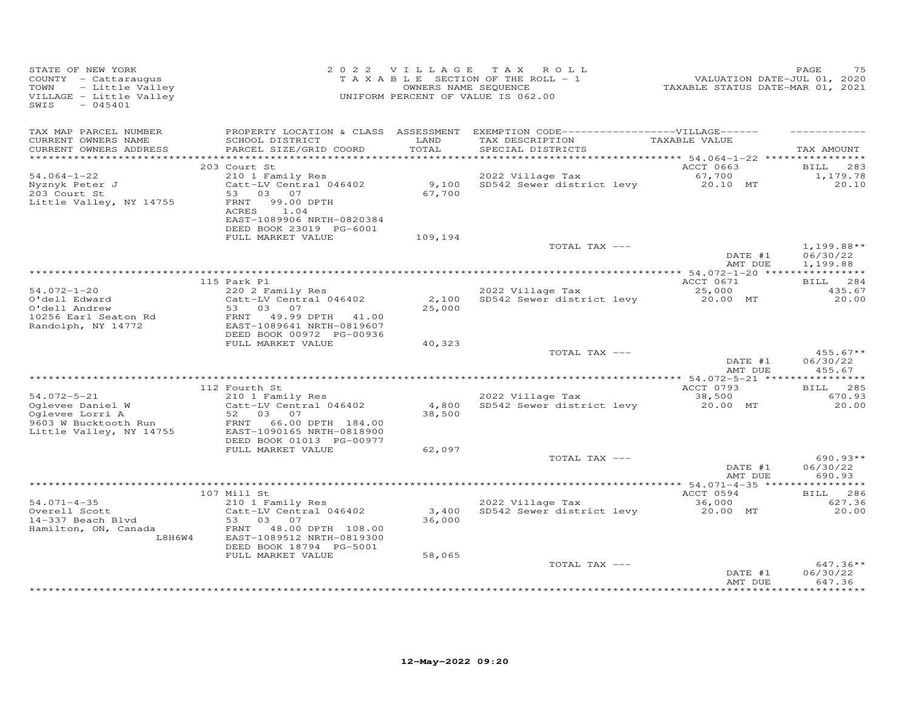STATE OF NEW YORK
COUNTY - Cattaraugus
TOWN - Little Valley
VILLAGE - Little Valley
SWIS - 045401

2022 VILLAGE TAX ROLL
TAXABLE SECTION OF THE ROLL - 1
OWNERS NAME SEQUENCE
UNIFORM PERCENT OF VALUE IS 062.00

VALUATION DATE-JUL 01, 2020
TAXABLE STATUS DATE-MAR 01, 2021

| TAX MAP PARCEL NUMBER / CURRENT OWNERS NAME / CURRENT OWNERS ADDRESS | PROPERTY LOCATION & CLASS / SCHOOL DISTRICT / PARCEL SIZE/GRID COORD | ASSESSMENT LAND / TOTAL | EXEMPTION CODE / TAX DESCRIPTION / SPECIAL DISTRICTS | VILLAGE TAXABLE VALUE | TAX AMOUNT |
|---|---|---|---|---|---|
| **54.064-1-22** | 203 Court St | | | ACCT 0663 | BILL 283 |
| Nyznyk Peter J | 210 1 Family Res | | 2022 Village Tax | 67,700 | 1,179.78 |
| 203 Court St | Catt-LV Central 046402 | 9,100 | SD542 Sewer district levy | 20.10 MT | 20.10 |
| Little Valley, NY 14755 | 53 03 07 | 67,700 | | | |
| | FRNT 99.00 DPTH | | | | |
| | ACRES 1.04 | | | | |
| | EAST-1089906 NRTH-0820384 | | | | |
| | DEED BOOK 23019 PG-6001 | | | | |
| | FULL MARKET VALUE | 109,194 | | | |
| | | | TOTAL TAX --- | | 1,199.88** |
| | | | | DATE #1 | 06/30/22 |
| | | | | AMT DUE | 1,199.88 |
| **54.072-1-20** | 115 Park Pl | | | ACCT 0671 | BILL 284 |
| O'dell Edward | 220 2 Family Res | | 2022 Village Tax | 25,000 | 435.67 |
| O'dell Andrew | Catt-LV Central 046402 | 2,100 | SD542 Sewer district levy | 20.00 MT | 20.00 |
| 10256 Earl Seaton Rd | 53 03 07 | 25,000 | | | |
| Randolph, NY 14772 | FRNT 49.99 DPTH 41.00 | | | | |
| | EAST-1089641 NRTH-0819607 | | | | |
| | DEED BOOK 00972 PG-00936 | | | | |
| | FULL MARKET VALUE | 40,323 | | | |
| | | | TOTAL TAX --- | | 455.67** |
| | | | | DATE #1 | 06/30/22 |
| | | | | AMT DUE | 455.67 |
| **54.072-5-21** | 112 Fourth St | | | ACCT 0793 | BILL 285 |
| Oglevee Daniel W | 210 1 Family Res | | 2022 Village Tax | 38,500 | 670.93 |
| Oglevee Lorri A | Catt-LV Central 046402 | 4,800 | SD542 Sewer district levy | 20.00 MT | 20.00 |
| 9603 W Bucktooth Run | 52 03 07 | 38,500 | | | |
| Little Valley, NY 14755 | FRNT 66.00 DPTH 184.00 | | | | |
| | EAST-1090165 NRTH-0818900 | | | | |
| | DEED BOOK 01013 PG-00977 | | | | |
| | FULL MARKET VALUE | 62,097 | | | |
| | | | TOTAL TAX --- | | 690.93** |
| | | | | DATE #1 | 06/30/22 |
| | | | | AMT DUE | 690.93 |
| **54.071-4-35** | 107 Mill St | | | ACCT 0594 | BILL 286 |
| Overell Scott | 210 1 Family Res | | 2022 Village Tax | 36,000 | 627.36 |
| 14-337 Beach Blvd | Catt-LV Central 046402 | 3,400 | SD542 Sewer district levy | 20.00 MT | 20.00 |
| Hamilton, ON, Canada | 53 03 07 | 36,000 | | | |
| L8H6W4 | FRNT 48.00 DPTH 108.00 | | | | |
| | EAST-1089512 NRTH-0819300 | | | | |
| | DEED BOOK 18794 PG-5001 | | | | |
| | FULL MARKET VALUE | 58,065 | | | |
| | | | TOTAL TAX --- | | 647.36** |
| | | | | DATE #1 | 06/30/22 |
| | | | | AMT DUE | 647.36 |

12-May-2022 09:20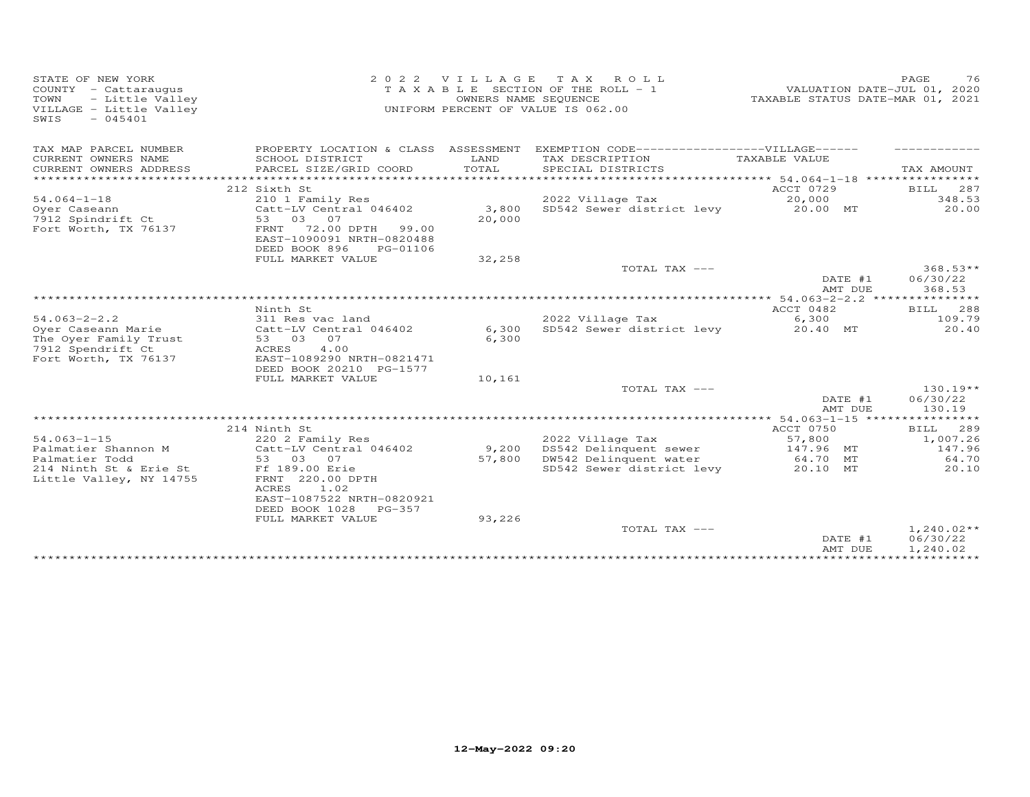STATE OF NEW YORK
COUNTY - Cattaraugus
TOWN - Little Valley
VILLAGE - Little Valley
SWIS - 045401

2022 VILLAGE TAX ROLL
TAXABLE SECTION OF THE ROLL - 1
OWNERS NAME SEQUENCE
UNIFORM PERCENT OF VALUE IS 062.00

VALUATION DATE-JUL 01, 2020
TAXABLE STATUS DATE-MAR 01, 2021

| TAX MAP PARCEL NUMBER / CURRENT OWNERS NAME / CURRENT OWNERS ADDRESS | PROPERTY LOCATION & CLASS / SCHOOL DISTRICT / PARCEL SIZE/GRID COORD | ASSESSMENT LAND / TOTAL | EXEMPTION CODE / TAX DESCRIPTION / SPECIAL DISTRICTS | VILLAGE TAXABLE VALUE | TAX AMOUNT |
|---|---|---|---|---|---|
| | 212 Sixth St | | | ACCT 0729 | BILL 287 |
| 54.064-1-18 | 210 1 Family Res | | 2022 Village Tax | 20,000 | 348.53 |
| Oyer Caseann | Catt-LV Central 046402 | 3,800 | SD542 Sewer district levy | 20.00 MT | 20.00 |
| 7912 Spindrift Ct | 53 03 07 | 20,000 | | | |
| Fort Worth, TX 76137 | FRNT 72.00 DPTH 99.00 | | | | |
| | EAST-1090091 NRTH-0820488 | | | | |
| | DEED BOOK 896 PG-01106 | | | | |
| | FULL MARKET VALUE | 32,258 | | | |
| | | | TOTAL TAX --- | | 368.53** |
| | | | | DATE #1 | 06/30/22 |
| | | | | AMT DUE | 368.53 |
| | Ninth St | | | ACCT 0482 | BILL 288 |
| 54.063-2-2.2 | 311 Res vac land | | 2022 Village Tax | 6,300 | 109.79 |
| Oyer Caseann Marie | Catt-LV Central 046402 | 6,300 | SD542 Sewer district levy | 20.40 MT | 20.40 |
| The Oyer Family Trust | 53 03 07 | 6,300 | | | |
| 7912 Spendrift Ct | ACRES 4.00 | | | | |
| Fort Worth, TX 76137 | EAST-1089290 NRTH-0821471 | | | | |
| | DEED BOOK 20210 PG-1577 | | | | |
| | FULL MARKET VALUE | 10,161 | | | |
| | | | TOTAL TAX --- | | 130.19** |
| | | | | DATE #1 | 06/30/22 |
| | | | | AMT DUE | 130.19 |
| | 214 Ninth St | | | ACCT 0750 | BILL 289 |
| 54.063-1-15 | 220 2 Family Res | | 2022 Village Tax | 57,800 | 1,007.26 |
| Palmatier Shannon M | Catt-LV Central 046402 | 9,200 | DS542 Delinquent sewer | 147.96 MT | 147.96 |
| Palmatier Todd | 53 03 07 | 57,800 | DW542 Delinquent water | 64.70 MT | 64.70 |
| 214 Ninth St & Erie St | Ff 189.00 Erie | | SD542 Sewer district levy | 20.10 MT | 20.10 |
| Little Valley, NY 14755 | FRNT 220.00 DPTH | | | | |
| | ACRES 1.02 | | | | |
| | EAST-1087522 NRTH-0820921 | | | | |
| | DEED BOOK 1028 PG-357 | | | | |
| | FULL MARKET VALUE | 93,226 | | | |
| | | | TOTAL TAX --- | | 1,240.02** |
| | | | | DATE #1 | 06/30/22 |
| | | | | AMT DUE | 1,240.02 |

12-May-2022 09:20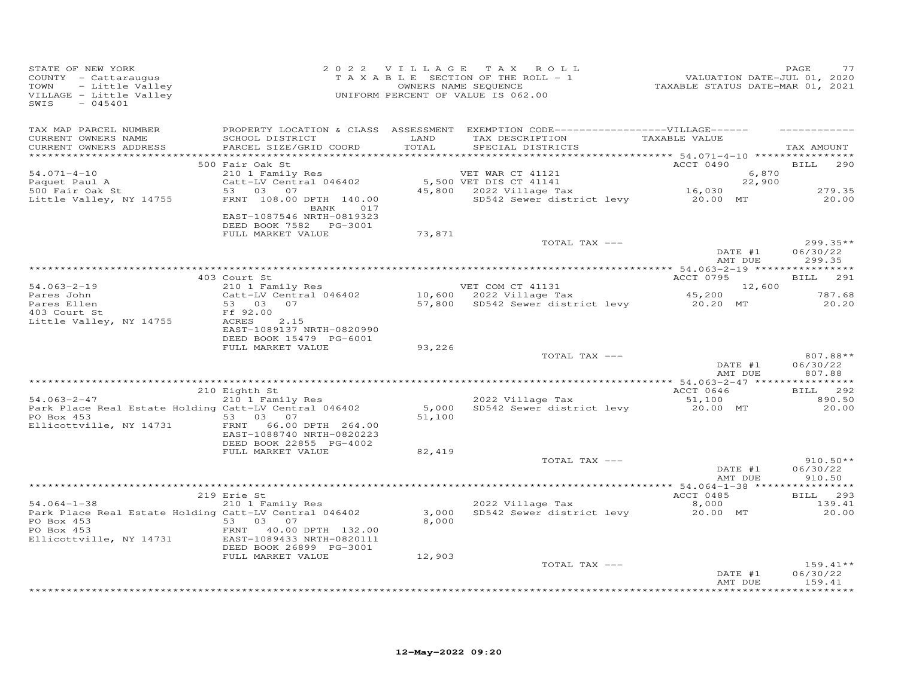STATE OF NEW YORK
COUNTY - Cattaraugus
TOWN - Little Valley
VILLAGE - Little Valley
SWIS - 045401

**2022 VILLAGE TAX ROLL**
TAXABLE SECTION OF THE ROLL - 1
OWNERS NAME SEQUENCE
UNIFORM PERCENT OF VALUE IS 062.00

VALUATION DATE-JUL 01, 2020
TAXABLE STATUS DATE-MAR 01, 2021

| TAX MAP PARCEL NUMBER / CURRENT OWNERS NAME / CURRENT OWNERS ADDRESS | PROPERTY LOCATION & CLASS / SCHOOL DISTRICT / PARCEL SIZE/GRID COORD | ASSESSMENT LAND / TOTAL | EXEMPTION CODE / TAX DESCRIPTION / SPECIAL DISTRICTS | VILLAGE TAXABLE VALUE | TAX AMOUNT |
|---|---|---|---|---|---|
| **54.071-4-10** | 500 Fair Oak St | | | ACCT 0490 | BILL 290 |
| Paquet Paul A | 210 1 Family Res | | VET WAR CT 41121 | 6,870 | |
| 500 Fair Oak St | Catt-LV Central 046402 | 5,500 | VET DIS CT 41141 | 22,900 | |
| Little Valley, NY 14755 | 53 03 07 | 45,800 | 2022 Village Tax | 16,030 | 279.35 |
| | FRNT 108.00 DPTH 140.00 | | SD542 Sewer district levy | 20.00 MT | 20.00 |
| | BANK 017 | | | | |
| | EAST-1087546 NRTH-0819323 | | | | |
| | DEED BOOK 7582 PG-3001 | | | | |
| | FULL MARKET VALUE | 73,871 | | | |
| | | | TOTAL TAX --- | | 299.35** |
| | | | | DATE #1 | 06/30/22 |
| | | | | AMT DUE | 299.35 |
| **54.063-2-19** | 403 Court St | | | ACCT 0795 | BILL 291 |
| Pares John | 210 1 Family Res | | VET COM CT 41131 | 12,600 | |
| Pares Ellen | Catt-LV Central 046402 | 10,600 | 2022 Village Tax | 45,200 | 787.68 |
| 403 Court St | 53 03 07 | 57,800 | SD542 Sewer district levy | 20.20 MT | 20.20 |
| Little Valley, NY 14755 | Ff 92.00 | | | | |
| | ACRES 2.15 | | | | |
| | EAST-1089137 NRTH-0820990 | | | | |
| | DEED BOOK 15479 PG-6001 | | | | |
| | FULL MARKET VALUE | 93,226 | | | |
| | | | TOTAL TAX --- | | 807.88** |
| | | | | DATE #1 | 06/30/22 |
| | | | | AMT DUE | 807.88 |
| **54.063-2-47** | 210 Eighth St | | | ACCT 0646 | BILL 292 |
| Park Place Real Estate Holding | 210 1 Family Res | | 2022 Village Tax | 51,100 | 890.50 |
| PO Box 453 | Catt-LV Central 046402 | 5,000 | SD542 Sewer district levy | 20.00 MT | 20.00 |
| Ellicottville, NY 14731 | 53 03 07 | 51,100 | | | |
| | FRNT 66.00 DPTH 264.00 | | | | |
| | EAST-1088740 NRTH-0820223 | | | | |
| | DEED BOOK 22855 PG-4002 | | | | |
| | FULL MARKET VALUE | 82,419 | | | |
| | | | TOTAL TAX --- | | 910.50** |
| | | | | DATE #1 | 06/30/22 |
| | | | | AMT DUE | 910.50 |
| **54.064-1-38** | 219 Erie St | | | ACCT 0485 | BILL 293 |
| Park Place Real Estate Holding | 210 1 Family Res | | 2022 Village Tax | 8,000 | 139.41 |
| PO Box 453 | Catt-LV Central 046402 | 3,000 | SD542 Sewer district levy | 20.00 MT | 20.00 |
| PO Box 453 | 53 03 07 | 8,000 | | | |
| Ellicottville, NY 14731 | FRNT 40.00 DPTH 132.00 | | | | |
| | EAST-1089433 NRTH-0820111 | | | | |
| | DEED BOOK 26899 PG-3001 | | | | |
| | FULL MARKET VALUE | 12,903 | | | |
| | | | TOTAL TAX --- | | 159.41** |
| | | | | DATE #1 | 06/30/22 |
| | | | | AMT DUE | 159.41 |

12-May-2022 09:20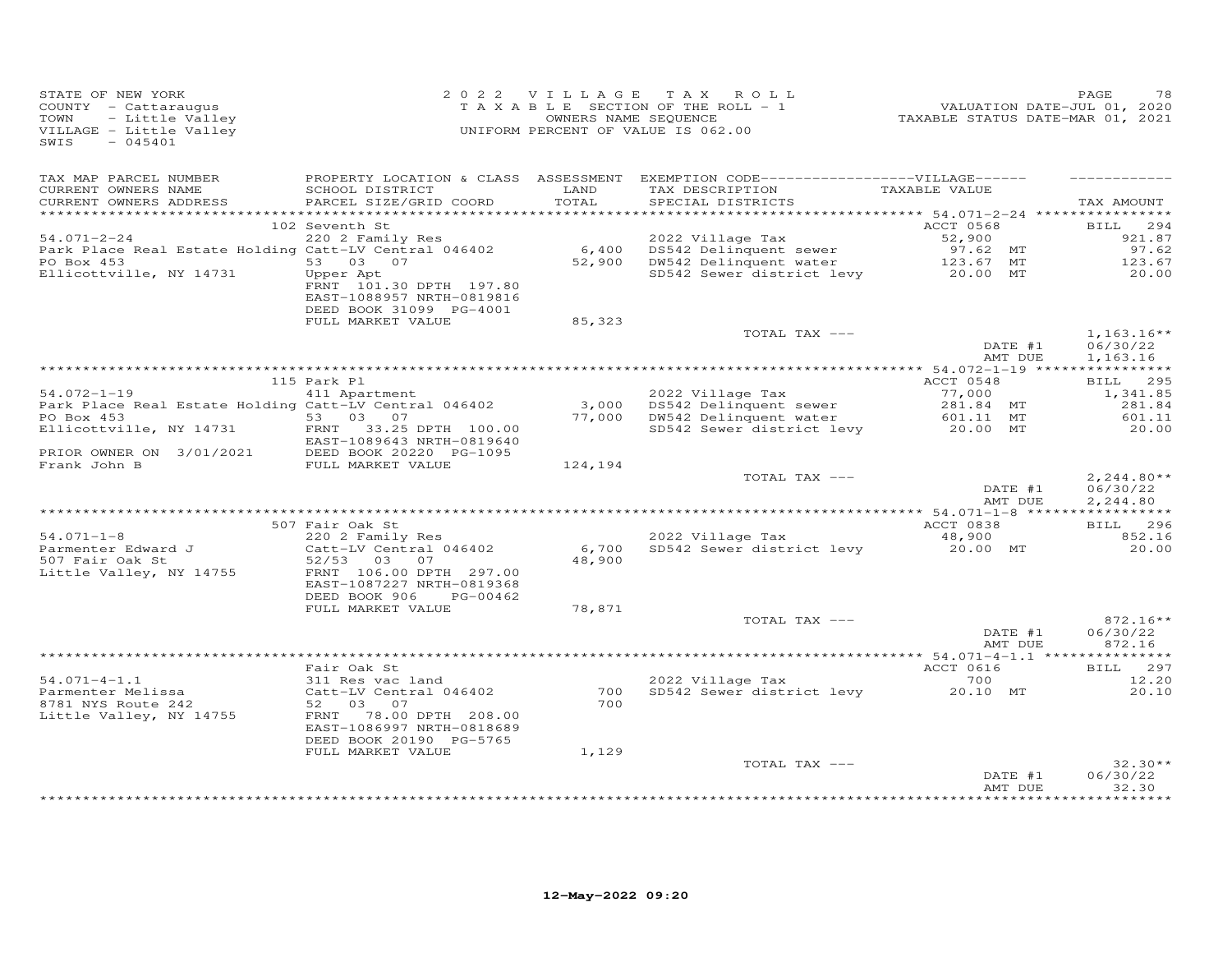STATE OF NEW YORK
COUNTY - Cattaraugus
TOWN - Little Valley
VILLAGE - Little Valley
SWIS - 045401

2022 VILLAGE TAX ROLL
TAXABLE SECTION OF THE ROLL - 1
OWNERS NAME SEQUENCE
UNIFORM PERCENT OF VALUE IS 062.00

VALUATION DATE-JUL 01, 2020
TAXABLE STATUS DATE-MAR 01, 2021

| TAX MAP PARCEL NUMBER / CURRENT OWNERS NAME / CURRENT OWNERS ADDRESS | PROPERTY LOCATION & CLASS / SCHOOL DISTRICT / PARCEL SIZE/GRID COORD | ASSESSMENT LAND / TOTAL | EXEMPTION CODE / TAX DESCRIPTION / SPECIAL DISTRICTS | VILLAGE TAXABLE VALUE | TAX AMOUNT |
|---|---|---|---|---|---|
| 54.071-2-24 | 102 Seventh St | | | ACCT 0568 | BILL 294 |
| | 220 2 Family Res | | 2022 Village Tax | 52,900 | 921.87 |
| Park Place Real Estate Holding | Catt-LV Central 046402 | 6,400 | DS542 Delinquent sewer | 97.62 MT | 97.62 |
| PO Box 453 | 53 03 07 | 52,900 | DW542 Delinquent water | 123.67 MT | 123.67 |
| Ellicottville, NY 14731 | Upper Apt | | SD542 Sewer district levy | 20.00 MT | 20.00 |
| | FRNT 101.30 DPTH 197.80 | | | | |
| | EAST-1088957 NRTH-0819816 | | | | |
| | DEED BOOK 31099 PG-4001 | | | | |
| | FULL MARKET VALUE | 85,323 | | | |
| | | | TOTAL TAX --- | | 1,163.16** |
| | | | | DATE #1 | 06/30/22 |
| | | | | AMT DUE | 1,163.16 |
| 54.072-1-19 | 115 Park Pl | | | ACCT 0548 | BILL 295 |
| | 411 Apartment | | 2022 Village Tax | 77,000 | 1,341.85 |
| Park Place Real Estate Holding | Catt-LV Central 046402 | 3,000 | DS542 Delinquent sewer | 281.84 MT | 281.84 |
| PO Box 453 | 53 03 07 | 77,000 | DW542 Delinquent water | 601.11 MT | 601.11 |
| Ellicottville, NY 14731 | FRNT 33.25 DPTH 100.00 | | SD542 Sewer district levy | 20.00 MT | 20.00 |
| | EAST-1089643 NRTH-0819640 | | | | |
| PRIOR OWNER ON 3/01/2021 | DEED BOOK 20220 PG-1095 | | | | |
| Frank John B | FULL MARKET VALUE | 124,194 | | | |
| | | | TOTAL TAX --- | | 2,244.80** |
| | | | | DATE #1 | 06/30/22 |
| | | | | AMT DUE | 2,244.80 |
| 54.071-1-8 | 507 Fair Oak St | | | ACCT 0838 | BILL 296 |
| | 220 2 Family Res | | 2022 Village Tax | 48,900 | 852.16 |
| Parmenter Edward J | Catt-LV Central 046402 | 6,700 | SD542 Sewer district levy | 20.00 MT | 20.00 |
| 507 Fair Oak St | 52/53 03 07 | 48,900 | | | |
| Little Valley, NY 14755 | FRNT 106.00 DPTH 297.00 | | | | |
| | EAST-1087227 NRTH-0819368 | | | | |
| | DEED BOOK 906 PG-00462 | | | | |
| | FULL MARKET VALUE | 78,871 | | | |
| | | | TOTAL TAX --- | | 872.16** |
| | | | | DATE #1 | 06/30/22 |
| | | | | AMT DUE | 872.16 |
| 54.071-4-1.1 | Fair Oak St | | | ACCT 0616 | BILL 297 |
| | 311 Res vac land | | 2022 Village Tax | 700 | 12.20 |
| Parmenter Melissa | Catt-LV Central 046402 | 700 | SD542 Sewer district levy | 20.10 MT | 20.10 |
| 8781 NYS Route 242 | 52 03 07 | 700 | | | |
| Little Valley, NY 14755 | FRNT 78.00 DPTH 208.00 | | | | |
| | EAST-1086997 NRTH-0818689 | | | | |
| | DEED BOOK 20190 PG-5765 | | | | |
| | FULL MARKET VALUE | 1,129 | | | |
| | | | TOTAL TAX --- | | 32.30** |
| | | | | DATE #1 | 06/30/22 |
| | | | | AMT DUE | 32.30 |

12-May-2022 09:20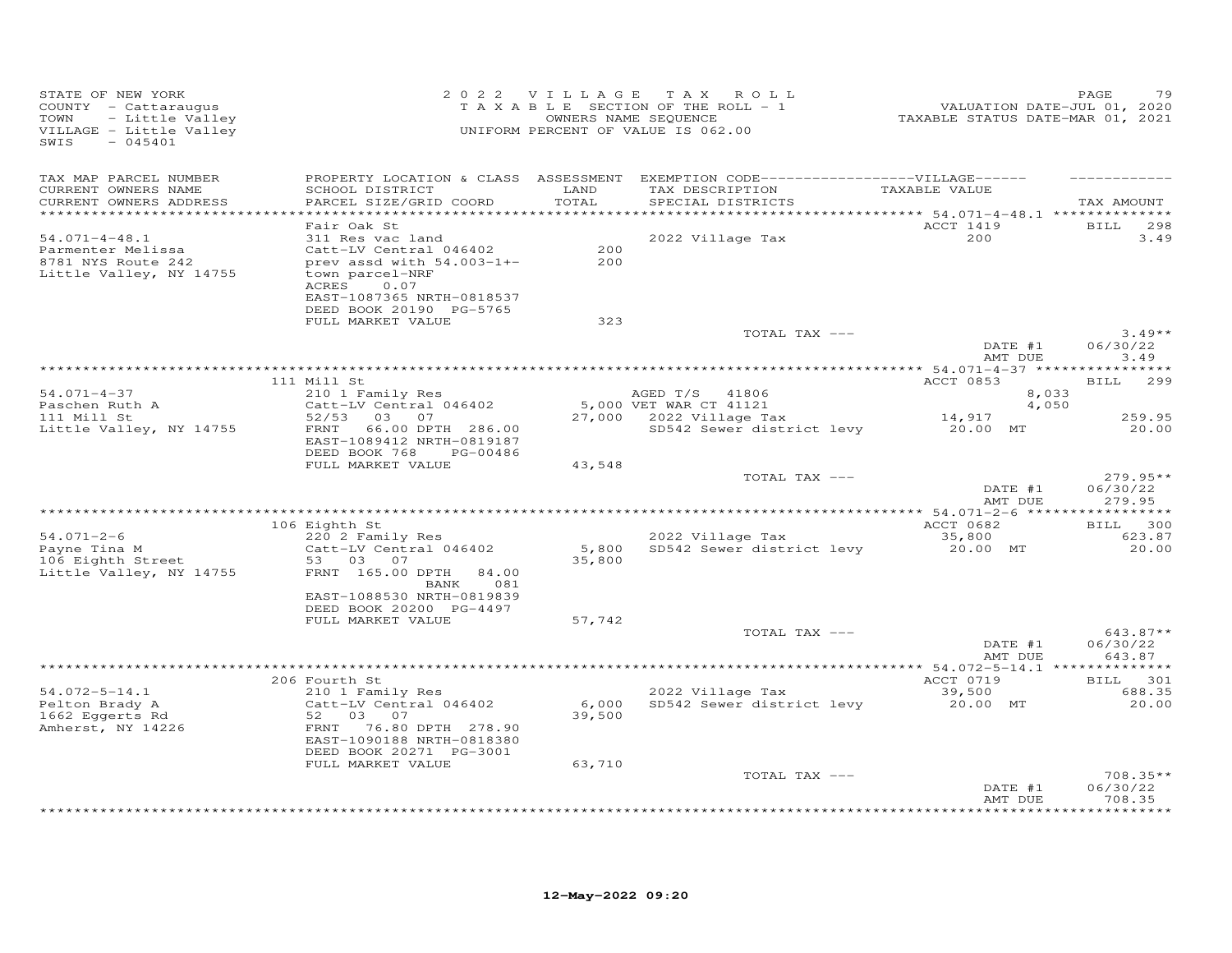STATE OF NEW YORK
COUNTY - Cattaraugus
TOWN - Little Valley
VILLAGE - Little Valley
SWIS - 045401

2022 VILLAGE TAX ROLL
TAXABLE SECTION OF THE ROLL - 1
OWNERS NAME SEQUENCE
UNIFORM PERCENT OF VALUE IS 062.00

VALUATION DATE-JUL 01, 2020
TAXABLE STATUS DATE-MAR 01, 2021

| TAX MAP PARCEL NUMBER<br>CURRENT OWNERS NAME<br>CURRENT OWNERS ADDRESS | PROPERTY LOCATION & CLASS<br>SCHOOL DISTRICT<br>PARCEL SIZE/GRID COORD | ASSESSMENT<br>LAND<br>TOTAL | EXEMPTION CODE-----VILLAGE------<br>TAX DESCRIPTION<br>SPECIAL DISTRICTS | TAXABLE VALUE | TAX AMOUNT |
|---|---|---|---|---|---|
| **54.071-4-48.1** | Fair Oak St | | | ACCT 1419 | BILL 298 |
| 54.071-4-48.1 | 311 Res vac land | | 2022 Village Tax | 200 | 3.49 |
| Parmenter Melissa | Catt-LV Central 046402 | 200 | | | |
| 8781 NYS Route 242 | prev assd with 54.003-1+- | 200 | | | |
| Little Valley, NY 14755 | town parcel-NRF | | | | |
| | ACRES 0.07 | | | | |
| | EAST-1087365 NRTH-0818537 | | | | |
| | DEED BOOK 20190 PG-5765 | | | | |
| | FULL MARKET VALUE | 323 | | | |
| | | | TOTAL TAX --- | | 3.49** |
| | | | | DATE #1 | 06/30/22 |
| | | | | AMT DUE | 3.49 |
| **54.071-4-37** | 111 Mill St | | | ACCT 0853 | BILL 299 |
| 54.071-4-37 | 210 1 Family Res | | AGED T/S 41806 | 8,033 | |
| Paschen Ruth A | Catt-LV Central 046402 | 5,000 | VET WAR CT 41121 | 4,050 | |
| 111 Mill St | 52/53 03 07 | 27,000 | 2022 Village Tax | 14,917 | 259.95 |
| Little Valley, NY 14755 | FRNT 66.00 DPTH 286.00 | | SD542 Sewer district levy | 20.00 MT | 20.00 |
| | EAST-1089412 NRTH-0819187 | | | | |
| | DEED BOOK 768 PG-00486 | | | | |
| | FULL MARKET VALUE | 43,548 | | | |
| | | | TOTAL TAX --- | | 279.95** |
| | | | | DATE #1 | 06/30/22 |
| | | | | AMT DUE | 279.95 |
| **54.071-2-6** | 106 Eighth St | | | ACCT 0682 | BILL 300 |
| 54.071-2-6 | 220 2 Family Res | | 2022 Village Tax | 35,800 | 623.87 |
| Payne Tina M | Catt-LV Central 046402 | 5,800 | SD542 Sewer district levy | 20.00 MT | 20.00 |
| 106 Eighth Street | 53 03 07 | 35,800 | | | |
| Little Valley, NY 14755 | FRNT 165.00 DPTH 84.00 | | | | |
| | BANK 081 | | | | |
| | EAST-1088530 NRTH-0819839 | | | | |
| | DEED BOOK 20200 PG-4497 | | | | |
| | FULL MARKET VALUE | 57,742 | | | |
| | | | TOTAL TAX --- | | 643.87** |
| | | | | DATE #1 | 06/30/22 |
| | | | | AMT DUE | 643.87 |
| **54.072-5-14.1** | 206 Fourth St | | | ACCT 0719 | BILL 301 |
| 54.072-5-14.1 | 210 1 Family Res | | 2022 Village Tax | 39,500 | 688.35 |
| Pelton Brady A | Catt-LV Central 046402 | 6,000 | SD542 Sewer district levy | 20.00 MT | 20.00 |
| 1662 Eggerts Rd | 52 03 07 | 39,500 | | | |
| Amherst, NY 14226 | FRNT 76.80 DPTH 278.90 | | | | |
| | EAST-1090188 NRTH-0818380 | | | | |
| | DEED BOOK 20271 PG-3001 | | | | |
| | FULL MARKET VALUE | 63,710 | | | |
| | | | TOTAL TAX --- | | 708.35** |
| | | | | DATE #1 | 06/30/22 |
| | | | | AMT DUE | 708.35 |

12-May-2022 09:20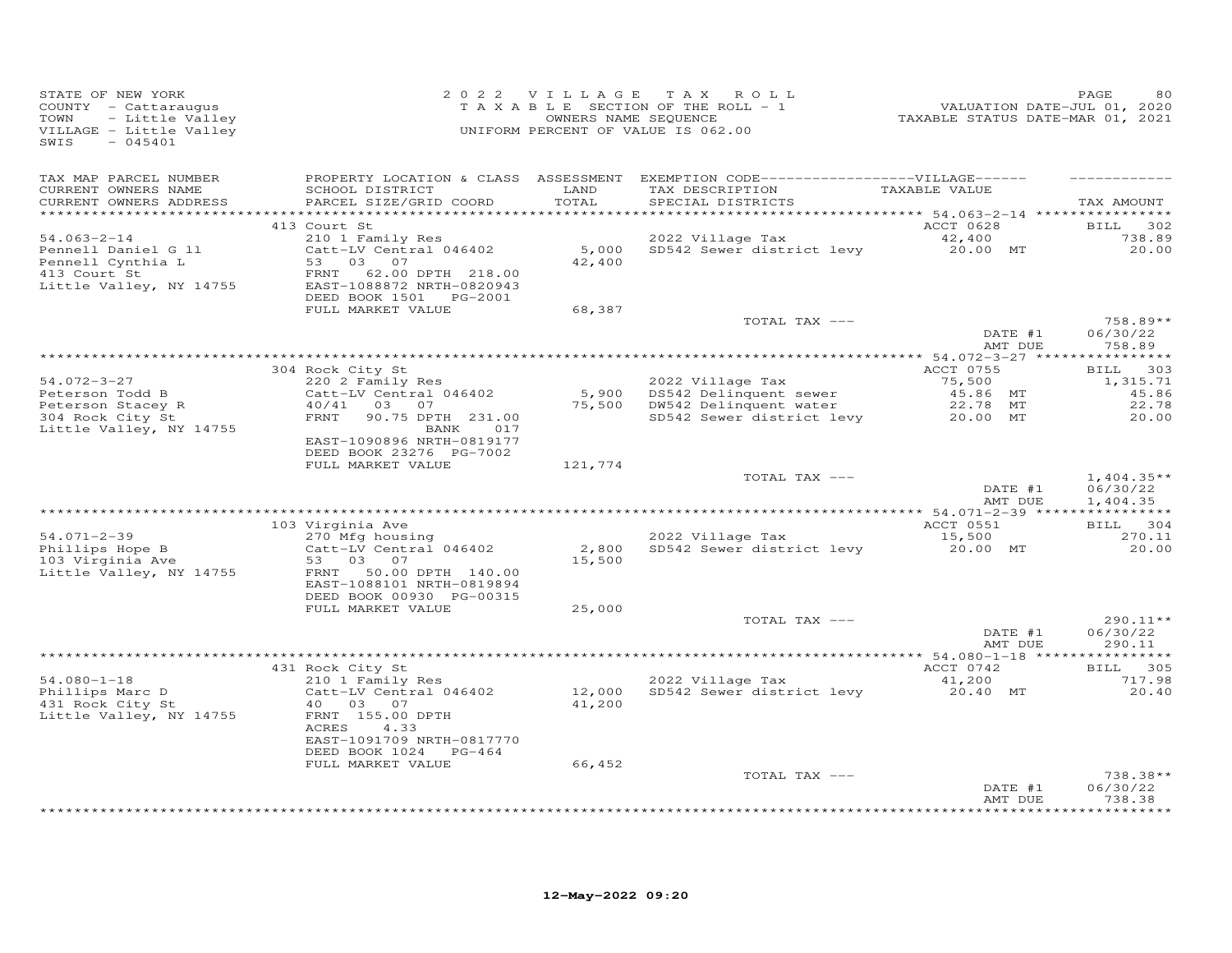STATE OF NEW YORK
COUNTY - Cattaraugus
TOWN - Little Valley
VILLAGE - Little Valley
SWIS - 045401

2022 VILLAGE TAX ROLL
TAXABLE SECTION OF THE ROLL - 1
OWNERS NAME SEQUENCE
UNIFORM PERCENT OF VALUE IS 062.00

VALUATION DATE-JUL 01, 2020
TAXABLE STATUS DATE-MAR 01, 2021

| TAX MAP PARCEL NUMBER / CURRENT OWNERS NAME / CURRENT OWNERS ADDRESS | PROPERTY LOCATION & CLASS / SCHOOL DISTRICT / PARCEL SIZE/GRID COORD | ASSESSMENT LAND / TOTAL | EXEMPTION CODE---VILLAGE--- / TAX DESCRIPTION / SPECIAL DISTRICTS | TAXABLE VALUE | TAX AMOUNT |
|---|---|---|---|---|---|
| 54.063-2-14 | 413 Court St | | | ACCT 0628 | BILL 302 |
| Pennell Daniel G ll | 210 1 Family Res | | 2022 Village Tax | 42,400 | 738.89 |
| Pennell Cynthia L | Catt-LV Central 046402 | 5,000 | SD542 Sewer district levy | 20.00 MT | 20.00 |
| 413 Court St | 53 03 07 | 42,400 | | | |
| Little Valley, NY 14755 | FRNT 62.00 DPTH 218.00 | | | | |
| | EAST-1088872 NRTH-0820943 | | | | |
| | DEED BOOK 1501 PG-2001 | | | | |
| | FULL MARKET VALUE | 68,387 | | | |
| | | | TOTAL TAX --- | | 758.89** |
| | | | | DATE #1 | 06/30/22 |
| | | | | AMT DUE | 758.89 |
| 54.072-3-27 | 304 Rock City St | | | ACCT 0755 | BILL 303 |
| Peterson Todd B | 220 2 Family Res | | 2022 Village Tax | 75,500 | 1,315.71 |
| Peterson Stacey R | Catt-LV Central 046402 | 5,900 | DS542 Delinquent sewer | 45.86 MT | 45.86 |
| 304 Rock City St | 40/41 03 07 | 75,500 | DW542 Delinquent water | 22.78 MT | 22.78 |
| Little Valley, NY 14755 | FRNT 90.75 DPTH 231.00 | | SD542 Sewer district levy | 20.00 MT | 20.00 |
| | BANK 017 | | | | |
| | EAST-1090896 NRTH-0819177 | | | | |
| | DEED BOOK 23276 PG-7002 | | | | |
| | FULL MARKET VALUE | 121,774 | | | |
| | | | TOTAL TAX --- | | 1,404.35** |
| | | | | DATE #1 | 06/30/22 |
| | | | | AMT DUE | 1,404.35 |
| 54.071-2-39 | 103 Virginia Ave | | | ACCT 0551 | BILL 304 |
| Phillips Hope B | 270 Mfg housing | | 2022 Village Tax | 15,500 | 270.11 |
| 103 Virginia Ave | Catt-LV Central 046402 | 2,800 | SD542 Sewer district levy | 20.00 MT | 20.00 |
| Little Valley, NY 14755 | 53 03 07 | 15,500 | | | |
| | FRNT 50.00 DPTH 140.00 | | | | |
| | EAST-1088101 NRTH-0819894 | | | | |
| | DEED BOOK 00930 PG-00315 | | | | |
| | FULL MARKET VALUE | 25,000 | | | |
| | | | TOTAL TAX --- | | 290.11** |
| | | | | DATE #1 | 06/30/22 |
| | | | | AMT DUE | 290.11 |
| 54.080-1-18 | 431 Rock City St | | | ACCT 0742 | BILL 305 |
| Phillips Marc D | 210 1 Family Res | | 2022 Village Tax | 41,200 | 717.98 |
| 431 Rock City St | Catt-LV Central 046402 | 12,000 | SD542 Sewer district levy | 20.40 MT | 20.40 |
| Little Valley, NY 14755 | 40 03 07 | 41,200 | | | |
| | FRNT 155.00 DPTH | | | | |
| | ACRES 4.33 | | | | |
| | EAST-1091709 NRTH-0817770 | | | | |
| | DEED BOOK 1024 PG-464 | | | | |
| | FULL MARKET VALUE | 66,452 | | | |
| | | | TOTAL TAX --- | | 738.38** |
| | | | | DATE #1 | 06/30/22 |
| | | | | AMT DUE | 738.38 |

12-May-2022 09:20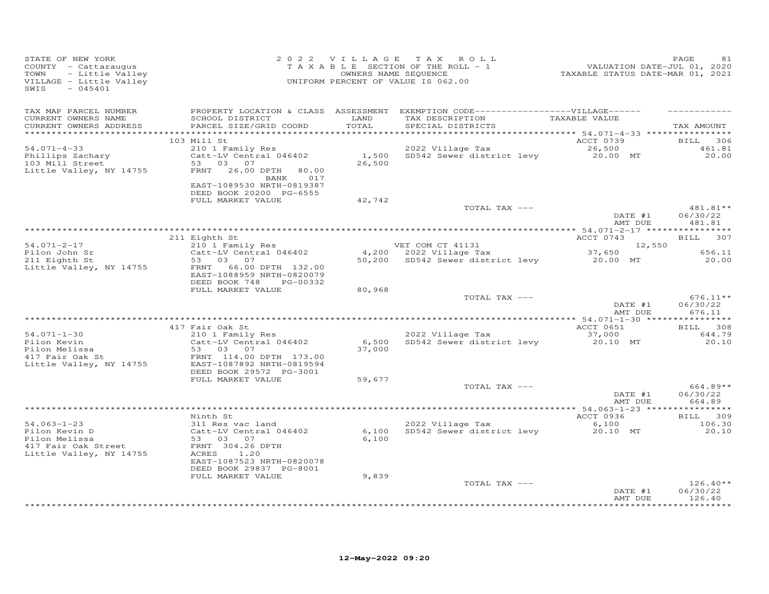STATE OF NEW YORK
COUNTY - Cattaraugus
TOWN - Little Valley
VILLAGE - Little Valley
SWIS - 045401

2022 VILLAGE TAX ROLL
TAXABLE SECTION OF THE ROLL - 1
OWNERS NAME SEQUENCE
UNIFORM PERCENT OF VALUE IS 062.00

VALUATION DATE-JUL 01, 2020
TAXABLE STATUS DATE-MAR 01, 2021

| TAX MAP PARCEL NUMBER / CURRENT OWNERS NAME / CURRENT OWNERS ADDRESS | PROPERTY LOCATION & CLASS / SCHOOL DISTRICT / PARCEL SIZE/GRID COORD | ASSESSMENT LAND / TOTAL | EXEMPTION CODE / TAX DESCRIPTION / SPECIAL DISTRICTS | TAXABLE VALUE | TAX AMOUNT |
|---|---|---|---|---|---|
| | 103 Mill St | | | ACCT 0739 | BILL 306 |
| 54.071-4-33 | 210 1 Family Res | | 2022 Village Tax | 26,500 | 461.81 |
| Phillips Zachary | Catt-LV Central 046402 | 1,500 | SD542 Sewer district levy | 20.00 MT | 20.00 |
| 103 Mill Street | 53 03 07 | 26,500 | | | |
| Little Valley, NY 14755 | FRNT 26.00 DPTH 80.00 | | | | |
| | BANK 017 | | | | |
| | EAST-1089530 NRTH-0819387 | | | | |
| | DEED BOOK 20200 PG-6555 | | | | |
| | FULL MARKET VALUE | 42,742 | | | |
| | | | TOTAL TAX --- | | 481.81** |
| | | | | DATE #1 | 06/30/22 |
| | | | | AMT DUE | 481.81 |
| | 211 Eighth St | | | ACCT 0743 | BILL 307 |
| 54.071-2-17 | 210 1 Family Res | | VET COM CT 41131 | 12,550 | |
| Pilon John Sr | Catt-LV Central 046402 | 4,200 | 2022 Village Tax | 37,650 | 656.11 |
| 211 Eighth St | 53 03 07 | 50,200 | SD542 Sewer district levy | 20.00 MT | 20.00 |
| Little Valley, NY 14755 | FRNT 66.00 DPTH 132.00 | | | | |
| | EAST-1088959 NRTH-0820079 | | | | |
| | DEED BOOK 748 PG-00332 | | | | |
| | FULL MARKET VALUE | 80,968 | | | |
| | | | TOTAL TAX --- | | 676.11** |
| | | | | DATE #1 | 06/30/22 |
| | | | | AMT DUE | 676.11 |
| | 417 Fair Oak St | | | ACCT 0651 | BILL 308 |
| 54.071-1-30 | 210 1 Family Res | | 2022 Village Tax | 37,000 | 644.79 |
| Pilon Kevin | Catt-LV Central 046402 | 6,500 | SD542 Sewer district levy | 20.10 MT | 20.10 |
| Pilon Melissa | 53 03 07 | 37,000 | | | |
| 417 Fair Oak St | FRNT 114.00 DPTH 173.00 | | | | |
| Little Valley, NY 14755 | EAST-1087892 NRTH-0819594 | | | | |
| | DEED BOOK 29572 PG-3001 | | | | |
| | FULL MARKET VALUE | 59,677 | | | |
| | | | TOTAL TAX --- | | 664.89** |
| | | | | DATE #1 | 06/30/22 |
| | | | | AMT DUE | 664.89 |
| | Ninth St | | | ACCT 0936 | BILL 309 |
| 54.063-1-23 | 311 Res vac land | | 2022 Village Tax | 6,100 | 106.30 |
| Pilon Kevin D | Catt-LV Central 046402 | 6,100 | SD542 Sewer district levy | 20.10 MT | 20.10 |
| Pilon Melissa | 53 03 07 | 6,100 | | | |
| 417 Fair Oak Street | FRNT 304.26 DPTH | | | | |
| Little Valley, NY 14755 | ACRES 1.20 | | | | |
| | EAST-1087523 NRTH-0820078 | | | | |
| | DEED BOOK 29837 PG-8001 | | | | |
| | FULL MARKET VALUE | 9,839 | | | |
| | | | TOTAL TAX --- | | 126.40** |
| | | | | DATE #1 | 06/30/22 |
| | | | | AMT DUE | 126.40 |

12-May-2022 09:20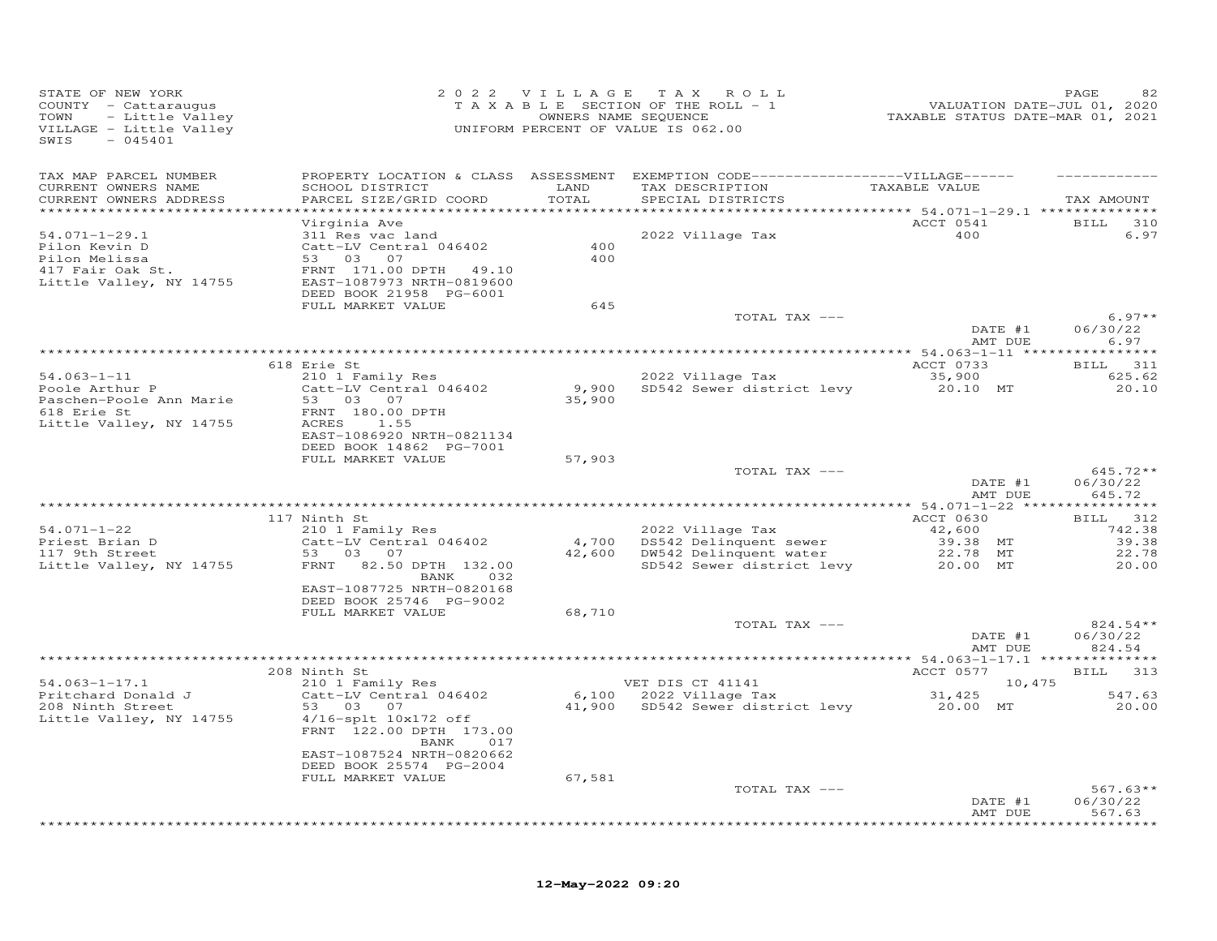STATE OF NEW YORK
COUNTY - Cattaraugus
TOWN - Little Valley
VILLAGE - Little Valley
SWIS - 045401

**2022 VILLAGE TAX ROLL**
TAXABLE SECTION OF THE ROLL - 1
OWNERS NAME SEQUENCE
UNIFORM PERCENT OF VALUE IS 062.00

VALUATION DATE-JUL 01, 2020
TAXABLE STATUS DATE-MAR 01, 2021

| TAX MAP PARCEL NUMBER / CURRENT OWNERS NAME / CURRENT OWNERS ADDRESS | PROPERTY LOCATION & CLASS / SCHOOL DISTRICT / PARCEL SIZE/GRID COORD | ASSESSMENT LAND / TOTAL | EXEMPTION CODE / TAX DESCRIPTION / SPECIAL DISTRICTS | VILLAGE TAXABLE VALUE | TAX AMOUNT |
|---|---|---|---|---|---|
| 54.071-1-29.1 | Virginia Ave | | | ACCT 0541 | BILL 310 |
| Pilon Kevin D | 311 Res vac land | | | | |
| Pilon Melissa | Catt-LV Central 046402 | 400 | 2022 Village Tax | 400 | 6.97 |
| 417 Fair Oak St. | 53 03 07 | 400 | | | |
| Little Valley, NY 14755 | FRNT 171.00 DPTH 49.10 | | | | |
| | EAST-1087973 NRTH-0819600 | | | | |
| | DEED BOOK 21958 PG-6001 | | | | |
| | FULL MARKET VALUE | 645 | | | |
| | | | TOTAL TAX --- | | 6.97** |
| | | | | DATE #1 | 06/30/22 |
| | | | | AMT DUE | 6.97 |
| 54.063-1-11 | 618 Erie St | | | ACCT 0733 | BILL 311 |
| Poole Arthur P | 210 1 Family Res | | | | |
| Paschen-Poole Ann Marie | Catt-LV Central 046402 | 9,900 | 2022 Village Tax | 35,900 | 625.62 |
| 618 Erie St | 53 03 07 | 35,900 | SD542 Sewer district levy | 20.10 MT | 20.10 |
| Little Valley, NY 14755 | FRNT 180.00 DPTH | | | | |
| | ACRES 1.55 | | | | |
| | EAST-1086920 NRTH-0821134 | | | | |
| | DEED BOOK 14862 PG-7001 | | | | |
| | FULL MARKET VALUE | 57,903 | | | |
| | | | TOTAL TAX --- | | 645.72** |
| | | | | DATE #1 | 06/30/22 |
| | | | | AMT DUE | 645.72 |
| 54.071-1-22 | 117 Ninth St | | | ACCT 0630 | BILL 312 |
| Priest Brian D | 210 1 Family Res | | 2022 Village Tax | 42,600 | 742.38 |
| 117 9th Street | Catt-LV Central 046402 | 4,700 | DS542 Delinquent sewer | 39.38 MT | 39.38 |
| Little Valley, NY 14755 | 53 03 07 | 42,600 | DW542 Delinquent water | 22.78 MT | 22.78 |
| | FRNT 82.50 DPTH 132.00 | | SD542 Sewer district levy | 20.00 MT | 20.00 |
| | BANK 032 | | | | |
| | EAST-1087725 NRTH-0820168 | | | | |
| | DEED BOOK 25746 PG-9002 | | | | |
| | FULL MARKET VALUE | 68,710 | | | |
| | | | TOTAL TAX --- | | 824.54** |
| | | | | DATE #1 | 06/30/22 |
| | | | | AMT DUE | 824.54 |
| 54.063-1-17.1 | 208 Ninth St | | | ACCT 0577 | BILL 313 |
| Pritchard Donald J | 210 1 Family Res | | VET DIS CT 41141 | 10,475 | |
| 208 Ninth Street | Catt-LV Central 046402 | 6,100 | 2022 Village Tax | 31,425 | 547.63 |
| Little Valley, NY 14755 | 53 03 07 | 41,900 | SD542 Sewer district levy | 20.00 MT | 20.00 |
| | 4/16-splt 10x172 off | | | | |
| | FRNT 122.00 DPTH 173.00 | | | | |
| | BANK 017 | | | | |
| | EAST-1087524 NRTH-0820662 | | | | |
| | DEED BOOK 25574 PG-2004 | | | | |
| | FULL MARKET VALUE | 67,581 | | | |
| | | | TOTAL TAX --- | | 567.63** |
| | | | | DATE #1 | 06/30/22 |
| | | | | AMT DUE | 567.63 |

12-May-2022 09:20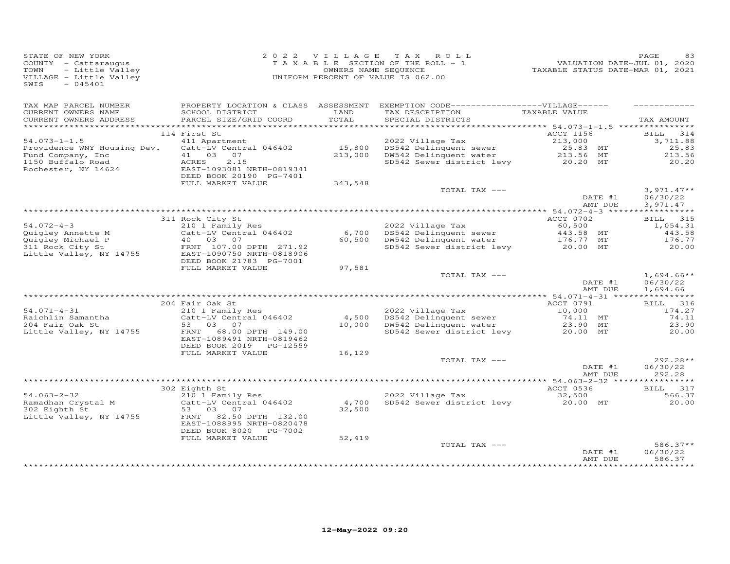STATE OF NEW YORK
COUNTY - Cattaraugus
TOWN - Little Valley
VILLAGE - Little Valley
SWIS - 045401

2022 VILLAGE TAX ROLL
TAXABLE SECTION OF THE ROLL - 1
OWNERS NAME SEQUENCE
UNIFORM PERCENT OF VALUE IS 062.00

PAGE 83
VALUATION DATE-JUL 01, 2020
TAXABLE STATUS DATE-MAR 01, 2021

| TAX MAP PARCEL NUMBER / CURRENT OWNERS NAME / CURRENT OWNERS ADDRESS | PROPERTY LOCATION & CLASS / SCHOOL DISTRICT / PARCEL SIZE/GRID COORD | ASSESSMENT LAND / TOTAL | EXEMPTION CODE / TAX DESCRIPTION / SPECIAL DISTRICTS | VILLAGE TAXABLE VALUE | TAX AMOUNT |
|---|---|---|---|---|---|
| 54.073-1-1.5 | 114 First St | | | ACCT 1156 | BILL 314 |
| Providence WNY Housing Dev. | 411 Apartment | | 2022 Village Tax | 213,000 | 3,711.88 |
| Fund Company, Inc | Catt-LV Central 046402 | 15,800 | DS542 Delinquent sewer | 25.83 MT | 25.83 |
| 1150 Buffalo Road | 41 03 07 | 213,000 | DW542 Delinquent water | 213.56 MT | 213.56 |
| Rochester, NY 14624 | ACRES 2.15 | | SD542 Sewer district levy | 20.20 MT | 20.20 |
| | EAST-1093081 NRTH-0819341 | | | | |
| | DEED BOOK 20190 PG-7401 | | | | |
| | FULL MARKET VALUE | 343,548 | | | |
| | | | TOTAL TAX --- | | 3,971.47** |
| | | | | DATE #1 | 06/30/22 |
| | | | | AMT DUE | 3,971.47 |
| 54.072-4-3 | 311 Rock City St | | | ACCT 0702 | BILL 315 |
| Quigley Annette M | 210 1 Family Res | | 2022 Village Tax | 60,500 | 1,054.31 |
| Quigley Michael P | Catt-LV Central 046402 | 6,700 | DS542 Delinquent sewer | 443.58 MT | 443.58 |
| 311 Rock City St | 40 03 07 | 60,500 | DW542 Delinquent water | 176.77 MT | 176.77 |
| Little Valley, NY 14755 | FRNT 107.00 DPTH 271.92 | | SD542 Sewer district levy | 20.00 MT | 20.00 |
| | EAST-1090750 NRTH-0818906 | | | | |
| | DEED BOOK 21783 PG-7001 | | | | |
| | FULL MARKET VALUE | 97,581 | | | |
| | | | TOTAL TAX --- | | 1,694.66** |
| | | | | DATE #1 | 06/30/22 |
| | | | | AMT DUE | 1,694.66 |
| 54.071-4-31 | 204 Fair Oak St | | | ACCT 0791 | BILL 316 |
| Raichlin Samantha | 210 1 Family Res | | 2022 Village Tax | 10,000 | 174.27 |
| 204 Fair Oak St | Catt-LV Central 046402 | 4,500 | DS542 Delinquent sewer | 74.11 MT | 74.11 |
| Little Valley, NY 14755 | 53 03 07 | 10,000 | DW542 Delinquent water | 23.90 MT | 23.90 |
| | FRNT 68.00 DPTH 149.00 | | SD542 Sewer district levy | 20.00 MT | 20.00 |
| | EAST-1089491 NRTH-0819462 | | | | |
| | DEED BOOK 2019 PG-12559 | | | | |
| | FULL MARKET VALUE | 16,129 | | | |
| | | | TOTAL TAX --- | | 292.28** |
| | | | | DATE #1 | 06/30/22 |
| | | | | AMT DUE | 292.28 |
| 54.063-2-32 | 302 Eighth St | | | ACCT 0536 | BILL 317 |
| Ramadhan Crystal M | 210 1 Family Res | | 2022 Village Tax | 32,500 | 566.37 |
| 302 Eighth St | Catt-LV Central 046402 | 4,700 | SD542 Sewer district levy | 20.00 MT | 20.00 |
| Little Valley, NY 14755 | 53 03 07 | 32,500 | | | |
| | FRNT 82.50 DPTH 132.00 | | | | |
| | EAST-1088995 NRTH-0820478 | | | | |
| | DEED BOOK 8020 PG-7002 | | | | |
| | FULL MARKET VALUE | 52,419 | | | |
| | | | TOTAL TAX --- | | 586.37** |
| | | | | DATE #1 | 06/30/22 |
| | | | | AMT DUE | 586.37 |

12-May-2022 09:20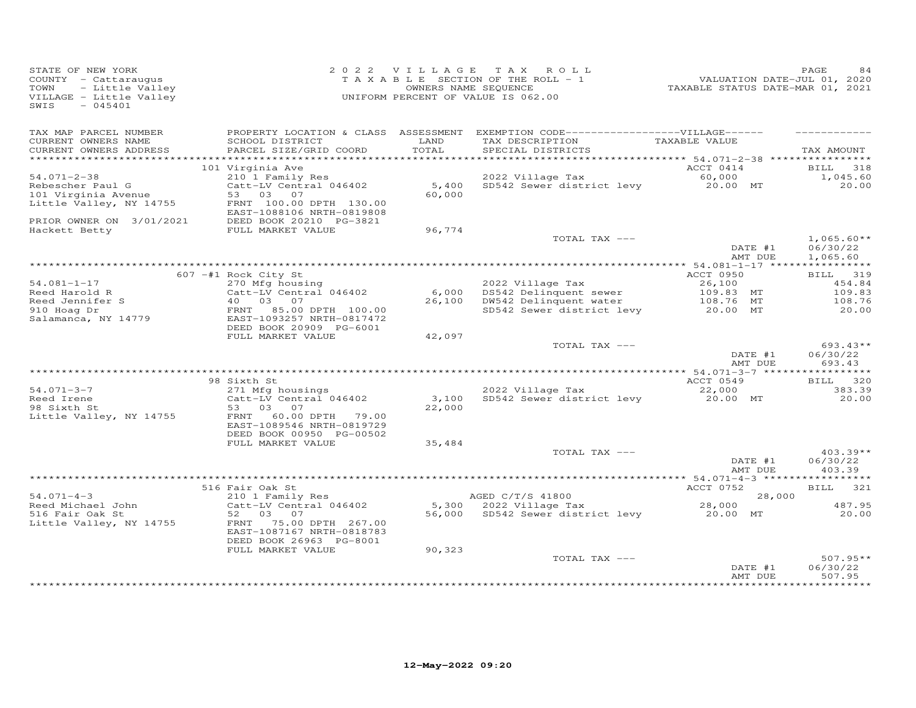STATE OF NEW YORK
COUNTY - Cattaraugus
TOWN - Little Valley
VILLAGE - Little Valley
SWIS - 045401

2022 VILLAGE TAX ROLL
TAXABLE SECTION OF THE ROLL - 1
OWNERS NAME SEQUENCE
UNIFORM PERCENT OF VALUE IS 062.00

VALUATION DATE-JUL 01, 2020
TAXABLE STATUS DATE-MAR 01, 2021

| TAX MAP PARCEL NUMBER / CURRENT OWNERS NAME / CURRENT OWNERS ADDRESS | PROPERTY LOCATION & CLASS / SCHOOL DISTRICT / PARCEL SIZE/GRID COORD | ASSESSMENT LAND / TOTAL | EXEMPTION CODE / TAX DESCRIPTION / SPECIAL DISTRICTS | VILLAGE TAXABLE VALUE | TAX AMOUNT |
|---|---|---|---|---|---|
| | 101 Virginia Ave | | | ACCT 0414 | BILL 318 |
| 54.071-2-38 | 210 1 Family Res | | 2022 Village Tax | 60,000 | 1,045.60 |
| Rebescher Paul G | Catt-LV Central 046402 | 5,400 | SD542 Sewer district levy | 20.00 MT | 20.00 |
| 101 Virginia Avenue | 53 03 07 | 60,000 | | | |
| Little Valley, NY 14755 | FRNT 100.00 DPTH 130.00 | | | | |
| | EAST-1088106 NRTH-0819808 | | | | |
| PRIOR OWNER ON 3/01/2021 | DEED BOOK 20210 PG-3821 | | | | |
| Hackett Betty | FULL MARKET VALUE | 96,774 | | | |
| | | | TOTAL TAX --- | | 1,065.60** |
| | | | | DATE #1 | 06/30/22 |
| | | | | AMT DUE | 1,065.60 |
| | 607 -#1 Rock City St | | | ACCT 0950 | BILL 319 |
| 54.081-1-17 | 270 Mfg housing | | 2022 Village Tax | 26,100 | 454.84 |
| Reed Harold R | Catt-LV Central 046402 | 6,000 | DS542 Delinquent sewer | 109.83 MT | 109.83 |
| Reed Jennifer S | 40 03 07 | 26,100 | DW542 Delinquent water | 108.76 MT | 108.76 |
| 910 Hoag Dr | FRNT 85.00 DPTH 100.00 | | SD542 Sewer district levy | 20.00 MT | 20.00 |
| Salamanca, NY 14779 | EAST-1093257 NRTH-0817472 | | | | |
| | DEED BOOK 20909 PG-6001 | | | | |
| | FULL MARKET VALUE | 42,097 | | | |
| | | | TOTAL TAX --- | | 693.43** |
| | | | | DATE #1 | 06/30/22 |
| | | | | AMT DUE | 693.43 |
| | 98 Sixth St | | | ACCT 0549 | BILL 320 |
| 54.071-3-7 | 271 Mfg housings | | 2022 Village Tax | 22,000 | 383.39 |
| Reed Irene | Catt-LV Central 046402 | 3,100 | SD542 Sewer district levy | 20.00 MT | 20.00 |
| 98 Sixth St | 53 03 07 | 22,000 | | | |
| Little Valley, NY 14755 | FRNT 60.00 DPTH 79.00 | | | | |
| | EAST-1089546 NRTH-0819729 | | | | |
| | DEED BOOK 00950 PG-00502 | | | | |
| | FULL MARKET VALUE | 35,484 | | | |
| | | | TOTAL TAX --- | | 403.39** |
| | | | | DATE #1 | 06/30/22 |
| | | | | AMT DUE | 403.39 |
| | 516 Fair Oak St | | | ACCT 0752 | BILL 321 |
| 54.071-4-3 | 210 1 Family Res | | AGED C/T/S 41800 | 28,000 | |
| Reed Michael John | Catt-LV Central 046402 | 5,300 | 2022 Village Tax | 28,000 | 487.95 |
| 516 Fair Oak St | 52 03 07 | 56,000 | SD542 Sewer district levy | 20.00 MT | 20.00 |
| Little Valley, NY 14755 | FRNT 75.00 DPTH 267.00 | | | | |
| | EAST-1087167 NRTH-0818783 | | | | |
| | DEED BOOK 26963 PG-8001 | | | | |
| | FULL MARKET VALUE | 90,323 | | | |
| | | | TOTAL TAX --- | | 507.95** |
| | | | | DATE #1 | 06/30/22 |
| | | | | AMT DUE | 507.95 |

12-May-2022 09:20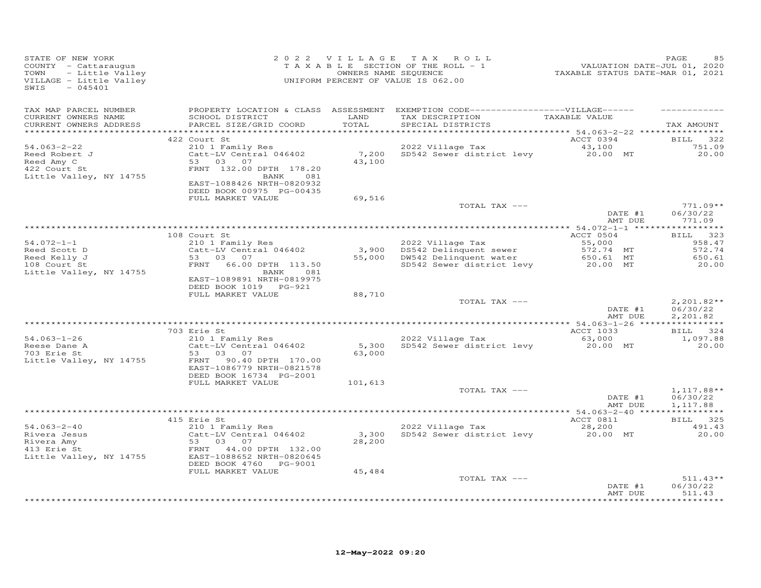STATE OF NEW YORK
COUNTY - Cattaraugus
TOWN - Little Valley
VILLAGE - Little Valley
SWIS - 045401

2022 VILLAGE TAX ROLL
TAXABLE SECTION OF THE ROLL - 1
OWNERS NAME SEQUENCE
UNIFORM PERCENT OF VALUE IS 062.00

VALUATION DATE-JUL 01, 2020
TAXABLE STATUS DATE-MAR 01, 2021

| TAX MAP PARCEL NUMBER / CURRENT OWNERS NAME / CURRENT OWNERS ADDRESS | PROPERTY LOCATION & CLASS / SCHOOL DISTRICT / PARCEL SIZE/GRID COORD | ASSESSMENT LAND / TOTAL | EXEMPTION CODE / TAX DESCRIPTION / SPECIAL DISTRICTS | VILLAGE TAXABLE VALUE | TAX AMOUNT |
|---|---|---|---|---|---|
| | 422 Court St | | | ACCT 0394 | BILL 322 |
| 54.063-2-22 | 210 1 Family Res | | 2022 Village Tax | 43,100 | 751.09 |
| Reed Robert J | Catt-LV Central 046402 | 7,200 | SD542 Sewer district levy | 20.00 MT | 20.00 |
| Reed Amy C | 53 03 07 | 43,100 | | | |
| 422 Court St | FRNT 132.00 DPTH 178.20 | | | | |
| Little Valley, NY 14755 | BANK 081 | | | | |
| | EAST-1088426 NRTH-0820932 | | | | |
| | DEED BOOK 00975 PG-00435 | | | | |
| | FULL MARKET VALUE | 69,516 | | | |
| | | | TOTAL TAX --- | | 771.09** |
| | | | | DATE #1 | 06/30/22 |
| | | | | AMT DUE | 771.09 |
| | 108 Court St | | | ACCT 0504 | BILL 323 |
| 54.072-1-1 | 210 1 Family Res | | 2022 Village Tax | 55,000 | 958.47 |
| Reed Scott D | Catt-LV Central 046402 | 3,900 | DS542 Delinquent sewer | 572.74 MT | 572.74 |
| Reed Kelly J | 53 03 07 | 55,000 | DW542 Delinquent water | 650.61 MT | 650.61 |
| 108 Court St | FRNT 66.00 DPTH 113.50 | | SD542 Sewer district levy | 20.00 MT | 20.00 |
| Little Valley, NY 14755 | BANK 081 | | | | |
| | EAST-1089891 NRTH-0819975 | | | | |
| | DEED BOOK 1019 PG-921 | | | | |
| | FULL MARKET VALUE | 88,710 | | | |
| | | | TOTAL TAX --- | | 2,201.82** |
| | | | | DATE #1 | 06/30/22 |
| | | | | AMT DUE | 2,201.82 |
| | 703 Erie St | | | ACCT 1033 | BILL 324 |
| 54.063-1-26 | 210 1 Family Res | | 2022 Village Tax | 63,000 | 1,097.88 |
| Reese Dane A | Catt-LV Central 046402 | 5,300 | SD542 Sewer district levy | 20.00 MT | 20.00 |
| 703 Erie St | 53 03 07 | 63,000 | | | |
| Little Valley, NY 14755 | FRNT 90.40 DPTH 170.00 | | | | |
| | EAST-1086779 NRTH-0821578 | | | | |
| | DEED BOOK 16734 PG-2001 | | | | |
| | FULL MARKET VALUE | 101,613 | | | |
| | | | TOTAL TAX --- | | 1,117.88** |
| | | | | DATE #1 | 06/30/22 |
| | | | | AMT DUE | 1,117.88 |
| | 415 Erie St | | | ACCT 0811 | BILL 325 |
| 54.063-2-40 | 210 1 Family Res | | 2022 Village Tax | 28,200 | 491.43 |
| Rivera Jesus | Catt-LV Central 046402 | 3,300 | SD542 Sewer district levy | 20.00 MT | 20.00 |
| Rivera Amy | 53 03 07 | 28,200 | | | |
| 413 Erie St | FRNT 44.00 DPTH 132.00 | | | | |
| Little Valley, NY 14755 | EAST-1088652 NRTH-0820645 | | | | |
| | DEED BOOK 4760 PG-9001 | | | | |
| | FULL MARKET VALUE | 45,484 | | | |
| | | | TOTAL TAX --- | | 511.43** |
| | | | | DATE #1 | 06/30/22 |
| | | | | AMT DUE | 511.43 |

12-May-2022 09:20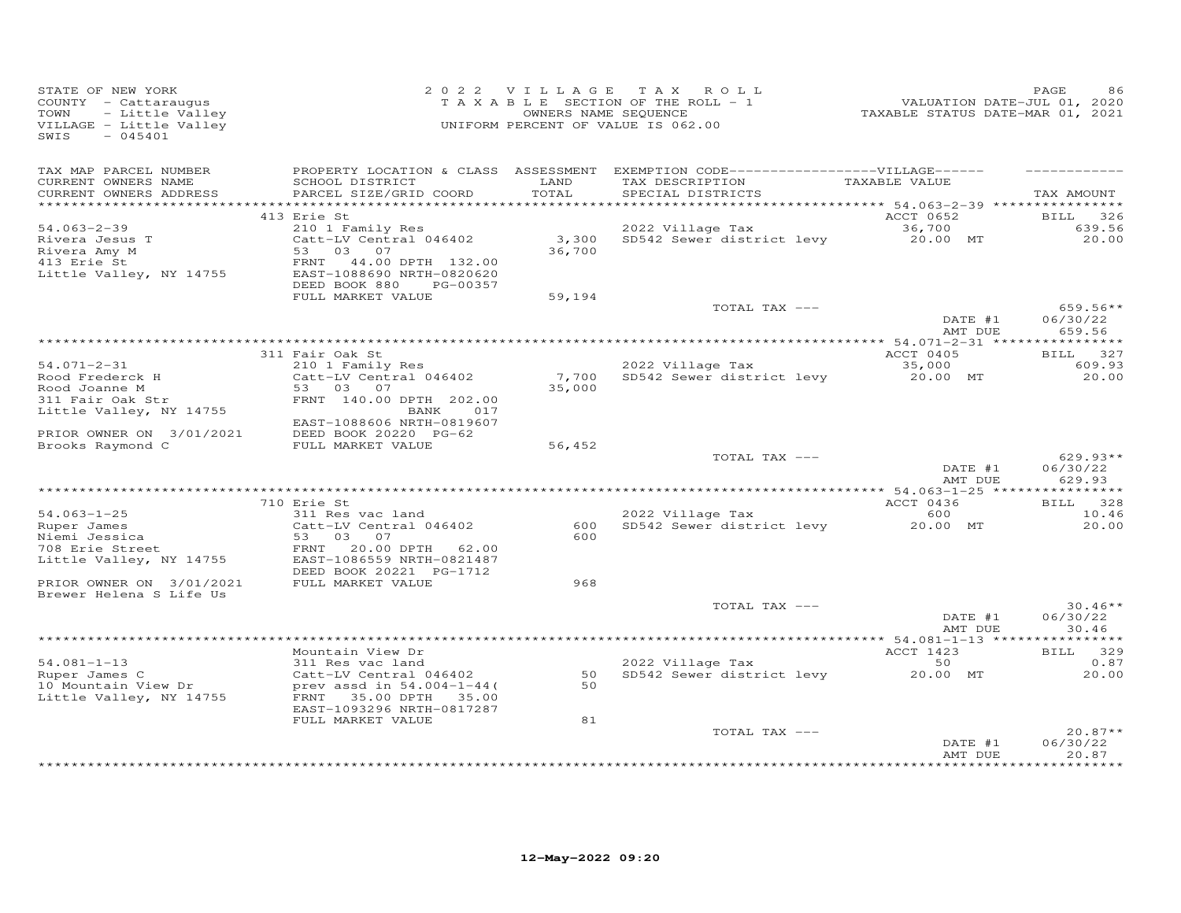STATE OF NEW YORK
COUNTY - Cattaraugus
TOWN - Little Valley
VILLAGE - Little Valley
SWIS - 045401

2 0 2 2 V I L L A G E T A X R O L L
T A X A B L E SECTION OF THE ROLL - 1
OWNERS NAME SEQUENCE
UNIFORM PERCENT OF VALUE IS 062.00

VALUATION DATE-JUL 01, 2020
TAXABLE STATUS DATE-MAR 01, 2021

| TAX MAP PARCEL NUMBER / CURRENT OWNERS NAME / CURRENT OWNERS ADDRESS | PROPERTY LOCATION & CLASS / SCHOOL DISTRICT / PARCEL SIZE/GRID COORD | ASSESSMENT LAND / TOTAL | EXEMPTION CODE-----VILLAGE----- TAX DESCRIPTION / SPECIAL DISTRICTS | TAXABLE VALUE | TAX AMOUNT |
|---|---|---|---|---|---|
| | 413 Erie St | | | ACCT 0652 | BILL 326 |
| 54.063-2-39 | 210 1 Family Res | | 2022 Village Tax | 36,700 | 639.56 |
| Rivera Jesus T | Catt-LV Central 046402 | 3,300 | SD542 Sewer district levy | 20.00 MT | 20.00 |
| Rivera Amy M | 53 03 07 | 36,700 | | | |
| 413 Erie St | FRNT 44.00 DPTH 132.00 | | | | |
| Little Valley, NY 14755 | EAST-1088690 NRTH-0820620 | | | | |
| | DEED BOOK 880 PG-00357 | | | | |
| | FULL MARKET VALUE | 59,194 | | | |
| | | | TOTAL TAX --- | | 659.56** |
| | | | | DATE #1 | 06/30/22 |
| | | | | AMT DUE | 659.56 |
| | 311 Fair Oak St | | | ACCT 0405 | BILL 327 |
| 54.071-2-31 | 210 1 Family Res | | 2022 Village Tax | 35,000 | 609.93 |
| Rood Frederck H | Catt-LV Central 046402 | 7,700 | SD542 Sewer district levy | 20.00 MT | 20.00 |
| Rood Joanne M | 53 03 07 | 35,000 | | | |
| 311 Fair Oak Str | FRNT 140.00 DPTH 202.00 | | | | |
| Little Valley, NY 14755 | BANK 017 | | | | |
| | EAST-1088606 NRTH-0819607 | | | | |
| PRIOR OWNER ON 3/01/2021 | DEED BOOK 20220 PG-62 | | | | |
| Brooks Raymond C | FULL MARKET VALUE | 56,452 | | | |
| | | | TOTAL TAX --- | | 629.93** |
| | | | | DATE #1 | 06/30/22 |
| | | | | AMT DUE | 629.93 |
| | 710 Erie St | | | ACCT 0436 | BILL 328 |
| 54.063-1-25 | 311 Res vac land | | 2022 Village Tax | 600 | 10.46 |
| Ruper James | Catt-LV Central 046402 | 600 | SD542 Sewer district levy | 20.00 MT | 20.00 |
| Niemi Jessica | 53 03 07 | 600 | | | |
| 708 Erie Street | FRNT 20.00 DPTH 62.00 | | | | |
| Little Valley, NY 14755 | EAST-1086559 NRTH-0821487 | | | | |
| | DEED BOOK 20221 PG-1712 | | | | |
| PRIOR OWNER ON 3/01/2021 | FULL MARKET VALUE | 968 | | | |
| Brewer Helena S Life Us | | | | | |
| | | | TOTAL TAX --- | | 30.46** |
| | | | | DATE #1 | 06/30/22 |
| | | | | AMT DUE | 30.46 |
| | Mountain View Dr | | | ACCT 1423 | BILL 329 |
| 54.081-1-13 | 311 Res vac land | | 2022 Village Tax | 50 | 0.87 |
| Ruper James C | Catt-LV Central 046402 | 50 | SD542 Sewer district levy | 20.00 MT | 20.00 |
| 10 Mountain View Dr | prev assd in 54.004-1-44( | 50 | | | |
| Little Valley, NY 14755 | FRNT 35.00 DPTH 35.00 | | | | |
| | EAST-1093296 NRTH-0817287 | | | | |
| | FULL MARKET VALUE | 81 | | | |
| | | | TOTAL TAX --- | | 20.87** |
| | | | | DATE #1 | 06/30/22 |
| | | | | AMT DUE | 20.87 |

12-May-2022 09:20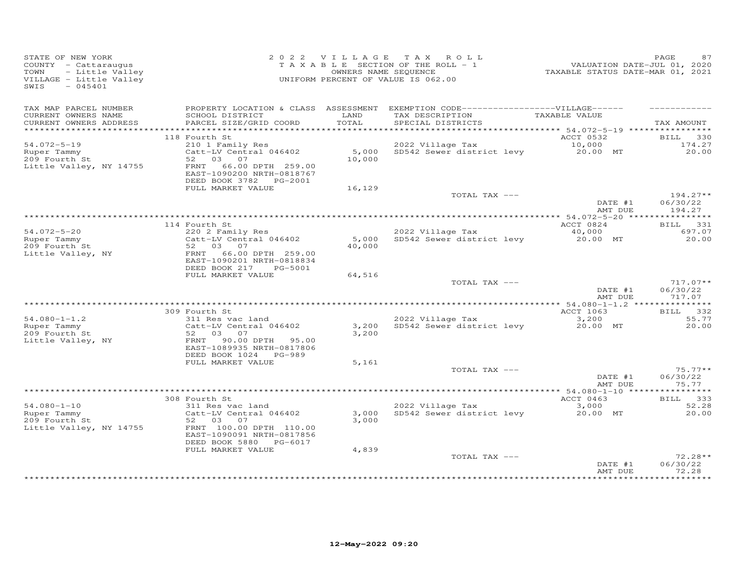STATE OF NEW YORK
COUNTY - Cattaraugus
TOWN - Little Valley
VILLAGE - Little Valley
SWIS - 045401

**2022 VILLAGE TAX ROLL**
TAXABLE SECTION OF THE ROLL - 1
OWNERS NAME SEQUENCE
UNIFORM PERCENT OF VALUE IS 062.00

VALUATION DATE-JUL 01, 2020
TAXABLE STATUS DATE-MAR 01, 2021

| TAX MAP PARCEL NUMBER / CURRENT OWNERS NAME / CURRENT OWNERS ADDRESS | PROPERTY LOCATION & CLASS / SCHOOL DISTRICT / PARCEL SIZE/GRID COORD | ASSESSMENT LAND / TOTAL | EXEMPTION CODE / TAX DESCRIPTION / SPECIAL DISTRICTS | VILLAGE TAXABLE VALUE | TAX AMOUNT |
|---|---|---|---|---|---|
| 54.072-5-19 | 118 Fourth St | | | ACCT 0532 | BILL 330 |
| | 210 1 Family Res | | 2022 Village Tax | 10,000 | 174.27 |
| Ruper Tammy | Catt-LV Central 046402 | 5,000 | SD542 Sewer district levy | 20.00 MT | 20.00 |
| 209 Fourth St | 52 03 07 | 10,000 | | | |
| Little Valley, NY 14755 | FRNT 66.00 DPTH 259.00 | | | | |
| | EAST-1090200 NRTH-0818767 | | | | |
| | DEED BOOK 3782 PG-2001 | | | | |
| | FULL MARKET VALUE | 16,129 | | | |
| | | | TOTAL TAX --- | | 194.27** |
| | | | | DATE #1 | 06/30/22 |
| | | | | AMT DUE | 194.27 |
| 54.072-5-20 | 114 Fourth St | | | ACCT 0824 | BILL 331 |
| | 220 2 Family Res | | 2022 Village Tax | 40,000 | 697.07 |
| Ruper Tammy | Catt-LV Central 046402 | 5,000 | SD542 Sewer district levy | 20.00 MT | 20.00 |
| 209 Fourth St | 52 03 07 | 40,000 | | | |
| Little Valley, NY | FRNT 66.00 DPTH 259.00 | | | | |
| | EAST-1090201 NRTH-0818834 | | | | |
| | DEED BOOK 217 PG-5001 | | | | |
| | FULL MARKET VALUE | 64,516 | | | |
| | | | TOTAL TAX --- | | 717.07** |
| | | | | DATE #1 | 06/30/22 |
| | | | | AMT DUE | 717.07 |
| 54.080-1-1.2 | 309 Fourth St | | | ACCT 1063 | BILL 332 |
| | 311 Res vac land | | 2022 Village Tax | 3,200 | 55.77 |
| Ruper Tammy | Catt-LV Central 046402 | 3,200 | SD542 Sewer district levy | 20.00 MT | 20.00 |
| 209 Fourth St | 52 03 07 | 3,200 | | | |
| Little Valley, NY | FRNT 90.00 DPTH 95.00 | | | | |
| | EAST-1089935 NRTH-0817806 | | | | |
| | DEED BOOK 1024 PG-989 | | | | |
| | FULL MARKET VALUE | 5,161 | | | |
| | | | TOTAL TAX --- | | 75.77** |
| | | | | DATE #1 | 06/30/22 |
| | | | | AMT DUE | 75.77 |
| 54.080-1-10 | 308 Fourth St | | | ACCT 0463 | BILL 333 |
| | 311 Res vac land | | 2022 Village Tax | 3,000 | 52.28 |
| Ruper Tammy | Catt-LV Central 046402 | 3,000 | SD542 Sewer district levy | 20.00 MT | 20.00 |
| 209 Fourth St | 52 03 07 | 3,000 | | | |
| Little Valley, NY 14755 | FRNT 100.00 DPTH 110.00 | | | | |
| | EAST-1090091 NRTH-0817856 | | | | |
| | DEED BOOK 5880 PG-6017 | | | | |
| | FULL MARKET VALUE | 4,839 | | | |
| | | | TOTAL TAX --- | | 72.28** |
| | | | | DATE #1 | 06/30/22 |
| | | | | AMT DUE | 72.28 |

12-May-2022 09:20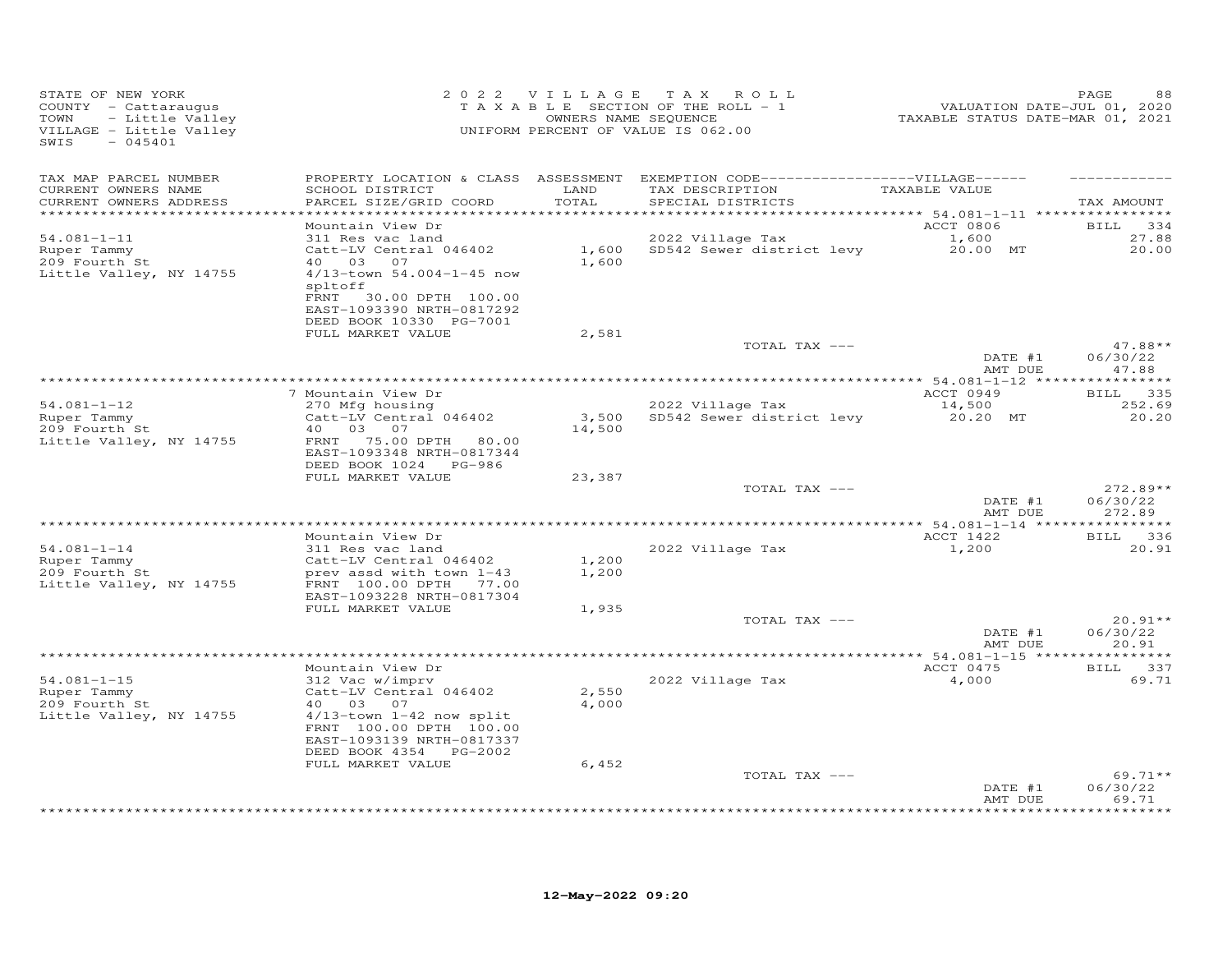STATE OF NEW YORK
COUNTY - Cattaraugus
TOWN - Little Valley
VILLAGE - Little Valley
SWIS - 045401

2022 VILLAGE TAX ROLL
TAXABLE SECTION OF THE ROLL - 1
OWNERS NAME SEQUENCE
UNIFORM PERCENT OF VALUE IS 062.00

VALUATION DATE-JUL 01, 2020
TAXABLE STATUS DATE-MAR 01, 2021

| TAX MAP PARCEL NUMBER / CURRENT OWNERS NAME / CURRENT OWNERS ADDRESS | PROPERTY LOCATION & CLASS / SCHOOL DISTRICT / PARCEL SIZE/GRID COORD | ASSESSMENT LAND / TOTAL | EXEMPTION CODE / TAX DESCRIPTION / SPECIAL DISTRICTS | VILLAGE TAXABLE VALUE | TAX AMOUNT |
|---|---|---|---|---|---|
| **54.081-1-11** | Mountain View Dr | | | ACCT 0806 | BILL 334 |
| | 311 Res vac land | | 2022 Village Tax | 1,600 | 27.88 |
| Ruper Tammy | Catt-LV Central 046402 | 1,600 | SD542 Sewer district levy | 20.00 MT | 20.00 |
| 209 Fourth St | 40 03 07 | 1,600 | | | |
| Little Valley, NY 14755 | 4/13-town 54.004-1-45 now spltoff | | | | |
| | FRNT 30.00 DPTH 100.00 | | | | |
| | EAST-1093390 NRTH-0817292 | | | | |
| | DEED BOOK 10330 PG-7001 | | | | |
| | FULL MARKET VALUE | 2,581 | | | |
| | | | TOTAL TAX --- | | 47.88** |
| | | | | DATE #1 | 06/30/22 |
| | | | | AMT DUE | 47.88 |
| **54.081-1-12** | 7 Mountain View Dr | | | ACCT 0949 | BILL 335 |
| | 270 Mfg housing | | 2022 Village Tax | 14,500 | 252.69 |
| Ruper Tammy | Catt-LV Central 046402 | 3,500 | SD542 Sewer district levy | 20.20 MT | 20.20 |
| 209 Fourth St | 40 03 07 | 14,500 | | | |
| Little Valley, NY 14755 | FRNT 75.00 DPTH 80.00 | | | | |
| | EAST-1093348 NRTH-0817344 | | | | |
| | DEED BOOK 1024 PG-986 | | | | |
| | FULL MARKET VALUE | 23,387 | | | |
| | | | TOTAL TAX --- | | 272.89** |
| | | | | DATE #1 | 06/30/22 |
| | | | | AMT DUE | 272.89 |
| **54.081-1-14** | Mountain View Dr | | | ACCT 1422 | BILL 336 |
| | 311 Res vac land | | 2022 Village Tax | 1,200 | 20.91 |
| Ruper Tammy | Catt-LV Central 046402 | 1,200 | | | |
| 209 Fourth St | prev assd with town 1-43 | 1,200 | | | |
| Little Valley, NY 14755 | FRNT 100.00 DPTH 77.00 | | | | |
| | EAST-1093228 NRTH-0817304 | | | | |
| | FULL MARKET VALUE | 1,935 | | | |
| | | | TOTAL TAX --- | | 20.91** |
| | | | | DATE #1 | 06/30/22 |
| | | | | AMT DUE | 20.91 |
| **54.081-1-15** | Mountain View Dr | | | ACCT 0475 | BILL 337 |
| | 312 Vac w/imprv | | 2022 Village Tax | 4,000 | 69.71 |
| Ruper Tammy | Catt-LV Central 046402 | 2,550 | | | |
| 209 Fourth St | 40 03 07 | 4,000 | | | |
| Little Valley, NY 14755 | 4/13-town 1-42 now split | | | | |
| | FRNT 100.00 DPTH 100.00 | | | | |
| | EAST-1093139 NRTH-0817337 | | | | |
| | DEED BOOK 4354 PG-2002 | | | | |
| | FULL MARKET VALUE | 6,452 | | | |
| | | | TOTAL TAX --- | | 69.71** |
| | | | | DATE #1 | 06/30/22 |
| | | | | AMT DUE | 69.71 |

12-May-2022 09:20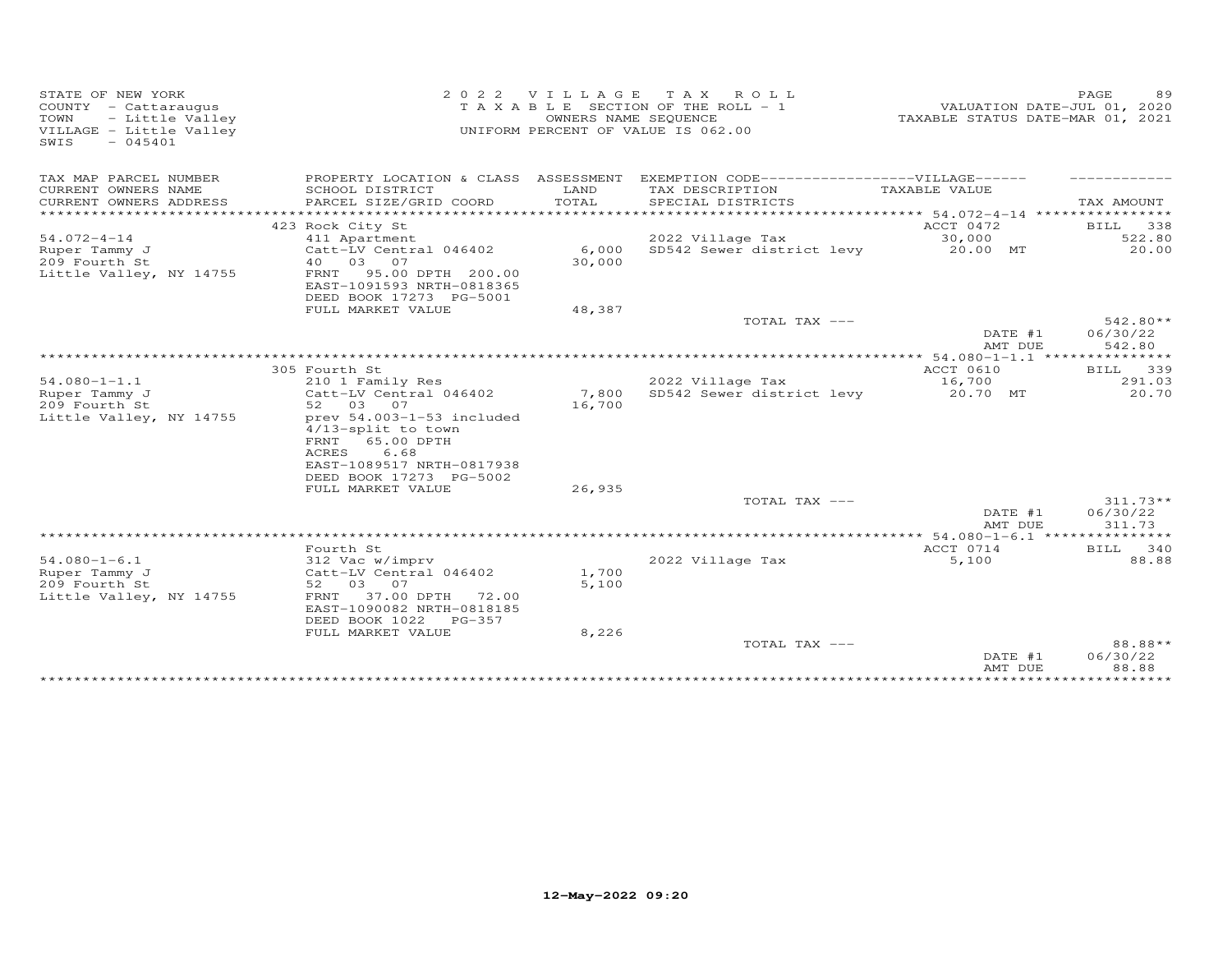STATE OF NEW YORK
COUNTY - Cattaraugus
TOWN - Little Valley
VILLAGE - Little Valley
SWIS - 045401

2 0 2 2 V I L L A G E T A X R O L L
T A X A B L E SECTION OF THE ROLL - 1
OWNERS NAME SEQUENCE
UNIFORM PERCENT OF VALUE IS 062.00

VALUATION DATE-JUL 01, 2020
TAXABLE STATUS DATE-MAR 01, 2021

| TAX MAP PARCEL NUMBER / CURRENT OWNERS NAME / CURRENT OWNERS ADDRESS | PROPERTY LOCATION & CLASS / SCHOOL DISTRICT / PARCEL SIZE/GRID COORD | ASSESSMENT LAND / TOTAL | EXEMPTION CODE-----VILLAGE----- / TAX DESCRIPTION / SPECIAL DISTRICTS | TAXABLE VALUE | TAX AMOUNT |
|---|---|---|---|---|---|
| | 423 Rock City St | | | ACCT 0472 | BILL 338 |
| 54.072-4-14 | 411 Apartment | | 2022 Village Tax | 30,000 | 522.80 |
| Ruper Tammy J | Catt-LV Central 046402 | 6,000 | SD542 Sewer district levy | 20.00 MT | 20.00 |
| 209 Fourth St | 40 03 07 | 30,000 | | | |
| Little Valley, NY 14755 | FRNT 95.00 DPTH 200.00 | | | | |
| | EAST-1091593 NRTH-0818365 | | | | |
| | DEED BOOK 17273 PG-5001 | | | | |
| | FULL MARKET VALUE | 48,387 | | | |
| | | | TOTAL TAX --- | | 542.80** |
| | | | | DATE #1 | 06/30/22 |
| | | | | AMT DUE | 542.80 |
| | 305 Fourth St | | | ACCT 0610 | BILL 339 |
| 54.080-1-1.1 | 210 1 Family Res | | 2022 Village Tax | 16,700 | 291.03 |
| Ruper Tammy J | Catt-LV Central 046402 | 7,800 | SD542 Sewer district levy | 20.70 MT | 20.70 |
| 209 Fourth St | 52 03 07 | 16,700 | | | |
| Little Valley, NY 14755 | prev 54.003-1-53 included | | | | |
| | 4/13-split to town | | | | |
| | FRNT 65.00 DPTH | | | | |
| | ACRES 6.68 | | | | |
| | EAST-1089517 NRTH-0817938 | | | | |
| | DEED BOOK 17273 PG-5002 | | | | |
| | FULL MARKET VALUE | 26,935 | | | |
| | | | TOTAL TAX --- | | 311.73** |
| | | | | DATE #1 | 06/30/22 |
| | | | | AMT DUE | 311.73 |
| | Fourth St | | | ACCT 0714 | BILL 340 |
| 54.080-1-6.1 | 312 Vac w/imprv | | 2022 Village Tax | 5,100 | 88.88 |
| Ruper Tammy J | Catt-LV Central 046402 | 1,700 | | | |
| 209 Fourth St | 52 03 07 | 5,100 | | | |
| Little Valley, NY 14755 | FRNT 37.00 DPTH 72.00 | | | | |
| | EAST-1090082 NRTH-0818185 | | | | |
| | DEED BOOK 1022 PG-357 | | | | |
| | FULL MARKET VALUE | 8,226 | | | |
| | | | TOTAL TAX --- | | 88.88** |
| | | | | DATE #1 | 06/30/22 |
| | | | | AMT DUE | 88.88 |

12-May-2022 09:20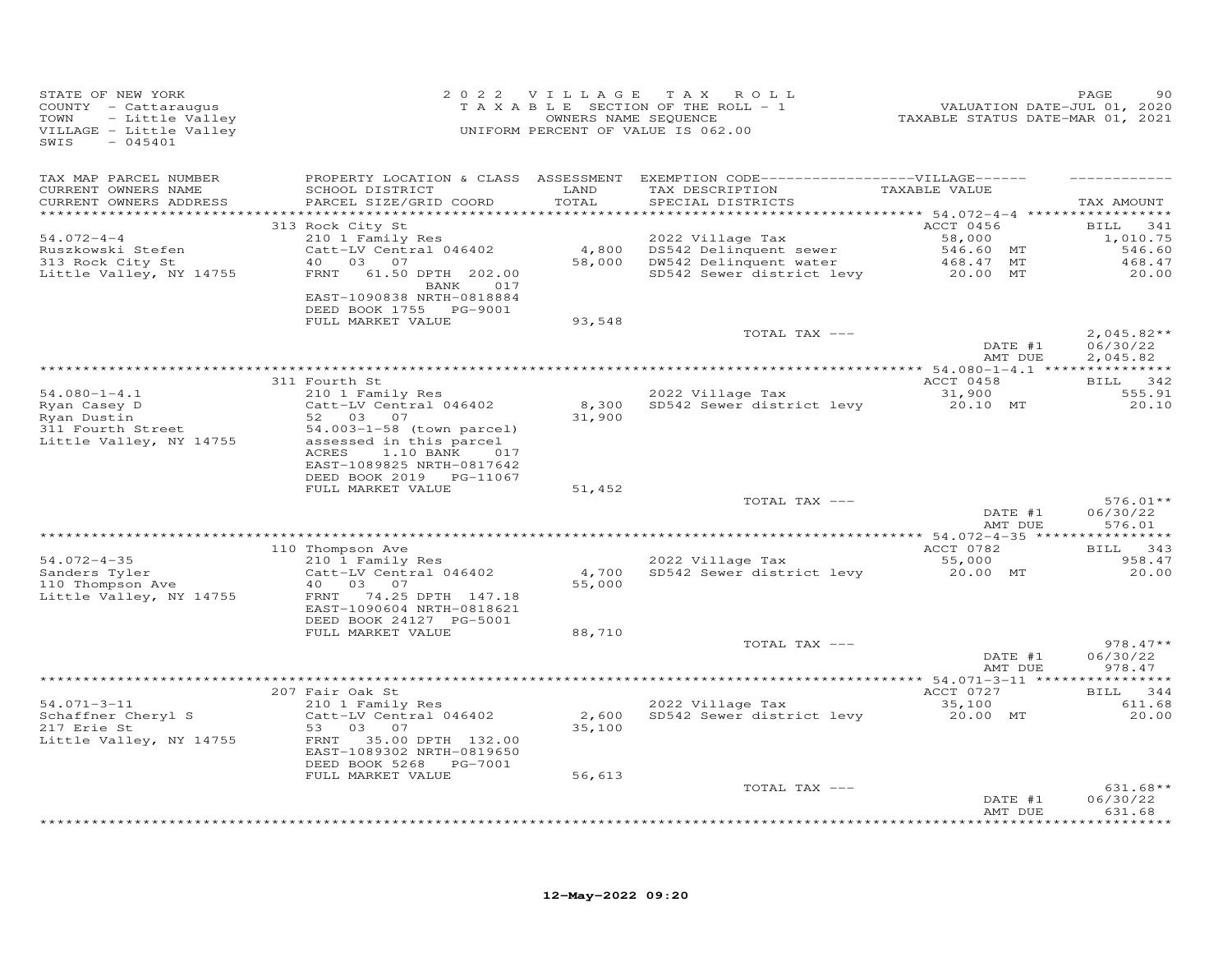STATE OF NEW YORK
COUNTY - Cattaraugus
TOWN - Little Valley
VILLAGE - Little Valley
SWIS - 045401

2022 VILLAGE TAX ROLL
TAXABLE SECTION OF THE ROLL - 1
OWNERS NAME SEQUENCE
UNIFORM PERCENT OF VALUE IS 062.00

VALUATION DATE-JUL 01, 2020
TAXABLE STATUS DATE-MAR 01, 2021

| TAX MAP PARCEL NUMBER / CURRENT OWNERS NAME / CURRENT OWNERS ADDRESS | PROPERTY LOCATION & CLASS / SCHOOL DISTRICT / PARCEL SIZE/GRID COORD | ASSESSMENT LAND / TOTAL | EXEMPTION CODE-----VILLAGE----- TAX DESCRIPTION / SPECIAL DISTRICTS | TAXABLE VALUE | TAX AMOUNT |
|---|---|---|---|---|---|
| **54.072-4-4** | 313 Rock City St | | | ACCT 0456 | BILL 341 |
| 54.072-4-4 | 210 1 Family Res | | 2022 Village Tax | 58,000 | 1,010.75 |
| Ruszkowski Stefen | Catt-LV Central 046402 | 4,800 | DS542 Delinquent sewer | 546.60 MT | 546.60 |
| 313 Rock City St | 40 03 07 | 58,000 | DW542 Delinquent water | 468.47 MT | 468.47 |
| Little Valley, NY 14755 | FRNT 61.50 DPTH 202.00 BANK 017 | | SD542 Sewer district levy | 20.00 MT | 20.00 |
| | EAST-1090838 NRTH-0818884 | | | | |
| | DEED BOOK 1755 PG-9001 | | | | |
| | FULL MARKET VALUE | 93,548 | | | |
| | | | TOTAL TAX --- | | 2,045.82** |
| | | | | DATE #1 | 06/30/22 |
| | | | | AMT DUE | 2,045.82 |
| **54.080-1-4.1** | 311 Fourth St | | | ACCT 0458 | BILL 342 |
| 54.080-1-4.1 | 210 1 Family Res | | 2022 Village Tax | 31,900 | 555.91 |
| Ryan Casey D | Catt-LV Central 046402 | 8,300 | SD542 Sewer district levy | 20.10 MT | 20.10 |
| Ryan Dustin | 52 03 07 | 31,900 | | | |
| 311 Fourth Street | 54.003-1-58 (town parcel) | | | | |
| Little Valley, NY 14755 | assessed in this parcel | | | | |
| | ACRES 1.10 BANK 017 | | | | |
| | EAST-1089825 NRTH-0817642 | | | | |
| | DEED BOOK 2019 PG-11067 | | | | |
| | FULL MARKET VALUE | 51,452 | | | |
| | | | TOTAL TAX --- | | 576.01** |
| | | | | DATE #1 | 06/30/22 |
| | | | | AMT DUE | 576.01 |
| **54.072-4-35** | 110 Thompson Ave | | | ACCT 0782 | BILL 343 |
| 54.072-4-35 | 210 1 Family Res | | 2022 Village Tax | 55,000 | 958.47 |
| Sanders Tyler | Catt-LV Central 046402 | 4,700 | SD542 Sewer district levy | 20.00 MT | 20.00 |
| 110 Thompson Ave | 40 03 07 | 55,000 | | | |
| Little Valley, NY 14755 | FRNT 74.25 DPTH 147.18 | | | | |
| | EAST-1090604 NRTH-0818621 | | | | |
| | DEED BOOK 24127 PG-5001 | | | | |
| | FULL MARKET VALUE | 88,710 | | | |
| | | | TOTAL TAX --- | | 978.47** |
| | | | | DATE #1 | 06/30/22 |
| | | | | AMT DUE | 978.47 |
| **54.071-3-11** | 207 Fair Oak St | | | ACCT 0727 | BILL 344 |
| 54.071-3-11 | 210 1 Family Res | | 2022 Village Tax | 35,100 | 611.68 |
| Schaffner Cheryl S | Catt-LV Central 046402 | 2,600 | SD542 Sewer district levy | 20.00 MT | 20.00 |
| 217 Erie St | 53 03 07 | 35,100 | | | |
| Little Valley, NY 14755 | FRNT 35.00 DPTH 132.00 | | | | |
| | EAST-1089302 NRTH-0819650 | | | | |
| | DEED BOOK 5268 PG-7001 | | | | |
| | FULL MARKET VALUE | 56,613 | | | |
| | | | TOTAL TAX --- | | 631.68** |
| | | | | DATE #1 | 06/30/22 |
| | | | | AMT DUE | 631.68 |

12-May-2022 09:20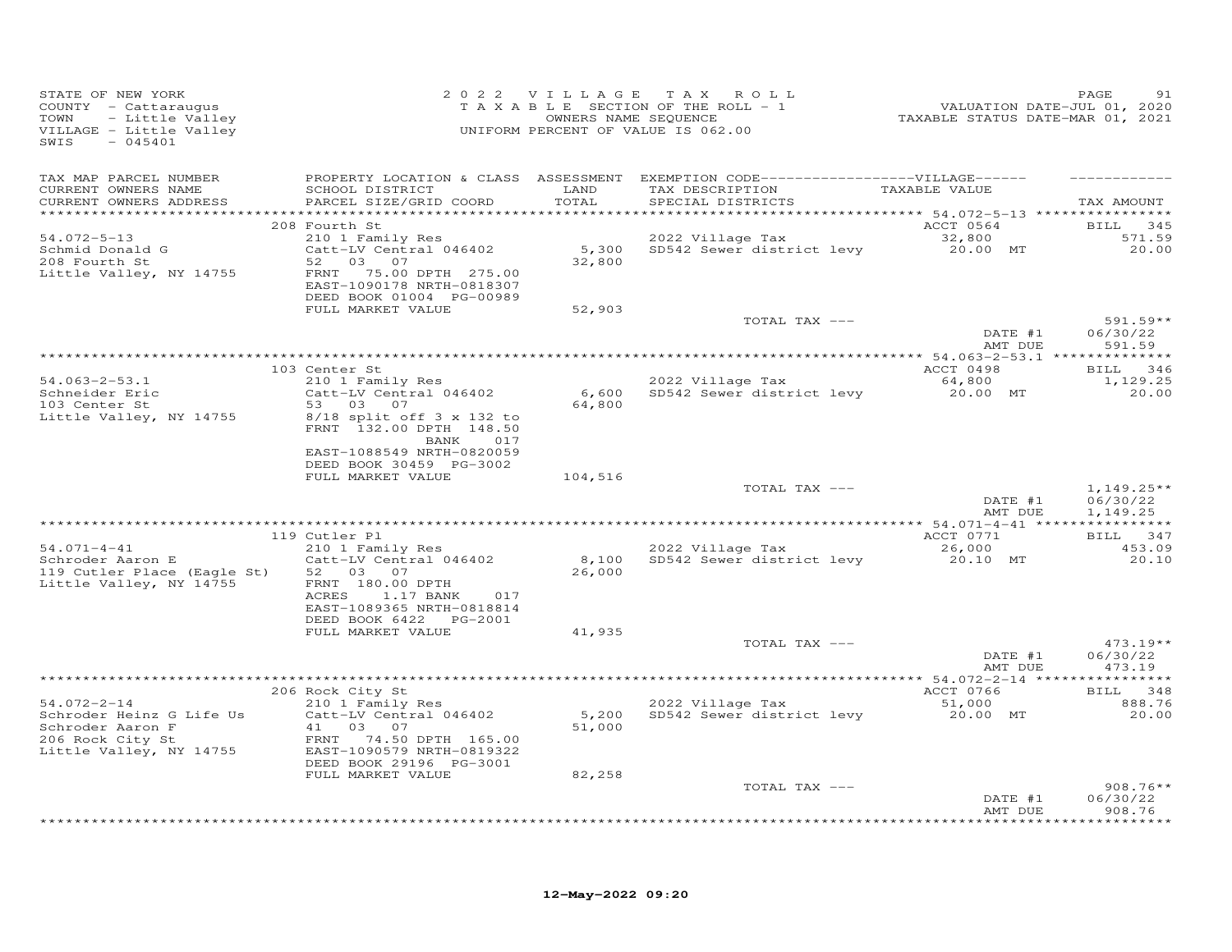STATE OF NEW YORK
COUNTY - Cattaraugus
TOWN - Little Valley
VILLAGE - Little Valley
SWIS - 045401

2022 VILLAGE TAX ROLL
TAXABLE SECTION OF THE ROLL - 1
OWNERS NAME SEQUENCE
UNIFORM PERCENT OF VALUE IS 062.00

VALUATION DATE-JUL 01, 2020
TAXABLE STATUS DATE-MAR 01, 2021

| TAX MAP PARCEL NUMBER / CURRENT OWNERS NAME / CURRENT OWNERS ADDRESS | PROPERTY LOCATION & CLASS / SCHOOL DISTRICT / PARCEL SIZE/GRID COORD | ASSESSMENT LAND / TOTAL | EXEMPTION CODE / TAX DESCRIPTION / SPECIAL DISTRICTS | TAXABLE VALUE (VILLAGE) | TAX AMOUNT |
|---|---|---|---|---|---|
| | 208 Fourth St | | | ACCT 0564 | BILL 345 |
| 54.072-5-13 | 210 1 Family Res | | 2022 Village Tax | 32,800 | 571.59 |
| Schmid Donald G | Catt-LV Central 046402 | 5,300 | SD542 Sewer district levy | 20.00 MT | 20.00 |
| 208 Fourth St | 52 03 07 | 32,800 | | | |
| Little Valley, NY 14755 | FRNT 75.00 DPTH 275.00 | | | | |
| | EAST-1090178 NRTH-0818307 | | | | |
| | DEED BOOK 01004 PG-00989 | | | | |
| | FULL MARKET VALUE | 52,903 | | | |
| | | | TOTAL TAX --- | | 591.59** |
| | | | | DATE #1 | 06/30/22 |
| | | | | AMT DUE | 591.59 |
| | 103 Center St | | | ACCT 0498 | BILL 346 |
| 54.063-2-53.1 | 210 1 Family Res | | 2022 Village Tax | 64,800 | 1,129.25 |
| Schneider Eric | Catt-LV Central 046402 | 6,600 | SD542 Sewer district levy | 20.00 MT | 20.00 |
| 103 Center St | 53 03 07 | 64,800 | | | |
| Little Valley, NY 14755 | 8/18 split off 3 x 132 to | | | | |
| | FRNT 132.00 DPTH 148.50 | | | | |
| | BANK 017 | | | | |
| | EAST-1088549 NRTH-0820059 | | | | |
| | DEED BOOK 30459 PG-3002 | | | | |
| | FULL MARKET VALUE | 104,516 | | | |
| | | | TOTAL TAX --- | | 1,149.25** |
| | | | | DATE #1 | 06/30/22 |
| | | | | AMT DUE | 1,149.25 |
| | 119 Cutler Pl | | | ACCT 0771 | BILL 347 |
| 54.071-4-41 | 210 1 Family Res | | 2022 Village Tax | 26,000 | 453.09 |
| Schroder Aaron E | Catt-LV Central 046402 | 8,100 | SD542 Sewer district levy | 20.10 MT | 20.10 |
| 119 Cutler Place (Eagle St) | 52 03 07 | 26,000 | | | |
| Little Valley, NY 14755 | FRNT 180.00 DPTH | | | | |
| | ACRES 1.17 BANK 017 | | | | |
| | EAST-1089365 NRTH-0818814 | | | | |
| | DEED BOOK 6422 PG-2001 | | | | |
| | FULL MARKET VALUE | 41,935 | | | |
| | | | TOTAL TAX --- | | 473.19** |
| | | | | DATE #1 | 06/30/22 |
| | | | | AMT DUE | 473.19 |
| | 206 Rock City St | | | ACCT 0766 | BILL 348 |
| 54.072-2-14 | 210 1 Family Res | | 2022 Village Tax | 51,000 | 888.76 |
| Schroder Heinz G Life Us | Catt-LV Central 046402 | 5,200 | SD542 Sewer district levy | 20.00 MT | 20.00 |
| Schroder Aaron F | 41 03 07 | 51,000 | | | |
| 206 Rock City St | FRNT 74.50 DPTH 165.00 | | | | |
| Little Valley, NY 14755 | EAST-1090579 NRTH-0819322 | | | | |
| | DEED BOOK 29196 PG-3001 | | | | |
| | FULL MARKET VALUE | 82,258 | | | |
| | | | TOTAL TAX --- | | 908.76** |
| | | | | DATE #1 | 06/30/22 |
| | | | | AMT DUE | 908.76 |

12-May-2022 09:20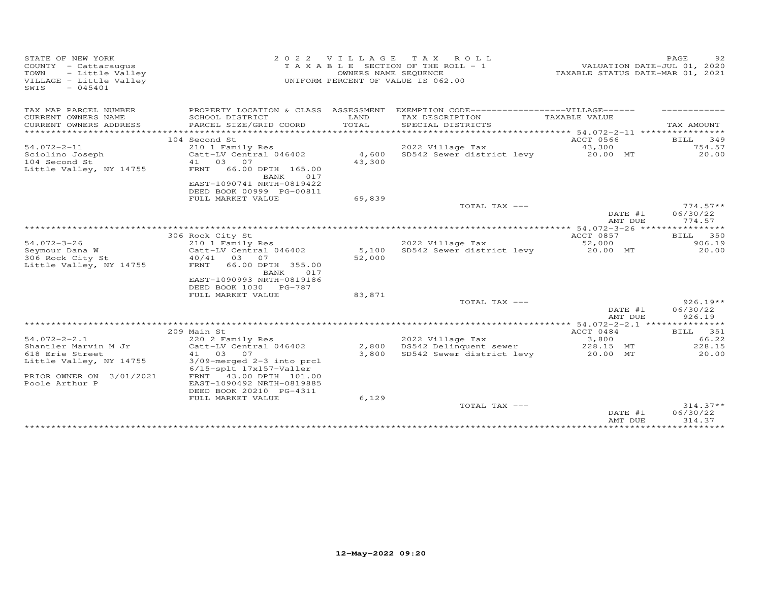STATE OF NEW YORK
COUNTY - Cattaraugus
TOWN - Little Valley
VILLAGE - Little Valley
SWIS - 045401

2022 VILLAGE TAX ROLL
TAXABLE SECTION OF THE ROLL - 1
OWNERS NAME SEQUENCE
UNIFORM PERCENT OF VALUE IS 062.00

VALUATION DATE-JUL 01, 2020
TAXABLE STATUS DATE-MAR 01, 2021

| TAX MAP PARCEL NUMBER / CURRENT OWNERS NAME / CURRENT OWNERS ADDRESS | PROPERTY LOCATION & CLASS / SCHOOL DISTRICT / PARCEL SIZE/GRID COORD | ASSESSMENT LAND / TOTAL | EXEMPTION CODE / TAX DESCRIPTION / SPECIAL DISTRICTS | TAXABLE VALUE | TAX AMOUNT |
|---|---|---|---|---|---|
| | 104 Second St | | | ACCT 0566 | BILL 349 |
| 54.072-2-11 | 210 1 Family Res | | 2022 Village Tax | 43,300 | 754.57 |
| Sciolino Joseph | Catt-LV Central 046402 | 4,600 | SD542 Sewer district levy | 20.00 MT | 20.00 |
| 104 Second St | 41 03 07 | 43,300 | | | |
| Little Valley, NY 14755 | FRNT 66.00 DPTH 165.00 | | | | |
| | BANK 017 | | | | |
| | EAST-1090741 NRTH-0819422 | | | | |
| | DEED BOOK 00999 PG-00811 | | | | |
| | FULL MARKET VALUE | 69,839 | | | |
| | | | TOTAL TAX --- | | 774.57** |
| | | | | DATE #1 | 06/30/22 |
| | | | | AMT DUE | 774.57 |
| | 306 Rock City St | | | ACCT 0857 | BILL 350 |
| 54.072-3-26 | 210 1 Family Res | | 2022 Village Tax | 52,000 | 906.19 |
| Seymour Dana W | Catt-LV Central 046402 | 5,100 | SD542 Sewer district levy | 20.00 MT | 20.00 |
| 306 Rock City St | 40/41 03 07 | 52,000 | | | |
| Little Valley, NY 14755 | FRNT 66.00 DPTH 355.00 | | | | |
| | BANK 017 | | | | |
| | EAST-1090993 NRTH-0819186 | | | | |
| | DEED BOOK 1030 PG-787 | | | | |
| | FULL MARKET VALUE | 83,871 | | | |
| | | | TOTAL TAX --- | | 926.19** |
| | | | | DATE #1 | 06/30/22 |
| | | | | AMT DUE | 926.19 |
| | 209 Main St | | | ACCT 0484 | BILL 351 |
| 54.072-2-2.1 | 220 2 Family Res | | 2022 Village Tax | 3,800 | 66.22 |
| Shantler Marvin M Jr | Catt-LV Central 046402 | 2,800 | DS542 Delinquent sewer | 228.15 MT | 228.15 |
| 618 Erie Street | 41 03 07 | 3,800 | SD542 Sewer district levy | 20.00 MT | 20.00 |
| Little Valley, NY 14755 | 3/09-merged 2-3 into prcl | | | | |
| | 6/15-splt 17x157-Valler | | | | |
| PRIOR OWNER ON 3/01/2021 | FRNT 43.00 DPTH 101.00 | | | | |
| Poole Arthur P | EAST-1090492 NRTH-0819885 | | | | |
| | DEED BOOK 20210 PG-4311 | | | | |
| | FULL MARKET VALUE | 6,129 | | | |
| | | | TOTAL TAX --- | | 314.37** |
| | | | | DATE #1 | 06/30/22 |
| | | | | AMT DUE | 314.37 |

12-May-2022 09:20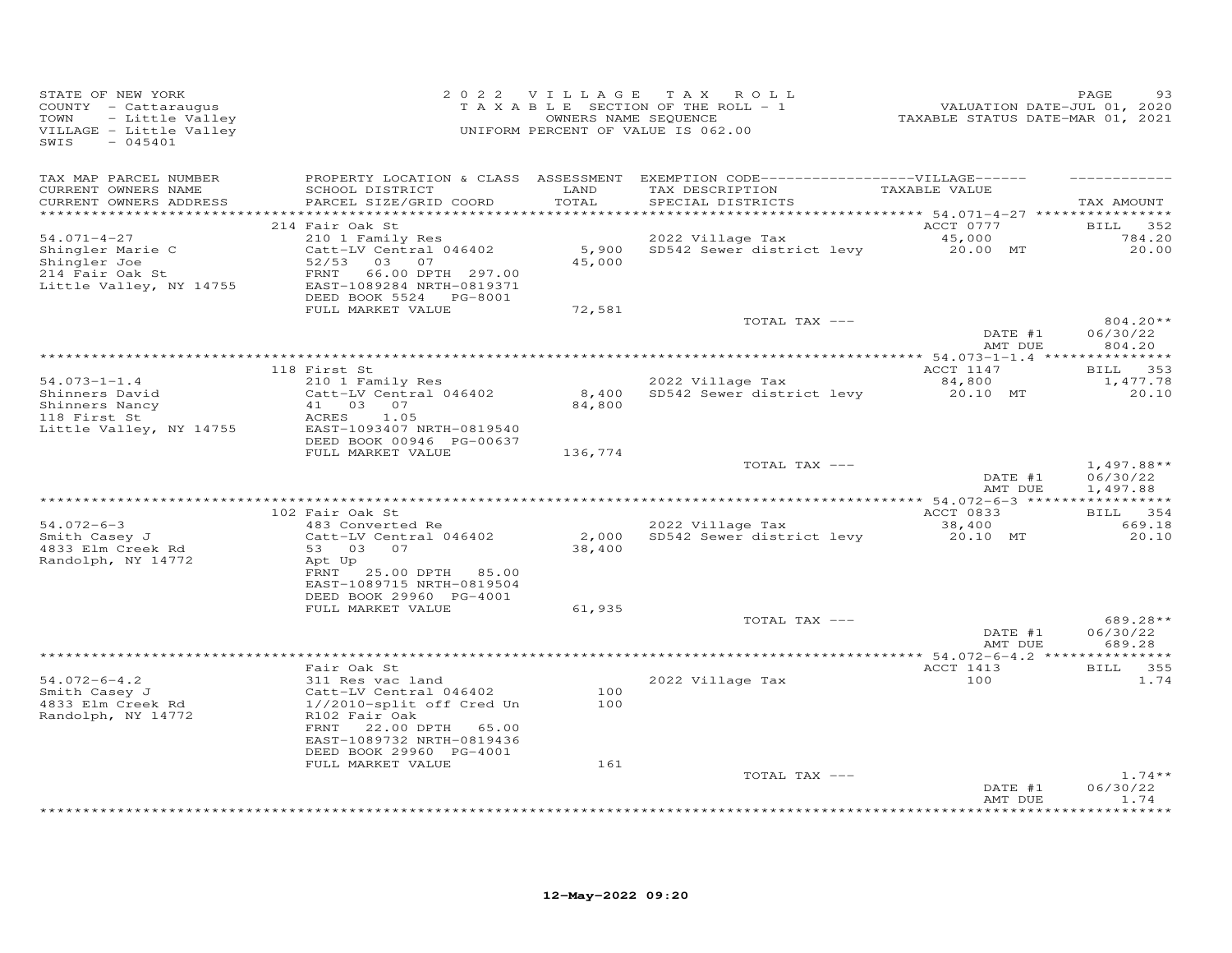STATE OF NEW YORK
COUNTY - Cattaraugus
TOWN - Little Valley
VILLAGE - Little Valley
SWIS - 045401

2022 VILLAGE TAX ROLL
TAXABLE SECTION OF THE ROLL - 1
OWNERS NAME SEQUENCE
UNIFORM PERCENT OF VALUE IS 062.00

VALUATION DATE-JUL 01, 2020
TAXABLE STATUS DATE-MAR 01, 2021

| TAX MAP PARCEL NUMBER / CURRENT OWNERS NAME / CURRENT OWNERS ADDRESS | PROPERTY LOCATION & CLASS / SCHOOL DISTRICT / PARCEL SIZE/GRID COORD | ASSESSMENT LAND / TOTAL | EXEMPTION CODE-----VILLAGE----- / TAX DESCRIPTION / SPECIAL DISTRICTS | TAXABLE VALUE | TAX AMOUNT |
|---|---|---|---|---|---|
| **54.071-4-27** | 214 Fair Oak St | | | ACCT 0777 | BILL 352 |
| Shingler Marie C | 210 1 Family Res | | 2022 Village Tax | 45,000 | 784.20 |
| Shingler Joe | Catt-LV Central 046402 | 5,900 | SD542 Sewer district levy | 20.00 MT | 20.00 |
| 214 Fair Oak St | 52/53 03 07 | 45,000 | | | |
| Little Valley, NY 14755 | FRNT 66.00 DPTH 297.00 | | | | |
| | EAST-1089284 NRTH-0819371 | | | | |
| | DEED BOOK 5524 PG-8001 | | | | |
| | FULL MARKET VALUE | 72,581 | | | |
| | | | TOTAL TAX --- | | 804.20** |
| | | | | DATE #1 | 06/30/22 |
| | | | | AMT DUE | 804.20 |
| **54.073-1-1.4** | 118 First St | | | ACCT 1147 | BILL 353 |
| Shinners David | 210 1 Family Res | | 2022 Village Tax | 84,800 | 1,477.78 |
| Shinners Nancy | Catt-LV Central 046402 | 8,400 | SD542 Sewer district levy | 20.10 MT | 20.10 |
| 118 First St | 41 03 07 | 84,800 | | | |
| Little Valley, NY 14755 | ACRES 1.05 | | | | |
| | EAST-1093407 NRTH-0819540 | | | | |
| | DEED BOOK 00946 PG-00637 | | | | |
| | FULL MARKET VALUE | 136,774 | | | |
| | | | TOTAL TAX --- | | 1,497.88** |
| | | | | DATE #1 | 06/30/22 |
| | | | | AMT DUE | 1,497.88 |
| **54.072-6-3** | 102 Fair Oak St | | | ACCT 0833 | BILL 354 |
| Smith Casey J | 483 Converted Re | | 2022 Village Tax | 38,400 | 669.18 |
| 4833 Elm Creek Rd | Catt-LV Central 046402 | 2,000 | SD542 Sewer district levy | 20.10 MT | 20.10 |
| Randolph, NY 14772 | 53 03 07 | 38,400 | | | |
| | Apt Up | | | | |
| | FRNT 25.00 DPTH 85.00 | | | | |
| | EAST-1089715 NRTH-0819504 | | | | |
| | DEED BOOK 29960 PG-4001 | | | | |
| | FULL MARKET VALUE | 61,935 | | | |
| | | | TOTAL TAX --- | | 689.28** |
| | | | | DATE #1 | 06/30/22 |
| | | | | AMT DUE | 689.28 |
| **54.072-6-4.2** | Fair Oak St | | | ACCT 1413 | BILL 355 |
| Smith Casey J | 311 Res vac land | | 2022 Village Tax | 100 | 1.74 |
| 4833 Elm Creek Rd | Catt-LV Central 046402 | 100 | | | |
| Randolph, NY 14772 | 1//2010-split off Cred Un | 100 | | | |
| | R102 Fair Oak | | | | |
| | FRNT 22.00 DPTH 65.00 | | | | |
| | EAST-1089732 NRTH-0819436 | | | | |
| | DEED BOOK 29960 PG-4001 | | | | |
| | FULL MARKET VALUE | 161 | | | |
| | | | TOTAL TAX --- | | 1.74** |
| | | | | DATE #1 | 06/30/22 |
| | | | | AMT DUE | 1.74 |

12-May-2022 09:20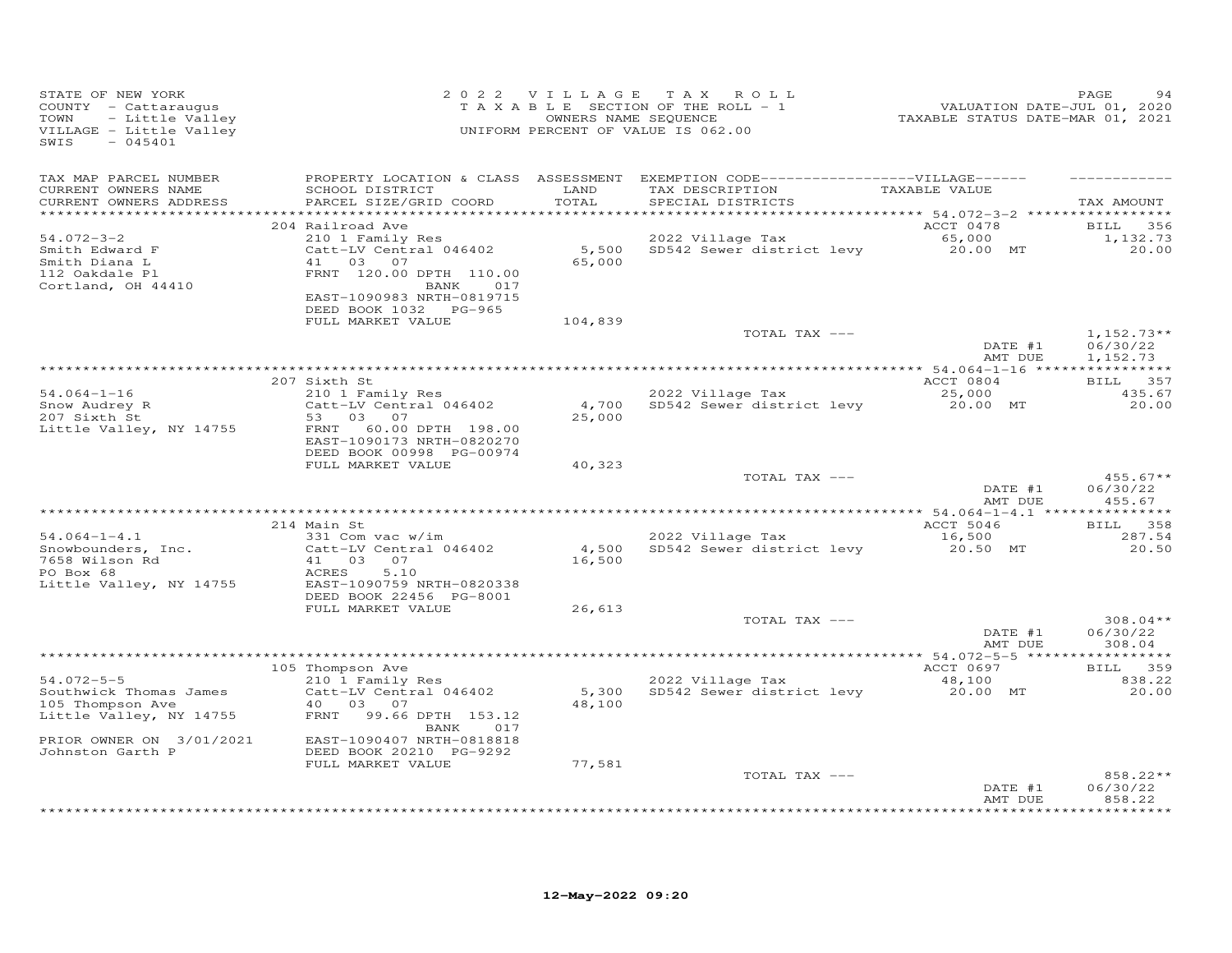STATE OF NEW YORK
COUNTY - Cattaraugus
TOWN - Little Valley
VILLAGE - Little Valley
SWIS - 045401

2022 VILLAGE TAX ROLL
TAXABLE SECTION OF THE ROLL - 1
OWNERS NAME SEQUENCE
UNIFORM PERCENT OF VALUE IS 062.00

VALUATION DATE-JUL 01, 2020
TAXABLE STATUS DATE-MAR 01, 2021

| TAX MAP PARCEL NUMBER / CURRENT OWNERS NAME / CURRENT OWNERS ADDRESS | PROPERTY LOCATION & CLASS / SCHOOL DISTRICT / PARCEL SIZE/GRID COORD | ASSESSMENT LAND / TOTAL | EXEMPTION CODE / TAX DESCRIPTION / SPECIAL DISTRICTS | VILLAGE TAXABLE VALUE | TAX AMOUNT |
|---|---|---|---|---|---|
| | 204 Railroad Ave | | | ACCT 0478 | BILL 356 |
| 54.072-3-2 | 210 1 Family Res | | 2022 Village Tax | 65,000 | 1,132.73 |
| Smith Edward F | Catt-LV Central 046402 | 5,500 | SD542 Sewer district levy | 20.00 MT | 20.00 |
| Smith Diana L | 41 03 07 | 65,000 | | | |
| 112 Oakdale Pl | FRNT 120.00 DPTH 110.00 | | | | |
| Cortland, OH 44410 | BANK 017 | | | | |
| | EAST-1090983 NRTH-0819715 | | | | |
| | DEED BOOK 1032 PG-965 | | | | |
| | FULL MARKET VALUE | 104,839 | | | |
| | | | TOTAL TAX --- | | 1,152.73** |
| | | | | DATE #1 | 06/30/22 |
| | | | | AMT DUE | 1,152.73 |
| | 207 Sixth St | | | ACCT 0804 | BILL 357 |
| 54.064-1-16 | 210 1 Family Res | | 2022 Village Tax | 25,000 | 435.67 |
| Snow Audrey R | Catt-LV Central 046402 | 4,700 | SD542 Sewer district levy | 20.00 MT | 20.00 |
| 207 Sixth St | 53 03 07 | 25,000 | | | |
| Little Valley, NY 14755 | FRNT 60.00 DPTH 198.00 | | | | |
| | EAST-1090173 NRTH-0820270 | | | | |
| | DEED BOOK 00998 PG-00974 | | | | |
| | FULL MARKET VALUE | 40,323 | | | |
| | | | TOTAL TAX --- | | 455.67** |
| | | | | DATE #1 | 06/30/22 |
| | | | | AMT DUE | 455.67 |
| | 214 Main St | | | ACCT 5046 | BILL 358 |
| 54.064-1-4.1 | 331 Com vac w/im | | 2022 Village Tax | 16,500 | 287.54 |
| Snowbounders, Inc. | Catt-LV Central 046402 | 4,500 | SD542 Sewer district levy | 20.50 MT | 20.50 |
| 7658 Wilson Rd | 41 03 07 | 16,500 | | | |
| PO Box 68 | ACRES 5.10 | | | | |
| Little Valley, NY 14755 | EAST-1090759 NRTH-0820338 | | | | |
| | DEED BOOK 22456 PG-8001 | | | | |
| | FULL MARKET VALUE | 26,613 | | | |
| | | | TOTAL TAX --- | | 308.04** |
| | | | | DATE #1 | 06/30/22 |
| | | | | AMT DUE | 308.04 |
| | 105 Thompson Ave | | | ACCT 0697 | BILL 359 |
| 54.072-5-5 | 210 1 Family Res | | 2022 Village Tax | 48,100 | 838.22 |
| Southwick Thomas James | Catt-LV Central 046402 | 5,300 | SD542 Sewer district levy | 20.00 MT | 20.00 |
| 105 Thompson Ave | 40 03 07 | 48,100 | | | |
| Little Valley, NY 14755 | FRNT 99.66 DPTH 153.12 | | | | |
| | BANK 017 | | | | |
| PRIOR OWNER ON 3/01/2021 | EAST-1090407 NRTH-0818818 | | | | |
| Johnston Garth P | DEED BOOK 20210 PG-9292 | | | | |
| | FULL MARKET VALUE | 77,581 | | | |
| | | | TOTAL TAX --- | | 858.22** |
| | | | | DATE #1 | 06/30/22 |
| | | | | AMT DUE | 858.22 |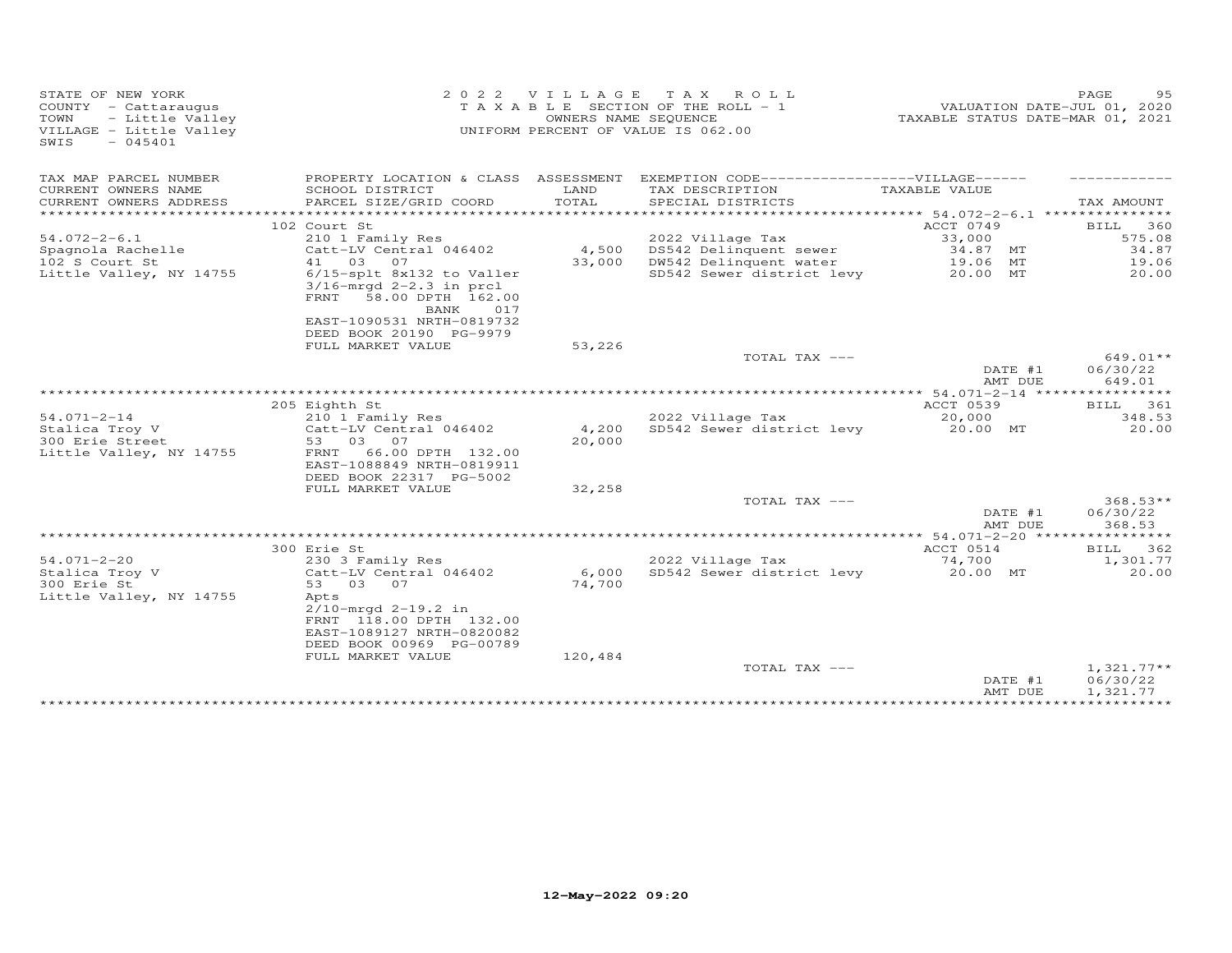STATE OF NEW YORK
COUNTY - Cattaraugus
TOWN - Little Valley
VILLAGE - Little Valley
SWIS - 045401

2022 VILLAGE TAX ROLL
TAXABLE SECTION OF THE ROLL - 1
OWNERS NAME SEQUENCE
UNIFORM PERCENT OF VALUE IS 062.00

VALUATION DATE-JUL 01, 2020
TAXABLE STATUS DATE-MAR 01, 2021

| TAX MAP PARCEL NUMBER / CURRENT OWNERS NAME / CURRENT OWNERS ADDRESS | PROPERTY LOCATION & CLASS / SCHOOL DISTRICT / PARCEL SIZE/GRID COORD | ASSESSMENT LAND / TOTAL | EXEMPTION CODE / TAX DESCRIPTION / SPECIAL DISTRICTS | TAXABLE VALUE | TAX AMOUNT |
|---|---|---|---|---|---|
| | 102 Court St | | | ACCT 0749 | BILL 360 |
| 54.072-2-6.1 | 210 1 Family Res | | 2022 Village Tax | 33,000 | 575.08 |
| Spagnola Rachelle | Catt-LV Central 046402 | 4,500 | DS542 Delinquent sewer | 34.87 MT | 34.87 |
| 102 S Court St | 41 03 07 | 33,000 | DW542 Delinquent water | 19.06 MT | 19.06 |
| Little Valley, NY 14755 | 6/15-splt 8x132 to Valler | | SD542 Sewer district levy | 20.00 MT | 20.00 |
| | 3/16-mrgd 2-2.3 in prcl | | | | |
| | FRNT 58.00 DPTH 162.00 | | | | |
| | BANK 017 | | | | |
| | EAST-1090531 NRTH-0819732 | | | | |
| | DEED BOOK 20190 PG-9979 | | | | |
| | FULL MARKET VALUE | 53,226 | | | |
| | | | TOTAL TAX --- | | 649.01** |
| | | | | DATE #1 | 06/30/22 |
| | | | | AMT DUE | 649.01 |
| | 205 Eighth St | | | ACCT 0539 | BILL 361 |
| 54.071-2-14 | 210 1 Family Res | | 2022 Village Tax | 20,000 | 348.53 |
| Stalica Troy V | Catt-LV Central 046402 | 4,200 | SD542 Sewer district levy | 20.00 MT | 20.00 |
| 300 Erie Street | 53 03 07 | 20,000 | | | |
| Little Valley, NY 14755 | FRNT 66.00 DPTH 132.00 | | | | |
| | EAST-1088849 NRTH-0819911 | | | | |
| | DEED BOOK 22317 PG-5002 | | | | |
| | FULL MARKET VALUE | 32,258 | | | |
| | | | TOTAL TAX --- | | 368.53** |
| | | | | DATE #1 | 06/30/22 |
| | | | | AMT DUE | 368.53 |
| | 300 Erie St | | | ACCT 0514 | BILL 362 |
| 54.071-2-20 | 230 3 Family Res | | 2022 Village Tax | 74,700 | 1,301.77 |
| Stalica Troy V | Catt-LV Central 046402 | 6,000 | SD542 Sewer district levy | 20.00 MT | 20.00 |
| 300 Erie St | 53 03 07 | 74,700 | | | |
| Little Valley, NY 14755 | Apts | | | | |
| | 2/10-mrgd 2-19.2 in | | | | |
| | FRNT 118.00 DPTH 132.00 | | | | |
| | EAST-1089127 NRTH-0820082 | | | | |
| | DEED BOOK 00969 PG-00789 | | | | |
| | FULL MARKET VALUE | 120,484 | | | |
| | | | TOTAL TAX --- | | 1,321.77** |
| | | | | DATE #1 | 06/30/22 |
| | | | | AMT DUE | 1,321.77 |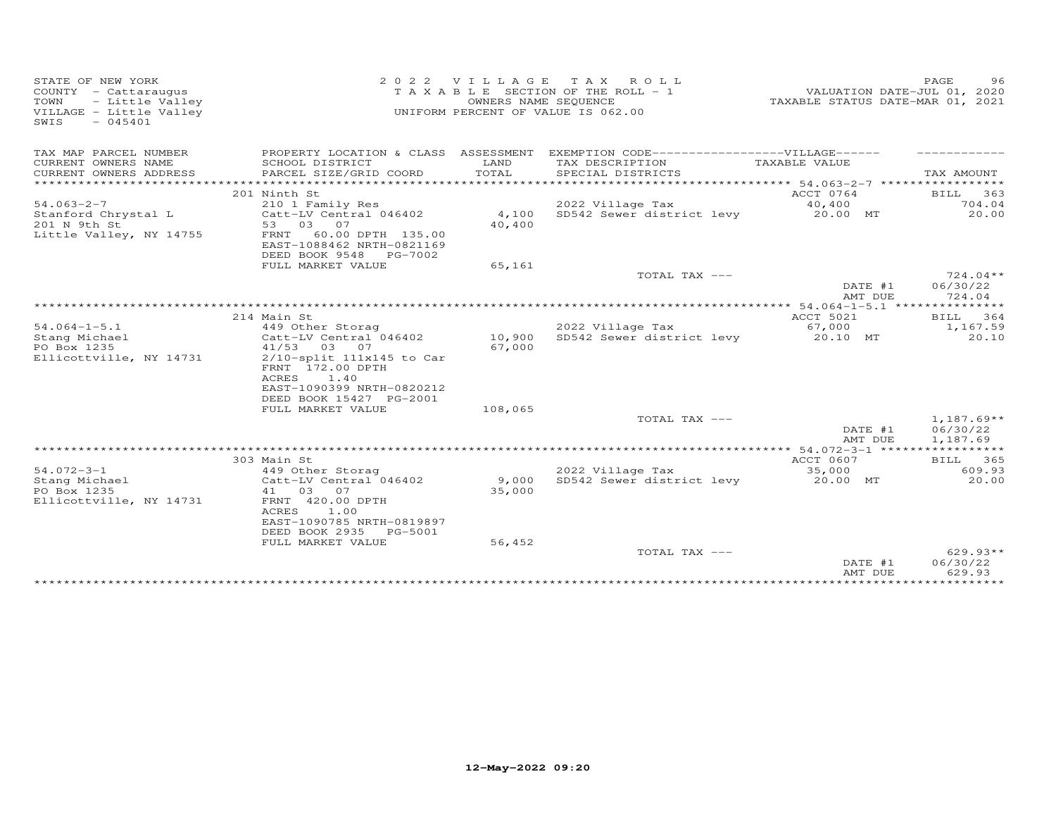STATE OF NEW YORK
COUNTY - Cattaraugus
TOWN - Little Valley
VILLAGE - Little Valley
SWIS - 045401

**2022 VILLAGE TAX ROLL**
TAXABLE SECTION OF THE ROLL - 1
OWNERS NAME SEQUENCE
UNIFORM PERCENT OF VALUE IS 062.00

VALUATION DATE-JUL 01, 2020
TAXABLE STATUS DATE-MAR 01, 2021

| TAX MAP PARCEL NUMBER / CURRENT OWNERS NAME / CURRENT OWNERS ADDRESS | PROPERTY LOCATION & CLASS / SCHOOL DISTRICT / PARCEL SIZE/GRID COORD | ASSESSMENT LAND / TOTAL | EXEMPTION CODE / TAX DESCRIPTION / SPECIAL DISTRICTS | TAXABLE VALUE | TAX AMOUNT |
|---|---|---|---|---|---|
| | 201 Ninth St | | | ACCT 0764 | BILL 363 |
| 54.063-2-7 | 210 1 Family Res | | 2022 Village Tax | 40,400 | 704.04 |
| Stanford Chrystal L | Catt-LV Central 046402 | 4,100 | SD542 Sewer district levy | 20.00 MT | 20.00 |
| 201 N 9th St | 53 03 07 | 40,400 | | | |
| Little Valley, NY 14755 | FRNT 60.00 DPTH 135.00 | | | | |
| | EAST-1088462 NRTH-0821169 | | | | |
| | DEED BOOK 9548 PG-7002 | | | | |
| | FULL MARKET VALUE | 65,161 | | | |
| | | | TOTAL TAX --- | | 724.04** |
| | | | | DATE #1 | 06/30/22 |
| | | | | AMT DUE | 724.04 |
| | 214 Main St | | | ACCT 5021 | BILL 364 |
| 54.064-1-5.1 | 449 Other Storag | | 2022 Village Tax | 67,000 | 1,167.59 |
| Stang Michael | Catt-LV Central 046402 | 10,900 | SD542 Sewer district levy | 20.10 MT | 20.10 |
| PO Box 1235 | 41/53 03 07 | 67,000 | | | |
| Ellicottville, NY 14731 | 2/10-split 111x145 to Car | | | | |
| | FRNT 172.00 DPTH | | | | |
| | ACRES 1.40 | | | | |
| | EAST-1090399 NRTH-0820212 | | | | |
| | DEED BOOK 15427 PG-2001 | | | | |
| | FULL MARKET VALUE | 108,065 | | | |
| | | | TOTAL TAX --- | | 1,187.69** |
| | | | | DATE #1 | 06/30/22 |
| | | | | AMT DUE | 1,187.69 |
| | 303 Main St | | | ACCT 0607 | BILL 365 |
| 54.072-3-1 | 449 Other Storag | | 2022 Village Tax | 35,000 | 609.93 |
| Stang Michael | Catt-LV Central 046402 | 9,000 | SD542 Sewer district levy | 20.00 MT | 20.00 |
| PO Box 1235 | 41 03 07 | 35,000 | | | |
| Ellicottville, NY 14731 | FRNT 420.00 DPTH | | | | |
| | ACRES 1.00 | | | | |
| | EAST-1090785 NRTH-0819897 | | | | |
| | DEED BOOK 2935 PG-5001 | | | | |
| | FULL MARKET VALUE | 56,452 | | | |
| | | | TOTAL TAX --- | | 629.93** |
| | | | | DATE #1 | 06/30/22 |
| | | | | AMT DUE | 629.93 |

12-May-2022 09:20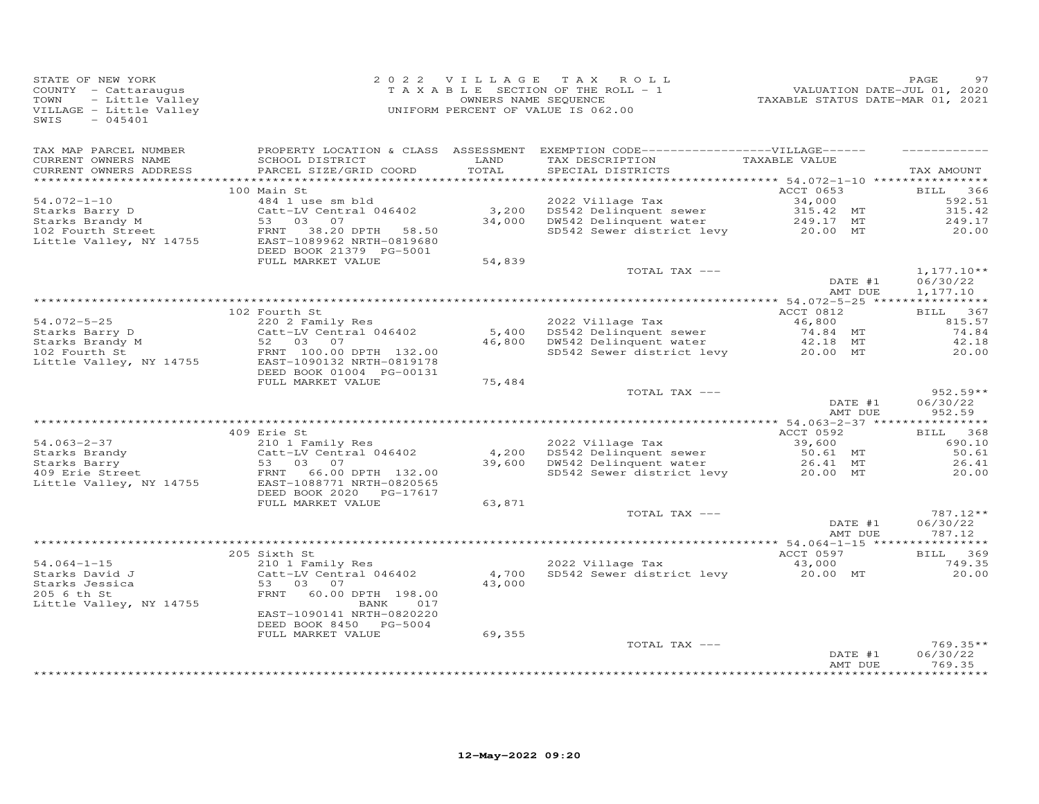STATE OF NEW YORK
COUNTY - Cattaraugus
TOWN - Little Valley
VILLAGE - Little Valley
SWIS - 045401

2022 VILLAGE TAX ROLL
TAXABLE SECTION OF THE ROLL - 1
OWNERS NAME SEQUENCE
UNIFORM PERCENT OF VALUE IS 062.00

VALUATION DATE-JUL 01, 2020
TAXABLE STATUS DATE-MAR 01, 2021

| TAX MAP PARCEL NUMBER / CURRENT OWNERS NAME / CURRENT OWNERS ADDRESS | PROPERTY LOCATION & CLASS / SCHOOL DISTRICT / PARCEL SIZE/GRID COORD | ASSESSMENT LAND / TOTAL | EXEMPTION CODE / TAX DESCRIPTION / SPECIAL DISTRICTS | VILLAGE TAXABLE VALUE | TAX AMOUNT |
|---|---|---|---|---|---|
| **54.072-1-10** | 100 Main St | | | ACCT 0653 | BILL 366 |
| Starks Barry D | 484 1 use sm bld | | 2022 Village Tax | 34,000 | 592.51 |
| Starks Brandy M | Catt-LV Central 046402 | 3,200 | DS542 Delinquent sewer | 315.42 MT | 315.42 |
| 102 Fourth Street | 53 03 07 | 34,000 | DW542 Delinquent water | 249.17 MT | 249.17 |
| Little Valley, NY 14755 | FRNT 38.20 DPTH 58.50 | | SD542 Sewer district levy | 20.00 MT | 20.00 |
| | EAST-1089962 NRTH-0819680 | | | | |
| | DEED BOOK 21379 PG-5001 | | | | |
| | FULL MARKET VALUE | 54,839 | | | |
| | | | TOTAL TAX --- | | 1,177.10** |
| | | | | DATE #1 | 06/30/22 |
| | | | | AMT DUE | 1,177.10 |
| **54.072-5-25** | 102 Fourth St | | | ACCT 0812 | BILL 367 |
| Starks Barry D | 220 2 Family Res | | 2022 Village Tax | 46,800 | 815.57 |
| Starks Brandy M | Catt-LV Central 046402 | 5,400 | DS542 Delinquent sewer | 74.84 MT | 74.84 |
| 102 Fourth St | 52 03 07 | 46,800 | DW542 Delinquent water | 42.18 MT | 42.18 |
| Little Valley, NY 14755 | FRNT 100.00 DPTH 132.00 | | SD542 Sewer district levy | 20.00 MT | 20.00 |
| | EAST-1090132 NRTH-0819178 | | | | |
| | DEED BOOK 01004 PG-00131 | | | | |
| | FULL MARKET VALUE | 75,484 | | | |
| | | | TOTAL TAX --- | | 952.59** |
| | | | | DATE #1 | 06/30/22 |
| | | | | AMT DUE | 952.59 |
| **54.063-2-37** | 409 Erie St | | | ACCT 0592 | BILL 368 |
| Starks Brandy | 210 1 Family Res | | 2022 Village Tax | 39,600 | 690.10 |
| Starks Barry | Catt-LV Central 046402 | 4,200 | DS542 Delinquent sewer | 50.61 MT | 50.61 |
| 409 Erie Street | 53 03 07 | 39,600 | DW542 Delinquent water | 26.41 MT | 26.41 |
| Little Valley, NY 14755 | FRNT 66.00 DPTH 132.00 | | SD542 Sewer district levy | 20.00 MT | 20.00 |
| | EAST-1088771 NRTH-0820565 | | | | |
| | DEED BOOK 2020 PG-17617 | | | | |
| | FULL MARKET VALUE | 63,871 | | | |
| | | | TOTAL TAX --- | | 787.12** |
| | | | | DATE #1 | 06/30/22 |
| | | | | AMT DUE | 787.12 |
| **54.064-1-15** | 205 Sixth St | | | ACCT 0597 | BILL 369 |
| Starks David J | 210 1 Family Res | | 2022 Village Tax | 43,000 | 749.35 |
| Starks Jessica | Catt-LV Central 046402 | 4,700 | SD542 Sewer district levy | 20.00 MT | 20.00 |
| 205 6 th St | 53 03 07 | 43,000 | | | |
| Little Valley, NY 14755 | FRNT 60.00 DPTH 198.00 | | | | |
| | BANK 017 | | | | |
| | EAST-1090141 NRTH-0820220 | | | | |
| | DEED BOOK 8450 PG-5004 | | | | |
| | FULL MARKET VALUE | 69,355 | | | |
| | | | TOTAL TAX --- | | 769.35** |
| | | | | DATE #1 | 06/30/22 |
| | | | | AMT DUE | 769.35 |

12-May-2022 09:20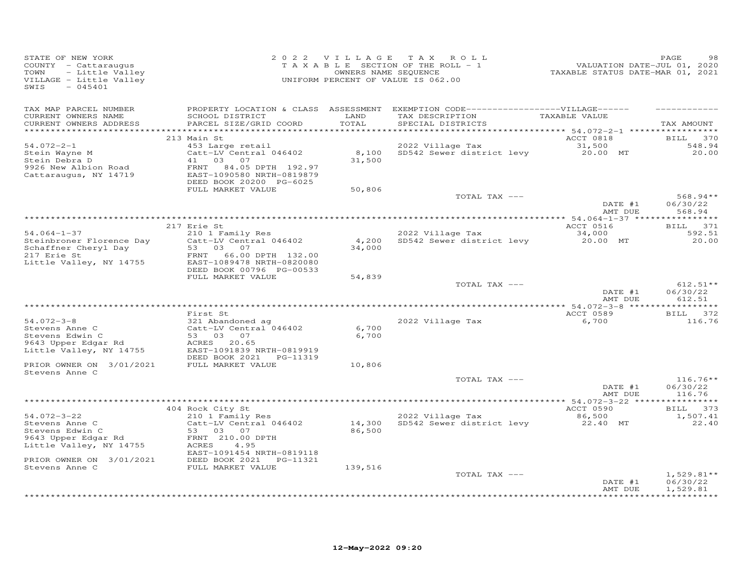STATE OF NEW YORK
COUNTY - Cattaraugus
TOWN - Little Valley
VILLAGE - Little Valley
SWIS - 045401

2022 VILLAGE TAX ROLL
TAXABLE SECTION OF THE ROLL - 1
OWNERS NAME SEQUENCE
UNIFORM PERCENT OF VALUE IS 062.00

VALUATION DATE-JUL 01, 2020
TAXABLE STATUS DATE-MAR 01, 2021

| TAX MAP PARCEL NUMBER / CURRENT OWNERS NAME / CURRENT OWNERS ADDRESS | PROPERTY LOCATION & CLASS / SCHOOL DISTRICT / PARCEL SIZE/GRID COORD | ASSESSMENT LAND / TOTAL | EXEMPTION CODE / TAX DESCRIPTION / SPECIAL DISTRICTS | TAXABLE VALUE | TAX AMOUNT |
|---|---|---|---|---|---|
| | 213 Main St | | | ACCT 0818 | BILL 370 |
| 54.072-2-1 | 453 Large retail | | 2022 Village Tax | 31,500 | 548.94 |
| Stein Wayne M | Catt-LV Central 046402 | 8,100 | SD542 Sewer district levy | 20.00 MT | 20.00 |
| Stein Debra D | 41 03 07 | 31,500 | | | |
| 9926 New Albion Road | FRNT 84.05 DPTH 192.97 | | | | |
| Cattaraugus, NY 14719 | EAST-1090580 NRTH-0819879 | | | | |
| | DEED BOOK 20200 PG-6025 | | | | |
| | FULL MARKET VALUE | 50,806 | | | |
| | | | TOTAL TAX --- | | 568.94** |
| | | | | DATE #1 | 06/30/22 |
| | | | | AMT DUE | 568.94 |
| | 217 Erie St | | | ACCT 0516 | BILL 371 |
| 54.064-1-37 | 210 1 Family Res | | 2022 Village Tax | 34,000 | 592.51 |
| Steinbroner Florence Day | Catt-LV Central 046402 | 4,200 | SD542 Sewer district levy | 20.00 MT | 20.00 |
| Schaffner Cheryl Day | 53 03 07 | 34,000 | | | |
| 217 Erie St | FRNT 66.00 DPTH 132.00 | | | | |
| Little Valley, NY 14755 | EAST-1089478 NRTH-0820080 | | | | |
| | DEED BOOK 00796 PG-00533 | | | | |
| | FULL MARKET VALUE | 54,839 | | | |
| | | | TOTAL TAX --- | | 612.51** |
| | | | | DATE #1 | 06/30/22 |
| | | | | AMT DUE | 612.51 |
| | First St | | | ACCT 0589 | BILL 372 |
| 54.072-3-8 | 321 Abandoned ag | | 2022 Village Tax | 6,700 | 116.76 |
| Stevens Anne C | Catt-LV Central 046402 | 6,700 | | | |
| Stevens Edwin C | 53 03 07 | 6,700 | | | |
| 9643 Upper Edgar Rd | ACRES 20.65 | | | | |
| Little Valley, NY 14755 | EAST-1091839 NRTH-0819919 | | | | |
| | DEED BOOK 2021 PG-11319 | | | | |
| PRIOR OWNER ON 3/01/2021 | FULL MARKET VALUE | 10,806 | | | |
| Stevens Anne C | | | | | |
| | | | TOTAL TAX --- | | 116.76** |
| | | | | DATE #1 | 06/30/22 |
| | | | | AMT DUE | 116.76 |
| | 404 Rock City St | | | ACCT 0590 | BILL 373 |
| 54.072-3-22 | 210 1 Family Res | | 2022 Village Tax | 86,500 | 1,507.41 |
| Stevens Anne C | Catt-LV Central 046402 | 14,300 | SD542 Sewer district levy | 22.40 MT | 22.40 |
| Stevens Edwin C | 53 03 07 | 86,500 | | | |
| 9643 Upper Edgar Rd | FRNT 210.00 DPTH | | | | |
| Little Valley, NY 14755 | ACRES 4.95 | | | | |
| | EAST-1091454 NRTH-0819118 | | | | |
| PRIOR OWNER ON 3/01/2021 | DEED BOOK 2021 PG-11321 | | | | |
| Stevens Anne C | FULL MARKET VALUE | 139,516 | | | |
| | | | TOTAL TAX --- | | 1,529.81** |
| | | | | DATE #1 | 06/30/22 |
| | | | | AMT DUE | 1,529.81 |

12-May-2022 09:20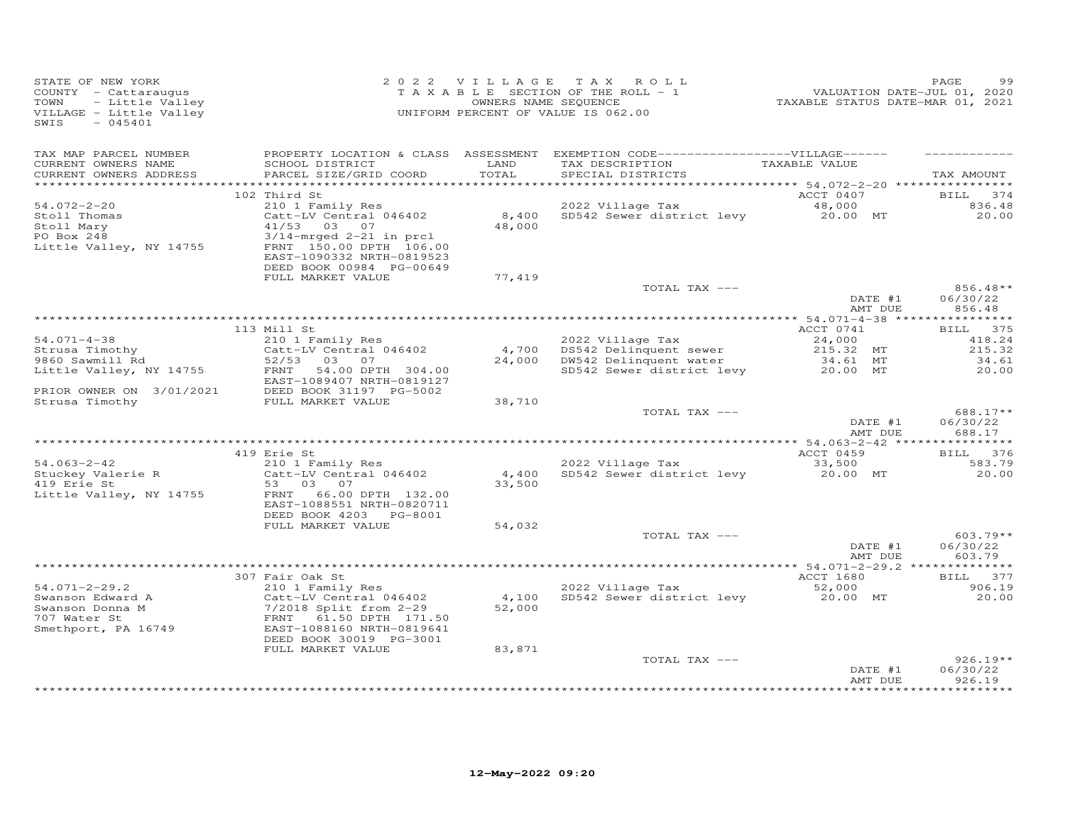STATE OF NEW YORK
COUNTY - Cattaraugus
TOWN - Little Valley
VILLAGE - Little Valley
SWIS - 045401

2022 VILLAGE TAX ROLL
TAXABLE SECTION OF THE ROLL - 1
OWNERS NAME SEQUENCE
UNIFORM PERCENT OF VALUE IS 062.00

VALUATION DATE-JUL 01, 2020
TAXABLE STATUS DATE-MAR 01, 2021

| TAX MAP PARCEL NUMBER / CURRENT OWNERS NAME / CURRENT OWNERS ADDRESS | PROPERTY LOCATION & CLASS / SCHOOL DISTRICT / PARCEL SIZE/GRID COORD | ASSESSMENT LAND | TOTAL | EXEMPTION CODE / TAX DESCRIPTION / SPECIAL DISTRICTS | TAXABLE VALUE | TAX AMOUNT |
|---|---|---|---|---|---|---|
| 54.072-2-20 | 102 Third St | | | | ACCT 0407 | BILL 374 |
| Stoll Thomas | 210 1 Family Res | | | 2022 Village Tax | 48,000 | 836.48 |
| Stoll Mary | Catt-LV Central 046402 | 8,400 | | SD542 Sewer district levy | 20.00 MT | 20.00 |
| PO Box 248 | 41/53 03 07 | | 48,000 | | | |
| Little Valley, NY 14755 | 3/14-mrged 2-21 in prcl | | | | | |
| | FRNT 150.00 DPTH 106.00 | | | | | |
| | EAST-1090332 NRTH-0819523 | | | | | |
| | DEED BOOK 00984 PG-00649 | | | | | |
| | FULL MARKET VALUE | | 77,419 | | | |
| | | | | TOTAL TAX --- | | 856.48** |
| | | | | | DATE #1 | 06/30/22 |
| | | | | | AMT DUE | 856.48 |
| 54.071-4-38 | 113 Mill St | | | | ACCT 0741 | BILL 375 |
| Strusa Timothy | 210 1 Family Res | | | 2022 Village Tax | 24,000 | 418.24 |
| 9860 Sawmill Rd | Catt-LV Central 046402 | 4,700 | | DS542 Delinquent sewer | 215.32 MT | 215.32 |
| Little Valley, NY 14755 | 52/53 03 07 | | 24,000 | DW542 Delinquent water | 34.61 MT | 34.61 |
| | FRNT 54.00 DPTH 304.00 | | | SD542 Sewer district levy | 20.00 MT | 20.00 |
| | EAST-1089407 NRTH-0819127 | | | | | |
| PRIOR OWNER ON 3/01/2021 | DEED BOOK 31197 PG-5002 | | | | | |
| Strusa Timothy | FULL MARKET VALUE | | 38,710 | | | |
| | | | | TOTAL TAX --- | | 688.17** |
| | | | | | DATE #1 | 06/30/22 |
| | | | | | AMT DUE | 688.17 |
| 54.063-2-42 | 419 Erie St | | | | ACCT 0459 | BILL 376 |
| Stuckey Valerie R | 210 1 Family Res | | | 2022 Village Tax | 33,500 | 583.79 |
| 419 Erie St | Catt-LV Central 046402 | 4,400 | | SD542 Sewer district levy | 20.00 MT | 20.00 |
| Little Valley, NY 14755 | 53 03 07 | | 33,500 | | | |
| | FRNT 66.00 DPTH 132.00 | | | | | |
| | EAST-1088551 NRTH-0820711 | | | | | |
| | DEED BOOK 4203 PG-8001 | | | | | |
| | FULL MARKET VALUE | | 54,032 | | | |
| | | | | TOTAL TAX --- | | 603.79** |
| | | | | | DATE #1 | 06/30/22 |
| | | | | | AMT DUE | 603.79 |
| 54.071-2-29.2 | 307 Fair Oak St | | | | ACCT 1680 | BILL 377 |
| Swanson Edward A | 210 1 Family Res | | | 2022 Village Tax | 52,000 | 906.19 |
| Swanson Donna M | Catt-LV Central 046402 | 4,100 | | SD542 Sewer district levy | 20.00 MT | 20.00 |
| 707 Water St | 7/2018 Split from 2-29 | | 52,000 | | | |
| Smethport, PA 16749 | FRNT 61.50 DPTH 171.50 | | | | | |
| | EAST-1088160 NRTH-0819641 | | | | | |
| | DEED BOOK 30019 PG-3001 | | | | | |
| | FULL MARKET VALUE | | 83,871 | | | |
| | | | | TOTAL TAX --- | | 926.19** |
| | | | | | DATE #1 | 06/30/22 |
| | | | | | AMT DUE | 926.19 |

12-May-2022 09:20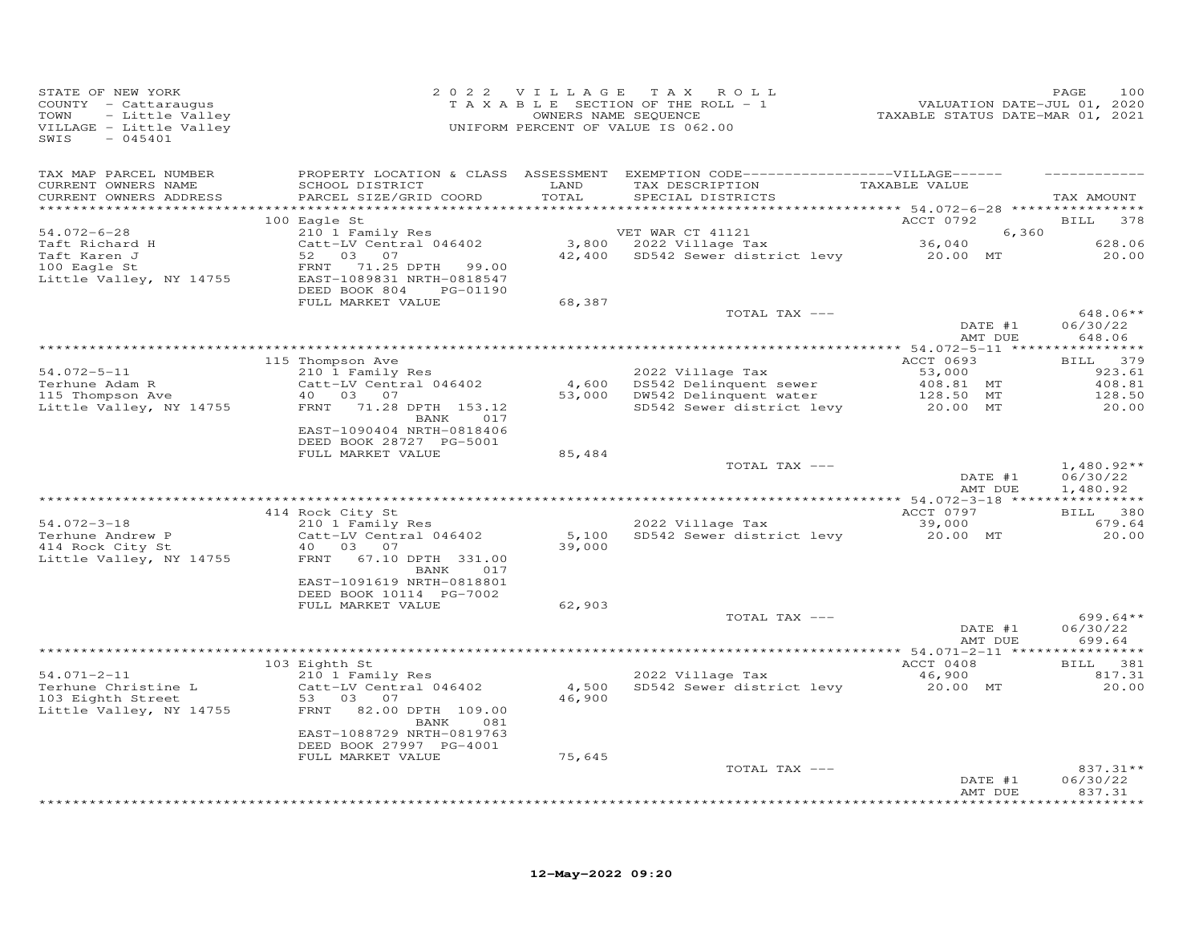STATE OF NEW YORK
COUNTY - Cattaraugus
TOWN - Little Valley
VILLAGE - Little Valley
SWIS - 045401

2 0 2 2 V I L L A G E T A X R O L L
T A X A B L E SECTION OF THE ROLL - 1
OWNERS NAME SEQUENCE
UNIFORM PERCENT OF VALUE IS 062.00

VALUATION DATE-JUL 01, 2020
TAXABLE STATUS DATE-MAR 01, 2021

| TAX MAP PARCEL NUMBER / CURRENT OWNERS NAME / CURRENT OWNERS ADDRESS | PROPERTY LOCATION & CLASS / SCHOOL DISTRICT / PARCEL SIZE/GRID COORD | ASSESSMENT LAND / TOTAL | EXEMPTION CODE / TAX DESCRIPTION / SPECIAL DISTRICTS | TAXABLE VALUE | TAX AMOUNT |
|---|---|---|---|---|---|
| **54.072-6-28** | 100 Eagle St | | | ACCT 0792 | BILL 378 |
| Taft Richard H | 210 1 Family Res | | VET WAR CT 41121 | 6,360 | |
| Taft Karen J | Catt-LV Central 046402 | 3,800 | 2022 Village Tax | 36,040 | 628.06 |
| 100 Eagle St | 52 03 07 | 42,400 | SD542 Sewer district levy | 20.00 MT | 20.00 |
| Little Valley, NY 14755 | FRNT 71.25 DPTH 99.00 | | | | |
| | EAST-1089831 NRTH-0818547 | | | | |
| | DEED BOOK 804 PG-01190 | | | | |
| | FULL MARKET VALUE | 68,387 | | | |
| | | | TOTAL TAX --- | | 648.06** |
| | | | | DATE #1 | 06/30/22 |
| | | | | AMT DUE | 648.06 |
| **54.072-5-11** | 115 Thompson Ave | | | ACCT 0693 | BILL 379 |
| Terhune Adam R | 210 1 Family Res | | 2022 Village Tax | 53,000 | 923.61 |
| 115 Thompson Ave | Catt-LV Central 046402 | 4,600 | DS542 Delinquent sewer | 408.81 MT | 408.81 |
| Little Valley, NY 14755 | 40 03 07 | 53,000 | DW542 Delinquent water | 128.50 MT | 128.50 |
| | FRNT 71.28 DPTH 153.12 | | SD542 Sewer district levy | 20.00 MT | 20.00 |
| | BANK 017 | | | | |
| | EAST-1090404 NRTH-0818406 | | | | |
| | DEED BOOK 28727 PG-5001 | | | | |
| | FULL MARKET VALUE | 85,484 | | | |
| | | | TOTAL TAX --- | | 1,480.92** |
| | | | | DATE #1 | 06/30/22 |
| | | | | AMT DUE | 1,480.92 |
| **54.072-3-18** | 414 Rock City St | | | ACCT 0797 | BILL 380 |
| Terhune Andrew P | 210 1 Family Res | | 2022 Village Tax | 39,000 | 679.64 |
| 414 Rock City St | Catt-LV Central 046402 | 5,100 | SD542 Sewer district levy | 20.00 MT | 20.00 |
| Little Valley, NY 14755 | 40 03 07 | 39,000 | | | |
| | FRNT 67.10 DPTH 331.00 | | | | |
| | BANK 017 | | | | |
| | EAST-1091619 NRTH-0818801 | | | | |
| | DEED BOOK 10114 PG-7002 | | | | |
| | FULL MARKET VALUE | 62,903 | | | |
| | | | TOTAL TAX --- | | 699.64** |
| | | | | DATE #1 | 06/30/22 |
| | | | | AMT DUE | 699.64 |
| **54.071-2-11** | 103 Eighth St | | | ACCT 0408 | BILL 381 |
| Terhune Christine L | 210 1 Family Res | | 2022 Village Tax | 46,900 | 817.31 |
| 103 Eighth Street | Catt-LV Central 046402 | 4,500 | SD542 Sewer district levy | 20.00 MT | 20.00 |
| Little Valley, NY 14755 | 53 03 07 | 46,900 | | | |
| | FRNT 82.00 DPTH 109.00 | | | | |
| | BANK 081 | | | | |
| | EAST-1088729 NRTH-0819763 | | | | |
| | DEED BOOK 27997 PG-4001 | | | | |
| | FULL MARKET VALUE | 75,645 | | | |
| | | | TOTAL TAX --- | | 837.31** |
| | | | | DATE #1 | 06/30/22 |
| | | | | AMT DUE | 837.31 |

12-May-2022 09:20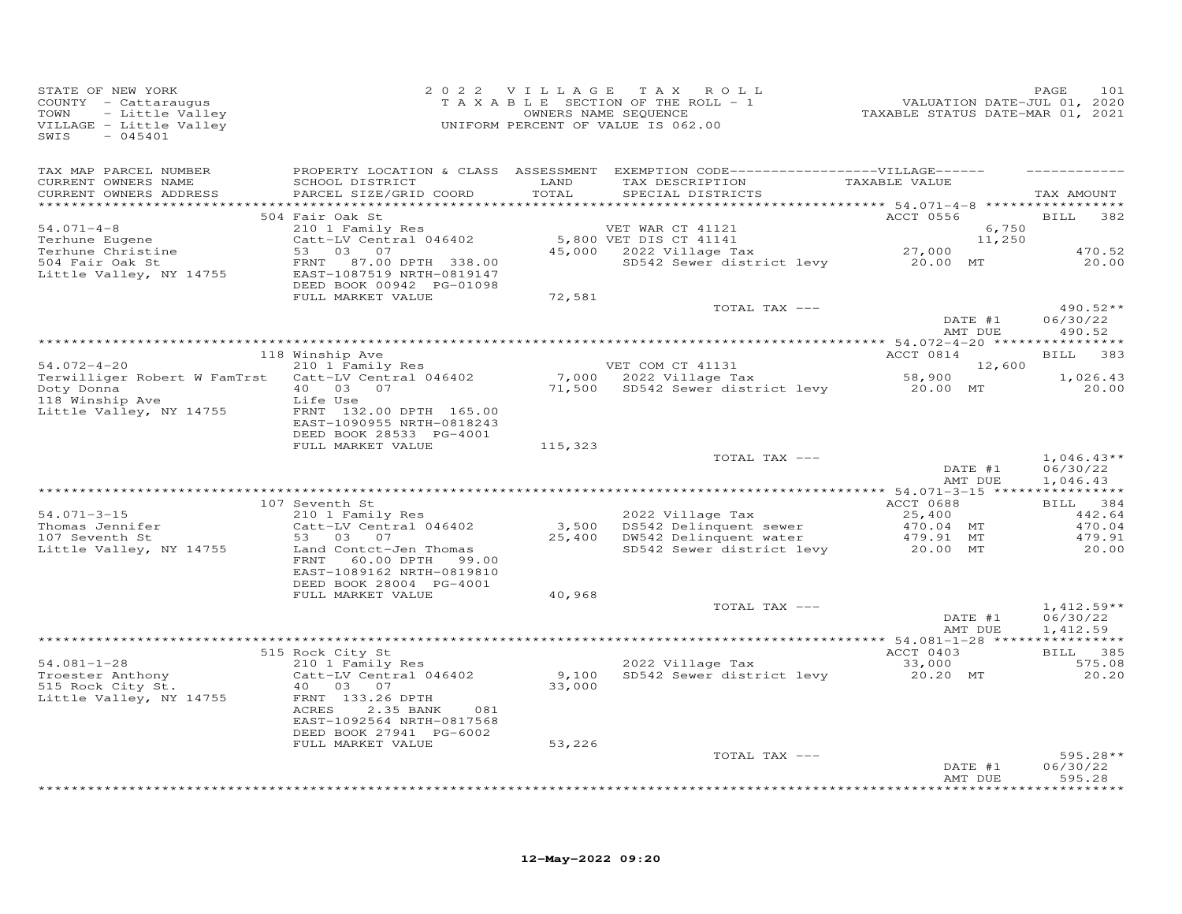STATE OF NEW YORK
COUNTY - Cattaraugus
TOWN - Little Valley
VILLAGE - Little Valley
SWIS - 045401

2022 VILLAGE TAX ROLL
TAXABLE SECTION OF THE ROLL - 1
OWNERS NAME SEQUENCE
UNIFORM PERCENT OF VALUE IS 062.00

VALUATION DATE-JUL 01, 2020
TAXABLE STATUS DATE-MAR 01, 2021

| TAX MAP PARCEL NUMBER / CURRENT OWNERS NAME / CURRENT OWNERS ADDRESS | PROPERTY LOCATION & CLASS / SCHOOL DISTRICT / PARCEL SIZE/GRID COORD | ASSESSMENT LAND / TOTAL | EXEMPTION CODE / TAX DESCRIPTION / SPECIAL DISTRICTS | VILLAGE TAXABLE VALUE | TAX AMOUNT |
|---|---|---|---|---|---|
| **54.071-4-8** | 504 Fair Oak St | | | ACCT 0556 | BILL 382 |
| Terhune Eugene | 210 1 Family Res | | VET WAR CT 41121 | 6,750 | |
| Terhune Christine | Catt-LV Central 046402 | 5,800 | VET DIS CT 41141 | 11,250 | |
| 504 Fair Oak St | 53 03 07 | 45,000 | 2022 Village Tax | 27,000 | 470.52 |
| Little Valley, NY 14755 | FRNT 87.00 DPTH 338.00 | | SD542 Sewer district levy | 20.00 MT | 20.00 |
| | EAST-1087519 NRTH-0819147 | | | | |
| | DEED BOOK 00942 PG-01098 | | | | |
| | FULL MARKET VALUE | 72,581 | | | |
| | | | TOTAL TAX --- | | 490.52** |
| | | | | DATE #1 | 06/30/22 |
| | | | | AMT DUE | 490.52 |
| **54.072-4-20** | 118 Winship Ave | | | ACCT 0814 | BILL 383 |
| Terwilliger Robert W FamTrst | 210 1 Family Res | | VET COM CT 41131 | 12,600 | |
| Doty Donna | Catt-LV Central 046402 | 7,000 | 2022 Village Tax | 58,900 | 1,026.43 |
| 118 Winship Ave | 40 03 07 | 71,500 | SD542 Sewer district levy | 20.00 MT | 20.00 |
| Little Valley, NY 14755 | Life Use | | | | |
| | FRNT 132.00 DPTH 165.00 | | | | |
| | EAST-1090955 NRTH-0818243 | | | | |
| | DEED BOOK 28533 PG-4001 | | | | |
| | FULL MARKET VALUE | 115,323 | | | |
| | | | TOTAL TAX --- | | 1,046.43** |
| | | | | DATE #1 | 06/30/22 |
| | | | | AMT DUE | 1,046.43 |
| **54.071-3-15** | 107 Seventh St | | | ACCT 0688 | BILL 384 |
| Thomas Jennifer | 210 1 Family Res | | 2022 Village Tax | 25,400 | 442.64 |
| 107 Seventh St | Catt-LV Central 046402 | 3,500 | DS542 Delinquent sewer | 470.04 MT | 470.04 |
| Little Valley, NY 14755 | 53 03 07 | 25,400 | DW542 Delinquent water | 479.91 MT | 479.91 |
| | Land Contct-Jen Thomas | | SD542 Sewer district levy | 20.00 MT | 20.00 |
| | FRNT 60.00 DPTH 99.00 | | | | |
| | EAST-1089162 NRTH-0819810 | | | | |
| | DEED BOOK 28004 PG-4001 | | | | |
| | FULL MARKET VALUE | 40,968 | | | |
| | | | TOTAL TAX --- | | 1,412.59** |
| | | | | DATE #1 | 06/30/22 |
| | | | | AMT DUE | 1,412.59 |
| **54.081-1-28** | 515 Rock City St | | | ACCT 0403 | BILL 385 |
| Troester Anthony | 210 1 Family Res | | 2022 Village Tax | 33,000 | 575.08 |
| 515 Rock City St. | Catt-LV Central 046402 | 9,100 | SD542 Sewer district levy | 20.20 MT | 20.20 |
| Little Valley, NY 14755 | 40 03 07 | 33,000 | | | |
| | FRNT 133.26 DPTH | | | | |
| | ACRES 2.35 BANK 081 | | | | |
| | EAST-1092564 NRTH-0817568 | | | | |
| | DEED BOOK 27941 PG-6002 | | | | |
| | FULL MARKET VALUE | 53,226 | | | |
| | | | TOTAL TAX --- | | 595.28** |
| | | | | DATE #1 | 06/30/22 |
| | | | | AMT DUE | 595.28 |

12-May-2022 09:20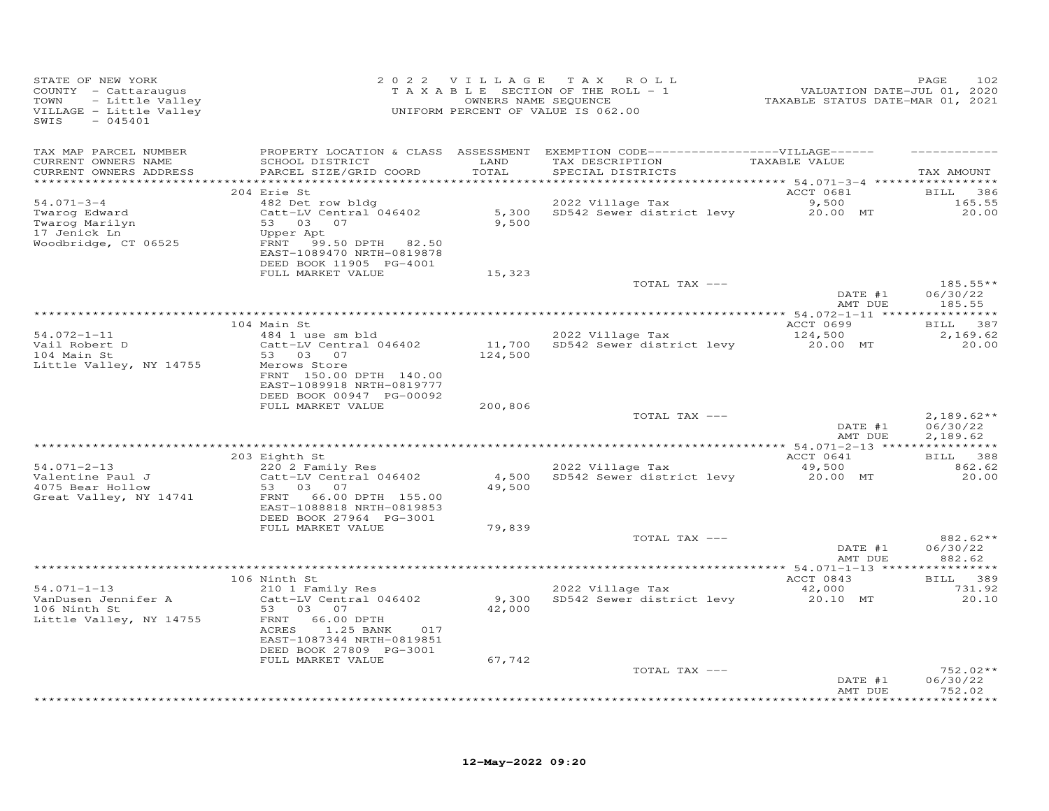STATE OF NEW YORK
COUNTY - Cattaraugus
TOWN - Little Valley
VILLAGE - Little Valley
SWIS - 045401

2022 VILLAGE TAX ROLL
TAXABLE SECTION OF THE ROLL - 1
OWNERS NAME SEQUENCE
UNIFORM PERCENT OF VALUE IS 062.00

VALUATION DATE-JUL 01, 2020
TAXABLE STATUS DATE-MAR 01, 2021

| TAX MAP PARCEL NUMBER / CURRENT OWNERS NAME / CURRENT OWNERS ADDRESS | PROPERTY LOCATION & CLASS / SCHOOL DISTRICT / PARCEL SIZE/GRID COORD | ASSESSMENT LAND / TOTAL | EXEMPTION CODE / TAX DESCRIPTION / SPECIAL DISTRICTS | VILLAGE TAXABLE VALUE | TAX AMOUNT |
|---|---|---|---|---|---|
| 54.071-3-4 | 204 Erie St | | | ACCT 0681 | BILL 386 |
| Twarog Edward | 482 Det row bldg | | 2022 Village Tax | 9,500 | 165.55 |
| Twarog Marilyn | Catt-LV Central 046402 | 5,300 | SD542 Sewer district levy | 20.00 MT | 20.00 |
| 17 Jenick Ln | 53 03 07 | 9,500 | | | |
| Woodbridge, CT 06525 | Upper Apt | | | | |
| | FRNT 99.50 DPTH 82.50 | | | | |
| | EAST-1089470 NRTH-0819878 | | | | |
| | DEED BOOK 11905 PG-4001 | | | | |
| | FULL MARKET VALUE | 15,323 | | | |
| | | | TOTAL TAX --- | | 185.55** |
| | | | | DATE #1 | 06/30/22 |
| | | | | AMT DUE | 185.55 |
| 54.072-1-11 | 104 Main St | | | ACCT 0699 | BILL 387 |
| Vail Robert D | 484 1 use sm bld | | 2022 Village Tax | 124,500 | 2,169.62 |
| 104 Main St | Catt-LV Central 046402 | 11,700 | SD542 Sewer district levy | 20.00 MT | 20.00 |
| Little Valley, NY 14755 | 53 03 07 | 124,500 | | | |
| | Merows Store | | | | |
| | FRNT 150.00 DPTH 140.00 | | | | |
| | EAST-1089918 NRTH-0819777 | | | | |
| | DEED BOOK 00947 PG-00092 | | | | |
| | FULL MARKET VALUE | 200,806 | | | |
| | | | TOTAL TAX --- | | 2,189.62** |
| | | | | DATE #1 | 06/30/22 |
| | | | | AMT DUE | 2,189.62 |
| 54.071-2-13 | 203 Eighth St | | | ACCT 0641 | BILL 388 |
| Valentine Paul J | 220 2 Family Res | | 2022 Village Tax | 49,500 | 862.62 |
| 4075 Bear Hollow | Catt-LV Central 046402 | 4,500 | SD542 Sewer district levy | 20.00 MT | 20.00 |
| Great Valley, NY 14741 | 53 03 07 | 49,500 | | | |
| | FRNT 66.00 DPTH 155.00 | | | | |
| | EAST-1088818 NRTH-0819853 | | | | |
| | DEED BOOK 27964 PG-3001 | | | | |
| | FULL MARKET VALUE | 79,839 | | | |
| | | | TOTAL TAX --- | | 882.62** |
| | | | | DATE #1 | 06/30/22 |
| | | | | AMT DUE | 882.62 |
| 54.071-1-13 | 106 Ninth St | | | ACCT 0843 | BILL 389 |
| VanDusen Jennifer A | 210 1 Family Res | | 2022 Village Tax | 42,000 | 731.92 |
| 106 Ninth St | Catt-LV Central 046402 | 9,300 | SD542 Sewer district levy | 20.10 MT | 20.10 |
| Little Valley, NY 14755 | 53 03 07 | 42,000 | | | |
| | FRNT 66.00 DPTH | | | | |
| | ACRES 1.25 BANK 017 | | | | |
| | EAST-1087344 NRTH-0819851 | | | | |
| | DEED BOOK 27809 PG-3001 | | | | |
| | FULL MARKET VALUE | 67,742 | | | |
| | | | TOTAL TAX --- | | 752.02** |
| | | | | DATE #1 | 06/30/22 |
| | | | | AMT DUE | 752.02 |

12-May-2022 09:20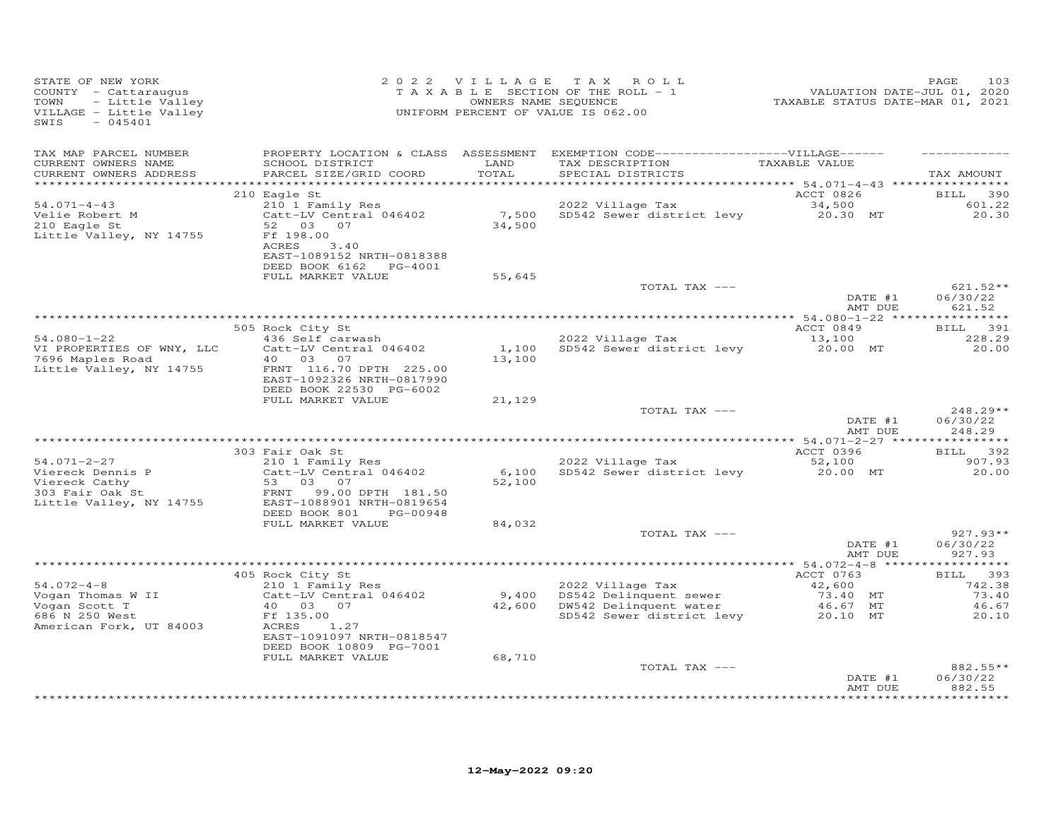STATE OF NEW YORK
COUNTY - Cattaraugus
TOWN - Little Valley
VILLAGE - Little Valley
SWIS - 045401

2022 VILLAGE TAX ROLL
TAXABLE SECTION OF THE ROLL - 1
OWNERS NAME SEQUENCE
UNIFORM PERCENT OF VALUE IS 062.00

VALUATION DATE-JUL 01, 2020
TAXABLE STATUS DATE-MAR 01, 2021

| TAX MAP PARCEL NUMBER / CURRENT OWNERS NAME / CURRENT OWNERS ADDRESS | PROPERTY LOCATION & CLASS / SCHOOL DISTRICT / PARCEL SIZE/GRID COORD | ASSESSMENT LAND / TOTAL | EXEMPTION CODE / TAX DESCRIPTION / SPECIAL DISTRICTS | VILLAGE TAXABLE VALUE | TAX AMOUNT |
|---|---|---|---|---|---|
| | 210 Eagle St | | | ACCT 0826 | BILL 390 |
| 54.071-4-43 | 210 1 Family Res | | 2022 Village Tax | 34,500 | 601.22 |
| Velie Robert M | Catt-LV Central 046402 | 7,500 | SD542 Sewer district levy | 20.30 MT | 20.30 |
| 210 Eagle St | 52 03 07 | 34,500 | | | |
| Little Valley, NY 14755 | Ff 198.00 | | | | |
| | ACRES 3.40 | | | | |
| | EAST-1089152 NRTH-0818388 | | | | |
| | DEED BOOK 6162 PG-4001 | | | | |
| | FULL MARKET VALUE | 55,645 | | | |
| | | | TOTAL TAX --- | | 621.52** |
| | | | | DATE #1 | 06/30/22 |
| | | | | AMT DUE | 621.52 |
| | 505 Rock City St | | | ACCT 0849 | BILL 391 |
| 54.080-1-22 | 436 Self carwash | | 2022 Village Tax | 13,100 | 228.29 |
| VI PROPERTIES OF WNY, LLC | Catt-LV Central 046402 | 1,100 | SD542 Sewer district levy | 20.00 MT | 20.00 |
| 7696 Maples Road | 40 03 07 | 13,100 | | | |
| Little Valley, NY 14755 | FRNT 116.70 DPTH 225.00 | | | | |
| | EAST-1092326 NRTH-0817990 | | | | |
| | DEED BOOK 22530 PG-6002 | | | | |
| | FULL MARKET VALUE | 21,129 | | | |
| | | | TOTAL TAX --- | | 248.29** |
| | | | | DATE #1 | 06/30/22 |
| | | | | AMT DUE | 248.29 |
| | 303 Fair Oak St | | | ACCT 0396 | BILL 392 |
| 54.071-2-27 | 210 1 Family Res | | 2022 Village Tax | 52,100 | 907.93 |
| Viereck Dennis P | Catt-LV Central 046402 | 6,100 | SD542 Sewer district levy | 20.00 MT | 20.00 |
| Viereck Cathy | 53 03 07 | 52,100 | | | |
| 303 Fair Oak St | FRNT 99.00 DPTH 181.50 | | | | |
| Little Valley, NY 14755 | EAST-1088901 NRTH-0819654 | | | | |
| | DEED BOOK 801 PG-00948 | | | | |
| | FULL MARKET VALUE | 84,032 | | | |
| | | | TOTAL TAX --- | | 927.93** |
| | | | | DATE #1 | 06/30/22 |
| | | | | AMT DUE | 927.93 |
| | 405 Rock City St | | | ACCT 0763 | BILL 393 |
| 54.072-4-8 | 210 1 Family Res | | 2022 Village Tax | 42,600 | 742.38 |
| Vogan Thomas W II | Catt-LV Central 046402 | 9,400 | DS542 Delinquent sewer | 73.40 MT | 73.40 |
| Vogan Scott T | 40 03 07 | 42,600 | DW542 Delinquent water | 46.67 MT | 46.67 |
| 686 N 250 West | Ff 135.00 | | SD542 Sewer district levy | 20.10 MT | 20.10 |
| American Fork, UT 84003 | ACRES 1.27 | | | | |
| | EAST-1091097 NRTH-0818547 | | | | |
| | DEED BOOK 10809 PG-7001 | | | | |
| | FULL MARKET VALUE | 68,710 | | | |
| | | | TOTAL TAX --- | | 882.55** |
| | | | | DATE #1 | 06/30/22 |
| | | | | AMT DUE | 882.55 |

12-May-2022 09:20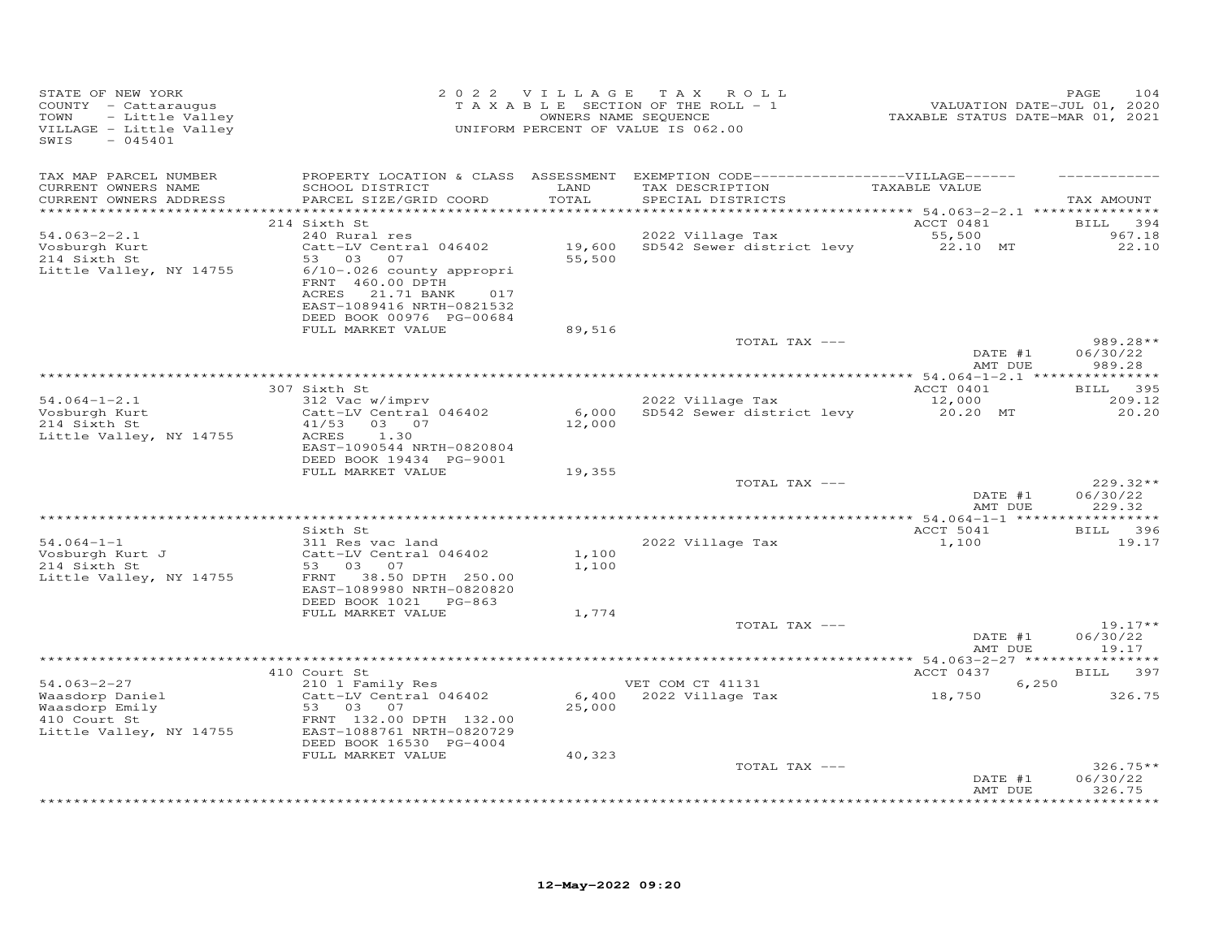STATE OF NEW YORK
COUNTY - Cattaraugus
TOWN - Little Valley
VILLAGE - Little Valley
SWIS - 045401

2022 VILLAGE TAX ROLL
TAXABLE SECTION OF THE ROLL - 1
OWNERS NAME SEQUENCE
UNIFORM PERCENT OF VALUE IS 062.00

VALUATION DATE-JUL 01, 2020
TAXABLE STATUS DATE-MAR 01, 2021

| TAX MAP PARCEL NUMBER / CURRENT OWNERS NAME / CURRENT OWNERS ADDRESS | PROPERTY LOCATION & CLASS / SCHOOL DISTRICT / PARCEL SIZE/GRID COORD | ASSESSMENT LAND / TOTAL | EXEMPTION CODE-----VILLAGE----- / TAX DESCRIPTION / SPECIAL DISTRICTS | TAXABLE VALUE | TAX AMOUNT |
|---|---|---|---|---|---|
| | 214 Sixth St | | | ACCT 0481 | BILL 394 |
| 54.063-2-2.1 | 240 Rural res | | 2022 Village Tax | 55,500 | 967.18 |
| Vosburgh Kurt | Catt-LV Central 046402 | 19,600 | SD542 Sewer district levy | 22.10 MT | 22.10 |
| 214 Sixth St | 53 03 07 | 55,500 | | | |
| Little Valley, NY 14755 | 6/10-.026 county appropri | | | | |
| | FRNT 460.00 DPTH | | | | |
| | ACRES 21.71 BANK 017 | | | | |
| | EAST-1089416 NRTH-0821532 | | | | |
| | DEED BOOK 00976 PG-00684 | | | | |
| | FULL MARKET VALUE | 89,516 | | | |
| | | | TOTAL TAX --- | | 989.28** |
| | | | | DATE #1 | 06/30/22 |
| | | | | AMT DUE | 989.28 |
| | 307 Sixth St | | | ACCT 0401 | BILL 395 |
| 54.064-1-2.1 | 312 Vac w/imprv | | 2022 Village Tax | 12,000 | 209.12 |
| Vosburgh Kurt | Catt-LV Central 046402 | 6,000 | SD542 Sewer district levy | 20.20 MT | 20.20 |
| 214 Sixth St | 41/53 03 07 | 12,000 | | | |
| Little Valley, NY 14755 | ACRES 1.30 | | | | |
| | EAST-1090544 NRTH-0820804 | | | | |
| | DEED BOOK 19434 PG-9001 | | | | |
| | FULL MARKET VALUE | 19,355 | | | |
| | | | TOTAL TAX --- | | 229.32** |
| | | | | DATE #1 | 06/30/22 |
| | | | | AMT DUE | 229.32 |
| | Sixth St | | | ACCT 5041 | BILL 396 |
| 54.064-1-1 | 311 Res vac land | | 2022 Village Tax | 1,100 | 19.17 |
| Vosburgh Kurt J | Catt-LV Central 046402 | 1,100 | | | |
| 214 Sixth St | 53 03 07 | 1,100 | | | |
| Little Valley, NY 14755 | FRNT 38.50 DPTH 250.00 | | | | |
| | EAST-1089980 NRTH-0820820 | | | | |
| | DEED BOOK 1021 PG-863 | | | | |
| | FULL MARKET VALUE | 1,774 | | | |
| | | | TOTAL TAX --- | | 19.17** |
| | | | | DATE #1 | 06/30/22 |
| | | | | AMT DUE | 19.17 |
| | 410 Court St | | | ACCT 0437 | BILL 397 |
| 54.063-2-27 | 210 1 Family Res | | VET COM CT 41131 | 6,250 | |
| Waasdorp Daniel | Catt-LV Central 046402 | 6,400 | 2022 Village Tax | 18,750 | 326.75 |
| Waasdorp Emily | 53 03 07 | 25,000 | | | |
| 410 Court St | FRNT 132.00 DPTH 132.00 | | | | |
| Little Valley, NY 14755 | EAST-1088761 NRTH-0820729 | | | | |
| | DEED BOOK 16530 PG-4004 | | | | |
| | FULL MARKET VALUE | 40,323 | | | |
| | | | TOTAL TAX --- | | 326.75** |
| | | | | DATE #1 | 06/30/22 |
| | | | | AMT DUE | 326.75 |

12-May-2022 09:20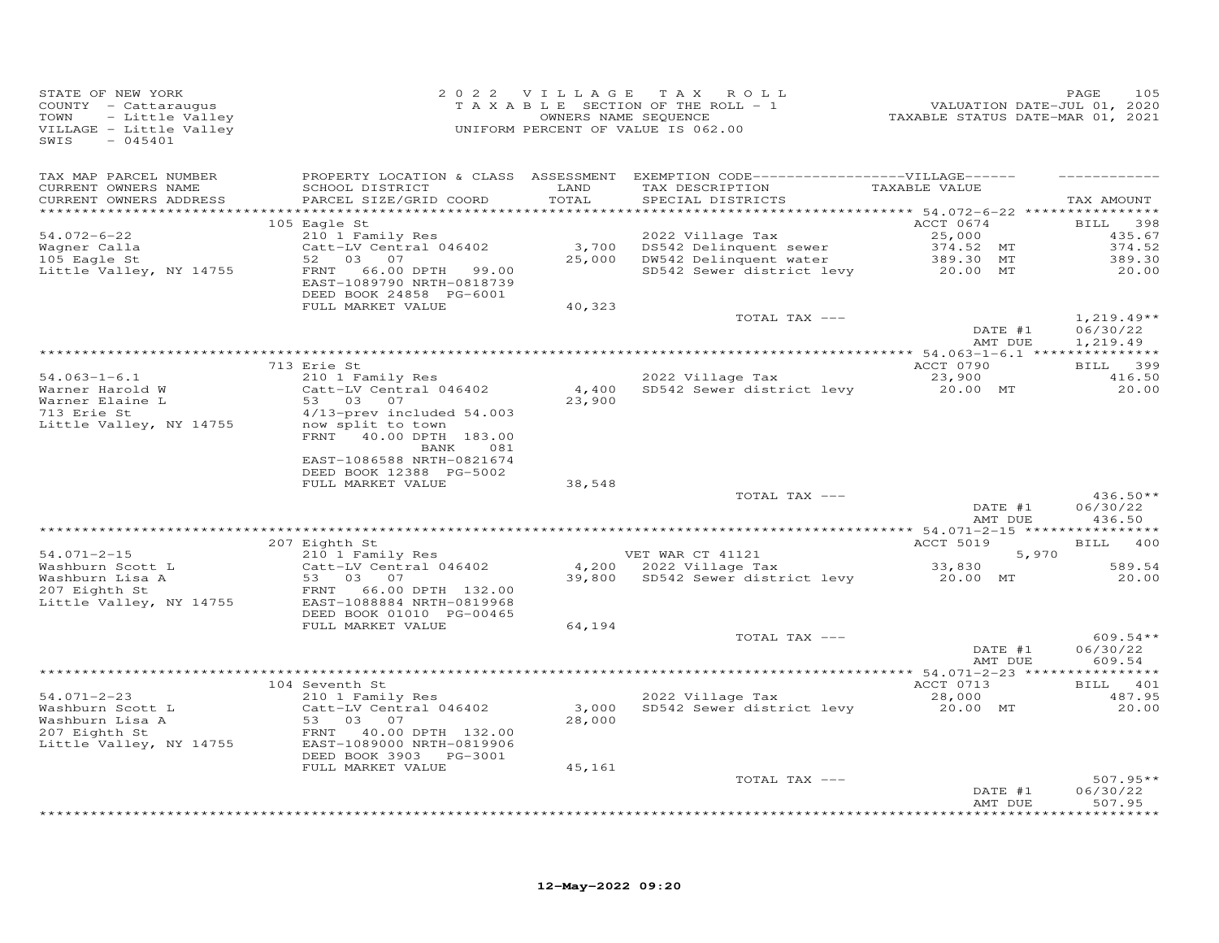STATE OF NEW YORK
COUNTY - Cattaraugus
TOWN - Little Valley
VILLAGE - Little Valley
SWIS - 045401

2022 VILLAGE TAX ROLL
TAXABLE SECTION OF THE ROLL - 1
OWNERS NAME SEQUENCE
UNIFORM PERCENT OF VALUE IS 062.00

VALUATION DATE-JUL 01, 2020
TAXABLE STATUS DATE-MAR 01, 2021

| TAX MAP PARCEL NUMBER / CURRENT OWNERS NAME / CURRENT OWNERS ADDRESS | PROPERTY LOCATION & CLASS / SCHOOL DISTRICT / PARCEL SIZE/GRID COORD | ASSESSMENT LAND / TOTAL | EXEMPTION CODE / TAX DESCRIPTION / SPECIAL DISTRICTS | TAXABLE VALUE | TAX AMOUNT |
|---|---|---|---|---|---|
| | 105 Eagle St | | | ACCT 0674 | BILL 398 |
| 54.072-6-22 | 210 1 Family Res | | 2022 Village Tax | 25,000 | 435.67 |
| Wagner Calla | Catt-LV Central 046402 | 3,700 | DS542 Delinquent sewer | 374.52 MT | 374.52 |
| 105 Eagle St | 52 03 07 | 25,000 | DW542 Delinquent water | 389.30 MT | 389.30 |
| Little Valley, NY 14755 | FRNT 66.00 DPTH 99.00 | | SD542 Sewer district levy | 20.00 MT | 20.00 |
| | EAST-1089790 NRTH-0818739 | | | | |
| | DEED BOOK 24858 PG-6001 | | | | |
| | FULL MARKET VALUE | 40,323 | | | |
| | | | TOTAL TAX --- | | 1,219.49** |
| | | | | DATE #1 | 06/30/22 |
| | | | | AMT DUE | 1,219.49 |
| | 713 Erie St | | | ACCT 0790 | BILL 399 |
| 54.063-1-6.1 | 210 1 Family Res | | 2022 Village Tax | 23,900 | 416.50 |
| Warner Harold W | Catt-LV Central 046402 | 4,400 | SD542 Sewer district levy | 20.00 MT | 20.00 |
| Warner Elaine L | 53 03 07 | 23,900 | | | |
| 713 Erie St | 4/13-prev included 54.003 | | | | |
| Little Valley, NY 14755 | now split to town | | | | |
| | FRNT 40.00 DPTH 183.00 | | | | |
| | BANK 081 | | | | |
| | EAST-1086588 NRTH-0821674 | | | | |
| | DEED BOOK 12388 PG-5002 | | | | |
| | FULL MARKET VALUE | 38,548 | | | |
| | | | TOTAL TAX --- | | 436.50** |
| | | | | DATE #1 | 06/30/22 |
| | | | | AMT DUE | 436.50 |
| | 207 Eighth St | | | ACCT 5019 | BILL 400 |
| 54.071-2-15 | 210 1 Family Res | | VET WAR CT 41121 | 5,970 | |
| Washburn Scott L | Catt-LV Central 046402 | 4,200 | 2022 Village Tax | 33,830 | 589.54 |
| Washburn Lisa A | 53 03 07 | 39,800 | SD542 Sewer district levy | 20.00 MT | 20.00 |
| 207 Eighth St | FRNT 66.00 DPTH 132.00 | | | | |
| Little Valley, NY 14755 | EAST-1088884 NRTH-0819968 | | | | |
| | DEED BOOK 01010 PG-00465 | | | | |
| | FULL MARKET VALUE | 64,194 | | | |
| | | | TOTAL TAX --- | | 609.54** |
| | | | | DATE #1 | 06/30/22 |
| | | | | AMT DUE | 609.54 |
| | 104 Seventh St | | | ACCT 0713 | BILL 401 |
| 54.071-2-23 | 210 1 Family Res | | 2022 Village Tax | 28,000 | 487.95 |
| Washburn Scott L | Catt-LV Central 046402 | 3,000 | SD542 Sewer district levy | 20.00 MT | 20.00 |
| Washburn Lisa A | 53 03 07 | 28,000 | | | |
| 207 Eighth St | FRNT 40.00 DPTH 132.00 | | | | |
| Little Valley, NY 14755 | EAST-1089000 NRTH-0819906 | | | | |
| | DEED BOOK 3903 PG-3001 | | | | |
| | FULL MARKET VALUE | 45,161 | | | |
| | | | TOTAL TAX --- | | 507.95** |
| | | | | DATE #1 | 06/30/22 |
| | | | | AMT DUE | 507.95 |

12-May-2022 09:20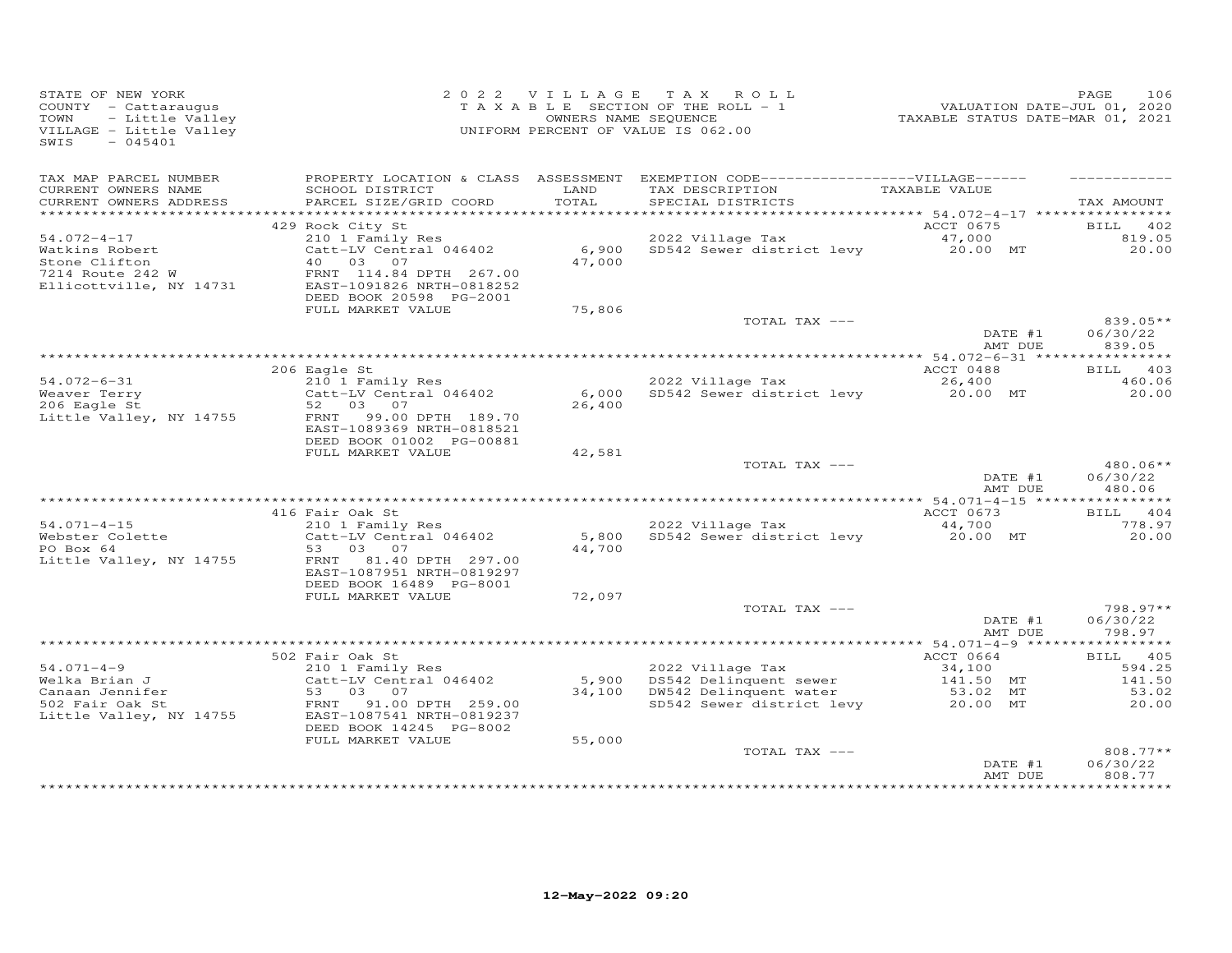STATE OF NEW YORK
COUNTY - Cattaraugus
TOWN - Little Valley
VILLAGE - Little Valley
SWIS - 045401

2022 VILLAGE TAX ROLL
TAXABLE SECTION OF THE ROLL - 1
OWNERS NAME SEQUENCE
UNIFORM PERCENT OF VALUE IS 062.00

VALUATION DATE-JUL 01, 2020
TAXABLE STATUS DATE-MAR 01, 2021

| TAX MAP PARCEL NUMBER / CURRENT OWNERS NAME / CURRENT OWNERS ADDRESS | PROPERTY LOCATION & CLASS / SCHOOL DISTRICT / PARCEL SIZE/GRID COORD | ASSESSMENT LAND / TOTAL | EXEMPTION CODE / TAX DESCRIPTION / SPECIAL DISTRICTS | TAXABLE VALUE | TAX AMOUNT |
|---|---|---|---|---|---|
| | 429 Rock City St | | | ACCT 0675 | BILL 402 |
| 54.072-4-17 | 210 1 Family Res | | 2022 Village Tax | 47,000 | 819.05 |
| Watkins Robert | Catt-LV Central 046402 | 6,900 | SD542 Sewer district levy | 20.00 MT | 20.00 |
| Stone Clifton | 40 03 07 | 47,000 | | | |
| 7214 Route 242 W | FRNT 114.84 DPTH 267.00 | | | | |
| Ellicottville, NY 14731 | EAST-1091826 NRTH-0818252 | | | | |
| | DEED BOOK 20598 PG-2001 | | | | |
| | FULL MARKET VALUE | 75,806 | | | |
| | | | TOTAL TAX --- | | 839.05** |
| | | | | DATE #1 | 06/30/22 |
| | | | | AMT DUE | 839.05 |
| | 206 Eagle St | | | ACCT 0488 | BILL 403 |
| 54.072-6-31 | 210 1 Family Res | | 2022 Village Tax | 26,400 | 460.06 |
| Weaver Terry | Catt-LV Central 046402 | 6,000 | SD542 Sewer district levy | 20.00 MT | 20.00 |
| 206 Eagle St | 52 03 07 | 26,400 | | | |
| Little Valley, NY 14755 | FRNT 99.00 DPTH 189.70 | | | | |
| | EAST-1089369 NRTH-0818521 | | | | |
| | DEED BOOK 01002 PG-00881 | | | | |
| | FULL MARKET VALUE | 42,581 | | | |
| | | | TOTAL TAX --- | | 480.06** |
| | | | | DATE #1 | 06/30/22 |
| | | | | AMT DUE | 480.06 |
| | 416 Fair Oak St | | | ACCT 0673 | BILL 404 |
| 54.071-4-15 | 210 1 Family Res | | 2022 Village Tax | 44,700 | 778.97 |
| Webster Colette | Catt-LV Central 046402 | 5,800 | SD542 Sewer district levy | 20.00 MT | 20.00 |
| PO Box 64 | 53 03 07 | 44,700 | | | |
| Little Valley, NY 14755 | FRNT 81.40 DPTH 297.00 | | | | |
| | EAST-1087951 NRTH-0819297 | | | | |
| | DEED BOOK 16489 PG-8001 | | | | |
| | FULL MARKET VALUE | 72,097 | | | |
| | | | TOTAL TAX --- | | 798.97** |
| | | | | DATE #1 | 06/30/22 |
| | | | | AMT DUE | 798.97 |
| | 502 Fair Oak St | | | ACCT 0664 | BILL 405 |
| 54.071-4-9 | 210 1 Family Res | | 2022 Village Tax | 34,100 | 594.25 |
| Welka Brian J | Catt-LV Central 046402 | 5,900 | DS542 Delinquent sewer | 141.50 MT | 141.50 |
| Canaan Jennifer | 53 03 07 | 34,100 | DW542 Delinquent water | 53.02 MT | 53.02 |
| 502 Fair Oak St | FRNT 91.00 DPTH 259.00 | | SD542 Sewer district levy | 20.00 MT | 20.00 |
| Little Valley, NY 14755 | EAST-1087541 NRTH-0819237 | | | | |
| | DEED BOOK 14245 PG-8002 | | | | |
| | FULL MARKET VALUE | 55,000 | | | |
| | | | TOTAL TAX --- | | 808.77** |
| | | | | DATE #1 | 06/30/22 |
| | | | | AMT DUE | 808.77 |

12-May-2022 09:20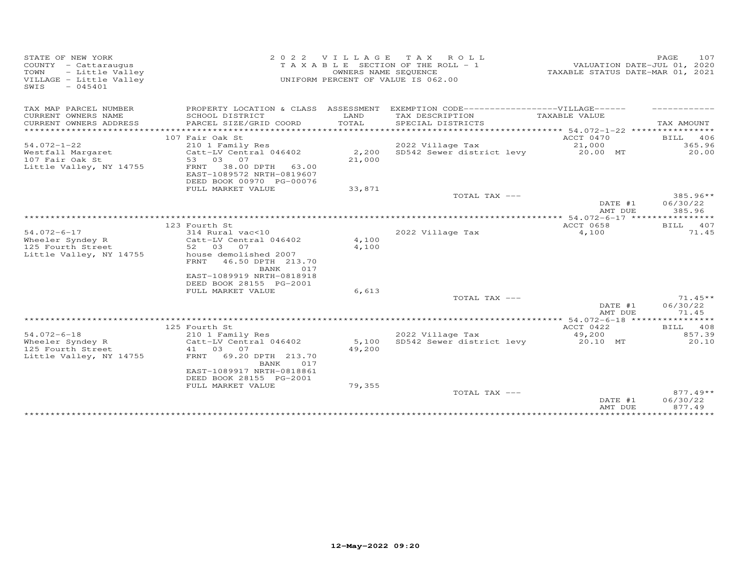STATE OF NEW YORK
COUNTY - Cattaraugus
TOWN - Little Valley
VILLAGE - Little Valley
SWIS - 045401

2022 VILLAGE TAX ROLL
TAXABLE SECTION OF THE ROLL - 1
OWNERS NAME SEQUENCE
UNIFORM PERCENT OF VALUE IS 062.00

VALUATION DATE-JUL 01, 2020
TAXABLE STATUS DATE-MAR 01, 2021

| TAX MAP PARCEL NUMBER / CURRENT OWNERS NAME / CURRENT OWNERS ADDRESS | PROPERTY LOCATION & CLASS / SCHOOL DISTRICT / PARCEL SIZE/GRID COORD | ASSESSMENT LAND / TOTAL | EXEMPTION CODE / TAX DESCRIPTION / SPECIAL DISTRICTS | TAXABLE VALUE | TAX AMOUNT |
|---|---|---|---|---|---|
| | 107 Fair Oak St | | | ACCT 0470 | BILL 406 |
| 54.072-1-22 | 210 1 Family Res | | 2022 Village Tax | 21,000 | 365.96 |
| Westfall Margaret | Catt-LV Central 046402 | 2,200 | SD542 Sewer district levy | 20.00 MT | 20.00 |
| 107 Fair Oak St | 53 03 07 | 21,000 | | | |
| Little Valley, NY 14755 | FRNT 38.00 DPTH 63.00 | | | | |
| | EAST-1089572 NRTH-0819607 | | | | |
| | DEED BOOK 00970 PG-00076 | | | | |
| | FULL MARKET VALUE | 33,871 | | | |
| | | | TOTAL TAX --- | | 385.96** |
| | | | | DATE #1 | 06/30/22 |
| | | | | AMT DUE | 385.96 |
| | 123 Fourth St | | | ACCT 0658 | BILL 407 |
| 54.072-6-17 | 314 Rural vac<10 | | 2022 Village Tax | 4,100 | 71.45 |
| Wheeler Syndey R | Catt-LV Central 046402 | 4,100 | | | |
| 125 Fourth Street | 52 03 07 | 4,100 | | | |
| Little Valley, NY 14755 | house demolished 2007 | | | | |
| | FRNT 46.50 DPTH 213.70 | | | | |
| | BANK 017 | | | | |
| | EAST-1089919 NRTH-0818918 | | | | |
| | DEED BOOK 28155 PG-2001 | | | | |
| | FULL MARKET VALUE | 6,613 | | | |
| | | | TOTAL TAX --- | | 71.45** |
| | | | | DATE #1 | 06/30/22 |
| | | | | AMT DUE | 71.45 |
| | 125 Fourth St | | | ACCT 0422 | BILL 408 |
| 54.072-6-18 | 210 1 Family Res | | 2022 Village Tax | 49,200 | 857.39 |
| Wheeler Syndey R | Catt-LV Central 046402 | 5,100 | SD542 Sewer district levy | 20.10 MT | 20.10 |
| 125 Fourth Street | 41 03 07 | 49,200 | | | |
| Little Valley, NY 14755 | FRNT 69.20 DPTH 213.70 | | | | |
| | BANK 017 | | | | |
| | EAST-1089917 NRTH-0818861 | | | | |
| | DEED BOOK 28155 PG-2001 | | | | |
| | FULL MARKET VALUE | 79,355 | | | |
| | | | TOTAL TAX --- | | 877.49** |
| | | | | DATE #1 | 06/30/22 |
| | | | | AMT DUE | 877.49 |

12-May-2022 09:20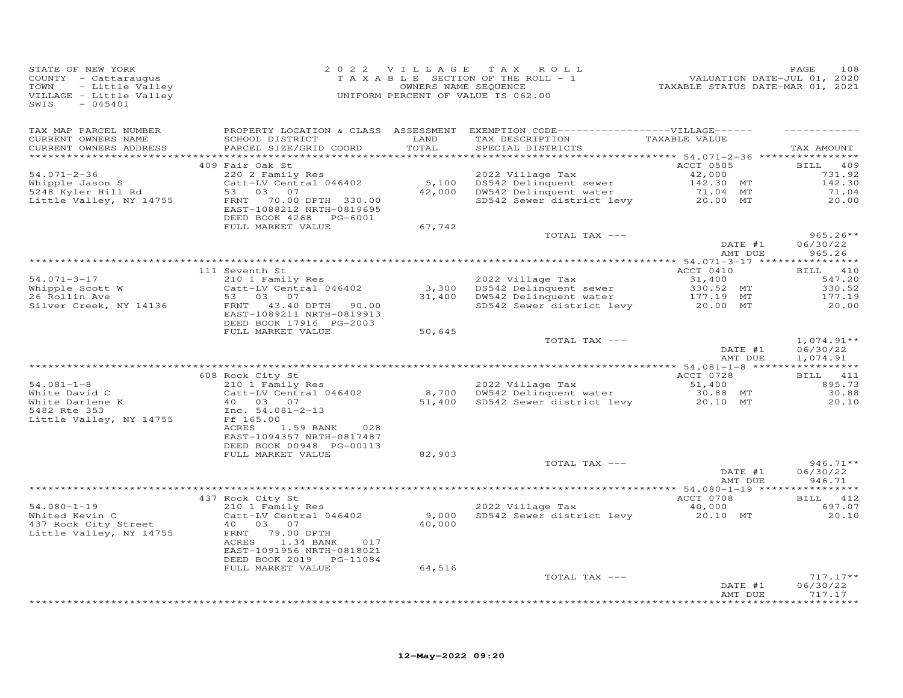STATE OF NEW YORK
COUNTY - Cattaraugus
TOWN - Little Valley
VILLAGE - Little Valley
SWIS - 045401

2022 VILLAGE TAX ROLL
TAXABLE SECTION OF THE ROLL - 1
OWNERS NAME SEQUENCE
UNIFORM PERCENT OF VALUE IS 062.00

VALUATION DATE-JUL 01, 2020
TAXABLE STATUS DATE-MAR 01, 2021

| TAX MAP PARCEL NUMBER / CURRENT OWNERS NAME / CURRENT OWNERS ADDRESS | PROPERTY LOCATION & CLASS / SCHOOL DISTRICT / PARCEL SIZE/GRID COORD | ASSESSMENT LAND / TOTAL | EXEMPTION CODE / TAX DESCRIPTION / SPECIAL DISTRICTS | TAXABLE VALUE (VILLAGE) | TAX AMOUNT |
|---|---|---|---|---|---|
| **54.071-2-36** | 409 Fair Oak St | | | ACCT 0505 | BILL 409 |
| 54.071-2-36 | 220 2 Family Res | | 2022 Village Tax | 42,000 | 731.92 |
| Whipple Jason S | Catt-LV Central 046402 | 5,100 | DS542 Delinquent sewer | 142.30 MT | 142.30 |
| 5248 Kyler Hill Rd | 53 03 07 | 42,000 | DW542 Delinquent water | 71.04 MT | 71.04 |
| Little Valley, NY 14755 | FRNT 70.00 DPTH 330.00 | | SD542 Sewer district levy | 20.00 MT | 20.00 |
| | EAST-1088212 NRTH-0819695 | | | | |
| | DEED BOOK 4268 PG-6001 | | | | |
| | FULL MARKET VALUE | 67,742 | | | |
| | | | TOTAL TAX --- | | 965.26** |
| | | | | DATE #1 | 06/30/22 |
| | | | | AMT DUE | 965.26 |
| **54.071-3-17** | 111 Seventh St | | | ACCT 0410 | BILL 410 |
| 54.071-3-17 | 210 1 Family Res | | 2022 Village Tax | 31,400 | 547.20 |
| Whipple Scott W | Catt-LV Central 046402 | 3,300 | DS542 Delinquent sewer | 330.52 MT | 330.52 |
| 26 Rollin Ave | 53 03 07 | 31,400 | DW542 Delinquent water | 177.19 MT | 177.19 |
| Silver Creek, NY 14136 | FRNT 43.40 DPTH 90.00 | | SD542 Sewer district levy | 20.00 MT | 20.00 |
| | EAST-1089211 NRTH-0819913 | | | | |
| | DEED BOOK 17916 PG-2003 | | | | |
| | FULL MARKET VALUE | 50,645 | | | |
| | | | TOTAL TAX --- | | 1,074.91** |
| | | | | DATE #1 | 06/30/22 |
| | | | | AMT DUE | 1,074.91 |
| **54.081-1-8** | 608 Rock City St | | | ACCT 0728 | BILL 411 |
| 54.081-1-8 | 210 1 Family Res | | 2022 Village Tax | 51,400 | 895.73 |
| White David C | Catt-LV Central 046402 | 8,700 | DW542 Delinquent water | 30.88 MT | 30.88 |
| White Darlene K | 40 03 07 | 51,400 | SD542 Sewer district levy | 20.10 MT | 20.10 |
| 5482 Rte 353 | Inc. 54.081-2-13 | | | | |
| Little Valley, NY 14755 | Ff 165.00 | | | | |
| | ACRES 1.59 BANK 028 | | | | |
| | EAST-1094357 NRTH-0817487 | | | | |
| | DEED BOOK 00948 PG-00113 | | | | |
| | FULL MARKET VALUE | 82,903 | | | |
| | | | TOTAL TAX --- | | 946.71** |
| | | | | DATE #1 | 06/30/22 |
| | | | | AMT DUE | 946.71 |
| **54.080-1-19** | 437 Rock City St | | | ACCT 0708 | BILL 412 |
| 54.080-1-19 | 210 1 Family Res | | 2022 Village Tax | 40,000 | 697.07 |
| Whited Kevin C | Catt-LV Central 046402 | 9,000 | SD542 Sewer district levy | 20.10 MT | 20.10 |
| 437 Rock City Street | 40 03 07 | 40,000 | | | |
| Little Valley, NY 14755 | FRNT 79.00 DPTH | | | | |
| | ACRES 1.34 BANK 017 | | | | |
| | EAST-1091956 NRTH-0818021 | | | | |
| | DEED BOOK 2019 PG-11084 | | | | |
| | FULL MARKET VALUE | 64,516 | | | |
| | | | TOTAL TAX --- | | 717.17** |
| | | | | DATE #1 | 06/30/22 |
| | | | | AMT DUE | 717.17 |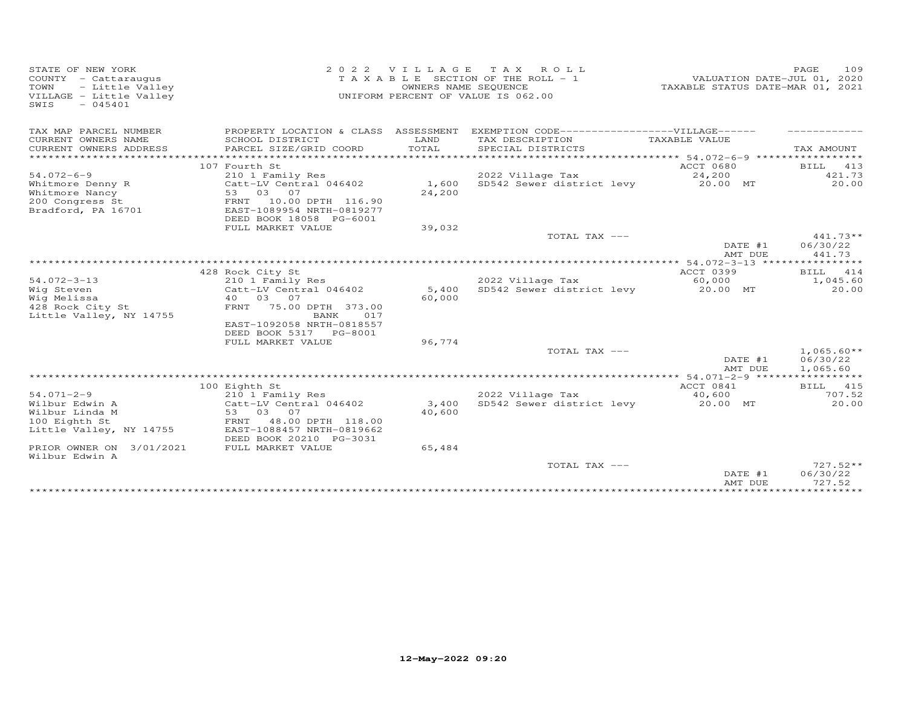STATE OF NEW YORK
COUNTY - Cattaraugus
TOWN - Little Valley
VILLAGE - Little Valley
SWIS - 045401

2022 VILLAGE TAX ROLL
TAXABLE SECTION OF THE ROLL - 1
OWNERS NAME SEQUENCE
UNIFORM PERCENT OF VALUE IS 062.00

VALUATION DATE-JUL 01, 2020
TAXABLE STATUS DATE-MAR 01, 2021

| TAX MAP PARCEL NUMBER / CURRENT OWNERS NAME / CURRENT OWNERS ADDRESS | PROPERTY LOCATION & CLASS / SCHOOL DISTRICT / PARCEL SIZE/GRID COORD | ASSESSMENT LAND / TOTAL | EXEMPTION CODE---VILLAGE--- / TAX DESCRIPTION / SPECIAL DISTRICTS | TAXABLE VALUE | TAX AMOUNT |
|---|---|---|---|---|---|
| 54.072-6-9 | 107 Fourth St | | | ACCT 0680 | BILL 413 |
| Whitmore Denny R | 210 1 Family Res | | 2022 Village Tax | 24,200 | 421.73 |
| Whitmore Nancy | Catt-LV Central 046402 | 1,600 | SD542 Sewer district levy | 20.00 MT | 20.00 |
| 200 Congress St | 53 03 07 | 24,200 | | | |
| Bradford, PA 16701 | FRNT 10.00 DPTH 116.90 | | | | |
| | EAST-1089954 NRTH-0819277 | | | | |
| | DEED BOOK 18058 PG-6001 | | | | |
| | FULL MARKET VALUE | 39,032 | | | |
| | | | TOTAL TAX --- | | 441.73** |
| | | | | DATE #1 | 06/30/22 |
| | | | | AMT DUE | 441.73 |
| 54.072-3-13 | 428 Rock City St | | | ACCT 0399 | BILL 414 |
| Wig Steven | 210 1 Family Res | | 2022 Village Tax | 60,000 | 1,045.60 |
| Wig Melissa | Catt-LV Central 046402 | 5,400 | SD542 Sewer district levy | 20.00 MT | 20.00 |
| 428 Rock City St | 40 03 07 | 60,000 | | | |
| Little Valley, NY 14755 | FRNT 75.00 DPTH 373.00 | | | | |
| | BANK 017 | | | | |
| | EAST-1092058 NRTH-0818557 | | | | |
| | DEED BOOK 5317 PG-8001 | | | | |
| | FULL MARKET VALUE | 96,774 | | | |
| | | | TOTAL TAX --- | | 1,065.60** |
| | | | | DATE #1 | 06/30/22 |
| | | | | AMT DUE | 1,065.60 |
| 54.071-2-9 | 100 Eighth St | | | ACCT 0841 | BILL 415 |
| Wilbur Edwin A | 210 1 Family Res | | 2022 Village Tax | 40,600 | 707.52 |
| Wilbur Linda M | Catt-LV Central 046402 | 3,400 | SD542 Sewer district levy | 20.00 MT | 20.00 |
| 100 Eighth St | 53 03 07 | 40,600 | | | |
| Little Valley, NY 14755 | FRNT 48.00 DPTH 118.00 | | | | |
| | EAST-1088457 NRTH-0819662 | | | | |
| | DEED BOOK 20210 PG-3031 | | | | |
| PRIOR OWNER ON 3/01/2021 | FULL MARKET VALUE | 65,484 | | | |
| Wilbur Edwin A | | | | | |
| | | | TOTAL TAX --- | | 727.52** |
| | | | | DATE #1 | 06/30/22 |
| | | | | AMT DUE | 727.52 |

12-May-2022 09:20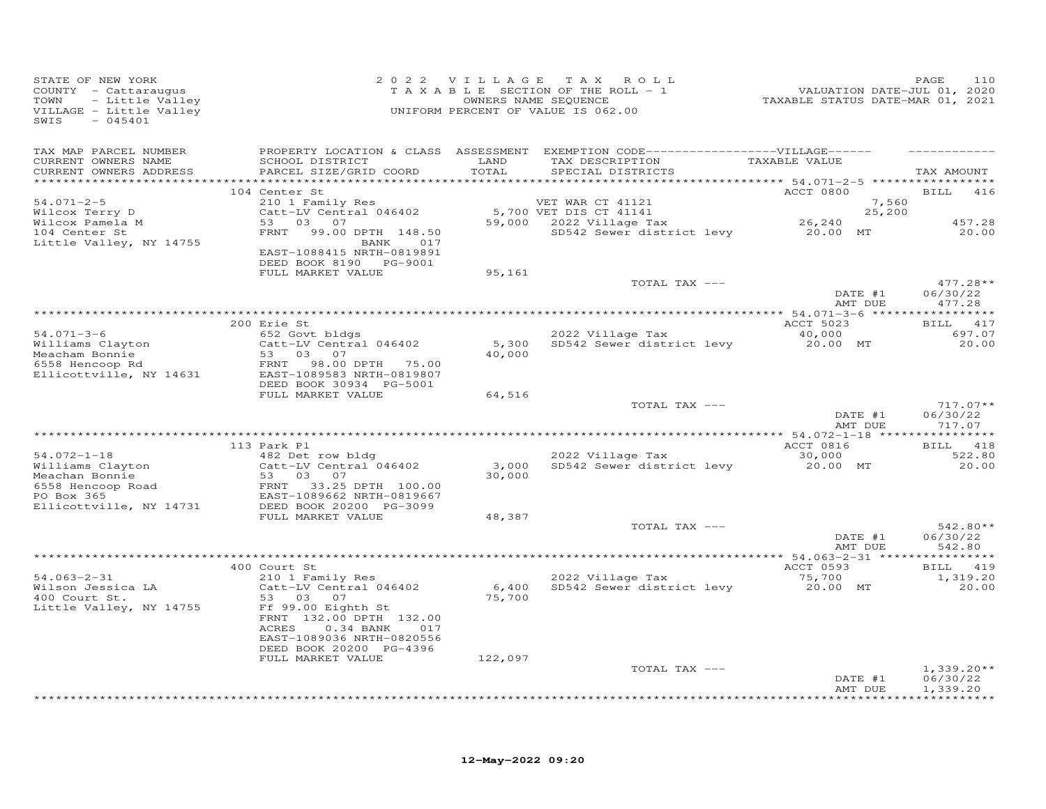STATE OF NEW YORK
COUNTY - Cattaraugus
TOWN - Little Valley
VILLAGE - Little Valley
SWIS - 045401

2022 VILLAGE TAX ROLL
TAXABLE SECTION OF THE ROLL - 1
OWNERS NAME SEQUENCE
UNIFORM PERCENT OF VALUE IS 062.00

VALUATION DATE-JUL 01, 2020
TAXABLE STATUS DATE-MAR 01, 2021

| TAX MAP PARCEL NUMBER / CURRENT OWNERS NAME / CURRENT OWNERS ADDRESS | PROPERTY LOCATION & CLASS / SCHOOL DISTRICT / PARCEL SIZE/GRID COORD | ASSESSMENT LAND / TOTAL | EXEMPTION CODE / TAX DESCRIPTION / SPECIAL DISTRICTS | VILLAGE TAXABLE VALUE | TAX AMOUNT |
|---|---|---|---|---|---|
| 54.071-2-5 | 104 Center St | | | ACCT 0800 | BILL 416 |
| Wilcox Terry D | 210 1 Family Res | | VET WAR CT 41121 | 7,560 | |
| Wilcox Pamela M | Catt-LV Central 046402 | 5,700 | VET DIS CT 41141 | 25,200 | |
| 104 Center St | 53 03 07 | 59,000 | 2022 Village Tax | 26,240 | 457.28 |
| Little Valley, NY 14755 | FRNT 99.00 DPTH 148.50 BANK 017 | | SD542 Sewer district levy | 20.00 MT | 20.00 |
| | EAST-1088415 NRTH-0819891 | | | | |
| | DEED BOOK 8190 PG-9001 | | | | |
| | FULL MARKET VALUE | 95,161 | | | |
| | | | TOTAL TAX --- | | 477.28** |
| | | | | DATE #1 | 06/30/22 |
| | | | | AMT DUE | 477.28 |
| 54.071-3-6 | 200 Erie St | | | ACCT 5023 | BILL 417 |
| Williams Clayton | 652 Govt bldgs | | 2022 Village Tax | 40,000 | 697.07 |
| Meacham Bonnie | Catt-LV Central 046402 | 5,300 | SD542 Sewer district levy | 20.00 MT | 20.00 |
| 6558 Hencoop Rd | 53 03 07 | 40,000 | | | |
| Ellicottville, NY 14631 | FRNT 98.00 DPTH 75.00 | | | | |
| | EAST-1089583 NRTH-0819807 | | | | |
| | DEED BOOK 30934 PG-5001 | | | | |
| | FULL MARKET VALUE | 64,516 | | | |
| | | | TOTAL TAX --- | | 717.07** |
| | | | | DATE #1 | 06/30/22 |
| | | | | AMT DUE | 717.07 |
| 54.072-1-18 | 113 Park Pl | | | ACCT 0816 | BILL 418 |
| Williams Clayton | 482 Det row bldg | | 2022 Village Tax | 30,000 | 522.80 |
| Meachan Bonnie | Catt-LV Central 046402 | 3,000 | SD542 Sewer district levy | 20.00 MT | 20.00 |
| 6558 Hencoop Road | 53 03 07 | 30,000 | | | |
| PO Box 365 | FRNT 33.25 DPTH 100.00 | | | | |
| Ellicottville, NY 14731 | EAST-1089662 NRTH-0819667 | | | | |
| | DEED BOOK 20200 PG-3099 | | | | |
| | FULL MARKET VALUE | 48,387 | | | |
| | | | TOTAL TAX --- | | 542.80** |
| | | | | DATE #1 | 06/30/22 |
| | | | | AMT DUE | 542.80 |
| 54.063-2-31 | 400 Court St | | | ACCT 0593 | BILL 419 |
| Wilson Jessica LA | 210 1 Family Res | | 2022 Village Tax | 75,700 | 1,319.20 |
| 400 Court St. | Catt-LV Central 046402 | 6,400 | SD542 Sewer district levy | 20.00 MT | 20.00 |
| Little Valley, NY 14755 | 53 03 07 | 75,700 | | | |
| | Ff 99.00 Eighth St | | | | |
| | FRNT 132.00 DPTH 132.00 | | | | |
| | ACRES 0.34 BANK 017 | | | | |
| | EAST-1089036 NRTH-0820556 | | | | |
| | DEED BOOK 20200 PG-4396 | | | | |
| | FULL MARKET VALUE | 122,097 | | | |
| | | | TOTAL TAX --- | | 1,339.20** |
| | | | | DATE #1 | 06/30/22 |
| | | | | AMT DUE | 1,339.20 |

12-May-2022 09:20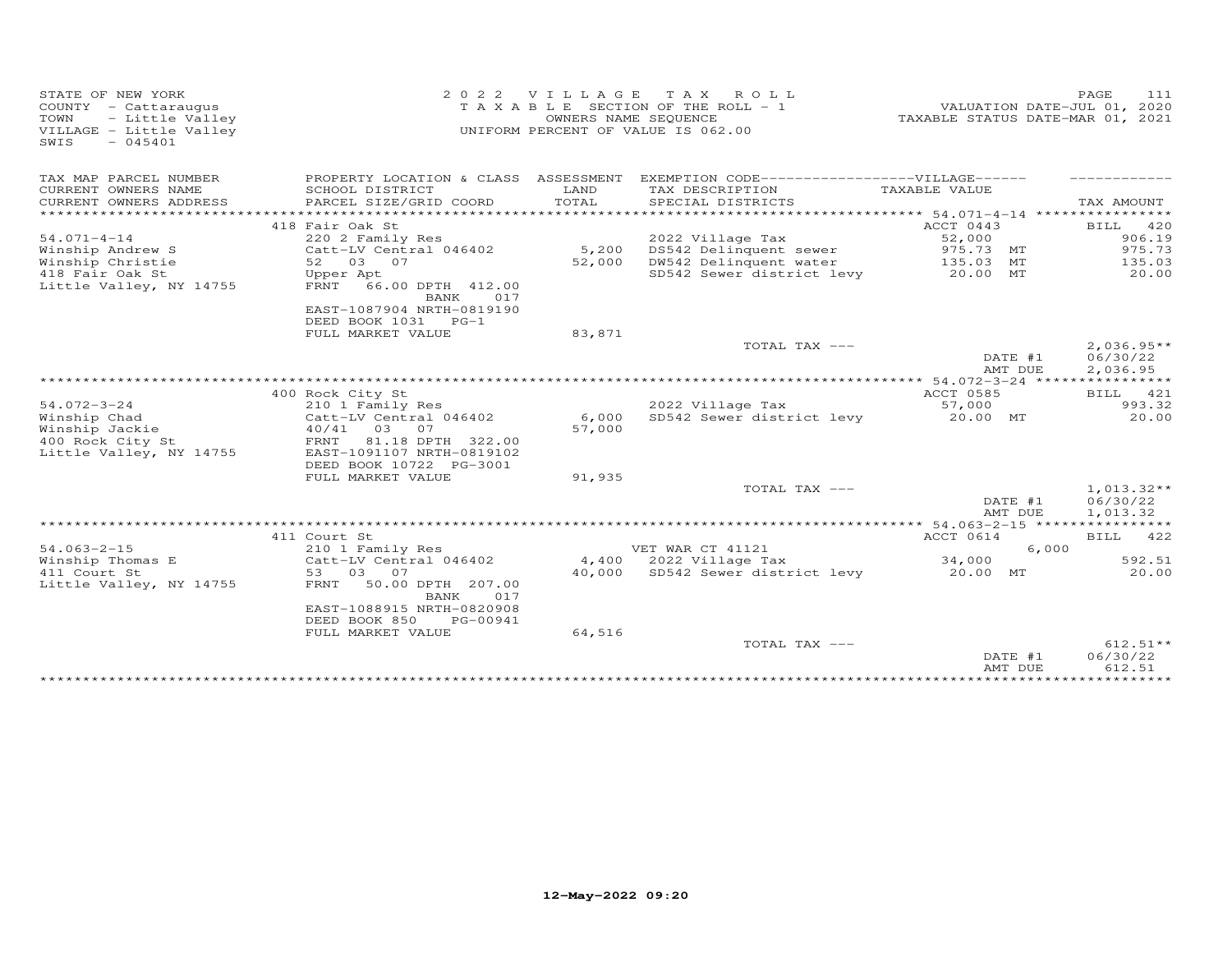STATE OF NEW YORK
COUNTY - Cattaraugus
TOWN - Little Valley
VILLAGE - Little Valley
SWIS - 045401

2022 VILLAGE TAX ROLL
TAXABLE SECTION OF THE ROLL - 1
OWNERS NAME SEQUENCE
UNIFORM PERCENT OF VALUE IS 062.00

VALUATION DATE-JUL 01, 2020
TAXABLE STATUS DATE-MAR 01, 2021

| TAX MAP PARCEL NUMBER / CURRENT OWNERS NAME / CURRENT OWNERS ADDRESS | PROPERTY LOCATION & CLASS / SCHOOL DISTRICT / PARCEL SIZE/GRID COORD | ASSESSMENT LAND / TOTAL | EXEMPTION CODE-----VILLAGE----- TAX DESCRIPTION / SPECIAL DISTRICTS | TAXABLE VALUE | TAX AMOUNT |
|---|---|---|---|---|---|
| | 418 Fair Oak St | | | ACCT 0443 | BILL 420 |
| 54.071-4-14 | 220 2 Family Res | | 2022 Village Tax | 52,000 | 906.19 |
| Winship Andrew S | Catt-LV Central 046402 | 5,200 | DS542 Delinquent sewer | 975.73 MT | 975.73 |
| Winship Christie | 52 03 07 | 52,000 | DW542 Delinquent water | 135.03 MT | 135.03 |
| 418 Fair Oak St | Upper Apt | | SD542 Sewer district levy | 20.00 MT | 20.00 |
| Little Valley, NY 14755 | FRNT 66.00 DPTH 412.00 | | | | |
| | BANK 017 | | | | |
| | EAST-1087904 NRTH-0819190 | | | | |
| | DEED BOOK 1031 PG-1 | | | | |
| | FULL MARKET VALUE | 83,871 | | | |
| | | | TOTAL TAX --- | | 2,036.95** |
| | | | | DATE #1 | 06/30/22 |
| | | | | AMT DUE | 2,036.95 |
| | 400 Rock City St | | | ACCT 0585 | BILL 421 |
| 54.072-3-24 | 210 1 Family Res | | 2022 Village Tax | 57,000 | 993.32 |
| Winship Chad | Catt-LV Central 046402 | 6,000 | SD542 Sewer district levy | 20.00 MT | 20.00 |
| Winship Jackie | 40/41 03 07 | 57,000 | | | |
| 400 Rock City St | FRNT 81.18 DPTH 322.00 | | | | |
| Little Valley, NY 14755 | EAST-1091107 NRTH-0819102 | | | | |
| | DEED BOOK 10722 PG-3001 | | | | |
| | FULL MARKET VALUE | 91,935 | | | |
| | | | TOTAL TAX --- | | 1,013.32** |
| | | | | DATE #1 | 06/30/22 |
| | | | | AMT DUE | 1,013.32 |
| | 411 Court St | | | ACCT 0614 | BILL 422 |
| 54.063-2-15 | 210 1 Family Res | | VET WAR CT 41121 | 6,000 | |
| Winship Thomas E | Catt-LV Central 046402 | 4,400 | 2022 Village Tax | 34,000 | 592.51 |
| 411 Court St | 53 03 07 | 40,000 | SD542 Sewer district levy | 20.00 MT | 20.00 |
| Little Valley, NY 14755 | FRNT 50.00 DPTH 207.00 | | | | |
| | BANK 017 | | | | |
| | EAST-1088915 NRTH-0820908 | | | | |
| | DEED BOOK 850 PG-00941 | | | | |
| | FULL MARKET VALUE | 64,516 | | | |
| | | | TOTAL TAX --- | | 612.51** |
| | | | | DATE #1 | 06/30/22 |
| | | | | AMT DUE | 612.51 |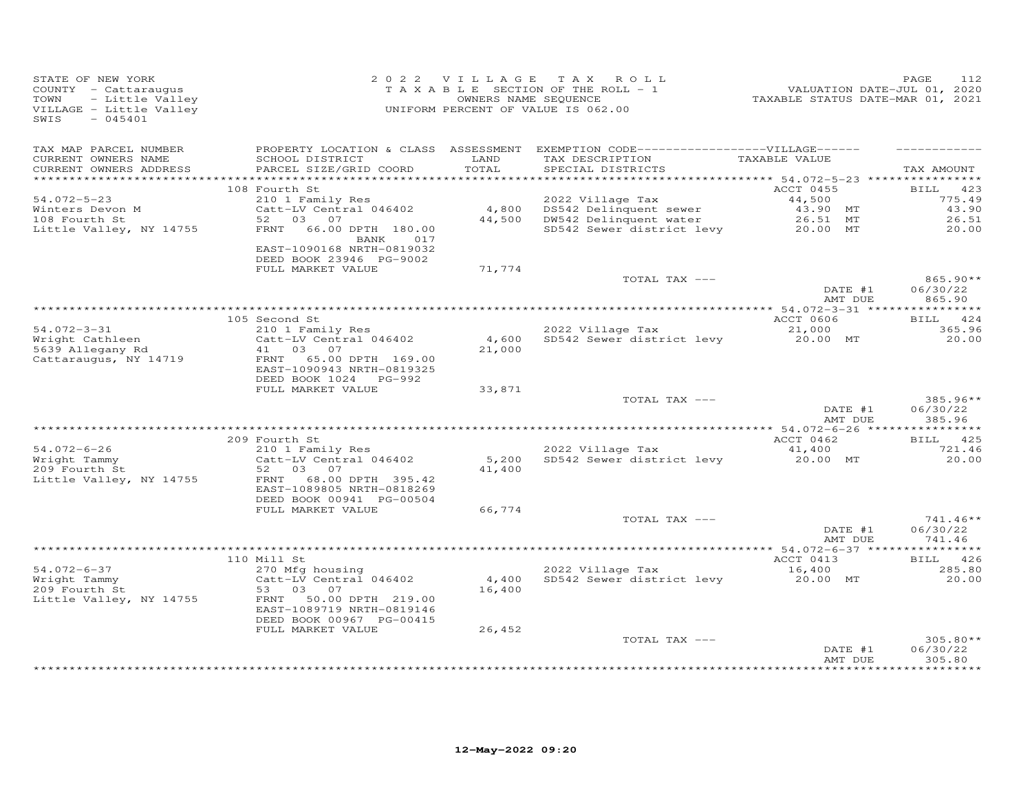STATE OF NEW YORK
COUNTY - Cattaraugus
TOWN - Little Valley
VILLAGE - Little Valley
SWIS - 045401

2022 VILLAGE TAX ROLL
TAXABLE SECTION OF THE ROLL - 1
OWNERS NAME SEQUENCE
UNIFORM PERCENT OF VALUE IS 062.00

VALUATION DATE-JUL 01, 2020
TAXABLE STATUS DATE-MAR 01, 2021

| TAX MAP PARCEL NUMBER / CURRENT OWNERS NAME / CURRENT OWNERS ADDRESS | PROPERTY LOCATION & CLASS / SCHOOL DISTRICT / PARCEL SIZE/GRID COORD | ASSESSMENT LAND / TOTAL | EXEMPTION CODE / TAX DESCRIPTION / SPECIAL DISTRICTS | TAXABLE VALUE | TAX AMOUNT |
|---|---|---|---|---|---|
| | 108 Fourth St | | | ACCT 0455 | BILL 423 |
| 54.072-5-23 | 210 1 Family Res | | 2022 Village Tax | 44,500 | 775.49 |
| Winters Devon M | Catt-LV Central 046402 | 4,800 | DS542 Delinquent sewer | 43.90 MT | 43.90 |
| 108 Fourth St | 52 03 07 | 44,500 | DW542 Delinquent water | 26.51 MT | 26.51 |
| Little Valley, NY 14755 | FRNT 66.00 DPTH 180.00 | | SD542 Sewer district levy | 20.00 MT | 20.00 |
| | BANK 017 | | | | |
| | EAST-1090168 NRTH-0819032 | | | | |
| | DEED BOOK 23946 PG-9002 | | | | |
| | FULL MARKET VALUE | 71,774 | | | |
| | | | TOTAL TAX --- | | 865.90** |
| | | | | DATE #1 | 06/30/22 |
| | | | | AMT DUE | 865.90 |
| | 105 Second St | | | ACCT 0606 | BILL 424 |
| 54.072-3-31 | 210 1 Family Res | | 2022 Village Tax | 21,000 | 365.96 |
| Wright Cathleen | Catt-LV Central 046402 | 4,600 | SD542 Sewer district levy | 20.00 MT | 20.00 |
| 5639 Allegany Rd | 41 03 07 | 21,000 | | | |
| Cattaraugus, NY 14719 | FRNT 65.00 DPTH 169.00 | | | | |
| | EAST-1090943 NRTH-0819325 | | | | |
| | DEED BOOK 1024 PG-992 | | | | |
| | FULL MARKET VALUE | 33,871 | | | |
| | | | TOTAL TAX --- | | 385.96** |
| | | | | DATE #1 | 06/30/22 |
| | | | | AMT DUE | 385.96 |
| | 209 Fourth St | | | ACCT 0462 | BILL 425 |
| 54.072-6-26 | 210 1 Family Res | | 2022 Village Tax | 41,400 | 721.46 |
| Wright Tammy | Catt-LV Central 046402 | 5,200 | SD542 Sewer district levy | 20.00 MT | 20.00 |
| 209 Fourth St | 52 03 07 | 41,400 | | | |
| Little Valley, NY 14755 | FRNT 68.00 DPTH 395.42 | | | | |
| | EAST-1089805 NRTH-0818269 | | | | |
| | DEED BOOK 00941 PG-00504 | | | | |
| | FULL MARKET VALUE | 66,774 | | | |
| | | | TOTAL TAX --- | | 741.46** |
| | | | | DATE #1 | 06/30/22 |
| | | | | AMT DUE | 741.46 |
| | 110 Mill St | | | ACCT 0413 | BILL 426 |
| 54.072-6-37 | 270 Mfg housing | | 2022 Village Tax | 16,400 | 285.80 |
| Wright Tammy | Catt-LV Central 046402 | 4,400 | SD542 Sewer district levy | 20.00 MT | 20.00 |
| 209 Fourth St | 53 03 07 | 16,400 | | | |
| Little Valley, NY 14755 | FRNT 50.00 DPTH 219.00 | | | | |
| | EAST-1089719 NRTH-0819146 | | | | |
| | DEED BOOK 00967 PG-00415 | | | | |
| | FULL MARKET VALUE | 26,452 | | | |
| | | | TOTAL TAX --- | | 305.80** |
| | | | | DATE #1 | 06/30/22 |
| | | | | AMT DUE | 305.80 |

12-May-2022 09:20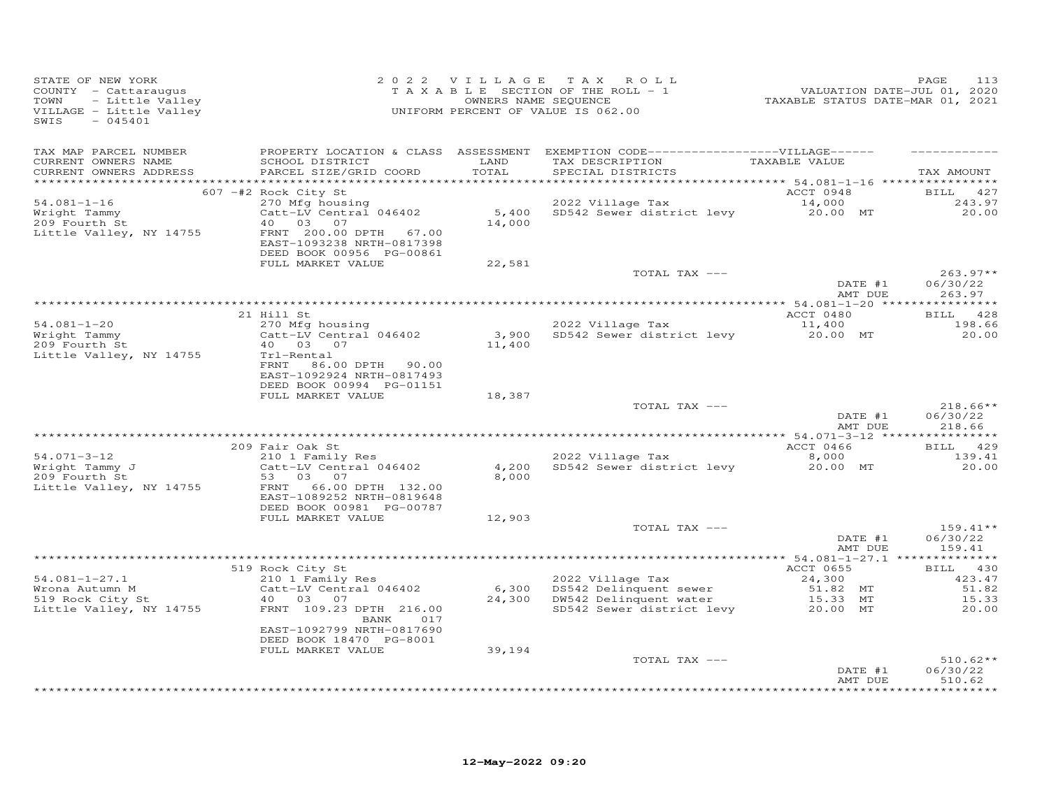STATE OF NEW YORK
COUNTY - Cattaraugus
TOWN - Little Valley
VILLAGE - Little Valley
SWIS - 045401

2022 VILLAGE TAX ROLL
TAXABLE SECTION OF THE ROLL - 1
OWNERS NAME SEQUENCE
UNIFORM PERCENT OF VALUE IS 062.00

VALUATION DATE-JUL 01, 2020
TAXABLE STATUS DATE-MAR 01, 2021

| TAX MAP PARCEL NUMBER / CURRENT OWNERS NAME / CURRENT OWNERS ADDRESS | PROPERTY LOCATION & CLASS / SCHOOL DISTRICT / PARCEL SIZE/GRID COORD | ASSESSMENT LAND / TOTAL | EXEMPTION CODE / TAX DESCRIPTION / SPECIAL DISTRICTS | TAXABLE VALUE | TAX AMOUNT |
|---|---|---|---|---|---|
| | 607 -#2 Rock City St | | | ACCT 0948 | BILL 427 |
| 54.081-1-16 | 270 Mfg housing | | 2022 Village Tax | 14,000 | 243.97 |
| Wright Tammy | Catt-LV Central 046402 | 5,400 | SD542 Sewer district levy | 20.00 MT | 20.00 |
| 209 Fourth St | 40 03 07 | 14,000 | | | |
| Little Valley, NY 14755 | FRNT 200.00 DPTH 67.00 | | | | |
| | EAST-1093238 NRTH-0817398 | | | | |
| | DEED BOOK 00956 PG-00861 | | | | |
| | FULL MARKET VALUE | 22,581 | | | |
| | | | TOTAL TAX --- | | 263.97** |
| | | | | DATE #1 | 06/30/22 |
| | | | | AMT DUE | 263.97 |
| | 21 Hill St | | | ACCT 0480 | BILL 428 |
| 54.081-1-20 | 270 Mfg housing | | 2022 Village Tax | 11,400 | 198.66 |
| Wright Tammy | Catt-LV Central 046402 | 3,900 | SD542 Sewer district levy | 20.00 MT | 20.00 |
| 209 Fourth St | 40 03 07 | 11,400 | | | |
| Little Valley, NY 14755 | Trl-Rental | | | | |
| | FRNT 86.00 DPTH 90.00 | | | | |
| | EAST-1092924 NRTH-0817493 | | | | |
| | DEED BOOK 00994 PG-01151 | | | | |
| | FULL MARKET VALUE | 18,387 | | | |
| | | | TOTAL TAX --- | | 218.66** |
| | | | | DATE #1 | 06/30/22 |
| | | | | AMT DUE | 218.66 |
| | 209 Fair Oak St | | | ACCT 0466 | BILL 429 |
| 54.071-3-12 | 210 1 Family Res | | 2022 Village Tax | 8,000 | 139.41 |
| Wright Tammy J | Catt-LV Central 046402 | 4,200 | SD542 Sewer district levy | 20.00 MT | 20.00 |
| 209 Fourth St | 53 03 07 | 8,000 | | | |
| Little Valley, NY 14755 | FRNT 66.00 DPTH 132.00 | | | | |
| | EAST-1089252 NRTH-0819648 | | | | |
| | DEED BOOK 00981 PG-00787 | | | | |
| | FULL MARKET VALUE | 12,903 | | | |
| | | | TOTAL TAX --- | | 159.41** |
| | | | | DATE #1 | 06/30/22 |
| | | | | AMT DUE | 159.41 |
| | 519 Rock City St | | | ACCT 0655 | BILL 430 |
| 54.081-1-27.1 | 210 1 Family Res | | 2022 Village Tax | 24,300 | 423.47 |
| Wrona Autumn M | Catt-LV Central 046402 | 6,300 | DS542 Delinquent sewer | 51.82 MT | 51.82 |
| 519 Rock City St | 40 03 07 | 24,300 | DW542 Delinquent water | 15.33 MT | 15.33 |
| Little Valley, NY 14755 | FRNT 109.23 DPTH 216.00 | | SD542 Sewer district levy | 20.00 MT | 20.00 |
| | BANK 017 | | | | |
| | EAST-1092799 NRTH-0817690 | | | | |
| | DEED BOOK 18470 PG-8001 | | | | |
| | FULL MARKET VALUE | 39,194 | | | |
| | | | TOTAL TAX --- | | 510.62** |
| | | | | DATE #1 | 06/30/22 |
| | | | | AMT DUE | 510.62 |

12-May-2022 09:20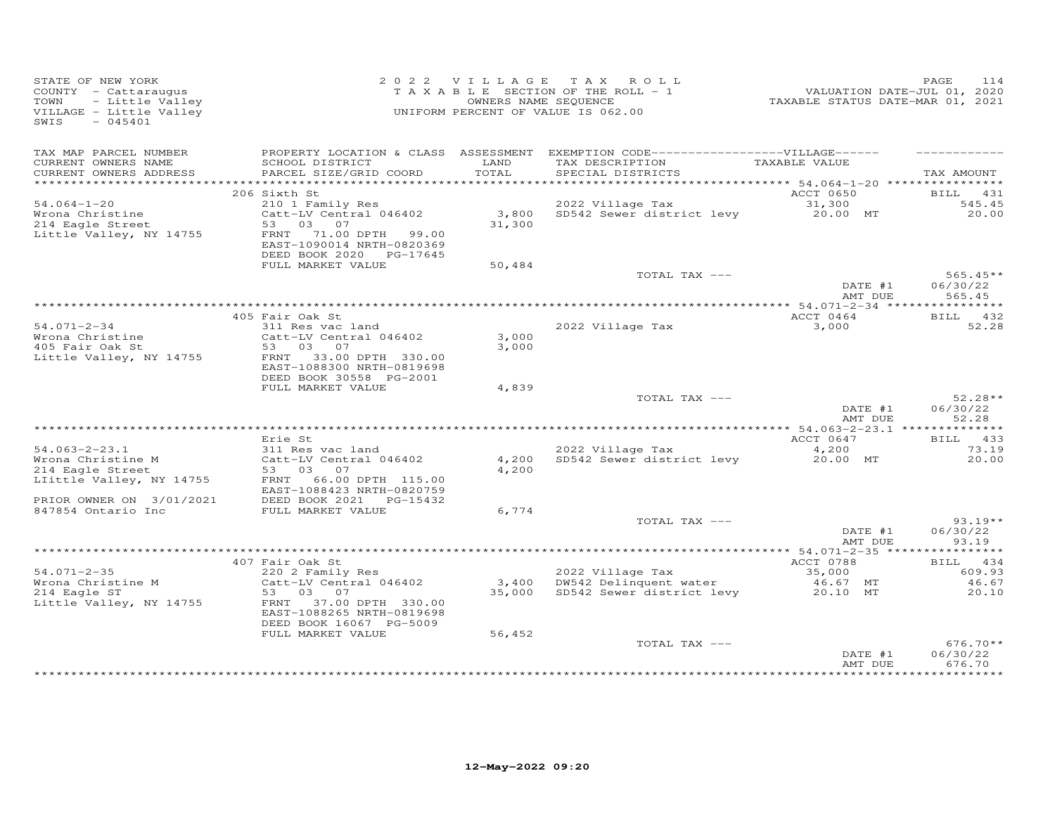STATE OF NEW YORK
COUNTY - Cattaraugus
TOWN - Little Valley
VILLAGE - Little Valley
SWIS - 045401

2 0 2 2 V I L L A G E T A X R O L L
T A X A B L E SECTION OF THE ROLL - 1
OWNERS NAME SEQUENCE
UNIFORM PERCENT OF VALUE IS 062.00

VALUATION DATE-JUL 01, 2020
TAXABLE STATUS DATE-MAR 01, 2021

| TAX MAP PARCEL NUMBER / CURRENT OWNERS NAME / CURRENT OWNERS ADDRESS | PROPERTY LOCATION & CLASS / SCHOOL DISTRICT / PARCEL SIZE/GRID COORD | ASSESSMENT LAND / TOTAL | EXEMPTION CODE / TAX DESCRIPTION / SPECIAL DISTRICTS | TAXABLE VALUE | TAX AMOUNT |
|---|---|---|---|---|---|
| | 206 Sixth St | | | ACCT 0650 | BILL 431 |
| 54.064-1-20 | 210 1 Family Res | | 2022 Village Tax | 31,300 | 545.45 |
| Wrona Christine | Catt-LV Central 046402 | 3,800 | SD542 Sewer district levy | 20.00 MT | 20.00 |
| 214 Eagle Street | 53 03 07 | 31,300 | | | |
| Little Valley, NY 14755 | FRNT 71.00 DPTH 99.00 | | | | |
| | EAST-1090014 NRTH-0820369 | | | | |
| | DEED BOOK 2020 PG-17645 | | | | |
| | FULL MARKET VALUE | 50,484 | | | |
| | | | TOTAL TAX --- | | 565.45** |
| | | | | DATE #1 | 06/30/22 |
| | | | | AMT DUE | 565.45 |
| | 405 Fair Oak St | | | ACCT 0464 | BILL 432 |
| 54.071-2-34 | 311 Res vac land | | 2022 Village Tax | 3,000 | 52.28 |
| Wrona Christine | Catt-LV Central 046402 | 3,000 | | | |
| 405 Fair Oak St | 53 03 07 | 3,000 | | | |
| Little Valley, NY 14755 | FRNT 33.00 DPTH 330.00 | | | | |
| | EAST-1088300 NRTH-0819698 | | | | |
| | DEED BOOK 30558 PG-2001 | | | | |
| | FULL MARKET VALUE | 4,839 | | | |
| | | | TOTAL TAX --- | | 52.28** |
| | | | | DATE #1 | 06/30/22 |
| | | | | AMT DUE | 52.28 |
| | Erie St | | | ACCT 0647 | BILL 433 |
| 54.063-2-23.1 | 311 Res vac land | | 2022 Village Tax | 4,200 | 73.19 |
| Wrona Christine M | Catt-LV Central 046402 | 4,200 | SD542 Sewer district levy | 20.00 MT | 20.00 |
| 214 Eagle Street | 53 03 07 | 4,200 | | | |
| LIittle Valley, NY 14755 | FRNT 66.00 DPTH 115.00 | | | | |
| | EAST-1088423 NRTH-0820759 | | | | |
| PRIOR OWNER ON 3/01/2021 | DEED BOOK 2021 PG-15432 | | | | |
| 847854 Ontario Inc | FULL MARKET VALUE | 6,774 | | | |
| | | | TOTAL TAX --- | | 93.19** |
| | | | | DATE #1 | 06/30/22 |
| | | | | AMT DUE | 93.19 |
| | 407 Fair Oak St | | | ACCT 0788 | BILL 434 |
| 54.071-2-35 | 220 2 Family Res | | 2022 Village Tax | 35,000 | 609.93 |
| Wrona Christine M | Catt-LV Central 046402 | 3,400 | DW542 Delinquent water | 46.67 MT | 46.67 |
| 214 Eagle ST | 53 03 07 | 35,000 | SD542 Sewer district levy | 20.10 MT | 20.10 |
| Little Valley, NY 14755 | FRNT 37.00 DPTH 330.00 | | | | |
| | EAST-1088265 NRTH-0819698 | | | | |
| | DEED BOOK 16067 PG-5009 | | | | |
| | FULL MARKET VALUE | 56,452 | | | |
| | | | TOTAL TAX --- | | 676.70** |
| | | | | DATE #1 | 06/30/22 |
| | | | | AMT DUE | 676.70 |

12-May-2022 09:20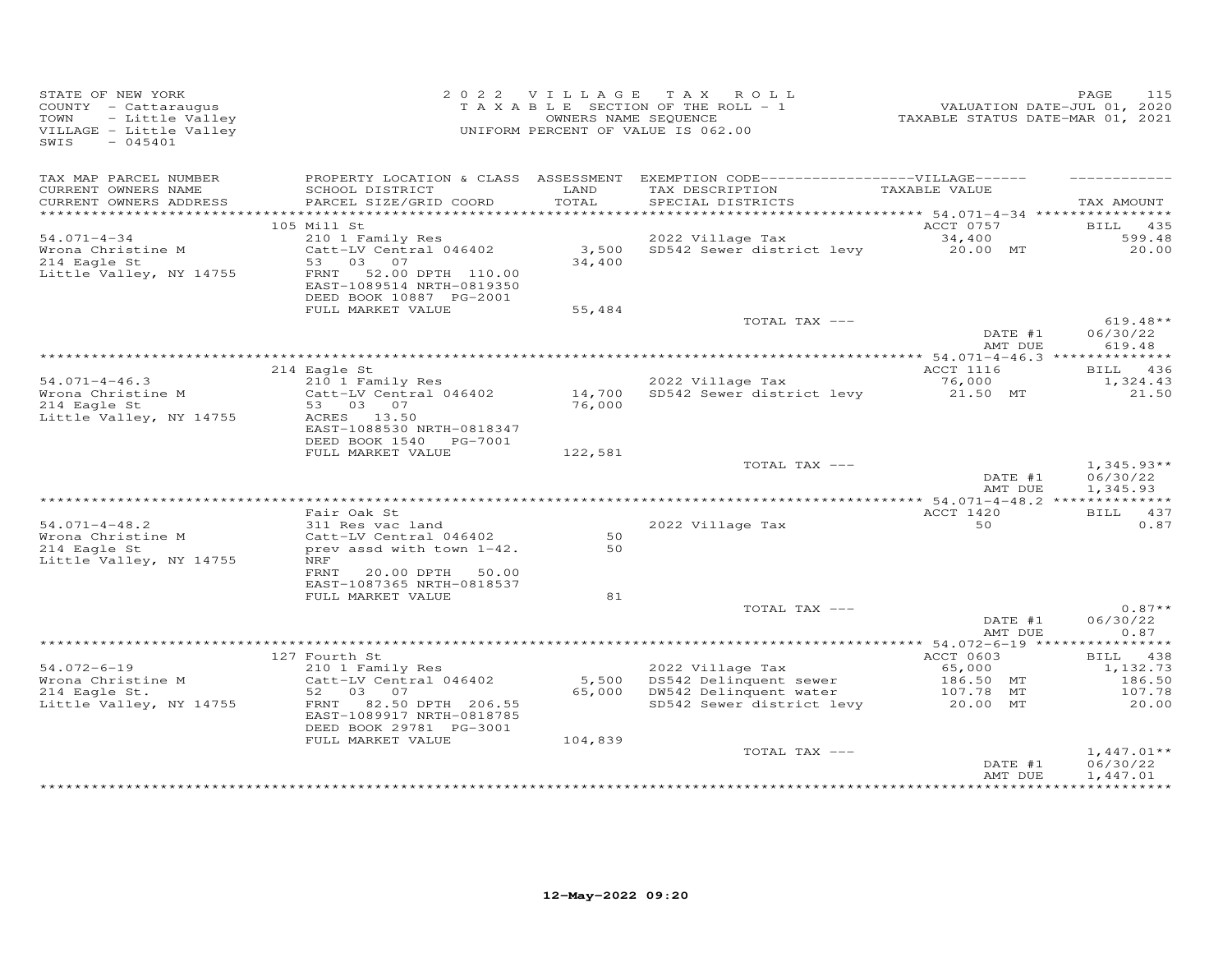STATE OF NEW YORK
COUNTY - Cattaraugus
TOWN - Little Valley
VILLAGE - Little Valley
SWIS - 045401

2022 VILLAGE TAX ROLL
TAXABLE SECTION OF THE ROLL - 1
OWNERS NAME SEQUENCE
UNIFORM PERCENT OF VALUE IS 062.00

VALUATION DATE-JUL 01, 2020
TAXABLE STATUS DATE-MAR 01, 2021

| TAX MAP PARCEL NUMBER / CURRENT OWNERS NAME / CURRENT OWNERS ADDRESS | PROPERTY LOCATION & CLASS / SCHOOL DISTRICT / PARCEL SIZE/GRID COORD | ASSESSMENT LAND / TOTAL | EXEMPTION CODE-----VILLAGE----- TAX DESCRIPTION / SPECIAL DISTRICTS | TAXABLE VALUE | TAX AMOUNT |
|---|---|---|---|---|---|
| 54.071-4-34 | 105 Mill St | | | ACCT 0757 | BILL 435 |
| Wrona Christine M | 210 1 Family Res | | 2022 Village Tax | 34,400 | 599.48 |
| 214 Eagle St | Catt-LV Central 046402 | 3,500 | SD542 Sewer district levy | 20.00 MT | 20.00 |
| Little Valley, NY 14755 | 53 03 07 | 34,400 | | | |
| | FRNT 52.00 DPTH 110.00 | | | | |
| | EAST-1089514 NRTH-0819350 | | | | |
| | DEED BOOK 10887 PG-2001 | | | | |
| | FULL MARKET VALUE | 55,484 | | | |
| | | | TOTAL TAX --- | | 619.48** |
| | | | | DATE #1 | 06/30/22 |
| | | | | AMT DUE | 619.48 |
| 54.071-4-46.3 | 214 Eagle St | | | ACCT 1116 | BILL 436 |
| Wrona Christine M | 210 1 Family Res | | 2022 Village Tax | 76,000 | 1,324.43 |
| 214 Eagle St | Catt-LV Central 046402 | 14,700 | SD542 Sewer district levy | 21.50 MT | 21.50 |
| Little Valley, NY 14755 | 53 03 07 | 76,000 | | | |
| | ACRES 13.50 | | | | |
| | EAST-1088530 NRTH-0818347 | | | | |
| | DEED BOOK 1540 PG-7001 | | | | |
| | FULL MARKET VALUE | 122,581 | | | |
| | | | TOTAL TAX --- | | 1,345.93** |
| | | | | DATE #1 | 06/30/22 |
| | | | | AMT DUE | 1,345.93 |
| 54.071-4-48.2 | Fair Oak St | | | ACCT 1420 | BILL 437 |
| Wrona Christine M | 311 Res vac land | | 2022 Village Tax | 50 | 0.87 |
| 214 Eagle St | Catt-LV Central 046402 | 50 | | | |
| Little Valley, NY 14755 | prev assd with town 1-42. | 50 | | | |
| | NRF | | | | |
| | FRNT 20.00 DPTH 50.00 | | | | |
| | EAST-1087365 NRTH-0818537 | | | | |
| | FULL MARKET VALUE | 81 | | | |
| | | | TOTAL TAX --- | | 0.87** |
| | | | | DATE #1 | 06/30/22 |
| | | | | AMT DUE | 0.87 |
| 54.072-6-19 | 127 Fourth St | | | ACCT 0603 | BILL 438 |
| Wrona Christine M | 210 1 Family Res | | 2022 Village Tax | 65,000 | 1,132.73 |
| 214 Eagle St. | Catt-LV Central 046402 | 5,500 | DS542 Delinquent sewer | 186.50 MT | 186.50 |
| Little Valley, NY 14755 | 52 03 07 | 65,000 | DW542 Delinquent water | 107.78 MT | 107.78 |
| | FRNT 82.50 DPTH 206.55 | | SD542 Sewer district levy | 20.00 MT | 20.00 |
| | EAST-1089917 NRTH-0818785 | | | | |
| | DEED BOOK 29781 PG-3001 | | | | |
| | FULL MARKET VALUE | 104,839 | | | |
| | | | TOTAL TAX --- | | 1,447.01** |
| | | | | DATE #1 | 06/30/22 |
| | | | | AMT DUE | 1,447.01 |

12-May-2022 09:20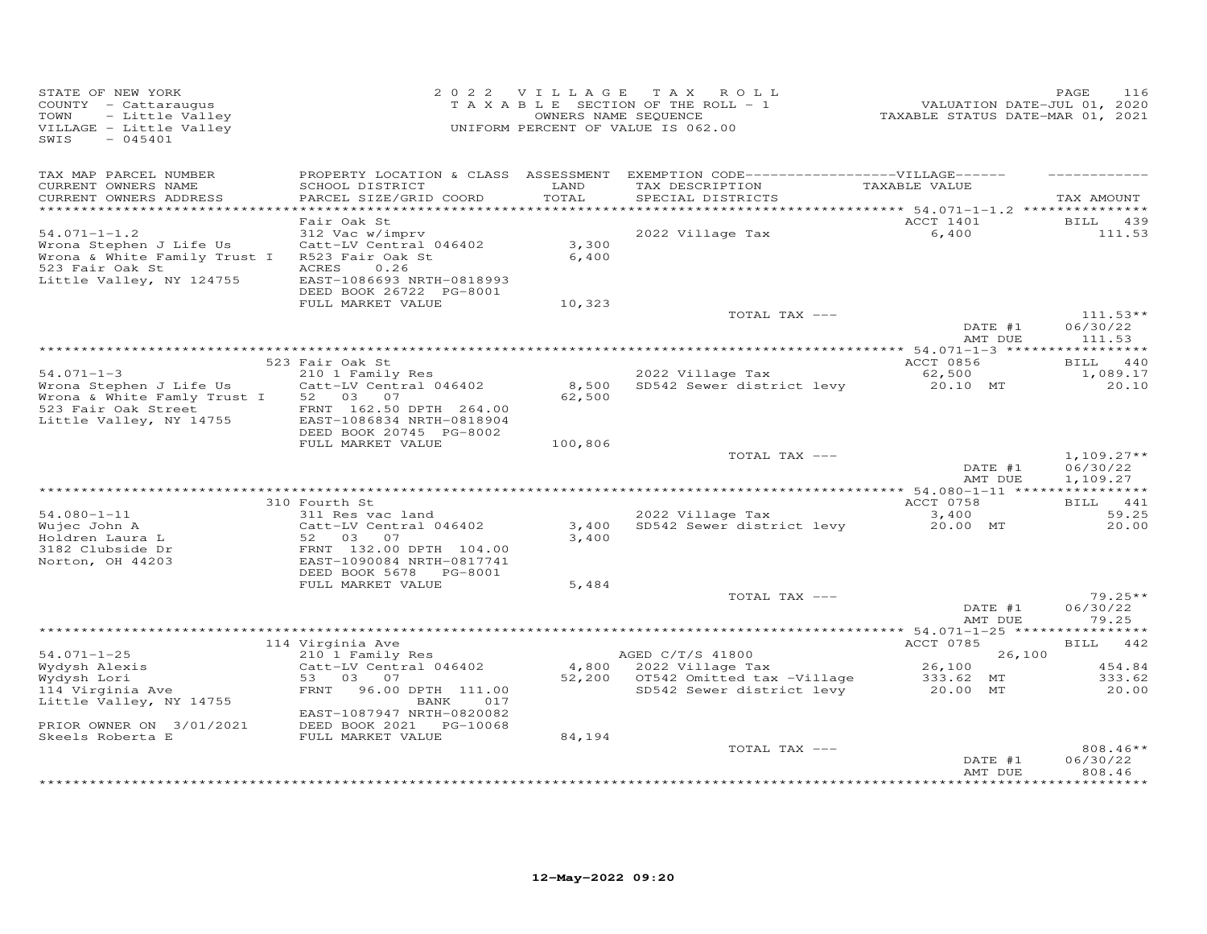STATE OF NEW YORK
COUNTY - Cattaraugus
TOWN - Little Valley
VILLAGE - Little Valley
SWIS - 045401

2022 VILLAGE TAX ROLL
TAXABLE SECTION OF THE ROLL - 1
OWNERS NAME SEQUENCE
UNIFORM PERCENT OF VALUE IS 062.00

VALUATION DATE-JUL 01, 2020
TAXABLE STATUS DATE-MAR 01, 2021

| TAX MAP PARCEL NUMBER / CURRENT OWNERS NAME / CURRENT OWNERS ADDRESS | PROPERTY LOCATION & CLASS / SCHOOL DISTRICT / PARCEL SIZE/GRID COORD | ASSESSMENT LAND / TOTAL | EXEMPTION CODE / TAX DESCRIPTION / SPECIAL DISTRICTS | TAXABLE VALUE | TAX AMOUNT |
|---|---|---|---|---|---|
| **54.071-1-1.2** | Fair Oak St | | | ACCT 1401 | BILL 439 |
| Wrona Stephen J Life Us | 312 Vac w/imprv | | 2022 Village Tax | 6,400 | 111.53 |
| Wrona & White Family Trust I | Catt-LV Central 046402 | 3,300 | | | |
| 523 Fair Oak St | R523 Fair Oak St | 6,400 | | | |
| Little Valley, NY 124755 | ACRES 0.26 | | | | |
| | EAST-1086693 NRTH-0818993 | | | | |
| | DEED BOOK 26722 PG-8001 | | | | |
| | FULL MARKET VALUE | 10,323 | | | |
| | | | TOTAL TAX --- | | 111.53** |
| | | | | DATE #1 | 06/30/22 |
| | | | | AMT DUE | 111.53 |
| **54.071-1-3** | 523 Fair Oak St | | | ACCT 0856 | BILL 440 |
| Wrona Stephen J Life Us | 210 1 Family Res | | 2022 Village Tax | 62,500 | 1,089.17 |
| Wrona & White Famly Trust I | Catt-LV Central 046402 | 8,500 | SD542 Sewer district levy | 20.10 MT | 20.10 |
| 523 Fair Oak Street | 52 03 07 | 62,500 | | | |
| Little Valley, NY 14755 | FRNT 162.50 DPTH 264.00 | | | | |
| | EAST-1086834 NRTH-0818904 | | | | |
| | DEED BOOK 20745 PG-8002 | | | | |
| | FULL MARKET VALUE | 100,806 | | | |
| | | | TOTAL TAX --- | | 1,109.27** |
| | | | | DATE #1 | 06/30/22 |
| | | | | AMT DUE | 1,109.27 |
| **54.080-1-11** | 310 Fourth St | | | ACCT 0758 | BILL 441 |
| Wujec John A | 311 Res vac land | | 2022 Village Tax | 3,400 | 59.25 |
| Holdren Laura L | Catt-LV Central 046402 | 3,400 | SD542 Sewer district levy | 20.00 MT | 20.00 |
| 3182 Clubside Dr | 52 03 07 | 3,400 | | | |
| Norton, OH 44203 | FRNT 132.00 DPTH 104.00 | | | | |
| | EAST-1090084 NRTH-0817741 | | | | |
| | DEED BOOK 5678 PG-8001 | | | | |
| | FULL MARKET VALUE | 5,484 | | | |
| | | | TOTAL TAX --- | | 79.25** |
| | | | | DATE #1 | 06/30/22 |
| | | | | AMT DUE | 79.25 |
| **54.071-1-25** | 114 Virginia Ave | | | ACCT 0785 | BILL 442 |
| Wydysh Alexis | 210 1 Family Res | | AGED C/T/S 41800 | 26,100 | |
| Wydysh Lori | Catt-LV Central 046402 | 4,800 | 2022 Village Tax | 26,100 | 454.84 |
| 114 Virginia Ave | 53 03 07 | 52,200 | OT542 Omitted tax -Village | 333.62 MT | 333.62 |
| Little Valley, NY 14755 | FRNT 96.00 DPTH 111.00 | | SD542 Sewer district levy | 20.00 MT | 20.00 |
| | BANK 017 | | | | |
| | EAST-1087947 NRTH-0820082 | | | | |
| PRIOR OWNER ON 3/01/2021 | DEED BOOK 2021 PG-10068 | | | | |
| Skeels Roberta E | FULL MARKET VALUE | 84,194 | | | |
| | | | TOTAL TAX --- | | 808.46** |
| | | | | DATE #1 | 06/30/22 |
| | | | | AMT DUE | 808.46 |

12-May-2022 09:20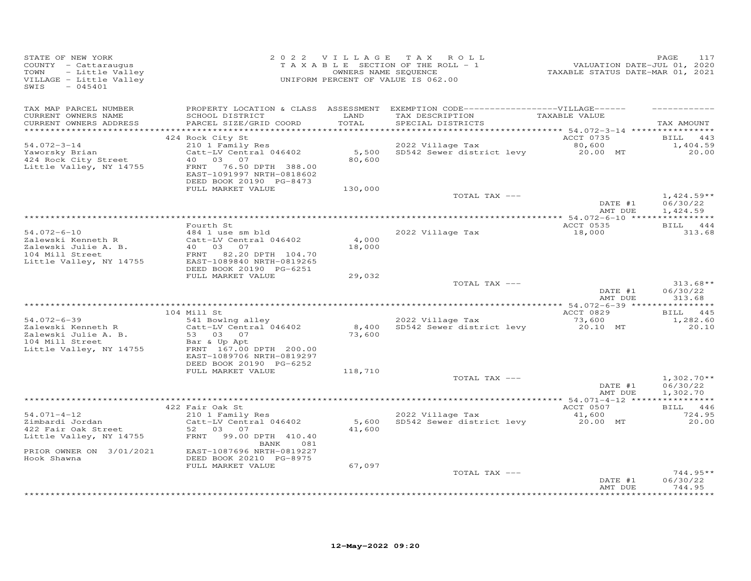STATE OF NEW YORK
COUNTY - Cattaraugus
TOWN - Little Valley
VILLAGE - Little Valley
SWIS - 045401

2022 VILLAGE TAX ROLL
TAXABLE SECTION OF THE ROLL - 1
OWNERS NAME SEQUENCE
UNIFORM PERCENT OF VALUE IS 062.00

PAGE 117
VALUATION DATE-JUL 01, 2020
TAXABLE STATUS DATE-MAR 01, 2021

| TAX MAP PARCEL NUMBER / CURRENT OWNERS NAME / CURRENT OWNERS ADDRESS | PROPERTY LOCATION & CLASS / SCHOOL DISTRICT / PARCEL SIZE/GRID COORD | ASSESSMENT LAND / TOTAL | EXEMPTION CODE----VILLAGE---- TAX DESCRIPTION / SPECIAL DISTRICTS | TAXABLE VALUE | TAX AMOUNT |
|---|---|---|---|---|---|
| 54.072-3-14 | 424 Rock City St | | | ACCT 0735 | BILL 443 |
| Yaworsky Brian | 210 1 Family Res | | 2022 Village Tax | 80,600 | 1,404.59 |
| 424 Rock City Street | Catt-LV Central 046402 | 5,500 | SD542 Sewer district levy | 20.00 MT | 20.00 |
| Little Valley, NY 14755 | 40 03 07 | 80,600 | | | |
| | FRNT 76.50 DPTH 388.00 | | | | |
| | EAST-1091997 NRTH-0818602 | | | | |
| | DEED BOOK 20190 PG-8473 | | | | |
| | FULL MARKET VALUE | 130,000 | | | |
| | | | TOTAL TAX --- | | 1,424.59** |
| | | | | DATE #1 | 06/30/22 |
| | | | | AMT DUE | 1,424.59 |
| 54.072-6-10 | Fourth St | | | ACCT 0535 | BILL 444 |
| Zalewski Kenneth R | 484 1 use sm bld | | 2022 Village Tax | 18,000 | 313.68 |
| Zalewski Julie A. B. | Catt-LV Central 046402 | 4,000 | | | |
| 104 Mill Street | 40 03 07 | 18,000 | | | |
| Little Valley, NY 14755 | FRNT 82.20 DPTH 104.70 | | | | |
| | EAST-1089840 NRTH-0819265 | | | | |
| | DEED BOOK 20190 PG-6251 | | | | |
| | FULL MARKET VALUE | 29,032 | | | |
| | | | TOTAL TAX --- | | 313.68** |
| | | | | DATE #1 | 06/30/22 |
| | | | | AMT DUE | 313.68 |
| 54.072-6-39 | 104 Mill St | | | ACCT 0829 | BILL 445 |
| Zalewski Kenneth R | 541 Bowlng alley | | 2022 Village Tax | 73,600 | 1,282.60 |
| Zalewski Julie A. B. | Catt-LV Central 046402 | 8,400 | SD542 Sewer district levy | 20.10 MT | 20.10 |
| 104 Mill Street | 53 03 07 | 73,600 | | | |
| Little Valley, NY 14755 | Bar & Up Apt | | | | |
| | FRNT 167.00 DPTH 200.00 | | | | |
| | EAST-1089706 NRTH-0819297 | | | | |
| | DEED BOOK 20190 PG-6252 | | | | |
| | FULL MARKET VALUE | 118,710 | | | |
| | | | TOTAL TAX --- | | 1,302.70** |
| | | | | DATE #1 | 06/30/22 |
| | | | | AMT DUE | 1,302.70 |
| 54.071-4-12 | 422 Fair Oak St | | | ACCT 0507 | BILL 446 |
| Zimbardi Jordan | 210 1 Family Res | | 2022 Village Tax | 41,600 | 724.95 |
| 422 Fair Oak Street | Catt-LV Central 046402 | 5,600 | SD542 Sewer district levy | 20.00 MT | 20.00 |
| Little Valley, NY 14755 | 52 03 07 | 41,600 | | | |
| | FRNT 99.00 DPTH 410.40 | | | | |
| | BANK 081 | | | | |
| PRIOR OWNER ON 3/01/2021 | EAST-1087696 NRTH-0819227 | | | | |
| Hook Shawna | DEED BOOK 20210 PG-8975 | | | | |
| | FULL MARKET VALUE | 67,097 | | | |
| | | | TOTAL TAX --- | | 744.95** |
| | | | | DATE #1 | 06/30/22 |
| | | | | AMT DUE | 744.95 |

12-May-2022 09:20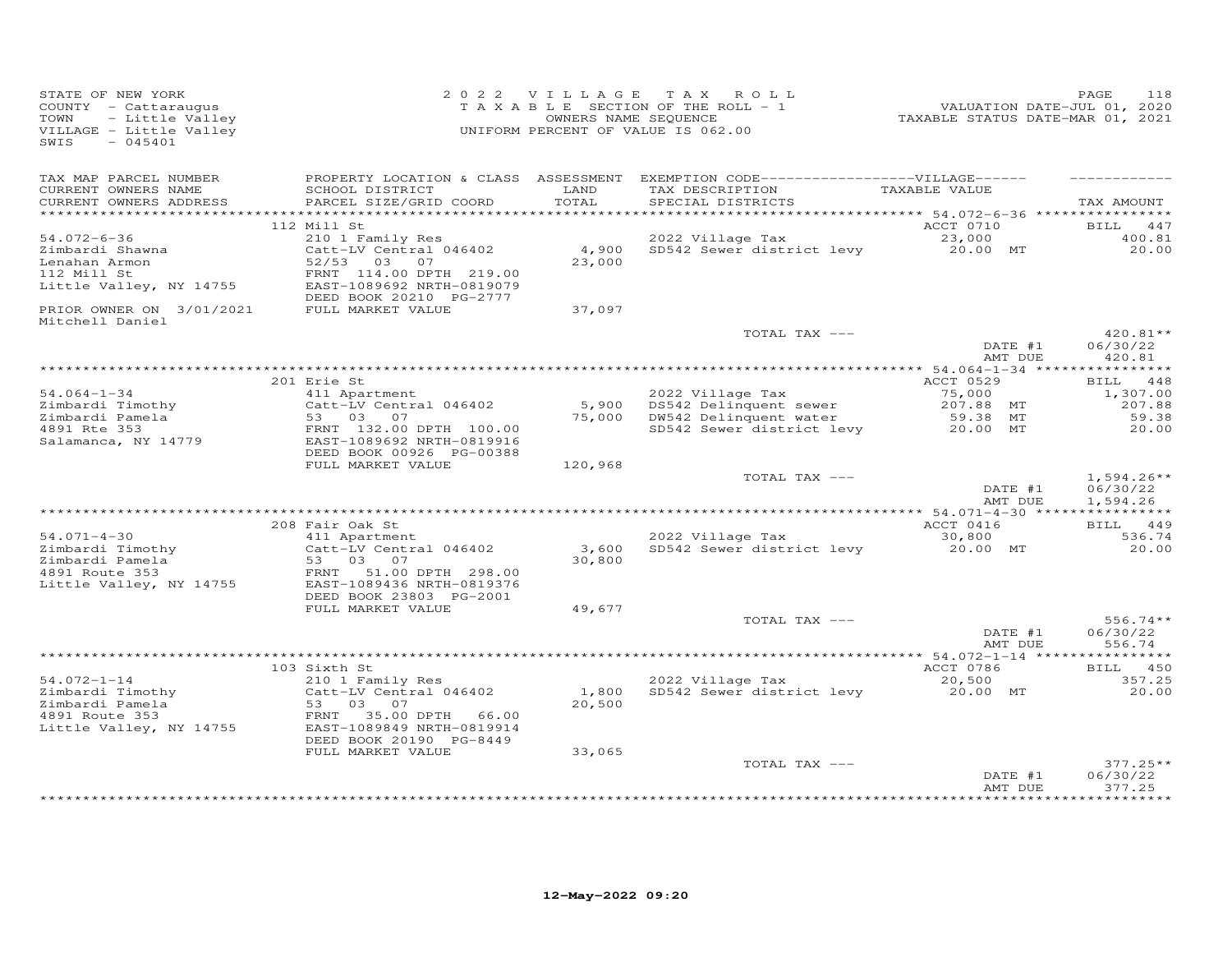STATE OF NEW YORK
COUNTY - Cattaraugus
TOWN - Little Valley
VILLAGE - Little Valley
SWIS - 045401

2022 VILLAGE TAX ROLL
TAXABLE SECTION OF THE ROLL - 1
OWNERS NAME SEQUENCE
UNIFORM PERCENT OF VALUE IS 062.00

VALUATION DATE-JUL 01, 2020
TAXABLE STATUS DATE-MAR 01, 2021

| TAX MAP PARCEL NUMBER / CURRENT OWNERS NAME / CURRENT OWNERS ADDRESS | PROPERTY LOCATION & CLASS / SCHOOL DISTRICT / PARCEL SIZE/GRID COORD | ASSESSMENT LAND / TOTAL | EXEMPTION CODE / TAX DESCRIPTION / SPECIAL DISTRICTS | VILLAGE TAXABLE VALUE | TAX AMOUNT |
|---|---|---|---|---|---|
| 54.072-6-36 | 112 Mill St | | | ACCT 0710 | BILL 447 |
| Zimbardi Shawna | 210 1 Family Res | | 2022 Village Tax | 23,000 | 400.81 |
| Lenahan Armon | Catt-LV Central 046402 | 4,900 | SD542 Sewer district levy | 20.00 MT | 20.00 |
| 112 Mill St | 52/53 03 07 | 23,000 | | | |
| Little Valley, NY 14755 | FRNT 114.00 DPTH 219.00 | | | | |
| | EAST-1089692 NRTH-0819079 | | | | |
| | DEED BOOK 20210 PG-2777 | | | | |
| PRIOR OWNER ON 3/01/2021 | FULL MARKET VALUE | 37,097 | | | |
| Mitchell Daniel | | | TOTAL TAX --- | | 420.81** |
| | | | | DATE #1 | 06/30/22 |
| | | | | AMT DUE | 420.81 |
| 54.064-1-34 | 201 Erie St | | | ACCT 0529 | BILL 448 |
| Zimbardi Timothy | 411 Apartment | | 2022 Village Tax | 75,000 | 1,307.00 |
| Zimbardi Pamela | Catt-LV Central 046402 | 5,900 | DS542 Delinquent sewer | 207.88 MT | 207.88 |
| 4891 Rte 353 | 53 03 07 | 75,000 | DW542 Delinquent water | 59.38 MT | 59.38 |
| Salamanca, NY 14779 | FRNT 132.00 DPTH 100.00 | | SD542 Sewer district levy | 20.00 MT | 20.00 |
| | EAST-1089692 NRTH-0819916 | | | | |
| | DEED BOOK 00926 PG-00388 | | | | |
| | FULL MARKET VALUE | 120,968 | | | |
| | | | TOTAL TAX --- | | 1,594.26** |
| | | | | DATE #1 | 06/30/22 |
| | | | | AMT DUE | 1,594.26 |
| 54.071-4-30 | 208 Fair Oak St | | | ACCT 0416 | BILL 449 |
| Zimbardi Timothy | 411 Apartment | | 2022 Village Tax | 30,800 | 536.74 |
| Zimbardi Pamela | Catt-LV Central 046402 | 3,600 | SD542 Sewer district levy | 20.00 MT | 20.00 |
| 4891 Route 353 | 53 03 07 | 30,800 | | | |
| Little Valley, NY 14755 | FRNT 51.00 DPTH 298.00 | | | | |
| | EAST-1089436 NRTH-0819376 | | | | |
| | DEED BOOK 23803 PG-2001 | | | | |
| | FULL MARKET VALUE | 49,677 | | | |
| | | | TOTAL TAX --- | | 556.74** |
| | | | | DATE #1 | 06/30/22 |
| | | | | AMT DUE | 556.74 |
| 54.072-1-14 | 103 Sixth St | | | ACCT 0786 | BILL 450 |
| Zimbardi Timothy | 210 1 Family Res | | 2022 Village Tax | 20,500 | 357.25 |
| Zimbardi Pamela | Catt-LV Central 046402 | 1,800 | SD542 Sewer district levy | 20.00 MT | 20.00 |
| 4891 Route 353 | 53 03 07 | 20,500 | | | |
| Little Valley, NY 14755 | FRNT 35.00 DPTH 66.00 | | | | |
| | EAST-1089849 NRTH-0819914 | | | | |
| | DEED BOOK 20190 PG-8449 | | | | |
| | FULL MARKET VALUE | 33,065 | | | |
| | | | TOTAL TAX --- | | 377.25** |
| | | | | DATE #1 | 06/30/22 |
| | | | | AMT DUE | 377.25 |

12-May-2022 09:20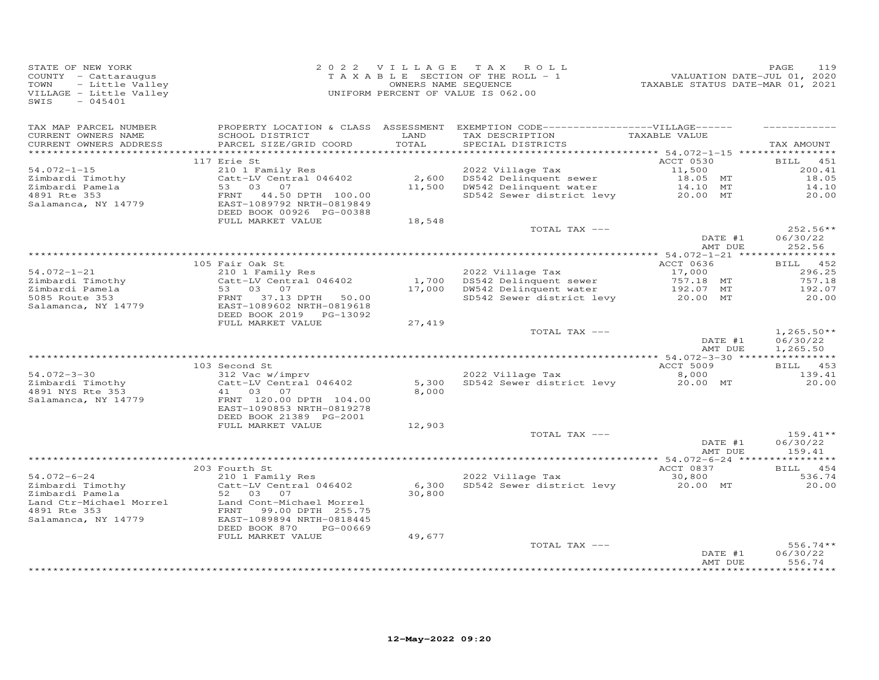STATE OF NEW YORK
COUNTY - Cattaraugus
TOWN - Little Valley
VILLAGE - Little Valley
SWIS - 045401

2022 VILLAGE TAX ROLL
TAXABLE SECTION OF THE ROLL - 1
OWNERS NAME SEQUENCE
UNIFORM PERCENT OF VALUE IS 062.00

VALUATION DATE-JUL 01, 2020
TAXABLE STATUS DATE-MAR 01, 2021

| TAX MAP PARCEL NUMBER / CURRENT OWNERS NAME / CURRENT OWNERS ADDRESS | PROPERTY LOCATION & CLASS / SCHOOL DISTRICT / PARCEL SIZE/GRID COORD | ASSESSMENT LAND / TOTAL | EXEMPTION CODE--VILLAGE-- / TAX DESCRIPTION / SPECIAL DISTRICTS | TAXABLE VALUE | TAX AMOUNT |
|---|---|---|---|---|---|
| 54.072-1-15 | 117 Erie St | | | ACCT 0530 | BILL 451 |
| Zimbardi Timothy | 210 1 Family Res | | 2022 Village Tax | 11,500 | 200.41 |
| Zimbardi Pamela | Catt-LV Central 046402 | 2,600 | DS542 Delinquent sewer | 18.05 MT | 18.05 |
| 4891 Rte 353 | 53 03 07 | 11,500 | DW542 Delinquent water | 14.10 MT | 14.10 |
| Salamanca, NY 14779 | FRNT 44.50 DPTH 100.00 | | SD542 Sewer district levy | 20.00 MT | 20.00 |
| | EAST-1089792 NRTH-0819849 | | | | |
| | DEED BOOK 00926 PG-00388 | | | | |
| | FULL MARKET VALUE | 18,548 | | | |
| | | | TOTAL TAX --- | | 252.56** |
| | | | | DATE #1 | 06/30/22 |
| | | | | AMT DUE | 252.56 |
| 54.072-1-21 | 105 Fair Oak St | | | ACCT 0636 | BILL 452 |
| Zimbardi Timothy | 210 1 Family Res | | 2022 Village Tax | 17,000 | 296.25 |
| Zimbardi Pamela | Catt-LV Central 046402 | 1,700 | DS542 Delinquent sewer | 757.18 MT | 757.18 |
| 5085 Route 353 | 53 03 07 | 17,000 | DW542 Delinquent water | 192.07 MT | 192.07 |
| Salamanca, NY 14779 | FRNT 37.13 DPTH 50.00 | | SD542 Sewer district levy | 20.00 MT | 20.00 |
| | EAST-1089602 NRTH-0819618 | | | | |
| | DEED BOOK 2019 PG-13092 | | | | |
| | FULL MARKET VALUE | 27,419 | | | |
| | | | TOTAL TAX --- | | 1,265.50** |
| | | | | DATE #1 | 06/30/22 |
| | | | | AMT DUE | 1,265.50 |
| 54.072-3-30 | 103 Second St | | | ACCT 5009 | BILL 453 |
| Zimbardi Timothy | 312 Vac w/imprv | | 2022 Village Tax | 8,000 | 139.41 |
| 4891 NYS Rte 353 | Catt-LV Central 046402 | 5,300 | SD542 Sewer district levy | 20.00 MT | 20.00 |
| Salamanca, NY 14779 | 41 03 07 | 8,000 | | | |
| | FRNT 120.00 DPTH 104.00 | | | | |
| | EAST-1090853 NRTH-0819278 | | | | |
| | DEED BOOK 21389 PG-2001 | | | | |
| | FULL MARKET VALUE | 12,903 | | | |
| | | | TOTAL TAX --- | | 159.41** |
| | | | | DATE #1 | 06/30/22 |
| | | | | AMT DUE | 159.41 |
| 54.072-6-24 | 203 Fourth St | | | ACCT 0837 | BILL 454 |
| Zimbardi Timothy | 210 1 Family Res | | 2022 Village Tax | 30,800 | 536.74 |
| Zimbardi Pamela | Catt-LV Central 046402 | 6,300 | SD542 Sewer district levy | 20.00 MT | 20.00 |
| Land Ctr-Michael Morrel | 52 03 07 | 30,800 | | | |
| 4891 Rte 353 | Land Cont-Michael Morrel | | | | |
| Salamanca, NY 14779 | FRNT 99.00 DPTH 255.75 | | | | |
| | EAST-1089894 NRTH-0818445 | | | | |
| | DEED BOOK 870 PG-00669 | | | | |
| | FULL MARKET VALUE | 49,677 | | | |
| | | | TOTAL TAX --- | | 556.74** |
| | | | | DATE #1 | 06/30/22 |
| | | | | AMT DUE | 556.74 |

12-May-2022 09:20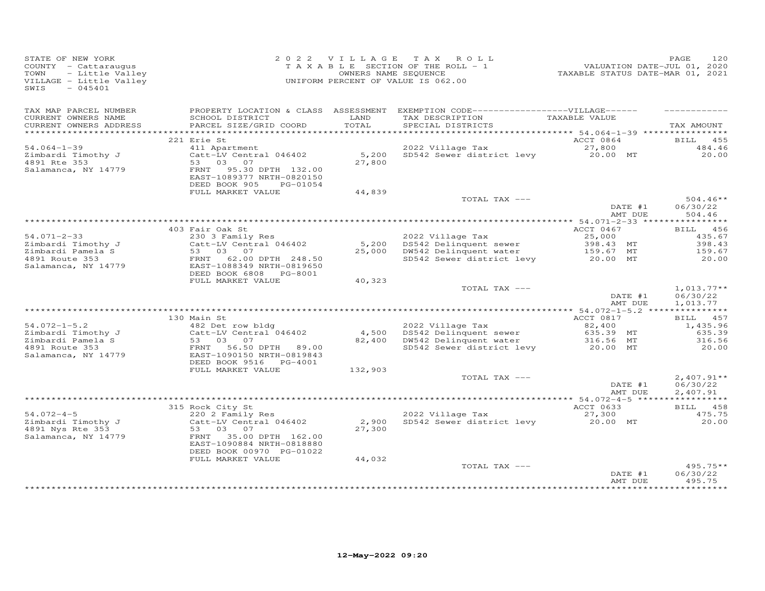STATE OF NEW YORK
COUNTY - Cattaraugus
TOWN - Little Valley
VILLAGE - Little Valley
SWIS - 045401

2022 VILLAGE TAX ROLL
TAXABLE SECTION OF THE ROLL - 1
OWNERS NAME SEQUENCE
UNIFORM PERCENT OF VALUE IS 062.00

VALUATION DATE-JUL 01, 2020
TAXABLE STATUS DATE-MAR 01, 2021

| TAX MAP PARCEL NUMBER / CURRENT OWNERS NAME / CURRENT OWNERS ADDRESS | PROPERTY LOCATION & CLASS / SCHOOL DISTRICT / PARCEL SIZE/GRID COORD | ASSESSMENT LAND / TOTAL | EXEMPTION CODE / TAX DESCRIPTION / SPECIAL DISTRICTS | VILLAGE TAXABLE VALUE | TAX AMOUNT |
|---|---|---|---|---|---|
| 54.064-1-39 | 221 Erie St | | | ACCT 0864 | BILL 455 |
| Zimbardi Timothy J | 411 Apartment | | 2022 Village Tax | 27,800 | 484.46 |
| 4891 Rte 353 | Catt-LV Central 046402 | 5,200 | SD542 Sewer district levy | 20.00 MT | 20.00 |
| Salamanca, NY 14779 | 53 03 07 | 27,800 | | | |
| | FRNT 95.30 DPTH 132.00 | | | | |
| | EAST-1089377 NRTH-0820150 | | | | |
| | DEED BOOK 905 PG-01054 | | | | |
| | FULL MARKET VALUE | 44,839 | | | |
| | | | TOTAL TAX --- | | 504.46** |
| | | | | DATE #1 | 06/30/22 |
| | | | | AMT DUE | 504.46 |
| 54.071-2-33 | 403 Fair Oak St | | | ACCT 0467 | BILL 456 |
| Zimbardi Timothy J | 230 3 Family Res | | 2022 Village Tax | 25,000 | 435.67 |
| Zimbardi Pamela S | Catt-LV Central 046402 | 5,200 | DS542 Delinquent sewer | 398.43 MT | 398.43 |
| 4891 Route 353 | 53 03 07 | 25,000 | DW542 Delinquent water | 159.67 MT | 159.67 |
| Salamanca, NY 14779 | FRNT 62.00 DPTH 248.50 | | SD542 Sewer district levy | 20.00 MT | 20.00 |
| | EAST-1088349 NRTH-0819650 | | | | |
| | DEED BOOK 6808 PG-8001 | | | | |
| | FULL MARKET VALUE | 40,323 | | | |
| | | | TOTAL TAX --- | | 1,013.77** |
| | | | | DATE #1 | 06/30/22 |
| | | | | AMT DUE | 1,013.77 |
| 54.072-1-5.2 | 130 Main St | | | ACCT 0817 | BILL 457 |
| Zimbardi Timothy J | 482 Det row bldg | | 2022 Village Tax | 82,400 | 1,435.96 |
| Zimbardi Pamela S | Catt-LV Central 046402 | 4,500 | DS542 Delinquent sewer | 635.39 MT | 635.39 |
| 4891 Route 353 | 53 03 07 | 82,400 | DW542 Delinquent water | 316.56 MT | 316.56 |
| Salamanca, NY 14779 | FRNT 56.50 DPTH 89.00 | | SD542 Sewer district levy | 20.00 MT | 20.00 |
| | EAST-1090150 NRTH-0819843 | | | | |
| | DEED BOOK 9516 PG-4001 | | | | |
| | FULL MARKET VALUE | 132,903 | | | |
| | | | TOTAL TAX --- | | 2,407.91** |
| | | | | DATE #1 | 06/30/22 |
| | | | | AMT DUE | 2,407.91 |
| 54.072-4-5 | 315 Rock City St | | | ACCT 0633 | BILL 458 |
| Zimbardi Timothy J | 220 2 Family Res | | 2022 Village Tax | 27,300 | 475.75 |
| 4891 Nys Rte 353 | Catt-LV Central 046402 | 2,900 | SD542 Sewer district levy | 20.00 MT | 20.00 |
| Salamanca, NY 14779 | 53 03 07 | 27,300 | | | |
| | FRNT 35.00 DPTH 162.00 | | | | |
| | EAST-1090884 NRTH-0818880 | | | | |
| | DEED BOOK 00970 PG-01022 | | | | |
| | FULL MARKET VALUE | 44,032 | | | |
| | | | TOTAL TAX --- | | 495.75** |
| | | | | DATE #1 | 06/30/22 |
| | | | | AMT DUE | 495.75 |

12-May-2022 09:20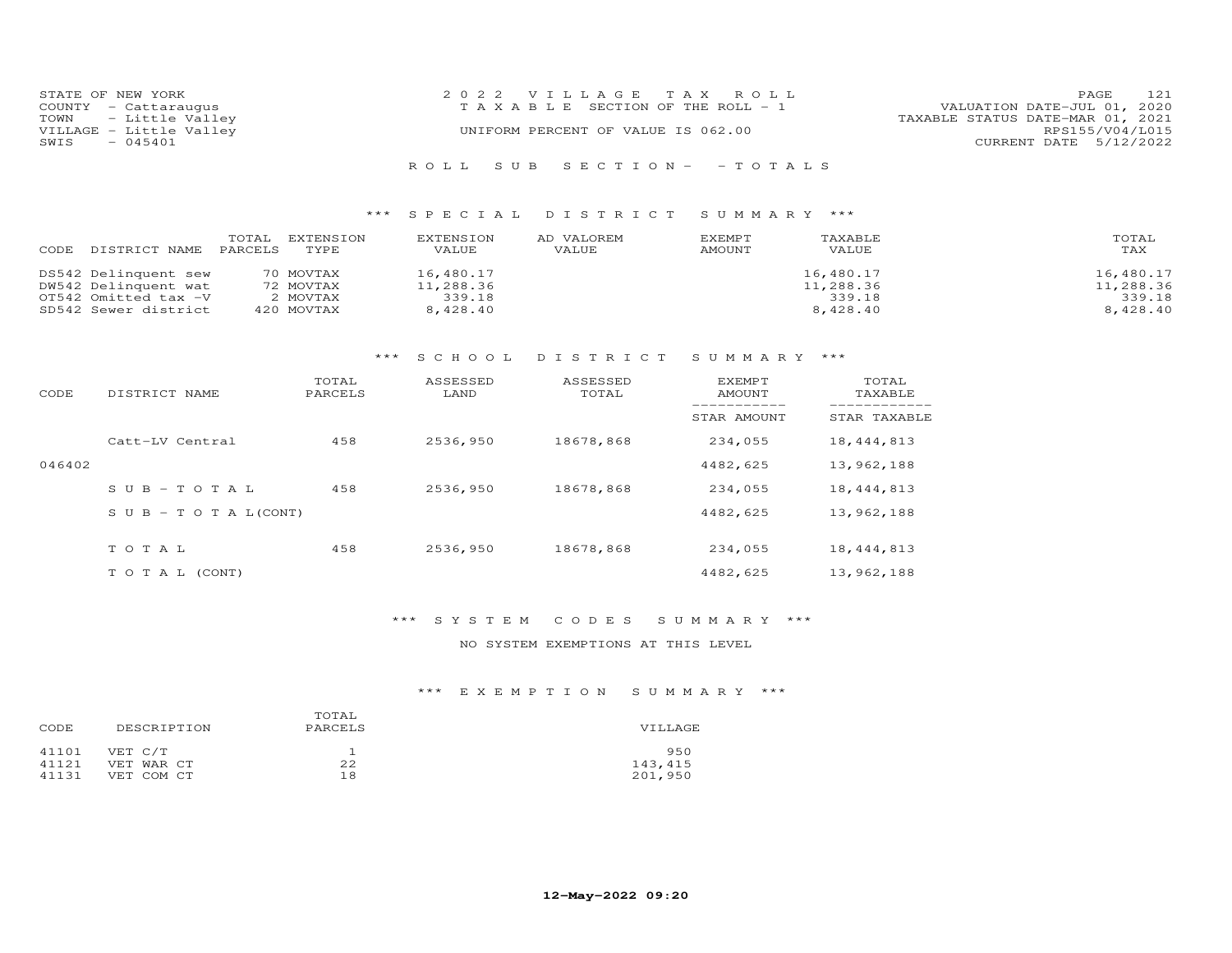STATE OF NEW YORK
COUNTY - Cattaraugus
TOWN - Little Valley
VILLAGE - Little Valley
SWIS - 045401

2022 VILLAGE TAX ROLL
TAXABLE SECTION OF THE ROLL - 1
UNIFORM PERCENT OF VALUE IS 062.00

VALUATION DATE-JUL 01, 2020
TAXABLE STATUS DATE-MAR 01, 2021
RPS155/V04/L015
CURRENT DATE 5/12/2022

ROLL SUB SECTION- - TOTALS

## *** SPECIAL DISTRICT SUMMARY ***

| CODE DISTRICT NAME | TOTAL PARCELS | EXTENSION TYPE | EXTENSION VALUE | AD VALOREM VALUE | EXEMPT AMOUNT | TAXABLE VALUE | TOTAL TAX |
|---|---|---|---|---|---|---|---|
| DS542 Delinquent sew | 70 | MOVTAX | 16,480.17 | | | 16,480.17 | 16,480.17 |
| DW542 Delinquent wat | 72 | MOVTAX | 11,288.36 | | | 11,288.36 | 11,288.36 |
| OT542 Omitted tax -V | 2 | MOVTAX | 339.18 | | | 339.18 | 339.18 |
| SD542 Sewer district | 420 | MOVTAX | 8,428.40 | | | 8,428.40 | 8,428.40 |

## *** SCHOOL DISTRICT SUMMARY ***

| CODE | DISTRICT NAME | TOTAL PARCELS | ASSESSED LAND | ASSESSED TOTAL | EXEMPT AMOUNT / STAR AMOUNT | TOTAL TAXABLE / STAR TAXABLE |
|---|---|---|---|---|---|---|
| | Catt-LV Central | 458 | 2536,950 | 18678,868 | 234,055 | 18,444,813 |
| 046402 | | | | | 4482,625 | 13,962,188 |
| | SUB-TOTAL | 458 | 2536,950 | 18678,868 | 234,055 | 18,444,813 |
| | SUB-TOTAL(CONT) | | | | 4482,625 | 13,962,188 |
| | TOTAL | 458 | 2536,950 | 18678,868 | 234,055 | 18,444,813 |
| | TOTAL (CONT) | | | | 4482,625 | 13,962,188 |

## *** SYSTEM CODES SUMMARY ***

NO SYSTEM EXEMPTIONS AT THIS LEVEL

## *** EXEMPTION SUMMARY ***

| CODE | DESCRIPTION | TOTAL PARCELS | VILLAGE |
|---|---|---|---|
| 41101 | VET C/T | 1 | 950 |
| 41121 | VET WAR CT | 22 | 143,415 |
| 41131 | VET COM CT | 18 | 201,950 |

12-May-2022 09:20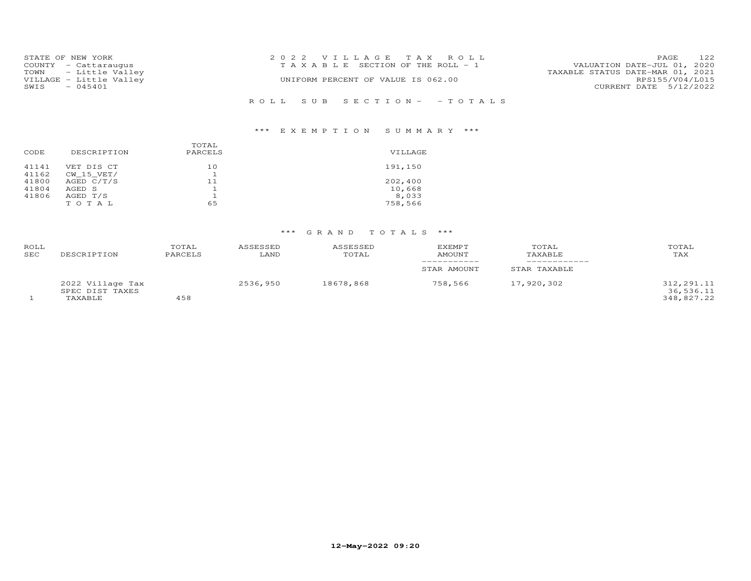STATE OF NEW YORK
COUNTY - Cattaraugus
TOWN - Little Valley
VILLAGE - Little Valley
SWIS - 045401

2022 VILLAGE TAX ROLL
TAXABLE SECTION OF THE ROLL - 1
UNIFORM PERCENT OF VALUE IS 062.00

VALUATION DATE-JUL 01, 2020
TAXABLE STATUS DATE-MAR 01, 2021
RPS155/V04/L015
CURRENT DATE 5/12/2022

ROLL SUB SECTION- - TOTALS

## *** EXEMPTION SUMMARY ***

| CODE | DESCRIPTION | TOTAL PARCELS | VILLAGE |
|---|---|---|---|
| 41141 | VET DIS CT | 10 | 191,150 |
| 41162 | CW_15_VET/ | 1 | |
| 41800 | AGED C/T/S | 11 | 202,400 |
| 41804 | AGED S | 1 | 10,668 |
| 41806 | AGED T/S | 1 | 8,033 |
| | TOTAL | 65 | 758,566 |

## *** GRAND TOTALS ***

| ROLL SEC | DESCRIPTION | TOTAL PARCELS | ASSESSED LAND | ASSESSED TOTAL | EXEMPT AMOUNT / STAR AMOUNT | TOTAL TAXABLE / STAR TAXABLE | TOTAL TAX |
|---|---|---|---|---|---|---|---|
| | 2022 Village Tax | | 2536,950 | 18678,868 | 758,566 | 17,920,302 | 312,291.11 |
| | SPEC DIST TAXES | | | | | | 36,536.11 |
| 1 | TAXABLE | 458 | | | | | 348,827.22 |

12-May-2022 09:20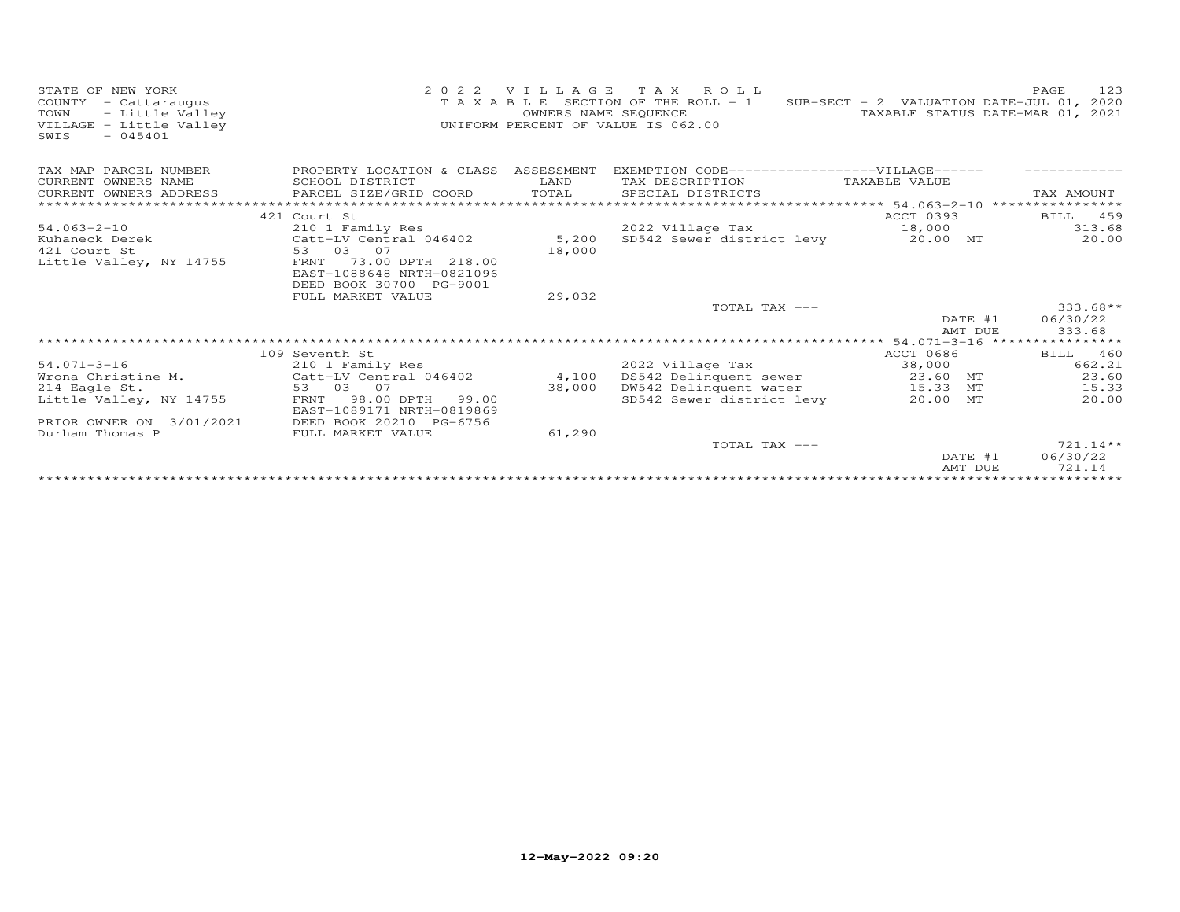STATE OF NEW YORK
COUNTY - Cattaraugus
TOWN - Little Valley
VILLAGE - Little Valley
SWIS - 045401

2022 VILLAGE TAX ROLL
TAXABLE SECTION OF THE ROLL - 1
OWNERS NAME SEQUENCE
UNIFORM PERCENT OF VALUE IS 062.00

SUB-SECT - 2 VALUATION DATE-JUL 01, 2020
TAXABLE STATUS DATE-MAR 01, 2021

| TAX MAP PARCEL NUMBER<br>CURRENT OWNERS NAME<br>CURRENT OWNERS ADDRESS | PROPERTY LOCATION & CLASS<br>SCHOOL DISTRICT<br>PARCEL SIZE/GRID COORD | ASSESSMENT<br>LAND<br>TOTAL | EXEMPTION CODE------VILLAGE------<br>TAX DESCRIPTION<br>SPECIAL DISTRICTS | TAXABLE VALUE | TAX AMOUNT |
|---|---|---|---|---|---|
| | 421 Court St | | | ACCT 0393 | BILL 459 |
| 54.063-2-10 | 210 1 Family Res | | 2022 Village Tax | 18,000 | 313.68 |
| Kuhaneck Derek | Catt-LV Central 046402 | 5,200 | SD542 Sewer district levy | 20.00 MT | 20.00 |
| 421 Court St | 53 03 07 | 18,000 | | | |
| Little Valley, NY 14755 | FRNT 73.00 DPTH 218.00 | | | | |
| | EAST-1088648 NRTH-0821096 | | | | |
| | DEED BOOK 30700 PG-9001 | | | | |
| | FULL MARKET VALUE | 29,032 | | | |
| | | | TOTAL TAX --- | | 333.68** |
| | | | | DATE #1 | 06/30/22 |
| | | | | AMT DUE | 333.68 |
| | 109 Seventh St | | | ACCT 0686 | BILL 460 |
| 54.071-3-16 | 210 1 Family Res | | 2022 Village Tax | 38,000 | 662.21 |
| Wrona Christine M. | Catt-LV Central 046402 | 4,100 | DS542 Delinquent sewer | 23.60 MT | 23.60 |
| 214 Eagle St. | 53 03 07 | 38,000 | DW542 Delinquent water | 15.33 MT | 15.33 |
| Little Valley, NY 14755 | FRNT 98.00 DPTH 99.00 | | SD542 Sewer district levy | 20.00 MT | 20.00 |
| | EAST-1089171 NRTH-0819869 | | | | |
| PRIOR OWNER ON 3/01/2021 | DEED BOOK 20210 PG-6756 | | | | |
| Durham Thomas P | FULL MARKET VALUE | 61,290 | | | |
| | | | TOTAL TAX --- | | 721.14** |
| | | | | DATE #1 | 06/30/22 |
| | | | | AMT DUE | 721.14 |

12-May-2022 09:20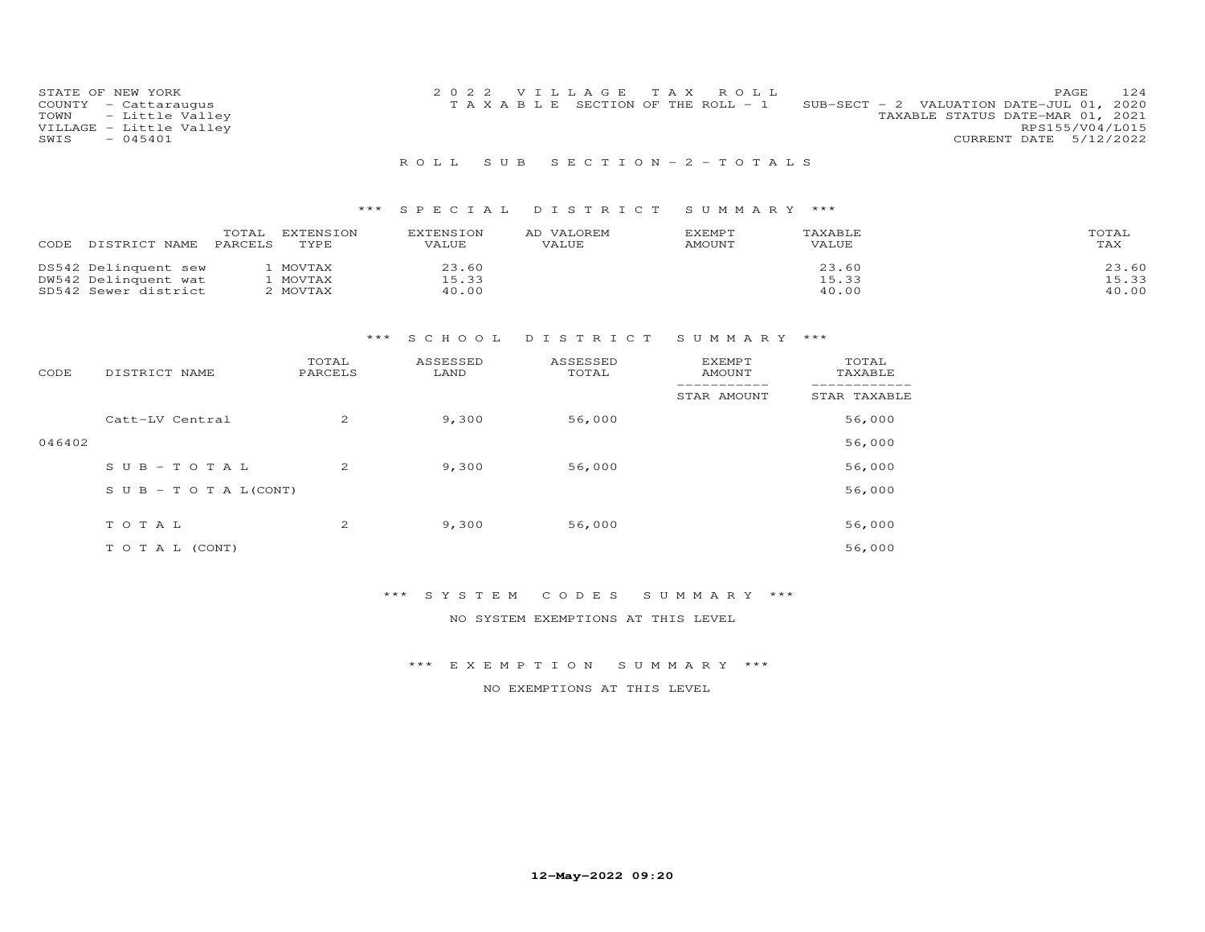STATE OF NEW YORK
COUNTY - Cattaraugus
TOWN - Little Valley
VILLAGE - Little Valley
SWIS - 045401

2022 VILLAGE TAX ROLL
TAXABLE SECTION OF THE ROLL - 1
SUB-SECT - 2 VALUATION DATE-JUL 01, 2020
TAXABLE STATUS DATE-MAR 01, 2021
RPS155/V04/L015
CURRENT DATE 5/12/2022

## ROLL SUB SECTION - 2 - TOTALS

### *** SPECIAL DISTRICT SUMMARY ***

| CODE | DISTRICT NAME | TOTAL PARCELS | EXTENSION TYPE | EXTENSION VALUE | AD VALOREM VALUE | EXEMPT AMOUNT | TAXABLE VALUE | TOTAL TAX |
|---|---|---|---|---|---|---|---|---|
| DS542 | Delinquent sew | 1 | MOVTAX | 23.60 | | | 23.60 | 23.60 |
| DW542 | Delinquent wat | 1 | MOVTAX | 15.33 | | | 15.33 | 15.33 |
| SD542 | Sewer district | 2 | MOVTAX | 40.00 | | | 40.00 | 40.00 |

### *** SCHOOL DISTRICT SUMMARY ***

| CODE | DISTRICT NAME | TOTAL PARCELS | ASSESSED LAND | ASSESSED TOTAL | EXEMPT AMOUNT / STAR AMOUNT | TOTAL TAXABLE / STAR TAXABLE |
|---|---|---|---|---|---|---|
| | Catt-LV Central | 2 | 9,300 | 56,000 | | 56,000 |
| 046402 | | | | | | 56,000 |
| | SUB-TOTAL | 2 | 9,300 | 56,000 | | 56,000 |
| | SUB-TOTAL(CONT) | | | | | 56,000 |
| | TOTAL | 2 | 9,300 | 56,000 | | 56,000 |
| | TOTAL (CONT) | | | | | 56,000 |

### *** SYSTEM CODES SUMMARY ***

NO SYSTEM EXEMPTIONS AT THIS LEVEL

### *** EXEMPTION SUMMARY ***

NO EXEMPTIONS AT THIS LEVEL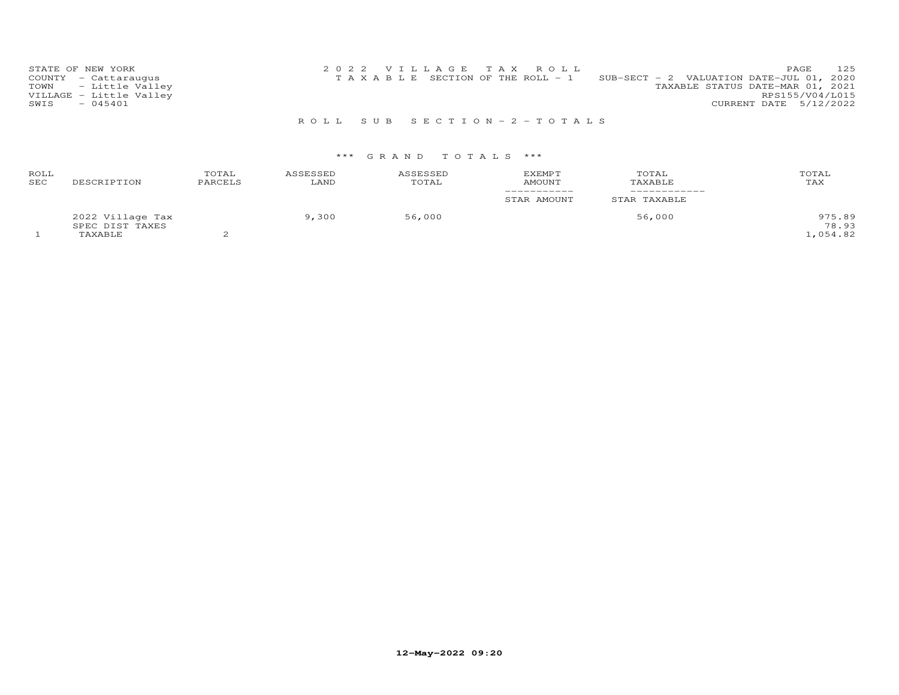STATE OF NEW YORK
COUNTY - Cattaraugus
TOWN - Little Valley
VILLAGE - Little Valley
SWIS - 045401

2022 VILLAGE TAX ROLL
TAXABLE SECTION OF THE ROLL - 1

SUB-SECT - 2 VALUATION DATE-JUL 01, 2020
TAXABLE STATUS DATE-MAR 01, 2021
RPS155/V04/L015
CURRENT DATE 5/12/2022

## ROLL SUB SECTION - 2 - TOTALS

### *** GRAND TOTALS ***

| ROLL SEC | DESCRIPTION | TOTAL PARCELS | ASSESSED LAND | ASSESSED TOTAL | EXEMPT AMOUNT / STAR AMOUNT | TOTAL TAXABLE / STAR TAXABLE | TOTAL TAX |
|---|---|---|---|---|---|---|---|
| | 2022 Village Tax | | 9,300 | 56,000 | | 56,000 | 975.89 |
| | SPEC DIST TAXES | | | | | | 78.93 |
| 1 | TAXABLE | 2 | | | | | 1,054.82 |

12-May-2022 09:20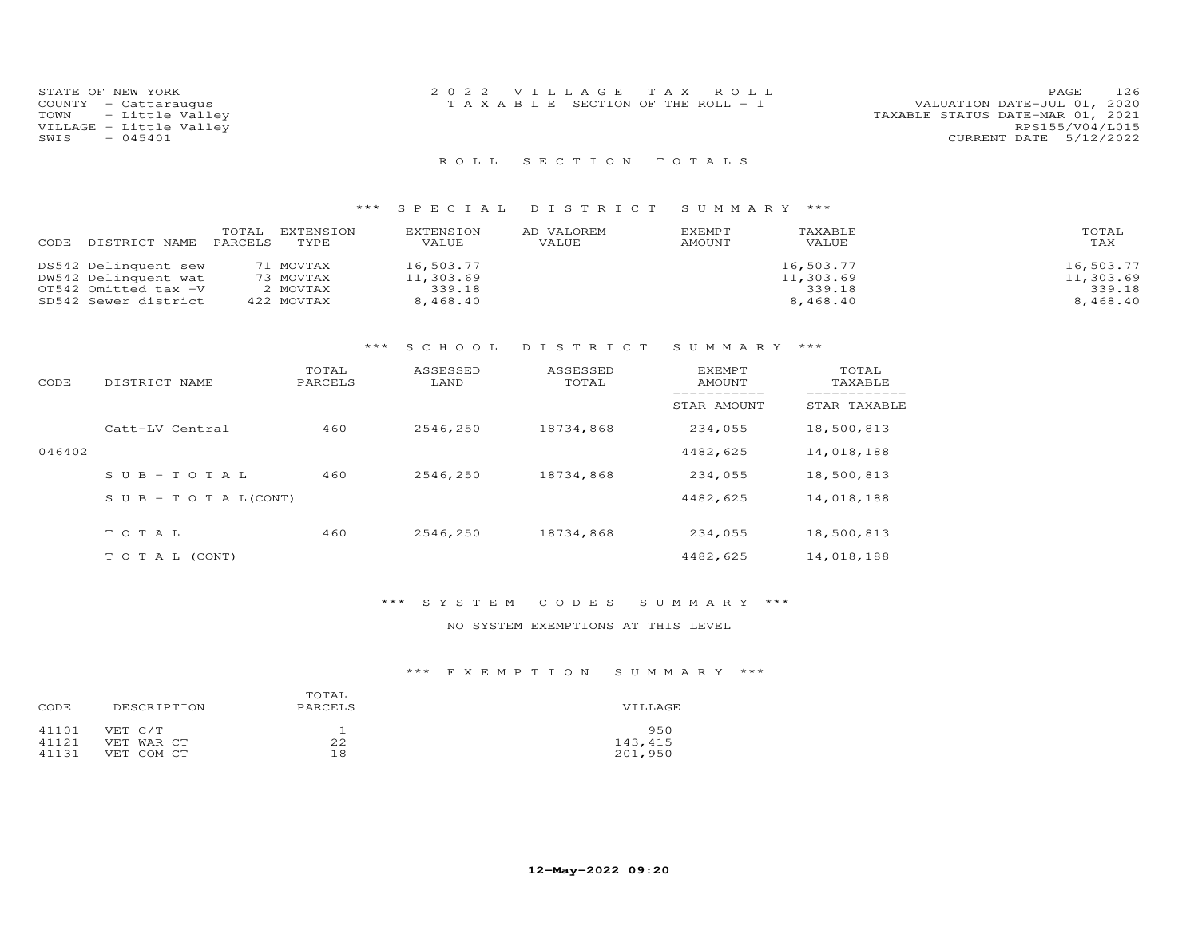STATE OF NEW YORK
COUNTY - Cattaraugus
TOWN - Little Valley
VILLAGE - Little Valley
SWIS - 045401

2022 VILLAGE TAX ROLL
TAXABLE SECTION OF THE ROLL - 1

VALUATION DATE-JUL 01, 2020
TAXABLE STATUS DATE-MAR 01, 2021
RPS155/V04/L015
CURRENT DATE 5/12/2022

## ROLL SECTION TOTALS

### *** SPECIAL DISTRICT SUMMARY ***

| CODE | DISTRICT NAME | TOTAL PARCELS | EXTENSION TYPE | EXTENSION VALUE | AD VALOREM VALUE | EXEMPT AMOUNT | TAXABLE VALUE | TOTAL TAX |
|---|---|---|---|---|---|---|---|---|
| DS542 | Delinquent sew | 71 | MOVTAX | 16,503.77 | | | 16,503.77 | 16,503.77 |
| DW542 | Delinquent wat | 73 | MOVTAX | 11,303.69 | | | 11,303.69 | 11,303.69 |
| OT542 | Omitted tax -V | 2 | MOVTAX | 339.18 | | | 339.18 | 339.18 |
| SD542 | Sewer district | 422 | MOVTAX | 8,468.40 | | | 8,468.40 | 8,468.40 |

### *** SCHOOL DISTRICT SUMMARY ***

| CODE | DISTRICT NAME | TOTAL PARCELS | ASSESSED LAND | ASSESSED TOTAL | EXEMPT AMOUNT / STAR AMOUNT | TOTAL TAXABLE / STAR TAXABLE |
|---|---|---|---|---|---|---|
| | Catt-LV Central | 460 | 2546,250 | 18734,868 | 234,055 | 18,500,813 |
| 046402 | | | | | 4482,625 | 14,018,188 |
| | SUB-TOTAL | 460 | 2546,250 | 18734,868 | 234,055 | 18,500,813 |
| | SUB-TOTAL(CONT) | | | | 4482,625 | 14,018,188 |
| | TOTAL | 460 | 2546,250 | 18734,868 | 234,055 | 18,500,813 |
| | TOTAL (CONT) | | | | 4482,625 | 14,018,188 |

### *** SYSTEM CODES SUMMARY ***

NO SYSTEM EXEMPTIONS AT THIS LEVEL

### *** EXEMPTION SUMMARY ***

| CODE | DESCRIPTION | TOTAL PARCELS | VILLAGE |
|---|---|---|---|
| 41101 | VET C/T | 1 | 950 |
| 41121 | VET WAR CT | 22 | 143,415 |
| 41131 | VET COM CT | 18 | 201,950 |

12-May-2022 09:20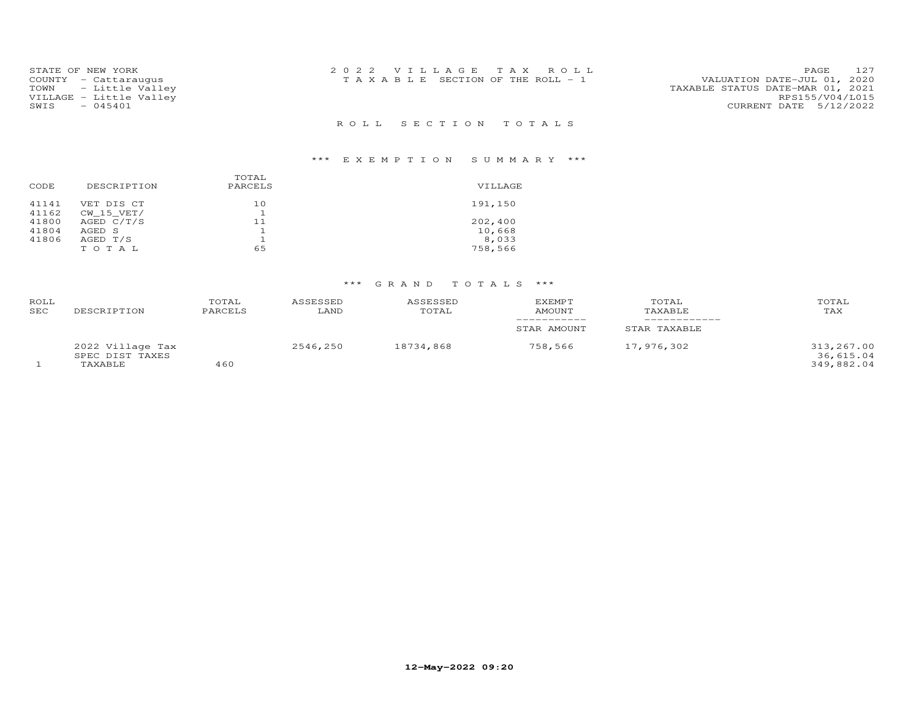STATE OF NEW YORK
COUNTY - Cattaraugus
TOWN - Little Valley
VILLAGE - Little Valley
SWIS - 045401

2 0 2 2 V I L L A G E T A X R O L L
T A X A B L E SECTION OF THE ROLL - 1

VALUATION DATE-JUL 01, 2020
TAXABLE STATUS DATE-MAR 01, 2021
RPS155/V04/L015
CURRENT DATE 5/12/2022

## R O L L S E C T I O N T O T A L S

### *** E X E M P T I O N S U M M A R Y ***

| CODE | DESCRIPTION | TOTAL PARCELS | VILLAGE |
|---|---|---|---|
| 41141 | VET DIS CT | 10 | 191,150 |
| 41162 | CW_15_VET/ | 1 | |
| 41800 | AGED C/T/S | 11 | 202,400 |
| 41804 | AGED S | 1 | 10,668 |
| 41806 | AGED T/S | 1 | 8,033 |
| | T O T A L | 65 | 758,566 |

### *** G R A N D T O T A L S ***

| ROLL SEC | DESCRIPTION | TOTAL PARCELS | ASSESSED LAND | ASSESSED TOTAL | EXEMPT AMOUNT / STAR AMOUNT | TOTAL TAXABLE / STAR TAXABLE | TOTAL TAX |
|---|---|---|---|---|---|---|---|
| | 2022 Village Tax | | 2546,250 | 18734,868 | 758,566 | 17,976,302 | 313,267.00 |
| | SPEC DIST TAXES | | | | | | 36,615.04 |
| 1 | TAXABLE | 460 | | | | | 349,882.04 |

12-May-2022 09:20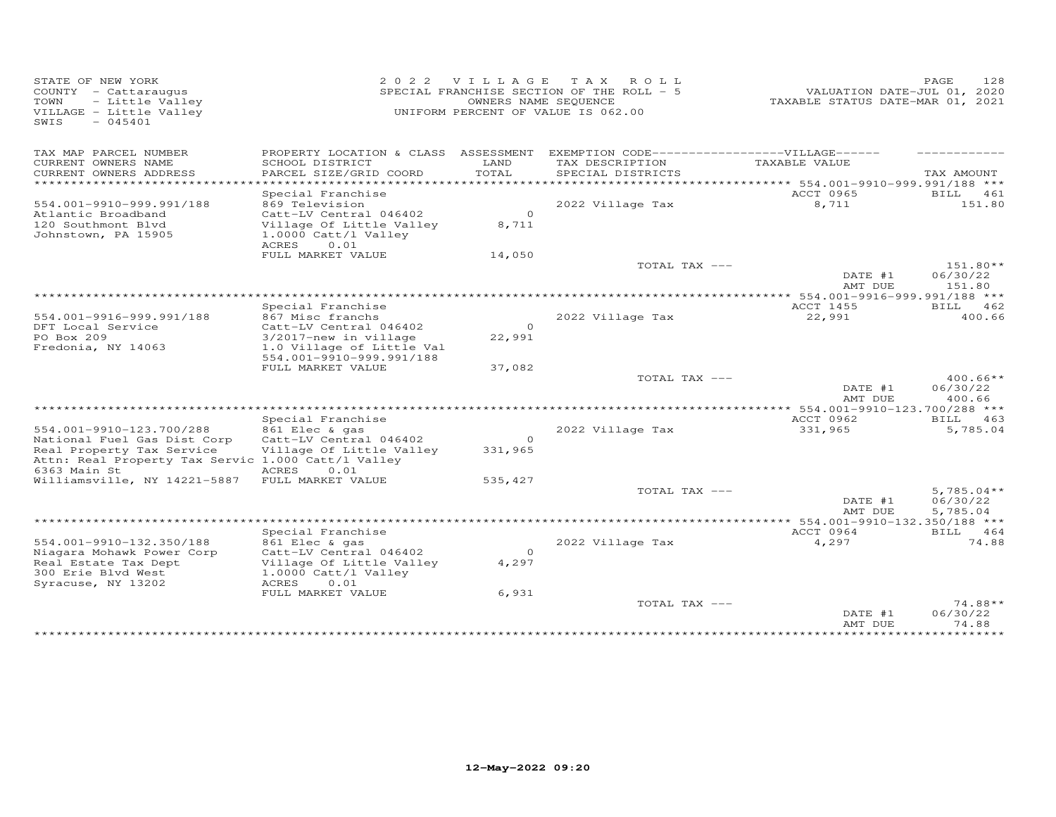STATE OF NEW YORK
COUNTY - Cattaraugus
TOWN - Little Valley
VILLAGE - Little Valley
SWIS - 045401

2022 VILLAGE TAX ROLL
SPECIAL FRANCHISE SECTION OF THE ROLL - 5
OWNERS NAME SEQUENCE
UNIFORM PERCENT OF VALUE IS 062.00

VALUATION DATE-JUL 01, 2020
TAXABLE STATUS DATE-MAR 01, 2021

| TAX MAP PARCEL NUMBER / CURRENT OWNERS NAME / CURRENT OWNERS ADDRESS | PROPERTY LOCATION & CLASS / SCHOOL DISTRICT / PARCEL SIZE/GRID COORD | ASSESSMENT LAND / TOTAL | EXEMPTION CODE / TAX DESCRIPTION / SPECIAL DISTRICTS | VILLAGE TAXABLE VALUE | TAX AMOUNT |
|---|---|---|---|---|---|
| **554.001-9910-999.991/188** | Special Franchise | | | ACCT 0965 | BILL 461 |
| 554.001-9910-999.991/188 | 869 Television | | 2022 Village Tax | 8,711 | 151.80 |
| Atlantic Broadband | Catt-LV Central 046402 | 0 | | | |
| 120 Southmont Blvd | Village Of Little Valley | 8,711 | | | |
| Johnstown, PA 15905 | 1.0000 Catt/l Valley | | | | |
| | ACRES 0.01 | | | | |
| | FULL MARKET VALUE | 14,050 | | | |
| | | | TOTAL TAX --- | | 151.80** |
| | | | | DATE #1 | 06/30/22 |
| | | | | AMT DUE | 151.80 |
| **554.001-9916-999.991/188** | Special Franchise | | | ACCT 1455 | BILL 462 |
| 554.001-9916-999.991/188 | 867 Misc franchs | | 2022 Village Tax | 22,991 | 400.66 |
| DFT Local Service | Catt-LV Central 046402 | 0 | | | |
| PO Box 209 | 3/2017-new in village | 22,991 | | | |
| Fredonia, NY 14063 | 1.0 Village of Little Val | | | | |
| | 554.001-9910-999.991/188 | | | | |
| | FULL MARKET VALUE | 37,082 | | | |
| | | | TOTAL TAX --- | | 400.66** |
| | | | | DATE #1 | 06/30/22 |
| | | | | AMT DUE | 400.66 |
| **554.001-9910-123.700/288** | Special Franchise | | | ACCT 0962 | BILL 463 |
| 554.001-9910-123.700/288 | 861 Elec & gas | | 2022 Village Tax | 331,965 | 5,785.04 |
| National Fuel Gas Dist Corp | Catt-LV Central 046402 | 0 | | | |
| Real Property Tax Service | Village Of Little Valley | 331,965 | | | |
| Attn: Real Property Tax Servic | 1.000 Catt/l Valley | | | | |
| 6363 Main St | ACRES 0.01 | | | | |
| Williamsville, NY 14221-5887 | FULL MARKET VALUE | 535,427 | | | |
| | | | TOTAL TAX --- | | 5,785.04** |
| | | | | DATE #1 | 06/30/22 |
| | | | | AMT DUE | 5,785.04 |
| **554.001-9910-132.350/188** | Special Franchise | | | ACCT 0964 | BILL 464 |
| 554.001-9910-132.350/188 | 861 Elec & gas | | 2022 Village Tax | 4,297 | 74.88 |
| Niagara Mohawk Power Corp | Catt-LV Central 046402 | 0 | | | |
| Real Estate Tax Dept | Village Of Little Valley | 4,297 | | | |
| 300 Erie Blvd West | 1.0000 Catt/l Valley | | | | |
| Syracuse, NY 13202 | ACRES 0.01 | | | | |
| | FULL MARKET VALUE | 6,931 | | | |
| | | | TOTAL TAX --- | | 74.88** |
| | | | | DATE #1 | 06/30/22 |
| | | | | AMT DUE | 74.88 |

12-May-2022 09:20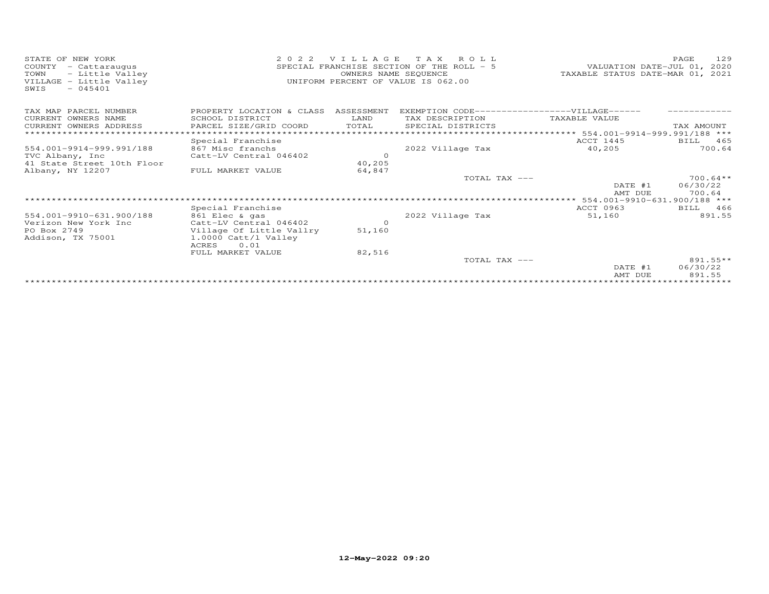STATE OF NEW YORK
COUNTY - Cattaraugus
TOWN - Little Valley
VILLAGE - Little Valley
SWIS - 045401

2022 VILLAGE TAX ROLL
SPECIAL FRANCHISE SECTION OF THE ROLL - 5
OWNERS NAME SEQUENCE
UNIFORM PERCENT OF VALUE IS 062.00

VALUATION DATE-JUL 01, 2020
TAXABLE STATUS DATE-MAR 01, 2021

| TAX MAP PARCEL NUMBER / CURRENT OWNERS NAME / CURRENT OWNERS ADDRESS | PROPERTY LOCATION & CLASS / SCHOOL DISTRICT / PARCEL SIZE/GRID COORD | ASSESSMENT LAND / TOTAL | EXEMPTION CODE / TAX DESCRIPTION / SPECIAL DISTRICTS | VILLAGE TAXABLE VALUE | TAX AMOUNT |
|---|---|---|---|---|---|
| *** 554.001-9914-999.991/188 *** | Special Franchise | | | ACCT 1445 | BILL 465 |
| 554.001-9914-999.991/188 | 867 Misc franchs | | 2022 Village Tax | 40,205 | 700.64 |
| TVC Albany, Inc | Catt-LV Central 046402 | 0 | | | |
| 41 State Street 10th Floor | | 40,205 | | | |
| Albany, NY 12207 | FULL MARKET VALUE | 64,847 | | | |
| | | | TOTAL TAX --- | | 700.64** |
| | | | | DATE #1 | 06/30/22 |
| | | | | AMT DUE | 700.64 |
| *** 554.001-9910-631.900/188 *** | Special Franchise | | | ACCT 0963 | BILL 466 |
| 554.001-9910-631.900/188 | 861 Elec & gas | | 2022 Village Tax | 51,160 | 891.55 |
| Verizon New York Inc | Catt-LV Central 046402 | 0 | | | |
| PO Box 2749 | Village Of Little Vallry | 51,160 | | | |
| Addison, TX 75001 | 1.0000 Catt/l Valley | | | | |
| | ACRES 0.01 | | | | |
| | FULL MARKET VALUE | 82,516 | | | |
| | | | TOTAL TAX --- | | 891.55** |
| | | | | DATE #1 | 06/30/22 |
| | | | | AMT DUE | 891.55 |

12-May-2022 09:20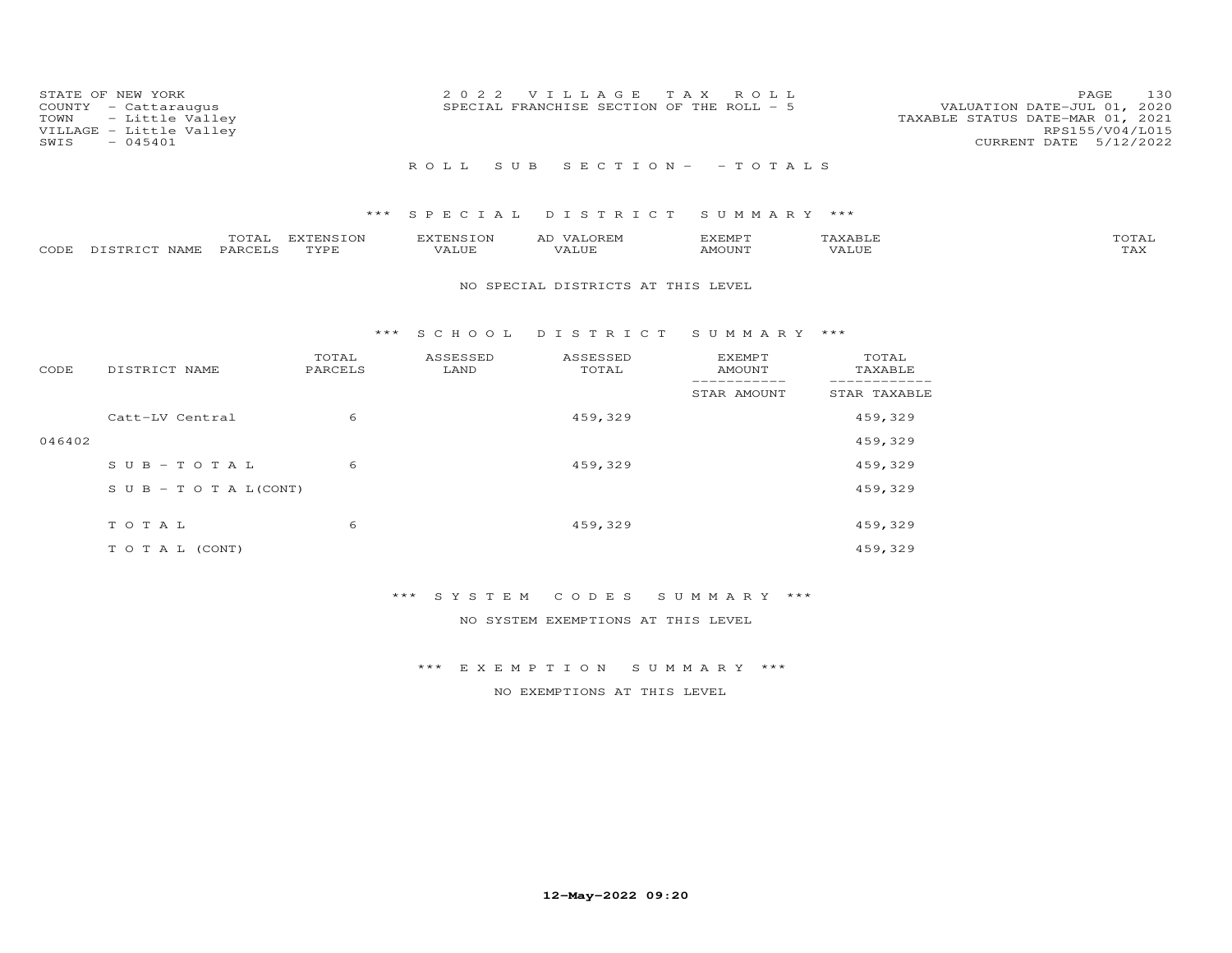STATE OF NEW YORK
COUNTY - Cattaraugus
TOWN - Little Valley
VILLAGE - Little Valley
SWIS - 045401

2 0 2 2 V I L L A G E T A X R O L L
SPECIAL FRANCHISE SECTION OF THE ROLL - 5

VALUATION DATE-JUL 01, 2020
TAXABLE STATUS DATE-MAR 01, 2021
RPS155/V04/L015
CURRENT DATE 5/12/2022

R O L L S U B S E C T I O N - - T O T A L S

*** S P E C I A L D I S T R I C T S U M M A R Y ***

| CODE | DISTRICT NAME | TOTAL PARCELS | EXTENSION TYPE | EXTENSION VALUE | AD VALOREM VALUE | EXEMPT AMOUNT | TAXABLE VALUE | TOTAL TAX |
|---|---|---|---|---|---|---|---|---|

NO SPECIAL DISTRICTS AT THIS LEVEL

*** S C H O O L D I S T R I C T S U M M A R Y ***

| CODE | DISTRICT NAME | TOTAL PARCELS | ASSESSED LAND | ASSESSED TOTAL | EXEMPT AMOUNT / STAR AMOUNT | TOTAL TAXABLE / STAR TAXABLE |
|---|---|---|---|---|---|---|
| | Catt-LV Central | 6 | | 459,329 | | 459,329 |
| 046402 | | | | | | 459,329 |
| | S U B - T O T A L | 6 | | 459,329 | | 459,329 |
| | S U B - T O T A L(CONT) | | | | | 459,329 |
| | T O T A L | 6 | | 459,329 | | 459,329 |
| | T O T A L (CONT) | | | | | 459,329 |

*** S Y S T E M C O D E S S U M M A R Y ***

NO SYSTEM EXEMPTIONS AT THIS LEVEL

*** E X E M P T I O N S U M M A R Y ***

NO EXEMPTIONS AT THIS LEVEL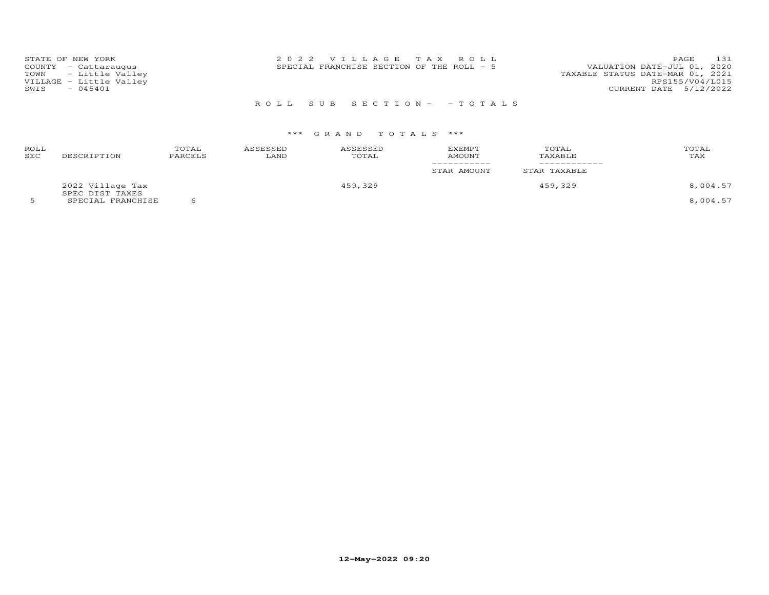STATE OF NEW YORK
COUNTY - Cattaraugus
TOWN - Little Valley
VILLAGE - Little Valley
SWIS - 045401

2 0 2 2 V I L L A G E T A X R O L L
SPECIAL FRANCHISE SECTION OF THE ROLL - 5

VALUATION DATE-JUL 01, 2020
TAXABLE STATUS DATE-MAR 01, 2021
RPS155/V04/L015
CURRENT DATE 5/12/2022

R O L L S U B S E C T I O N - - T O T A L S

\*\*\* G R A N D T O T A L S \*\*\*

| ROLL SEC | DESCRIPTION | TOTAL PARCELS | ASSESSED LAND | ASSESSED TOTAL | EXEMPT AMOUNT / STAR AMOUNT | TOTAL TAXABLE / STAR TAXABLE | TOTAL TAX |
|---|---|---|---|---|---|---|---|
| | 2022 Village Tax | | | 459,329 | | 459,329 | 8,004.57 |
| | SPEC DIST TAXES | | | | | | |
| 5 | SPECIAL FRANCHISE | 6 | | | | | 8,004.57 |

12-May-2022 09:20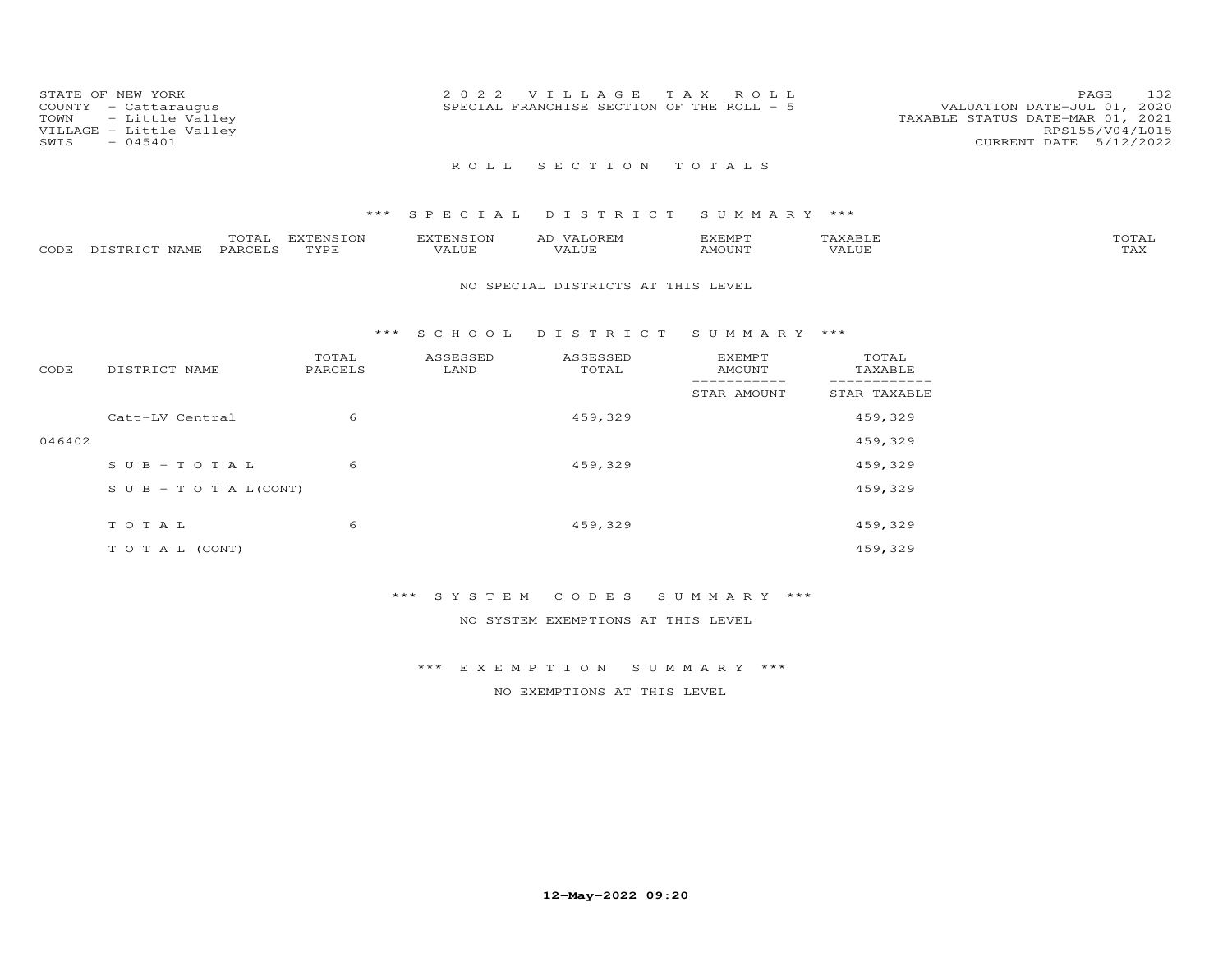STATE OF NEW YORK
COUNTY - Cattaraugus
TOWN - Little Valley
VILLAGE - Little Valley
SWIS - 045401

2 0 2 2 V I L L A G E T A X R O L L
SPECIAL FRANCHISE SECTION OF THE ROLL - 5

VALUATION DATE-JUL 01, 2020
TAXABLE STATUS DATE-MAR 01, 2021
RPS155/V04/L015
CURRENT DATE 5/12/2022

## R O L L S E C T I O N T O T A L S

### *** S P E C I A L D I S T R I C T S U M M A R Y ***

| CODE | DISTRICT NAME | TOTAL PARCELS | EXTENSION TYPE | EXTENSION VALUE | AD VALOREM VALUE | EXEMPT AMOUNT | TAXABLE VALUE | TOTAL TAX |
|---|---|---|---|---|---|---|---|---|

NO SPECIAL DISTRICTS AT THIS LEVEL

### *** S C H O O L D I S T R I C T S U M M A R Y ***

| CODE | DISTRICT NAME | TOTAL PARCELS | ASSESSED LAND | ASSESSED TOTAL | EXEMPT AMOUNT / STAR AMOUNT | TOTAL TAXABLE / STAR TAXABLE |
|---|---|---|---|---|---|---|
| | Catt-LV Central | 6 | | 459,329 | | 459,329 |
| 046402 | | | | | | 459,329 |
| | S U B - T O T A L | 6 | | 459,329 | | 459,329 |
| | S U B - T O T A L(CONT) | | | | | 459,329 |
| | T O T A L | 6 | | 459,329 | | 459,329 |
| | T O T A L (CONT) | | | | | 459,329 |

### *** S Y S T E M C O D E S S U M M A R Y ***

NO SYSTEM EXEMPTIONS AT THIS LEVEL

### *** E X E M P T I O N S U M M A R Y ***

NO EXEMPTIONS AT THIS LEVEL

12-May-2022 09:20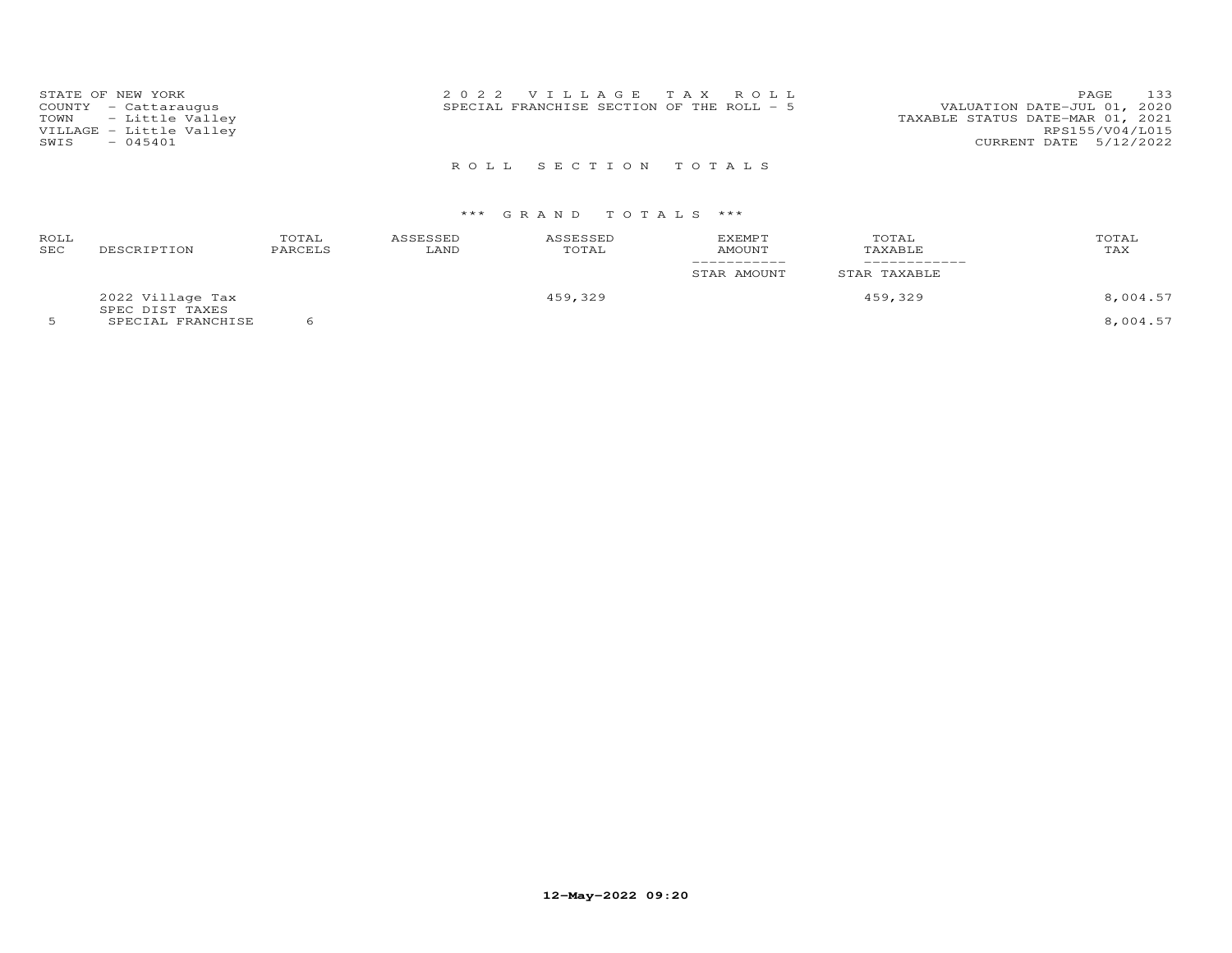STATE OF NEW YORK
COUNTY - Cattaraugus
TOWN - Little Valley
VILLAGE - Little Valley
SWIS - 045401

2 0 2 2 V I L L A G E T A X R O L L
SPECIAL FRANCHISE SECTION OF THE ROLL - 5

VALUATION DATE-JUL 01, 2020
TAXABLE STATUS DATE-MAR 01, 2021
RPS155/V04/L015
CURRENT DATE 5/12/2022

R O L L S E C T I O N T O T A L S

\*\*\* G R A N D T O T A L S \*\*\*

| ROLL SEC | DESCRIPTION | TOTAL PARCELS | ASSESSED LAND | ASSESSED TOTAL | EXEMPT AMOUNT / STAR AMOUNT | TOTAL TAXABLE / STAR TAXABLE | TOTAL TAX |
|---|---|---|---|---|---|---|---|
| | 2022 Village Tax | | | 459,329 | | 459,329 | 8,004.57 |
| | SPEC DIST TAXES | | | | | | |
| 5 | SPECIAL FRANCHISE | 6 | | | | | 8,004.57 |

12-May-2022 09:20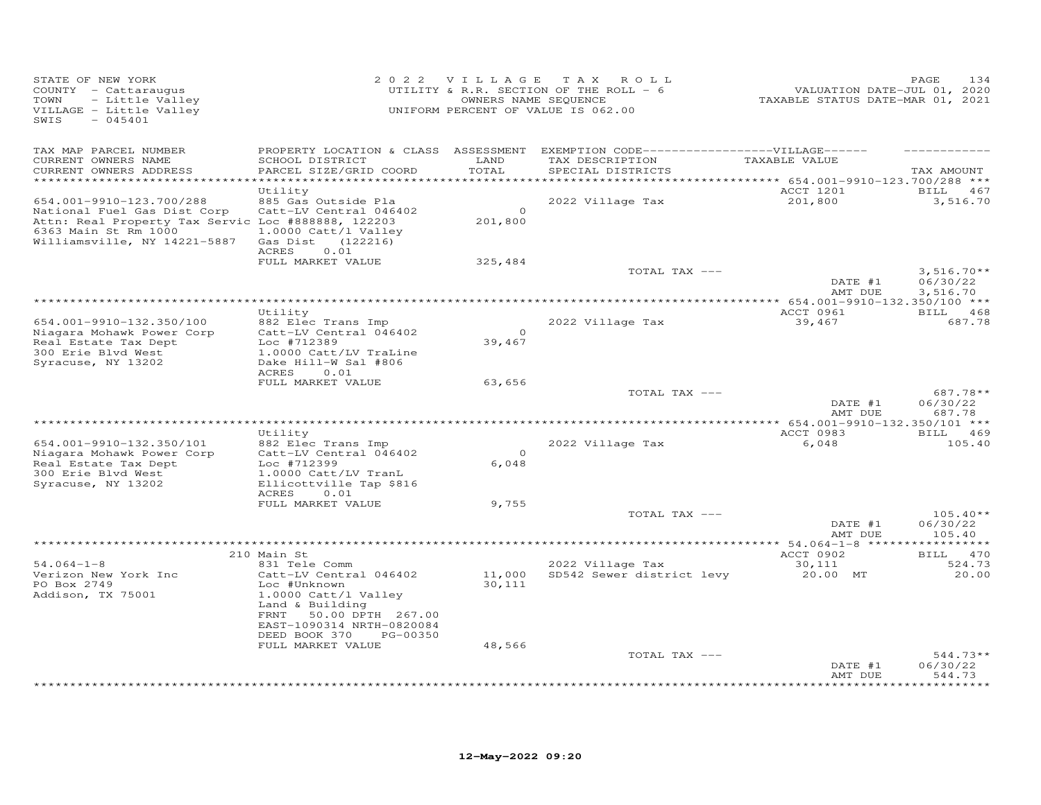STATE OF NEW YORK
COUNTY - Cattaraugus
TOWN - Little Valley
VILLAGE - Little Valley
SWIS - 045401

2022 VILLAGE TAX ROLL
UTILITY & R.R. SECTION OF THE ROLL - 6
OWNERS NAME SEQUENCE
UNIFORM PERCENT OF VALUE IS 062.00

VALUATION DATE-JUL 01, 2020
TAXABLE STATUS DATE-MAR 01, 2021

| TAX MAP PARCEL NUMBER / CURRENT OWNERS NAME / CURRENT OWNERS ADDRESS | PROPERTY LOCATION & CLASS / SCHOOL DISTRICT / PARCEL SIZE/GRID COORD | ASSESSMENT LAND / TOTAL | EXEMPTION CODE / TAX DESCRIPTION / SPECIAL DISTRICTS | VILLAGE TAXABLE VALUE | TAX AMOUNT |
|---|---|---|---|---|---|
| **654.001-9910-123.700/288** | Utility | | | ACCT 1201 | BILL 467 |
| National Fuel Gas Dist Corp | 885 Gas Outside Pla | | 2022 Village Tax | 201,800 | 3,516.70 |
| Attn: Real Property Tax Servic | Catt-LV Central 046402 | 0 | | | |
| 6363 Main St Rm 1000 | Loc #888888, 122203 | 201,800 | | | |
| Williamsville, NY 14221-5887 | 1.0000 Catt/l Valley | | | | |
| | Gas Dist (122216) | | | | |
| | ACRES 0.01 | | | | |
| | FULL MARKET VALUE | 325,484 | | | |
| | | | TOTAL TAX --- | | 3,516.70** |
| | | | | DATE #1 | 06/30/22 |
| | | | | AMT DUE | 3,516.70 |
| **654.001-9910-132.350/100** | Utility | | | ACCT 0961 | BILL 468 |
| Niagara Mohawk Power Corp | 882 Elec Trans Imp | | 2022 Village Tax | 39,467 | 687.78 |
| Real Estate Tax Dept | Catt-LV Central 046402 | 0 | | | |
| 300 Erie Blvd West | Loc #712389 | 39,467 | | | |
| Syracuse, NY 13202 | 1.0000 Catt/LV TraLine | | | | |
| | Dake Hill-W Sal #806 | | | | |
| | ACRES 0.01 | | | | |
| | FULL MARKET VALUE | 63,656 | | | |
| | | | TOTAL TAX --- | | 687.78** |
| | | | | DATE #1 | 06/30/22 |
| | | | | AMT DUE | 687.78 |
| **654.001-9910-132.350/101** | Utility | | | ACCT 0983 | BILL 469 |
| Niagara Mohawk Power Corp | 882 Elec Trans Imp | | 2022 Village Tax | 6,048 | 105.40 |
| Real Estate Tax Dept | Catt-LV Central 046402 | 0 | | | |
| 300 Erie Blvd West | Loc #712399 | 6,048 | | | |
| Syracuse, NY 13202 | 1.0000 Catt/LV TranL | | | | |
| | Ellicottville Tap $816 | | | | |
| | ACRES 0.01 | | | | |
| | FULL MARKET VALUE | 9,755 | | | |
| | | | TOTAL TAX --- | | 105.40** |
| | | | | DATE #1 | 06/30/22 |
| | | | | AMT DUE | 105.40 |
| **54.064-1-8** | 210 Main St | | | ACCT 0902 | BILL 470 |
| Verizon New York Inc | 831 Tele Comm | | 2022 Village Tax | 30,111 | 524.73 |
| PO Box 2749 | Catt-LV Central 046402 | 11,000 | SD542 Sewer district levy | 20.00 MT | 20.00 |
| Addison, TX 75001 | Loc #Unknown | 30,111 | | | |
| | 1.0000 Catt/l Valley | | | | |
| | Land & Building | | | | |
| | FRNT 50.00 DPTH 267.00 | | | | |
| | EAST-1090314 NRTH-0820084 | | | | |
| | DEED BOOK 370 PG-00350 | | | | |
| | FULL MARKET VALUE | 48,566 | | | |
| | | | TOTAL TAX --- | | 544.73** |
| | | | | DATE #1 | 06/30/22 |
| | | | | AMT DUE | 544.73 |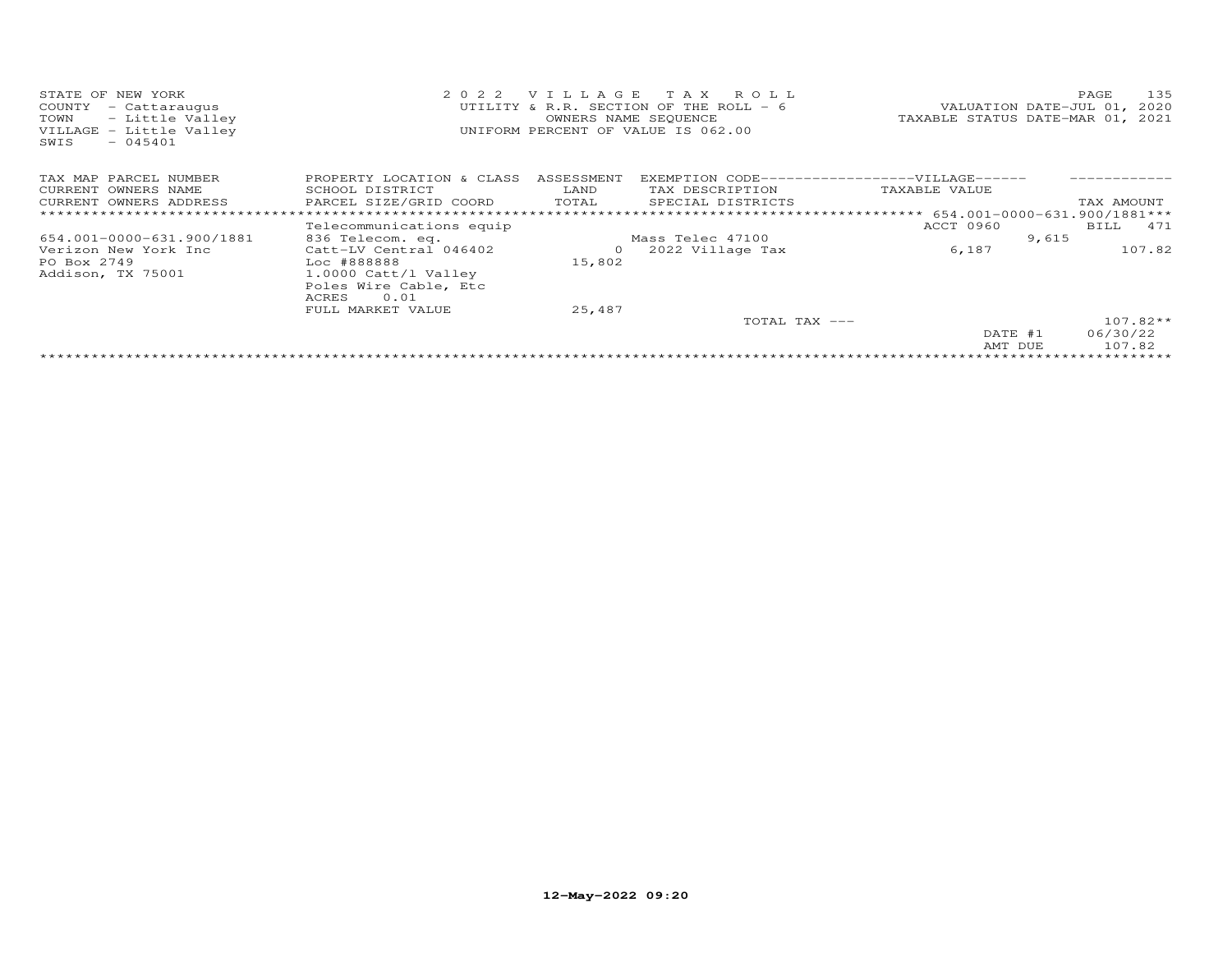STATE OF NEW YORK
COUNTY - Cattaraugus
TOWN - Little Valley
VILLAGE - Little Valley
SWIS - 045401

2022 VILLAGE TAX ROLL
UTILITY & R.R. SECTION OF THE ROLL - 6
OWNERS NAME SEQUENCE
UNIFORM PERCENT OF VALUE IS 062.00

VALUATION DATE-JUL 01, 2020
TAXABLE STATUS DATE-MAR 01, 2021

| TAX MAP PARCEL NUMBER<br>CURRENT OWNERS NAME<br>CURRENT OWNERS ADDRESS | PROPERTY LOCATION & CLASS<br>SCHOOL DISTRICT<br>PARCEL SIZE/GRID COORD | ASSESSMENT<br>LAND<br>TOTAL | EXEMPTION CODE------------------VILLAGE------<br>TAX DESCRIPTION<br>SPECIAL DISTRICTS | TAXABLE VALUE | TAX AMOUNT |
|---|---|---|---|---|---|
| | | | | 654.001-0000-631.900/1881*** | |
| | Telecommunications equip | | | ACCT 0960 | BILL 471 |
| 654.001-0000-631.900/1881 | 836 Telecom. eq. | | Mass Telec 47100 | 9,615 | |
| Verizon New York Inc | Catt-LV Central 046402 | 0 | 2022 Village Tax | 6,187 | 107.82 |
| PO Box 2749 | Loc #888888 | 15,802 | | | |
| Addison, TX 75001 | 1.0000 Catt/l Valley | | | | |
| | Poles Wire Cable, Etc | | | | |
| | ACRES 0.01 | | | | |
| | FULL MARKET VALUE | 25,487 | | | |
| | | | TOTAL TAX --- | | 107.82** |
| | | | | DATE #1 | 06/30/22 |
| | | | | AMT DUE | 107.82 |

12-May-2022 09:20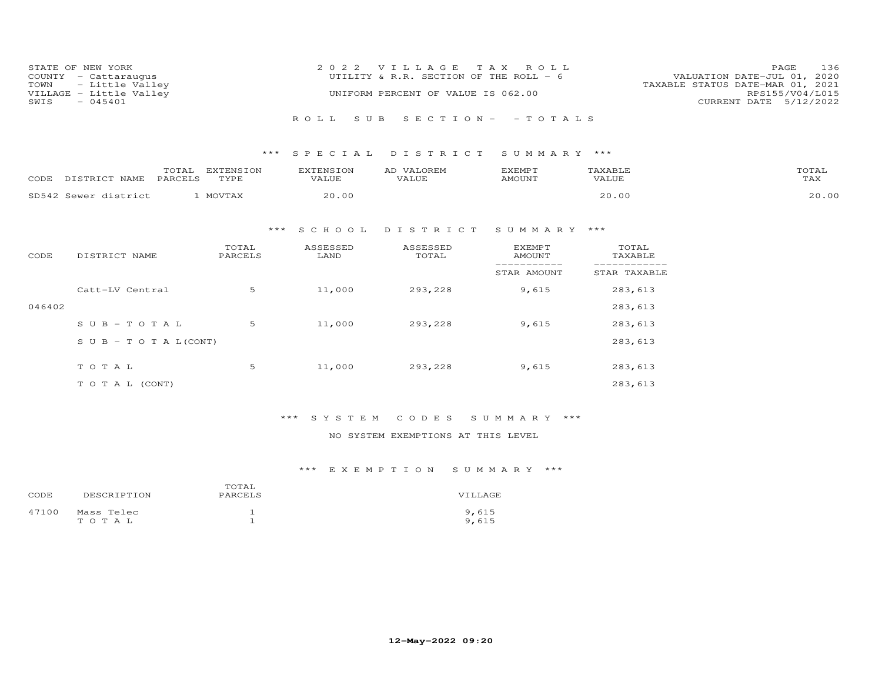STATE OF NEW YORK
COUNTY - Cattaraugus
TOWN - Little Valley
VILLAGE - Little Valley
SWIS - 045401

2022 VILLAGE TAX ROLL
UTILITY & R.R. SECTION OF THE ROLL - 6
UNIFORM PERCENT OF VALUE IS 062.00

VALUATION DATE-JUL 01, 2020
TAXABLE STATUS DATE-MAR 01, 2021
RPS155/V04/L015
CURRENT DATE 5/12/2022

ROLL SUB SECTION- - TOTALS

### *** SPECIAL DISTRICT SUMMARY ***

| CODE | DISTRICT NAME | TOTAL PARCELS | EXTENSION TYPE | EXTENSION VALUE | AD VALOREM VALUE | EXEMPT AMOUNT | TAXABLE VALUE | TOTAL TAX |
|---|---|---|---|---|---|---|---|---|
| SD542 | Sewer district | 1 | MOVTAX | 20.00 | | | 20.00 | 20.00 |

### *** SCHOOL DISTRICT SUMMARY ***

| CODE | DISTRICT NAME | TOTAL PARCELS | ASSESSED LAND | ASSESSED TOTAL | EXEMPT AMOUNT / STAR AMOUNT | TOTAL TAXABLE / STAR TAXABLE |
|---|---|---|---|---|---|---|
| | Catt-LV Central | 5 | 11,000 | 293,228 | 9,615 | 283,613 |
| 046402 | | | | | | 283,613 |
| | SUB-TOTAL | 5 | 11,000 | 293,228 | 9,615 | 283,613 |
| | SUB-TOTAL(CONT) | | | | | 283,613 |
| | TOTAL | 5 | 11,000 | 293,228 | 9,615 | 283,613 |
| | TOTAL (CONT) | | | | | 283,613 |

### *** SYSTEM CODES SUMMARY ***

NO SYSTEM EXEMPTIONS AT THIS LEVEL

### *** EXEMPTION SUMMARY ***

| CODE | DESCRIPTION | TOTAL PARCELS | VILLAGE |
|---|---|---|---|
| 47100 | Mass Telec | 1 | 9,615 |
| | TOTAL | 1 | 9,615 |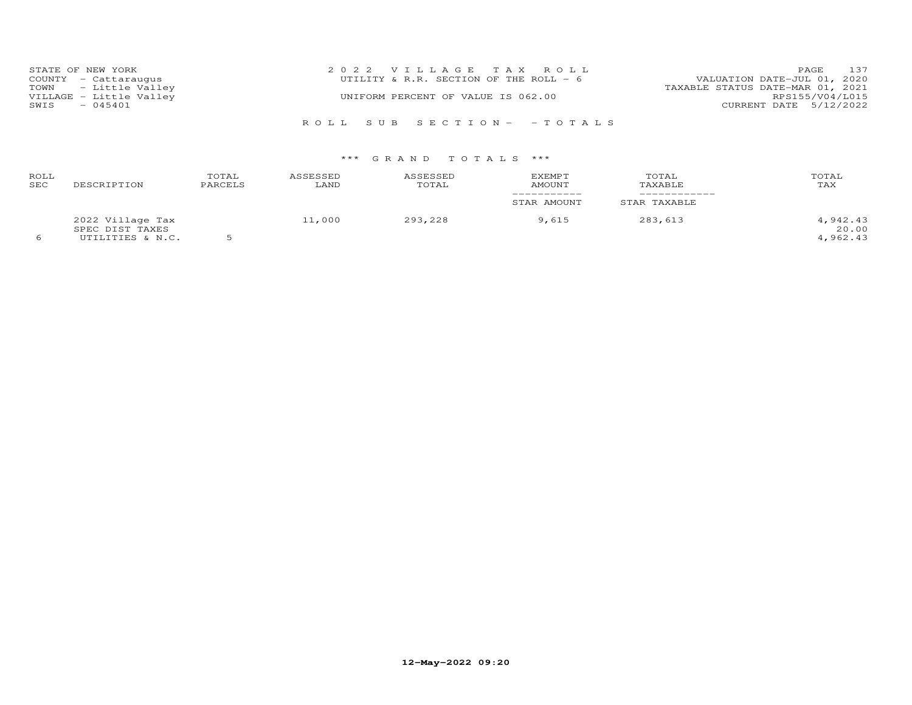STATE OF NEW YORK
COUNTY - Cattaraugus
TOWN - Little Valley
VILLAGE - Little Valley
SWIS - 045401

2022 VILLAGE TAX ROLL
UTILITY & R.R. SECTION OF THE ROLL - 6
UNIFORM PERCENT OF VALUE IS 062.00

VALUATION DATE-JUL 01, 2020
TAXABLE STATUS DATE-MAR 01, 2021
RPS155/V04/L015
CURRENT DATE 5/12/2022

ROLL SUB SECTION- - TOTALS

*** GRAND TOTALS ***

| ROLL SEC | DESCRIPTION | TOTAL PARCELS | ASSESSED LAND | ASSESSED TOTAL | EXEMPT AMOUNT / STAR AMOUNT | TOTAL TAXABLE / STAR TAXABLE | TOTAL TAX |
|---|---|---|---|---|---|---|---|
| | 2022 Village Tax | | 11,000 | 293,228 | 9,615 | 283,613 | 4,942.43 |
| | SPEC DIST TAXES | | | | | | 20.00 |
| 6 | UTILITIES & N.C. | 5 | | | | | 4,962.43 |

12-May-2022 09:20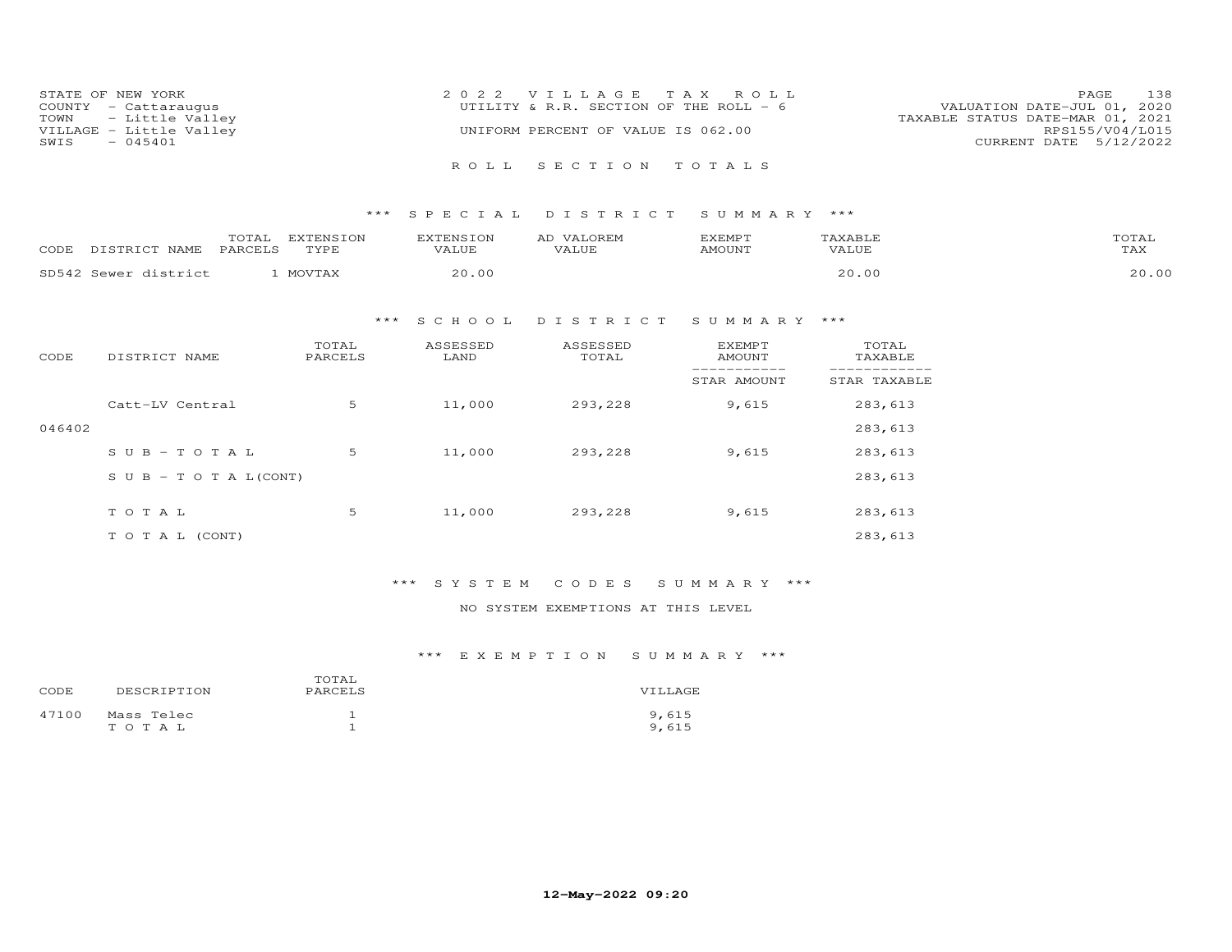STATE OF NEW YORK
COUNTY - Cattaraugus
TOWN - Little Valley
VILLAGE - Little Valley
SWIS - 045401

2022 VILLAGE TAX ROLL
UTILITY & R.R. SECTION OF THE ROLL - 6
UNIFORM PERCENT OF VALUE IS 062.00

VALUATION DATE-JUL 01, 2020
TAXABLE STATUS DATE-MAR 01, 2021
RPS155/V04/L015
CURRENT DATE 5/12/2022

## ROLL SECTION TOTALS

### *** SPECIAL DISTRICT SUMMARY ***

| CODE | DISTRICT NAME | TOTAL PARCELS | EXTENSION TYPE | EXTENSION VALUE | AD VALOREM VALUE | EXEMPT AMOUNT | TAXABLE VALUE | TOTAL TAX |
|---|---|---|---|---|---|---|---|---|
| SD542 | Sewer district | 1 | MOVTAX | 20.00 | | | 20.00 | 20.00 |

### *** SCHOOL DISTRICT SUMMARY ***

| CODE | DISTRICT NAME | TOTAL PARCELS | ASSESSED LAND | ASSESSED TOTAL | EXEMPT AMOUNT / STAR AMOUNT | TOTAL TAXABLE / STAR TAXABLE |
|---|---|---|---|---|---|---|
| | Catt-LV Central | 5 | 11,000 | 293,228 | 9,615 | 283,613 |
| 046402 | | | | | | 283,613 |
| | SUB-TOTAL | 5 | 11,000 | 293,228 | 9,615 | 283,613 |
| | SUB-TOTAL(CONT) | | | | | 283,613 |
| | TOTAL | 5 | 11,000 | 293,228 | 9,615 | 283,613 |
| | TOTAL (CONT) | | | | | 283,613 |

### *** SYSTEM CODES SUMMARY ***

NO SYSTEM EXEMPTIONS AT THIS LEVEL

### *** EXEMPTION SUMMARY ***

| CODE | DESCRIPTION | TOTAL PARCELS | VILLAGE |
|---|---|---|---|
| 47100 | Mass Telec | 1 | 9,615 |
| | TOTAL | 1 | 9,615 |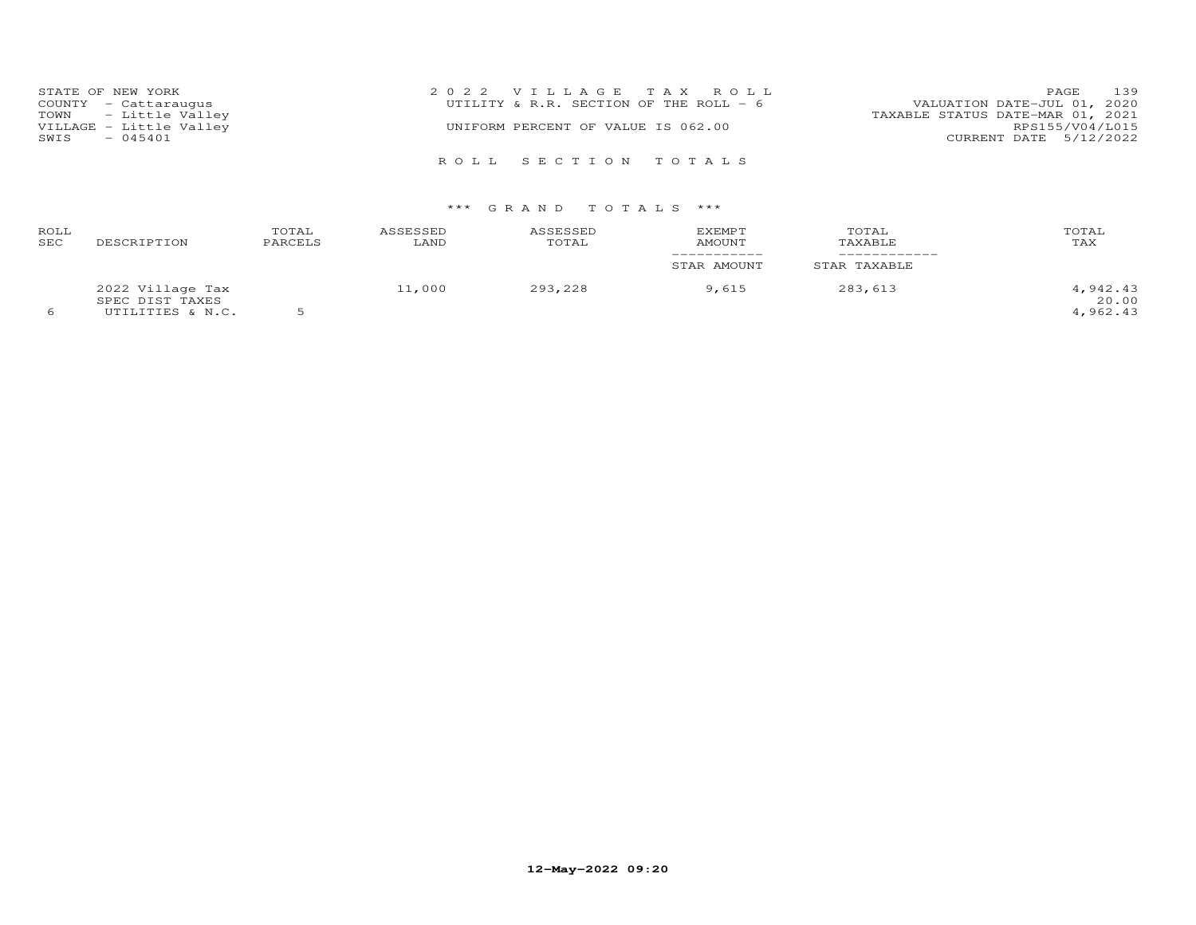STATE OF NEW YORK
COUNTY - Cattaraugus
TOWN - Little Valley
VILLAGE - Little Valley
SWIS - 045401

2 0 2 2 V I L L A G E T A X R O L L
UTILITY & R.R. SECTION OF THE ROLL - 6

UNIFORM PERCENT OF VALUE IS 062.00

VALUATION DATE-JUL 01, 2020
TAXABLE STATUS DATE-MAR 01, 2021
RPS155/V04/L015
CURRENT DATE 5/12/2022

R O L L S E C T I O N T O T A L S

\*\*\* G R A N D T O T A L S \*\*\*

| ROLL SEC | DESCRIPTION | TOTAL PARCELS | ASSESSED LAND | ASSESSED TOTAL | EXEMPT AMOUNT / STAR AMOUNT | TOTAL TAXABLE / STAR TAXABLE | TOTAL TAX |
|---|---|---|---|---|---|---|---|
| | 2022 Village Tax | | 11,000 | 293,228 | 9,615 | 283,613 | 4,942.43 |
| | SPEC DIST TAXES | | | | | | 20.00 |
| 6 | UTILITIES & N.C. | 5 | | | | | 4,962.43 |

12-May-2022 09:20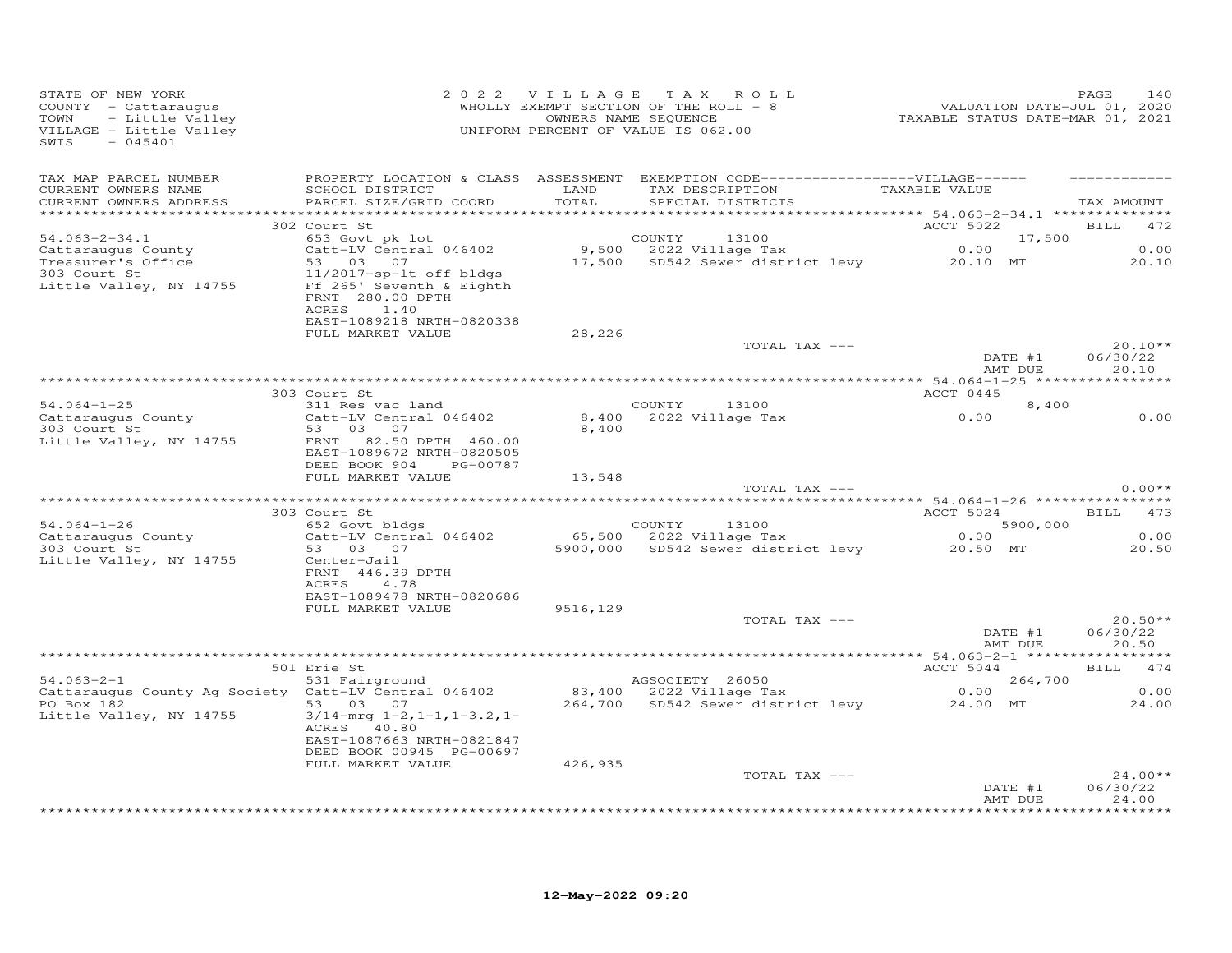STATE OF NEW YORK
COUNTY - Cattaraugus
TOWN - Little Valley
VILLAGE - Little Valley
SWIS - 045401

2022 VILLAGE TAX ROLL
WHOLLY EXEMPT SECTION OF THE ROLL - 8
OWNERS NAME SEQUENCE
UNIFORM PERCENT OF VALUE IS 062.00

VALUATION DATE-JUL 01, 2020
TAXABLE STATUS DATE-MAR 01, 2021

| TAX MAP PARCEL NUMBER / CURRENT OWNERS NAME / CURRENT OWNERS ADDRESS | PROPERTY LOCATION & CLASS / SCHOOL DISTRICT / PARCEL SIZE/GRID COORD | ASSESSMENT LAND / TOTAL | EXEMPTION CODE / TAX DESCRIPTION / SPECIAL DISTRICTS | VILLAGE TAXABLE VALUE | TAX AMOUNT |
|---|---|---|---|---|---|
| **54.063-2-34.1** | 302 Court St | | | ACCT 5022 | BILL 472 |
| 54.063-2-34.1 | 653 Govt pk lot | | COUNTY 13100 | 17,500 | |
| Cattaraugus County | Catt-LV Central 046402 | 9,500 | 2022 Village Tax | 0.00 | 0.00 |
| Treasurer's Office | 53 03 07 | 17,500 | SD542 Sewer district levy | 20.10 MT | 20.10 |
| 303 Court St | 11/2017-sp-lt off bldgs | | | | |
| Little Valley, NY 14755 | Ff 265' Seventh & Eighth | | | | |
| | FRNT 280.00 DPTH | | | | |
| | ACRES 1.40 | | | | |
| | EAST-1089218 NRTH-0820338 | | | | |
| | FULL MARKET VALUE | 28,226 | | | |
| | | | TOTAL TAX --- | | 20.10** |
| | | | | DATE #1 | 06/30/22 |
| | | | | AMT DUE | 20.10 |
| **54.064-1-25** | 303 Court St | | | ACCT 0445 | |
| 54.064-1-25 | 311 Res vac land | | COUNTY 13100 | 8,400 | |
| Cattaraugus County | Catt-LV Central 046402 | 8,400 | 2022 Village Tax | 0.00 | 0.00 |
| 303 Court St | 53 03 07 | 8,400 | | | |
| Little Valley, NY 14755 | FRNT 82.50 DPTH 460.00 | | | | |
| | EAST-1089672 NRTH-0820505 | | | | |
| | DEED BOOK 904 PG-00787 | | | | |
| | FULL MARKET VALUE | 13,548 | | | |
| | | | TOTAL TAX --- | | 0.00** |
| **54.064-1-26** | 303 Court St | | | ACCT 5024 | BILL 473 |
| 54.064-1-26 | 652 Govt bldgs | | COUNTY 13100 | 5900,000 | |
| Cattaraugus County | Catt-LV Central 046402 | 65,500 | 2022 Village Tax | 0.00 | 0.00 |
| 303 Court St | 53 03 07 | 5900,000 | SD542 Sewer district levy | 20.50 MT | 20.50 |
| Little Valley, NY 14755 | Center-Jail | | | | |
| | FRNT 446.39 DPTH | | | | |
| | ACRES 4.78 | | | | |
| | EAST-1089478 NRTH-0820686 | | | | |
| | FULL MARKET VALUE | 9516,129 | | | |
| | | | TOTAL TAX --- | | 20.50** |
| | | | | DATE #1 | 06/30/22 |
| | | | | AMT DUE | 20.50 |
| **54.063-2-1** | 501 Erie St | | | ACCT 5044 | BILL 474 |
| 54.063-2-1 | 531 Fairground | | AGSOCIETY 26050 | 264,700 | |
| Cattaraugus County Ag Society | Catt-LV Central 046402 | 83,400 | 2022 Village Tax | 0.00 | 0.00 |
| PO Box 182 | 53 03 07 | 264,700 | SD542 Sewer district levy | 24.00 MT | 24.00 |
| Little Valley, NY 14755 | 3/14-mrg 1-2,1-1,1-3.2,1- | | | | |
| | ACRES 40.80 | | | | |
| | EAST-1087663 NRTH-0821847 | | | | |
| | DEED BOOK 00945 PG-00697 | | | | |
| | FULL MARKET VALUE | 426,935 | | | |
| | | | TOTAL TAX --- | | 24.00** |
| | | | | DATE #1 | 06/30/22 |
| | | | | AMT DUE | 24.00 |

12-May-2022 09:20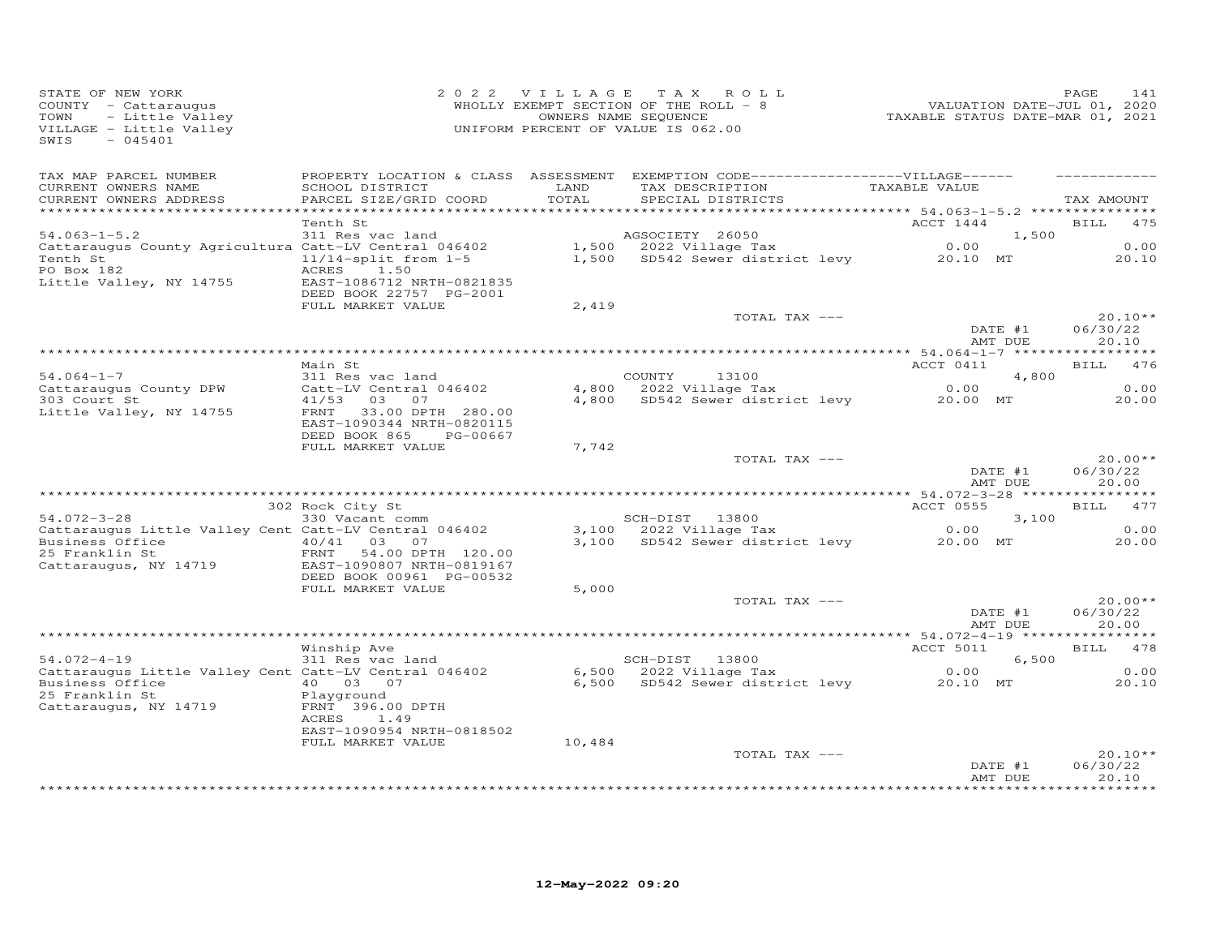STATE OF NEW YORK
COUNTY - Cattaraugus
TOWN - Little Valley
VILLAGE - Little Valley
SWIS - 045401

2022 VILLAGE TAX ROLL
WHOLLY EXEMPT SECTION OF THE ROLL - 8
OWNERS NAME SEQUENCE
UNIFORM PERCENT OF VALUE IS 062.00

VALUATION DATE-JUL 01, 2020
TAXABLE STATUS DATE-MAR 01, 2021

| TAX MAP PARCEL NUMBER / CURRENT OWNERS NAME / CURRENT OWNERS ADDRESS | PROPERTY LOCATION & CLASS / SCHOOL DISTRICT / PARCEL SIZE/GRID COORD | ASSESSMENT LAND / TOTAL | EXEMPTION CODE / TAX DESCRIPTION / SPECIAL DISTRICTS | VILLAGE TAXABLE VALUE | TAX AMOUNT |
|---|---|---|---|---|---|
| **54.063-1-5.2** | Tenth St | | | ACCT 1444 | BILL 475 |
| 54.063-1-5.2 | 311 Res vac land | | AGSOCIETY 26050 | 1,500 | |
| Cattaraugus County Agricultura | Catt-LV Central 046402 | 1,500 | 2022 Village Tax | 0.00 | 0.00 |
| Tenth St | 11/14-split from 1-5 | 1,500 | SD542 Sewer district levy | 20.10 MT | 20.10 |
| PO Box 182 | ACRES 1.50 | | | | |
| Little Valley, NY 14755 | EAST-1086712 NRTH-0821835 | | | | |
| | DEED BOOK 22757 PG-2001 | | | | |
| | FULL MARKET VALUE | 2,419 | | | |
| | | | TOTAL TAX --- | | 20.10** |
| | | | | DATE #1 | 06/30/22 |
| | | | | AMT DUE | 20.10 |
| **54.064-1-7** | Main St | | | ACCT 0411 | BILL 476 |
| 54.064-1-7 | 311 Res vac land | | COUNTY 13100 | 4,800 | |
| Cattaraugus County DPW | Catt-LV Central 046402 | 4,800 | 2022 Village Tax | 0.00 | 0.00 |
| 303 Court St | 41/53 03 07 | 4,800 | SD542 Sewer district levy | 20.00 MT | 20.00 |
| Little Valley, NY 14755 | FRNT 33.00 DPTH 280.00 | | | | |
| | EAST-1090344 NRTH-0820115 | | | | |
| | DEED BOOK 865 PG-00667 | | | | |
| | FULL MARKET VALUE | 7,742 | | | |
| | | | TOTAL TAX --- | | 20.00** |
| | | | | DATE #1 | 06/30/22 |
| | | | | AMT DUE | 20.00 |
| **54.072-3-28** | 302 Rock City St | | | ACCT 0555 | BILL 477 |
| 54.072-3-28 | 330 Vacant comm | | SCH-DIST 13800 | 3,100 | |
| Cattaraugus Little Valley Cent | Catt-LV Central 046402 | 3,100 | 2022 Village Tax | 0.00 | 0.00 |
| Business Office | 40/41 03 07 | 3,100 | SD542 Sewer district levy | 20.00 MT | 20.00 |
| 25 Franklin St | FRNT 54.00 DPTH 120.00 | | | | |
| Cattaraugus, NY 14719 | EAST-1090807 NRTH-0819167 | | | | |
| | DEED BOOK 00961 PG-00532 | | | | |
| | FULL MARKET VALUE | 5,000 | | | |
| | | | TOTAL TAX --- | | 20.00** |
| | | | | DATE #1 | 06/30/22 |
| | | | | AMT DUE | 20.00 |
| **54.072-4-19** | Winship Ave | | | ACCT 5011 | BILL 478 |
| 54.072-4-19 | 311 Res vac land | | SCH-DIST 13800 | 6,500 | |
| Cattaraugus Little Valley Cent | Catt-LV Central 046402 | 6,500 | 2022 Village Tax | 0.00 | 0.00 |
| Business Office | 40 03 07 | 6,500 | SD542 Sewer district levy | 20.10 MT | 20.10 |
| 25 Franklin St | Playground | | | | |
| Cattaraugus, NY 14719 | FRNT 396.00 DPTH | | | | |
| | ACRES 1.49 | | | | |
| | EAST-1090954 NRTH-0818502 | | | | |
| | FULL MARKET VALUE | 10,484 | | | |
| | | | TOTAL TAX --- | | 20.10** |
| | | | | DATE #1 | 06/30/22 |
| | | | | AMT DUE | 20.10 |

12-May-2022 09:20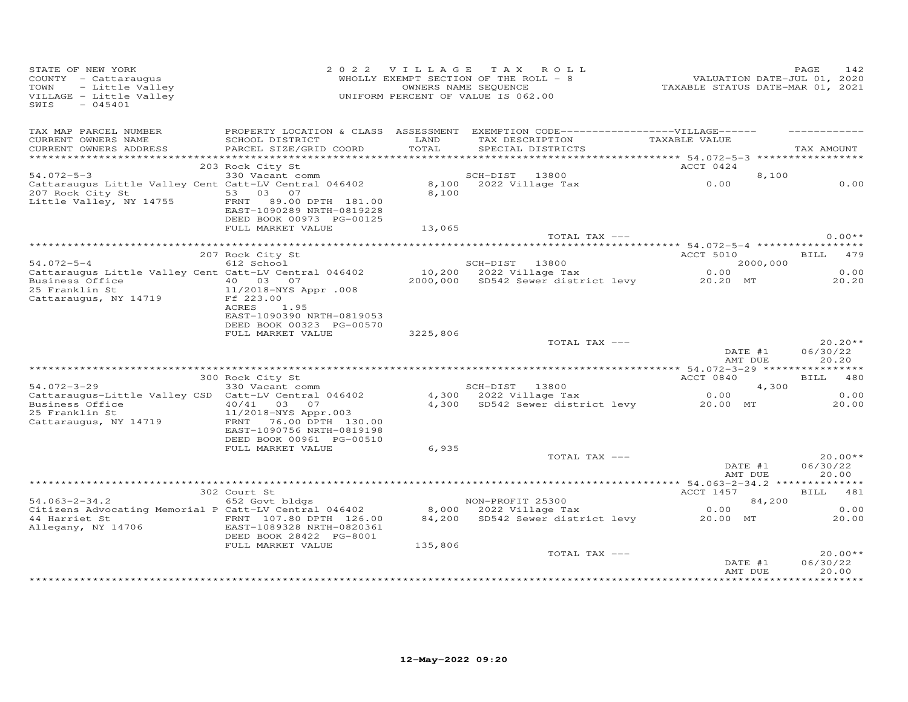STATE OF NEW YORK
COUNTY - Cattaraugus
TOWN - Little Valley
VILLAGE - Little Valley
SWIS - 045401

2022 VILLAGE TAX ROLL
WHOLLY EXEMPT SECTION OF THE ROLL - 8
OWNERS NAME SEQUENCE
UNIFORM PERCENT OF VALUE IS 062.00

VALUATION DATE-JUL 01, 2020
TAXABLE STATUS DATE-MAR 01, 2021

| TAX MAP PARCEL NUMBER / CURRENT OWNERS NAME / CURRENT OWNERS ADDRESS | PROPERTY LOCATION & CLASS / SCHOOL DISTRICT / PARCEL SIZE/GRID COORD | ASSESSMENT LAND / TOTAL | EXEMPTION CODE / TAX DESCRIPTION / SPECIAL DISTRICTS | VILLAGE TAXABLE VALUE | TAX AMOUNT |
|---|---|---|---|---|---|
| **54.072-5-3** | 203 Rock City St | | | ACCT 0424 | |
| 54.072-5-3 | 330 Vacant comm | | SCH-DIST 13800 | 8,100 | |
| Cattaraugus Little Valley Cent | Catt-LV Central 046402 | 8,100 | 2022 Village Tax | 0.00 | 0.00 |
| 207 Rock City St | 53 03 07 | 8,100 | | | |
| Little Valley, NY 14755 | FRNT 89.00 DPTH 181.00 | | | | |
| | EAST-1090289 NRTH-0819228 | | | | |
| | DEED BOOK 00973 PG-00125 | | | | |
| | FULL MARKET VALUE | 13,065 | | | |
| | | | TOTAL TAX --- | | 0.00** |
| **54.072-5-4** | 207 Rock City St | | | ACCT 5010 | BILL 479 |
| 54.072-5-4 | 612 School | | SCH-DIST 13800 | 2000,000 | |
| Cattaraugus Little Valley Cent | Catt-LV Central 046402 | 10,200 | 2022 Village Tax | 0.00 | 0.00 |
| Business Office | 40 03 07 | 2000,000 | SD542 Sewer district levy | 20.20 MT | 20.20 |
| 25 Franklin St | 11/2018-NYS Appr .008 | | | | |
| Cattaraugus, NY 14719 | Ff 223.00 | | | | |
| | ACRES 1.95 | | | | |
| | EAST-1090390 NRTH-0819053 | | | | |
| | DEED BOOK 00323 PG-00570 | | | | |
| | FULL MARKET VALUE | 3225,806 | | | |
| | | | TOTAL TAX --- | | 20.20** |
| | | | | DATE #1 | 06/30/22 |
| | | | | AMT DUE | 20.20 |
| **54.072-3-29** | 300 Rock City St | | | ACCT 0840 | BILL 480 |
| 54.072-3-29 | 330 Vacant comm | | SCH-DIST 13800 | 4,300 | |
| Cattaraugus-Little Valley CSD | Catt-LV Central 046402 | 4,300 | 2022 Village Tax | 0.00 | 0.00 |
| Business Office | 40/41 03 07 | 4,300 | SD542 Sewer district levy | 20.00 MT | 20.00 |
| 25 Franklin St | 11/2018-NYS Appr.003 | | | | |
| Cattaraugus, NY 14719 | FRNT 76.00 DPTH 130.00 | | | | |
| | EAST-1090756 NRTH-0819198 | | | | |
| | DEED BOOK 00961 PG-00510 | | | | |
| | FULL MARKET VALUE | 6,935 | | | |
| | | | TOTAL TAX --- | | 20.00** |
| | | | | DATE #1 | 06/30/22 |
| | | | | AMT DUE | 20.00 |
| **54.063-2-34.2** | 302 Court St | | | ACCT 1457 | BILL 481 |
| 54.063-2-34.2 | 652 Govt bldgs | | NON-PROFIT 25300 | 84,200 | |
| Citizens Advocating Memorial P | Catt-LV Central 046402 | 8,000 | 2022 Village Tax | 0.00 | 0.00 |
| 44 Harriet St | FRNT 107.80 DPTH 126.00 | 84,200 | SD542 Sewer district levy | 20.00 MT | 20.00 |
| Allegany, NY 14706 | EAST-1089328 NRTH-0820361 | | | | |
| | DEED BOOK 28422 PG-8001 | | | | |
| | FULL MARKET VALUE | 135,806 | | | |
| | | | TOTAL TAX --- | | 20.00** |
| | | | | DATE #1 | 06/30/22 |
| | | | | AMT DUE | 20.00 |

12-May-2022 09:20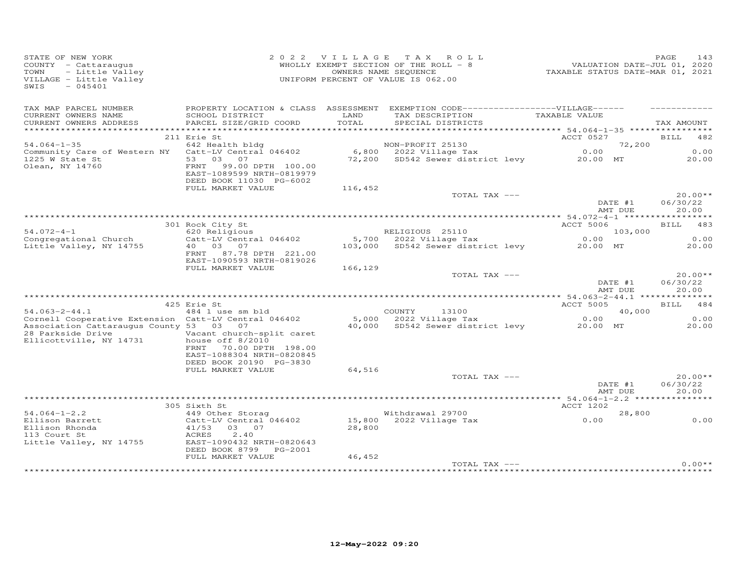STATE OF NEW YORK
COUNTY - Cattaraugus
TOWN - Little Valley
VILLAGE - Little Valley
SWIS - 045401

2022 VILLAGE TAX ROLL
WHOLLY EXEMPT SECTION OF THE ROLL - 8
OWNERS NAME SEQUENCE
UNIFORM PERCENT OF VALUE IS 062.00

VALUATION DATE-JUL 01, 2020
TAXABLE STATUS DATE-MAR 01, 2021

| TAX MAP PARCEL NUMBER / CURRENT OWNERS NAME / CURRENT OWNERS ADDRESS | PROPERTY LOCATION & CLASS / SCHOOL DISTRICT / PARCEL SIZE/GRID COORD | ASSESSMENT LAND / TOTAL | EXEMPTION CODE / TAX DESCRIPTION / SPECIAL DISTRICTS | VILLAGE TAXABLE VALUE | TAX AMOUNT |
|---|---|---|---|---|---|
| **54.064-1-35** | 211 Erie St | | | ACCT 0527 | BILL 482 |
| 54.064-1-35 | 642 Health bldg | | NON-PROFIT 25130 | 72,200 | |
| Community Care of Western NY | Catt-LV Central 046402 | 6,800 | 2022 Village Tax | 0.00 | 0.00 |
| 1225 W State St | 53 03 07 | 72,200 | SD542 Sewer district levy | 20.00 MT | 20.00 |
| Olean, NY 14760 | FRNT 99.00 DPTH 100.00 | | | | |
| | EAST-1089599 NRTH-0819979 | | | | |
| | DEED BOOK 11030 PG-6002 | | | | |
| | FULL MARKET VALUE | 116,452 | | | |
| | | | TOTAL TAX --- | | 20.00** |
| | | | | DATE #1 | 06/30/22 |
| | | | | AMT DUE | 20.00 |
| **54.072-4-1** | 301 Rock City St | | | ACCT 5006 | BILL 483 |
| 54.072-4-1 | 620 Religious | | RELIGIOUS 25110 | 103,000 | |
| Congregational Church | Catt-LV Central 046402 | 5,700 | 2022 Village Tax | 0.00 | 0.00 |
| Little Valley, NY 14755 | 40 03 07 | 103,000 | SD542 Sewer district levy | 20.00 MT | 20.00 |
| | FRNT 87.78 DPTH 221.00 | | | | |
| | EAST-1090593 NRTH-0819026 | | | | |
| | FULL MARKET VALUE | 166,129 | | | |
| | | | TOTAL TAX --- | | 20.00** |
| | | | | DATE #1 | 06/30/22 |
| | | | | AMT DUE | 20.00 |
| **54.063-2-44.1** | 425 Erie St | | | ACCT 5005 | BILL 484 |
| 54.063-2-44.1 | 484 1 use sm bld | | COUNTY 13100 | 40,000 | |
| Cornell Cooperative Extension | Catt-LV Central 046402 | 5,000 | 2022 Village Tax | 0.00 | 0.00 |
| Association Cattaraugus County | 53 03 07 | 40,000 | SD542 Sewer district levy | 20.00 MT | 20.00 |
| 28 Parkside Drive | Vacant church-split caret | | | | |
| Ellicottville, NY 14731 | house off 8/2010 | | | | |
| | FRNT 70.00 DPTH 198.00 | | | | |
| | EAST-1088304 NRTH-0820845 | | | | |
| | DEED BOOK 20190 PG-3830 | | | | |
| | FULL MARKET VALUE | 64,516 | | | |
| | | | TOTAL TAX --- | | 20.00** |
| | | | | DATE #1 | 06/30/22 |
| | | | | AMT DUE | 20.00 |
| **54.064-1-2.2** | 305 Sixth St | | | ACCT 1202 | |
| 54.064-1-2.2 | 449 Other Storag | | Withdrawal 29700 | 28,800 | |
| Ellison Barrett | Catt-LV Central 046402 | 15,800 | 2022 Village Tax | 0.00 | 0.00 |
| Ellison Rhonda | 41/53 03 07 | 28,800 | | | |
| 113 Court St | ACRES 2.40 | | | | |
| Little Valley, NY 14755 | EAST-1090432 NRTH-0820643 | | | | |
| | DEED BOOK 8799 PG-2001 | | | | |
| | FULL MARKET VALUE | 46,452 | | | |
| | | | TOTAL TAX --- | | 0.00** |

12-May-2022 09:20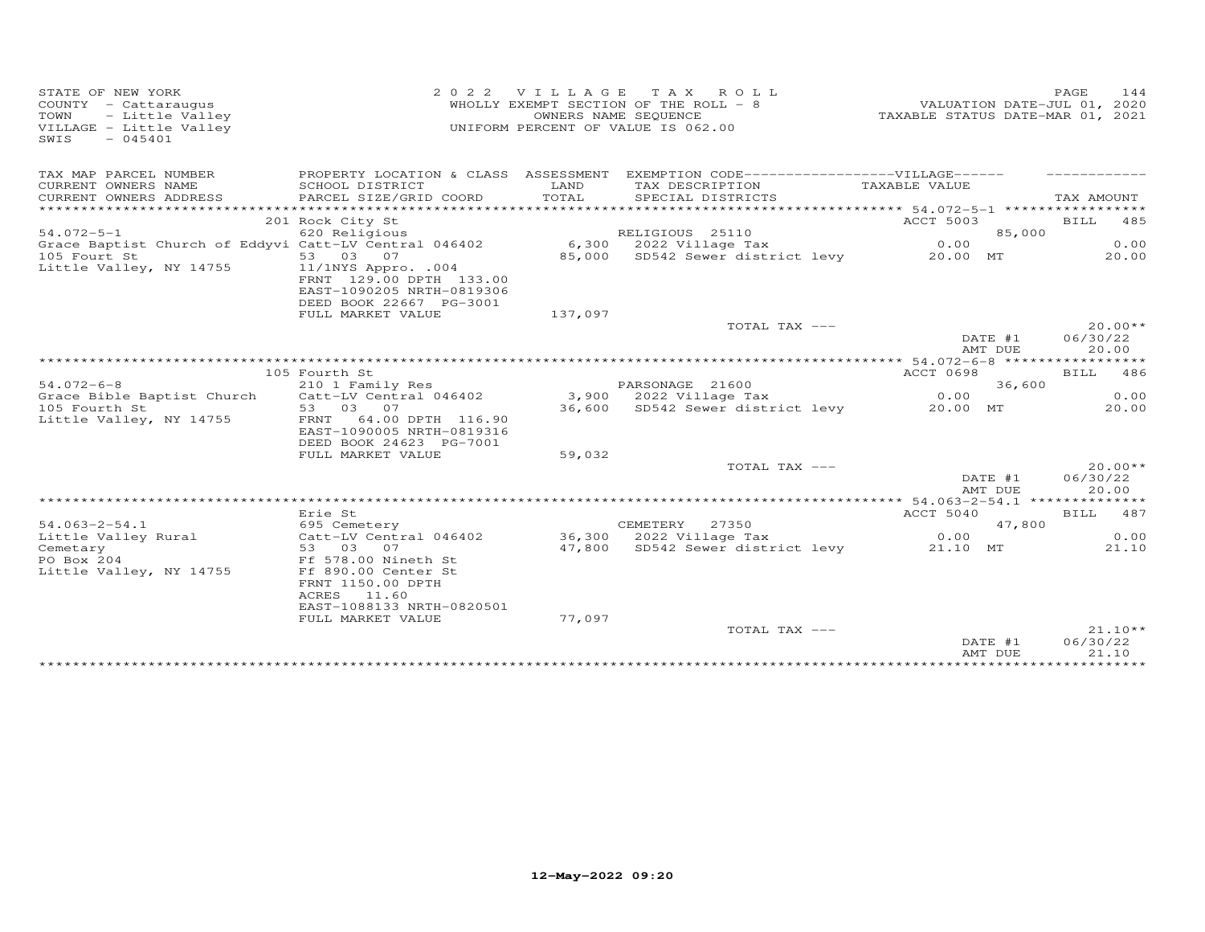STATE OF NEW YORK
COUNTY - Cattaraugus
TOWN - Little Valley
VILLAGE - Little Valley
SWIS - 045401

2022 VILLAGE TAX ROLL
WHOLLY EXEMPT SECTION OF THE ROLL - 8
OWNERS NAME SEQUENCE
UNIFORM PERCENT OF VALUE IS 062.00

VALUATION DATE-JUL 01, 2020
TAXABLE STATUS DATE-MAR 01, 2021

| TAX MAP PARCEL NUMBER / CURRENT OWNERS NAME / CURRENT OWNERS ADDRESS | PROPERTY LOCATION & CLASS / SCHOOL DISTRICT / PARCEL SIZE/GRID COORD | ASSESSMENT LAND / TOTAL | EXEMPTION CODE-----VILLAGE----- / TAX DESCRIPTION / SPECIAL DISTRICTS | TAXABLE VALUE | TAX AMOUNT |
|---|---|---|---|---|---|
| | 201 Rock City St | | | ACCT 5003 | BILL 485 |
| 54.072-5-1 | 620 Religious | | RELIGIOUS 25110 | 85,000 | |
| Grace Baptist Church of Eddyvi | Catt-LV Central 046402 | 6,300 | 2022 Village Tax | 0.00 | 0.00 |
| 105 Fourt St | 53 03 07 | 85,000 | SD542 Sewer district levy | 20.00 MT | 20.00 |
| Little Valley, NY 14755 | 11/1NYS Appro. .004 | | | | |
| | FRNT 129.00 DPTH 133.00 | | | | |
| | EAST-1090205 NRTH-0819306 | | | | |
| | DEED BOOK 22667 PG-3001 | | | | |
| | FULL MARKET VALUE | 137,097 | | | |
| | | | TOTAL TAX --- | | 20.00** |
| | | | | DATE #1 | 06/30/22 |
| | | | | AMT DUE | 20.00 |
| | 105 Fourth St | | | ACCT 0698 | BILL 486 |
| 54.072-6-8 | 210 1 Family Res | | PARSONAGE 21600 | 36,600 | |
| Grace Bible Baptist Church | Catt-LV Central 046402 | 3,900 | 2022 Village Tax | 0.00 | 0.00 |
| 105 Fourth St | 53 03 07 | 36,600 | SD542 Sewer district levy | 20.00 MT | 20.00 |
| Little Valley, NY 14755 | FRNT 64.00 DPTH 116.90 | | | | |
| | EAST-1090005 NRTH-0819316 | | | | |
| | DEED BOOK 24623 PG-7001 | | | | |
| | FULL MARKET VALUE | 59,032 | | | |
| | | | TOTAL TAX --- | | 20.00** |
| | | | | DATE #1 | 06/30/22 |
| | | | | AMT DUE | 20.00 |
| | Erie St | | | ACCT 5040 | BILL 487 |
| 54.063-2-54.1 | 695 Cemetery | | CEMETERY 27350 | 47,800 | |
| Little Valley Rural | Catt-LV Central 046402 | 36,300 | 2022 Village Tax | 0.00 | 0.00 |
| Cemetary | 53 03 07 | 47,800 | SD542 Sewer district levy | 21.10 MT | 21.10 |
| PO Box 204 | Ff 578.00 Nineth St | | | | |
| Little Valley, NY 14755 | Ff 890.00 Center St | | | | |
| | FRNT 1150.00 DPTH | | | | |
| | ACRES 11.60 | | | | |
| | EAST-1088133 NRTH-0820501 | | | | |
| | FULL MARKET VALUE | 77,097 | | | |
| | | | TOTAL TAX --- | | 21.10** |
| | | | | DATE #1 | 06/30/22 |
| | | | | AMT DUE | 21.10 |

12-May-2022 09:20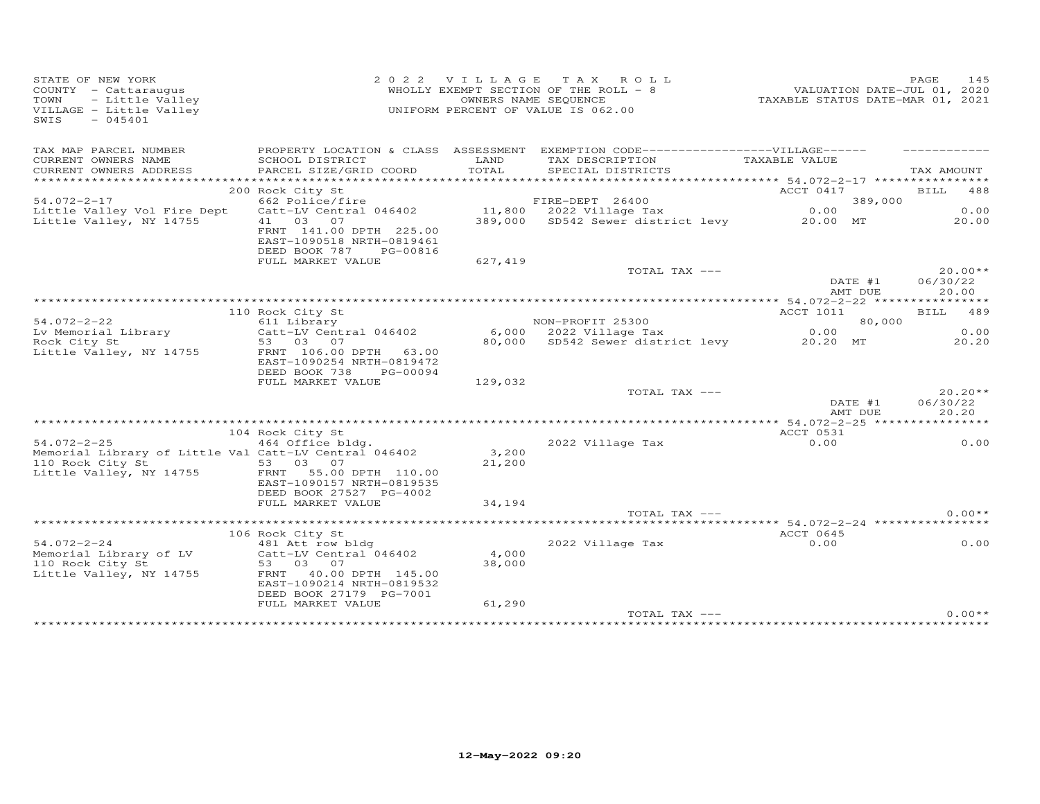STATE OF NEW YORK
COUNTY - Cattaraugus
TOWN - Little Valley
VILLAGE - Little Valley
SWIS - 045401

2022 VILLAGE TAX ROLL
WHOLLY EXEMPT SECTION OF THE ROLL - 8
OWNERS NAME SEQUENCE
UNIFORM PERCENT OF VALUE IS 062.00

VALUATION DATE-JUL 01, 2020
TAXABLE STATUS DATE-MAR 01, 2021

| TAX MAP PARCEL NUMBER / CURRENT OWNERS NAME / CURRENT OWNERS ADDRESS | PROPERTY LOCATION & CLASS / SCHOOL DISTRICT / PARCEL SIZE/GRID COORD | ASSESSMENT LAND / TOTAL | EXEMPTION CODE / TAX DESCRIPTION / SPECIAL DISTRICTS | VILLAGE TAXABLE VALUE | TAX AMOUNT |
|---|---|---|---|---|---|
| 54.072-2-17 | 200 Rock City St | | | ACCT 0417 | BILL 488 |
| | 662 Police/fire | | FIRE-DEPT 26400 | 389,000 | |
| Little Valley Vol Fire Dept | Catt-LV Central 046402 | 11,800 | 2022 Village Tax | 0.00 | 0.00 |
| Little Valley, NY 14755 | 41 03 07 | 389,000 | SD542 Sewer district levy | 20.00 MT | 20.00 |
| | FRNT 141.00 DPTH 225.00 | | | | |
| | EAST-1090518 NRTH-0819461 | | | | |
| | DEED BOOK 787 PG-00816 | | | | |
| | FULL MARKET VALUE | 627,419 | | | |
| | | | TOTAL TAX --- | | 20.00** |
| | | | | DATE #1 | 06/30/22 |
| | | | | AMT DUE | 20.00 |
| 54.072-2-22 | 110 Rock City St | | | ACCT 1011 | BILL 489 |
| | 611 Library | | NON-PROFIT 25300 | 80,000 | |
| Lv Memorial Library | Catt-LV Central 046402 | 6,000 | 2022 Village Tax | 0.00 | 0.00 |
| Rock City St | 53 03 07 | 80,000 | SD542 Sewer district levy | 20.20 MT | 20.20 |
| Little Valley, NY 14755 | FRNT 106.00 DPTH 63.00 | | | | |
| | EAST-1090254 NRTH-0819472 | | | | |
| | DEED BOOK 738 PG-00094 | | | | |
| | FULL MARKET VALUE | 129,032 | | | |
| | | | TOTAL TAX --- | | 20.20** |
| | | | | DATE #1 | 06/30/22 |
| | | | | AMT DUE | 20.20 |
| 54.072-2-25 | 104 Rock City St | | | ACCT 0531 | |
| | 464 Office bldg. | | 2022 Village Tax | 0.00 | 0.00 |
| Memorial Library of Little Val | Catt-LV Central 046402 | 3,200 | | | |
| 110 Rock City St | 53 03 07 | 21,200 | | | |
| Little Valley, NY 14755 | FRNT 55.00 DPTH 110.00 | | | | |
| | EAST-1090157 NRTH-0819535 | | | | |
| | DEED BOOK 27527 PG-4002 | | | | |
| | FULL MARKET VALUE | 34,194 | | | |
| | | | TOTAL TAX --- | | 0.00** |
| 54.072-2-24 | 106 Rock City St | | | ACCT 0645 | |
| | 481 Att row bldg | | 2022 Village Tax | 0.00 | 0.00 |
| Memorial Library of LV | Catt-LV Central 046402 | 4,000 | | | |
| 110 Rock City St | 53 03 07 | 38,000 | | | |
| Little Valley, NY 14755 | FRNT 40.00 DPTH 145.00 | | | | |
| | EAST-1090214 NRTH-0819532 | | | | |
| | DEED BOOK 27179 PG-7001 | | | | |
| | FULL MARKET VALUE | 61,290 | | | |
| | | | TOTAL TAX --- | | 0.00** |

12-May-2022 09:20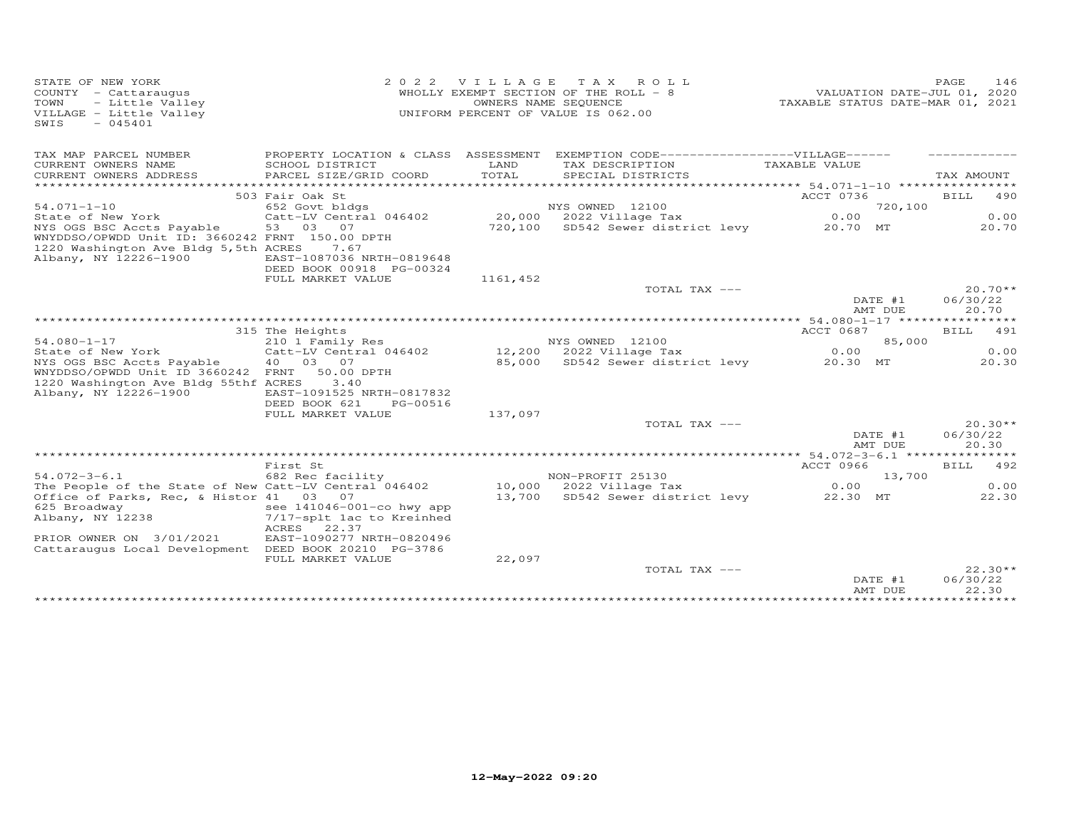STATE OF NEW YORK
COUNTY - Cattaraugus
TOWN - Little Valley
VILLAGE - Little Valley
SWIS - 045401

2022 VILLAGE TAX ROLL
WHOLLY EXEMPT SECTION OF THE ROLL - 8
OWNERS NAME SEQUENCE
UNIFORM PERCENT OF VALUE IS 062.00

VALUATION DATE-JUL 01, 2020
TAXABLE STATUS DATE-MAR 01, 2021

| TAX MAP PARCEL NUMBER / CURRENT OWNERS NAME / CURRENT OWNERS ADDRESS | PROPERTY LOCATION & CLASS / SCHOOL DISTRICT / PARCEL SIZE/GRID COORD | ASSESSMENT LAND / TOTAL | EXEMPTION CODE / TAX DESCRIPTION / SPECIAL DISTRICTS | VILLAGE TAXABLE VALUE | TAX AMOUNT |
|---|---|---|---|---|---|
| **54.071-1-10** | 503 Fair Oak St | | | ACCT 0736 | BILL 490 |
| | 652 Govt bldgs | | NYS OWNED 12100 | 720,100 | |
| State of New York | Catt-LV Central 046402 | 20,000 | 2022 Village Tax | 0.00 | 0.00 |
| NYS OGS BSC Accts Payable | 53 03 07 | 720,100 | SD542 Sewer district levy | 20.70 MT | 20.70 |
| WNYDDSO/OPWDD Unit ID: 3660242 | FRNT 150.00 DPTH | | | | |
| 1220 Washington Ave Bldg 5,5th | ACRES 7.67 | | | | |
| Albany, NY 12226-1900 | EAST-1087036 NRTH-0819648 | | | | |
| | DEED BOOK 00918 PG-00324 | | | | |
| | FULL MARKET VALUE | 1161,452 | | | |
| | | | TOTAL TAX --- | | 20.70** |
| | | | | DATE #1 | 06/30/22 |
| | | | | AMT DUE | 20.70 |
| **54.080-1-17** | 315 The Heights | | | ACCT 0687 | BILL 491 |
| | 210 1 Family Res | | NYS OWNED 12100 | 85,000 | |
| State of New York | Catt-LV Central 046402 | 12,200 | 2022 Village Tax | 0.00 | 0.00 |
| NYS OGS BSC Accts Payable | 40 03 07 | 85,000 | SD542 Sewer district levy | 20.30 MT | 20.30 |
| WNYDDSO/OPWDD Unit ID 3660242 | FRNT 50.00 DPTH | | | | |
| 1220 Washington Ave Bldg 55thf | ACRES 3.40 | | | | |
| Albany, NY 12226-1900 | EAST-1091525 NRTH-0817832 | | | | |
| | DEED BOOK 621 PG-00516 | | | | |
| | FULL MARKET VALUE | 137,097 | | | |
| | | | TOTAL TAX --- | | 20.30** |
| | | | | DATE #1 | 06/30/22 |
| | | | | AMT DUE | 20.30 |
| **54.072-3-6.1** | First St | | | ACCT 0966 | BILL 492 |
| | 682 Rec facility | | NON-PROFIT 25130 | 13,700 | |
| The People of the State of New | Catt-LV Central 046402 | 10,000 | 2022 Village Tax | 0.00 | 0.00 |
| Office of Parks, Rec, & Histor | 41 03 07 | 13,700 | SD542 Sewer district levy | 22.30 MT | 22.30 |
| 625 Broadway | see 141046-001-co hwy app | | | | |
| Albany, NY 12238 | 7/17-splt 1ac to Kreinhed | | | | |
| | ACRES 22.37 | | | | |
| PRIOR OWNER ON 3/01/2021 | EAST-1090277 NRTH-0820496 | | | | |
| Cattaraugus Local Development | DEED BOOK 20210 PG-3786 | | | | |
| | FULL MARKET VALUE | 22,097 | | | |
| | | | TOTAL TAX --- | | 22.30** |
| | | | | DATE #1 | 06/30/22 |
| | | | | AMT DUE | 22.30 |

12-May-2022 09:20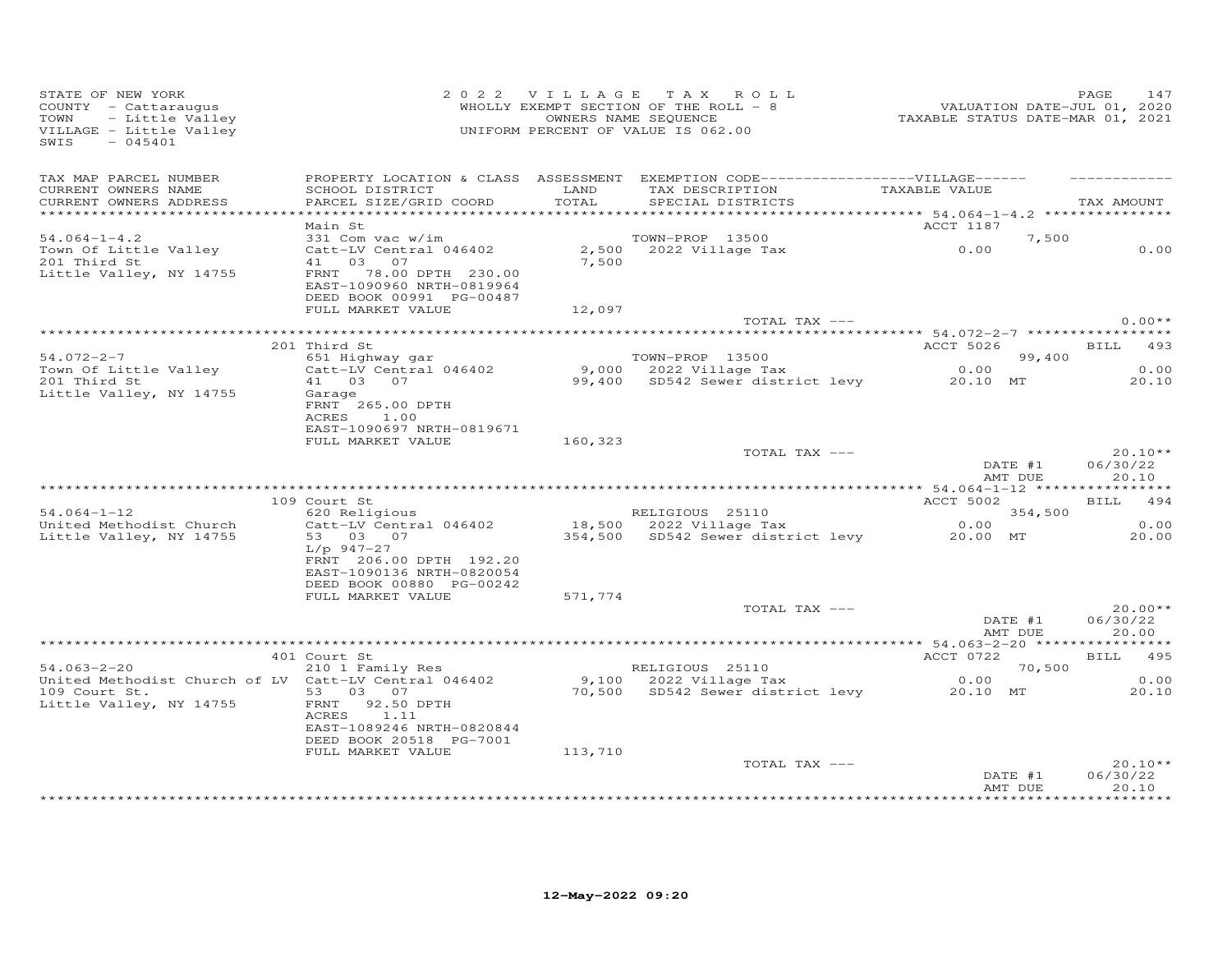STATE OF NEW YORK
COUNTY - Cattaraugus
TOWN - Little Valley
VILLAGE - Little Valley
SWIS - 045401

2022 VILLAGE TAX ROLL
WHOLLY EXEMPT SECTION OF THE ROLL - 8
OWNERS NAME SEQUENCE
UNIFORM PERCENT OF VALUE IS 062.00

VALUATION DATE-JUL 01, 2020
TAXABLE STATUS DATE-MAR 01, 2021

| TAX MAP PARCEL NUMBER / CURRENT OWNERS NAME / CURRENT OWNERS ADDRESS | PROPERTY LOCATION & CLASS / SCHOOL DISTRICT / PARCEL SIZE/GRID COORD | ASSESSMENT LAND / TOTAL | EXEMPTION CODE / TAX DESCRIPTION / SPECIAL DISTRICTS | VILLAGE TAXABLE VALUE | TAX AMOUNT |
|---|---|---|---|---|---|
| **54.064-1-4.2** | Main St | | | ACCT 1187 | |
| Town Of Little Valley | 331 Com vac w/im | | TOWN-PROP 13500 | 7,500 | |
| 201 Third St | Catt-LV Central 046402 | 2,500 | 2022 Village Tax | 0.00 | 0.00 |
| Little Valley, NY 14755 | 41 03 07 | 7,500 | | | |
| | FRNT 78.00 DPTH 230.00 | | | | |
| | EAST-1090960 NRTH-0819964 | | | | |
| | DEED BOOK 00991 PG-00487 | | | | |
| | FULL MARKET VALUE | 12,097 | | | |
| | | | TOTAL TAX --- | | 0.00** |
| **54.072-2-7** | 201 Third St | | | ACCT 5026 | BILL 493 |
| Town Of Little Valley | 651 Highway gar | | TOWN-PROP 13500 | 99,400 | |
| 201 Third St | Catt-LV Central 046402 | 9,000 | 2022 Village Tax | 0.00 | 0.00 |
| Little Valley, NY 14755 | 41 03 07 | 99,400 | SD542 Sewer district levy | 20.10 MT | 20.10 |
| | Garage | | | | |
| | FRNT 265.00 DPTH | | | | |
| | ACRES 1.00 | | | | |
| | EAST-1090697 NRTH-0819671 | | | | |
| | FULL MARKET VALUE | 160,323 | | | |
| | | | TOTAL TAX --- | | 20.10** |
| | | | | DATE #1 | 06/30/22 |
| | | | | AMT DUE | 20.10 |
| **54.064-1-12** | 109 Court St | | | ACCT 5002 | BILL 494 |
| United Methodist Church | 620 Religious | | RELIGIOUS 25110 | 354,500 | |
| Little Valley, NY 14755 | Catt-LV Central 046402 | 18,500 | 2022 Village Tax | 0.00 | 0.00 |
| | 53 03 07 | 354,500 | SD542 Sewer district levy | 20.00 MT | 20.00 |
| | L/p 947-27 | | | | |
| | FRNT 206.00 DPTH 192.20 | | | | |
| | EAST-1090136 NRTH-0820054 | | | | |
| | DEED BOOK 00880 PG-00242 | | | | |
| | FULL MARKET VALUE | 571,774 | | | |
| | | | TOTAL TAX --- | | 20.00** |
| | | | | DATE #1 | 06/30/22 |
| | | | | AMT DUE | 20.00 |
| **54.063-2-20** | 401 Court St | | | ACCT 0722 | BILL 495 |
| United Methodist Church of LV | 210 1 Family Res | | RELIGIOUS 25110 | 70,500 | |
| 109 Court St. | Catt-LV Central 046402 | 9,100 | 2022 Village Tax | 0.00 | 0.00 |
| Little Valley, NY 14755 | 53 03 07 | 70,500 | SD542 Sewer district levy | 20.10 MT | 20.10 |
| | FRNT 92.50 DPTH | | | | |
| | ACRES 1.11 | | | | |
| | EAST-1089246 NRTH-0820844 | | | | |
| | DEED BOOK 20518 PG-7001 | | | | |
| | FULL MARKET VALUE | 113,710 | | | |
| | | | TOTAL TAX --- | | 20.10** |
| | | | | DATE #1 | 06/30/22 |
| | | | | AMT DUE | 20.10 |

12-May-2022 09:20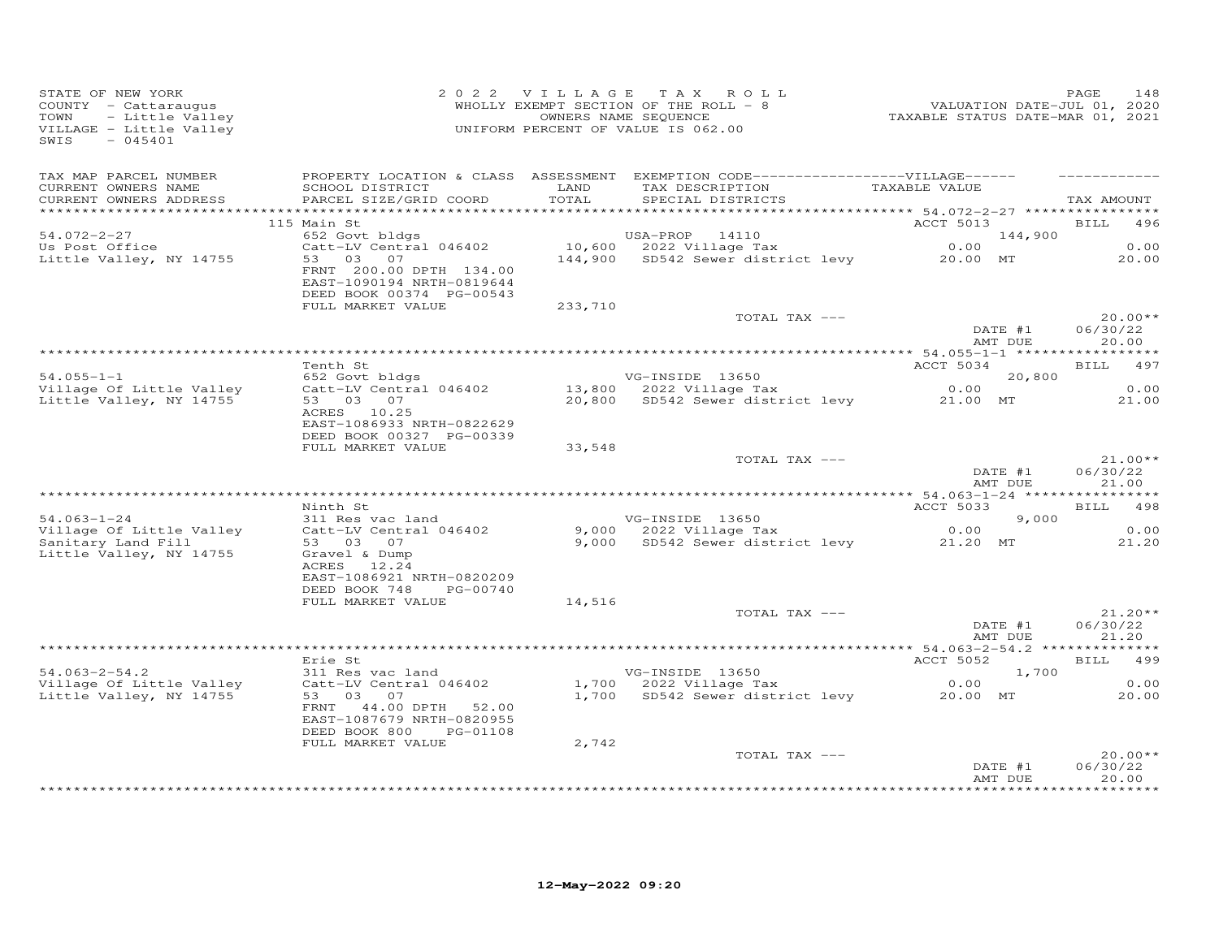STATE OF NEW YORK
COUNTY - Cattaraugus
TOWN - Little Valley
VILLAGE - Little Valley
SWIS - 045401

2022 VILLAGE TAX ROLL
WHOLLY EXEMPT SECTION OF THE ROLL - 8
OWNERS NAME SEQUENCE
UNIFORM PERCENT OF VALUE IS 062.00

VALUATION DATE-JUL 01, 2020
TAXABLE STATUS DATE-MAR 01, 2021

| TAX MAP PARCEL NUMBER / CURRENT OWNERS NAME / CURRENT OWNERS ADDRESS | PROPERTY LOCATION & CLASS / SCHOOL DISTRICT / PARCEL SIZE/GRID COORD | ASSESSMENT LAND / TOTAL | EXEMPTION CODE / TAX DESCRIPTION / SPECIAL DISTRICTS | TAXABLE VALUE | TAX AMOUNT |
|---|---|---|---|---|---|
| 54.072-2-27 | 115 Main St | | | ACCT 5013 | BILL 496 |
| Us Post Office | 652 Govt bldgs | | USA-PROP 14110 | 144,900 | |
| Little Valley, NY 14755 | Catt-LV Central 046402 | 10,600 | 2022 Village Tax | 0.00 | 0.00 |
| | 53 03 07 | 144,900 | SD542 Sewer district levy | 20.00 MT | 20.00 |
| | FRNT 200.00 DPTH 134.00 | | | | |
| | EAST-1090194 NRTH-0819644 | | | | |
| | DEED BOOK 00374 PG-00543 | | | | |
| | FULL MARKET VALUE | 233,710 | | | |
| | | | TOTAL TAX --- | | 20.00** |
| | | | | DATE #1 | 06/30/22 |
| | | | | AMT DUE | 20.00 |
| 54.055-1-1 | Tenth St | | | ACCT 5034 | BILL 497 |
| Village Of Little Valley | 652 Govt bldgs | | VG-INSIDE 13650 | 20,800 | |
| Little Valley, NY 14755 | Catt-LV Central 046402 | 13,800 | 2022 Village Tax | 0.00 | 0.00 |
| | 53 03 07 | 20,800 | SD542 Sewer district levy | 21.00 MT | 21.00 |
| | ACRES 10.25 | | | | |
| | EAST-1086933 NRTH-0822629 | | | | |
| | DEED BOOK 00327 PG-00339 | | | | |
| | FULL MARKET VALUE | 33,548 | | | |
| | | | TOTAL TAX --- | | 21.00** |
| | | | | DATE #1 | 06/30/22 |
| | | | | AMT DUE | 21.00 |
| 54.063-1-24 | Ninth St | | | ACCT 5033 | BILL 498 |
| Village Of Little Valley | 311 Res vac land | | VG-INSIDE 13650 | 9,000 | |
| Sanitary Land Fill | Catt-LV Central 046402 | 9,000 | 2022 Village Tax | 0.00 | 0.00 |
| Little Valley, NY 14755 | 53 03 07 | 9,000 | SD542 Sewer district levy | 21.20 MT | 21.20 |
| | Gravel & Dump | | | | |
| | ACRES 12.24 | | | | |
| | EAST-1086921 NRTH-0820209 | | | | |
| | DEED BOOK 748 PG-00740 | | | | |
| | FULL MARKET VALUE | 14,516 | | | |
| | | | TOTAL TAX --- | | 21.20** |
| | | | | DATE #1 | 06/30/22 |
| | | | | AMT DUE | 21.20 |
| 54.063-2-54.2 | Erie St | | | ACCT 5052 | BILL 499 |
| Village Of Little Valley | 311 Res vac land | | VG-INSIDE 13650 | 1,700 | |
| Little Valley, NY 14755 | Catt-LV Central 046402 | 1,700 | 2022 Village Tax | 0.00 | 0.00 |
| | 53 03 07 | 1,700 | SD542 Sewer district levy | 20.00 MT | 20.00 |
| | FRNT 44.00 DPTH 52.00 | | | | |
| | EAST-1087679 NRTH-0820955 | | | | |
| | DEED BOOK 800 PG-01108 | | | | |
| | FULL MARKET VALUE | 2,742 | | | |
| | | | TOTAL TAX --- | | 20.00** |
| | | | | DATE #1 | 06/30/22 |
| | | | | AMT DUE | 20.00 |

12-May-2022 09:20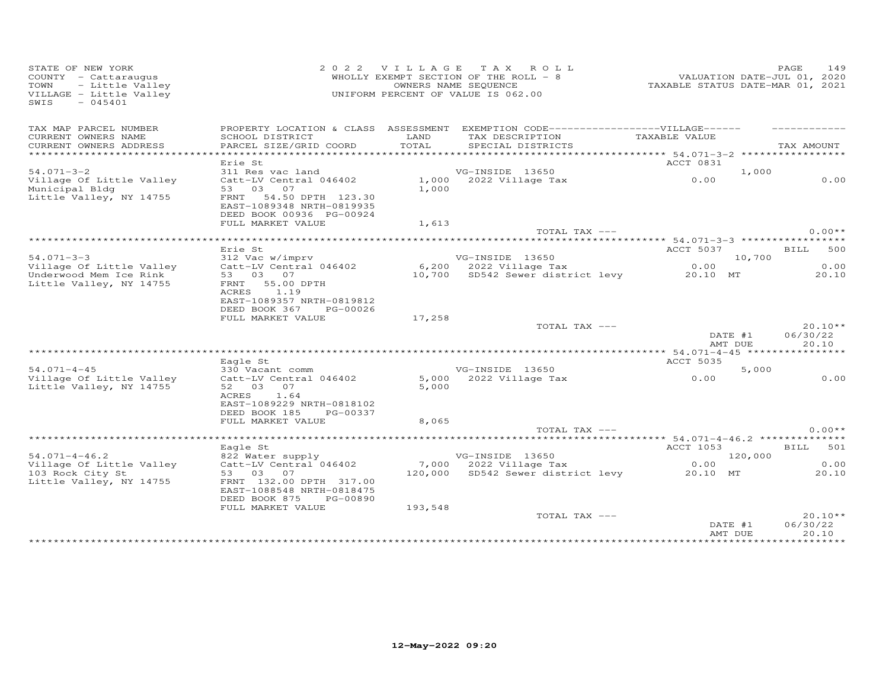STATE OF NEW YORK
COUNTY - Cattaraugus
TOWN - Little Valley
VILLAGE - Little Valley
SWIS - 045401

2022 VILLAGE TAX ROLL
WHOLLY EXEMPT SECTION OF THE ROLL - 8
OWNERS NAME SEQUENCE
UNIFORM PERCENT OF VALUE IS 062.00

VALUATION DATE-JUL 01, 2020
TAXABLE STATUS DATE-MAR 01, 2021

| TAX MAP PARCEL NUMBER / CURRENT OWNERS NAME / CURRENT OWNERS ADDRESS | PROPERTY LOCATION & CLASS / SCHOOL DISTRICT / PARCEL SIZE/GRID COORD | ASSESSMENT LAND / TOTAL | EXEMPTION CODE / TAX DESCRIPTION / SPECIAL DISTRICTS | VILLAGE TAXABLE VALUE | TAX AMOUNT |
|---|---|---|---|---|---|
| **54.071-3-2** | Erie St | | | ACCT 0831 | |
| 54.071-3-2 | 311 Res vac land | | VG-INSIDE 13650 | 1,000 | |
| Village Of Little Valley | Catt-LV Central 046402 | 1,000 | 2022 Village Tax | 0.00 | 0.00 |
| Municipal Bldg | 53 03 07 | 1,000 | | | |
| Little Valley, NY 14755 | FRNT 54.50 DPTH 123.30 | | | | |
| | EAST-1089348 NRTH-0819935 | | | | |
| | DEED BOOK 00936 PG-00924 | | | | |
| | FULL MARKET VALUE | 1,613 | | | |
| | | | TOTAL TAX --- | | 0.00** |
| **54.071-3-3** | Erie St | | | ACCT 5037 | BILL 500 |
| 54.071-3-3 | 312 Vac w/imprv | | VG-INSIDE 13650 | 10,700 | |
| Village Of Little Valley | Catt-LV Central 046402 | 6,200 | 2022 Village Tax | 0.00 | 0.00 |
| Underwood Mem Ice Rink | 53 03 07 | 10,700 | SD542 Sewer district levy | 20.10 MT | 20.10 |
| Little Valley, NY 14755 | FRNT 55.00 DPTH | | | | |
| | ACRES 1.19 | | | | |
| | EAST-1089357 NRTH-0819812 | | | | |
| | DEED BOOK 367 PG-00026 | | | | |
| | FULL MARKET VALUE | 17,258 | | | |
| | | | TOTAL TAX --- | | 20.10** |
| | | | | DATE #1 | 06/30/22 |
| | | | | AMT DUE | 20.10 |
| **54.071-4-45** | Eagle St | | | ACCT 5035 | |
| 54.071-4-45 | 330 Vacant comm | | VG-INSIDE 13650 | 5,000 | |
| Village Of Little Valley | Catt-LV Central 046402 | 5,000 | 2022 Village Tax | 0.00 | 0.00 |
| Little Valley, NY 14755 | 52 03 07 | 5,000 | | | |
| | ACRES 1.64 | | | | |
| | EAST-1089229 NRTH-0818102 | | | | |
| | DEED BOOK 185 PG-00337 | | | | |
| | FULL MARKET VALUE | 8,065 | | | |
| | | | TOTAL TAX --- | | 0.00** |
| **54.071-4-46.2** | Eagle St | | | ACCT 1053 | BILL 501 |
| 54.071-4-46.2 | 822 Water supply | | VG-INSIDE 13650 | 120,000 | |
| Village Of Little Valley | Catt-LV Central 046402 | 7,000 | 2022 Village Tax | 0.00 | 0.00 |
| 103 Rock City St | 53 03 07 | 120,000 | SD542 Sewer district levy | 20.10 MT | 20.10 |
| Little Valley, NY 14755 | FRNT 132.00 DPTH 317.00 | | | | |
| | EAST-1088548 NRTH-0818475 | | | | |
| | DEED BOOK 875 PG-00890 | | | | |
| | FULL MARKET VALUE | 193,548 | | | |
| | | | TOTAL TAX --- | | 20.10** |
| | | | | DATE #1 | 06/30/22 |
| | | | | AMT DUE | 20.10 |

12-May-2022 09:20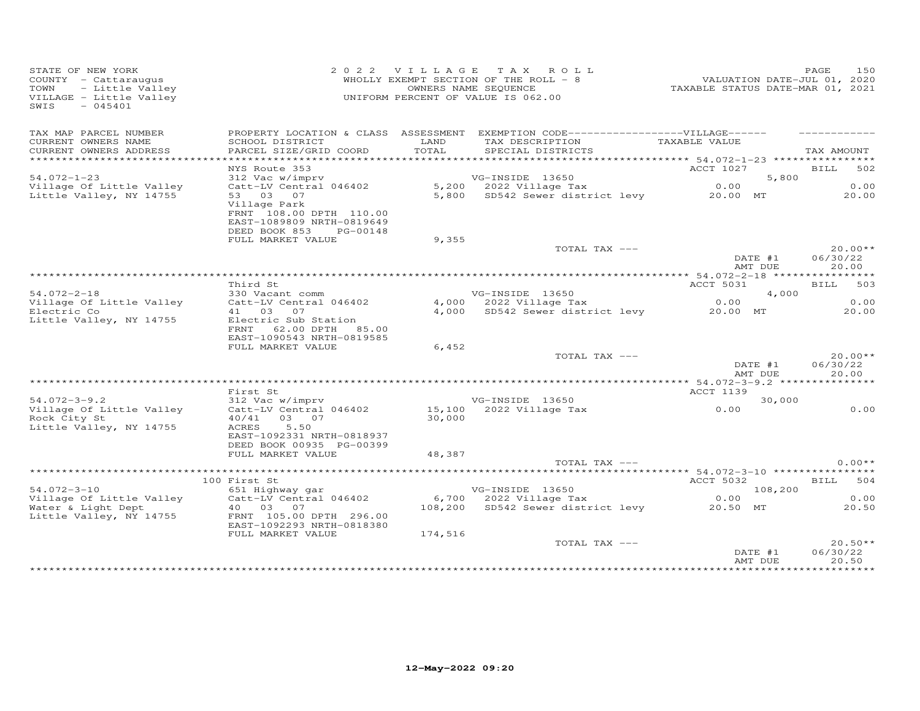STATE OF NEW YORK
COUNTY - Cattaraugus
TOWN - Little Valley
VILLAGE - Little Valley
SWIS - 045401

2022 VILLAGE TAX ROLL
WHOLLY EXEMPT SECTION OF THE ROLL - 8
OWNERS NAME SEQUENCE
UNIFORM PERCENT OF VALUE IS 062.00

VALUATION DATE-JUL 01, 2020
TAXABLE STATUS DATE-MAR 01, 2021

| TAX MAP PARCEL NUMBER / CURRENT OWNERS NAME / CURRENT OWNERS ADDRESS | PROPERTY LOCATION & CLASS / SCHOOL DISTRICT / PARCEL SIZE/GRID COORD | ASSESSMENT LAND / TOTAL | EXEMPTION CODE / TAX DESCRIPTION / SPECIAL DISTRICTS | VILLAGE TAXABLE VALUE | TAX AMOUNT |
|---|---|---|---|---|---|
| | NYS Route 353 | | | ACCT 1027 | BILL 502 |
| 54.072-1-23 | 312 Vac w/imprv | | VG-INSIDE 13650 | 5,800 | |
| Village Of Little Valley | Catt-LV Central 046402 | 5,200 | 2022 Village Tax | 0.00 | 0.00 |
| Little Valley, NY 14755 | 53 03 07 | 5,800 | SD542 Sewer district levy | 20.00 MT | 20.00 |
| | Village Park | | | | |
| | FRNT 108.00 DPTH 110.00 | | | | |
| | EAST-1089809 NRTH-0819649 | | | | |
| | DEED BOOK 853 PG-00148 | | | | |
| | FULL MARKET VALUE | 9,355 | | | |
| | | | TOTAL TAX --- | | 20.00** |
| | | | | DATE #1 | 06/30/22 |
| | | | | AMT DUE | 20.00 |
| | Third St | | | ACCT 5031 | BILL 503 |
| 54.072-2-18 | 330 Vacant comm | | VG-INSIDE 13650 | 4,000 | |
| Village Of Little Valley | Catt-LV Central 046402 | 4,000 | 2022 Village Tax | 0.00 | 0.00 |
| Electric Co | 41 03 07 | 4,000 | SD542 Sewer district levy | 20.00 MT | 20.00 |
| Little Valley, NY 14755 | Electric Sub Station | | | | |
| | FRNT 62.00 DPTH 85.00 | | | | |
| | EAST-1090543 NRTH-0819585 | | | | |
| | FULL MARKET VALUE | 6,452 | | | |
| | | | TOTAL TAX --- | | 20.00** |
| | | | | DATE #1 | 06/30/22 |
| | | | | AMT DUE | 20.00 |
| | First St | | | ACCT 1139 | |
| 54.072-3-9.2 | 312 Vac w/imprv | | VG-INSIDE 13650 | 30,000 | |
| Village Of Little Valley | Catt-LV Central 046402 | 15,100 | 2022 Village Tax | 0.00 | 0.00 |
| Rock City St | 40/41 03 07 | 30,000 | | | |
| Little Valley, NY 14755 | ACRES 5.50 | | | | |
| | EAST-1092331 NRTH-0818937 | | | | |
| | DEED BOOK 00935 PG-00399 | | | | |
| | FULL MARKET VALUE | 48,387 | | | |
| | | | TOTAL TAX --- | | 0.00** |
| | 100 First St | | | ACCT 5032 | BILL 504 |
| 54.072-3-10 | 651 Highway gar | | VG-INSIDE 13650 | 108,200 | |
| Village Of Little Valley | Catt-LV Central 046402 | 6,700 | 2022 Village Tax | 0.00 | 0.00 |
| Water & Light Dept | 40 03 07 | 108,200 | SD542 Sewer district levy | 20.50 MT | 20.50 |
| Little Valley, NY 14755 | FRNT 105.00 DPTH 296.00 | | | | |
| | EAST-1092293 NRTH-0818380 | | | | |
| | FULL MARKET VALUE | 174,516 | | | |
| | | | TOTAL TAX --- | | 20.50** |
| | | | | DATE #1 | 06/30/22 |
| | | | | AMT DUE | 20.50 |

12-May-2022 09:20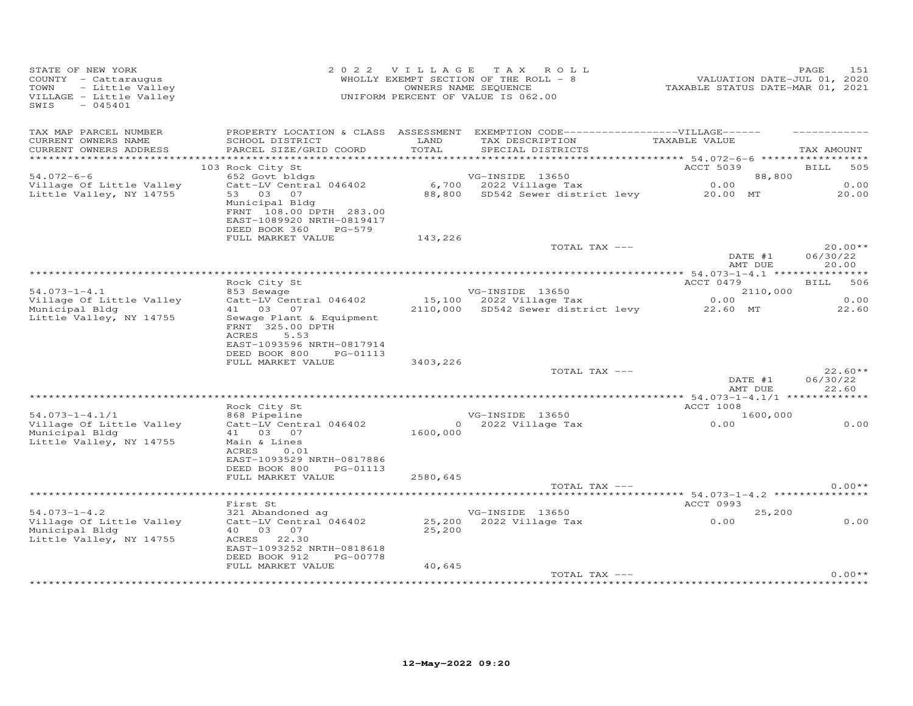STATE OF NEW YORK
COUNTY - Cattaraugus
TOWN - Little Valley
VILLAGE - Little Valley
SWIS - 045401

2022 VILLAGE TAX ROLL
WHOLLY EXEMPT SECTION OF THE ROLL - 8
OWNERS NAME SEQUENCE
UNIFORM PERCENT OF VALUE IS 062.00

VALUATION DATE-JUL 01, 2020
TAXABLE STATUS DATE-MAR 01, 2021

| TAX MAP PARCEL NUMBER / CURRENT OWNERS NAME / CURRENT OWNERS ADDRESS | PROPERTY LOCATION & CLASS / SCHOOL DISTRICT / PARCEL SIZE/GRID COORD | ASSESSMENT LAND / TOTAL | EXEMPTION CODE-----VILLAGE----- / TAX DESCRIPTION / SPECIAL DISTRICTS | TAXABLE VALUE | TAX AMOUNT |
|---|---|---|---|---|---|
| **54.072-6-6** | 103 Rock City St | | | ACCT 5039 | BILL 505 |
| | 652 Govt bldgs | | VG-INSIDE 13650 | 88,800 | |
| Village Of Little Valley | Catt-LV Central 046402 | 6,700 | 2022 Village Tax | 0.00 | 0.00 |
| Little Valley, NY 14755 | 53 03 07 | 88,800 | SD542 Sewer district levy | 20.00 MT | 20.00 |
| | Municipal Bldg | | | | |
| | FRNT 108.00 DPTH 283.00 | | | | |
| | EAST-1089920 NRTH-0819417 | | | | |
| | DEED BOOK 360 PG-579 | | | | |
| | FULL MARKET VALUE | 143,226 | | | |
| | | | TOTAL TAX --- | | 20.00** |
| | | | | DATE #1 | 06/30/22 |
| | | | | AMT DUE | 20.00 |
| **54.073-1-4.1** | Rock City St | | | ACCT 0479 | BILL 506 |
| | 853 Sewage | | VG-INSIDE 13650 | 2110,000 | |
| Village Of Little Valley | Catt-LV Central 046402 | 15,100 | 2022 Village Tax | 0.00 | 0.00 |
| Municipal Bldg | 41 03 07 | 2110,000 | SD542 Sewer district levy | 22.60 MT | 22.60 |
| Little Valley, NY 14755 | Sewage Plant & Equipment | | | | |
| | FRNT 325.00 DPTH | | | | |
| | ACRES 5.53 | | | | |
| | EAST-1093596 NRTH-0817914 | | | | |
| | DEED BOOK 800 PG-01113 | | | | |
| | FULL MARKET VALUE | 3403,226 | | | |
| | | | TOTAL TAX --- | | 22.60** |
| | | | | DATE #1 | 06/30/22 |
| | | | | AMT DUE | 22.60 |
| **54.073-1-4.1/1** | Rock City St | | | ACCT 1008 | |
| | 868 Pipeline | | VG-INSIDE 13650 | 1600,000 | |
| Village Of Little Valley | Catt-LV Central 046402 | 0 | 2022 Village Tax | 0.00 | 0.00 |
| Municipal Bldg | 41 03 07 | 1600,000 | | | |
| Little Valley, NY 14755 | Main & Lines | | | | |
| | ACRES 0.01 | | | | |
| | EAST-1093529 NRTH-0817886 | | | | |
| | DEED BOOK 800 PG-01113 | | | | |
| | FULL MARKET VALUE | 2580,645 | | | |
| | | | TOTAL TAX --- | | 0.00** |
| **54.073-1-4.2** | First St | | | ACCT 0993 | |
| | 321 Abandoned ag | | VG-INSIDE 13650 | 25,200 | |
| Village Of Little Valley | Catt-LV Central 046402 | 25,200 | 2022 Village Tax | 0.00 | 0.00 |
| Municipal Bldg | 40 03 07 | 25,200 | | | |
| Little Valley, NY 14755 | ACRES 22.30 | | | | |
| | EAST-1093252 NRTH-0818618 | | | | |
| | DEED BOOK 912 PG-00778 | | | | |
| | FULL MARKET VALUE | 40,645 | | | |
| | | | TOTAL TAX --- | | 0.00** |

12-May-2022 09:20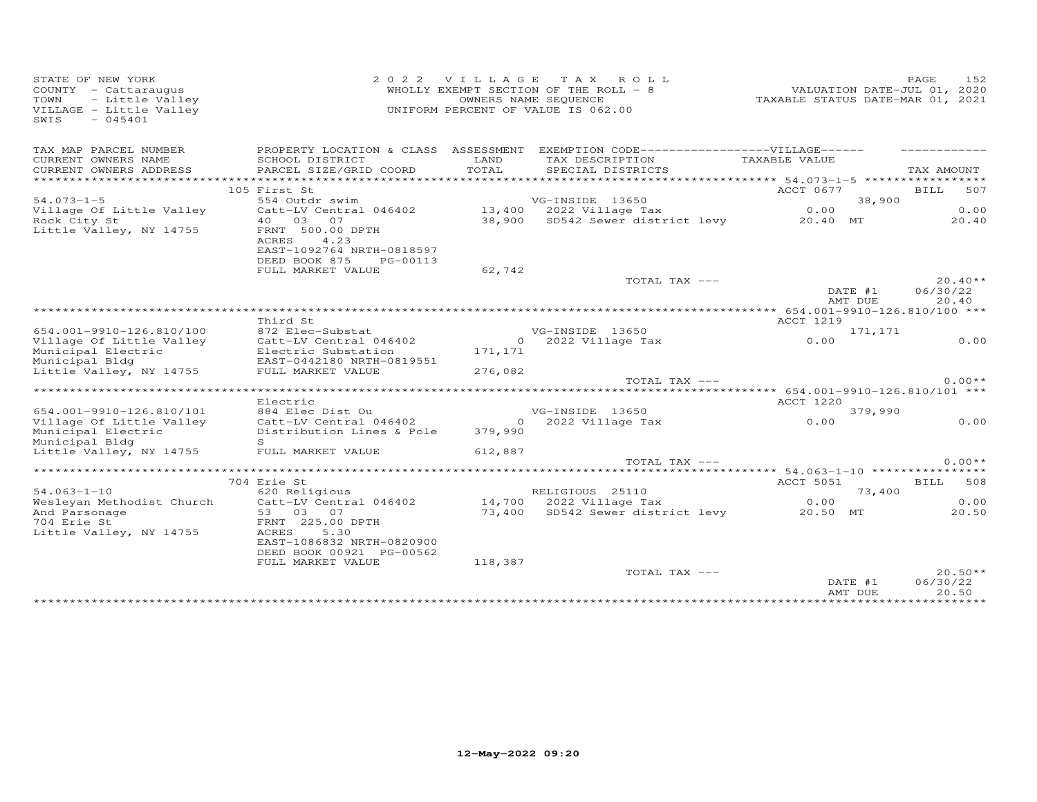STATE OF NEW YORK
COUNTY - Cattaraugus
TOWN - Little Valley
VILLAGE - Little Valley
SWIS - 045401

2022 VILLAGE TAX ROLL
WHOLLY EXEMPT SECTION OF THE ROLL - 8
OWNERS NAME SEQUENCE
UNIFORM PERCENT OF VALUE IS 062.00

VALUATION DATE-JUL 01, 2020
TAXABLE STATUS DATE-MAR 01, 2021

| TAX MAP PARCEL NUMBER / CURRENT OWNERS NAME / CURRENT OWNERS ADDRESS | PROPERTY LOCATION & CLASS / SCHOOL DISTRICT / PARCEL SIZE/GRID COORD | ASSESSMENT LAND / TOTAL | EXEMPTION CODE / TAX DESCRIPTION / SPECIAL DISTRICTS | VILLAGE TAXABLE VALUE | TAX AMOUNT |
|---|---|---|---|---|---|
| | 105 First St | | | ACCT 0677 | BILL 507 |
| 54.073-1-5 | 554 Outdr swim | | VG-INSIDE 13650 | 38,900 | |
| Village Of Little Valley | Catt-LV Central 046402 | 13,400 | 2022 Village Tax | 0.00 | 0.00 |
| Rock City St | 40 03 07 | 38,900 | SD542 Sewer district levy | 20.40 MT | 20.40 |
| Little Valley, NY 14755 | FRNT 500.00 DPTH | | | | |
| | ACRES 4.23 | | | | |
| | EAST-1092764 NRTH-0818597 | | | | |
| | DEED BOOK 875 PG-00113 | | | | |
| | FULL MARKET VALUE | 62,742 | | | |
| | | | TOTAL TAX --- | | 20.40** |
| | | | | DATE #1 | 06/30/22 |
| | | | | AMT DUE | 20.40 |
| | Third St | | | ACCT 1219 | |
| 654.001-9910-126.810/100 | 872 Elec-Substat | | VG-INSIDE 13650 | 171,171 | |
| Village Of Little Valley | Catt-LV Central 046402 | 0 | 2022 Village Tax | 0.00 | 0.00 |
| Municipal Electric | Electric Substation | 171,171 | | | |
| Municipal Bldg | EAST-0442180 NRTH-0819551 | | | | |
| Little Valley, NY 14755 | FULL MARKET VALUE | 276,082 | | | |
| | | | TOTAL TAX --- | | 0.00** |
| | Electric | | | ACCT 1220 | |
| 654.001-9910-126.810/101 | 884 Elec Dist Ou | | VG-INSIDE 13650 | 379,990 | |
| Village Of Little Valley | Catt-LV Central 046402 | 0 | 2022 Village Tax | 0.00 | 0.00 |
| Municipal Electric | Distribution Lines & Pole | 379,990 | | | |
| Municipal Bldg | S | | | | |
| Little Valley, NY 14755 | FULL MARKET VALUE | 612,887 | | | |
| | | | TOTAL TAX --- | | 0.00** |
| | 704 Erie St | | | ACCT 5051 | BILL 508 |
| 54.063-1-10 | 620 Religious | | RELIGIOUS 25110 | 73,400 | |
| Wesleyan Methodist Church | Catt-LV Central 046402 | 14,700 | 2022 Village Tax | 0.00 | 0.00 |
| And Parsonage | 53 03 07 | 73,400 | SD542 Sewer district levy | 20.50 MT | 20.50 |
| 704 Erie St | FRNT 225.00 DPTH | | | | |
| Little Valley, NY 14755 | ACRES 5.30 | | | | |
| | EAST-1086832 NRTH-0820900 | | | | |
| | DEED BOOK 00921 PG-00562 | | | | |
| | FULL MARKET VALUE | 118,387 | | | |
| | | | TOTAL TAX --- | | 20.50** |
| | | | | DATE #1 | 06/30/22 |
| | | | | AMT DUE | 20.50 |

12-May-2022 09:20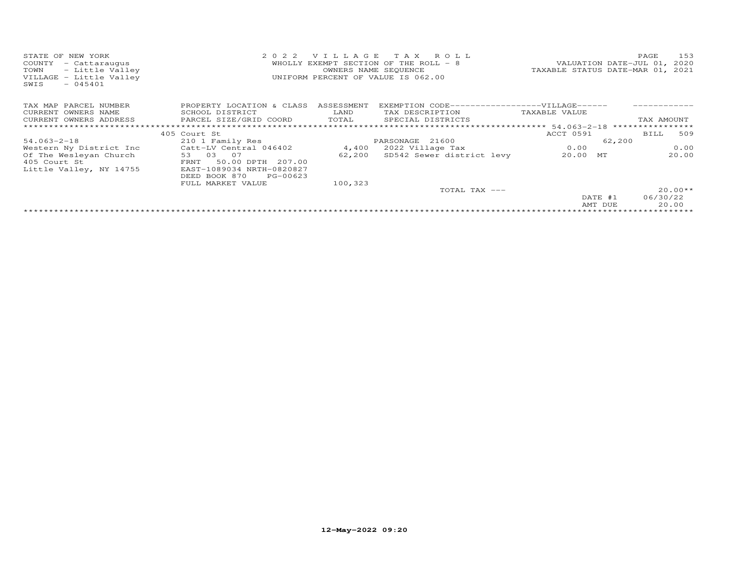STATE OF NEW YORK
COUNTY - Cattaraugus
TOWN - Little Valley
VILLAGE - Little Valley
SWIS - 045401

2022 VILLAGE TAX ROLL
WHOLLY EXEMPT SECTION OF THE ROLL - 8
OWNERS NAME SEQUENCE
UNIFORM PERCENT OF VALUE IS 062.00

VALUATION DATE-JUL 01, 2020
TAXABLE STATUS DATE-MAR 01, 2021

| TAX MAP PARCEL NUMBER / CURRENT OWNERS NAME / CURRENT OWNERS ADDRESS | PROPERTY LOCATION & CLASS / SCHOOL DISTRICT / PARCEL SIZE/GRID COORD | ASSESSMENT LAND / TOTAL | EXEMPTION CODE / TAX DESCRIPTION / SPECIAL DISTRICTS | VILLAGE TAXABLE VALUE | TAX AMOUNT |
|---|---|---|---|---|---|
| 54.063-2-18 | 405 Court St | | | ACCT 0591 | BILL 509 |
| 54.063-2-18 | 210 1 Family Res | | PARSONAGE 21600 | 62,200 | |
| Western Ny District Inc | Catt-LV Central 046402 | 4,400 | 2022 Village Tax | 0.00 | 0.00 |
| Of The Wesleyan Church | 53 03 07 | 62,200 | SD542 Sewer district levy | 20.00 MT | 20.00 |
| 405 Court St | FRNT 50.00 DPTH 207.00 | | | | |
| Little Valley, NY 14755 | EAST-1089034 NRTH-0820827 | | | | |
| | DEED BOOK 870 PG-00623 | | | | |
| | FULL MARKET VALUE | 100,323 | | | |
| | | | TOTAL TAX --- | | 20.00** |
| | | | | DATE #1 | 06/30/22 |
| | | | | AMT DUE | 20.00 |

12-May-2022 09:20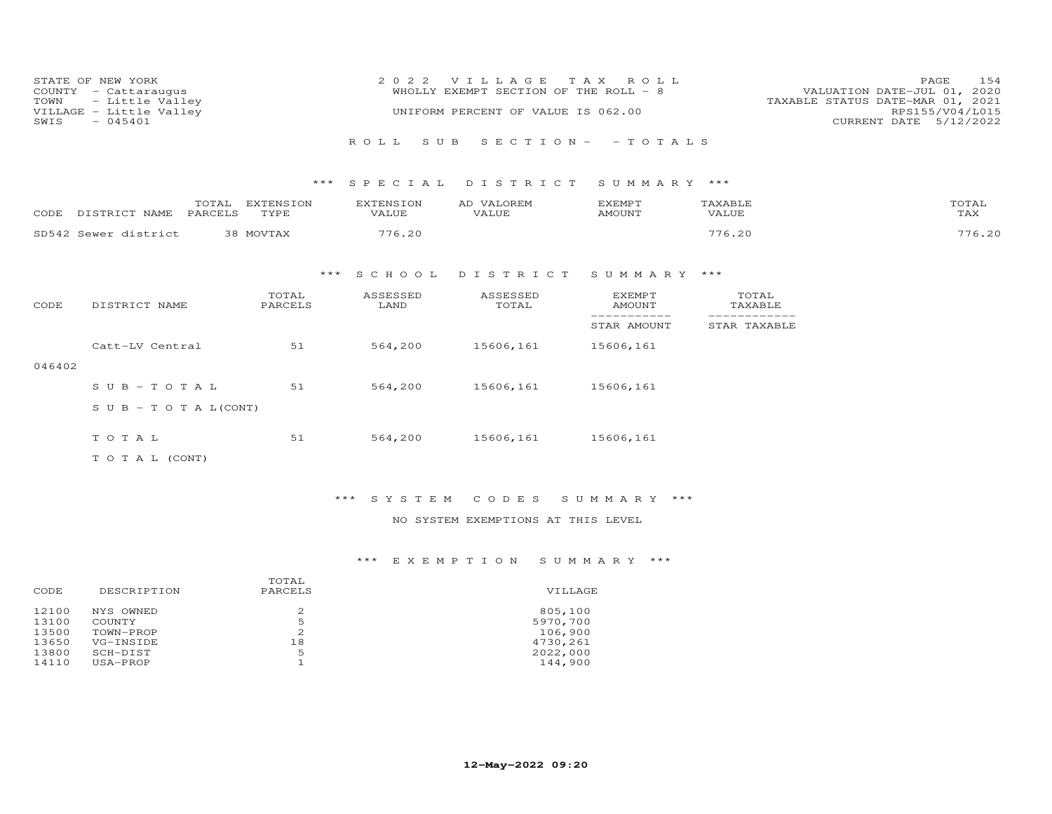STATE OF NEW YORK
COUNTY - Cattaraugus
TOWN - Little Valley
VILLAGE - Little Valley
SWIS - 045401

2 0 2 2 V I L L A G E T A X R O L L
WHOLLY EXEMPT SECTION OF THE ROLL - 8
UNIFORM PERCENT OF VALUE IS 062.00

VALUATION DATE-JUL 01, 2020
TAXABLE STATUS DATE-MAR 01, 2021
RPS155/V04/L015
CURRENT DATE 5/12/2022

R O L L S U B S E C T I O N - - T O T A L S

### *** S P E C I A L D I S T R I C T S U M M A R Y ***

| CODE | DISTRICT NAME | TOTAL PARCELS | EXTENSION TYPE | EXTENSION VALUE | AD VALOREM VALUE | EXEMPT AMOUNT | TAXABLE VALUE | TOTAL TAX |
|---|---|---|---|---|---|---|---|---|
| SD542 | Sewer district | 38 | MOVTAX | 776.20 | | | 776.20 | 776.20 |

### *** S C H O O L D I S T R I C T S U M M A R Y ***

| CODE | DISTRICT NAME | TOTAL PARCELS | ASSESSED LAND | ASSESSED TOTAL | EXEMPT AMOUNT / STAR AMOUNT | TOTAL TAXABLE / STAR TAXABLE |
|---|---|---|---|---|---|---|
| 046402 | Catt-LV Central | 51 | 564,200 | 15606,161 | 15606,161 | |
| | S U B - T O T A L | 51 | 564,200 | 15606,161 | 15606,161 | |
| | S U B - T O T A L (CONT) | | | | | |
| | T O T A L | 51 | 564,200 | 15606,161 | 15606,161 | |
| | T O T A L (CONT) | | | | | |

### *** S Y S T E M C O D E S S U M M A R Y ***

NO SYSTEM EXEMPTIONS AT THIS LEVEL

### *** E X E M P T I O N S U M M A R Y ***

| CODE | DESCRIPTION | TOTAL PARCELS | VILLAGE |
|---|---|---|---|
| 12100 | NYS OWNED | 2 | 805,100 |
| 13100 | COUNTY | 5 | 5970,700 |
| 13500 | TOWN-PROP | 2 | 106,900 |
| 13650 | VG-INSIDE | 18 | 4730,261 |
| 13800 | SCH-DIST | 5 | 2022,000 |
| 14110 | USA-PROP | 1 | 144,900 |

12-May-2022 09:20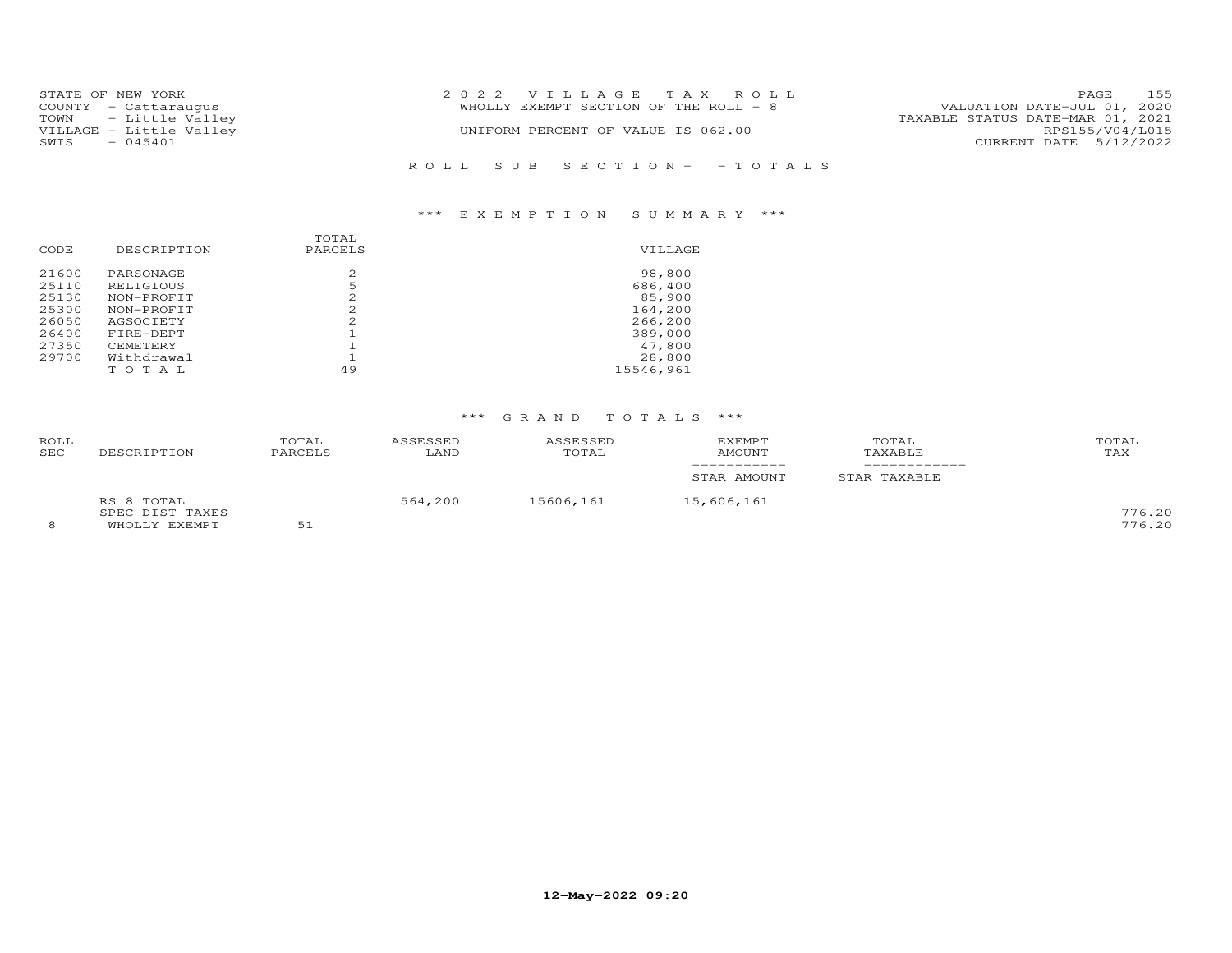STATE OF NEW YORK
COUNTY - Cattaraugus
TOWN - Little Valley
VILLAGE - Little Valley
SWIS - 045401

2022 VILLAGE TAX ROLL
WHOLLY EXEMPT SECTION OF THE ROLL - 8
UNIFORM PERCENT OF VALUE IS 062.00

VALUATION DATE-JUL 01, 2020
TAXABLE STATUS DATE-MAR 01, 2021
RPS155/V04/L015
CURRENT DATE 5/12/2022

ROLL SUB SECTION- - TOTALS

*** EXEMPTION SUMMARY ***

| CODE | DESCRIPTION | TOTAL PARCELS | VILLAGE |
|---|---|---|---|
| 21600 | PARSONAGE | 2 | 98,800 |
| 25110 | RELIGIOUS | 5 | 686,400 |
| 25130 | NON-PROFIT | 2 | 85,900 |
| 25300 | NON-PROFIT | 2 | 164,200 |
| 26050 | AGSOCIETY | 2 | 266,200 |
| 26400 | FIRE-DEPT | 1 | 389,000 |
| 27350 | CEMETERY | 1 | 47,800 |
| 29700 | Withdrawal | 1 | 28,800 |
| | TOTAL | 49 | 15546,961 |

*** GRAND TOTALS ***

| ROLL SEC | DESCRIPTION | TOTAL PARCELS | ASSESSED LAND | ASSESSED TOTAL | EXEMPT AMOUNT / STAR AMOUNT | TOTAL TAXABLE / STAR TAXABLE | TOTAL TAX |
|---|---|---|---|---|---|---|---|
| | RS 8 TOTAL | | 564,200 | 15606,161 | 15,606,161 | | |
| | SPEC DIST TAXES | | | | | | 776.20 |
| 8 | WHOLLY EXEMPT | 51 | | | | | 776.20 |

12-May-2022 09:20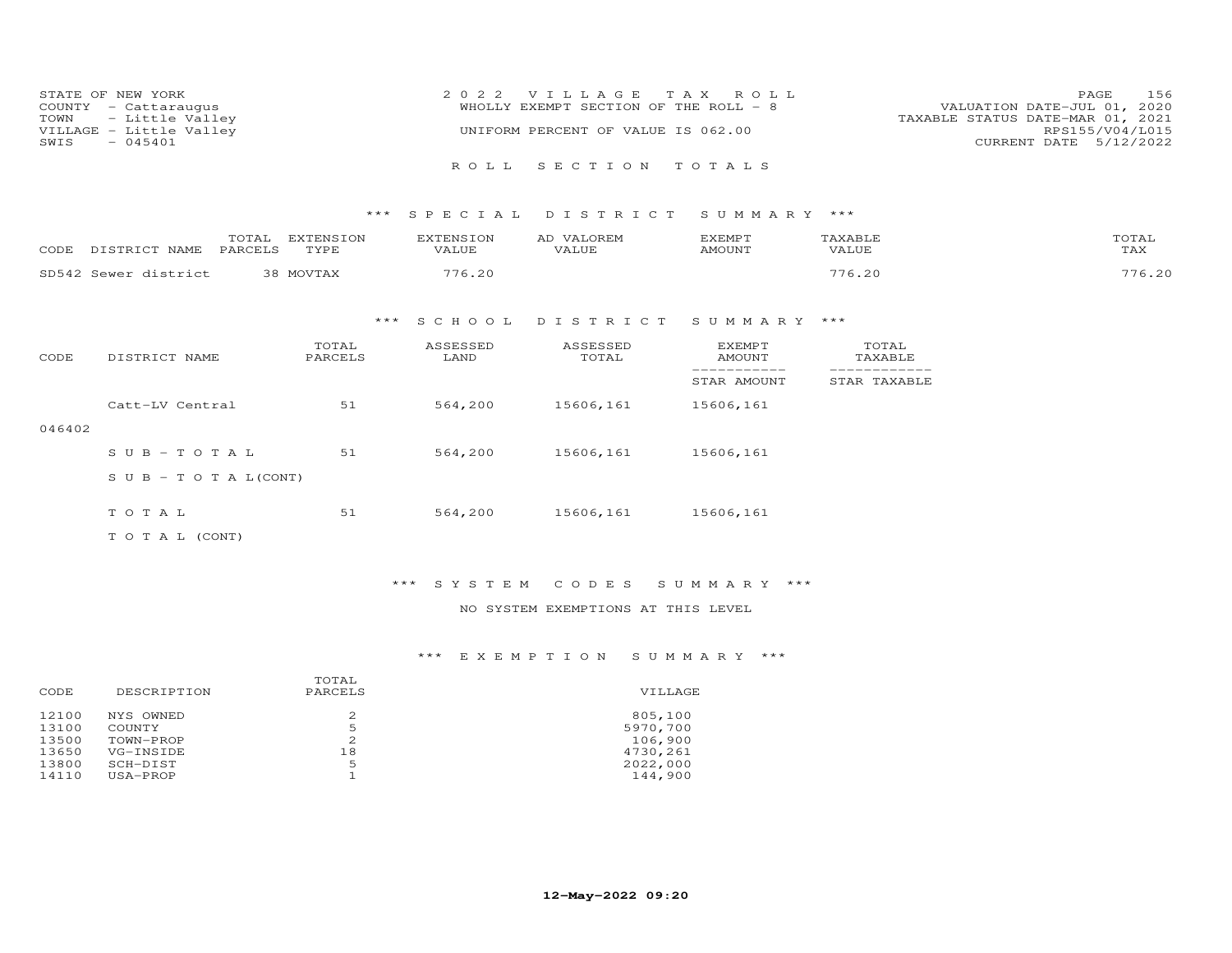STATE OF NEW YORK
COUNTY - Cattaraugus
TOWN - Little Valley
VILLAGE - Little Valley
SWIS - 045401

2022 VILLAGE TAX ROLL
WHOLLY EXEMPT SECTION OF THE ROLL - 8
UNIFORM PERCENT OF VALUE IS 062.00

VALUATION DATE-JUL 01, 2020
TAXABLE STATUS DATE-MAR 01, 2021
RPS155/V04/L015
CURRENT DATE 5/12/2022

## ROLL SECTION TOTALS

### *** SPECIAL DISTRICT SUMMARY ***

| CODE | DISTRICT NAME | TOTAL PARCELS | EXTENSION TYPE | EXTENSION VALUE | AD VALOREM VALUE | EXEMPT AMOUNT | TAXABLE VALUE | TOTAL TAX |
|---|---|---|---|---|---|---|---|---|
| SD542 | Sewer district | 38 | MOVTAX | 776.20 | | | 776.20 | 776.20 |

### *** SCHOOL DISTRICT SUMMARY ***

| CODE | DISTRICT NAME | TOTAL PARCELS | ASSESSED LAND | ASSESSED TOTAL | EXEMPT AMOUNT / STAR AMOUNT | TOTAL TAXABLE / STAR TAXABLE |
|---|---|---|---|---|---|---|
| 046402 | Catt-LV Central | 51 | 564,200 | 15606,161 | 15606,161 | |
| | SUB-TOTAL | 51 | 564,200 | 15606,161 | 15606,161 | |
| | SUB-TOTAL(CONT) | | | | | |
| | TOTAL | 51 | 564,200 | 15606,161 | 15606,161 | |
| | TOTAL (CONT) | | | | | |

### *** SYSTEM CODES SUMMARY ***

NO SYSTEM EXEMPTIONS AT THIS LEVEL

### *** EXEMPTION SUMMARY ***

| CODE | DESCRIPTION | TOTAL PARCELS | VILLAGE |
|---|---|---|---|
| 12100 | NYS OWNED | 2 | 805,100 |
| 13100 | COUNTY | 5 | 5970,700 |
| 13500 | TOWN-PROP | 2 | 106,900 |
| 13650 | VG-INSIDE | 18 | 4730,261 |
| 13800 | SCH-DIST | 5 | 2022,000 |
| 14110 | USA-PROP | 1 | 144,900 |

**12-May-2022 09:20**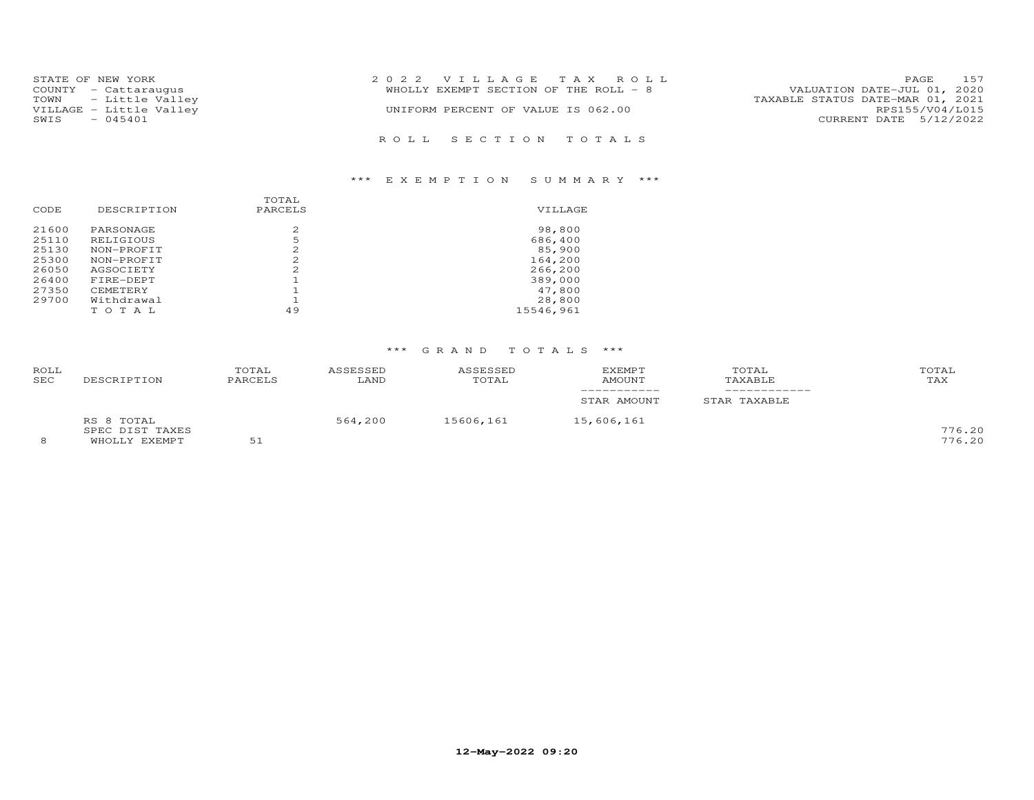STATE OF NEW YORK
COUNTY - Cattaraugus
TOWN - Little Valley
VILLAGE - Little Valley
SWIS - 045401

2022 VILLAGE TAX ROLL
WHOLLY EXEMPT SECTION OF THE ROLL - 8
UNIFORM PERCENT OF VALUE IS 062.00

VALUATION DATE-JUL 01, 2020
TAXABLE STATUS DATE-MAR 01, 2021
RPS155/V04/L015
CURRENT DATE 5/12/2022

## ROLL SECTION TOTALS

### *** EXEMPTION SUMMARY ***

| CODE | DESCRIPTION | TOTAL PARCELS | VILLAGE |
|---|---|---|---|
| 21600 | PARSONAGE | 2 | 98,800 |
| 25110 | RELIGIOUS | 5 | 686,400 |
| 25130 | NON-PROFIT | 2 | 85,900 |
| 25300 | NON-PROFIT | 2 | 164,200 |
| 26050 | AGSOCIETY | 2 | 266,200 |
| 26400 | FIRE-DEPT | 1 | 389,000 |
| 27350 | CEMETERY | 1 | 47,800 |
| 29700 | Withdrawal | 1 | 28,800 |
| | TOTAL | 49 | 15546,961 |

### *** GRAND TOTALS ***

| ROLL SEC | DESCRIPTION | TOTAL PARCELS | ASSESSED LAND | ASSESSED TOTAL | EXEMPT AMOUNT / STAR AMOUNT | TOTAL TAXABLE / STAR TAXABLE | TOTAL TAX |
|---|---|---|---|---|---|---|---|
| | RS 8 TOTAL | | 564,200 | 15606,161 | 15,606,161 | | |
| | SPEC DIST TAXES | | | | | | 776.20 |
| 8 | WHOLLY EXEMPT | 51 | | | | | 776.20 |

12-May-2022 09:20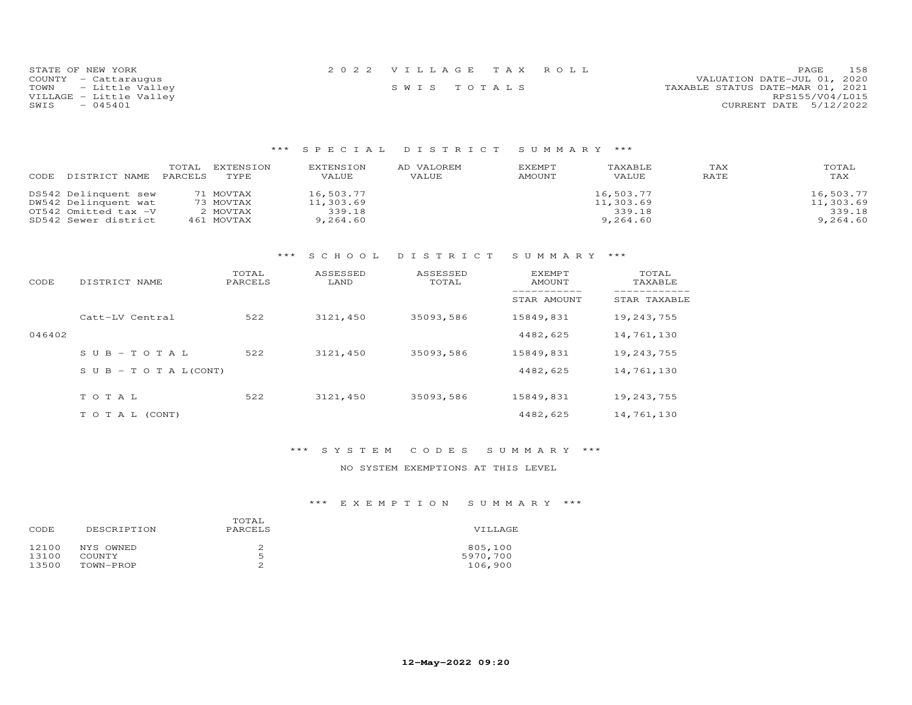STATE OF NEW YORK
COUNTY - Cattaraugus
TOWN - Little Valley
VILLAGE - Little Valley
SWIS - 045401

2022 VILLAGE TAX ROLL

SWIS TOTALS

VALUATION DATE-JUL 01, 2020
TAXABLE STATUS DATE-MAR 01, 2021
RPS155/V04/L015
CURRENT DATE 5/12/2022

## *** SPECIAL DISTRICT SUMMARY ***

| CODE | DISTRICT NAME | TOTAL PARCELS | EXTENSION TYPE | EXTENSION VALUE | AD VALOREM VALUE | EXEMPT AMOUNT | TAXABLE VALUE | TAX RATE | TOTAL TAX |
|---|---|---|---|---|---|---|---|---|---|
| DS542 | Delinquent sew | 71 | MOVTAX | 16,503.77 | | | 16,503.77 | | 16,503.77 |
| DW542 | Delinquent wat | 73 | MOVTAX | 11,303.69 | | | 11,303.69 | | 11,303.69 |
| OT542 | Omitted tax -V | 2 | MOVTAX | 339.18 | | | 339.18 | | 339.18 |
| SD542 | Sewer district | 461 | MOVTAX | 9,264.60 | | | 9,264.60 | | 9,264.60 |

## *** SCHOOL DISTRICT SUMMARY ***

| CODE | DISTRICT NAME | TOTAL PARCELS | ASSESSED LAND | ASSESSED TOTAL | EXEMPT AMOUNT / STAR AMOUNT | TOTAL TAXABLE / STAR TAXABLE |
|---|---|---|---|---|---|---|
| | Catt-LV Central | 522 | 3121,450 | 35093,586 | 15849,831 | 19,243,755 |
| 046402 | | | | | 4482,625 | 14,761,130 |
| | SUB-TOTAL | 522 | 3121,450 | 35093,586 | 15849,831 | 19,243,755 |
| | SUB-TOTAL(CONT) | | | | 4482,625 | 14,761,130 |
| | TOTAL | 522 | 3121,450 | 35093,586 | 15849,831 | 19,243,755 |
| | TOTAL (CONT) | | | | 4482,625 | 14,761,130 |

## *** SYSTEM CODES SUMMARY ***

NO SYSTEM EXEMPTIONS AT THIS LEVEL

## *** EXEMPTION SUMMARY ***

| CODE | DESCRIPTION | TOTAL PARCELS | VILLAGE |
|---|---|---|---|
| 12100 | NYS OWNED | 2 | 805,100 |
| 13100 | COUNTY | 5 | 5970,700 |
| 13500 | TOWN-PROP | 2 | 106,900 |

12-May-2022 09:20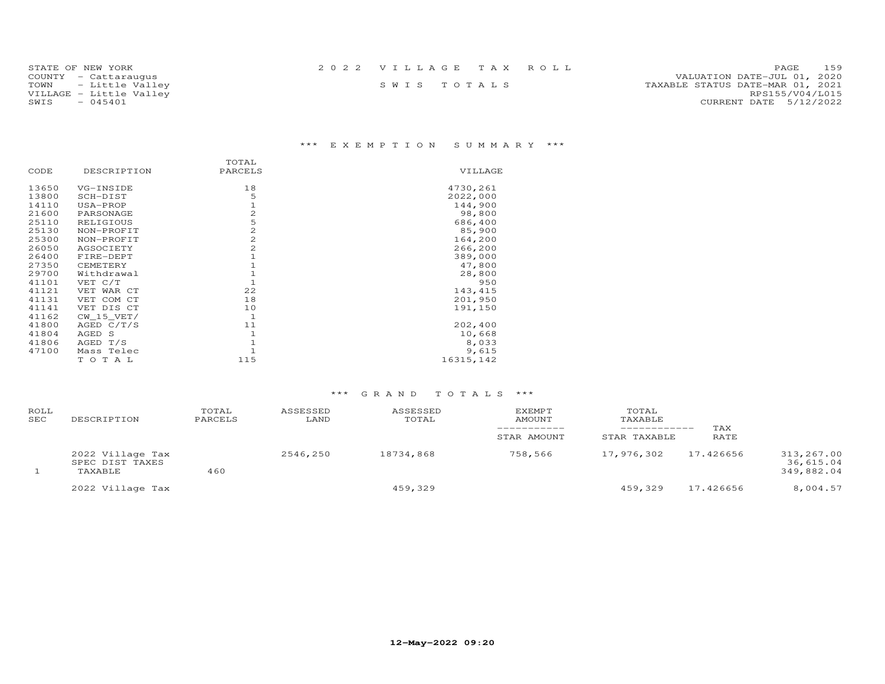STATE OF NEW YORK
COUNTY - Cattaraugus
TOWN - Little Valley
VILLAGE - Little Valley
SWIS - 045401

2 0 2 2 V I L L A G E T A X R O L L

S W I S T O T A L S

VALUATION DATE-JUL 01, 2020
TAXABLE STATUS DATE-MAR 01, 2021
RPS155/V04/L015
CURRENT DATE 5/12/2022

### *** E X E M P T I O N S U M M A R Y ***

| CODE | DESCRIPTION | TOTAL PARCELS | VILLAGE |
|---|---|---|---|
| 13650 | VG-INSIDE | 18 | 4730,261 |
| 13800 | SCH-DIST | 5 | 2022,000 |
| 14110 | USA-PROP | 1 | 144,900 |
| 21600 | PARSONAGE | 2 | 98,800 |
| 25110 | RELIGIOUS | 5 | 686,400 |
| 25130 | NON-PROFIT | 2 | 85,900 |
| 25300 | NON-PROFIT | 2 | 164,200 |
| 26050 | AGSOCIETY | 2 | 266,200 |
| 26400 | FIRE-DEPT | 1 | 389,000 |
| 27350 | CEMETERY | 1 | 47,800 |
| 29700 | Withdrawal | 1 | 28,800 |
| 41101 | VET C/T | 1 | 950 |
| 41121 | VET WAR CT | 22 | 143,415 |
| 41131 | VET COM CT | 18 | 201,950 |
| 41141 | VET DIS CT | 10 | 191,150 |
| 41162 | CW_15_VET/ | 1 | |
| 41800 | AGED C/T/S | 11 | 202,400 |
| 41804 | AGED S | 1 | 10,668 |
| 41806 | AGED T/S | 1 | 8,033 |
| 47100 | Mass Telec | 1 | 9,615 |
| | T O T A L | 115 | 16315,142 |

### *** G R A N D T O T A L S ***

| ROLL SEC | DESCRIPTION | TOTAL PARCELS | ASSESSED LAND | ASSESSED TOTAL | EXEMPT AMOUNT / STAR AMOUNT | TOTAL TAXABLE / STAR TAXABLE | TAX RATE | |
|---|---|---|---|---|---|---|---|---|
| | 2022 Village Tax | | 2546,250 | 18734,868 | 758,566 | 17,976,302 | 17.426656 | 313,267.00 |
| | SPEC DIST TAXES | | | | | | | 36,615.04 |
| 1 | TAXABLE | 460 | | | | | | 349,882.04 |
| | 2022 Village Tax | | | 459,329 | | 459,329 | 17.426656 | 8,004.57 |

12-May-2022 09:20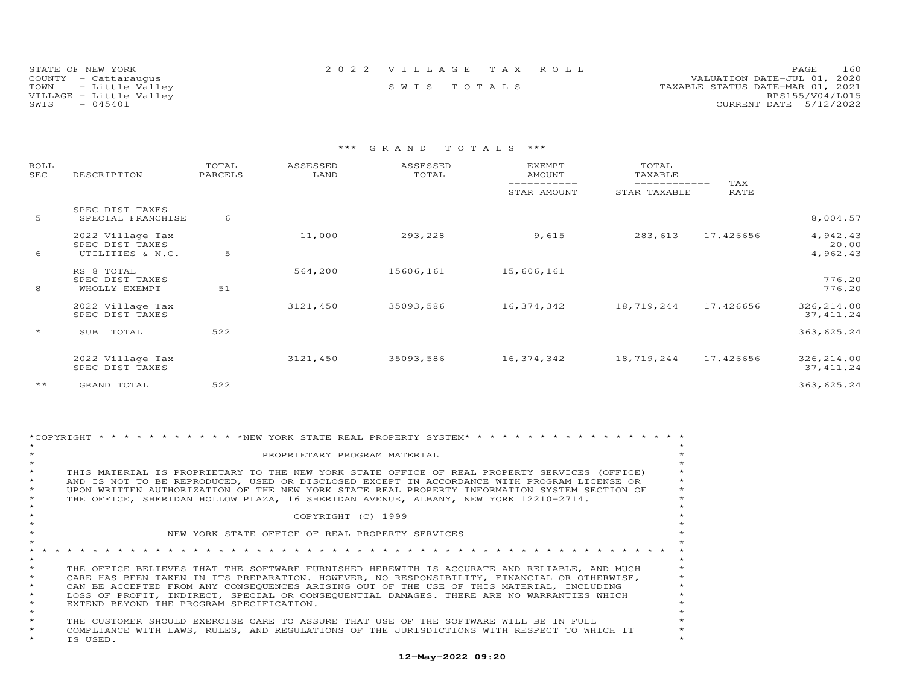STATE OF NEW YORK
COUNTY - Cattaraugus
TOWN - Little Valley
VILLAGE - Little Valley
SWIS - 045401

2 0 2 2 V I L L A G E T A X R O L L

S W I S T O T A L S

VALUATION DATE-JUL 01, 2020
TAXABLE STATUS DATE-MAR 01, 2021
RPS155/V04/L015
CURRENT DATE 5/12/2022

*** G R A N D T O T A L S ***

| ROLL SEC | DESCRIPTION | TOTAL PARCELS | ASSESSED LAND | ASSESSED TOTAL | EXEMPT AMOUNT / STAR AMOUNT | TOTAL TAXABLE / STAR TAXABLE | TAX RATE | |
|---|---|---|---|---|---|---|---|---|
| | SPEC DIST TAXES | | | | | | | |
| 5 | SPECIAL FRANCHISE | 6 | | | | | | 8,004.57 |
| | 2022 Village Tax | | 11,000 | 293,228 | 9,615 | 283,613 | 17.426656 | 4,942.43 |
| | SPEC DIST TAXES | | | | | | | 20.00 |
| 6 | UTILITIES & N.C. | 5 | | | | | | 4,962.43 |
| | RS 8 TOTAL | | 564,200 | 15606,161 | 15,606,161 | | | |
| | SPEC DIST TAXES | | | | | | | 776.20 |
| 8 | WHOLLY EXEMPT | 51 | | | | | | 776.20 |
| | 2022 Village Tax | | 3121,450 | 35093,586 | 16,374,342 | 18,719,244 | 17.426656 | 326,214.00 |
| | SPEC DIST TAXES | | | | | | | 37,411.24 |
| * | SUB TOTAL | 522 | | | | | | 363,625.24 |
| | 2022 Village Tax | | 3121,450 | 35093,586 | 16,374,342 | 18,719,244 | 17.426656 | 326,214.00 |
| | SPEC DIST TAXES | | | | | | | 37,411.24 |
| ** | GRAND TOTAL | 522 | | | | | | 363,625.24 |

*COPYRIGHT * * * * * * * * * * * *NEW YORK STATE REAL PROPERTY SYSTEM* * * * * * * * * * * * * * * * * *

PROPRIETARY PROGRAM MATERIAL

THIS MATERIAL IS PROPRIETARY TO THE NEW YORK STATE OFFICE OF REAL PROPERTY SERVICES (OFFICE) AND IS NOT TO BE REPRODUCED, USED OR DISCLOSED EXCEPT IN ACCORDANCE WITH PROGRAM LICENSE OR UPON WRITTEN AUTHORIZATION OF THE NEW YORK STATE REAL PROPERTY INFORMATION SYSTEM SECTION OF THE OFFICE, SHERIDAN HOLLOW PLAZA, 16 SHERIDAN AVENUE, ALBANY, NEW YORK 12210-2714.

COPYRIGHT (C) 1999

NEW YORK STATE OFFICE OF REAL PROPERTY SERVICES

THE OFFICE BELIEVES THAT THE SOFTWARE FURNISHED HEREWITH IS ACCURATE AND RELIABLE, AND MUCH CARE HAS BEEN TAKEN IN ITS PREPARATION. HOWEVER, NO RESPONSIBILITY, FINANCIAL OR OTHERWISE, CAN BE ACCEPTED FROM ANY CONSEQUENCES ARISING OUT OF THE USE OF THIS MATERIAL, INCLUDING LOSS OF PROFIT, INDIRECT, SPECIAL OR CONSEQUENTIAL DAMAGES. THERE ARE NO WARRANTIES WHICH EXTEND BEYOND THE PROGRAM SPECIFICATION.

THE CUSTOMER SHOULD EXERCISE CARE TO ASSURE THAT USE OF THE SOFTWARE WILL BE IN FULL COMPLIANCE WITH LAWS, RULES, AND REGULATIONS OF THE JURISDICTIONS WITH RESPECT TO WHICH IT IS USED.

12-May-2022 09:20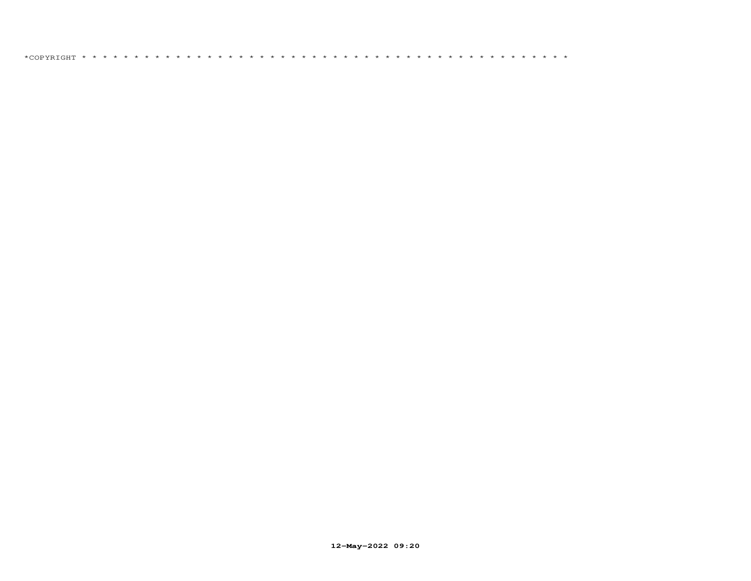*COPYRIGHT * * * * * * * * * * * * * * * * * * * * * * * * * * * * * * * * * * * * * * * * * * * * * * * * *

**12-May-2022 09:20**